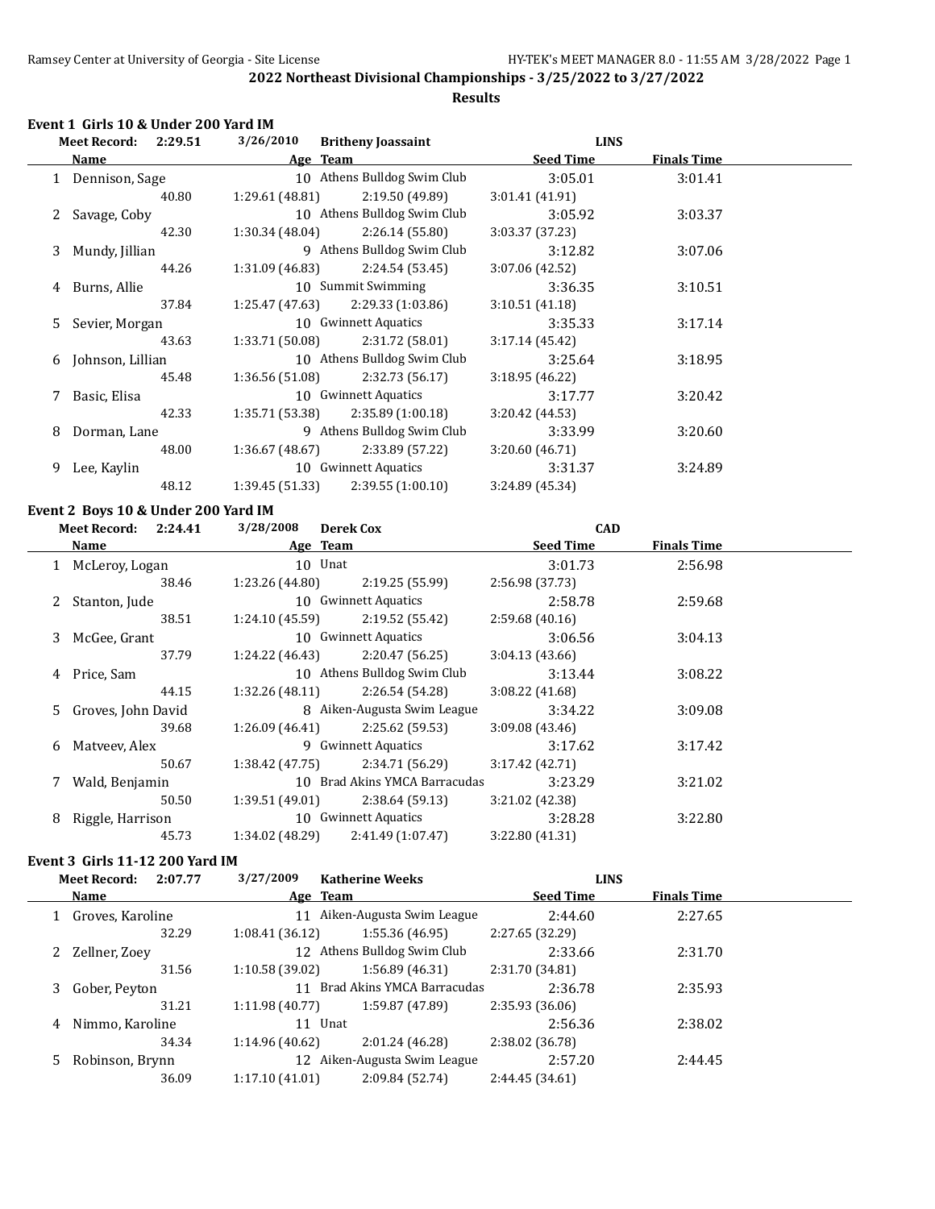## 2022 Northeast Divisional Championships - 3/25/2022 to 3/27/2022

### Results

**Event 1 Girls 10 & Under 200 Yard IM**

Meet Record: 2:29.51 3/26/2010 Britheny Joassaint LINS

| | Name | Age | Team | Seed Time | Finals Time |
|---|---|---|---|---|---|
| 1 | Dennison, Sage | 10 | Athens Bulldog Swim Club | 3:05.01 | 3:01.41 |
| | 40.80 | 1:29.61 (48.81) | 2:19.50 (49.89) | 3:01.41 (41.91) | |
| 2 | Savage, Coby | 10 | Athens Bulldog Swim Club | 3:05.92 | 3:03.37 |
| | 42.30 | 1:30.34 (48.04) | 2:26.14 (55.80) | 3:03.37 (37.23) | |
| 3 | Mundy, Jillian | 9 | Athens Bulldog Swim Club | 3:12.82 | 3:07.06 |
| | 44.26 | 1:31.09 (46.83) | 2:24.54 (53.45) | 3:07.06 (42.52) | |
| 4 | Burns, Allie | 10 | Summit Swimming | 3:36.35 | 3:10.51 |
| | 37.84 | 1:25.47 (47.63) | 2:29.33 (1:03.86) | 3:10.51 (41.18) | |
| 5 | Sevier, Morgan | 10 | Gwinnett Aquatics | 3:35.33 | 3:17.14 |
| | 43.63 | 1:33.71 (50.08) | 2:31.72 (58.01) | 3:17.14 (45.42) | |
| 6 | Johnson, Lillian | 10 | Athens Bulldog Swim Club | 3:25.64 | 3:18.95 |
| | 45.48 | 1:36.56 (51.08) | 2:32.73 (56.17) | 3:18.95 (46.22) | |
| 7 | Basic, Elisa | 10 | Gwinnett Aquatics | 3:17.77 | 3:20.42 |
| | 42.33 | 1:35.71 (53.38) | 2:35.89 (1:00.18) | 3:20.42 (44.53) | |
| 8 | Dorman, Lane | 9 | Athens Bulldog Swim Club | 3:33.99 | 3:20.60 |
| | 48.00 | 1:36.67 (48.67) | 2:33.89 (57.22) | 3:20.60 (46.71) | |
| 9 | Lee, Kaylin | 10 | Gwinnett Aquatics | 3:31.37 | 3:24.89 |
| | 48.12 | 1:39.45 (51.33) | 2:39.55 (1:00.10) | 3:24.89 (45.34) | |

**Event 2 Boys 10 & Under 200 Yard IM**

Meet Record: 2:24.41 3/28/2008 Derek Cox CAD

| | Name | Age | Team | Seed Time | Finals Time |
|---|---|---|---|---|---|
| 1 | McLeroy, Logan | 10 | Unat | 3:01.73 | 2:56.98 |
| | 38.46 | 1:23.26 (44.80) | 2:19.25 (55.99) | 2:56.98 (37.73) | |
| 2 | Stanton, Jude | 10 | Gwinnett Aquatics | 2:58.78 | 2:59.68 |
| | 38.51 | 1:24.10 (45.59) | 2:19.52 (55.42) | 2:59.68 (40.16) | |
| 3 | McGee, Grant | 10 | Gwinnett Aquatics | 3:06.56 | 3:04.13 |
| | 37.79 | 1:24.22 (46.43) | 2:20.47 (56.25) | 3:04.13 (43.66) | |
| 4 | Price, Sam | 10 | Athens Bulldog Swim Club | 3:13.44 | 3:08.22 |
| | 44.15 | 1:32.26 (48.11) | 2:26.54 (54.28) | 3:08.22 (41.68) | |
| 5 | Groves, John David | 8 | Aiken-Augusta Swim League | 3:34.22 | 3:09.08 |
| | 39.68 | 1:26.09 (46.41) | 2:25.62 (59.53) | 3:09.08 (43.46) | |
| 6 | Matveev, Alex | 9 | Gwinnett Aquatics | 3:17.62 | 3:17.42 |
| | 50.67 | 1:38.42 (47.75) | 2:34.71 (56.29) | 3:17.42 (42.71) | |
| 7 | Wald, Benjamin | 10 | Brad Akins YMCA Barracudas | 3:23.29 | 3:21.02 |
| | 50.50 | 1:39.51 (49.01) | 2:38.64 (59.13) | 3:21.02 (42.38) | |
| 8 | Riggle, Harrison | 10 | Gwinnett Aquatics | 3:28.28 | 3:22.80 |
| | 45.73 | 1:34.02 (48.29) | 2:41.49 (1:07.47) | 3:22.80 (41.31) | |

**Event 3 Girls 11-12 200 Yard IM**

Meet Record: 2:07.77 3/27/2009 Katherine Weeks LINS

| | Name | Age | Team | Seed Time | Finals Time |
|---|---|---|---|---|---|
| 1 | Groves, Karoline | 11 | Aiken-Augusta Swim League | 2:44.60 | 2:27.65 |
| | 32.29 | 1:08.41 (36.12) | 1:55.36 (46.95) | 2:27.65 (32.29) | |
| 2 | Zellner, Zoey | 12 | Athens Bulldog Swim Club | 2:33.66 | 2:31.70 |
| | 31.56 | 1:10.58 (39.02) | 1:56.89 (46.31) | 2:31.70 (34.81) | |
| 3 | Gober, Peyton | 11 | Brad Akins YMCA Barracudas | 2:36.78 | 2:35.93 |
| | 31.21 | 1:11.98 (40.77) | 1:59.87 (47.89) | 2:35.93 (36.06) | |
| 4 | Nimmo, Karoline | 11 | Unat | 2:56.36 | 2:38.02 |
| | 34.34 | 1:14.96 (40.62) | 2:01.24 (46.28) | 2:38.02 (36.78) | |
| 5 | Robinson, Brynn | 12 | Aiken-Augusta Swim League | 2:57.20 | 2:44.45 |
| | 36.09 | 1:17.10 (41.01) | 2:09.84 (52.74) | 2:44.45 (34.61) | |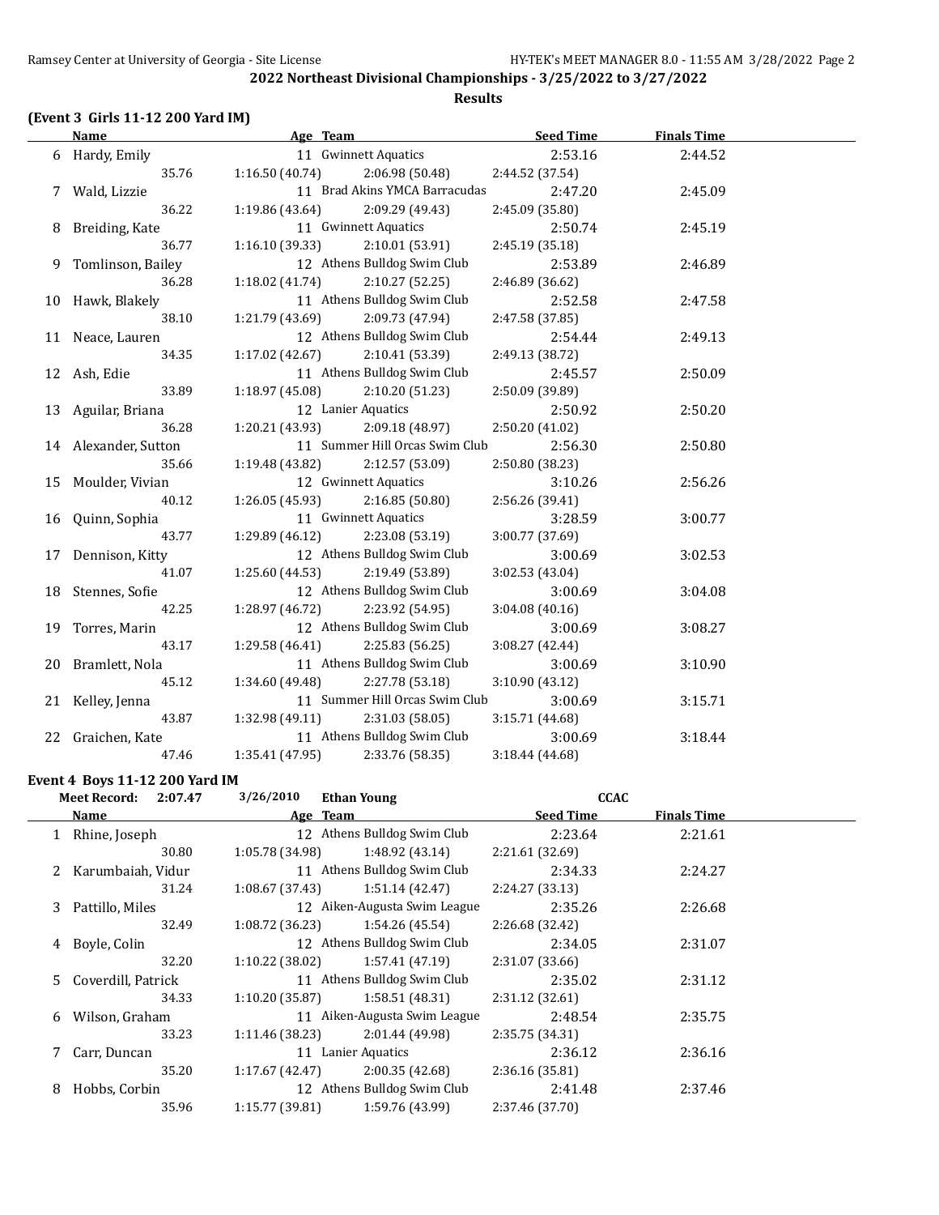**2022 Northeast Divisional Championships - 3/25/2022 to 3/27/2022**

**Results**

### (Event 3 Girls 11-12 200 Yard IM)

| | Name | Age | Team | Seed Time | Finals Time |
|---|---|---|---|---|---|
| 6 | Hardy, Emily | 11 | Gwinnett Aquatics | 2:53.16 | 2:44.52 |
| | 35.76 | 1:16.50 (40.74) | 2:06.98 (50.48) | 2:44.52 (37.54) | |
| 7 | Wald, Lizzie | 11 | Brad Akins YMCA Barracudas | 2:47.20 | 2:45.09 |
| | 36.22 | 1:19.86 (43.64) | 2:09.29 (49.43) | 2:45.09 (35.80) | |
| 8 | Breiding, Kate | 11 | Gwinnett Aquatics | 2:50.74 | 2:45.19 |
| | 36.77 | 1:16.10 (39.33) | 2:10.01 (53.91) | 2:45.19 (35.18) | |
| 9 | Tomlinson, Bailey | 12 | Athens Bulldog Swim Club | 2:53.89 | 2:46.89 |
| | 36.28 | 1:18.02 (41.74) | 2:10.27 (52.25) | 2:46.89 (36.62) | |
| 10 | Hawk, Blakely | 11 | Athens Bulldog Swim Club | 2:52.58 | 2:47.58 |
| | 38.10 | 1:21.79 (43.69) | 2:09.73 (47.94) | 2:47.58 (37.85) | |
| 11 | Neace, Lauren | 12 | Athens Bulldog Swim Club | 2:54.44 | 2:49.13 |
| | 34.35 | 1:17.02 (42.67) | 2:10.41 (53.39) | 2:49.13 (38.72) | |
| 12 | Ash, Edie | 11 | Athens Bulldog Swim Club | 2:45.57 | 2:50.09 |
| | 33.89 | 1:18.97 (45.08) | 2:10.20 (51.23) | 2:50.09 (39.89) | |
| 13 | Aguilar, Briana | 12 | Lanier Aquatics | 2:50.92 | 2:50.20 |
| | 36.28 | 1:20.21 (43.93) | 2:09.18 (48.97) | 2:50.20 (41.02) | |
| 14 | Alexander, Sutton | 11 | Summer Hill Orcas Swim Club | 2:56.30 | 2:50.80 |
| | 35.66 | 1:19.48 (43.82) | 2:12.57 (53.09) | 2:50.80 (38.23) | |
| 15 | Moulder, Vivian | 12 | Gwinnett Aquatics | 3:10.26 | 2:56.26 |
| | 40.12 | 1:26.05 (45.93) | 2:16.85 (50.80) | 2:56.26 (39.41) | |
| 16 | Quinn, Sophia | 11 | Gwinnett Aquatics | 3:28.59 | 3:00.77 |
| | 43.77 | 1:29.89 (46.12) | 2:23.08 (53.19) | 3:00.77 (37.69) | |
| 17 | Dennison, Kitty | 12 | Athens Bulldog Swim Club | 3:00.69 | 3:02.53 |
| | 41.07 | 1:25.60 (44.53) | 2:19.49 (53.89) | 3:02.53 (43.04) | |
| 18 | Stennes, Sofie | 12 | Athens Bulldog Swim Club | 3:00.69 | 3:04.08 |
| | 42.25 | 1:28.97 (46.72) | 2:23.92 (54.95) | 3:04.08 (40.16) | |
| 19 | Torres, Marin | 12 | Athens Bulldog Swim Club | 3:00.69 | 3:08.27 |
| | 43.17 | 1:29.58 (46.41) | 2:25.83 (56.25) | 3:08.27 (42.44) | |
| 20 | Bramlett, Nola | 11 | Athens Bulldog Swim Club | 3:00.69 | 3:10.90 |
| | 45.12 | 1:34.60 (49.48) | 2:27.78 (53.18) | 3:10.90 (43.12) | |
| 21 | Kelley, Jenna | 11 | Summer Hill Orcas Swim Club | 3:00.69 | 3:15.71 |
| | 43.87 | 1:32.98 (49.11) | 2:31.03 (58.05) | 3:15.71 (44.68) | |
| 22 | Graichen, Kate | 11 | Athens Bulldog Swim Club | 3:00.69 | 3:18.44 |
| | 47.46 | 1:35.41 (47.95) | 2:33.76 (58.35) | 3:18.44 (44.68) | |

### Event 4 Boys 11-12 200 Yard IM

**Meet Record: 2:07.47** 3/26/2010 **Ethan Young** **CCAC**

| | Name | Age | Team | Seed Time | Finals Time |
|---|---|---|---|---|---|
| 1 | Rhine, Joseph | 12 | Athens Bulldog Swim Club | 2:23.64 | 2:21.61 |
| | 30.80 | 1:05.78 (34.98) | 1:48.92 (43.14) | 2:21.61 (32.69) | |
| 2 | Karumbaiah, Vidur | 11 | Athens Bulldog Swim Club | 2:34.33 | 2:24.27 |
| | 31.24 | 1:08.67 (37.43) | 1:51.14 (42.47) | 2:24.27 (33.13) | |
| 3 | Pattillo, Miles | 12 | Aiken-Augusta Swim League | 2:35.26 | 2:26.68 |
| | 32.49 | 1:08.72 (36.23) | 1:54.26 (45.54) | 2:26.68 (32.42) | |
| 4 | Boyle, Colin | 12 | Athens Bulldog Swim Club | 2:34.05 | 2:31.07 |
| | 32.20 | 1:10.22 (38.02) | 1:57.41 (47.19) | 2:31.07 (33.66) | |
| 5 | Coverdill, Patrick | 11 | Athens Bulldog Swim Club | 2:35.02 | 2:31.12 |
| | 34.33 | 1:10.20 (35.87) | 1:58.51 (48.31) | 2:31.12 (32.61) | |
| 6 | Wilson, Graham | 11 | Aiken-Augusta Swim League | 2:48.54 | 2:35.75 |
| | 33.23 | 1:11.46 (38.23) | 2:01.44 (49.98) | 2:35.75 (34.31) | |
| 7 | Carr, Duncan | 11 | Lanier Aquatics | 2:36.12 | 2:36.16 |
| | 35.20 | 1:17.67 (42.47) | 2:00.35 (42.68) | 2:36.16 (35.81) | |
| 8 | Hobbs, Corbin | 12 | Athens Bulldog Swim Club | 2:41.48 | 2:37.46 |
| | 35.96 | 1:15.77 (39.81) | 1:59.76 (43.99) | 2:37.46 (37.70) | |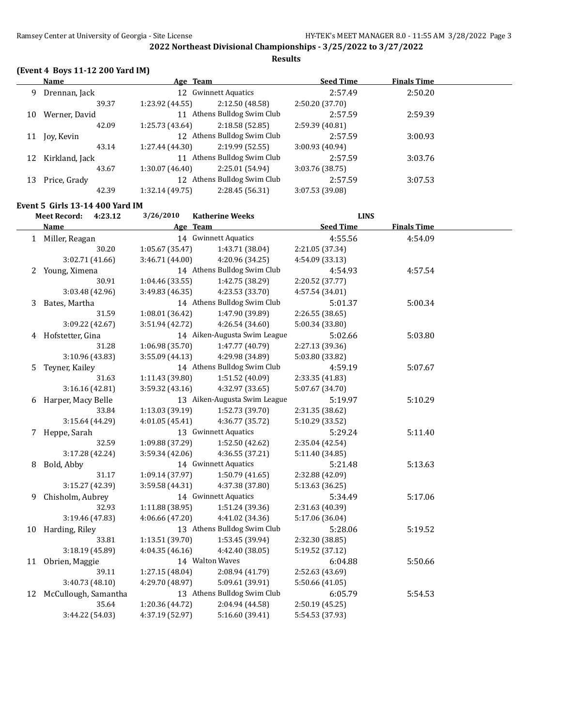## 2022 Northeast Divisional Championships - 3/25/2022 to 3/27/2022

### Results

### (Event 4 Boys 11-12 200 Yard IM)

| | Name | Age | Team | Seed Time | Finals Time |
|---|---|---|---|---|---|
| 9 | Drennan, Jack | 12 | Gwinnett Aquatics | 2:57.49 | 2:50.20 |
| | 39.37 | 1:23.92 (44.55) | 2:12.50 (48.58) | 2:50.20 (37.70) | |
| 10 | Werner, David | 11 | Athens Bulldog Swim Club | 2:57.59 | 2:59.39 |
| | 42.09 | 1:25.73 (43.64) | 2:18.58 (52.85) | 2:59.39 (40.81) | |
| 11 | Joy, Kevin | 12 | Athens Bulldog Swim Club | 2:57.59 | 3:00.93 |
| | 43.14 | 1:27.44 (44.30) | 2:19.99 (52.55) | 3:00.93 (40.94) | |
| 12 | Kirkland, Jack | 11 | Athens Bulldog Swim Club | 2:57.59 | 3:03.76 |
| | 43.67 | 1:30.07 (46.40) | 2:25.01 (54.94) | 3:03.76 (38.75) | |
| 13 | Price, Grady | 12 | Athens Bulldog Swim Club | 2:57.59 | 3:07.53 |
| | 42.39 | 1:32.14 (49.75) | 2:28.45 (56.31) | 3:07.53 (39.08) | |

### Event 5 Girls 13-14 400 Yard IM

**Meet Record:** 4:23.12 3/26/2010 Katherine Weeks LINS

| | Name | Age | Team | Seed Time | Finals Time |
|---|---|---|---|---|---|
| 1 | Miller, Reagan | 14 | Gwinnett Aquatics | 4:55.56 | 4:54.09 |
| | 30.20 | 1:05.67 (35.47) | 1:43.71 (38.04) | 2:21.05 (37.34) | |
| | 3:02.71 (41.66) | 3:46.71 (44.00) | 4:20.96 (34.25) | 4:54.09 (33.13) | |
| 2 | Young, Ximena | 14 | Athens Bulldog Swim Club | 4:54.93 | 4:57.54 |
| | 30.91 | 1:04.46 (33.55) | 1:42.75 (38.29) | 2:20.52 (37.77) | |
| | 3:03.48 (42.96) | 3:49.83 (46.35) | 4:23.53 (33.70) | 4:57.54 (34.01) | |
| 3 | Bates, Martha | 14 | Athens Bulldog Swim Club | 5:01.37 | 5:00.34 |
| | 31.59 | 1:08.01 (36.42) | 1:47.90 (39.89) | 2:26.55 (38.65) | |
| | 3:09.22 (42.67) | 3:51.94 (42.72) | 4:26.54 (34.60) | 5:00.34 (33.80) | |
| 4 | Hofstetter, Gina | 14 | Aiken-Augusta Swim League | 5:02.66 | 5:03.80 |
| | 31.28 | 1:06.98 (35.70) | 1:47.77 (40.79) | 2:27.13 (39.36) | |
| | 3:10.96 (43.83) | 3:55.09 (44.13) | 4:29.98 (34.89) | 5:03.80 (33.82) | |
| 5 | Teyner, Kailey | 14 | Athens Bulldog Swim Club | 4:59.19 | 5:07.67 |
| | 31.63 | 1:11.43 (39.80) | 1:51.52 (40.09) | 2:33.35 (41.83) | |
| | 3:16.16 (42.81) | 3:59.32 (43.16) | 4:32.97 (33.65) | 5:07.67 (34.70) | |
| 6 | Harper, Macy Belle | 13 | Aiken-Augusta Swim League | 5:19.97 | 5:10.29 |
| | 33.84 | 1:13.03 (39.19) | 1:52.73 (39.70) | 2:31.35 (38.62) | |
| | 3:15.64 (44.29) | 4:01.05 (45.41) | 4:36.77 (35.72) | 5:10.29 (33.52) | |
| 7 | Heppe, Sarah | 13 | Gwinnett Aquatics | 5:29.24 | 5:11.40 |
| | 32.59 | 1:09.88 (37.29) | 1:52.50 (42.62) | 2:35.04 (42.54) | |
| | 3:17.28 (42.24) | 3:59.34 (42.06) | 4:36.55 (37.21) | 5:11.40 (34.85) | |
| 8 | Bold, Abby | 14 | Gwinnett Aquatics | 5:21.48 | 5:13.63 |
| | 31.17 | 1:09.14 (37.97) | 1:50.79 (41.65) | 2:32.88 (42.09) | |
| | 3:15.27 (42.39) | 3:59.58 (44.31) | 4:37.38 (37.80) | 5:13.63 (36.25) | |
| 9 | Chisholm, Aubrey | 14 | Gwinnett Aquatics | 5:34.49 | 5:17.06 |
| | 32.93 | 1:11.88 (38.95) | 1:51.24 (39.36) | 2:31.63 (40.39) | |
| | 3:19.46 (47.83) | 4:06.66 (47.20) | 4:41.02 (34.36) | 5:17.06 (36.04) | |
| 10 | Harding, Riley | 13 | Athens Bulldog Swim Club | 5:28.06 | 5:19.52 |
| | 33.81 | 1:13.51 (39.70) | 1:53.45 (39.94) | 2:32.30 (38.85) | |
| | 3:18.19 (45.89) | 4:04.35 (46.16) | 4:42.40 (38.05) | 5:19.52 (37.12) | |
| 11 | Obrien, Maggie | 14 | Walton Waves | 6:04.88 | 5:50.66 |
| | 39.11 | 1:27.15 (48.04) | 2:08.94 (41.79) | 2:52.63 (43.69) | |
| | 3:40.73 (48.10) | 4:29.70 (48.97) | 5:09.61 (39.91) | 5:50.66 (41.05) | |
| 12 | McCullough, Samantha | 13 | Athens Bulldog Swim Club | 6:05.79 | 5:54.53 |
| | 35.64 | 1:20.36 (44.72) | 2:04.94 (44.58) | 2:50.19 (45.25) | |
| | 3:44.22 (54.03) | 4:37.19 (52.97) | 5:16.60 (39.41) | 5:54.53 (37.93) | |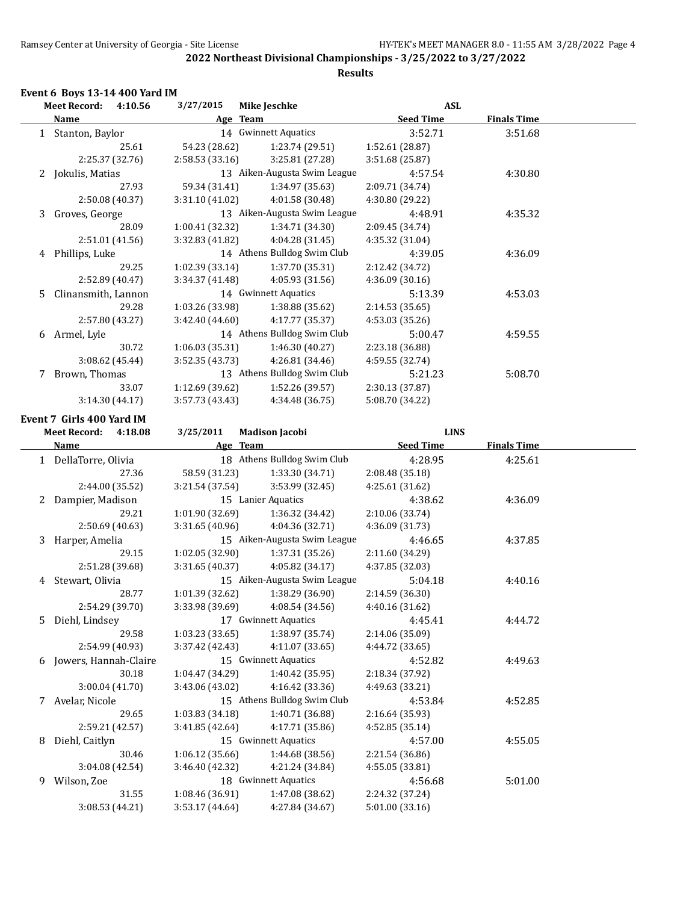## 2022 Northeast Divisional Championships - 3/25/2022 to 3/27/2022

### Results

#### Event 6 Boys 13-14 400 Yard IM

Meet Record: 4:10.56 3/27/2015 Mike Jeschke ASL

| | Name | Age | Team | Seed Time | Finals Time |
|---|---|---|---|---|---|
| 1 | Stanton, Baylor | 14 | Gwinnett Aquatics | 3:52.71 | 3:51.68 |
| | 25.61 | 54.23 (28.62) | 1:23.74 (29.51) | 1:52.61 (28.87) | |
| | 2:25.37 (32.76) | 2:58.53 (33.16) | 3:25.81 (27.28) | 3:51.68 (25.87) | |
| 2 | Jokulis, Matias | 13 | Aiken-Augusta Swim League | 4:57.54 | 4:30.80 |
| | 27.93 | 59.34 (31.41) | 1:34.97 (35.63) | 2:09.71 (34.74) | |
| | 2:50.08 (40.37) | 3:31.10 (41.02) | 4:01.58 (30.48) | 4:30.80 (29.22) | |
| 3 | Groves, George | 13 | Aiken-Augusta Swim League | 4:48.91 | 4:35.32 |
| | 28.09 | 1:00.41 (32.32) | 1:34.71 (34.30) | 2:09.45 (34.74) | |
| | 2:51.01 (41.56) | 3:32.83 (41.82) | 4:04.28 (31.45) | 4:35.32 (31.04) | |
| 4 | Phillips, Luke | 14 | Athens Bulldog Swim Club | 4:39.05 | 4:36.09 |
| | 29.25 | 1:02.39 (33.14) | 1:37.70 (35.31) | 2:12.42 (34.72) | |
| | 2:52.89 (40.47) | 3:34.37 (41.48) | 4:05.93 (31.56) | 4:36.09 (30.16) | |
| 5 | Clinansmith, Lannon | 14 | Gwinnett Aquatics | 5:13.39 | 4:53.03 |
| | 29.28 | 1:03.26 (33.98) | 1:38.88 (35.62) | 2:14.53 (35.65) | |
| | 2:57.80 (43.27) | 3:42.40 (44.60) | 4:17.77 (35.37) | 4:53.03 (35.26) | |
| 6 | Armel, Lyle | 14 | Athens Bulldog Swim Club | 5:00.47 | 4:59.55 |
| | 30.72 | 1:06.03 (35.31) | 1:46.30 (40.27) | 2:23.18 (36.88) | |
| | 3:08.62 (45.44) | 3:52.35 (43.73) | 4:26.81 (34.46) | 4:59.55 (32.74) | |
| 7 | Brown, Thomas | 13 | Athens Bulldog Swim Club | 5:21.23 | 5:08.70 |
| | 33.07 | 1:12.69 (39.62) | 1:52.26 (39.57) | 2:30.13 (37.87) | |
| | 3:14.30 (44.17) | 3:57.73 (43.43) | 4:34.48 (36.75) | 5:08.70 (34.22) | |

#### Event 7 Girls 400 Yard IM

Meet Record: 4:18.08 3/25/2011 Madison Jacobi LINS

| | Name | Age | Team | Seed Time | Finals Time |
|---|---|---|---|---|---|
| 1 | DellaTorre, Olivia | 18 | Athens Bulldog Swim Club | 4:28.95 | 4:25.61 |
| | 27.36 | 58.59 (31.23) | 1:33.30 (34.71) | 2:08.48 (35.18) | |
| | 2:44.00 (35.52) | 3:21.54 (37.54) | 3:53.99 (32.45) | 4:25.61 (31.62) | |
| 2 | Dampier, Madison | 15 | Lanier Aquatics | 4:38.62 | 4:36.09 |
| | 29.21 | 1:01.90 (32.69) | 1:36.32 (34.42) | 2:10.06 (33.74) | |
| | 2:50.69 (40.63) | 3:31.65 (40.96) | 4:04.36 (32.71) | 4:36.09 (31.73) | |
| 3 | Harper, Amelia | 15 | Aiken-Augusta Swim League | 4:46.65 | 4:37.85 |
| | 29.15 | 1:02.05 (32.90) | 1:37.31 (35.26) | 2:11.60 (34.29) | |
| | 2:51.28 (39.68) | 3:31.65 (40.37) | 4:05.82 (34.17) | 4:37.85 (32.03) | |
| 4 | Stewart, Olivia | 15 | Aiken-Augusta Swim League | 5:04.18 | 4:40.16 |
| | 28.77 | 1:01.39 (32.62) | 1:38.29 (36.90) | 2:14.59 (36.30) | |
| | 2:54.29 (39.70) | 3:33.98 (39.69) | 4:08.54 (34.56) | 4:40.16 (31.62) | |
| 5 | Diehl, Lindsey | 17 | Gwinnett Aquatics | 4:45.41 | 4:44.72 |
| | 29.58 | 1:03.23 (33.65) | 1:38.97 (35.74) | 2:14.06 (35.09) | |
| | 2:54.99 (40.93) | 3:37.42 (42.43) | 4:11.07 (33.65) | 4:44.72 (33.65) | |
| 6 | Jowers, Hannah-Claire | 15 | Gwinnett Aquatics | 4:52.82 | 4:49.63 |
| | 30.18 | 1:04.47 (34.29) | 1:40.42 (35.95) | 2:18.34 (37.92) | |
| | 3:00.04 (41.70) | 3:43.06 (43.02) | 4:16.42 (33.36) | 4:49.63 (33.21) | |
| 7 | Avelar, Nicole | 15 | Athens Bulldog Swim Club | 4:53.84 | 4:52.85 |
| | 29.65 | 1:03.83 (34.18) | 1:40.71 (36.88) | 2:16.64 (35.93) | |
| | 2:59.21 (42.57) | 3:41.85 (42.64) | 4:17.71 (35.86) | 4:52.85 (35.14) | |
| 8 | Diehl, Caitlyn | 15 | Gwinnett Aquatics | 4:57.00 | 4:55.05 |
| | 30.46 | 1:06.12 (35.66) | 1:44.68 (38.56) | 2:21.54 (36.86) | |
| | 3:04.08 (42.54) | 3:46.40 (42.32) | 4:21.24 (34.84) | 4:55.05 (33.81) | |
| 9 | Wilson, Zoe | 18 | Gwinnett Aquatics | 4:56.68 | 5:01.00 |
| | 31.55 | 1:08.46 (36.91) | 1:47.08 (38.62) | 2:24.32 (37.24) | |
| | 3:08.53 (44.21) | 3:53.17 (44.64) | 4:27.84 (34.67) | 5:01.00 (33.16) | |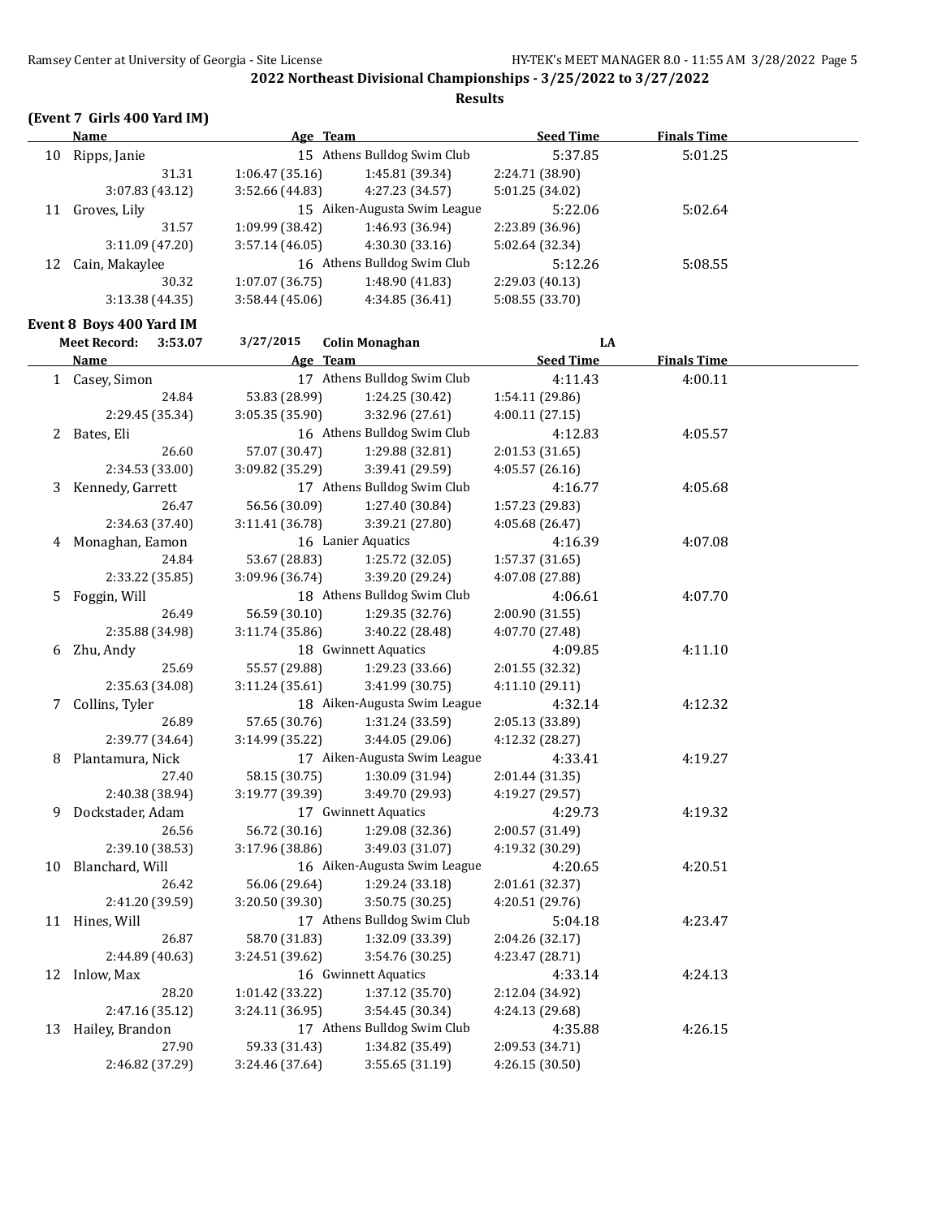**2022 Northeast Divisional Championships - 3/25/2022 to 3/27/2022**

**Results**

### (Event 7 Girls 400 Yard IM)

| | Name | Age | Team | Seed Time | Finals Time |
|---|---|---|---|---|---|
| 10 | Ripps, Janie | 15 | Athens Bulldog Swim Club | 5:37.85 | 5:01.25 |
| | 31.31 | 1:06.47 (35.16) | 1:45.81 (39.34) | 2:24.71 (38.90) | |
| | 3:07.83 (43.12) | 3:52.66 (44.83) | 4:27.23 (34.57) | 5:01.25 (34.02) | |
| 11 | Groves, Lily | 15 | Aiken-Augusta Swim League | 5:22.06 | 5:02.64 |
| | 31.57 | 1:09.99 (38.42) | 1:46.93 (36.94) | 2:23.89 (36.96) | |
| | 3:11.09 (47.20) | 3:57.14 (46.05) | 4:30.30 (33.16) | 5:02.64 (32.34) | |
| 12 | Cain, Makaylee | 16 | Athens Bulldog Swim Club | 5:12.26 | 5:08.55 |
| | 30.32 | 1:07.07 (36.75) | 1:48.90 (41.83) | 2:29.03 (40.13) | |
| | 3:13.38 (44.35) | 3:58.44 (45.06) | 4:34.85 (36.41) | 5:08.55 (33.70) | |

### Event 8 Boys 400 Yard IM

**Meet Record:** 3:53.07 3/27/2015 Colin Monaghan LA

| | Name | Age | Team | Seed Time | Finals Time |
|---|---|---|---|---|---|
| 1 | Casey, Simon | 17 | Athens Bulldog Swim Club | 4:11.43 | 4:00.11 |
| | 24.84 | 53.83 (28.99) | 1:24.25 (30.42) | 1:54.11 (29.86) | |
| | 2:29.45 (35.34) | 3:05.35 (35.90) | 3:32.96 (27.61) | 4:00.11 (27.15) | |
| 2 | Bates, Eli | 16 | Athens Bulldog Swim Club | 4:12.83 | 4:05.57 |
| | 26.60 | 57.07 (30.47) | 1:29.88 (32.81) | 2:01.53 (31.65) | |
| | 2:34.53 (33.00) | 3:09.82 (35.29) | 3:39.41 (29.59) | 4:05.57 (26.16) | |
| 3 | Kennedy, Garrett | 17 | Athens Bulldog Swim Club | 4:16.77 | 4:05.68 |
| | 26.47 | 56.56 (30.09) | 1:27.40 (30.84) | 1:57.23 (29.83) | |
| | 2:34.63 (37.40) | 3:11.41 (36.78) | 3:39.21 (27.80) | 4:05.68 (26.47) | |
| 4 | Monaghan, Eamon | 16 | Lanier Aquatics | 4:16.39 | 4:07.08 |
| | 24.84 | 53.67 (28.83) | 1:25.72 (32.05) | 1:57.37 (31.65) | |
| | 2:33.22 (35.85) | 3:09.96 (36.74) | 3:39.20 (29.24) | 4:07.08 (27.88) | |
| 5 | Foggin, Will | 18 | Athens Bulldog Swim Club | 4:06.61 | 4:07.70 |
| | 26.49 | 56.59 (30.10) | 1:29.35 (32.76) | 2:00.90 (31.55) | |
| | 2:35.88 (34.98) | 3:11.74 (35.86) | 3:40.22 (28.48) | 4:07.70 (27.48) | |
| 6 | Zhu, Andy | 18 | Gwinnett Aquatics | 4:09.85 | 4:11.10 |
| | 25.69 | 55.57 (29.88) | 1:29.23 (33.66) | 2:01.55 (32.32) | |
| | 2:35.63 (34.08) | 3:11.24 (35.61) | 3:41.99 (30.75) | 4:11.10 (29.11) | |
| 7 | Collins, Tyler | 18 | Aiken-Augusta Swim League | 4:32.14 | 4:12.32 |
| | 26.89 | 57.65 (30.76) | 1:31.24 (33.59) | 2:05.13 (33.89) | |
| | 2:39.77 (34.64) | 3:14.99 (35.22) | 3:44.05 (29.06) | 4:12.32 (28.27) | |
| 8 | Plantamura, Nick | 17 | Aiken-Augusta Swim League | 4:33.41 | 4:19.27 |
| | 27.40 | 58.15 (30.75) | 1:30.09 (31.94) | 2:01.44 (31.35) | |
| | 2:40.38 (38.94) | 3:19.77 (39.39) | 3:49.70 (29.93) | 4:19.27 (29.57) | |
| 9 | Dockstader, Adam | 17 | Gwinnett Aquatics | 4:29.73 | 4:19.32 |
| | 26.56 | 56.72 (30.16) | 1:29.08 (32.36) | 2:00.57 (31.49) | |
| | 2:39.10 (38.53) | 3:17.96 (38.86) | 3:49.03 (31.07) | 4:19.32 (30.29) | |
| 10 | Blanchard, Will | 16 | Aiken-Augusta Swim League | 4:20.65 | 4:20.51 |
| | 26.42 | 56.06 (29.64) | 1:29.24 (33.18) | 2:01.61 (32.37) | |
| | 2:41.20 (39.59) | 3:20.50 (39.30) | 3:50.75 (30.25) | 4:20.51 (29.76) | |
| 11 | Hines, Will | 17 | Athens Bulldog Swim Club | 5:04.18 | 4:23.47 |
| | 26.87 | 58.70 (31.83) | 1:32.09 (33.39) | 2:04.26 (32.17) | |
| | 2:44.89 (40.63) | 3:24.51 (39.62) | 3:54.76 (30.25) | 4:23.47 (28.71) | |
| 12 | Inlow, Max | 16 | Gwinnett Aquatics | 4:33.14 | 4:24.13 |
| | 28.20 | 1:01.42 (33.22) | 1:37.12 (35.70) | 2:12.04 (34.92) | |
| | 2:47.16 (35.12) | 3:24.11 (36.95) | 3:54.45 (30.34) | 4:24.13 (29.68) | |
| 13 | Hailey, Brandon | 17 | Athens Bulldog Swim Club | 4:35.88 | 4:26.15 |
| | 27.90 | 59.33 (31.43) | 1:34.82 (35.49) | 2:09.53 (34.71) | |
| | 2:46.82 (37.29) | 3:24.46 (37.64) | 3:55.65 (31.19) | 4:26.15 (30.50) | |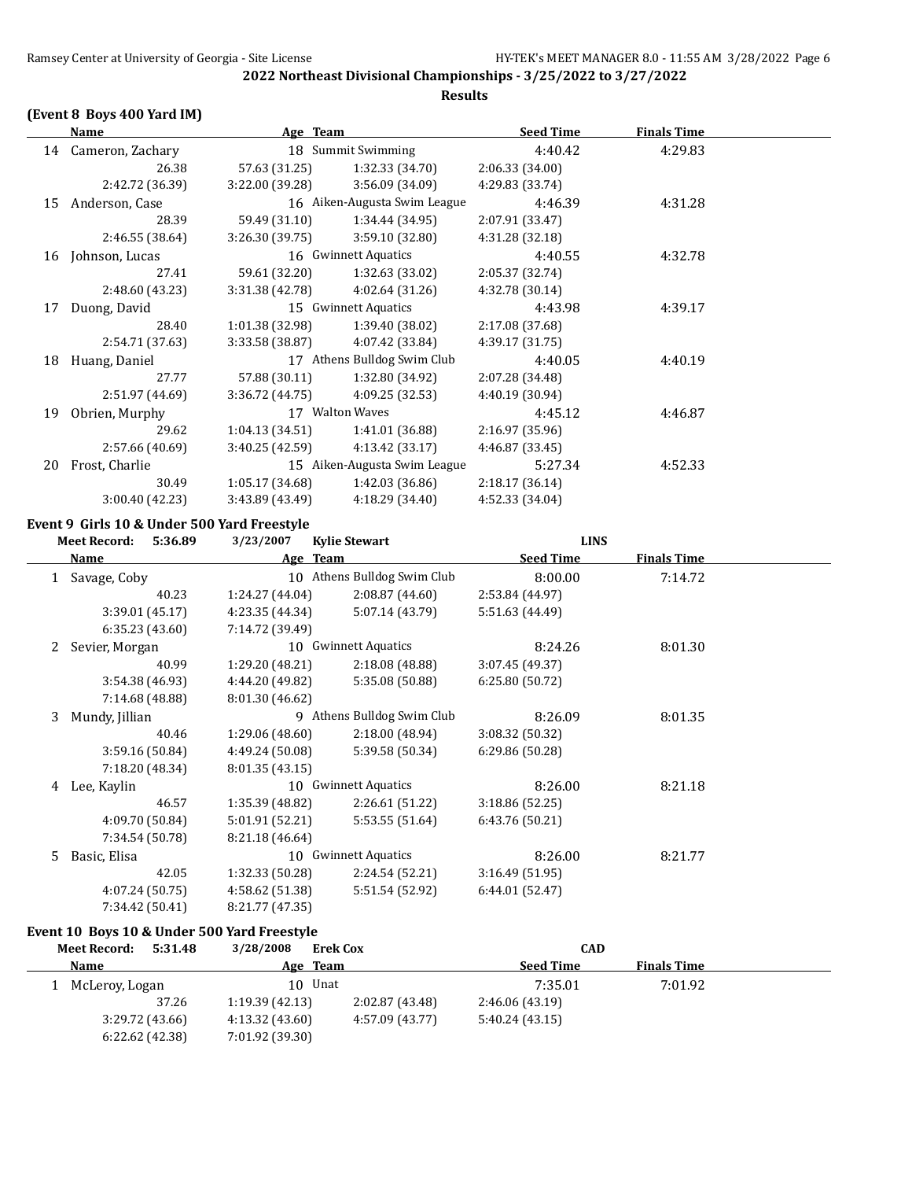## 2022 Northeast Divisional Championships - 3/25/2022 to 3/27/2022

### Results

### (Event 8 Boys 400 Yard IM)

| | Name | Age | Team | Seed Time | Finals Time |
|---|---|---|---|---|---|
| 14 | Cameron, Zachary | 18 | Summit Swimming | 4:40.42 | 4:29.83 |
| | 26.38 | 57.63 (31.25) | 1:32.33 (34.70) | 2:06.33 (34.00) | |
| | 2:42.72 (36.39) | 3:22.00 (39.28) | 3:56.09 (34.09) | 4:29.83 (33.74) | |
| 15 | Anderson, Case | 16 | Aiken-Augusta Swim League | 4:46.39 | 4:31.28 |
| | 28.39 | 59.49 (31.10) | 1:34.44 (34.95) | 2:07.91 (33.47) | |
| | 2:46.55 (38.64) | 3:26.30 (39.75) | 3:59.10 (32.80) | 4:31.28 (32.18) | |
| 16 | Johnson, Lucas | 16 | Gwinnett Aquatics | 4:40.55 | 4:32.78 |
| | 27.41 | 59.61 (32.20) | 1:32.63 (33.02) | 2:05.37 (32.74) | |
| | 2:48.60 (43.23) | 3:31.38 (42.78) | 4:02.64 (31.26) | 4:32.78 (30.14) | |
| 17 | Duong, David | 15 | Gwinnett Aquatics | 4:43.98 | 4:39.17 |
| | 28.40 | 1:01.38 (32.98) | 1:39.40 (38.02) | 2:17.08 (37.68) | |
| | 2:54.71 (37.63) | 3:33.58 (38.87) | 4:07.42 (33.84) | 4:39.17 (31.75) | |
| 18 | Huang, Daniel | 17 | Athens Bulldog Swim Club | 4:40.05 | 4:40.19 |
| | 27.77 | 57.88 (30.11) | 1:32.80 (34.92) | 2:07.28 (34.48) | |
| | 2:51.97 (44.69) | 3:36.72 (44.75) | 4:09.25 (32.53) | 4:40.19 (30.94) | |
| 19 | Obrien, Murphy | 17 | Walton Waves | 4:45.12 | 4:46.87 |
| | 29.62 | 1:04.13 (34.51) | 1:41.01 (36.88) | 2:16.97 (35.96) | |
| | 2:57.66 (40.69) | 3:40.25 (42.59) | 4:13.42 (33.17) | 4:46.87 (33.45) | |
| 20 | Frost, Charlie | 15 | Aiken-Augusta Swim League | 5:27.34 | 4:52.33 |
| | 30.49 | 1:05.17 (34.68) | 1:42.03 (36.86) | 2:18.17 (36.14) | |
| | 3:00.40 (42.23) | 3:43.89 (43.49) | 4:18.29 (34.40) | 4:52.33 (34.04) | |

### Event 9 Girls 10 & Under 500 Yard Freestyle

Meet Record: 5:36.89 3/23/2007 Kylie Stewart LINS

| | Name | Age | Team | Seed Time | Finals Time |
|---|---|---|---|---|---|
| 1 | Savage, Coby | 10 | Athens Bulldog Swim Club | 8:00.00 | 7:14.72 |
| | 40.23 | 1:24.27 (44.04) | 2:08.87 (44.60) | 2:53.84 (44.97) | |
| | 3:39.01 (45.17) | 4:23.35 (44.34) | 5:07.14 (43.79) | 5:51.63 (44.49) | |
| | 6:35.23 (43.60) | 7:14.72 (39.49) | | | |
| 2 | Sevier, Morgan | 10 | Gwinnett Aquatics | 8:24.26 | 8:01.30 |
| | 40.99 | 1:29.20 (48.21) | 2:18.08 (48.88) | 3:07.45 (49.37) | |
| | 3:54.38 (46.93) | 4:44.20 (49.82) | 5:35.08 (50.88) | 6:25.80 (50.72) | |
| | 7:14.68 (48.88) | 8:01.30 (46.62) | | | |
| 3 | Mundy, Jillian | 9 | Athens Bulldog Swim Club | 8:26.09 | 8:01.35 |
| | 40.46 | 1:29.06 (48.60) | 2:18.00 (48.94) | 3:08.32 (50.32) | |
| | 3:59.16 (50.84) | 4:49.24 (50.08) | 5:39.58 (50.34) | 6:29.86 (50.28) | |
| | 7:18.20 (48.34) | 8:01.35 (43.15) | | | |
| 4 | Lee, Kaylin | 10 | Gwinnett Aquatics | 8:26.00 | 8:21.18 |
| | 46.57 | 1:35.39 (48.82) | 2:26.61 (51.22) | 3:18.86 (52.25) | |
| | 4:09.70 (50.84) | 5:01.91 (52.21) | 5:53.55 (51.64) | 6:43.76 (50.21) | |
| | 7:34.54 (50.78) | 8:21.18 (46.64) | | | |
| 5 | Basic, Elisa | 10 | Gwinnett Aquatics | 8:26.00 | 8:21.77 |
| | 42.05 | 1:32.33 (50.28) | 2:24.54 (52.21) | 3:16.49 (51.95) | |
| | 4:07.24 (50.75) | 4:58.62 (51.38) | 5:51.54 (52.92) | 6:44.01 (52.47) | |
| | 7:34.42 (50.41) | 8:21.77 (47.35) | | | |

### Event 10 Boys 10 & Under 500 Yard Freestyle

Meet Record: 5:31.48 3/28/2008 Erek Cox CAD

| | Name | Age | Team | Seed Time | Finals Time |
|---|---|---|---|---|---|
| 1 | McLeroy, Logan | 10 | Unat | 7:35.01 | 7:01.92 |
| | 37.26 | 1:19.39 (42.13) | 2:02.87 (43.48) | 2:46.06 (43.19) | |
| | 3:29.72 (43.66) | 4:13.32 (43.60) | 4:57.09 (43.77) | 5:40.24 (43.15) | |
| | 6:22.62 (42.38) | 7:01.92 (39.30) | | | |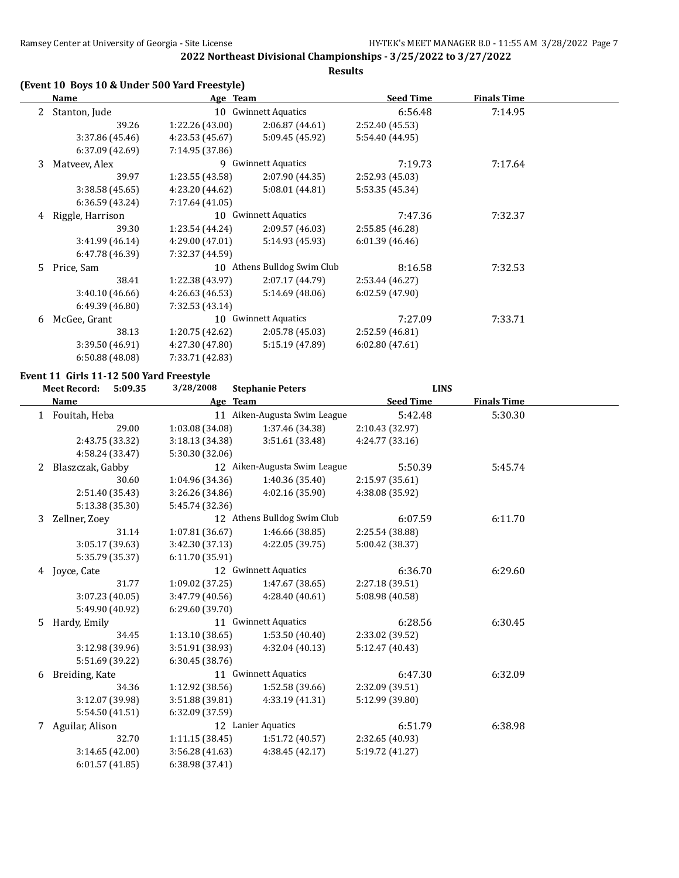## 2022 Northeast Divisional Championships - 3/25/2022 to 3/27/2022

**Results**

### (Event 10 Boys 10 & Under 500 Yard Freestyle)

| | Name | Age | Team | Seed Time | Finals Time |
|---|---|---|---|---|---|
| 2 | Stanton, Jude | 10 | Gwinnett Aquatics | 6:56.48 | 7:14.95 |
| | 39.26 | 1:22.26 (43.00) | 2:06.87 (44.61) | 2:52.40 (45.53) | |
| | 3:37.86 (45.46) | 4:23.53 (45.67) | 5:09.45 (45.92) | 5:54.40 (44.95) | |
| | 6:37.09 (42.69) | 7:14.95 (37.86) | | | |
| 3 | Matveev, Alex | 9 | Gwinnett Aquatics | 7:19.73 | 7:17.64 |
| | 39.97 | 1:23.55 (43.58) | 2:07.90 (44.35) | 2:52.93 (45.03) | |
| | 3:38.58 (45.65) | 4:23.20 (44.62) | 5:08.01 (44.81) | 5:53.35 (45.34) | |
| | 6:36.59 (43.24) | 7:17.64 (41.05) | | | |
| 4 | Riggle, Harrison | 10 | Gwinnett Aquatics | 7:47.36 | 7:32.37 |
| | 39.30 | 1:23.54 (44.24) | 2:09.57 (46.03) | 2:55.85 (46.28) | |
| | 3:41.99 (46.14) | 4:29.00 (47.01) | 5:14.93 (45.93) | 6:01.39 (46.46) | |
| | 6:47.78 (46.39) | 7:32.37 (44.59) | | | |
| 5 | Price, Sam | 10 | Athens Bulldog Swim Club | 8:16.58 | 7:32.53 |
| | 38.41 | 1:22.38 (43.97) | 2:07.17 (44.79) | 2:53.44 (46.27) | |
| | 3:40.10 (46.66) | 4:26.63 (46.53) | 5:14.69 (48.06) | 6:02.59 (47.90) | |
| | 6:49.39 (46.80) | 7:32.53 (43.14) | | | |
| 6 | McGee, Grant | 10 | Gwinnett Aquatics | 7:27.09 | 7:33.71 |
| | 38.13 | 1:20.75 (42.62) | 2:05.78 (45.03) | 2:52.59 (46.81) | |
| | 3:39.50 (46.91) | 4:27.30 (47.80) | 5:15.19 (47.89) | 6:02.80 (47.61) | |
| | 6:50.88 (48.08) | 7:33.71 (42.83) | | | |

### Event 11 Girls 11-12 500 Yard Freestyle

**Meet Record:** 5:09.35 3/28/2008 **Stephanie Peters** **LINS**

| | Name | Age | Team | Seed Time | Finals Time |
|---|---|---|---|---|---|
| 1 | Fouitah, Heba | 11 | Aiken-Augusta Swim League | 5:42.48 | 5:30.30 |
| | 29.00 | 1:03.08 (34.08) | 1:37.46 (34.38) | 2:10.43 (32.97) | |
| | 2:43.75 (33.32) | 3:18.13 (34.38) | 3:51.61 (33.48) | 4:24.77 (33.16) | |
| | 4:58.24 (33.47) | 5:30.30 (32.06) | | | |
| 2 | Blaszczak, Gabby | 12 | Aiken-Augusta Swim League | 5:50.39 | 5:45.74 |
| | 30.60 | 1:04.96 (34.36) | 1:40.36 (35.40) | 2:15.97 (35.61) | |
| | 2:51.40 (35.43) | 3:26.26 (34.86) | 4:02.16 (35.90) | 4:38.08 (35.92) | |
| | 5:13.38 (35.30) | 5:45.74 (32.36) | | | |
| 3 | Zellner, Zoey | 12 | Athens Bulldog Swim Club | 6:07.59 | 6:11.70 |
| | 31.14 | 1:07.81 (36.67) | 1:46.66 (38.85) | 2:25.54 (38.88) | |
| | 3:05.17 (39.63) | 3:42.30 (37.13) | 4:22.05 (39.75) | 5:00.42 (38.37) | |
| | 5:35.79 (35.37) | 6:11.70 (35.91) | | | |
| 4 | Joyce, Cate | 12 | Gwinnett Aquatics | 6:36.70 | 6:29.60 |
| | 31.77 | 1:09.02 (37.25) | 1:47.67 (38.65) | 2:27.18 (39.51) | |
| | 3:07.23 (40.05) | 3:47.79 (40.56) | 4:28.40 (40.61) | 5:08.98 (40.58) | |
| | 5:49.90 (40.92) | 6:29.60 (39.70) | | | |
| 5 | Hardy, Emily | 11 | Gwinnett Aquatics | 6:28.56 | 6:30.45 |
| | 34.45 | 1:13.10 (38.65) | 1:53.50 (40.40) | 2:33.02 (39.52) | |
| | 3:12.98 (39.96) | 3:51.91 (38.93) | 4:32.04 (40.13) | 5:12.47 (40.43) | |
| | 5:51.69 (39.22) | 6:30.45 (38.76) | | | |
| 6 | Breiding, Kate | 11 | Gwinnett Aquatics | 6:47.30 | 6:32.09 |
| | 34.36 | 1:12.92 (38.56) | 1:52.58 (39.66) | 2:32.09 (39.51) | |
| | 3:12.07 (39.98) | 3:51.88 (39.81) | 4:33.19 (41.31) | 5:12.99 (39.80) | |
| | 5:54.50 (41.51) | 6:32.09 (37.59) | | | |
| 7 | Aguilar, Alison | 12 | Lanier Aquatics | 6:51.79 | 6:38.98 |
| | 32.70 | 1:11.15 (38.45) | 1:51.72 (40.57) | 2:32.65 (40.93) | |
| | 3:14.65 (42.00) | 3:56.28 (41.63) | 4:38.45 (42.17) | 5:19.72 (41.27) | |
| | 6:01.57 (41.85) | 6:38.98 (37.41) | | | |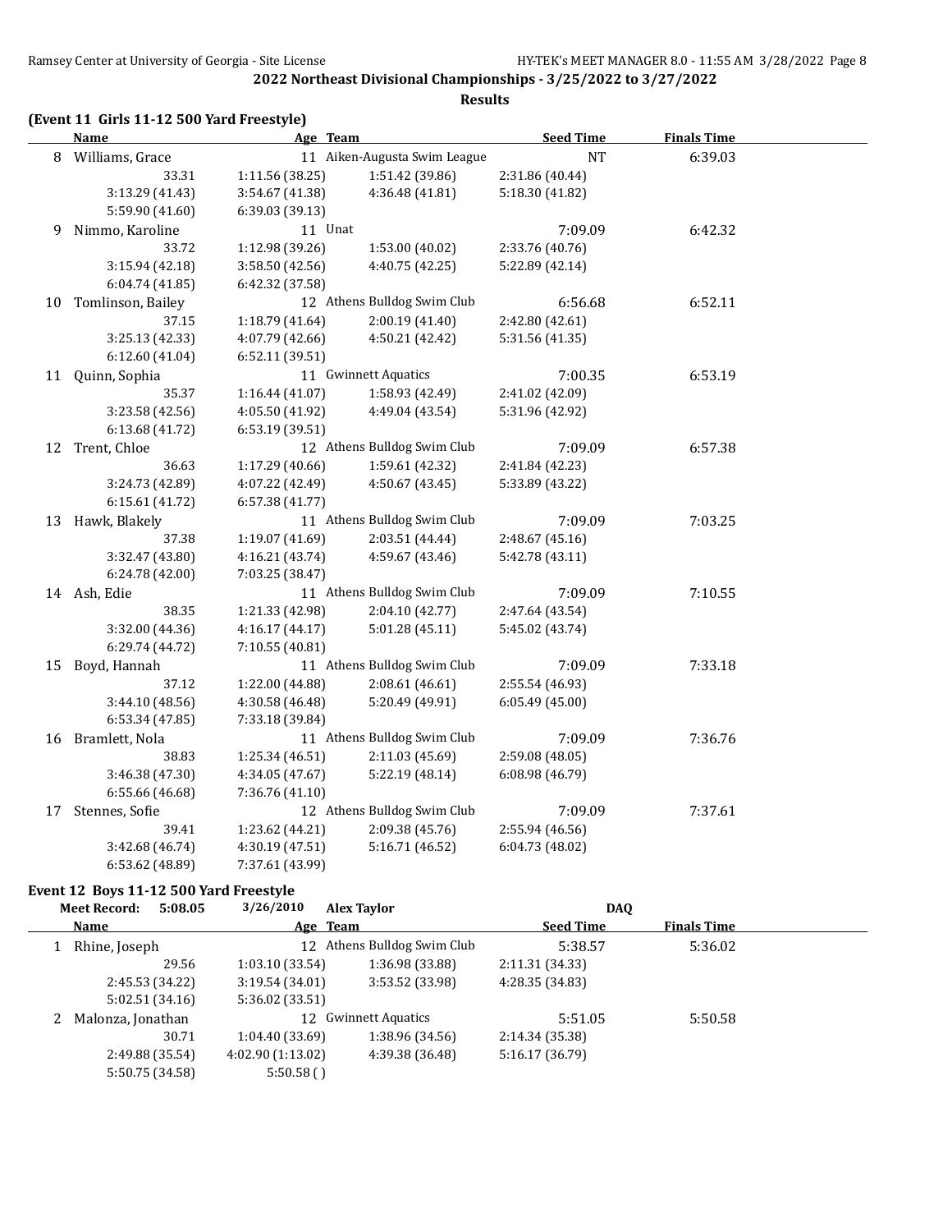**2022 Northeast Divisional Championships - 3/25/2022 to 3/27/2022**

**Results**

### (Event 11 Girls 11-12 500 Yard Freestyle)

| | Name | Age | Team | Seed Time | Finals Time |
|---|---|---|---|---|---|
| 8 | Williams, Grace | 11 | Aiken-Augusta Swim League | NT | 6:39.03 |
| | 33.31 | 1:11.56 (38.25) | 1:51.42 (39.86) | 2:31.86 (40.44) | |
| | 3:13.29 (41.43) | 3:54.67 (41.38) | 4:36.48 (41.81) | 5:18.30 (41.82) | |
| | 5:59.90 (41.60) | 6:39.03 (39.13) | | | |
| 9 | Nimmo, Karoline | 11 | Unat | 7:09.09 | 6:42.32 |
| | 33.72 | 1:12.98 (39.26) | 1:53.00 (40.02) | 2:33.76 (40.76) | |
| | 3:15.94 (42.18) | 3:58.50 (42.56) | 4:40.75 (42.25) | 5:22.89 (42.14) | |
| | 6:04.74 (41.85) | 6:42.32 (37.58) | | | |
| 10 | Tomlinson, Bailey | 12 | Athens Bulldog Swim Club | 6:56.68 | 6:52.11 |
| | 37.15 | 1:18.79 (41.64) | 2:00.19 (41.40) | 2:42.80 (42.61) | |
| | 3:25.13 (42.33) | 4:07.79 (42.66) | 4:50.21 (42.42) | 5:31.56 (41.35) | |
| | 6:12.60 (41.04) | 6:52.11 (39.51) | | | |
| 11 | Quinn, Sophia | 11 | Gwinnett Aquatics | 7:00.35 | 6:53.19 |
| | 35.37 | 1:16.44 (41.07) | 1:58.93 (42.49) | 2:41.02 (42.09) | |
| | 3:23.58 (42.56) | 4:05.50 (41.92) | 4:49.04 (43.54) | 5:31.96 (42.92) | |
| | 6:13.68 (41.72) | 6:53.19 (39.51) | | | |
| 12 | Trent, Chloe | 12 | Athens Bulldog Swim Club | 7:09.09 | 6:57.38 |
| | 36.63 | 1:17.29 (40.66) | 1:59.61 (42.32) | 2:41.84 (42.23) | |
| | 3:24.73 (42.89) | 4:07.22 (42.49) | 4:50.67 (43.45) | 5:33.89 (43.22) | |
| | 6:15.61 (41.72) | 6:57.38 (41.77) | | | |
| 13 | Hawk, Blakely | 11 | Athens Bulldog Swim Club | 7:09.09 | 7:03.25 |
| | 37.38 | 1:19.07 (41.69) | 2:03.51 (44.44) | 2:48.67 (45.16) | |
| | 3:32.47 (43.80) | 4:16.21 (43.74) | 4:59.67 (43.46) | 5:42.78 (43.11) | |
| | 6:24.78 (42.00) | 7:03.25 (38.47) | | | |
| 14 | Ash, Edie | 11 | Athens Bulldog Swim Club | 7:09.09 | 7:10.55 |
| | 38.35 | 1:21.33 (42.98) | 2:04.10 (42.77) | 2:47.64 (43.54) | |
| | 3:32.00 (44.36) | 4:16.17 (44.17) | 5:01.28 (45.11) | 5:45.02 (43.74) | |
| | 6:29.74 (44.72) | 7:10.55 (40.81) | | | |
| 15 | Boyd, Hannah | 11 | Athens Bulldog Swim Club | 7:09.09 | 7:33.18 |
| | 37.12 | 1:22.00 (44.88) | 2:08.61 (46.61) | 2:55.54 (46.93) | |
| | 3:44.10 (48.56) | 4:30.58 (46.48) | 5:20.49 (49.91) | 6:05.49 (45.00) | |
| | 6:53.34 (47.85) | 7:33.18 (39.84) | | | |
| 16 | Bramlett, Nola | 11 | Athens Bulldog Swim Club | 7:09.09 | 7:36.76 |
| | 38.83 | 1:25.34 (46.51) | 2:11.03 (45.69) | 2:59.08 (48.05) | |
| | 3:46.38 (47.30) | 4:34.05 (47.67) | 5:22.19 (48.14) | 6:08.98 (46.79) | |
| | 6:55.66 (46.68) | 7:36.76 (41.10) | | | |
| 17 | Stennes, Sofie | 12 | Athens Bulldog Swim Club | 7:09.09 | 7:37.61 |
| | 39.41 | 1:23.62 (44.21) | 2:09.38 (45.76) | 2:55.94 (46.56) | |
| | 3:42.68 (46.74) | 4:30.19 (47.51) | 5:16.71 (46.52) | 6:04.73 (48.02) | |
| | 6:53.62 (48.89) | 7:37.61 (43.99) | | | |

### Event 12 Boys 11-12 500 Yard Freestyle

**Meet Record:** 5:08.05 3/26/2010 **Alex Taylor** **DAQ**

| | Name | Age | Team | Seed Time | Finals Time |
|---|---|---|---|---|---|
| 1 | Rhine, Joseph | 12 | Athens Bulldog Swim Club | 5:38.57 | 5:36.02 |
| | 29.56 | 1:03.10 (33.54) | 1:36.98 (33.88) | 2:11.31 (34.33) | |
| | 2:45.53 (34.22) | 3:19.54 (34.01) | 3:53.52 (33.98) | 4:28.35 (34.83) | |
| | 5:02.51 (34.16) | 5:36.02 (33.51) | | | |
| 2 | Malonza, Jonathan | 12 | Gwinnett Aquatics | 5:51.05 | 5:50.58 |
| | 30.71 | 1:04.40 (33.69) | 1:38.96 (34.56) | 2:14.34 (35.38) | |
| | 2:49.88 (35.54) | 4:02.90 (1:13.02) | 4:39.38 (36.48) | 5:16.17 (36.79) | |
| | 5:50.75 (34.58) | 5:50.58 ( ) | | | |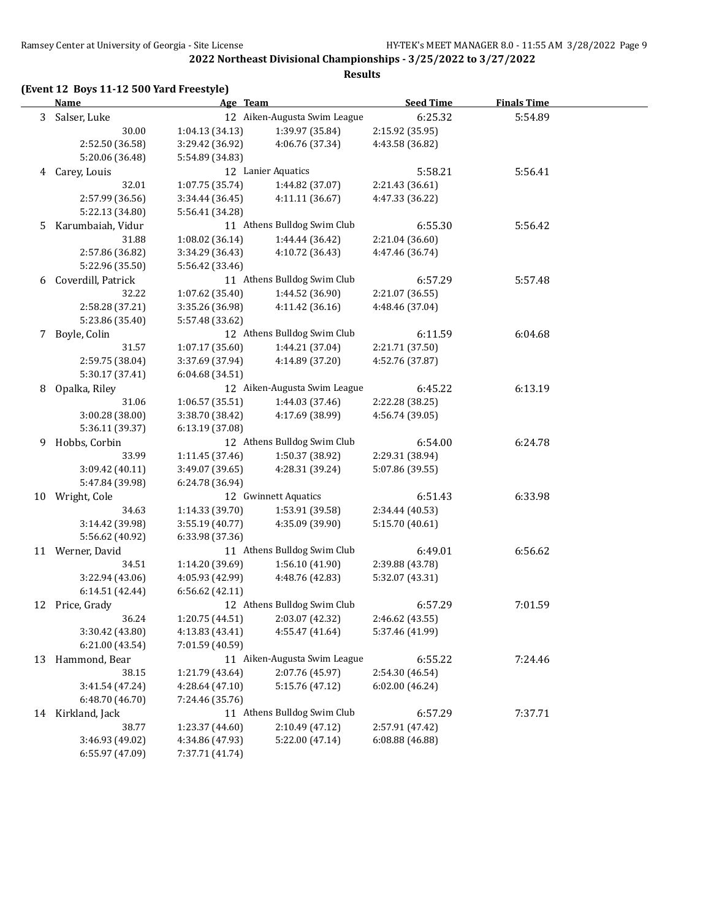## 2022 Northeast Divisional Championships - 3/25/2022 to 3/27/2022

### Results

**(Event 12 Boys 11-12 500 Yard Freestyle)**

| | Name | Age | Team | Seed Time | Finals Time |
|---|---|---|---|---|---|
| 3 | Salser, Luke | 12 | Aiken-Augusta Swim League | 6:25.32 | 5:54.89 |
| | 30.00 | 1:04.13 (34.13) | 1:39.97 (35.84) | 2:15.92 (35.95) | |
| | 2:52.50 (36.58) | 3:29.42 (36.92) | 4:06.76 (37.34) | 4:43.58 (36.82) | |
| | 5:20.06 (36.48) | 5:54.89 (34.83) | | | |
| 4 | Carey, Louis | 12 | Lanier Aquatics | 5:58.21 | 5:56.41 |
| | 32.01 | 1:07.75 (35.74) | 1:44.82 (37.07) | 2:21.43 (36.61) | |
| | 2:57.99 (36.56) | 3:34.44 (36.45) | 4:11.11 (36.67) | 4:47.33 (36.22) | |
| | 5:22.13 (34.80) | 5:56.41 (34.28) | | | |
| 5 | Karumbaiah, Vidur | 11 | Athens Bulldog Swim Club | 6:55.30 | 5:56.42 |
| | 31.88 | 1:08.02 (36.14) | 1:44.44 (36.42) | 2:21.04 (36.60) | |
| | 2:57.86 (36.82) | 3:34.29 (36.43) | 4:10.72 (36.43) | 4:47.46 (36.74) | |
| | 5:22.96 (35.50) | 5:56.42 (33.46) | | | |
| 6 | Coverdill, Patrick | 11 | Athens Bulldog Swim Club | 6:57.29 | 5:57.48 |
| | 32.22 | 1:07.62 (35.40) | 1:44.52 (36.90) | 2:21.07 (36.55) | |
| | 2:58.28 (37.21) | 3:35.26 (36.98) | 4:11.42 (36.16) | 4:48.46 (37.04) | |
| | 5:23.86 (35.40) | 5:57.48 (33.62) | | | |
| 7 | Boyle, Colin | 12 | Athens Bulldog Swim Club | 6:11.59 | 6:04.68 |
| | 31.57 | 1:07.17 (35.60) | 1:44.21 (37.04) | 2:21.71 (37.50) | |
| | 2:59.75 (38.04) | 3:37.69 (37.94) | 4:14.89 (37.20) | 4:52.76 (37.87) | |
| | 5:30.17 (37.41) | 6:04.68 (34.51) | | | |
| 8 | Opalka, Riley | 12 | Aiken-Augusta Swim League | 6:45.22 | 6:13.19 |
| | 31.06 | 1:06.57 (35.51) | 1:44.03 (37.46) | 2:22.28 (38.25) | |
| | 3:00.28 (38.00) | 3:38.70 (38.42) | 4:17.69 (38.99) | 4:56.74 (39.05) | |
| | 5:36.11 (39.37) | 6:13.19 (37.08) | | | |
| 9 | Hobbs, Corbin | 12 | Athens Bulldog Swim Club | 6:54.00 | 6:24.78 |
| | 33.99 | 1:11.45 (37.46) | 1:50.37 (38.92) | 2:29.31 (38.94) | |
| | 3:09.42 (40.11) | 3:49.07 (39.65) | 4:28.31 (39.24) | 5:07.86 (39.55) | |
| | 5:47.84 (39.98) | 6:24.78 (36.94) | | | |
| 10 | Wright, Cole | 12 | Gwinnett Aquatics | 6:51.43 | 6:33.98 |
| | 34.63 | 1:14.33 (39.70) | 1:53.91 (39.58) | 2:34.44 (40.53) | |
| | 3:14.42 (39.98) | 3:55.19 (40.77) | 4:35.09 (39.90) | 5:15.70 (40.61) | |
| | 5:56.62 (40.92) | 6:33.98 (37.36) | | | |
| 11 | Werner, David | 11 | Athens Bulldog Swim Club | 6:49.01 | 6:56.62 |
| | 34.51 | 1:14.20 (39.69) | 1:56.10 (41.90) | 2:39.88 (43.78) | |
| | 3:22.94 (43.06) | 4:05.93 (42.99) | 4:48.76 (42.83) | 5:32.07 (43.31) | |
| | 6:14.51 (42.44) | 6:56.62 (42.11) | | | |
| 12 | Price, Grady | 12 | Athens Bulldog Swim Club | 6:57.29 | 7:01.59 |
| | 36.24 | 1:20.75 (44.51) | 2:03.07 (42.32) | 2:46.62 (43.55) | |
| | 3:30.42 (43.80) | 4:13.83 (43.41) | 4:55.47 (41.64) | 5:37.46 (41.99) | |
| | 6:21.00 (43.54) | 7:01.59 (40.59) | | | |
| 13 | Hammond, Bear | 11 | Aiken-Augusta Swim League | 6:55.22 | 7:24.46 |
| | 38.15 | 1:21.79 (43.64) | 2:07.76 (45.97) | 2:54.30 (46.54) | |
| | 3:41.54 (47.24) | 4:28.64 (47.10) | 5:15.76 (47.12) | 6:02.00 (46.24) | |
| | 6:48.70 (46.70) | 7:24.46 (35.76) | | | |
| 14 | Kirkland, Jack | 11 | Athens Bulldog Swim Club | 6:57.29 | 7:37.71 |
| | 38.77 | 1:23.37 (44.60) | 2:10.49 (47.12) | 2:57.91 (47.42) | |
| | 3:46.93 (49.02) | 4:34.86 (47.93) | 5:22.00 (47.14) | 6:08.88 (46.88) | |
| | 6:55.97 (47.09) | 7:37.71 (41.74) | | | |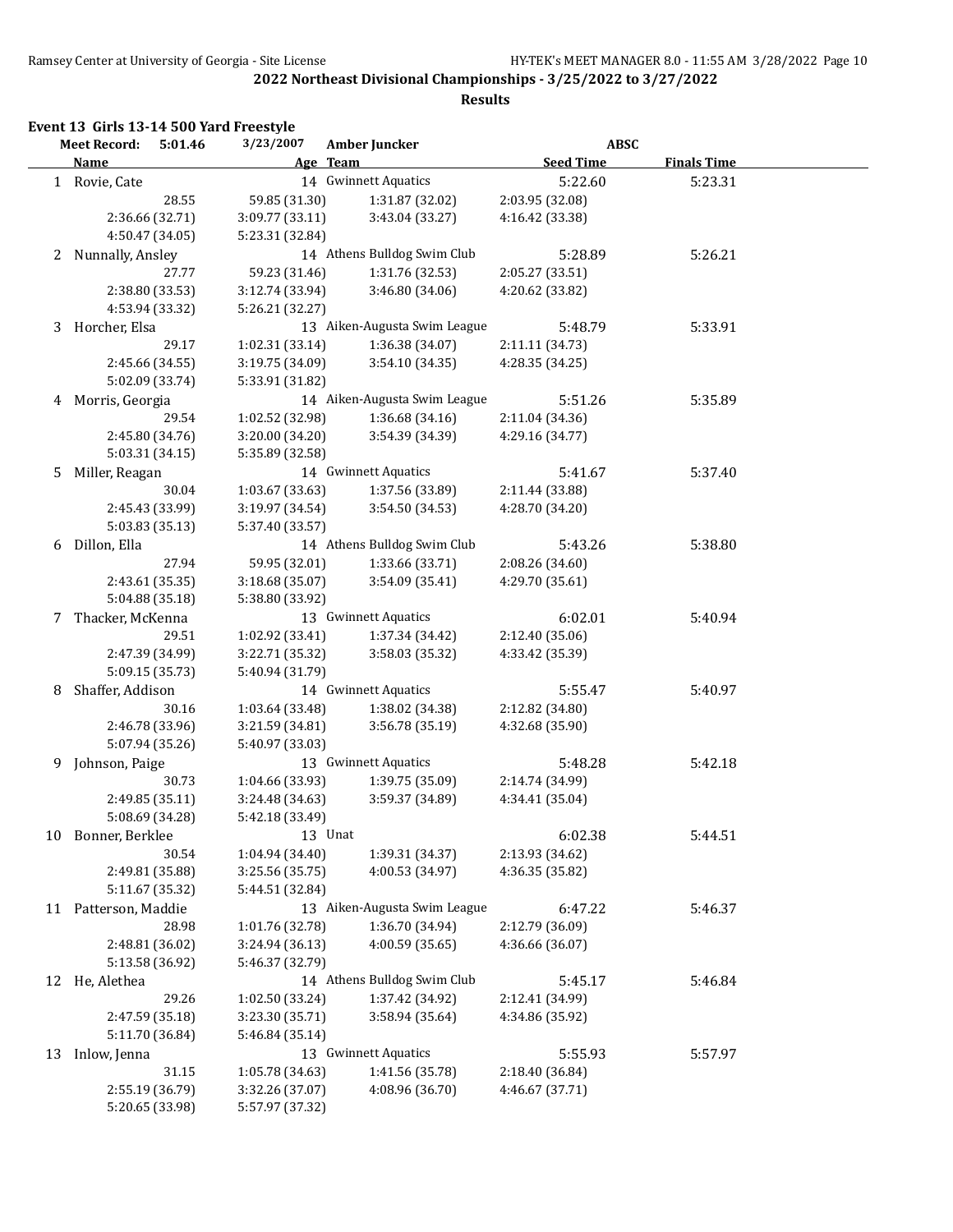**2022 Northeast Divisional Championships - 3/25/2022 to 3/27/2022**

**Results**

### Event 13 Girls 13-14 500 Yard Freestyle

| Meet Record: 5:01.46 | 3/23/2007 | Amber Junker | ABSC | |
|---|---|---|---|---|

| | Name | Age | Team | Seed Time | Finals Time |
|---|---|---|---|---|---|
| 1 | Rovie, Cate | 14 | Gwinnett Aquatics | 5:22.60 | 5:23.31 |
| | 28.55 | 59.85 (31.30) | 1:31.87 (32.02) | 2:03.95 (32.08) | |
| | 2:36.66 (32.71) | 3:09.77 (33.11) | 3:43.04 (33.27) | 4:16.42 (33.38) | |
| | 4:50.47 (34.05) | 5:23.31 (32.84) | | | |
| 2 | Nunnally, Ansley | 14 | Athens Bulldog Swim Club | 5:28.89 | 5:26.21 |
| | 27.77 | 59.23 (31.46) | 1:31.76 (32.53) | 2:05.27 (33.51) | |
| | 2:38.80 (33.53) | 3:12.74 (33.94) | 3:46.80 (34.06) | 4:20.62 (33.82) | |
| | 4:53.94 (33.32) | 5:26.21 (32.27) | | | |
| 3 | Horcher, Elsa | 13 | Aiken-Augusta Swim League | 5:48.79 | 5:33.91 |
| | 29.17 | 1:02.31 (33.14) | 1:36.38 (34.07) | 2:11.11 (34.73) | |
| | 2:45.66 (34.55) | 3:19.75 (34.09) | 3:54.10 (34.35) | 4:28.35 (34.25) | |
| | 5:02.09 (33.74) | 5:33.91 (31.82) | | | |
| 4 | Morris, Georgia | 14 | Aiken-Augusta Swim League | 5:51.26 | 5:35.89 |
| | 29.54 | 1:02.52 (32.98) | 1:36.68 (34.16) | 2:11.04 (34.36) | |
| | 2:45.80 (34.76) | 3:20.00 (34.20) | 3:54.39 (34.39) | 4:29.16 (34.77) | |
| | 5:03.31 (34.15) | 5:35.89 (32.58) | | | |
| 5 | Miller, Reagan | 14 | Gwinnett Aquatics | 5:41.67 | 5:37.40 |
| | 30.04 | 1:03.67 (33.63) | 1:37.56 (33.89) | 2:11.44 (33.88) | |
| | 2:45.43 (33.99) | 3:19.97 (34.54) | 3:54.50 (34.53) | 4:28.70 (34.20) | |
| | 5:03.83 (35.13) | 5:37.40 (33.57) | | | |
| 6 | Dillon, Ella | 14 | Athens Bulldog Swim Club | 5:43.26 | 5:38.80 |
| | 27.94 | 59.95 (32.01) | 1:33.66 (33.71) | 2:08.26 (34.60) | |
| | 2:43.61 (35.35) | 3:18.68 (35.07) | 3:54.09 (35.41) | 4:29.70 (35.61) | |
| | 5:04.88 (35.18) | 5:38.80 (33.92) | | | |
| 7 | Thacker, McKenna | 13 | Gwinnett Aquatics | 6:02.01 | 5:40.94 |
| | 29.51 | 1:02.92 (33.41) | 1:37.34 (34.42) | 2:12.40 (35.06) | |
| | 2:47.39 (34.99) | 3:22.71 (35.32) | 3:58.03 (35.32) | 4:33.42 (35.39) | |
| | 5:09.15 (35.73) | 5:40.94 (31.79) | | | |
| 8 | Shaffer, Addison | 14 | Gwinnett Aquatics | 5:55.47 | 5:40.97 |
| | 30.16 | 1:03.64 (33.48) | 1:38.02 (34.38) | 2:12.82 (34.80) | |
| | 2:46.78 (33.96) | 3:21.59 (34.81) | 3:56.78 (35.19) | 4:32.68 (35.90) | |
| | 5:07.94 (35.26) | 5:40.97 (33.03) | | | |
| 9 | Johnson, Paige | 13 | Gwinnett Aquatics | 5:48.28 | 5:42.18 |
| | 30.73 | 1:04.66 (33.93) | 1:39.75 (35.09) | 2:14.74 (34.99) | |
| | 2:49.85 (35.11) | 3:24.48 (34.63) | 3:59.37 (34.89) | 4:34.41 (35.04) | |
| | 5:08.69 (34.28) | 5:42.18 (33.49) | | | |
| 10 | Bonner, Berklee | 13 | Unat | 6:02.38 | 5:44.51 |
| | 30.54 | 1:04.94 (34.40) | 1:39.31 (34.37) | 2:13.93 (34.62) | |
| | 2:49.81 (35.88) | 3:25.56 (35.75) | 4:00.53 (34.97) | 4:36.35 (35.82) | |
| | 5:11.67 (35.32) | 5:44.51 (32.84) | | | |
| 11 | Patterson, Maddie | 13 | Aiken-Augusta Swim League | 6:47.22 | 5:46.37 |
| | 28.98 | 1:01.76 (32.78) | 1:36.70 (34.94) | 2:12.79 (36.09) | |
| | 2:48.81 (36.02) | 3:24.94 (36.13) | 4:00.59 (35.65) | 4:36.66 (36.07) | |
| | 5:13.58 (36.92) | 5:46.37 (32.79) | | | |
| 12 | He, Alethea | 14 | Athens Bulldog Swim Club | 5:45.17 | 5:46.84 |
| | 29.26 | 1:02.50 (33.24) | 1:37.42 (34.92) | 2:12.41 (34.99) | |
| | 2:47.59 (35.18) | 3:23.30 (35.71) | 3:58.94 (35.64) | 4:34.86 (35.92) | |
| | 5:11.70 (36.84) | 5:46.84 (35.14) | | | |
| 13 | Inlow, Jenna | 13 | Gwinnett Aquatics | 5:55.93 | 5:57.97 |
| | 31.15 | 1:05.78 (34.63) | 1:41.56 (35.78) | 2:18.40 (36.84) | |
| | 2:55.19 (36.79) | 3:32.26 (37.07) | 4:08.96 (36.70) | 4:46.67 (37.71) | |
| | 5:20.65 (33.98) | 5:57.97 (37.32) | | | |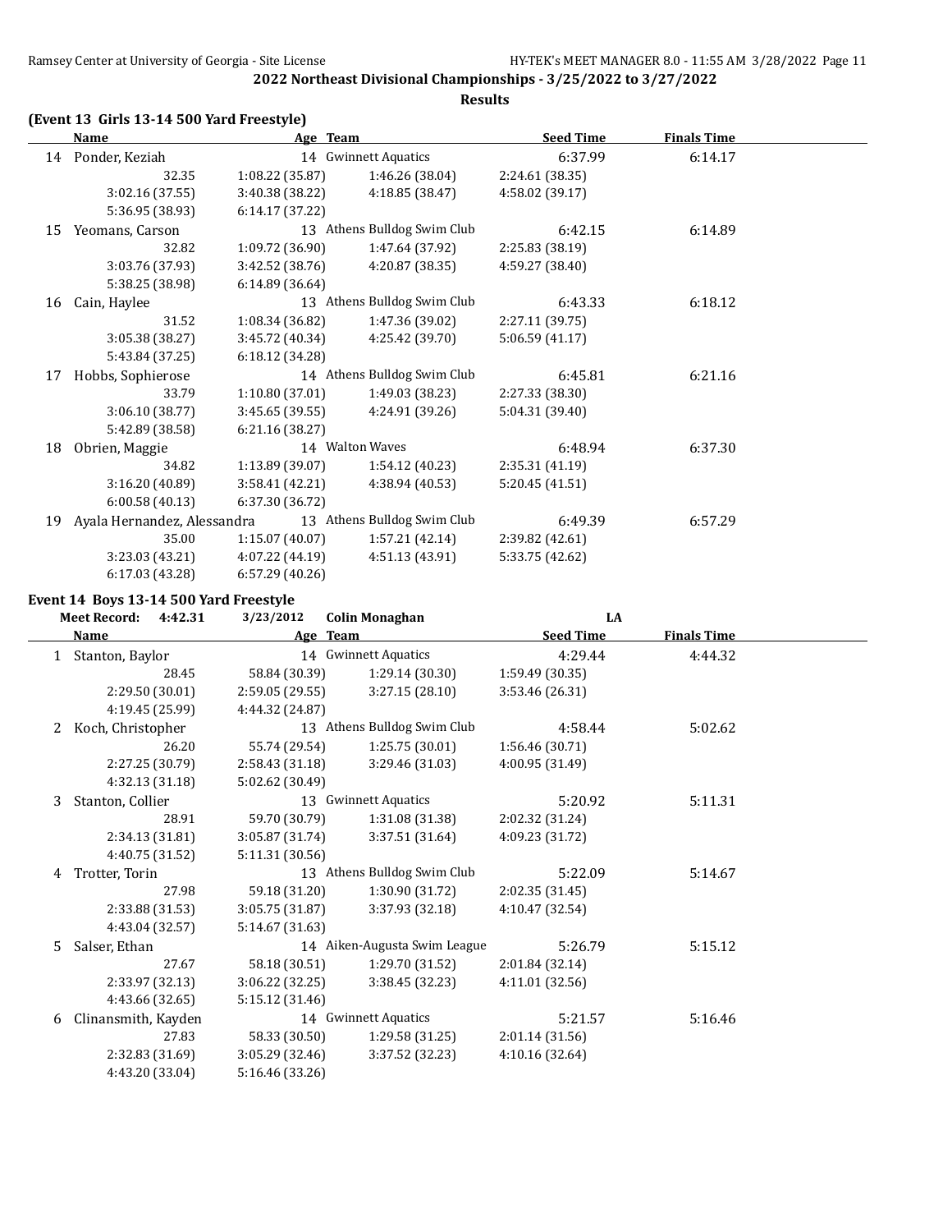**2022 Northeast Divisional Championships - 3/25/2022 to 3/27/2022**

**Results**

### (Event 13 Girls 13-14 500 Yard Freestyle)

| | Name | Age | Team | Seed Time | Finals Time |
|---|---|---|---|---|---|
| 14 | Ponder, Keziah | 14 | Gwinnett Aquatics | 6:37.99 | 6:14.17 |
| | 32.35 | 1:08.22 (35.87) | 1:46.26 (38.04) | 2:24.61 (38.35) | |
| | 3:02.16 (37.55) | 3:40.38 (38.22) | 4:18.85 (38.47) | 4:58.02 (39.17) | |
| | 5:36.95 (38.93) | 6:14.17 (37.22) | | | |
| 15 | Yeomans, Carson | 13 | Athens Bulldog Swim Club | 6:42.15 | 6:14.89 |
| | 32.82 | 1:09.72 (36.90) | 1:47.64 (37.92) | 2:25.83 (38.19) | |
| | 3:03.76 (37.93) | 3:42.52 (38.76) | 4:20.87 (38.35) | 4:59.27 (38.40) | |
| | 5:38.25 (38.98) | 6:14.89 (36.64) | | | |
| 16 | Cain, Haylee | 13 | Athens Bulldog Swim Club | 6:43.33 | 6:18.12 |
| | 31.52 | 1:08.34 (36.82) | 1:47.36 (39.02) | 2:27.11 (39.75) | |
| | 3:05.38 (38.27) | 3:45.72 (40.34) | 4:25.42 (39.70) | 5:06.59 (41.17) | |
| | 5:43.84 (37.25) | 6:18.12 (34.28) | | | |
| 17 | Hobbs, Sophierose | 14 | Athens Bulldog Swim Club | 6:45.81 | 6:21.16 |
| | 33.79 | 1:10.80 (37.01) | 1:49.03 (38.23) | 2:27.33 (38.30) | |
| | 3:06.10 (38.77) | 3:45.65 (39.55) | 4:24.91 (39.26) | 5:04.31 (39.40) | |
| | 5:42.89 (38.58) | 6:21.16 (38.27) | | | |
| 18 | Obrien, Maggie | 14 | Walton Waves | 6:48.94 | 6:37.30 |
| | 34.82 | 1:13.89 (39.07) | 1:54.12 (40.23) | 2:35.31 (41.19) | |
| | 3:16.20 (40.89) | 3:58.41 (42.21) | 4:38.94 (40.53) | 5:20.45 (41.51) | |
| | 6:00.58 (40.13) | 6:37.30 (36.72) | | | |
| 19 | Ayala Hernandez, Alessandra | 13 | Athens Bulldog Swim Club | 6:49.39 | 6:57.29 |
| | 35.00 | 1:15.07 (40.07) | 1:57.21 (42.14) | 2:39.82 (42.61) | |
| | 3:23.03 (43.21) | 4:07.22 (44.19) | 4:51.13 (43.91) | 5:33.75 (42.62) | |
| | 6:17.03 (43.28) | 6:57.29 (40.26) | | | |

### Event 14 Boys 13-14 500 Yard Freestyle

Meet Record: 4:42.31 3/23/2012 Colin Monaghan LA

| | Name | Age | Team | Seed Time | Finals Time |
|---|---|---|---|---|---|
| 1 | Stanton, Baylor | 14 | Gwinnett Aquatics | 4:29.44 | 4:44.32 |
| | 28.45 | 58.84 (30.39) | 1:29.14 (30.30) | 1:59.49 (30.35) | |
| | 2:29.50 (30.01) | 2:59.05 (29.55) | 3:27.15 (28.10) | 3:53.46 (26.31) | |
| | 4:19.45 (25.99) | 4:44.32 (24.87) | | | |
| 2 | Koch, Christopher | 13 | Athens Bulldog Swim Club | 4:58.44 | 5:02.62 |
| | 26.20 | 55.74 (29.54) | 1:25.75 (30.01) | 1:56.46 (30.71) | |
| | 2:27.25 (30.79) | 2:58.43 (31.18) | 3:29.46 (31.03) | 4:00.95 (31.49) | |
| | 4:32.13 (31.18) | 5:02.62 (30.49) | | | |
| 3 | Stanton, Collier | 13 | Gwinnett Aquatics | 5:20.92 | 5:11.31 |
| | 28.91 | 59.70 (30.79) | 1:31.08 (31.38) | 2:02.32 (31.24) | |
| | 2:34.13 (31.81) | 3:05.87 (31.74) | 3:37.51 (31.64) | 4:09.23 (31.72) | |
| | 4:40.75 (31.52) | 5:11.31 (30.56) | | | |
| 4 | Trotter, Torin | 13 | Athens Bulldog Swim Club | 5:22.09 | 5:14.67 |
| | 27.98 | 59.18 (31.20) | 1:30.90 (31.72) | 2:02.35 (31.45) | |
| | 2:33.88 (31.53) | 3:05.75 (31.87) | 3:37.93 (32.18) | 4:10.47 (32.54) | |
| | 4:43.04 (32.57) | 5:14.67 (31.63) | | | |
| 5 | Salser, Ethan | 14 | Aiken-Augusta Swim League | 5:26.79 | 5:15.12 |
| | 27.67 | 58.18 (30.51) | 1:29.70 (31.52) | 2:01.84 (32.14) | |
| | 2:33.97 (32.13) | 3:06.22 (32.25) | 3:38.45 (32.23) | 4:11.01 (32.56) | |
| | 4:43.66 (32.65) | 5:15.12 (31.46) | | | |
| 6 | Clinansmith, Kayden | 14 | Gwinnett Aquatics | 5:21.57 | 5:16.46 |
| | 27.83 | 58.33 (30.50) | 1:29.58 (31.25) | 2:01.14 (31.56) | |
| | 2:32.83 (31.69) | 3:05.29 (32.46) | 3:37.52 (32.23) | 4:10.16 (32.64) | |
| | 4:43.20 (33.04) | 5:16.46 (33.26) | | | |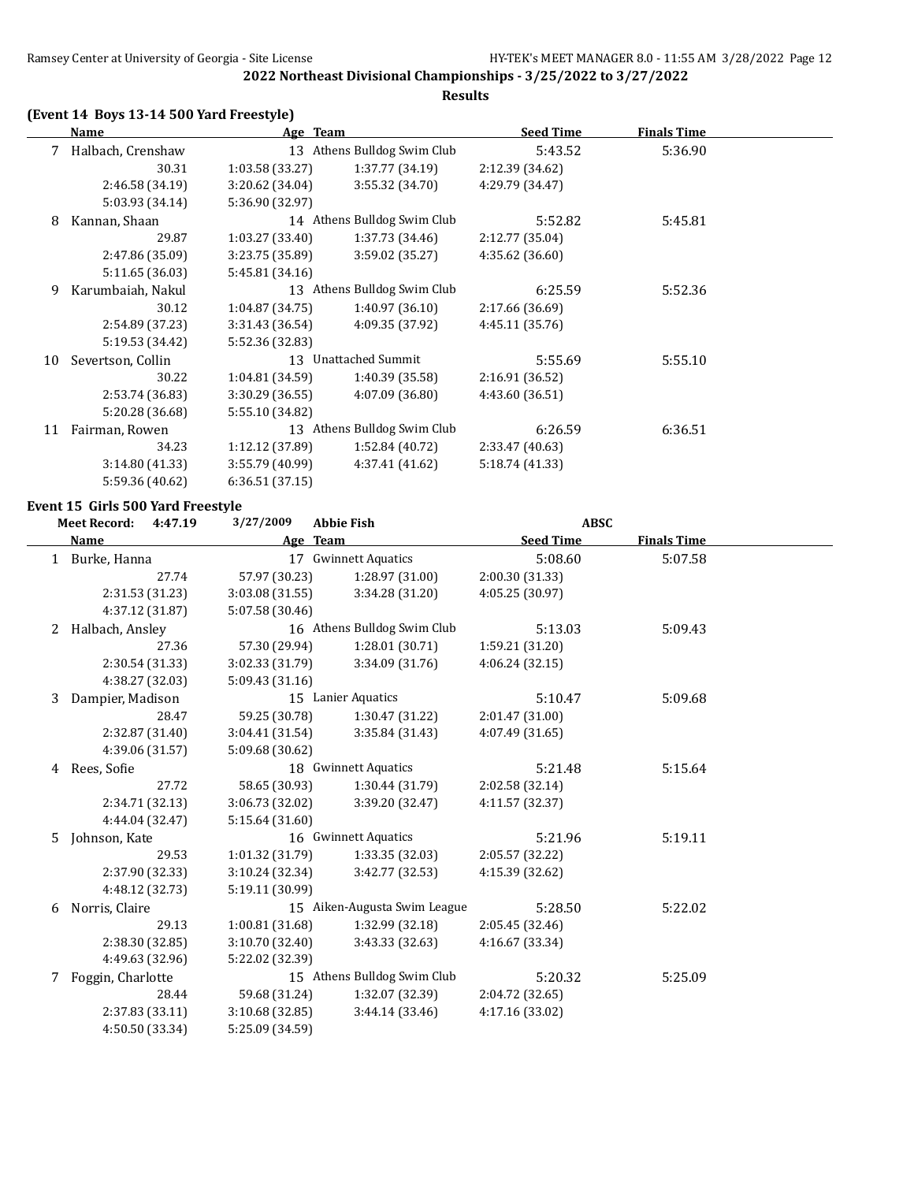## 2022 Northeast Divisional Championships - 3/25/2022 to 3/27/2022

### Results

### (Event 14 Boys 13-14 500 Yard Freestyle)

| | Name | Age | Team | Seed Time | Finals Time |
|---|---|---|---|---|---|
| 7 | Halbach, Crenshaw | 13 | Athens Bulldog Swim Club | 5:43.52 | 5:36.90 |
| | 30.31 | 1:03.58 (33.27) | 1:37.77 (34.19) | 2:12.39 (34.62) | |
| | 2:46.58 (34.19) | 3:20.62 (34.04) | 3:55.32 (34.70) | 4:29.79 (34.47) | |
| | 5:03.93 (34.14) | 5:36.90 (32.97) | | | |
| 8 | Kannan, Shaan | 14 | Athens Bulldog Swim Club | 5:52.82 | 5:45.81 |
| | 29.87 | 1:03.27 (33.40) | 1:37.73 (34.46) | 2:12.77 (35.04) | |
| | 2:47.86 (35.09) | 3:23.75 (35.89) | 3:59.02 (35.27) | 4:35.62 (36.60) | |
| | 5:11.65 (36.03) | 5:45.81 (34.16) | | | |
| 9 | Karumbaiah, Nakul | 13 | Athens Bulldog Swim Club | 6:25.59 | 5:52.36 |
| | 30.12 | 1:04.87 (34.75) | 1:40.97 (36.10) | 2:17.66 (36.69) | |
| | 2:54.89 (37.23) | 3:31.43 (36.54) | 4:09.35 (37.92) | 4:45.11 (35.76) | |
| | 5:19.53 (34.42) | 5:52.36 (32.83) | | | |
| 10 | Severtson, Collin | 13 | Unattached Summit | 5:55.69 | 5:55.10 |
| | 30.22 | 1:04.81 (34.59) | 1:40.39 (35.58) | 2:16.91 (36.52) | |
| | 2:53.74 (36.83) | 3:30.29 (36.55) | 4:07.09 (36.80) | 4:43.60 (36.51) | |
| | 5:20.28 (36.68) | 5:55.10 (34.82) | | | |
| 11 | Fairman, Rowen | 13 | Athens Bulldog Swim Club | 6:26.59 | 6:36.51 |
| | 34.23 | 1:12.12 (37.89) | 1:52.84 (40.72) | 2:33.47 (40.63) | |
| | 3:14.80 (41.33) | 3:55.79 (40.99) | 4:37.41 (41.62) | 5:18.74 (41.33) | |
| | 5:59.36 (40.62) | 6:36.51 (37.15) | | | |

### Event 15 Girls 500 Yard Freestyle

**Meet Record:** 4:47.19 3/27/2009 **Abbie Fish** **ABSC**

| | Name | Age | Team | Seed Time | Finals Time |
|---|---|---|---|---|---|
| 1 | Burke, Hanna | 17 | Gwinnett Aquatics | 5:08.60 | 5:07.58 |
| | 27.74 | 57.97 (30.23) | 1:28.97 (31.00) | 2:00.30 (31.33) | |
| | 2:31.53 (31.23) | 3:03.08 (31.55) | 3:34.28 (31.20) | 4:05.25 (30.97) | |
| | 4:37.12 (31.87) | 5:07.58 (30.46) | | | |
| 2 | Halbach, Ansley | 16 | Athens Bulldog Swim Club | 5:13.03 | 5:09.43 |
| | 27.36 | 57.30 (29.94) | 1:28.01 (30.71) | 1:59.21 (31.20) | |
| | 2:30.54 (31.33) | 3:02.33 (31.79) | 3:34.09 (31.76) | 4:06.24 (32.15) | |
| | 4:38.27 (32.03) | 5:09.43 (31.16) | | | |
| 3 | Dampier, Madison | 15 | Lanier Aquatics | 5:10.47 | 5:09.68 |
| | 28.47 | 59.25 (30.78) | 1:30.47 (31.22) | 2:01.47 (31.00) | |
| | 2:32.87 (31.40) | 3:04.41 (31.54) | 3:35.84 (31.43) | 4:07.49 (31.65) | |
| | 4:39.06 (31.57) | 5:09.68 (30.62) | | | |
| 4 | Rees, Sofie | 18 | Gwinnett Aquatics | 5:21.48 | 5:15.64 |
| | 27.72 | 58.65 (30.93) | 1:30.44 (31.79) | 2:02.58 (32.14) | |
| | 2:34.71 (32.13) | 3:06.73 (32.02) | 3:39.20 (32.47) | 4:11.57 (32.37) | |
| | 4:44.04 (32.47) | 5:15.64 (31.60) | | | |
| 5 | Johnson, Kate | 16 | Gwinnett Aquatics | 5:21.96 | 5:19.11 |
| | 29.53 | 1:01.32 (31.79) | 1:33.35 (32.03) | 2:05.57 (32.22) | |
| | 2:37.90 (32.33) | 3:10.24 (32.34) | 3:42.77 (32.53) | 4:15.39 (32.62) | |
| | 4:48.12 (32.73) | 5:19.11 (30.99) | | | |
| 6 | Norris, Claire | 15 | Aiken-Augusta Swim League | 5:28.50 | 5:22.02 |
| | 29.13 | 1:00.81 (31.68) | 1:32.99 (32.18) | 2:05.45 (32.46) | |
| | 2:38.30 (32.85) | 3:10.70 (32.40) | 3:43.33 (32.63) | 4:16.67 (33.34) | |
| | 4:49.63 (32.96) | 5:22.02 (32.39) | | | |
| 7 | Foggin, Charlotte | 15 | Athens Bulldog Swim Club | 5:20.32 | 5:25.09 |
| | 28.44 | 59.68 (31.24) | 1:32.07 (32.39) | 2:04.72 (32.65) | |
| | 2:37.83 (33.11) | 3:10.68 (32.85) | 3:44.14 (33.46) | 4:17.16 (33.02) | |
| | 4:50.50 (33.34) | 5:25.09 (34.59) | | | |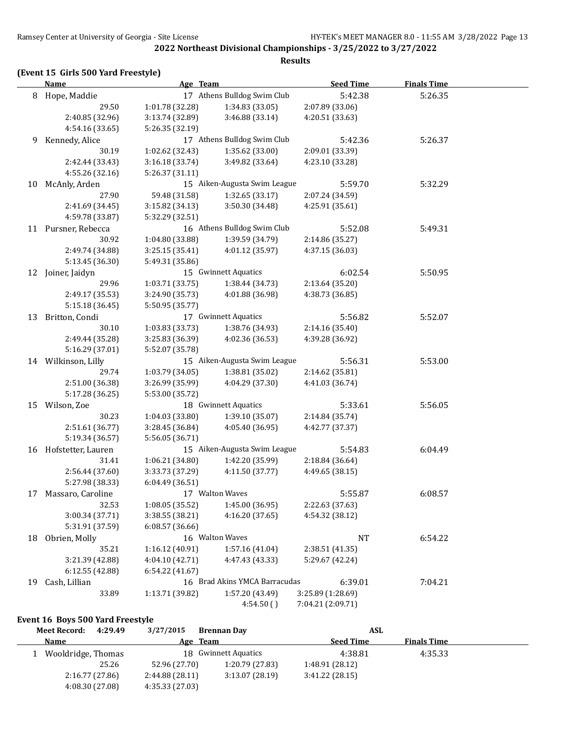## 2022 Northeast Divisional Championships - 3/25/2022 to 3/27/2022

### Results

**(Event 15 Girls 500 Yard Freestyle)**

| | Name | Age | Team | Seed Time | Finals Time |
|---|---|---|---|---|---|
| 8 | Hope, Maddie | 17 | Athens Bulldog Swim Club | 5:42.38 | 5:26.35 |
| | 29.50 | 1:01.78 (32.28) | 1:34.83 (33.05) | 2:07.89 (33.06) | |
| | 2:40.85 (32.96) | 3:13.74 (32.89) | 3:46.88 (33.14) | 4:20.51 (33.63) | |
| | 4:54.16 (33.65) | 5:26.35 (32.19) | | | |
| 9 | Kennedy, Alice | 17 | Athens Bulldog Swim Club | 5:42.36 | 5:26.37 |
| | 30.19 | 1:02.62 (32.43) | 1:35.62 (33.00) | 2:09.01 (33.39) | |
| | 2:42.44 (33.43) | 3:16.18 (33.74) | 3:49.82 (33.64) | 4:23.10 (33.28) | |
| | 4:55.26 (32.16) | 5:26.37 (31.11) | | | |
| 10 | McAnly, Arden | 15 | Aiken-Augusta Swim League | 5:59.70 | 5:32.29 |
| | 27.90 | 59.48 (31.58) | 1:32.65 (33.17) | 2:07.24 (34.59) | |
| | 2:41.69 (34.45) | 3:15.82 (34.13) | 3:50.30 (34.48) | 4:25.91 (35.61) | |
| | 4:59.78 (33.87) | 5:32.29 (32.51) | | | |
| 11 | Pursner, Rebecca | 16 | Athens Bulldog Swim Club | 5:52.08 | 5:49.31 |
| | 30.92 | 1:04.80 (33.88) | 1:39.59 (34.79) | 2:14.86 (35.27) | |
| | 2:49.74 (34.88) | 3:25.15 (35.41) | 4:01.12 (35.97) | 4:37.15 (36.03) | |
| | 5:13.45 (36.30) | 5:49.31 (35.86) | | | |
| 12 | Joiner, Jaidyn | 15 | Gwinnett Aquatics | 6:02.54 | 5:50.95 |
| | 29.96 | 1:03.71 (33.75) | 1:38.44 (34.73) | 2:13.64 (35.20) | |
| | 2:49.17 (35.53) | 3:24.90 (35.73) | 4:01.88 (36.98) | 4:38.73 (36.85) | |
| | 5:15.18 (36.45) | 5:50.95 (35.77) | | | |
| 13 | Britton, Condi | 17 | Gwinnett Aquatics | 5:56.82 | 5:52.07 |
| | 30.10 | 1:03.83 (33.73) | 1:38.76 (34.93) | 2:14.16 (35.40) | |
| | 2:49.44 (35.28) | 3:25.83 (36.39) | 4:02.36 (36.53) | 4:39.28 (36.92) | |
| | 5:16.29 (37.01) | 5:52.07 (35.78) | | | |
| 14 | Wilkinson, Lilly | 15 | Aiken-Augusta Swim League | 5:56.31 | 5:53.00 |
| | 29.74 | 1:03.79 (34.05) | 1:38.81 (35.02) | 2:14.62 (35.81) | |
| | 2:51.00 (36.38) | 3:26.99 (35.99) | 4:04.29 (37.30) | 4:41.03 (36.74) | |
| | 5:17.28 (36.25) | 5:53.00 (35.72) | | | |
| 15 | Wilson, Zoe | 18 | Gwinnett Aquatics | 5:33.61 | 5:56.05 |
| | 30.23 | 1:04.03 (33.80) | 1:39.10 (35.07) | 2:14.84 (35.74) | |
| | 2:51.61 (36.77) | 3:28.45 (36.84) | 4:05.40 (36.95) | 4:42.77 (37.37) | |
| | 5:19.34 (36.57) | 5:56.05 (36.71) | | | |
| 16 | Hofstetter, Lauren | 15 | Aiken-Augusta Swim League | 5:54.83 | 6:04.49 |
| | 31.41 | 1:06.21 (34.80) | 1:42.20 (35.99) | 2:18.84 (36.64) | |
| | 2:56.44 (37.60) | 3:33.73 (37.29) | 4:11.50 (37.77) | 4:49.65 (38.15) | |
| | 5:27.98 (38.33) | 6:04.49 (36.51) | | | |
| 17 | Massaro, Caroline | 17 | Walton Waves | 5:55.87 | 6:08.57 |
| | 32.53 | 1:08.05 (35.52) | 1:45.00 (36.95) | 2:22.63 (37.63) | |
| | 3:00.34 (37.71) | 3:38.55 (38.21) | 4:16.20 (37.65) | 4:54.32 (38.12) | |
| | 5:31.91 (37.59) | 6:08.57 (36.66) | | | |
| 18 | Obrien, Molly | 16 | Walton Waves | NT | 6:54.22 |
| | 35.21 | 1:16.12 (40.91) | 1:57.16 (41.04) | 2:38.51 (41.35) | |
| | 3:21.39 (42.88) | 4:04.10 (42.71) | 4:47.43 (43.33) | 5:29.67 (42.24) | |
| | 6:12.55 (42.88) | 6:54.22 (41.67) | | | |
| 19 | Cash, Lillian | 16 | Brad Akins YMCA Barracudas | 6:39.01 | 7:04.21 |
| | 33.89 | 1:13.71 (39.82) | 1:57.20 (43.49) | 3:25.89 (1:28.69) | |
| | | | 4:54.50 ( ) | 7:04.21 (2:09.71) | |

### Event 16 Boys 500 Yard Freestyle

**Meet Record:** 4:29.49 3/27/2015 **Brennan Day** ASL

| | Name | Age | Team | Seed Time | Finals Time |
|---|---|---|---|---|---|
| 1 | Wooldridge, Thomas | 18 | Gwinnett Aquatics | 4:38.81 | 4:35.33 |
| | 25.26 | 52.96 (27.70) | 1:20.79 (27.83) | 1:48.91 (28.12) | |
| | 2:16.77 (27.86) | 2:44.88 (28.11) | 3:13.07 (28.19) | 3:41.22 (28.15) | |
| | 4:08.30 (27.08) | 4:35.33 (27.03) | | | |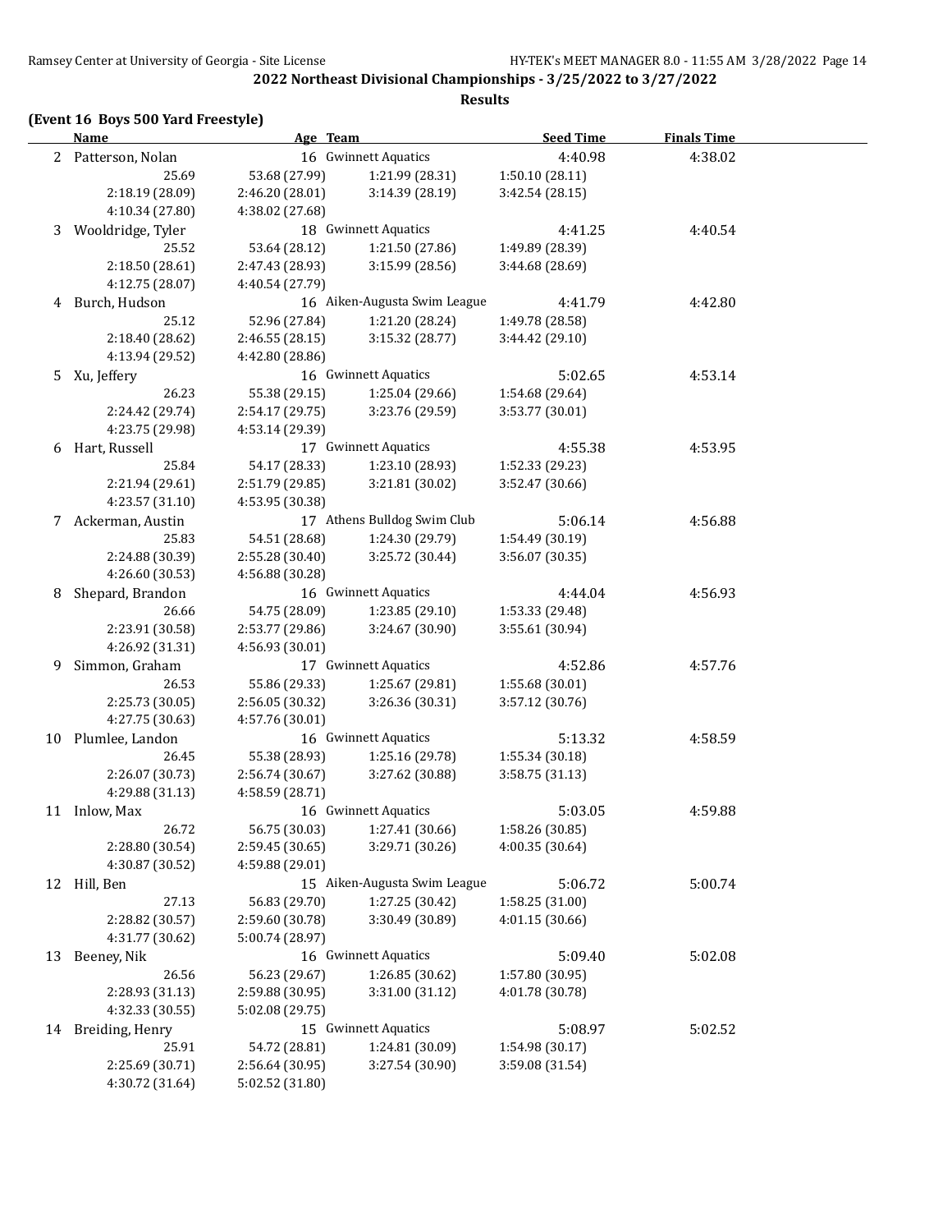## 2022 Northeast Divisional Championships - 3/25/2022 to 3/27/2022

### Results

**(Event 16 Boys 500 Yard Freestyle)**

| | Name | Age | Team | Seed Time | Finals Time |
|---|---|---|---|---|---|
| 2 | Patterson, Nolan | 16 | Gwinnett Aquatics | 4:40.98 | 4:38.02 |
| | 25.69 | 53.68 (27.99) | 1:21.99 (28.31) | 1:50.10 (28.11) | |
| | 2:18.19 (28.09) | 2:46.20 (28.01) | 3:14.39 (28.19) | 3:42.54 (28.15) | |
| | 4:10.34 (27.80) | 4:38.02 (27.68) | | | |
| 3 | Wooldridge, Tyler | 18 | Gwinnett Aquatics | 4:41.25 | 4:40.54 |
| | 25.52 | 53.64 (28.12) | 1:21.50 (27.86) | 1:49.89 (28.39) | |
| | 2:18.50 (28.61) | 2:47.43 (28.93) | 3:15.99 (28.56) | 3:44.68 (28.69) | |
| | 4:12.75 (28.07) | 4:40.54 (27.79) | | | |
| 4 | Burch, Hudson | 16 | Aiken-Augusta Swim League | 4:41.79 | 4:42.80 |
| | 25.12 | 52.96 (27.84) | 1:21.20 (28.24) | 1:49.78 (28.58) | |
| | 2:18.40 (28.62) | 2:46.55 (28.15) | 3:15.32 (28.77) | 3:44.42 (29.10) | |
| | 4:13.94 (29.52) | 4:42.80 (28.86) | | | |
| 5 | Xu, Jeffery | 16 | Gwinnett Aquatics | 5:02.65 | 4:53.14 |
| | 26.23 | 55.38 (29.15) | 1:25.04 (29.66) | 1:54.68 (29.64) | |
| | 2:24.42 (29.74) | 2:54.17 (29.75) | 3:23.76 (29.59) | 3:53.77 (30.01) | |
| | 4:23.75 (29.98) | 4:53.14 (29.39) | | | |
| 6 | Hart, Russell | 17 | Gwinnett Aquatics | 4:55.38 | 4:53.95 |
| | 25.84 | 54.17 (28.33) | 1:23.10 (28.93) | 1:52.33 (29.23) | |
| | 2:21.94 (29.61) | 2:51.79 (29.85) | 3:21.81 (30.02) | 3:52.47 (30.66) | |
| | 4:23.57 (31.10) | 4:53.95 (30.38) | | | |
| 7 | Ackerman, Austin | 17 | Athens Bulldog Swim Club | 5:06.14 | 4:56.88 |
| | 25.83 | 54.51 (28.68) | 1:24.30 (29.79) | 1:54.49 (30.19) | |
| | 2:24.88 (30.39) | 2:55.28 (30.40) | 3:25.72 (30.44) | 3:56.07 (30.35) | |
| | 4:26.60 (30.53) | 4:56.88 (30.28) | | | |
| 8 | Shepard, Brandon | 16 | Gwinnett Aquatics | 4:44.04 | 4:56.93 |
| | 26.66 | 54.75 (28.09) | 1:23.85 (29.10) | 1:53.33 (29.48) | |
| | 2:23.91 (30.58) | 2:53.77 (29.86) | 3:24.67 (30.90) | 3:55.61 (30.94) | |
| | 4:26.92 (31.31) | 4:56.93 (30.01) | | | |
| 9 | Simmon, Graham | 17 | Gwinnett Aquatics | 4:52.86 | 4:57.76 |
| | 26.53 | 55.86 (29.33) | 1:25.67 (29.81) | 1:55.68 (30.01) | |
| | 2:25.73 (30.05) | 2:56.05 (30.32) | 3:26.36 (30.31) | 3:57.12 (30.76) | |
| | 4:27.75 (30.63) | 4:57.76 (30.01) | | | |
| 10 | Plumlee, Landon | 16 | Gwinnett Aquatics | 5:13.32 | 4:58.59 |
| | 26.45 | 55.38 (28.93) | 1:25.16 (29.78) | 1:55.34 (30.18) | |
| | 2:26.07 (30.73) | 2:56.74 (30.67) | 3:27.62 (30.88) | 3:58.75 (31.13) | |
| | 4:29.88 (31.13) | 4:58.59 (28.71) | | | |
| 11 | Inlow, Max | 16 | Gwinnett Aquatics | 5:03.05 | 4:59.88 |
| | 26.72 | 56.75 (30.03) | 1:27.41 (30.66) | 1:58.26 (30.85) | |
| | 2:28.80 (30.54) | 2:59.45 (30.65) | 3:29.71 (30.26) | 4:00.35 (30.64) | |
| | 4:30.87 (30.52) | 4:59.88 (29.01) | | | |
| 12 | Hill, Ben | 15 | Aiken-Augusta Swim League | 5:06.72 | 5:00.74 |
| | 27.13 | 56.83 (29.70) | 1:27.25 (30.42) | 1:58.25 (31.00) | |
| | 2:28.82 (30.57) | 2:59.60 (30.78) | 3:30.49 (30.89) | 4:01.15 (30.66) | |
| | 4:31.77 (30.62) | 5:00.74 (28.97) | | | |
| 13 | Beeney, Nik | 16 | Gwinnett Aquatics | 5:09.40 | 5:02.08 |
| | 26.56 | 56.23 (29.67) | 1:26.85 (30.62) | 1:57.80 (30.95) | |
| | 2:28.93 (31.13) | 2:59.88 (30.95) | 3:31.00 (31.12) | 4:01.78 (30.78) | |
| | 4:32.33 (30.55) | 5:02.08 (29.75) | | | |
| 14 | Breiding, Henry | 15 | Gwinnett Aquatics | 5:08.97 | 5:02.52 |
| | 25.91 | 54.72 (28.81) | 1:24.81 (30.09) | 1:54.98 (30.17) | |
| | 2:25.69 (30.71) | 2:56.64 (30.95) | 3:27.54 (30.90) | 3:59.08 (31.54) | |
| | 4:30.72 (31.64) | 5:02.52 (31.80) | | | |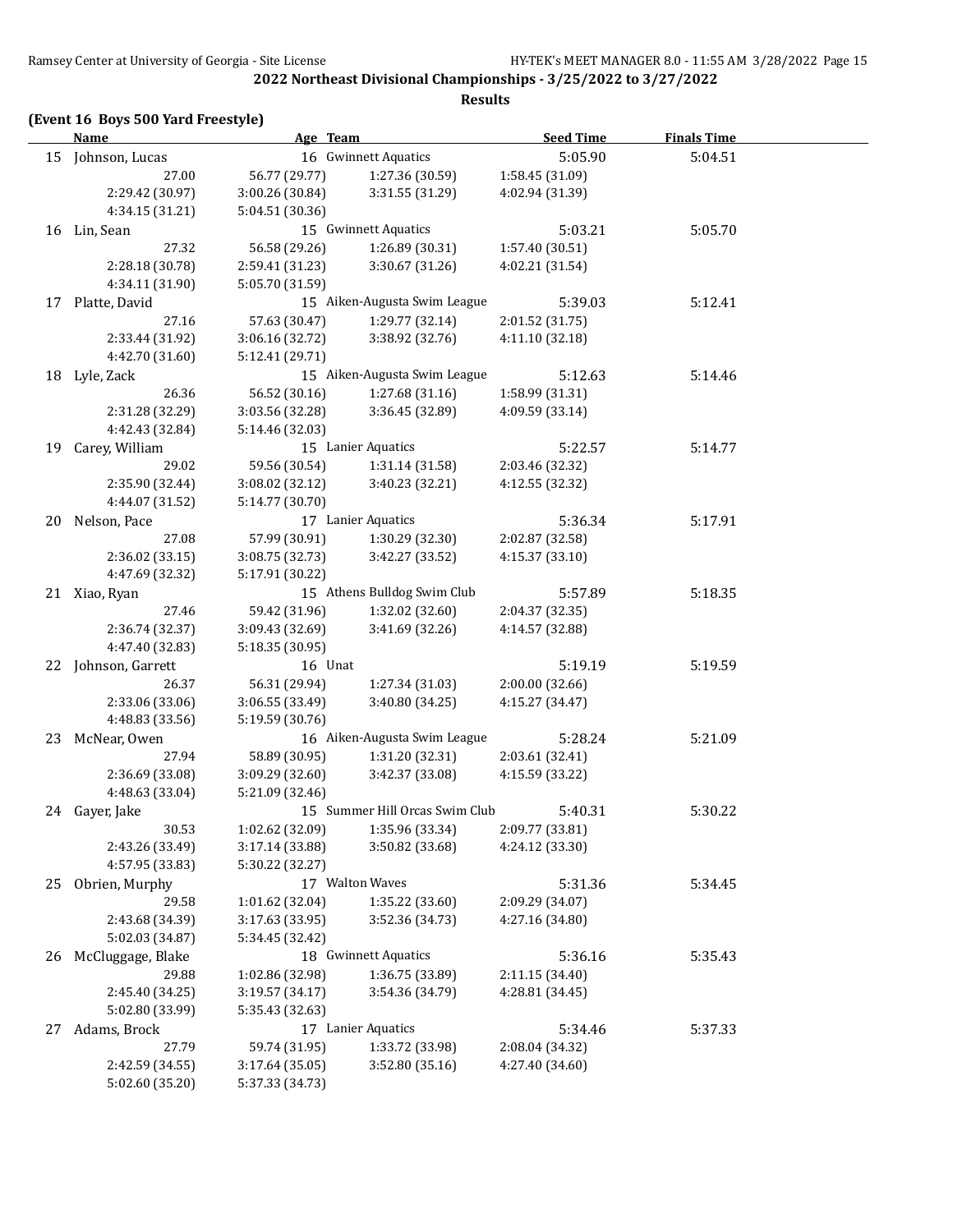## 2022 Northeast Divisional Championships - 3/25/2022 to 3/27/2022

### Results

**(Event 16 Boys 500 Yard Freestyle)**

| | Name | Age | Team | Seed Time | Finals Time |
|---|---|---|---|---|---|
| 15 | Johnson, Lucas | 16 | Gwinnett Aquatics | 5:05.90 | 5:04.51 |
| | 27.00 | 56.77 (29.77) | 1:27.36 (30.59) | 1:58.45 (31.09) | |
| | 2:29.42 (30.97) | 3:00.26 (30.84) | 3:31.55 (31.29) | 4:02.94 (31.39) | |
| | 4:34.15 (31.21) | 5:04.51 (30.36) | | | |
| 16 | Lin, Sean | 15 | Gwinnett Aquatics | 5:03.21 | 5:05.70 |
| | 27.32 | 56.58 (29.26) | 1:26.89 (30.31) | 1:57.40 (30.51) | |
| | 2:28.18 (30.78) | 2:59.41 (31.23) | 3:30.67 (31.26) | 4:02.21 (31.54) | |
| | 4:34.11 (31.90) | 5:05.70 (31.59) | | | |
| 17 | Platte, David | 15 | Aiken-Augusta Swim League | 5:39.03 | 5:12.41 |
| | 27.16 | 57.63 (30.47) | 1:29.77 (32.14) | 2:01.52 (31.75) | |
| | 2:33.44 (31.92) | 3:06.16 (32.72) | 3:38.92 (32.76) | 4:11.10 (32.18) | |
| | 4:42.70 (31.60) | 5:12.41 (29.71) | | | |
| 18 | Lyle, Zack | 15 | Aiken-Augusta Swim League | 5:12.63 | 5:14.46 |
| | 26.36 | 56.52 (30.16) | 1:27.68 (31.16) | 1:58.99 (31.31) | |
| | 2:31.28 (32.29) | 3:03.56 (32.28) | 3:36.45 (32.89) | 4:09.59 (33.14) | |
| | 4:42.43 (32.84) | 5:14.46 (32.03) | | | |
| 19 | Carey, William | 15 | Lanier Aquatics | 5:22.57 | 5:14.77 |
| | 29.02 | 59.56 (30.54) | 1:31.14 (31.58) | 2:03.46 (32.32) | |
| | 2:35.90 (32.44) | 3:08.02 (32.12) | 3:40.23 (32.21) | 4:12.55 (32.32) | |
| | 4:44.07 (31.52) | 5:14.77 (30.70) | | | |
| 20 | Nelson, Pace | 17 | Lanier Aquatics | 5:36.34 | 5:17.91 |
| | 27.08 | 57.99 (30.91) | 1:30.29 (32.30) | 2:02.87 (32.58) | |
| | 2:36.02 (33.15) | 3:08.75 (32.73) | 3:42.27 (33.52) | 4:15.37 (33.10) | |
| | 4:47.69 (32.32) | 5:17.91 (30.22) | | | |
| 21 | Xiao, Ryan | 15 | Athens Bulldog Swim Club | 5:57.89 | 5:18.35 |
| | 27.46 | 59.42 (31.96) | 1:32.02 (32.60) | 2:04.37 (32.35) | |
| | 2:36.74 (32.37) | 3:09.43 (32.69) | 3:41.69 (32.26) | 4:14.57 (32.88) | |
| | 4:47.40 (32.83) | 5:18.35 (30.95) | | | |
| 22 | Johnson, Garrett | 16 | Unat | 5:19.19 | 5:19.59 |
| | 26.37 | 56.31 (29.94) | 1:27.34 (31.03) | 2:00.00 (32.66) | |
| | 2:33.06 (33.06) | 3:06.55 (33.49) | 3:40.80 (34.25) | 4:15.27 (34.47) | |
| | 4:48.83 (33.56) | 5:19.59 (30.76) | | | |
| 23 | McNear, Owen | 16 | Aiken-Augusta Swim League | 5:28.24 | 5:21.09 |
| | 27.94 | 58.89 (30.95) | 1:31.20 (32.31) | 2:03.61 (32.41) | |
| | 2:36.69 (33.08) | 3:09.29 (32.60) | 3:42.37 (33.08) | 4:15.59 (33.22) | |
| | 4:48.63 (33.04) | 5:21.09 (32.46) | | | |
| 24 | Gayer, Jake | 15 | Summer Hill Orcas Swim Club | 5:40.31 | 5:30.22 |
| | 30.53 | 1:02.62 (32.09) | 1:35.96 (33.34) | 2:09.77 (33.81) | |
| | 2:43.26 (33.49) | 3:17.14 (33.88) | 3:50.82 (33.68) | 4:24.12 (33.30) | |
| | 4:57.95 (33.83) | 5:30.22 (32.27) | | | |
| 25 | Obrien, Murphy | 17 | Walton Waves | 5:31.36 | 5:34.45 |
| | 29.58 | 1:01.62 (32.04) | 1:35.22 (33.60) | 2:09.29 (34.07) | |
| | 2:43.68 (34.39) | 3:17.63 (33.95) | 3:52.36 (34.73) | 4:27.16 (34.80) | |
| | 5:02.03 (34.87) | 5:34.45 (32.42) | | | |
| 26 | McCluggage, Blake | 18 | Gwinnett Aquatics | 5:36.16 | 5:35.43 |
| | 29.88 | 1:02.86 (32.98) | 1:36.75 (33.89) | 2:11.15 (34.40) | |
| | 2:45.40 (34.25) | 3:19.57 (34.17) | 3:54.36 (34.79) | 4:28.81 (34.45) | |
| | 5:02.80 (33.99) | 5:35.43 (32.63) | | | |
| 27 | Adams, Brock | 17 | Lanier Aquatics | 5:34.46 | 5:37.33 |
| | 27.79 | 59.74 (31.95) | 1:33.72 (33.98) | 2:08.04 (34.32) | |
| | 2:42.59 (34.55) | 3:17.64 (35.05) | 3:52.80 (35.16) | 4:27.40 (34.60) | |
| | 5:02.60 (35.20) | 5:37.33 (34.73) | | | |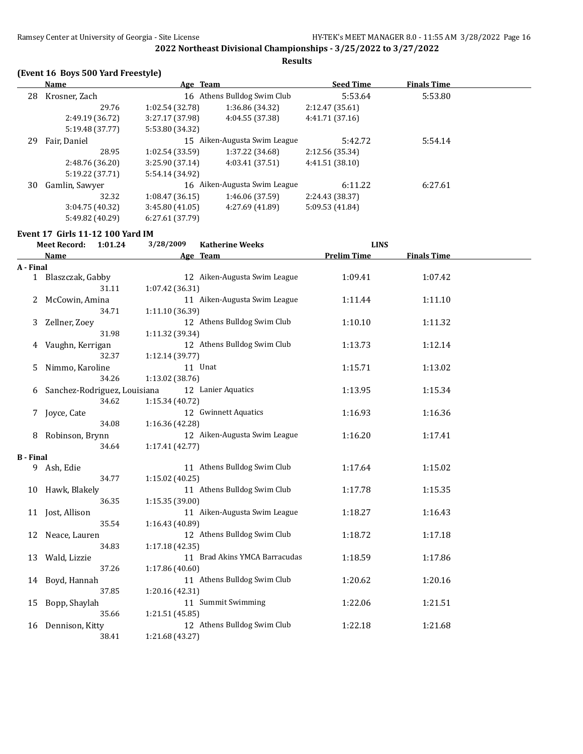## 2022 Northeast Divisional Championships - 3/25/2022 to 3/27/2022

### Results

#### (Event 16 Boys 500 Yard Freestyle)

| | Name | Age | Team | Seed Time | Finals Time |
|---|---|---|---|---|---|
| 28 | Krosner, Zach | 16 | Athens Bulldog Swim Club | 5:53.64 | 5:53.80 |
| | 29.76 | 1:02.54 (32.78) | 1:36.86 (34.32) | 2:12.47 (35.61) | |
| | 2:49.19 (36.72) | 3:27.17 (37.98) | 4:04.55 (37.38) | 4:41.71 (37.16) | |
| | 5:19.48 (37.77) | 5:53.80 (34.32) | | | |
| 29 | Fair, Daniel | 15 | Aiken-Augusta Swim League | 5:42.72 | 5:54.14 |
| | 28.95 | 1:02.54 (33.59) | 1:37.22 (34.68) | 2:12.56 (35.34) | |
| | 2:48.76 (36.20) | 3:25.90 (37.14) | 4:03.41 (37.51) | 4:41.51 (38.10) | |
| | 5:19.22 (37.71) | 5:54.14 (34.92) | | | |
| 30 | Gamlin, Sawyer | 16 | Aiken-Augusta Swim League | 6:11.22 | 6:27.61 |
| | 32.32 | 1:08.47 (36.15) | 1:46.06 (37.59) | 2:24.43 (38.37) | |
| | 3:04.75 (40.32) | 3:45.80 (41.05) | 4:27.69 (41.89) | 5:09.53 (41.84) | |
| | 5:49.82 (40.29) | 6:27.61 (37.79) | | | |

#### Event 17 Girls 11-12 100 Yard IM

Meet Record: 1:01.24 3/28/2009 Katherine Weeks LINS

| | Name | Age | Team | Prelim Time | Finals Time |
|---|---|---|---|---|---|
| **A - Final** | | | | | |
| 1 | Blaszczak, Gabby | 12 | Aiken-Augusta Swim League | 1:09.41 | 1:07.42 |
| | 31.11 | 1:07.42 (36.31) | | | |
| 2 | McCowin, Amina | 11 | Aiken-Augusta Swim League | 1:11.44 | 1:11.10 |
| | 34.71 | 1:11.10 (36.39) | | | |
| 3 | Zellner, Zoey | 12 | Athens Bulldog Swim Club | 1:10.10 | 1:11.32 |
| | 31.98 | 1:11.32 (39.34) | | | |
| 4 | Vaughn, Kerrigan | 12 | Athens Bulldog Swim Club | 1:13.73 | 1:12.14 |
| | 32.37 | 1:12.14 (39.77) | | | |
| 5 | Nimmo, Karoline | 11 | Unat | 1:15.71 | 1:13.02 |
| | 34.26 | 1:13.02 (38.76) | | | |
| 6 | Sanchez-Rodriguez, Louisiana | 12 | Lanier Aquatics | 1:13.95 | 1:15.34 |
| | 34.62 | 1:15.34 (40.72) | | | |
| 7 | Joyce, Cate | 12 | Gwinnett Aquatics | 1:16.93 | 1:16.36 |
| | 34.08 | 1:16.36 (42.28) | | | |
| 8 | Robinson, Brynn | 12 | Aiken-Augusta Swim League | 1:16.20 | 1:17.41 |
| | 34.64 | 1:17.41 (42.77) | | | |
| **B - Final** | | | | | |
| 9 | Ash, Edie | 11 | Athens Bulldog Swim Club | 1:17.64 | 1:15.02 |
| | 34.77 | 1:15.02 (40.25) | | | |
| 10 | Hawk, Blakely | 11 | Athens Bulldog Swim Club | 1:17.78 | 1:15.35 |
| | 36.35 | 1:15.35 (39.00) | | | |
| 11 | Jost, Allison | 11 | Aiken-Augusta Swim League | 1:18.27 | 1:16.43 |
| | 35.54 | 1:16.43 (40.89) | | | |
| 12 | Neace, Lauren | 12 | Athens Bulldog Swim Club | 1:18.72 | 1:17.18 |
| | 34.83 | 1:17.18 (42.35) | | | |
| 13 | Wald, Lizzie | 11 | Brad Akins YMCA Barracudas | 1:18.59 | 1:17.86 |
| | 37.26 | 1:17.86 (40.60) | | | |
| 14 | Boyd, Hannah | 11 | Athens Bulldog Swim Club | 1:20.62 | 1:20.16 |
| | 37.85 | 1:20.16 (42.31) | | | |
| 15 | Bopp, Shaylah | 11 | Summit Swimming | 1:22.06 | 1:21.51 |
| | 35.66 | 1:21.51 (45.85) | | | |
| 16 | Dennison, Kitty | 12 | Athens Bulldog Swim Club | 1:22.18 | 1:21.68 |
| | 38.41 | 1:21.68 (43.27) | | | |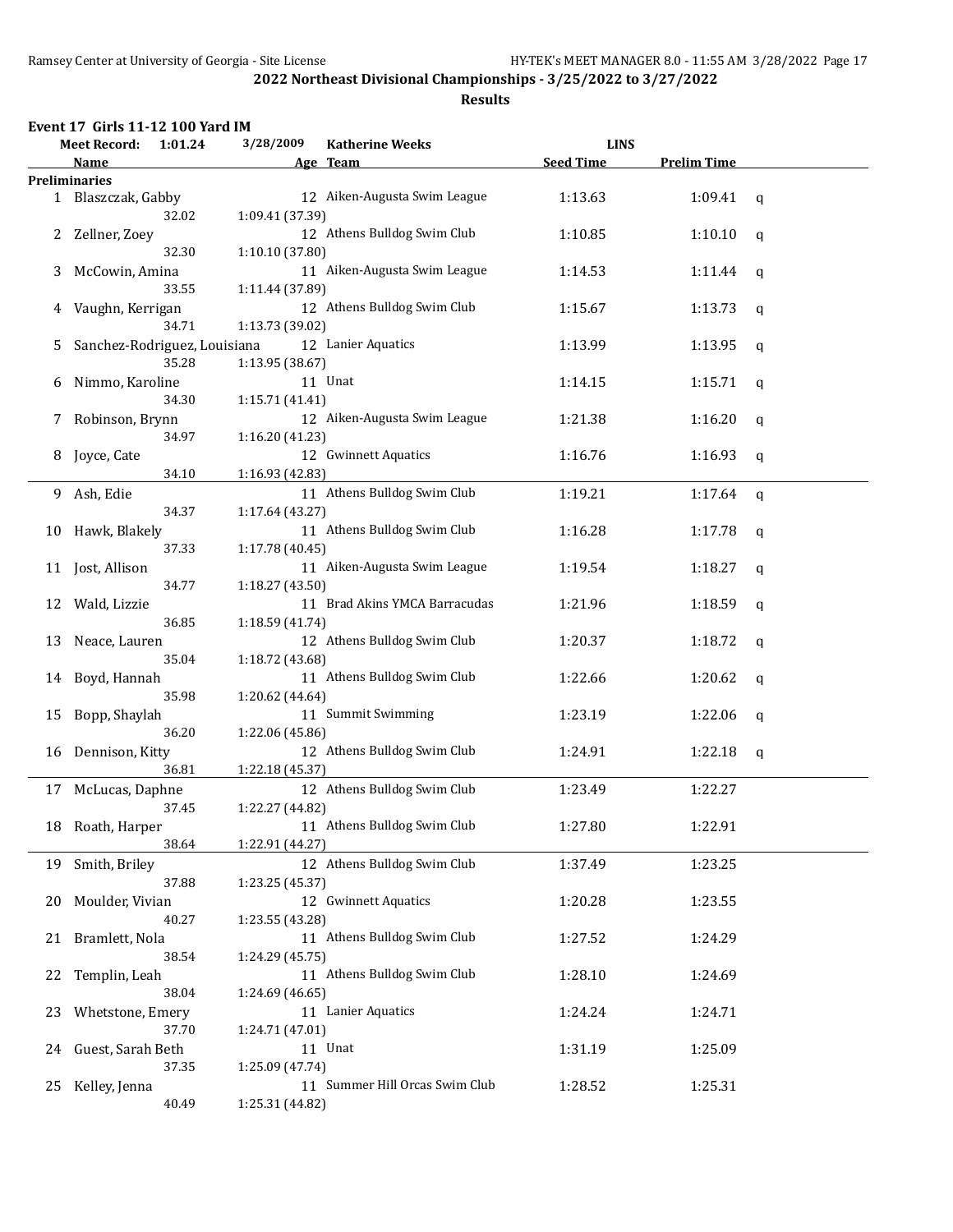## 2022 Northeast Divisional Championships - 3/25/2022 to 3/27/2022

### Results

**Event 17 Girls 11-12 100 Yard IM**

Meet Record: 1:01.24 3/28/2009 Katherine Weeks LINS

**Preliminaries**

| Place | Name | Age | Team | Seed Time | Prelim Time | |
|---|---|---|---|---|---|---|
| 1 | Blaszczak, Gabby | 12 | Aiken-Augusta Swim League | 1:13.63 | 1:09.41 | q |
| | 32.02 | 1:09.41 (37.39) | | | | |
| 2 | Zellner, Zoey | 12 | Athens Bulldog Swim Club | 1:10.85 | 1:10.10 | q |
| | 32.30 | 1:10.10 (37.80) | | | | |
| 3 | McCowin, Amina | 11 | Aiken-Augusta Swim League | 1:14.53 | 1:11.44 | q |
| | 33.55 | 1:11.44 (37.89) | | | | |
| 4 | Vaughn, Kerrigan | 12 | Athens Bulldog Swim Club | 1:15.67 | 1:13.73 | q |
| | 34.71 | 1:13.73 (39.02) | | | | |
| 5 | Sanchez-Rodriguez, Louisiana | 12 | Lanier Aquatics | 1:13.99 | 1:13.95 | q |
| | 35.28 | 1:13.95 (38.67) | | | | |
| 6 | Nimmo, Karoline | 11 | Unat | 1:14.15 | 1:15.71 | q |
| | 34.30 | 1:15.71 (41.41) | | | | |
| 7 | Robinson, Brynn | 12 | Aiken-Augusta Swim League | 1:21.38 | 1:16.20 | q |
| | 34.97 | 1:16.20 (41.23) | | | | |
| 8 | Joyce, Cate | 12 | Gwinnett Aquatics | 1:16.76 | 1:16.93 | q |
| | 34.10 | 1:16.93 (42.83) | | | | |
| 9 | Ash, Edie | 11 | Athens Bulldog Swim Club | 1:19.21 | 1:17.64 | q |
| | 34.37 | 1:17.64 (43.27) | | | | |
| 10 | Hawk, Blakely | 11 | Athens Bulldog Swim Club | 1:16.28 | 1:17.78 | q |
| | 37.33 | 1:17.78 (40.45) | | | | |
| 11 | Jost, Allison | 11 | Aiken-Augusta Swim League | 1:19.54 | 1:18.27 | q |
| | 34.77 | 1:18.27 (43.50) | | | | |
| 12 | Wald, Lizzie | 11 | Brad Akins YMCA Barracudas | 1:21.96 | 1:18.59 | q |
| | 36.85 | 1:18.59 (41.74) | | | | |
| 13 | Neace, Lauren | 12 | Athens Bulldog Swim Club | 1:20.37 | 1:18.72 | q |
| | 35.04 | 1:18.72 (43.68) | | | | |
| 14 | Boyd, Hannah | 11 | Athens Bulldog Swim Club | 1:22.66 | 1:20.62 | q |
| | 35.98 | 1:20.62 (44.64) | | | | |
| 15 | Bopp, Shaylah | 11 | Summit Swimming | 1:23.19 | 1:22.06 | q |
| | 36.20 | 1:22.06 (45.86) | | | | |
| 16 | Dennison, Kitty | 12 | Athens Bulldog Swim Club | 1:24.91 | 1:22.18 | q |
| | 36.81 | 1:22.18 (45.37) | | | | |
| 17 | McLucas, Daphne | 12 | Athens Bulldog Swim Club | 1:23.49 | 1:22.27 | |
| | 37.45 | 1:22.27 (44.82) | | | | |
| 18 | Roath, Harper | 11 | Athens Bulldog Swim Club | 1:27.80 | 1:22.91 | |
| | 38.64 | 1:22.91 (44.27) | | | | |
| 19 | Smith, Briley | 12 | Athens Bulldog Swim Club | 1:37.49 | 1:23.25 | |
| | 37.88 | 1:23.25 (45.37) | | | | |
| 20 | Moulder, Vivian | 12 | Gwinnett Aquatics | 1:20.28 | 1:23.55 | |
| | 40.27 | 1:23.55 (43.28) | | | | |
| 21 | Bramlett, Nola | 11 | Athens Bulldog Swim Club | 1:27.52 | 1:24.29 | |
| | 38.54 | 1:24.29 (45.75) | | | | |
| 22 | Templin, Leah | 11 | Athens Bulldog Swim Club | 1:28.10 | 1:24.69 | |
| | 38.04 | 1:24.69 (46.65) | | | | |
| 23 | Whetstone, Emery | 11 | Lanier Aquatics | 1:24.24 | 1:24.71 | |
| | 37.70 | 1:24.71 (47.01) | | | | |
| 24 | Guest, Sarah Beth | 11 | Unat | 1:31.19 | 1:25.09 | |
| | 37.35 | 1:25.09 (47.74) | | | | |
| 25 | Kelley, Jenna | 11 | Summer Hill Orcas Swim Club | 1:28.52 | 1:25.31 | |
| | 40.49 | 1:25.31 (44.82) | | | | |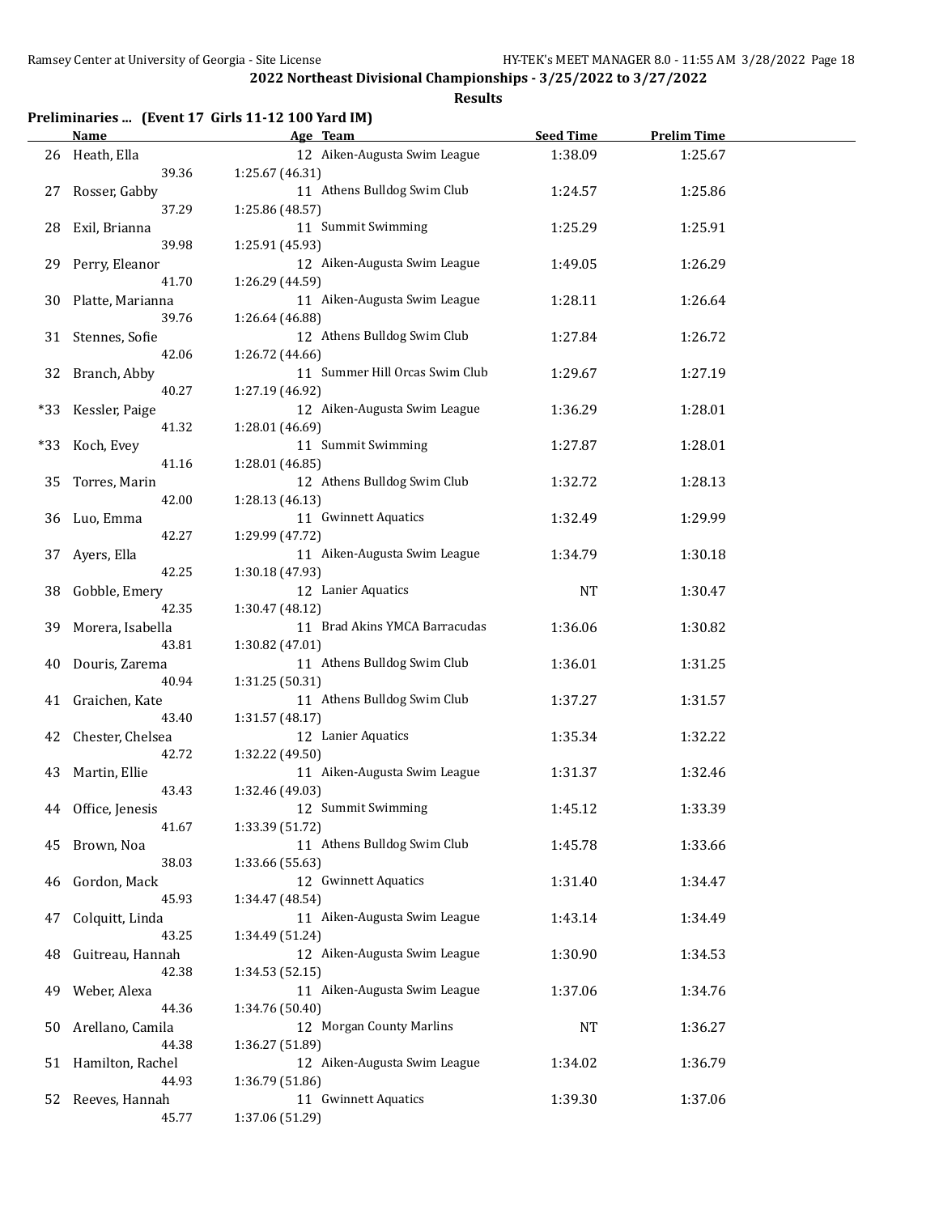## 2022 Northeast Divisional Championships - 3/25/2022 to 3/27/2022

### Results

**Preliminaries ... (Event 17 Girls 11-12 100 Yard IM)**

| | Name | Age | Team | Seed Time | Prelim Time |
|---|---|---|---|---|---|
| 26 | Heath, Ella | 12 | Aiken-Augusta Swim League | 1:38.09 | 1:25.67 |
| | 39.36 | 1:25.67 (46.31) | | | |
| 27 | Rosser, Gabby | 11 | Athens Bulldog Swim Club | 1:24.57 | 1:25.86 |
| | 37.29 | 1:25.86 (48.57) | | | |
| 28 | Exil, Brianna | 11 | Summit Swimming | 1:25.29 | 1:25.91 |
| | 39.98 | 1:25.91 (45.93) | | | |
| 29 | Perry, Eleanor | 12 | Aiken-Augusta Swim League | 1:49.05 | 1:26.29 |
| | 41.70 | 1:26.29 (44.59) | | | |
| 30 | Platte, Marianna | 11 | Aiken-Augusta Swim League | 1:28.11 | 1:26.64 |
| | 39.76 | 1:26.64 (46.88) | | | |
| 31 | Stennes, Sofie | 12 | Athens Bulldog Swim Club | 1:27.84 | 1:26.72 |
| | 42.06 | 1:26.72 (44.66) | | | |
| 32 | Branch, Abby | 11 | Summer Hill Orcas Swim Club | 1:29.67 | 1:27.19 |
| | 40.27 | 1:27.19 (46.92) | | | |
| *33 | Kessler, Paige | 12 | Aiken-Augusta Swim League | 1:36.29 | 1:28.01 |
| | 41.32 | 1:28.01 (46.69) | | | |
| *33 | Koch, Evey | 11 | Summit Swimming | 1:27.87 | 1:28.01 |
| | 41.16 | 1:28.01 (46.85) | | | |
| 35 | Torres, Marin | 12 | Athens Bulldog Swim Club | 1:32.72 | 1:28.13 |
| | 42.00 | 1:28.13 (46.13) | | | |
| 36 | Luo, Emma | 11 | Gwinnett Aquatics | 1:32.49 | 1:29.99 |
| | 42.27 | 1:29.99 (47.72) | | | |
| 37 | Ayers, Ella | 11 | Aiken-Augusta Swim League | 1:34.79 | 1:30.18 |
| | 42.25 | 1:30.18 (47.93) | | | |
| 38 | Gobble, Emery | 12 | Lanier Aquatics | NT | 1:30.47 |
| | 42.35 | 1:30.47 (48.12) | | | |
| 39 | Morera, Isabella | 11 | Brad Akins YMCA Barracudas | 1:36.06 | 1:30.82 |
| | 43.81 | 1:30.82 (47.01) | | | |
| 40 | Douris, Zarema | 11 | Athens Bulldog Swim Club | 1:36.01 | 1:31.25 |
| | 40.94 | 1:31.25 (50.31) | | | |
| 41 | Graichen, Kate | 11 | Athens Bulldog Swim Club | 1:37.27 | 1:31.57 |
| | 43.40 | 1:31.57 (48.17) | | | |
| 42 | Chester, Chelsea | 12 | Lanier Aquatics | 1:35.34 | 1:32.22 |
| | 42.72 | 1:32.22 (49.50) | | | |
| 43 | Martin, Ellie | 11 | Aiken-Augusta Swim League | 1:31.37 | 1:32.46 |
| | 43.43 | 1:32.46 (49.03) | | | |
| 44 | Office, Jenesis | 12 | Summit Swimming | 1:45.12 | 1:33.39 |
| | 41.67 | 1:33.39 (51.72) | | | |
| 45 | Brown, Noa | 11 | Athens Bulldog Swim Club | 1:45.78 | 1:33.66 |
| | 38.03 | 1:33.66 (55.63) | | | |
| 46 | Gordon, Mack | 12 | Gwinnett Aquatics | 1:31.40 | 1:34.47 |
| | 45.93 | 1:34.47 (48.54) | | | |
| 47 | Colquitt, Linda | 11 | Aiken-Augusta Swim League | 1:43.14 | 1:34.49 |
| | 43.25 | 1:34.49 (51.24) | | | |
| 48 | Guitreau, Hannah | 12 | Aiken-Augusta Swim League | 1:30.90 | 1:34.53 |
| | 42.38 | 1:34.53 (52.15) | | | |
| 49 | Weber, Alexa | 11 | Aiken-Augusta Swim League | 1:37.06 | 1:34.76 |
| | 44.36 | 1:34.76 (50.40) | | | |
| 50 | Arellano, Camila | 12 | Morgan County Marlins | NT | 1:36.27 |
| | 44.38 | 1:36.27 (51.89) | | | |
| 51 | Hamilton, Rachel | 12 | Aiken-Augusta Swim League | 1:34.02 | 1:36.79 |
| | 44.93 | 1:36.79 (51.86) | | | |
| 52 | Reeves, Hannah | 11 | Gwinnett Aquatics | 1:39.30 | 1:37.06 |
| | 45.77 | 1:37.06 (51.29) | | | |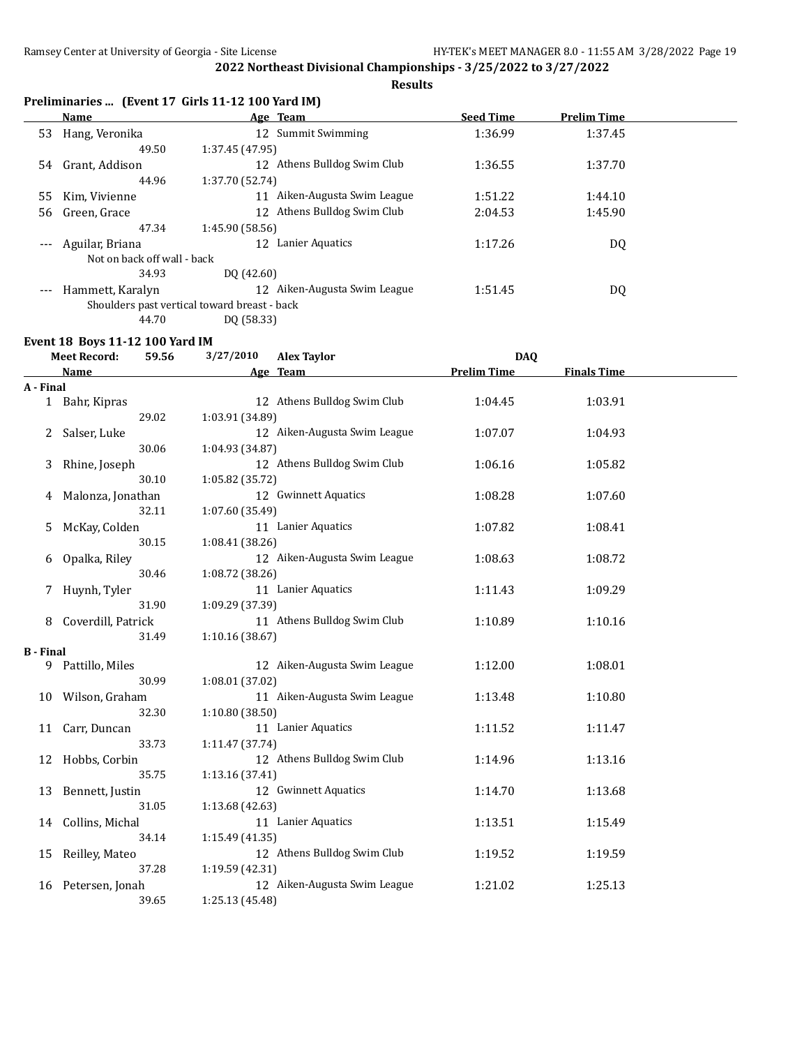## 2022 Northeast Divisional Championships - 3/25/2022 to 3/27/2022

**Results**

### Preliminaries ... (Event 17 Girls 11-12 100 Yard IM)

| | Name | Age | Team | Seed Time | Prelim Time |
|---|---|---|---|---|---|
| 53 | Hang, Veronika | 12 | Summit Swimming | 1:36.99 | 1:37.45 |
| | 49.50 | 1:37.45 (47.95) | | | |
| 54 | Grant, Addison | 12 | Athens Bulldog Swim Club | 1:36.55 | 1:37.70 |
| | 44.96 | 1:37.70 (52.74) | | | |
| 55 | Kim, Vivienne | 11 | Aiken-Augusta Swim League | 1:51.22 | 1:44.10 |
| 56 | Green, Grace | 12 | Athens Bulldog Swim Club | 2:04.53 | 1:45.90 |
| | 47.34 | 1:45.90 (58.56) | | | |
| --- | Aguilar, Briana | 12 | Lanier Aquatics | 1:17.26 | DQ |
| | Not on back off wall - back | | | | |
| | 34.93 | DQ (42.60) | | | |
| --- | Hammett, Karalyn | 12 | Aiken-Augusta Swim League | 1:51.45 | DQ |
| | Shoulders past vertical toward breast - back | | | | |
| | 44.70 | DQ (58.33) | | | |

### Event 18 Boys 11-12 100 Yard IM

Meet Record: 59.56 3/27/2010 Alex Taylor DAQ

| | Name | Age | Team | Prelim Time | Finals Time |
|---|---|---|---|---|---|
| **A - Final** | | | | | |
| 1 | Bahr, Kipras | 12 | Athens Bulldog Swim Club | 1:04.45 | 1:03.91 |
| | 29.02 | 1:03.91 (34.89) | | | |
| 2 | Salser, Luke | 12 | Aiken-Augusta Swim League | 1:07.07 | 1:04.93 |
| | 30.06 | 1:04.93 (34.87) | | | |
| 3 | Rhine, Joseph | 12 | Athens Bulldog Swim Club | 1:06.16 | 1:05.82 |
| | 30.10 | 1:05.82 (35.72) | | | |
| 4 | Malonza, Jonathan | 12 | Gwinnett Aquatics | 1:08.28 | 1:07.60 |
| | 32.11 | 1:07.60 (35.49) | | | |
| 5 | McKay, Colden | 11 | Lanier Aquatics | 1:07.82 | 1:08.41 |
| | 30.15 | 1:08.41 (38.26) | | | |
| 6 | Opalka, Riley | 12 | Aiken-Augusta Swim League | 1:08.63 | 1:08.72 |
| | 30.46 | 1:08.72 (38.26) | | | |
| 7 | Huynh, Tyler | 11 | Lanier Aquatics | 1:11.43 | 1:09.29 |
| | 31.90 | 1:09.29 (37.39) | | | |
| 8 | Coverdill, Patrick | 11 | Athens Bulldog Swim Club | 1:10.89 | 1:10.16 |
| | 31.49 | 1:10.16 (38.67) | | | |
| **B - Final** | | | | | |
| 9 | Pattillo, Miles | 12 | Aiken-Augusta Swim League | 1:12.00 | 1:08.01 |
| | 30.99 | 1:08.01 (37.02) | | | |
| 10 | Wilson, Graham | 11 | Aiken-Augusta Swim League | 1:13.48 | 1:10.80 |
| | 32.30 | 1:10.80 (38.50) | | | |
| 11 | Carr, Duncan | 11 | Lanier Aquatics | 1:11.52 | 1:11.47 |
| | 33.73 | 1:11.47 (37.74) | | | |
| 12 | Hobbs, Corbin | 12 | Athens Bulldog Swim Club | 1:14.96 | 1:13.16 |
| | 35.75 | 1:13.16 (37.41) | | | |
| 13 | Bennett, Justin | 12 | Gwinnett Aquatics | 1:14.70 | 1:13.68 |
| | 31.05 | 1:13.68 (42.63) | | | |
| 14 | Collins, Michal | 11 | Lanier Aquatics | 1:13.51 | 1:15.49 |
| | 34.14 | 1:15.49 (41.35) | | | |
| 15 | Reilley, Mateo | 12 | Athens Bulldog Swim Club | 1:19.52 | 1:19.59 |
| | 37.28 | 1:19.59 (42.31) | | | |
| 16 | Petersen, Jonah | 12 | Aiken-Augusta Swim League | 1:21.02 | 1:25.13 |
| | 39.65 | 1:25.13 (45.48) | | | |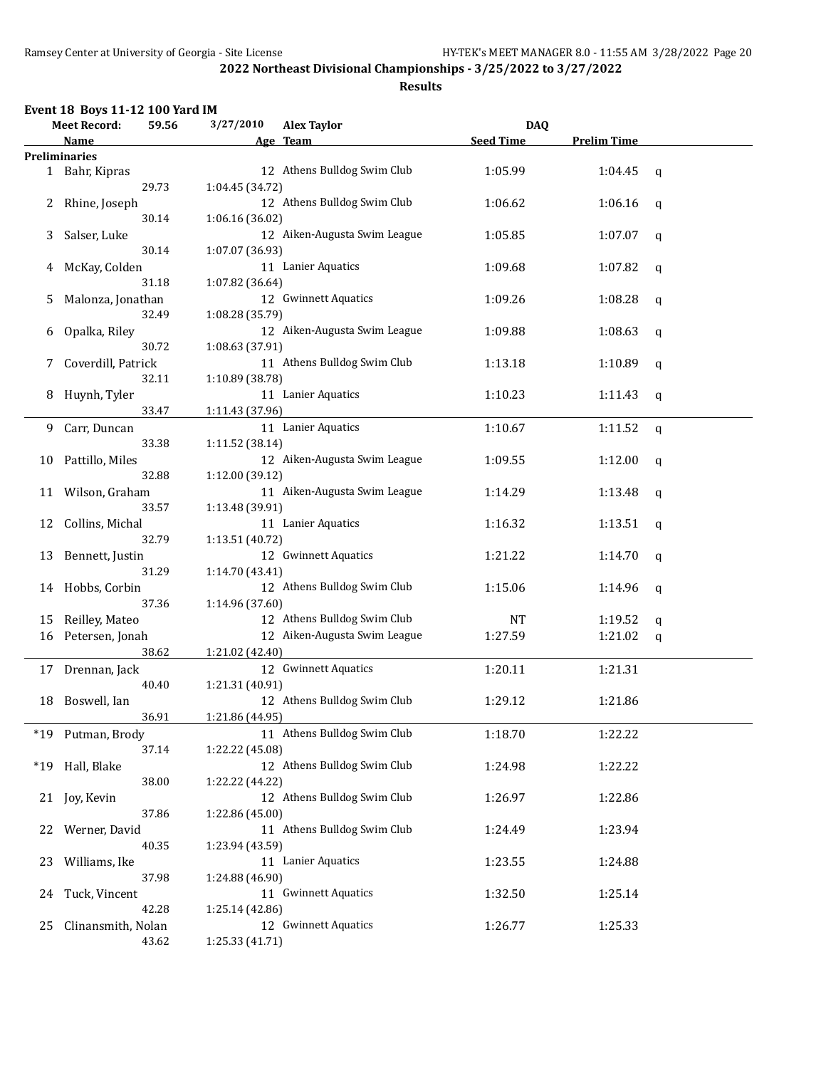## 2022 Northeast Divisional Championships - 3/25/2022 to 3/27/2022

### Results

**Event 18 Boys 11-12 100 Yard IM**

| Meet Record: 59.56 | 3/27/2010 | Alex Taylor | DAQ | | |
|---|---|---|---|---|---|
| **Name** | **Age** | **Team** | **Seed Time** | **Prelim Time** | |

**Preliminaries**

| Place | Name | Age | Team | Seed Time | Prelim Time | |
|---|---|---|---|---|---|---|
| 1 | Bahr, Kipras | 12 | Athens Bulldog Swim Club | 1:05.99 | 1:04.45 | q |
| | 29.73 | 1:04.45 (34.72) | | | | |
| 2 | Rhine, Joseph | 12 | Athens Bulldog Swim Club | 1:06.62 | 1:06.16 | q |
| | 30.14 | 1:06.16 (36.02) | | | | |
| 3 | Salser, Luke | 12 | Aiken-Augusta Swim League | 1:05.85 | 1:07.07 | q |
| | 30.14 | 1:07.07 (36.93) | | | | |
| 4 | McKay, Colden | 11 | Lanier Aquatics | 1:09.68 | 1:07.82 | q |
| | 31.18 | 1:07.82 (36.64) | | | | |
| 5 | Malonza, Jonathan | 12 | Gwinnett Aquatics | 1:09.26 | 1:08.28 | q |
| | 32.49 | 1:08.28 (35.79) | | | | |
| 6 | Opalka, Riley | 12 | Aiken-Augusta Swim League | 1:09.88 | 1:08.63 | q |
| | 30.72 | 1:08.63 (37.91) | | | | |
| 7 | Coverdill, Patrick | 11 | Athens Bulldog Swim Club | 1:13.18 | 1:10.89 | q |
| | 32.11 | 1:10.89 (38.78) | | | | |
| 8 | Huynh, Tyler | 11 | Lanier Aquatics | 1:10.23 | 1:11.43 | q |
| | 33.47 | 1:11.43 (37.96) | | | | |
| 9 | Carr, Duncan | 11 | Lanier Aquatics | 1:10.67 | 1:11.52 | q |
| | 33.38 | 1:11.52 (38.14) | | | | |
| 10 | Pattillo, Miles | 12 | Aiken-Augusta Swim League | 1:09.55 | 1:12.00 | q |
| | 32.88 | 1:12.00 (39.12) | | | | |
| 11 | Wilson, Graham | 11 | Aiken-Augusta Swim League | 1:14.29 | 1:13.48 | q |
| | 33.57 | 1:13.48 (39.91) | | | | |
| 12 | Collins, Michal | 11 | Lanier Aquatics | 1:16.32 | 1:13.51 | q |
| | 32.79 | 1:13.51 (40.72) | | | | |
| 13 | Bennett, Justin | 12 | Gwinnett Aquatics | 1:21.22 | 1:14.70 | q |
| | 31.29 | 1:14.70 (43.41) | | | | |
| 14 | Hobbs, Corbin | 12 | Athens Bulldog Swim Club | 1:15.06 | 1:14.96 | q |
| | 37.36 | 1:14.96 (37.60) | | | | |
| 15 | Reilley, Mateo | 12 | Athens Bulldog Swim Club | NT | 1:19.52 | q |
| 16 | Petersen, Jonah | 12 | Aiken-Augusta Swim League | 1:27.59 | 1:21.02 | q |
| | 38.62 | 1:21.02 (42.40) | | | | |
| 17 | Drennan, Jack | 12 | Gwinnett Aquatics | 1:20.11 | 1:21.31 | |
| | 40.40 | 1:21.31 (40.91) | | | | |
| 18 | Boswell, Ian | 12 | Athens Bulldog Swim Club | 1:29.12 | 1:21.86 | |
| | 36.91 | 1:21.86 (44.95) | | | | |
| *19 | Putman, Brody | 11 | Athens Bulldog Swim Club | 1:18.70 | 1:22.22 | |
| | 37.14 | 1:22.22 (45.08) | | | | |
| *19 | Hall, Blake | 12 | Athens Bulldog Swim Club | 1:24.98 | 1:22.22 | |
| | 38.00 | 1:22.22 (44.22) | | | | |
| 21 | Joy, Kevin | 12 | Athens Bulldog Swim Club | 1:26.97 | 1:22.86 | |
| | 37.86 | 1:22.86 (45.00) | | | | |
| 22 | Werner, David | 11 | Athens Bulldog Swim Club | 1:24.49 | 1:23.94 | |
| | 40.35 | 1:23.94 (43.59) | | | | |
| 23 | Williams, Ike | 11 | Lanier Aquatics | 1:23.55 | 1:24.88 | |
| | 37.98 | 1:24.88 (46.90) | | | | |
| 24 | Tuck, Vincent | 11 | Gwinnett Aquatics | 1:32.50 | 1:25.14 | |
| | 42.28 | 1:25.14 (42.86) | | | | |
| 25 | Clinansmith, Nolan | 12 | Gwinnett Aquatics | 1:26.77 | 1:25.33 | |
| | 43.62 | 1:25.33 (41.71) | | | | |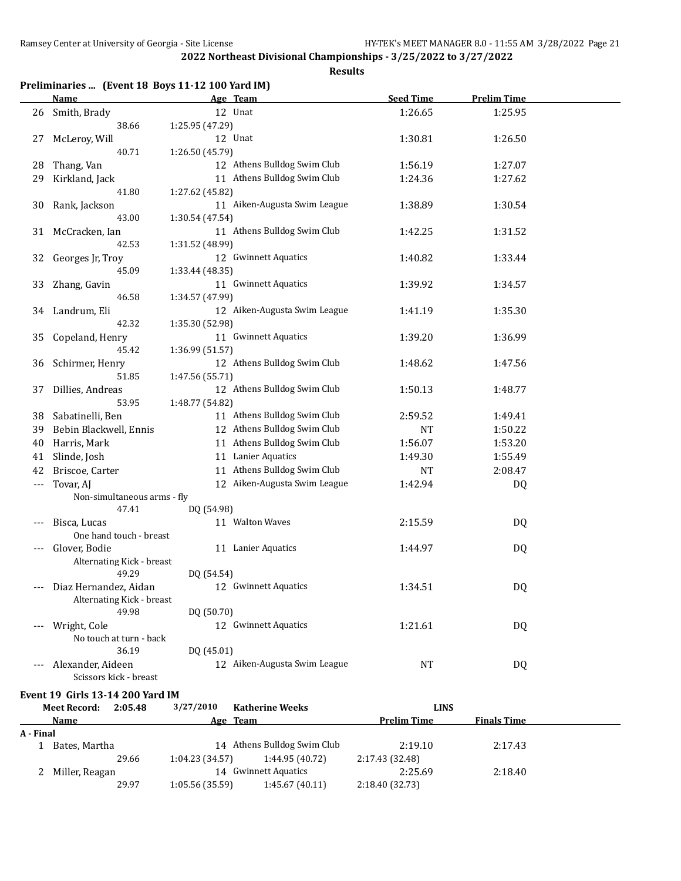## 2022 Northeast Divisional Championships - 3/25/2022 to 3/27/2022

**Results**

### Preliminaries ... (Event 18 Boys 11-12 100 Yard IM)

| | Name | Age | Team | Seed Time | Prelim Time |
|---|---|---|---|---|---|
| 26 | Smith, Brady | 12 | Unat | 1:26.65 | 1:25.95 |
| | 38.66 | 1:25.95 (47.29) | | | |
| 27 | McLeroy, Will | 12 | Unat | 1:30.81 | 1:26.50 |
| | 40.71 | 1:26.50 (45.79) | | | |
| 28 | Thang, Van | 12 | Athens Bulldog Swim Club | 1:56.19 | 1:27.07 |
| 29 | Kirkland, Jack | 11 | Athens Bulldog Swim Club | 1:24.36 | 1:27.62 |
| | 41.80 | 1:27.62 (45.82) | | | |
| 30 | Rank, Jackson | 11 | Aiken-Augusta Swim League | 1:38.89 | 1:30.54 |
| | 43.00 | 1:30.54 (47.54) | | | |
| 31 | McCracken, Ian | 11 | Athens Bulldog Swim Club | 1:42.25 | 1:31.52 |
| | 42.53 | 1:31.52 (48.99) | | | |
| 32 | Georges Jr, Troy | 12 | Gwinnett Aquatics | 1:40.82 | 1:33.44 |
| | 45.09 | 1:33.44 (48.35) | | | |
| 33 | Zhang, Gavin | 11 | Gwinnett Aquatics | 1:39.92 | 1:34.57 |
| | 46.58 | 1:34.57 (47.99) | | | |
| 34 | Landrum, Eli | 12 | Aiken-Augusta Swim League | 1:41.19 | 1:35.30 |
| | 42.32 | 1:35.30 (52.98) | | | |
| 35 | Copeland, Henry | 11 | Gwinnett Aquatics | 1:39.20 | 1:36.99 |
| | 45.42 | 1:36.99 (51.57) | | | |
| 36 | Schirmer, Henry | 12 | Athens Bulldog Swim Club | 1:48.62 | 1:47.56 |
| | 51.85 | 1:47.56 (55.71) | | | |
| 37 | Dillies, Andreas | 12 | Athens Bulldog Swim Club | 1:50.13 | 1:48.77 |
| | 53.95 | 1:48.77 (54.82) | | | |
| 38 | Sabatinelli, Ben | 11 | Athens Bulldog Swim Club | 2:59.52 | 1:49.41 |
| 39 | Bebin Blackwell, Ennis | 12 | Athens Bulldog Swim Club | NT | 1:50.22 |
| 40 | Harris, Mark | 11 | Athens Bulldog Swim Club | 1:56.07 | 1:53.20 |
| 41 | Slinde, Josh | 11 | Lanier Aquatics | 1:49.30 | 1:55.49 |
| 42 | Briscoe, Carter | 11 | Athens Bulldog Swim Club | NT | 2:08.47 |
| --- | Tovar, AJ | 12 | Aiken-Augusta Swim League | 1:42.94 | DQ |
| | Non-simultaneous arms - fly | | | | |
| | 47.41 | DQ (54.98) | | | |
| --- | Bisca, Lucas | 11 | Walton Waves | 2:15.59 | DQ |
| | One hand touch - breast | | | | |
| --- | Glover, Bodie | 11 | Lanier Aquatics | 1:44.97 | DQ |
| | Alternating Kick - breast | | | | |
| | 49.29 | DQ (54.54) | | | |
| --- | Diaz Hernandez, Aidan | 12 | Gwinnett Aquatics | 1:34.51 | DQ |
| | Alternating Kick - breast | | | | |
| | 49.98 | DQ (50.70) | | | |
| --- | Wright, Cole | 12 | Gwinnett Aquatics | 1:21.61 | DQ |
| | No touch at turn - back | | | | |
| | 36.19 | DQ (45.01) | | | |
| --- | Alexander, Aideen | 12 | Aiken-Augusta Swim League | NT | DQ |
| | Scissors kick - breast | | | | |

### Event 19 Girls 13-14 200 Yard IM

**Meet Record:** 2:05.48 3/27/2010 Katherine Weeks LINS

| | Name | Age | Team | Prelim Time | Finals Time |
|---|---|---|---|---|---|
| **A - Final** | | | | | |
| 1 | Bates, Martha | 14 | Athens Bulldog Swim Club | 2:19.10 | 2:17.43 |
| | 29.66 | 1:04.23 (34.57) | 1:44.95 (40.72) | 2:17.43 (32.48) | |
| 2 | Miller, Reagan | 14 | Gwinnett Aquatics | 2:25.69 | 2:18.40 |
| | 29.97 | 1:05.56 (35.59) | 1:45.67 (40.11) | 2:18.40 (32.73) | |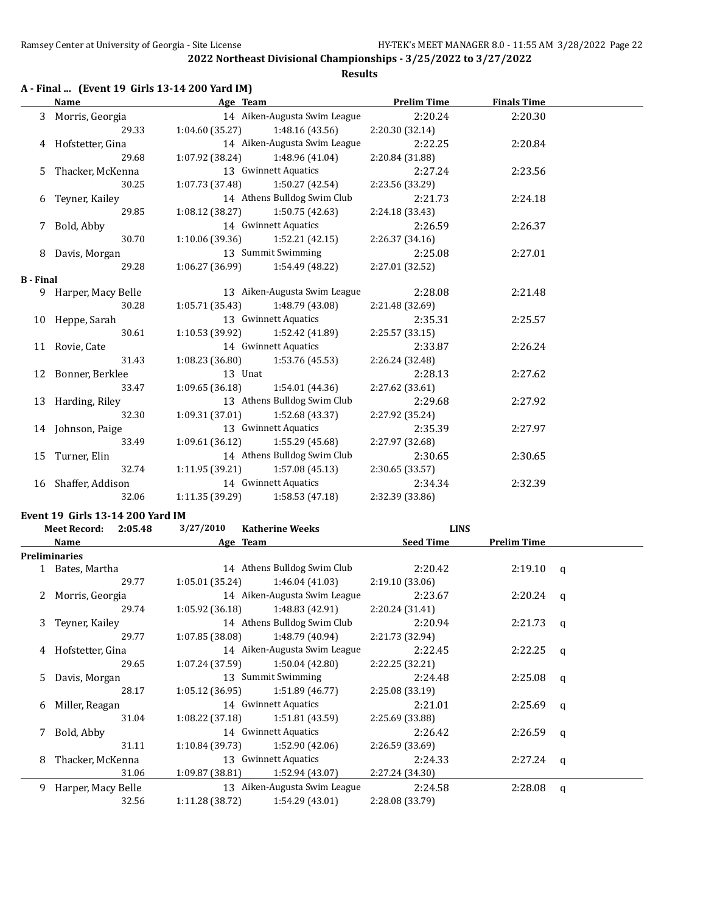## 2022 Northeast Divisional Championships - 3/25/2022 to 3/27/2022

### Results

**A - Final ... (Event 19 Girls 13-14 200 Yard IM)**

| | Name | Age | Team | Prelim Time | Finals Time |
|---|---|---|---|---|---|
| 3 | Morris, Georgia | 14 | Aiken-Augusta Swim League | 2:20.24 | 2:20.30 |
| | 29.33 | 1:04.60 (35.27) | 1:48.16 (43.56) | 2:20.30 (32.14) | |
| 4 | Hofstetter, Gina | 14 | Aiken-Augusta Swim League | 2:22.25 | 2:20.84 |
| | 29.68 | 1:07.92 (38.24) | 1:48.96 (41.04) | 2:20.84 (31.88) | |
| 5 | Thacker, McKenna | 13 | Gwinnett Aquatics | 2:27.24 | 2:23.56 |
| | 30.25 | 1:07.73 (37.48) | 1:50.27 (42.54) | 2:23.56 (33.29) | |
| 6 | Teyner, Kailey | 14 | Athens Bulldog Swim Club | 2:21.73 | 2:24.18 |
| | 29.85 | 1:08.12 (38.27) | 1:50.75 (42.63) | 2:24.18 (33.43) | |
| 7 | Bold, Abby | 14 | Gwinnett Aquatics | 2:26.59 | 2:26.37 |
| | 30.70 | 1:10.06 (39.36) | 1:52.21 (42.15) | 2:26.37 (34.16) | |
| 8 | Davis, Morgan | 13 | Summit Swimming | 2:25.08 | 2:27.01 |
| | 29.28 | 1:06.27 (36.99) | 1:54.49 (48.22) | 2:27.01 (32.52) | |

**B - Final**

| | Name | Age | Team | Prelim Time | Finals Time |
|---|---|---|---|---|---|
| 9 | Harper, Macy Belle | 13 | Aiken-Augusta Swim League | 2:28.08 | 2:21.48 |
| | 30.28 | 1:05.71 (35.43) | 1:48.79 (43.08) | 2:21.48 (32.69) | |
| 10 | Heppe, Sarah | 13 | Gwinnett Aquatics | 2:35.31 | 2:25.57 |
| | 30.61 | 1:10.53 (39.92) | 1:52.42 (41.89) | 2:25.57 (33.15) | |
| 11 | Rovie, Cate | 14 | Gwinnett Aquatics | 2:33.87 | 2:26.24 |
| | 31.43 | 1:08.23 (36.80) | 1:53.76 (45.53) | 2:26.24 (32.48) | |
| 12 | Bonner, Berklee | 13 | Unat | 2:28.13 | 2:27.62 |
| | 33.47 | 1:09.65 (36.18) | 1:54.01 (44.36) | 2:27.62 (33.61) | |
| 13 | Harding, Riley | 13 | Athens Bulldog Swim Club | 2:29.68 | 2:27.92 |
| | 32.30 | 1:09.31 (37.01) | 1:52.68 (43.37) | 2:27.92 (35.24) | |
| 14 | Johnson, Paige | 13 | Gwinnett Aquatics | 2:35.39 | 2:27.97 |
| | 33.49 | 1:09.61 (36.12) | 1:55.29 (45.68) | 2:27.97 (32.68) | |
| 15 | Turner, Elin | 14 | Athens Bulldog Swim Club | 2:30.65 | 2:30.65 |
| | 32.74 | 1:11.95 (39.21) | 1:57.08 (45.13) | 2:30.65 (33.57) | |
| 16 | Shaffer, Addison | 14 | Gwinnett Aquatics | 2:34.34 | 2:32.39 |
| | 32.06 | 1:11.35 (39.29) | 1:58.53 (47.18) | 2:32.39 (33.86) | |

**Event 19 Girls 13-14 200 Yard IM**

Meet Record: 2:05.48 3/27/2010 Katherine Weeks LINS

**Preliminaries**

| | Name | Age | Team | Seed Time | Prelim Time | |
|---|---|---|---|---|---|---|
| 1 | Bates, Martha | 14 | Athens Bulldog Swim Club | 2:20.42 | 2:19.10 | q |
| | 29.77 | 1:05.01 (35.24) | 1:46.04 (41.03) | 2:19.10 (33.06) | | |
| 2 | Morris, Georgia | 14 | Aiken-Augusta Swim League | 2:23.67 | 2:20.24 | q |
| | 29.74 | 1:05.92 (36.18) | 1:48.83 (42.91) | 2:20.24 (31.41) | | |
| 3 | Teyner, Kailey | 14 | Athens Bulldog Swim Club | 2:20.94 | 2:21.73 | q |
| | 29.77 | 1:07.85 (38.08) | 1:48.79 (40.94) | 2:21.73 (32.94) | | |
| 4 | Hofstetter, Gina | 14 | Aiken-Augusta Swim League | 2:22.45 | 2:22.25 | q |
| | 29.65 | 1:07.24 (37.59) | 1:50.04 (42.80) | 2:22.25 (32.21) | | |
| 5 | Davis, Morgan | 13 | Summit Swimming | 2:24.48 | 2:25.08 | q |
| | 28.17 | 1:05.12 (36.95) | 1:51.89 (46.77) | 2:25.08 (33.19) | | |
| 6 | Miller, Reagan | 14 | Gwinnett Aquatics | 2:21.01 | 2:25.69 | q |
| | 31.04 | 1:08.22 (37.18) | 1:51.81 (43.59) | 2:25.69 (33.88) | | |
| 7 | Bold, Abby | 14 | Gwinnett Aquatics | 2:26.42 | 2:26.59 | q |
| | 31.11 | 1:10.84 (39.73) | 1:52.90 (42.06) | 2:26.59 (33.69) | | |
| 8 | Thacker, McKenna | 13 | Gwinnett Aquatics | 2:24.33 | 2:27.24 | q |
| | 31.06 | 1:09.87 (38.81) | 1:52.94 (43.07) | 2:27.24 (34.30) | | |
| 9 | Harper, Macy Belle | 13 | Aiken-Augusta Swim League | 2:24.58 | 2:28.08 | q |
| | 32.56 | 1:11.28 (38.72) | 1:54.29 (43.01) | 2:28.08 (33.79) | | |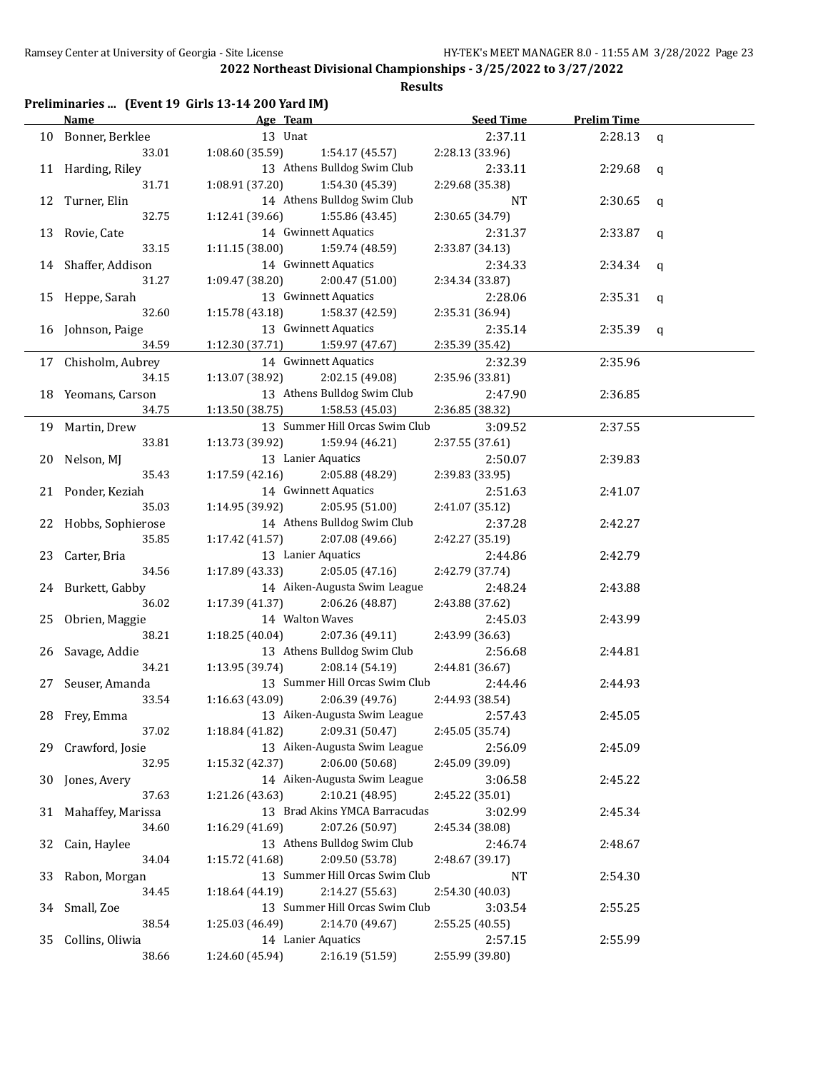## 2022 Northeast Divisional Championships - 3/25/2022 to 3/27/2022

### Results

**Preliminaries ... (Event 19 Girls 13-14 200 Yard IM)**

| | Name | Age | Team | Seed Time | Prelim Time | |
|---|---|---|---|---|---|---|
| 10 | Bonner, Berklee | 13 | Unat | 2:37.11 | 2:28.13 | q |
| | 33.01 | 1:08.60 (35.59) | 1:54.17 (45.57) | 2:28.13 (33.96) | | |
| 11 | Harding, Riley | 13 | Athens Bulldog Swim Club | 2:33.11 | 2:29.68 | q |
| | 31.71 | 1:08.91 (37.20) | 1:54.30 (45.39) | 2:29.68 (35.38) | | |
| 12 | Turner, Elin | 14 | Athens Bulldog Swim Club | NT | 2:30.65 | q |
| | 32.75 | 1:12.41 (39.66) | 1:55.86 (43.45) | 2:30.65 (34.79) | | |
| 13 | Rovie, Cate | 14 | Gwinnett Aquatics | 2:31.37 | 2:33.87 | q |
| | 33.15 | 1:11.15 (38.00) | 1:59.74 (48.59) | 2:33.87 (34.13) | | |
| 14 | Shaffer, Addison | 14 | Gwinnett Aquatics | 2:34.33 | 2:34.34 | q |
| | 31.27 | 1:09.47 (38.20) | 2:00.47 (51.00) | 2:34.34 (33.87) | | |
| 15 | Heppe, Sarah | 13 | Gwinnett Aquatics | 2:28.06 | 2:35.31 | q |
| | 32.60 | 1:15.78 (43.18) | 1:58.37 (42.59) | 2:35.31 (36.94) | | |
| 16 | Johnson, Paige | 13 | Gwinnett Aquatics | 2:35.14 | 2:35.39 | q |
| | 34.59 | 1:12.30 (37.71) | 1:59.97 (47.67) | 2:35.39 (35.42) | | |
| 17 | Chisholm, Aubrey | 14 | Gwinnett Aquatics | 2:32.39 | 2:35.96 | |
| | 34.15 | 1:13.07 (38.92) | 2:02.15 (49.08) | 2:35.96 (33.81) | | |
| 18 | Yeomans, Carson | 13 | Athens Bulldog Swim Club | 2:47.90 | 2:36.85 | |
| | 34.75 | 1:13.50 (38.75) | 1:58.53 (45.03) | 2:36.85 (38.32) | | |
| 19 | Martin, Drew | 13 | Summer Hill Orcas Swim Club | 3:09.52 | 2:37.55 | |
| | 33.81 | 1:13.73 (39.92) | 1:59.94 (46.21) | 2:37.55 (37.61) | | |
| 20 | Nelson, MJ | 13 | Lanier Aquatics | 2:50.07 | 2:39.83 | |
| | 35.43 | 1:17.59 (42.16) | 2:05.88 (48.29) | 2:39.83 (33.95) | | |
| 21 | Ponder, Keziah | 14 | Gwinnett Aquatics | 2:51.63 | 2:41.07 | |
| | 35.03 | 1:14.95 (39.92) | 2:05.95 (51.00) | 2:41.07 (35.12) | | |
| 22 | Hobbs, Sophierose | 14 | Athens Bulldog Swim Club | 2:37.28 | 2:42.27 | |
| | 35.85 | 1:17.42 (41.57) | 2:07.08 (49.66) | 2:42.27 (35.19) | | |
| 23 | Carter, Bria | 13 | Lanier Aquatics | 2:44.86 | 2:42.79 | |
| | 34.56 | 1:17.89 (43.33) | 2:05.05 (47.16) | 2:42.79 (37.74) | | |
| 24 | Burkett, Gabby | 14 | Aiken-Augusta Swim League | 2:48.24 | 2:43.88 | |
| | 36.02 | 1:17.39 (41.37) | 2:06.26 (48.87) | 2:43.88 (37.62) | | |
| 25 | Obrien, Maggie | 14 | Walton Waves | 2:45.03 | 2:43.99 | |
| | 38.21 | 1:18.25 (40.04) | 2:07.36 (49.11) | 2:43.99 (36.63) | | |
| 26 | Savage, Addie | 13 | Athens Bulldog Swim Club | 2:56.68 | 2:44.81 | |
| | 34.21 | 1:13.95 (39.74) | 2:08.14 (54.19) | 2:44.81 (36.67) | | |
| 27 | Seuser, Amanda | 13 | Summer Hill Orcas Swim Club | 2:44.46 | 2:44.93 | |
| | 33.54 | 1:16.63 (43.09) | 2:06.39 (49.76) | 2:44.93 (38.54) | | |
| 28 | Frey, Emma | 13 | Aiken-Augusta Swim League | 2:57.43 | 2:45.05 | |
| | 37.02 | 1:18.84 (41.82) | 2:09.31 (50.47) | 2:45.05 (35.74) | | |
| 29 | Crawford, Josie | 13 | Aiken-Augusta Swim League | 2:56.09 | 2:45.09 | |
| | 32.95 | 1:15.32 (42.37) | 2:06.00 (50.68) | 2:45.09 (39.09) | | |
| 30 | Jones, Avery | 14 | Aiken-Augusta Swim League | 3:06.58 | 2:45.22 | |
| | 37.63 | 1:21.26 (43.63) | 2:10.21 (48.95) | 2:45.22 (35.01) | | |
| 31 | Mahaffey, Marissa | 13 | Brad Akins YMCA Barracudas | 3:02.99 | 2:45.34 | |
| | 34.60 | 1:16.29 (41.69) | 2:07.26 (50.97) | 2:45.34 (38.08) | | |
| 32 | Cain, Haylee | 13 | Athens Bulldog Swim Club | 2:46.74 | 2:48.67 | |
| | 34.04 | 1:15.72 (41.68) | 2:09.50 (53.78) | 2:48.67 (39.17) | | |
| 33 | Rabon, Morgan | 13 | Summer Hill Orcas Swim Club | NT | 2:54.30 | |
| | 34.45 | 1:18.64 (44.19) | 2:14.27 (55.63) | 2:54.30 (40.03) | | |
| 34 | Small, Zoe | 13 | Summer Hill Orcas Swim Club | 3:03.54 | 2:55.25 | |
| | 38.54 | 1:25.03 (46.49) | 2:14.70 (49.67) | 2:55.25 (40.55) | | |
| 35 | Collins, Oliwia | 14 | Lanier Aquatics | 2:57.15 | 2:55.99 | |
| | 38.66 | 1:24.60 (45.94) | 2:16.19 (51.59) | 2:55.99 (39.80) | | |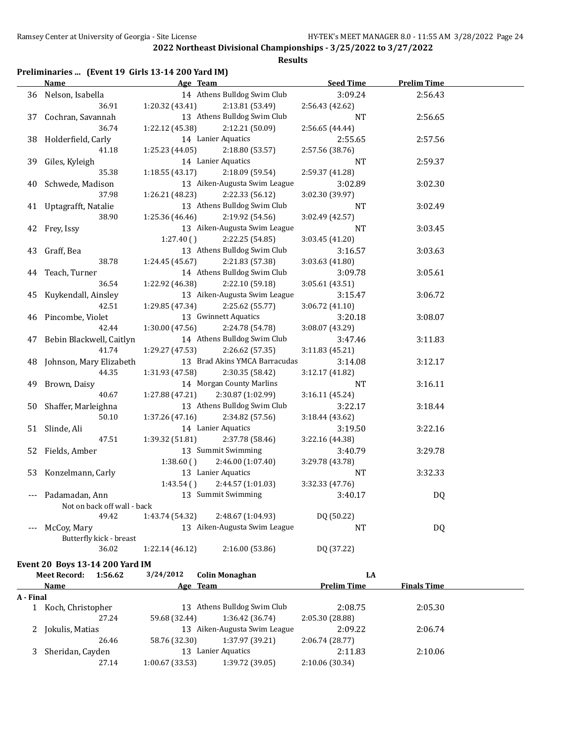## 2022 Northeast Divisional Championships - 3/25/2022 to 3/27/2022

### Results

### Preliminaries ... (Event 19 Girls 13-14 200 Yard IM)

| | Name | Age | Team | Seed Time | Prelim Time |
|---|---|---|---|---|---|
| 36 | Nelson, Isabella | 14 | Athens Bulldog Swim Club | 3:09.24 | 2:56.43 |
| | 36.91 | 1:20.32 (43.41) | 2:13.81 (53.49) | 2:56.43 (42.62) | |
| 37 | Cochran, Savannah | 13 | Athens Bulldog Swim Club | NT | 2:56.65 |
| | 36.74 | 1:22.12 (45.38) | 2:12.21 (50.09) | 2:56.65 (44.44) | |
| 38 | Holderfield, Carly | 14 | Lanier Aquatics | 2:55.65 | 2:57.56 |
| | 41.18 | 1:25.23 (44.05) | 2:18.80 (53.57) | 2:57.56 (38.76) | |
| 39 | Giles, Kyleigh | 14 | Lanier Aquatics | NT | 2:59.37 |
| | 35.38 | 1:18.55 (43.17) | 2:18.09 (59.54) | 2:59.37 (41.28) | |
| 40 | Schwede, Madison | 13 | Aiken-Augusta Swim League | 3:02.89 | 3:02.30 |
| | 37.98 | 1:26.21 (48.23) | 2:22.33 (56.12) | 3:02.30 (39.97) | |
| 41 | Uptagrafft, Natalie | 13 | Athens Bulldog Swim Club | NT | 3:02.49 |
| | 38.90 | 1:25.36 (46.46) | 2:19.92 (54.56) | 3:02.49 (42.57) | |
| 42 | Frey, Issy | 13 | Aiken-Augusta Swim League | NT | 3:03.45 |
| | | 1:27.40 ( ) | 2:22.25 (54.85) | 3:03.45 (41.20) | |
| 43 | Graff, Bea | 13 | Athens Bulldog Swim Club | 3:16.57 | 3:03.63 |
| | 38.78 | 1:24.45 (45.67) | 2:21.83 (57.38) | 3:03.63 (41.80) | |
| 44 | Teach, Turner | 14 | Athens Bulldog Swim Club | 3:09.78 | 3:05.61 |
| | 36.54 | 1:22.92 (46.38) | 2:22.10 (59.18) | 3:05.61 (43.51) | |
| 45 | Kuykendall, Ainsley | 13 | Aiken-Augusta Swim League | 3:15.47 | 3:06.72 |
| | 42.51 | 1:29.85 (47.34) | 2:25.62 (55.77) | 3:06.72 (41.10) | |
| 46 | Pincombe, Violet | 13 | Gwinnett Aquatics | 3:20.18 | 3:08.07 |
| | 42.44 | 1:30.00 (47.56) | 2:24.78 (54.78) | 3:08.07 (43.29) | |
| 47 | Bebin Blackwell, Caitlyn | 14 | Athens Bulldog Swim Club | 3:47.46 | 3:11.83 |
| | 41.74 | 1:29.27 (47.53) | 2:26.62 (57.35) | 3:11.83 (45.21) | |
| 48 | Johnson, Mary Elizabeth | 13 | Brad Akins YMCA Barracudas | 3:14.08 | 3:12.17 |
| | 44.35 | 1:31.93 (47.58) | 2:30.35 (58.42) | 3:12.17 (41.82) | |
| 49 | Brown, Daisy | 14 | Morgan County Marlins | NT | 3:16.11 |
| | 40.67 | 1:27.88 (47.21) | 2:30.87 (1:02.99) | 3:16.11 (45.24) | |
| 50 | Shaffer, Marleighna | 13 | Athens Bulldog Swim Club | 3:22.17 | 3:18.44 |
| | 50.10 | 1:37.26 (47.16) | 2:34.82 (57.56) | 3:18.44 (43.62) | |
| 51 | Slinde, Ali | 14 | Lanier Aquatics | 3:19.50 | 3:22.16 |
| | 47.51 | 1:39.32 (51.81) | 2:37.78 (58.46) | 3:22.16 (44.38) | |
| 52 | Fields, Amber | 13 | Summit Swimming | 3:40.79 | 3:29.78 |
| | | 1:38.60 ( ) | 2:46.00 (1:07.40) | 3:29.78 (43.78) | |
| 53 | Konzelmann, Carly | 13 | Lanier Aquatics | NT | 3:32.33 |
| | | 1:43.54 ( ) | 2:44.57 (1:01.03) | 3:32.33 (47.76) | |
| --- | Padamadan, Ann | 13 | Summit Swimming | 3:40.17 | DQ |
| | Not on back off wall - back | | | | |
| | 49.42 | 1:43.74 (54.32) | 2:48.67 (1:04.93) | DQ (50.22) | |
| --- | McCoy, Mary | 13 | Aiken-Augusta Swim League | NT | DQ |
| | Butterfly kick - breast | | | | |
| | 36.02 | 1:22.14 (46.12) | 2:16.00 (53.86) | DQ (37.22) | |

### Event 20 Boys 13-14 200 Yard IM

Meet Record: 1:56.62 3/24/2012 Colin Monaghan LA

| | Name | Age | Team | Prelim Time | Finals Time |
|---|---|---|---|---|---|
| **A - Final** | | | | | |
| 1 | Koch, Christopher | 13 | Athens Bulldog Swim Club | 2:08.75 | 2:05.30 |
| | 27.24 | 59.68 (32.44) | 1:36.42 (36.74) | 2:05.30 (28.88) | |
| 2 | Jokulis, Matias | 13 | Aiken-Augusta Swim League | 2:09.22 | 2:06.74 |
| | 26.46 | 58.76 (32.30) | 1:37.97 (39.21) | 2:06.74 (28.77) | |
| 3 | Sheridan, Cayden | 13 | Lanier Aquatics | 2:11.83 | 2:10.06 |
| | 27.14 | 1:00.67 (33.53) | 1:39.72 (39.05) | 2:10.06 (30.34) | |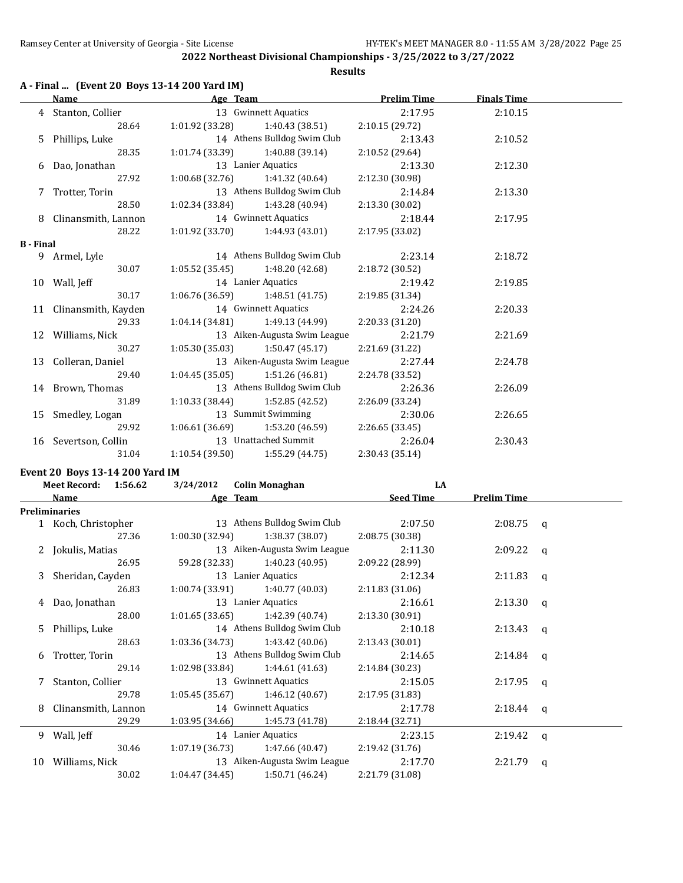## 2022 Northeast Divisional Championships - 3/25/2022 to 3/27/2022

### Results

**A - Final ... (Event 20 Boys 13-14 200 Yard IM)**

| | Name | Age | Team | Prelim Time | Finals Time |
|---|---|---|---|---|---|
| 4 | Stanton, Collier | 13 | Gwinnett Aquatics | 2:17.95 | 2:10.15 |
| | 28.64 | 1:01.92 (33.28) | 1:40.43 (38.51) | 2:10.15 (29.72) | |
| 5 | Phillips, Luke | 14 | Athens Bulldog Swim Club | 2:13.43 | 2:10.52 |
| | 28.35 | 1:01.74 (33.39) | 1:40.88 (39.14) | 2:10.52 (29.64) | |
| 6 | Dao, Jonathan | 13 | Lanier Aquatics | 2:13.30 | 2:12.30 |
| | 27.92 | 1:00.68 (32.76) | 1:41.32 (40.64) | 2:12.30 (30.98) | |
| 7 | Trotter, Torin | 13 | Athens Bulldog Swim Club | 2:14.84 | 2:13.30 |
| | 28.50 | 1:02.34 (33.84) | 1:43.28 (40.94) | 2:13.30 (30.02) | |
| 8 | Clinansmith, Lannon | 14 | Gwinnett Aquatics | 2:18.44 | 2:17.95 |
| | 28.22 | 1:01.92 (33.70) | 1:44.93 (43.01) | 2:17.95 (33.02) | |
| **B - Final** | | | | | |
| 9 | Armel, Lyle | 14 | Athens Bulldog Swim Club | 2:23.14 | 2:18.72 |
| | 30.07 | 1:05.52 (35.45) | 1:48.20 (42.68) | 2:18.72 (30.52) | |
| 10 | Wall, Jeff | 14 | Lanier Aquatics | 2:19.42 | 2:19.85 |
| | 30.17 | 1:06.76 (36.59) | 1:48.51 (41.75) | 2:19.85 (31.34) | |
| 11 | Clinansmith, Kayden | 14 | Gwinnett Aquatics | 2:24.26 | 2:20.33 |
| | 29.33 | 1:04.14 (34.81) | 1:49.13 (44.99) | 2:20.33 (31.20) | |
| 12 | Williams, Nick | 13 | Aiken-Augusta Swim League | 2:21.79 | 2:21.69 |
| | 30.27 | 1:05.30 (35.03) | 1:50.47 (45.17) | 2:21.69 (31.22) | |
| 13 | Colleran, Daniel | 13 | Aiken-Augusta Swim League | 2:27.44 | 2:24.78 |
| | 29.40 | 1:04.45 (35.05) | 1:51.26 (46.81) | 2:24.78 (33.52) | |
| 14 | Brown, Thomas | 13 | Athens Bulldog Swim Club | 2:26.36 | 2:26.09 |
| | 31.89 | 1:10.33 (38.44) | 1:52.85 (42.52) | 2:26.09 (33.24) | |
| 15 | Smedley, Logan | 13 | Summit Swimming | 2:30.06 | 2:26.65 |
| | 29.92 | 1:06.61 (36.69) | 1:53.20 (46.59) | 2:26.65 (33.45) | |
| 16 | Severtson, Collin | 13 | Unattached Summit | 2:26.04 | 2:30.43 |
| | 31.04 | 1:10.54 (39.50) | 1:55.29 (44.75) | 2:30.43 (35.14) | |

**Event 20 Boys 13-14 200 Yard IM**

Meet Record: 1:56.62 3/24/2012 Colin Monaghan LA

| | Name | Age | Team | Seed Time | Prelim Time | |
|---|---|---|---|---|---|---|
| **Preliminaries** | | | | | | |
| 1 | Koch, Christopher | 13 | Athens Bulldog Swim Club | 2:07.50 | 2:08.75 | q |
| | 27.36 | 1:00.30 (32.94) | 1:38.37 (38.07) | 2:08.75 (30.38) | | |
| 2 | Jokulis, Matias | 13 | Aiken-Augusta Swim League | 2:11.30 | 2:09.22 | q |
| | 26.95 | 59.28 (32.33) | 1:40.23 (40.95) | 2:09.22 (28.99) | | |
| 3 | Sheridan, Cayden | 13 | Lanier Aquatics | 2:12.34 | 2:11.83 | q |
| | 26.83 | 1:00.74 (33.91) | 1:40.77 (40.03) | 2:11.83 (31.06) | | |
| 4 | Dao, Jonathan | 13 | Lanier Aquatics | 2:16.61 | 2:13.30 | q |
| | 28.00 | 1:01.65 (33.65) | 1:42.39 (40.74) | 2:13.30 (30.91) | | |
| 5 | Phillips, Luke | 14 | Athens Bulldog Swim Club | 2:10.18 | 2:13.43 | q |
| | 28.63 | 1:03.36 (34.73) | 1:43.42 (40.06) | 2:13.43 (30.01) | | |
| 6 | Trotter, Torin | 13 | Athens Bulldog Swim Club | 2:14.65 | 2:14.84 | q |
| | 29.14 | 1:02.98 (33.84) | 1:44.61 (41.63) | 2:14.84 (30.23) | | |
| 7 | Stanton, Collier | 13 | Gwinnett Aquatics | 2:15.05 | 2:17.95 | q |
| | 29.78 | 1:05.45 (35.67) | 1:46.12 (40.67) | 2:17.95 (31.83) | | |
| 8 | Clinansmith, Lannon | 14 | Gwinnett Aquatics | 2:17.78 | 2:18.44 | q |
| | 29.29 | 1:03.95 (34.66) | 1:45.73 (41.78) | 2:18.44 (32.71) | | |
| 9 | Wall, Jeff | 14 | Lanier Aquatics | 2:23.15 | 2:19.42 | q |
| | 30.46 | 1:07.19 (36.73) | 1:47.66 (40.47) | 2:19.42 (31.76) | | |
| 10 | Williams, Nick | 13 | Aiken-Augusta Swim League | 2:17.70 | 2:21.79 | q |
| | 30.02 | 1:04.47 (34.45) | 1:50.71 (46.24) | 2:21.79 (31.08) | | |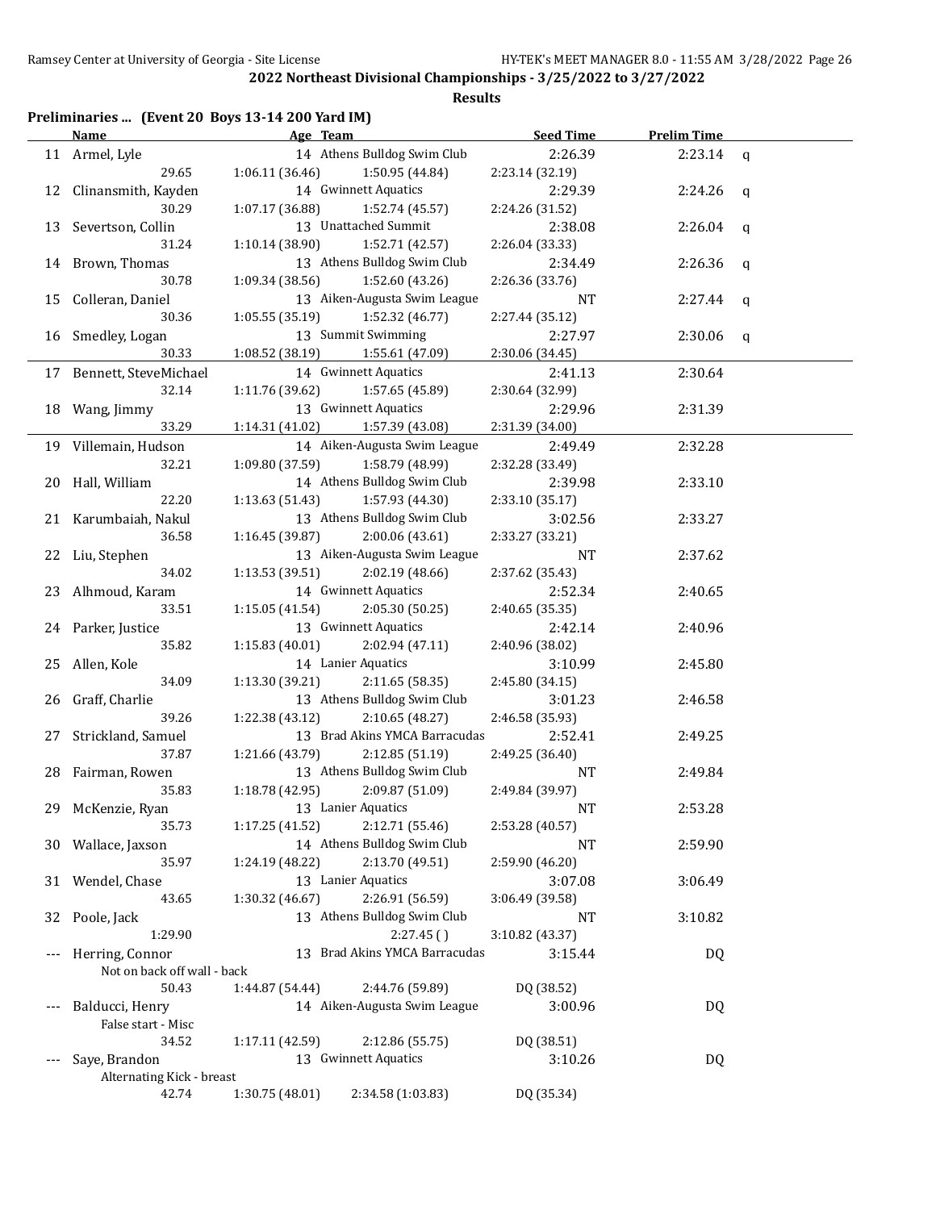## 2022 Northeast Divisional Championships - 3/25/2022 to 3/27/2022

### Results

**Preliminaries ... (Event 20 Boys 13-14 200 Yard IM)**

| | Name | Age | Team | Seed Time | Prelim Time | |
|---|---|---|---|---|---|---|
| 11 | Armel, Lyle | 14 | Athens Bulldog Swim Club | 2:26.39 | 2:23.14 | q |
| | 29.65 | 1:06.11 (36.46) | 1:50.95 (44.84) | 2:23.14 (32.19) | | |
| 12 | Clinansmith, Kayden | 14 | Gwinnett Aquatics | 2:29.39 | 2:24.26 | q |
| | 30.29 | 1:07.17 (36.88) | 1:52.74 (45.57) | 2:24.26 (31.52) | | |
| 13 | Severtson, Collin | 13 | Unattached Summit | 2:38.08 | 2:26.04 | q |
| | 31.24 | 1:10.14 (38.90) | 1:52.71 (42.57) | 2:26.04 (33.33) | | |
| 14 | Brown, Thomas | 13 | Athens Bulldog Swim Club | 2:34.49 | 2:26.36 | q |
| | 30.78 | 1:09.34 (38.56) | 1:52.60 (43.26) | 2:26.36 (33.76) | | |
| 15 | Colleran, Daniel | 13 | Aiken-Augusta Swim League | NT | 2:27.44 | q |
| | 30.36 | 1:05.55 (35.19) | 1:52.32 (46.77) | 2:27.44 (35.12) | | |
| 16 | Smedley, Logan | 13 | Summit Swimming | 2:27.97 | 2:30.06 | q |
| | 30.33 | 1:08.52 (38.19) | 1:55.61 (47.09) | 2:30.06 (34.45) | | |
| 17 | Bennett, SteveMichael | 14 | Gwinnett Aquatics | 2:41.13 | 2:30.64 | |
| | 32.14 | 1:11.76 (39.62) | 1:57.65 (45.89) | 2:30.64 (32.99) | | |
| 18 | Wang, Jimmy | 13 | Gwinnett Aquatics | 2:29.96 | 2:31.39 | |
| | 33.29 | 1:14.31 (41.02) | 1:57.39 (43.08) | 2:31.39 (34.00) | | |
| 19 | Villemain, Hudson | 14 | Aiken-Augusta Swim League | 2:49.49 | 2:32.28 | |
| | 32.21 | 1:09.80 (37.59) | 1:58.79 (48.99) | 2:32.28 (33.49) | | |
| 20 | Hall, William | 14 | Athens Bulldog Swim Club | 2:39.98 | 2:33.10 | |
| | 22.20 | 1:13.63 (51.43) | 1:57.93 (44.30) | 2:33.10 (35.17) | | |
| 21 | Karumbaiah, Nakul | 13 | Athens Bulldog Swim Club | 3:02.56 | 2:33.27 | |
| | 36.58 | 1:16.45 (39.87) | 2:00.06 (43.61) | 2:33.27 (33.21) | | |
| 22 | Liu, Stephen | 13 | Aiken-Augusta Swim League | NT | 2:37.62 | |
| | 34.02 | 1:13.53 (39.51) | 2:02.19 (48.66) | 2:37.62 (35.43) | | |
| 23 | Alhmoud, Karam | 14 | Gwinnett Aquatics | 2:52.34 | 2:40.65 | |
| | 33.51 | 1:15.05 (41.54) | 2:05.30 (50.25) | 2:40.65 (35.35) | | |
| 24 | Parker, Justice | 13 | Gwinnett Aquatics | 2:42.14 | 2:40.96 | |
| | 35.82 | 1:15.83 (40.01) | 2:02.94 (47.11) | 2:40.96 (38.02) | | |
| 25 | Allen, Kole | 14 | Lanier Aquatics | 3:10.99 | 2:45.80 | |
| | 34.09 | 1:13.30 (39.21) | 2:11.65 (58.35) | 2:45.80 (34.15) | | |
| 26 | Graff, Charlie | 13 | Athens Bulldog Swim Club | 3:01.23 | 2:46.58 | |
| | 39.26 | 1:22.38 (43.12) | 2:10.65 (48.27) | 2:46.58 (35.93) | | |
| 27 | Strickland, Samuel | 13 | Brad Akins YMCA Barracudas | 2:52.41 | 2:49.25 | |
| | 37.87 | 1:21.66 (43.79) | 2:12.85 (51.19) | 2:49.25 (36.40) | | |
| 28 | Fairman, Rowen | 13 | Athens Bulldog Swim Club | NT | 2:49.84 | |
| | 35.83 | 1:18.78 (42.95) | 2:09.87 (51.09) | 2:49.84 (39.97) | | |
| 29 | McKenzie, Ryan | 13 | Lanier Aquatics | NT | 2:53.28 | |
| | 35.73 | 1:17.25 (41.52) | 2:12.71 (55.46) | 2:53.28 (40.57) | | |
| 30 | Wallace, Jaxson | 14 | Athens Bulldog Swim Club | NT | 2:59.90 | |
| | 35.97 | 1:24.19 (48.22) | 2:13.70 (49.51) | 2:59.90 (46.20) | | |
| 31 | Wendel, Chase | 13 | Lanier Aquatics | 3:07.08 | 3:06.49 | |
| | 43.65 | 1:30.32 (46.67) | 2:26.91 (56.59) | 3:06.49 (39.58) | | |
| 32 | Poole, Jack | 13 | Athens Bulldog Swim Club | NT | 3:10.82 | |
| | 1:29.90 | | 2:27.45 ( ) | 3:10.82 (43.37) | | |
| --- | Herring, Connor | 13 | Brad Akins YMCA Barracudas | 3:15.44 | DQ | |
| | Not on back off wall - back | | | | | |
| | 50.43 | 1:44.87 (54.44) | 2:44.76 (59.89) | DQ (38.52) | | |
| --- | Balducci, Henry | 14 | Aiken-Augusta Swim League | 3:00.96 | DQ | |
| | False start - Misc | | | | | |
| | 34.52 | 1:17.11 (42.59) | 2:12.86 (55.75) | DQ (38.51) | | |
| --- | Saye, Brandon | 13 | Gwinnett Aquatics | 3:10.26 | DQ | |
| | Alternating Kick - breast | | | | | |
| | 42.74 | 1:30.75 (48.01) | 2:34.58 (1:03.83) | DQ (35.34) | | |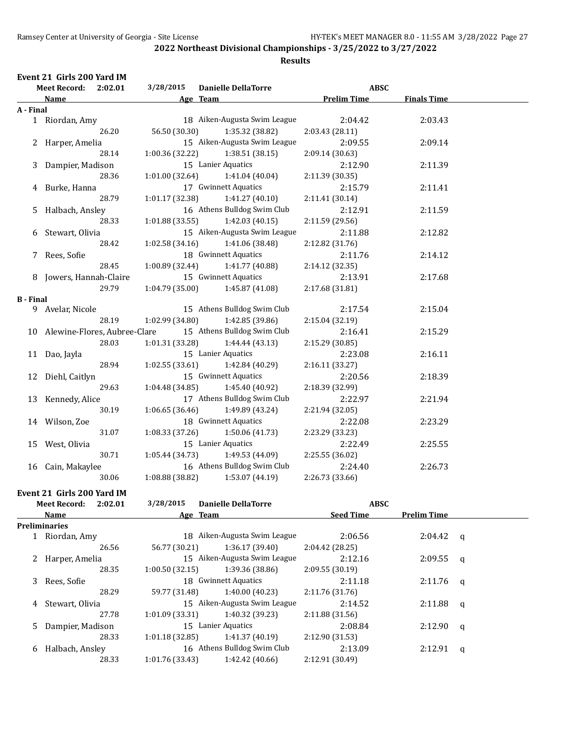## 2022 Northeast Divisional Championships - 3/25/2022 to 3/27/2022

### Results

**Event 21 Girls 200 Yard IM**

Meet Record: 2:02.01 3/28/2015 Danielle DellaTorre ABSC

| | Name | Age | Team | Prelim Time | Finals Time |
|---|---|---|---|---|---|
| **A - Final** | | | | | |
| 1 | Riordan, Amy | 18 | Aiken-Augusta Swim League | 2:04.42 | 2:03.43 |
| | 26.20 | 56.50 (30.30) | 1:35.32 (38.82) | 2:03.43 (28.11) | |
| 2 | Harper, Amelia | 15 | Aiken-Augusta Swim League | 2:09.55 | 2:09.14 |
| | 28.14 | 1:00.36 (32.22) | 1:38.51 (38.15) | 2:09.14 (30.63) | |
| 3 | Dampier, Madison | 15 | Lanier Aquatics | 2:12.90 | 2:11.39 |
| | 28.36 | 1:01.00 (32.64) | 1:41.04 (40.04) | 2:11.39 (30.35) | |
| 4 | Burke, Hanna | 17 | Gwinnett Aquatics | 2:15.79 | 2:11.41 |
| | 28.79 | 1:01.17 (32.38) | 1:41.27 (40.10) | 2:11.41 (30.14) | |
| 5 | Halbach, Ansley | 16 | Athens Bulldog Swim Club | 2:12.91 | 2:11.59 |
| | 28.33 | 1:01.88 (33.55) | 1:42.03 (40.15) | 2:11.59 (29.56) | |
| 6 | Stewart, Olivia | 15 | Aiken-Augusta Swim League | 2:11.88 | 2:12.82 |
| | 28.42 | 1:02.58 (34.16) | 1:41.06 (38.48) | 2:12.82 (31.76) | |
| 7 | Rees, Sofie | 18 | Gwinnett Aquatics | 2:11.76 | 2:14.12 |
| | 28.45 | 1:00.89 (32.44) | 1:41.77 (40.88) | 2:14.12 (32.35) | |
| 8 | Jowers, Hannah-Claire | 15 | Gwinnett Aquatics | 2:13.91 | 2:17.68 |
| | 29.79 | 1:04.79 (35.00) | 1:45.87 (41.08) | 2:17.68 (31.81) | |
| **B - Final** | | | | | |
| 9 | Avelar, Nicole | 15 | Athens Bulldog Swim Club | 2:17.54 | 2:15.04 |
| | 28.19 | 1:02.99 (34.80) | 1:42.85 (39.86) | 2:15.04 (32.19) | |
| 10 | Alewine-Flores, Aubree-Clare | 15 | Athens Bulldog Swim Club | 2:16.41 | 2:15.29 |
| | 28.03 | 1:01.31 (33.28) | 1:44.44 (43.13) | 2:15.29 (30.85) | |
| 11 | Dao, Jayla | 15 | Lanier Aquatics | 2:23.08 | 2:16.11 |
| | 28.94 | 1:02.55 (33.61) | 1:42.84 (40.29) | 2:16.11 (33.27) | |
| 12 | Diehl, Caitlyn | 15 | Gwinnett Aquatics | 2:20.56 | 2:18.39 |
| | 29.63 | 1:04.48 (34.85) | 1:45.40 (40.92) | 2:18.39 (32.99) | |
| 13 | Kennedy, Alice | 17 | Athens Bulldog Swim Club | 2:22.97 | 2:21.94 |
| | 30.19 | 1:06.65 (36.46) | 1:49.89 (43.24) | 2:21.94 (32.05) | |
| 14 | Wilson, Zoe | 18 | Gwinnett Aquatics | 2:22.08 | 2:23.29 |
| | 31.07 | 1:08.33 (37.26) | 1:50.06 (41.73) | 2:23.29 (33.23) | |
| 15 | West, Olivia | 15 | Lanier Aquatics | 2:22.49 | 2:25.55 |
| | 30.71 | 1:05.44 (34.73) | 1:49.53 (44.09) | 2:25.55 (36.02) | |
| 16 | Cain, Makaylee | 16 | Athens Bulldog Swim Club | 2:24.40 | 2:26.73 |
| | 30.06 | 1:08.88 (38.82) | 1:53.07 (44.19) | 2:26.73 (33.66) | |

**Event 21 Girls 200 Yard IM**

Meet Record: 2:02.01 3/28/2015 Danielle DellaTorre ABSC

| | Name | Age | Team | Seed Time | Prelim Time | |
|---|---|---|---|---|---|---|
| **Preliminaries** | | | | | | |
| 1 | Riordan, Amy | 18 | Aiken-Augusta Swim League | 2:06.56 | 2:04.42 | q |
| | 26.56 | 56.77 (30.21) | 1:36.17 (39.40) | 2:04.42 (28.25) | | |
| 2 | Harper, Amelia | 15 | Aiken-Augusta Swim League | 2:12.16 | 2:09.55 | q |
| | 28.35 | 1:00.50 (32.15) | 1:39.36 (38.86) | 2:09.55 (30.19) | | |
| 3 | Rees, Sofie | 18 | Gwinnett Aquatics | 2:11.18 | 2:11.76 | q |
| | 28.29 | 59.77 (31.48) | 1:40.00 (40.23) | 2:11.76 (31.76) | | |
| 4 | Stewart, Olivia | 15 | Aiken-Augusta Swim League | 2:14.52 | 2:11.88 | q |
| | 27.78 | 1:01.09 (33.31) | 1:40.32 (39.23) | 2:11.88 (31.56) | | |
| 5 | Dampier, Madison | 15 | Lanier Aquatics | 2:08.84 | 2:12.90 | q |
| | 28.33 | 1:01.18 (32.85) | 1:41.37 (40.19) | 2:12.90 (31.53) | | |
| 6 | Halbach, Ansley | 16 | Athens Bulldog Swim Club | 2:13.09 | 2:12.91 | q |
| | 28.33 | 1:01.76 (33.43) | 1:42.42 (40.66) | 2:12.91 (30.49) | | |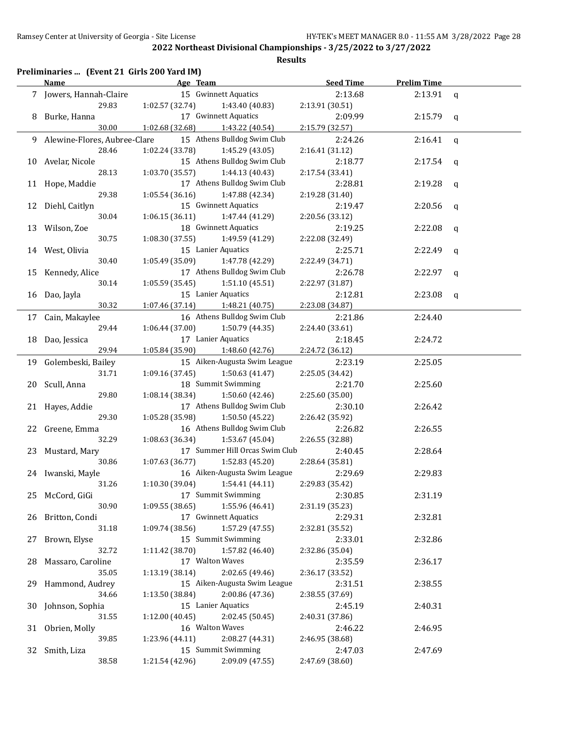## 2022 Northeast Divisional Championships - 3/25/2022 to 3/27/2022

### Results

**Preliminaries ... (Event 21 Girls 200 Yard IM)**

| | Name | Age | Team | Seed Time | Prelim Time | |
|---|---|---|---|---|---|---|
| 7 | Jowers, Hannah-Claire | 15 | Gwinnett Aquatics | 2:13.68 | 2:13.91 | q |
| | 29.83 | 1:02.57 (32.74) | 1:43.40 (40.83) | 2:13.91 (30.51) | | |
| 8 | Burke, Hanna | 17 | Gwinnett Aquatics | 2:09.99 | 2:15.79 | q |
| | 30.00 | 1:02.68 (32.68) | 1:43.22 (40.54) | 2:15.79 (32.57) | | |
| 9 | Alewine-Flores, Aubree-Clare | 15 | Athens Bulldog Swim Club | 2:24.26 | 2:16.41 | q |
| | 28.46 | 1:02.24 (33.78) | 1:45.29 (43.05) | 2:16.41 (31.12) | | |
| 10 | Avelar, Nicole | 15 | Athens Bulldog Swim Club | 2:18.77 | 2:17.54 | q |
| | 28.13 | 1:03.70 (35.57) | 1:44.13 (40.43) | 2:17.54 (33.41) | | |
| 11 | Hope, Maddie | 17 | Athens Bulldog Swim Club | 2:28.81 | 2:19.28 | q |
| | 29.38 | 1:05.54 (36.16) | 1:47.88 (42.34) | 2:19.28 (31.40) | | |
| 12 | Diehl, Caitlyn | 15 | Gwinnett Aquatics | 2:19.47 | 2:20.56 | q |
| | 30.04 | 1:06.15 (36.11) | 1:47.44 (41.29) | 2:20.56 (33.12) | | |
| 13 | Wilson, Zoe | 18 | Gwinnett Aquatics | 2:19.25 | 2:22.08 | q |
| | 30.75 | 1:08.30 (37.55) | 1:49.59 (41.29) | 2:22.08 (32.49) | | |
| 14 | West, Olivia | 15 | Lanier Aquatics | 2:25.71 | 2:22.49 | q |
| | 30.40 | 1:05.49 (35.09) | 1:47.78 (42.29) | 2:22.49 (34.71) | | |
| 15 | Kennedy, Alice | 17 | Athens Bulldog Swim Club | 2:26.78 | 2:22.97 | q |
| | 30.14 | 1:05.59 (35.45) | 1:51.10 (45.51) | 2:22.97 (31.87) | | |
| 16 | Dao, Jayla | 15 | Lanier Aquatics | 2:12.81 | 2:23.08 | q |
| | 30.32 | 1:07.46 (37.14) | 1:48.21 (40.75) | 2:23.08 (34.87) | | |
| 17 | Cain, Makaylee | 16 | Athens Bulldog Swim Club | 2:21.86 | 2:24.40 | |
| | 29.44 | 1:06.44 (37.00) | 1:50.79 (44.35) | 2:24.40 (33.61) | | |
| 18 | Dao, Jessica | 17 | Lanier Aquatics | 2:18.45 | 2:24.72 | |
| | 29.94 | 1:05.84 (35.90) | 1:48.60 (42.76) | 2:24.72 (36.12) | | |
| 19 | Golembeski, Bailey | 15 | Aiken-Augusta Swim League | 2:23.19 | 2:25.05 | |
| | 31.71 | 1:09.16 (37.45) | 1:50.63 (41.47) | 2:25.05 (34.42) | | |
| 20 | Scull, Anna | 18 | Summit Swimming | 2:21.70 | 2:25.60 | |
| | 29.80 | 1:08.14 (38.34) | 1:50.60 (42.46) | 2:25.60 (35.00) | | |
| 21 | Hayes, Addie | 17 | Athens Bulldog Swim Club | 2:30.10 | 2:26.42 | |
| | 29.30 | 1:05.28 (35.98) | 1:50.50 (45.22) | 2:26.42 (35.92) | | |
| 22 | Greene, Emma | 16 | Athens Bulldog Swim Club | 2:26.82 | 2:26.55 | |
| | 32.29 | 1:08.63 (36.34) | 1:53.67 (45.04) | 2:26.55 (32.88) | | |
| 23 | Mustard, Mary | 17 | Summer Hill Orcas Swim Club | 2:40.45 | 2:28.64 | |
| | 30.86 | 1:07.63 (36.77) | 1:52.83 (45.20) | 2:28.64 (35.81) | | |
| 24 | Iwanski, Mayle | 16 | Aiken-Augusta Swim League | 2:29.69 | 2:29.83 | |
| | 31.26 | 1:10.30 (39.04) | 1:54.41 (44.11) | 2:29.83 (35.42) | | |
| 25 | McCord, GiGi | 17 | Summit Swimming | 2:30.85 | 2:31.19 | |
| | 30.90 | 1:09.55 (38.65) | 1:55.96 (46.41) | 2:31.19 (35.23) | | |
| 26 | Britton, Condi | 17 | Gwinnett Aquatics | 2:29.31 | 2:32.81 | |
| | 31.18 | 1:09.74 (38.56) | 1:57.29 (47.55) | 2:32.81 (35.52) | | |
| 27 | Brown, Elyse | 15 | Summit Swimming | 2:33.01 | 2:32.86 | |
| | 32.72 | 1:11.42 (38.70) | 1:57.82 (46.40) | 2:32.86 (35.04) | | |
| 28 | Massaro, Caroline | 17 | Walton Waves | 2:35.59 | 2:36.17 | |
| | 35.05 | 1:13.19 (38.14) | 2:02.65 (49.46) | 2:36.17 (33.52) | | |
| 29 | Hammond, Audrey | 15 | Aiken-Augusta Swim League | 2:31.51 | 2:38.55 | |
| | 34.66 | 1:13.50 (38.84) | 2:00.86 (47.36) | 2:38.55 (37.69) | | |
| 30 | Johnson, Sophia | 15 | Lanier Aquatics | 2:45.19 | 2:40.31 | |
| | 31.55 | 1:12.00 (40.45) | 2:02.45 (50.45) | 2:40.31 (37.86) | | |
| 31 | Obrien, Molly | 16 | Walton Waves | 2:46.22 | 2:46.95 | |
| | 39.85 | 1:23.96 (44.11) | 2:08.27 (44.31) | 2:46.95 (38.68) | | |
| 32 | Smith, Liza | 15 | Summit Swimming | 2:47.03 | 2:47.69 | |
| | 38.58 | 1:21.54 (42.96) | 2:09.09 (47.55) | 2:47.69 (38.60) | | |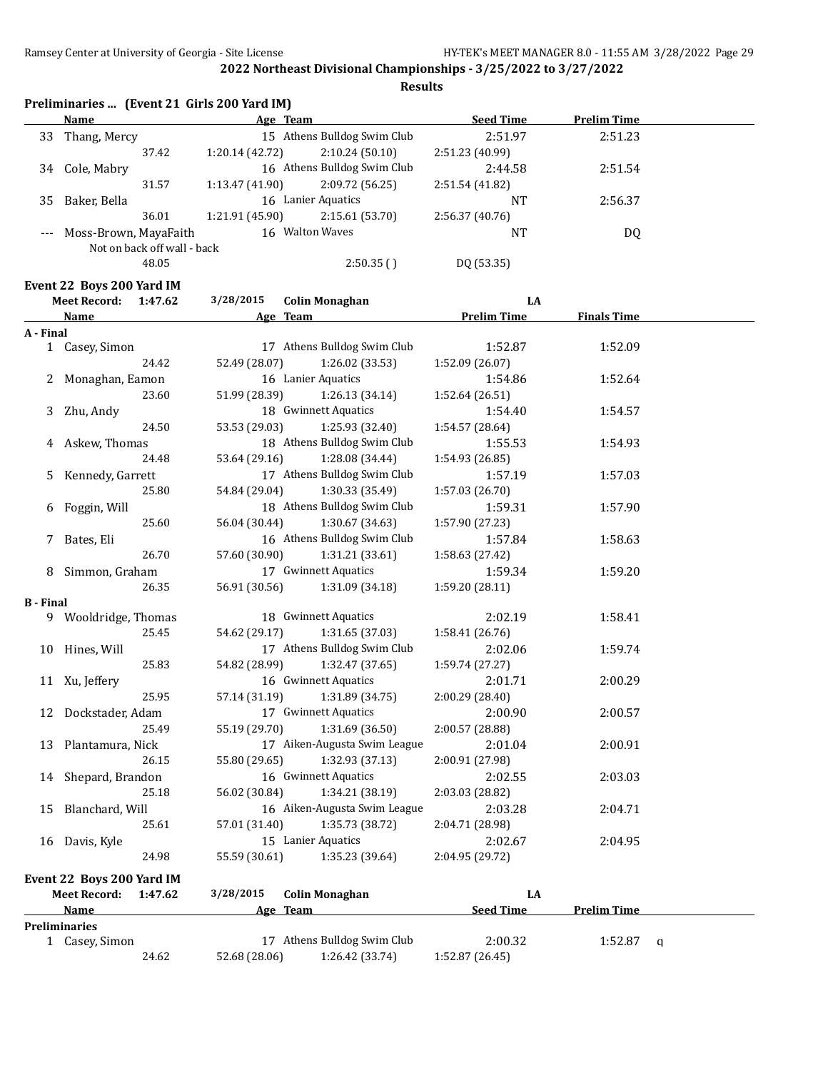## 2022 Northeast Divisional Championships - 3/25/2022 to 3/27/2022

**Results**

### Preliminaries ... (Event 21 Girls 200 Yard IM)

| | Name | Age | Team | Seed Time | Prelim Time |
|---|---|---|---|---|---|
| 33 | Thang, Mercy | 15 | Athens Bulldog Swim Club | 2:51.97 | 2:51.23 |
| | 37.42 | 1:20.14 (42.72) | 2:10.24 (50.10) | 2:51.23 (40.99) | |
| 34 | Cole, Mabry | 16 | Athens Bulldog Swim Club | 2:44.58 | 2:51.54 |
| | 31.57 | 1:13.47 (41.90) | 2:09.72 (56.25) | 2:51.54 (41.82) | |
| 35 | Baker, Bella | 16 | Lanier Aquatics | NT | 2:56.37 |
| | 36.01 | 1:21.91 (45.90) | 2:15.61 (53.70) | 2:56.37 (40.76) | |
| --- | Moss-Brown, MayaFaith | 16 | Walton Waves | NT | DQ |
| | Not on back off wall - back | | | | |
| | 48.05 | | 2:50.35 ( ) | DQ (53.35) | |

### Event 22 Boys 200 Yard IM

**Meet Record:** 1:47.62 3/28/2015 **Colin Monaghan** LA

| | Name | Age | Team | Prelim Time | Finals Time |
|---|---|---|---|---|---|
| **A - Final** | | | | | |
| 1 | Casey, Simon | 17 | Athens Bulldog Swim Club | 1:52.87 | 1:52.09 |
| | 24.42 | 52.49 (28.07) | 1:26.02 (33.53) | 1:52.09 (26.07) | |
| 2 | Monaghan, Eamon | 16 | Lanier Aquatics | 1:54.86 | 1:52.64 |
| | 23.60 | 51.99 (28.39) | 1:26.13 (34.14) | 1:52.64 (26.51) | |
| 3 | Zhu, Andy | 18 | Gwinnett Aquatics | 1:54.40 | 1:54.57 |
| | 24.50 | 53.53 (29.03) | 1:25.93 (32.40) | 1:54.57 (28.64) | |
| 4 | Askew, Thomas | 18 | Athens Bulldog Swim Club | 1:55.53 | 1:54.93 |
| | 24.48 | 53.64 (29.16) | 1:28.08 (34.44) | 1:54.93 (26.85) | |
| 5 | Kennedy, Garrett | 17 | Athens Bulldog Swim Club | 1:57.19 | 1:57.03 |
| | 25.80 | 54.84 (29.04) | 1:30.33 (35.49) | 1:57.03 (26.70) | |
| 6 | Foggin, Will | 18 | Athens Bulldog Swim Club | 1:59.31 | 1:57.90 |
| | 25.60 | 56.04 (30.44) | 1:30.67 (34.63) | 1:57.90 (27.23) | |
| 7 | Bates, Eli | 16 | Athens Bulldog Swim Club | 1:57.84 | 1:58.63 |
| | 26.70 | 57.60 (30.90) | 1:31.21 (33.61) | 1:58.63 (27.42) | |
| 8 | Simmon, Graham | 17 | Gwinnett Aquatics | 1:59.34 | 1:59.20 |
| | 26.35 | 56.91 (30.56) | 1:31.09 (34.18) | 1:59.20 (28.11) | |
| **B - Final** | | | | | |
| 9 | Wooldridge, Thomas | 18 | Gwinnett Aquatics | 2:02.19 | 1:58.41 |
| | 25.45 | 54.62 (29.17) | 1:31.65 (37.03) | 1:58.41 (26.76) | |
| 10 | Hines, Will | 17 | Athens Bulldog Swim Club | 2:02.06 | 1:59.74 |
| | 25.83 | 54.82 (28.99) | 1:32.47 (37.65) | 1:59.74 (27.27) | |
| 11 | Xu, Jeffery | 16 | Gwinnett Aquatics | 2:01.71 | 2:00.29 |
| | 25.95 | 57.14 (31.19) | 1:31.89 (34.75) | 2:00.29 (28.40) | |
| 12 | Dockstader, Adam | 17 | Gwinnett Aquatics | 2:00.90 | 2:00.57 |
| | 25.49 | 55.19 (29.70) | 1:31.69 (36.50) | 2:00.57 (28.88) | |
| 13 | Plantamura, Nick | 17 | Aiken-Augusta Swim League | 2:01.04 | 2:00.91 |
| | 26.15 | 55.80 (29.65) | 1:32.93 (37.13) | 2:00.91 (27.98) | |
| 14 | Shepard, Brandon | 16 | Gwinnett Aquatics | 2:02.55 | 2:03.03 |
| | 25.18 | 56.02 (30.84) | 1:34.21 (38.19) | 2:03.03 (28.82) | |
| 15 | Blanchard, Will | 16 | Aiken-Augusta Swim League | 2:03.28 | 2:04.71 |
| | 25.61 | 57.01 (31.40) | 1:35.73 (38.72) | 2:04.71 (28.98) | |
| 16 | Davis, Kyle | 15 | Lanier Aquatics | 2:02.67 | 2:04.95 |
| | 24.98 | 55.59 (30.61) | 1:35.23 (39.64) | 2:04.95 (29.72) | |

### Event 22 Boys 200 Yard IM

**Meet Record:** 1:47.62 3/28/2015 **Colin Monaghan** LA

| | Name | Age | Team | Seed Time | Prelim Time | |
|---|---|---|---|---|---|---|
| **Preliminaries** | | | | | | |
| 1 | Casey, Simon | 17 | Athens Bulldog Swim Club | 2:00.32 | 1:52.87 | q |
| | 24.62 | 52.68 (28.06) | 1:26.42 (33.74) | 1:52.87 (26.45) | | |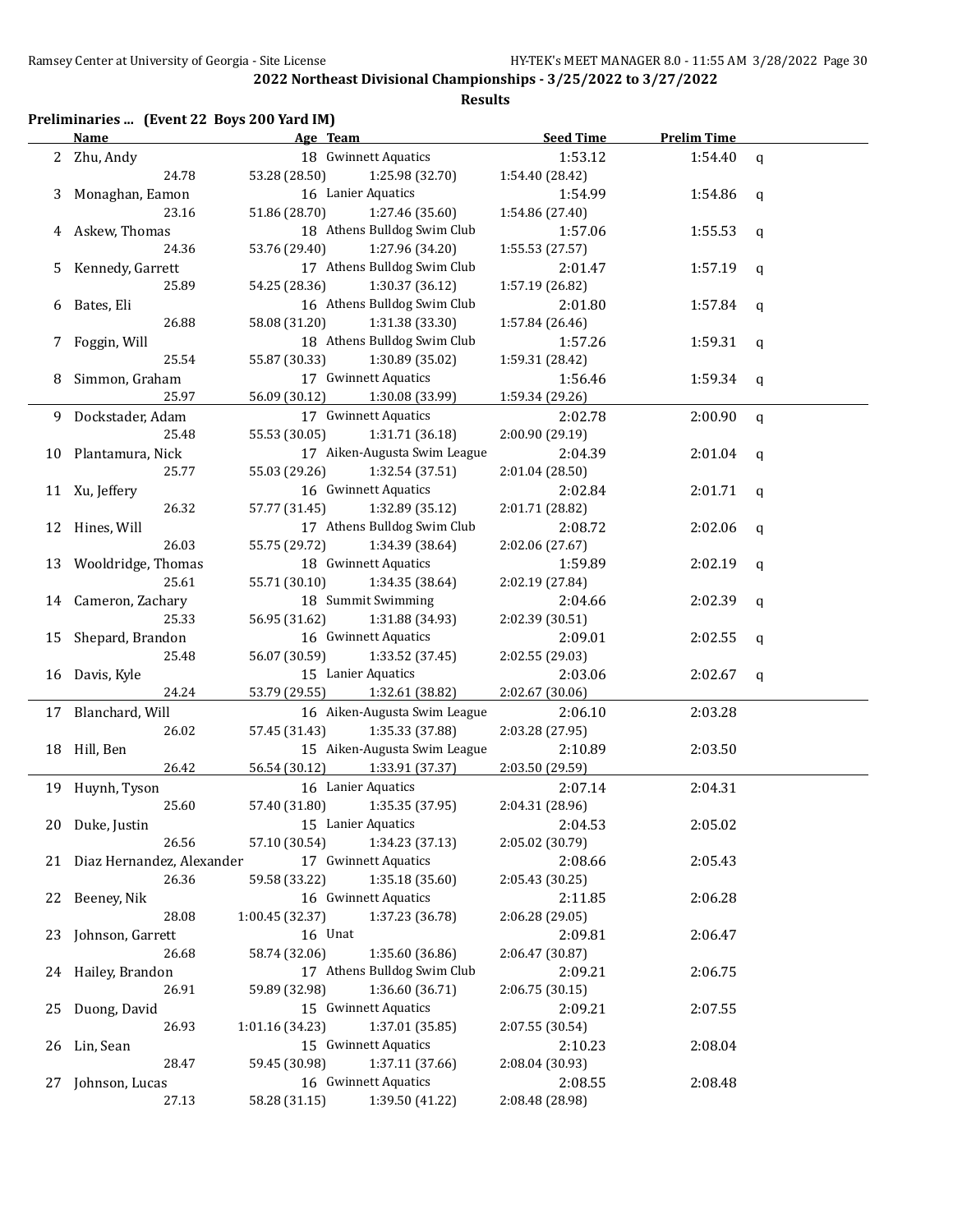## 2022 Northeast Divisional Championships - 3/25/2022 to 3/27/2022

### Results

**Preliminaries ... (Event 22 Boys 200 Yard IM)**

| | Name | Age | Team | Seed Time | Prelim Time | |
|---|---|---|---|---|---|---|
| 2 | Zhu, Andy | 18 | Gwinnett Aquatics | 1:53.12 | 1:54.40 | q |
| | 24.78 | 53.28 (28.50) | 1:25.98 (32.70) | 1:54.40 (28.42) | | |
| 3 | Monaghan, Eamon | 16 | Lanier Aquatics | 1:54.99 | 1:54.86 | q |
| | 23.16 | 51.86 (28.70) | 1:27.46 (35.60) | 1:54.86 (27.40) | | |
| 4 | Askew, Thomas | 18 | Athens Bulldog Swim Club | 1:57.06 | 1:55.53 | q |
| | 24.36 | 53.76 (29.40) | 1:27.96 (34.20) | 1:55.53 (27.57) | | |
| 5 | Kennedy, Garrett | 17 | Athens Bulldog Swim Club | 2:01.47 | 1:57.19 | q |
| | 25.89 | 54.25 (28.36) | 1:30.37 (36.12) | 1:57.19 (26.82) | | |
| 6 | Bates, Eli | 16 | Athens Bulldog Swim Club | 2:01.80 | 1:57.84 | q |
| | 26.88 | 58.08 (31.20) | 1:31.38 (33.30) | 1:57.84 (26.46) | | |
| 7 | Foggin, Will | 18 | Athens Bulldog Swim Club | 1:57.26 | 1:59.31 | q |
| | 25.54 | 55.87 (30.33) | 1:30.89 (35.02) | 1:59.31 (28.42) | | |
| 8 | Simmon, Graham | 17 | Gwinnett Aquatics | 1:56.46 | 1:59.34 | q |
| | 25.97 | 56.09 (30.12) | 1:30.08 (33.99) | 1:59.34 (29.26) | | |
| 9 | Dockstader, Adam | 17 | Gwinnett Aquatics | 2:02.78 | 2:00.90 | q |
| | 25.48 | 55.53 (30.05) | 1:31.71 (36.18) | 2:00.90 (29.19) | | |
| 10 | Plantamura, Nick | 17 | Aiken-Augusta Swim League | 2:04.39 | 2:01.04 | q |
| | 25.77 | 55.03 (29.26) | 1:32.54 (37.51) | 2:01.04 (28.50) | | |
| 11 | Xu, Jeffery | 16 | Gwinnett Aquatics | 2:02.84 | 2:01.71 | q |
| | 26.32 | 57.77 (31.45) | 1:32.89 (35.12) | 2:01.71 (28.82) | | |
| 12 | Hines, Will | 17 | Athens Bulldog Swim Club | 2:08.72 | 2:02.06 | q |
| | 26.03 | 55.75 (29.72) | 1:34.39 (38.64) | 2:02.06 (27.67) | | |
| 13 | Wooldridge, Thomas | 18 | Gwinnett Aquatics | 1:59.89 | 2:02.19 | q |
| | 25.61 | 55.71 (30.10) | 1:34.35 (38.64) | 2:02.19 (27.84) | | |
| 14 | Cameron, Zachary | 18 | Summit Swimming | 2:04.66 | 2:02.39 | q |
| | 25.33 | 56.95 (31.62) | 1:31.88 (34.93) | 2:02.39 (30.51) | | |
| 15 | Shepard, Brandon | 16 | Gwinnett Aquatics | 2:09.01 | 2:02.55 | q |
| | 25.48 | 56.07 (30.59) | 1:33.52 (37.45) | 2:02.55 (29.03) | | |
| 16 | Davis, Kyle | 15 | Lanier Aquatics | 2:03.06 | 2:02.67 | q |
| | 24.24 | 53.79 (29.55) | 1:32.61 (38.82) | 2:02.67 (30.06) | | |
| 17 | Blanchard, Will | 16 | Aiken-Augusta Swim League | 2:06.10 | 2:03.28 | |
| | 26.02 | 57.45 (31.43) | 1:35.33 (37.88) | 2:03.28 (27.95) | | |
| 18 | Hill, Ben | 15 | Aiken-Augusta Swim League | 2:10.89 | 2:03.50 | |
| | 26.42 | 56.54 (30.12) | 1:33.91 (37.37) | 2:03.50 (29.59) | | |
| 19 | Huynh, Tyson | 16 | Lanier Aquatics | 2:07.14 | 2:04.31 | |
| | 25.60 | 57.40 (31.80) | 1:35.35 (37.95) | 2:04.31 (28.96) | | |
| 20 | Duke, Justin | 15 | Lanier Aquatics | 2:04.53 | 2:05.02 | |
| | 26.56 | 57.10 (30.54) | 1:34.23 (37.13) | 2:05.02 (30.79) | | |
| 21 | Diaz Hernandez, Alexander | 17 | Gwinnett Aquatics | 2:08.66 | 2:05.43 | |
| | 26.36 | 59.58 (33.22) | 1:35.18 (35.60) | 2:05.43 (30.25) | | |
| 22 | Beeney, Nik | 16 | Gwinnett Aquatics | 2:11.85 | 2:06.28 | |
| | 28.08 | 1:00.45 (32.37) | 1:37.23 (36.78) | 2:06.28 (29.05) | | |
| 23 | Johnson, Garrett | 16 | Unat | 2:09.81 | 2:06.47 | |
| | 26.68 | 58.74 (32.06) | 1:35.60 (36.86) | 2:06.47 (30.87) | | |
| 24 | Hailey, Brandon | 17 | Athens Bulldog Swim Club | 2:09.21 | 2:06.75 | |
| | 26.91 | 59.89 (32.98) | 1:36.60 (36.71) | 2:06.75 (30.15) | | |
| 25 | Duong, David | 15 | Gwinnett Aquatics | 2:09.21 | 2:07.55 | |
| | 26.93 | 1:01.16 (34.23) | 1:37.01 (35.85) | 2:07.55 (30.54) | | |
| 26 | Lin, Sean | 15 | Gwinnett Aquatics | 2:10.23 | 2:08.04 | |
| | 28.47 | 59.45 (30.98) | 1:37.11 (37.66) | 2:08.04 (30.93) | | |
| 27 | Johnson, Lucas | 16 | Gwinnett Aquatics | 2:08.55 | 2:08.48 | |
| | 27.13 | 58.28 (31.15) | 1:39.50 (41.22) | 2:08.48 (28.98) | | |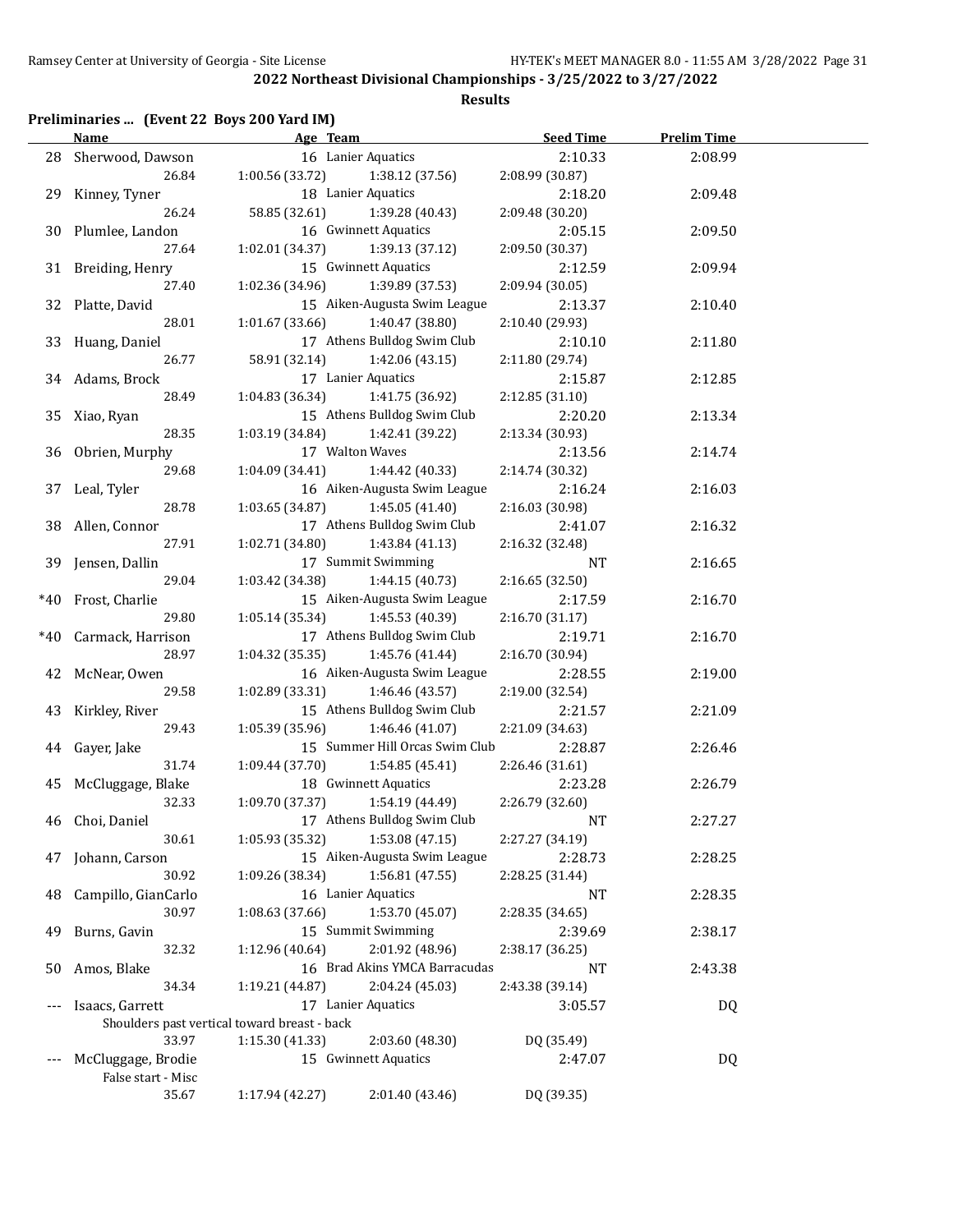## 2022 Northeast Divisional Championships - 3/25/2022 to 3/27/2022

**Results**

### Preliminaries ... (Event 22 Boys 200 Yard IM)

| | Name | Age | Team | Seed Time | Prelim Time |
|---|---|---|---|---|---|
| 28 | Sherwood, Dawson | 16 | Lanier Aquatics | 2:10.33 | 2:08.99 |
| | 26.84 | 1:00.56 (33.72) | 1:38.12 (37.56) | 2:08.99 (30.87) | |
| 29 | Kinney, Tyner | 18 | Lanier Aquatics | 2:18.20 | 2:09.48 |
| | 26.24 | 58.85 (32.61) | 1:39.28 (40.43) | 2:09.48 (30.20) | |
| 30 | Plumlee, Landon | 16 | Gwinnett Aquatics | 2:05.15 | 2:09.50 |
| | 27.64 | 1:02.01 (34.37) | 1:39.13 (37.12) | 2:09.50 (30.37) | |
| 31 | Breiding, Henry | 15 | Gwinnett Aquatics | 2:12.59 | 2:09.94 |
| | 27.40 | 1:02.36 (34.96) | 1:39.89 (37.53) | 2:09.94 (30.05) | |
| 32 | Platte, David | 15 | Aiken-Augusta Swim League | 2:13.37 | 2:10.40 |
| | 28.01 | 1:01.67 (33.66) | 1:40.47 (38.80) | 2:10.40 (29.93) | |
| 33 | Huang, Daniel | 17 | Athens Bulldog Swim Club | 2:10.10 | 2:11.80 |
| | 26.77 | 58.91 (32.14) | 1:42.06 (43.15) | 2:11.80 (29.74) | |
| 34 | Adams, Brock | 17 | Lanier Aquatics | 2:15.87 | 2:12.85 |
| | 28.49 | 1:04.83 (36.34) | 1:41.75 (36.92) | 2:12.85 (31.10) | |
| 35 | Xiao, Ryan | 15 | Athens Bulldog Swim Club | 2:20.20 | 2:13.34 |
| | 28.35 | 1:03.19 (34.84) | 1:42.41 (39.22) | 2:13.34 (30.93) | |
| 36 | Obrien, Murphy | 17 | Walton Waves | 2:13.56 | 2:14.74 |
| | 29.68 | 1:04.09 (34.41) | 1:44.42 (40.33) | 2:14.74 (30.32) | |
| 37 | Leal, Tyler | 16 | Aiken-Augusta Swim League | 2:16.24 | 2:16.03 |
| | 28.78 | 1:03.65 (34.87) | 1:45.05 (41.40) | 2:16.03 (30.98) | |
| 38 | Allen, Connor | 17 | Athens Bulldog Swim Club | 2:41.07 | 2:16.32 |
| | 27.91 | 1:02.71 (34.80) | 1:43.84 (41.13) | 2:16.32 (32.48) | |
| 39 | Jensen, Dallin | 17 | Summit Swimming | NT | 2:16.65 |
| | 29.04 | 1:03.42 (34.38) | 1:44.15 (40.73) | 2:16.65 (32.50) | |
| *40 | Frost, Charlie | 15 | Aiken-Augusta Swim League | 2:17.59 | 2:16.70 |
| | 29.80 | 1:05.14 (35.34) | 1:45.53 (40.39) | 2:16.70 (31.17) | |
| *40 | Carmack, Harrison | 17 | Athens Bulldog Swim Club | 2:19.71 | 2:16.70 |
| | 28.97 | 1:04.32 (35.35) | 1:45.76 (41.44) | 2:16.70 (30.94) | |
| 42 | McNear, Owen | 16 | Aiken-Augusta Swim League | 2:28.55 | 2:19.00 |
| | 29.58 | 1:02.89 (33.31) | 1:46.46 (43.57) | 2:19.00 (32.54) | |
| 43 | Kirkley, River | 15 | Athens Bulldog Swim Club | 2:21.57 | 2:21.09 |
| | 29.43 | 1:05.39 (35.96) | 1:46.46 (41.07) | 2:21.09 (34.63) | |
| 44 | Gayer, Jake | 15 | Summer Hill Orcas Swim Club | 2:28.87 | 2:26.46 |
| | 31.74 | 1:09.44 (37.70) | 1:54.85 (45.41) | 2:26.46 (31.61) | |
| 45 | McCluggage, Blake | 18 | Gwinnett Aquatics | 2:23.28 | 2:26.79 |
| | 32.33 | 1:09.70 (37.37) | 1:54.19 (44.49) | 2:26.79 (32.60) | |
| 46 | Choi, Daniel | 17 | Athens Bulldog Swim Club | NT | 2:27.27 |
| | 30.61 | 1:05.93 (35.32) | 1:53.08 (47.15) | 2:27.27 (34.19) | |
| 47 | Johann, Carson | 15 | Aiken-Augusta Swim League | 2:28.73 | 2:28.25 |
| | 30.92 | 1:09.26 (38.34) | 1:56.81 (47.55) | 2:28.25 (31.44) | |
| 48 | Campillo, GianCarlo | 16 | Lanier Aquatics | NT | 2:28.35 |
| | 30.97 | 1:08.63 (37.66) | 1:53.70 (45.07) | 2:28.35 (34.65) | |
| 49 | Burns, Gavin | 15 | Summit Swimming | 2:39.69 | 2:38.17 |
| | 32.32 | 1:12.96 (40.64) | 2:01.92 (48.96) | 2:38.17 (36.25) | |
| 50 | Amos, Blake | 16 | Brad Akins YMCA Barracudas | NT | 2:43.38 |
| | 34.34 | 1:19.21 (44.87) | 2:04.24 (45.03) | 2:43.38 (39.14) | |
| --- | Isaacs, Garrett | 17 | Lanier Aquatics | 3:05.57 | DQ |
| | Shoulders past vertical toward breast - back | | | | |
| | 33.97 | 1:15.30 (41.33) | 2:03.60 (48.30) | DQ (35.49) | |
| --- | McCluggage, Brodie | 15 | Gwinnett Aquatics | 2:47.07 | DQ |
| | False start - Misc | | | | |
| | 35.67 | 1:17.94 (42.27) | 2:01.40 (43.46) | DQ (39.35) | |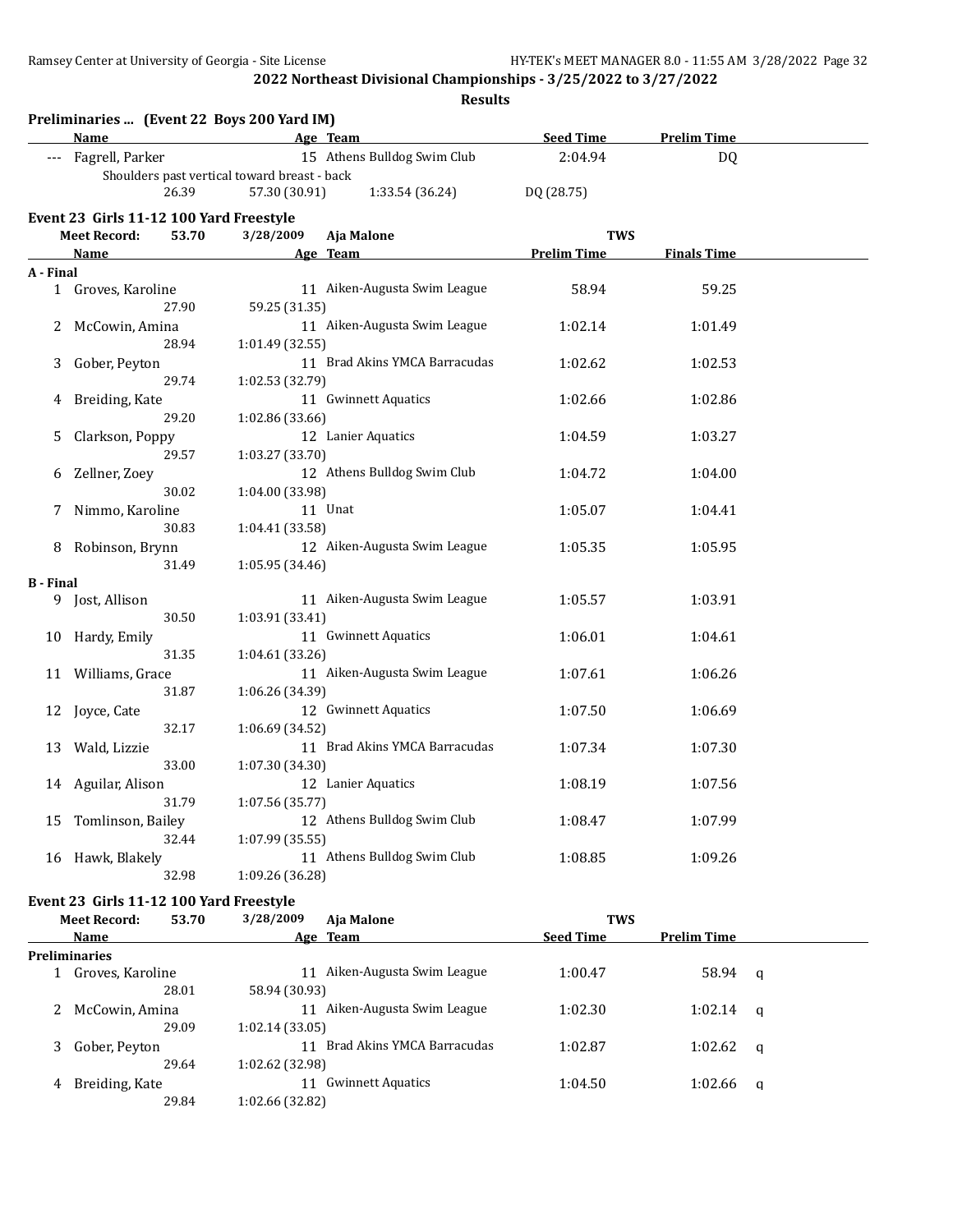**2022 Northeast Divisional Championships - 3/25/2022 to 3/27/2022**

**Results**

### Preliminaries ... (Event 22 Boys 200 Yard IM)

| | Name | Age | Team | Seed Time | Prelim Time |
|---|---|---|---|---|---|
| --- | Fagrell, Parker | 15 | Athens Bulldog Swim Club | 2:04.94 | DQ |
| | Shoulders past vertical toward breast - back | | | | |
| | 26.39 | 57.30 (30.91) | 1:33.54 (36.24) | DQ (28.75) | |

### Event 23 Girls 11-12 100 Yard Freestyle

**Meet Record:** 53.70 3/28/2009 Aja Malone TWS

| | Name | Age | Team | Prelim Time | Finals Time |
|---|---|---|---|---|---|
| **A - Final** | | | | | |
| 1 | Groves, Karoline | 11 | Aiken-Augusta Swim League | 58.94 | 59.25 |
| | 27.90 | 59.25 (31.35) | | | |
| 2 | McCowin, Amina | 11 | Aiken-Augusta Swim League | 1:02.14 | 1:01.49 |
| | 28.94 | 1:01.49 (32.55) | | | |
| 3 | Gober, Peyton | 11 | Brad Akins YMCA Barracudas | 1:02.62 | 1:02.53 |
| | 29.74 | 1:02.53 (32.79) | | | |
| 4 | Breiding, Kate | 11 | Gwinnett Aquatics | 1:02.66 | 1:02.86 |
| | 29.20 | 1:02.86 (33.66) | | | |
| 5 | Clarkson, Poppy | 12 | Lanier Aquatics | 1:04.59 | 1:03.27 |
| | 29.57 | 1:03.27 (33.70) | | | |
| 6 | Zellner, Zoey | 12 | Athens Bulldog Swim Club | 1:04.72 | 1:04.00 |
| | 30.02 | 1:04.00 (33.98) | | | |
| 7 | Nimmo, Karoline | 11 | Unat | 1:05.07 | 1:04.41 |
| | 30.83 | 1:04.41 (33.58) | | | |
| 8 | Robinson, Brynn | 12 | Aiken-Augusta Swim League | 1:05.35 | 1:05.95 |
| | 31.49 | 1:05.95 (34.46) | | | |
| **B - Final** | | | | | |
| 9 | Jost, Allison | 11 | Aiken-Augusta Swim League | 1:05.57 | 1:03.91 |
| | 30.50 | 1:03.91 (33.41) | | | |
| 10 | Hardy, Emily | 11 | Gwinnett Aquatics | 1:06.01 | 1:04.61 |
| | 31.35 | 1:04.61 (33.26) | | | |
| 11 | Williams, Grace | 11 | Aiken-Augusta Swim League | 1:07.61 | 1:06.26 |
| | 31.87 | 1:06.26 (34.39) | | | |
| 12 | Joyce, Cate | 12 | Gwinnett Aquatics | 1:07.50 | 1:06.69 |
| | 32.17 | 1:06.69 (34.52) | | | |
| 13 | Wald, Lizzie | 11 | Brad Akins YMCA Barracudas | 1:07.34 | 1:07.30 |
| | 33.00 | 1:07.30 (34.30) | | | |
| 14 | Aguilar, Alison | 12 | Lanier Aquatics | 1:08.19 | 1:07.56 |
| | 31.79 | 1:07.56 (35.77) | | | |
| 15 | Tomlinson, Bailey | 12 | Athens Bulldog Swim Club | 1:08.47 | 1:07.99 |
| | 32.44 | 1:07.99 (35.55) | | | |
| 16 | Hawk, Blakely | 11 | Athens Bulldog Swim Club | 1:08.85 | 1:09.26 |
| | 32.98 | 1:09.26 (36.28) | | | |

### Event 23 Girls 11-12 100 Yard Freestyle

**Meet Record:** 53.70 3/28/2009 Aja Malone TWS

| | Name | Age | Team | Seed Time | Prelim Time | |
|---|---|---|---|---|---|---|
| **Preliminaries** | | | | | | |
| 1 | Groves, Karoline | 11 | Aiken-Augusta Swim League | 1:00.47 | 58.94 | q |
| | 28.01 | 58.94 (30.93) | | | | |
| 2 | McCowin, Amina | 11 | Aiken-Augusta Swim League | 1:02.30 | 1:02.14 | q |
| | 29.09 | 1:02.14 (33.05) | | | | |
| 3 | Gober, Peyton | 11 | Brad Akins YMCA Barracudas | 1:02.87 | 1:02.62 | q |
| | 29.64 | 1:02.62 (32.98) | | | | |
| 4 | Breiding, Kate | 11 | Gwinnett Aquatics | 1:04.50 | 1:02.66 | q |
| | 29.84 | 1:02.66 (32.82) | | | | |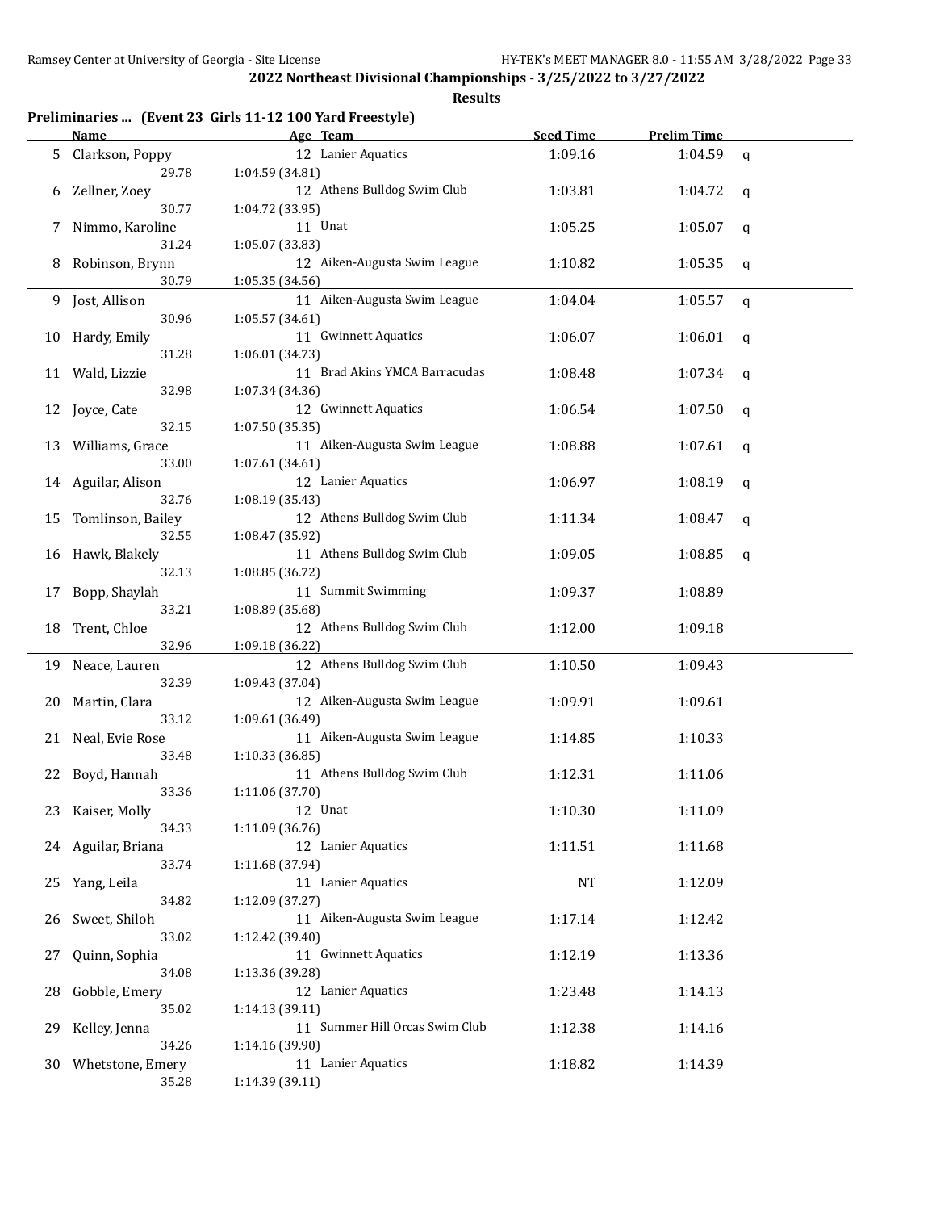## 2022 Northeast Divisional Championships - 3/25/2022 to 3/27/2022

### Results

**Preliminaries ... (Event 23 Girls 11-12 100 Yard Freestyle)**

| | Name | Age | Team | Seed Time | Prelim Time | |
|---|---|---|---|---|---|---|
| 5 | Clarkson, Poppy | 12 | Lanier Aquatics | 1:09.16 | 1:04.59 | q |
| | 29.78 | 1:04.59 (34.81) | | | | |
| 6 | Zellner, Zoey | 12 | Athens Bulldog Swim Club | 1:03.81 | 1:04.72 | q |
| | 30.77 | 1:04.72 (33.95) | | | | |
| 7 | Nimmo, Karoline | 11 | Unat | 1:05.25 | 1:05.07 | q |
| | 31.24 | 1:05.07 (33.83) | | | | |
| 8 | Robinson, Brynn | 12 | Aiken-Augusta Swim League | 1:10.82 | 1:05.35 | q |
| | 30.79 | 1:05.35 (34.56) | | | | |
| 9 | Jost, Allison | 11 | Aiken-Augusta Swim League | 1:04.04 | 1:05.57 | q |
| | 30.96 | 1:05.57 (34.61) | | | | |
| 10 | Hardy, Emily | 11 | Gwinnett Aquatics | 1:06.07 | 1:06.01 | q |
| | 31.28 | 1:06.01 (34.73) | | | | |
| 11 | Wald, Lizzie | 11 | Brad Akins YMCA Barracudas | 1:08.48 | 1:07.34 | q |
| | 32.98 | 1:07.34 (34.36) | | | | |
| 12 | Joyce, Cate | 12 | Gwinnett Aquatics | 1:06.54 | 1:07.50 | q |
| | 32.15 | 1:07.50 (35.35) | | | | |
| 13 | Williams, Grace | 11 | Aiken-Augusta Swim League | 1:08.88 | 1:07.61 | q |
| | 33.00 | 1:07.61 (34.61) | | | | |
| 14 | Aguilar, Alison | 12 | Lanier Aquatics | 1:06.97 | 1:08.19 | q |
| | 32.76 | 1:08.19 (35.43) | | | | |
| 15 | Tomlinson, Bailey | 12 | Athens Bulldog Swim Club | 1:11.34 | 1:08.47 | q |
| | 32.55 | 1:08.47 (35.92) | | | | |
| 16 | Hawk, Blakely | 11 | Athens Bulldog Swim Club | 1:09.05 | 1:08.85 | q |
| | 32.13 | 1:08.85 (36.72) | | | | |
| 17 | Bopp, Shaylah | 11 | Summit Swimming | 1:09.37 | 1:08.89 | |
| | 33.21 | 1:08.89 (35.68) | | | | |
| 18 | Trent, Chloe | 12 | Athens Bulldog Swim Club | 1:12.00 | 1:09.18 | |
| | 32.96 | 1:09.18 (36.22) | | | | |
| 19 | Neace, Lauren | 12 | Athens Bulldog Swim Club | 1:10.50 | 1:09.43 | |
| | 32.39 | 1:09.43 (37.04) | | | | |
| 20 | Martin, Clara | 12 | Aiken-Augusta Swim League | 1:09.91 | 1:09.61 | |
| | 33.12 | 1:09.61 (36.49) | | | | |
| 21 | Neal, Evie Rose | 11 | Aiken-Augusta Swim League | 1:14.85 | 1:10.33 | |
| | 33.48 | 1:10.33 (36.85) | | | | |
| 22 | Boyd, Hannah | 11 | Athens Bulldog Swim Club | 1:12.31 | 1:11.06 | |
| | 33.36 | 1:11.06 (37.70) | | | | |
| 23 | Kaiser, Molly | 12 | Unat | 1:10.30 | 1:11.09 | |
| | 34.33 | 1:11.09 (36.76) | | | | |
| 24 | Aguilar, Briana | 12 | Lanier Aquatics | 1:11.51 | 1:11.68 | |
| | 33.74 | 1:11.68 (37.94) | | | | |
| 25 | Yang, Leila | 11 | Lanier Aquatics | NT | 1:12.09 | |
| | 34.82 | 1:12.09 (37.27) | | | | |
| 26 | Sweet, Shiloh | 11 | Aiken-Augusta Swim League | 1:17.14 | 1:12.42 | |
| | 33.02 | 1:12.42 (39.40) | | | | |
| 27 | Quinn, Sophia | 11 | Gwinnett Aquatics | 1:12.19 | 1:13.36 | |
| | 34.08 | 1:13.36 (39.28) | | | | |
| 28 | Gobble, Emery | 12 | Lanier Aquatics | 1:23.48 | 1:14.13 | |
| | 35.02 | 1:14.13 (39.11) | | | | |
| 29 | Kelley, Jenna | 11 | Summer Hill Orcas Swim Club | 1:12.38 | 1:14.16 | |
| | 34.26 | 1:14.16 (39.90) | | | | |
| 30 | Whetstone, Emery | 11 | Lanier Aquatics | 1:18.82 | 1:14.39 | |
| | 35.28 | 1:14.39 (39.11) | | | | |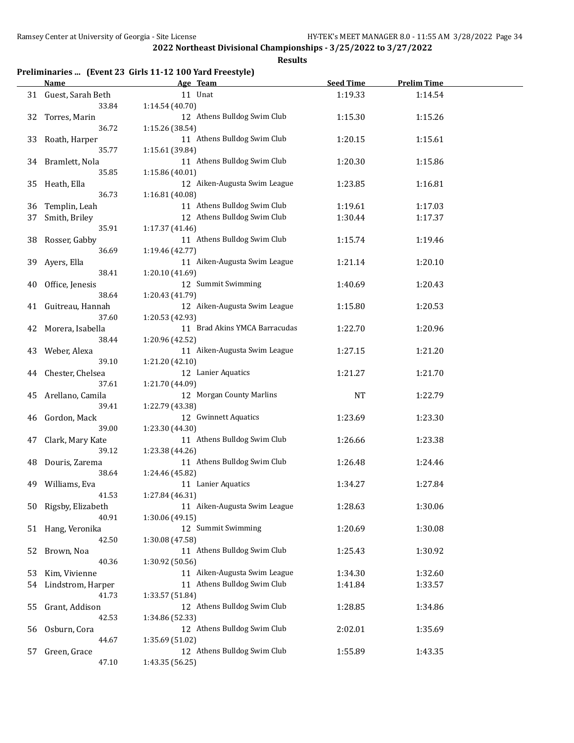**2022 Northeast Divisional Championships - 3/25/2022 to 3/27/2022**

**Results**

### Preliminaries ... (Event 23 Girls 11-12 100 Yard Freestyle)

| | Name | Age | Team | Seed Time | Prelim Time |
|---|---|---|---|---|---|
| 31 | Guest, Sarah Beth | 11 | Unat | 1:19.33 | 1:14.54 |
| | 33.84 | 1:14.54 (40.70) | | | |
| 32 | Torres, Marin | 12 | Athens Bulldog Swim Club | 1:15.30 | 1:15.26 |
| | 36.72 | 1:15.26 (38.54) | | | |
| 33 | Roath, Harper | 11 | Athens Bulldog Swim Club | 1:20.15 | 1:15.61 |
| | 35.77 | 1:15.61 (39.84) | | | |
| 34 | Bramlett, Nola | 11 | Athens Bulldog Swim Club | 1:20.30 | 1:15.86 |
| | 35.85 | 1:15.86 (40.01) | | | |
| 35 | Heath, Ella | 12 | Aiken-Augusta Swim League | 1:23.85 | 1:16.81 |
| | 36.73 | 1:16.81 (40.08) | | | |
| 36 | Templin, Leah | 11 | Athens Bulldog Swim Club | 1:19.61 | 1:17.03 |
| 37 | Smith, Briley | 12 | Athens Bulldog Swim Club | 1:30.44 | 1:17.37 |
| | 35.91 | 1:17.37 (41.46) | | | |
| 38 | Rosser, Gabby | 11 | Athens Bulldog Swim Club | 1:15.74 | 1:19.46 |
| | 36.69 | 1:19.46 (42.77) | | | |
| 39 | Ayers, Ella | 11 | Aiken-Augusta Swim League | 1:21.14 | 1:20.10 |
| | 38.41 | 1:20.10 (41.69) | | | |
| 40 | Office, Jenesis | 12 | Summit Swimming | 1:40.69 | 1:20.43 |
| | 38.64 | 1:20.43 (41.79) | | | |
| 41 | Guitreau, Hannah | 12 | Aiken-Augusta Swim League | 1:15.80 | 1:20.53 |
| | 37.60 | 1:20.53 (42.93) | | | |
| 42 | Morera, Isabella | 11 | Brad Akins YMCA Barracudas | 1:22.70 | 1:20.96 |
| | 38.44 | 1:20.96 (42.52) | | | |
| 43 | Weber, Alexa | 11 | Aiken-Augusta Swim League | 1:27.15 | 1:21.20 |
| | 39.10 | 1:21.20 (42.10) | | | |
| 44 | Chester, Chelsea | 12 | Lanier Aquatics | 1:21.27 | 1:21.70 |
| | 37.61 | 1:21.70 (44.09) | | | |
| 45 | Arellano, Camila | 12 | Morgan County Marlins | NT | 1:22.79 |
| | 39.41 | 1:22.79 (43.38) | | | |
| 46 | Gordon, Mack | 12 | Gwinnett Aquatics | 1:23.69 | 1:23.30 |
| | 39.00 | 1:23.30 (44.30) | | | |
| 47 | Clark, Mary Kate | 11 | Athens Bulldog Swim Club | 1:26.66 | 1:23.38 |
| | 39.12 | 1:23.38 (44.26) | | | |
| 48 | Douris, Zarema | 11 | Athens Bulldog Swim Club | 1:26.48 | 1:24.46 |
| | 38.64 | 1:24.46 (45.82) | | | |
| 49 | Williams, Eva | 11 | Lanier Aquatics | 1:34.27 | 1:27.84 |
| | 41.53 | 1:27.84 (46.31) | | | |
| 50 | Rigsby, Elizabeth | 11 | Aiken-Augusta Swim League | 1:28.63 | 1:30.06 |
| | 40.91 | 1:30.06 (49.15) | | | |
| 51 | Hang, Veronika | 12 | Summit Swimming | 1:20.69 | 1:30.08 |
| | 42.50 | 1:30.08 (47.58) | | | |
| 52 | Brown, Noa | 11 | Athens Bulldog Swim Club | 1:25.43 | 1:30.92 |
| | 40.36 | 1:30.92 (50.56) | | | |
| 53 | Kim, Vivienne | 11 | Aiken-Augusta Swim League | 1:34.30 | 1:32.60 |
| 54 | Lindstrom, Harper | 11 | Athens Bulldog Swim Club | 1:41.84 | 1:33.57 |
| | 41.73 | 1:33.57 (51.84) | | | |
| 55 | Grant, Addison | 12 | Athens Bulldog Swim Club | 1:28.85 | 1:34.86 |
| | 42.53 | 1:34.86 (52.33) | | | |
| 56 | Osburn, Cora | 12 | Athens Bulldog Swim Club | 2:02.01 | 1:35.69 |
| | 44.67 | 1:35.69 (51.02) | | | |
| 57 | Green, Grace | 12 | Athens Bulldog Swim Club | 1:55.89 | 1:43.35 |
| | 47.10 | 1:43.35 (56.25) | | | |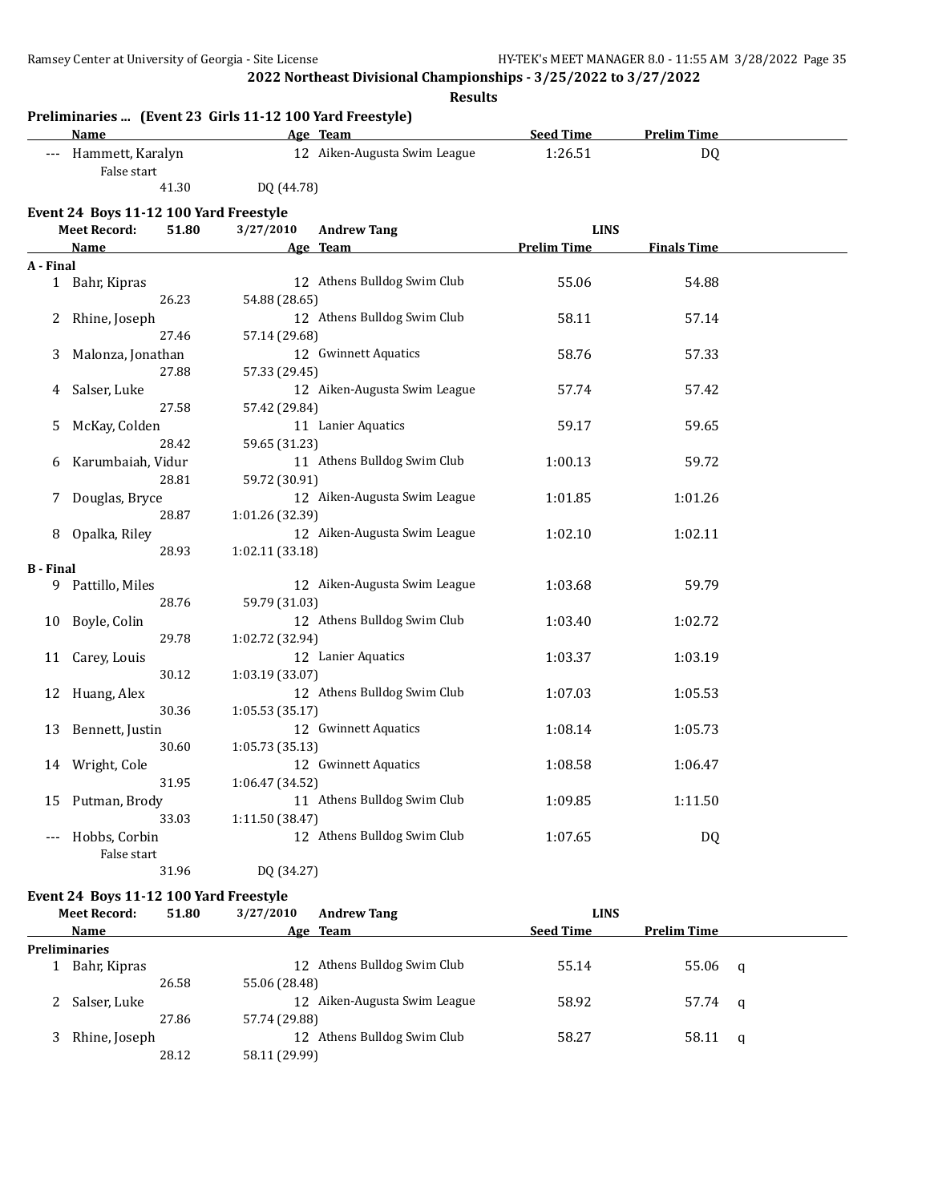## 2022 Northeast Divisional Championships - 3/25/2022 to 3/27/2022

### Results

**Preliminaries ... (Event 23 Girls 11-12 100 Yard Freestyle)**

| | Name | Age | Team | Seed Time | Prelim Time |
|---|---|---|---|---|---|
| --- | Hammett, Karalyn | 12 | Aiken-Augusta Swim League | 1:26.51 | DQ |
| | False start | | | | |
| | 41.30 | DQ (44.78) | | | |

**Event 24 Boys 11-12 100 Yard Freestyle**

Meet Record: 51.80 3/27/2010 Andrew Tang LINS

| | Name | Age | Team | Prelim Time | Finals Time |
|---|---|---|---|---|---|
| **A - Final** | | | | | |
| 1 | Bahr, Kipras | 12 | Athens Bulldog Swim Club | 55.06 | 54.88 |
| | 26.23 | 54.88 (28.65) | | | |
| 2 | Rhine, Joseph | 12 | Athens Bulldog Swim Club | 58.11 | 57.14 |
| | 27.46 | 57.14 (29.68) | | | |
| 3 | Malonza, Jonathan | 12 | Gwinnett Aquatics | 58.76 | 57.33 |
| | 27.88 | 57.33 (29.45) | | | |
| 4 | Salser, Luke | 12 | Aiken-Augusta Swim League | 57.74 | 57.42 |
| | 27.58 | 57.42 (29.84) | | | |
| 5 | McKay, Colden | 11 | Lanier Aquatics | 59.17 | 59.65 |
| | 28.42 | 59.65 (31.23) | | | |
| 6 | Karumbaiah, Vidur | 11 | Athens Bulldog Swim Club | 1:00.13 | 59.72 |
| | 28.81 | 59.72 (30.91) | | | |
| 7 | Douglas, Bryce | 12 | Aiken-Augusta Swim League | 1:01.85 | 1:01.26 |
| | 28.87 | 1:01.26 (32.39) | | | |
| 8 | Opalka, Riley | 12 | Aiken-Augusta Swim League | 1:02.10 | 1:02.11 |
| | 28.93 | 1:02.11 (33.18) | | | |
| **B - Final** | | | | | |
| 9 | Pattillo, Miles | 12 | Aiken-Augusta Swim League | 1:03.68 | 59.79 |
| | 28.76 | 59.79 (31.03) | | | |
| 10 | Boyle, Colin | 12 | Athens Bulldog Swim Club | 1:03.40 | 1:02.72 |
| | 29.78 | 1:02.72 (32.94) | | | |
| 11 | Carey, Louis | 12 | Lanier Aquatics | 1:03.37 | 1:03.19 |
| | 30.12 | 1:03.19 (33.07) | | | |
| 12 | Huang, Alex | 12 | Athens Bulldog Swim Club | 1:07.03 | 1:05.53 |
| | 30.36 | 1:05.53 (35.17) | | | |
| 13 | Bennett, Justin | 12 | Gwinnett Aquatics | 1:08.14 | 1:05.73 |
| | 30.60 | 1:05.73 (35.13) | | | |
| 14 | Wright, Cole | 12 | Gwinnett Aquatics | 1:08.58 | 1:06.47 |
| | 31.95 | 1:06.47 (34.52) | | | |
| 15 | Putman, Brody | 11 | Athens Bulldog Swim Club | 1:09.85 | 1:11.50 |
| | 33.03 | 1:11.50 (38.47) | | | |
| --- | Hobbs, Corbin | 12 | Athens Bulldog Swim Club | 1:07.65 | DQ |
| | False start | | | | |
| | 31.96 | DQ (34.27) | | | |

**Event 24 Boys 11-12 100 Yard Freestyle**

Meet Record: 51.80 3/27/2010 Andrew Tang LINS

| | Name | Age | Team | Seed Time | Prelim Time | |
|---|---|---|---|---|---|---|
| **Preliminaries** | | | | | | |
| 1 | Bahr, Kipras | 12 | Athens Bulldog Swim Club | 55.14 | 55.06 | q |
| | 26.58 | 55.06 (28.48) | | | | |
| 2 | Salser, Luke | 12 | Aiken-Augusta Swim League | 58.92 | 57.74 | q |
| | 27.86 | 57.74 (29.88) | | | | |
| 3 | Rhine, Joseph | 12 | Athens Bulldog Swim Club | 58.27 | 58.11 | q |
| | 28.12 | 58.11 (29.99) | | | | |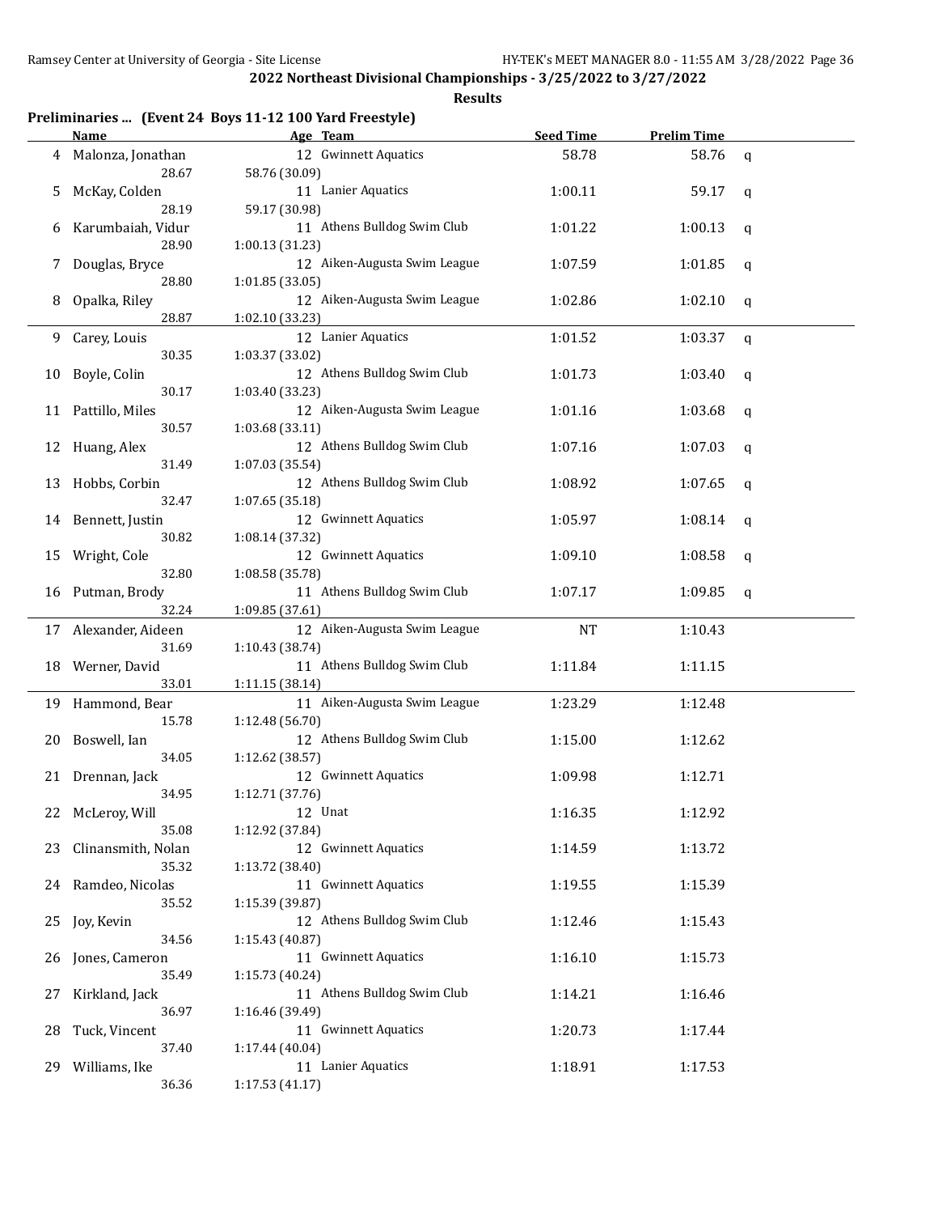## 2022 Northeast Divisional Championships - 3/25/2022 to 3/27/2022

**Results**

### Preliminaries ... (Event 24 Boys 11-12 100 Yard Freestyle)

| | Name | Age | Team | Seed Time | Prelim Time | |
|---|---|---|---|---|---|---|
| 4 | Malonza, Jonathan | 12 | Gwinnett Aquatics | 58.78 | 58.76 | q |
| | 28.67 | 58.76 (30.09) | | | | |
| 5 | McKay, Colden | 11 | Lanier Aquatics | 1:00.11 | 59.17 | q |
| | 28.19 | 59.17 (30.98) | | | | |
| 6 | Karumbaiah, Vidur | 11 | Athens Bulldog Swim Club | 1:01.22 | 1:00.13 | q |
| | 28.90 | 1:00.13 (31.23) | | | | |
| 7 | Douglas, Bryce | 12 | Aiken-Augusta Swim League | 1:07.59 | 1:01.85 | q |
| | 28.80 | 1:01.85 (33.05) | | | | |
| 8 | Opalka, Riley | 12 | Aiken-Augusta Swim League | 1:02.86 | 1:02.10 | q |
| | 28.87 | 1:02.10 (33.23) | | | | |
| 9 | Carey, Louis | 12 | Lanier Aquatics | 1:01.52 | 1:03.37 | q |
| | 30.35 | 1:03.37 (33.02) | | | | |
| 10 | Boyle, Colin | 12 | Athens Bulldog Swim Club | 1:01.73 | 1:03.40 | q |
| | 30.17 | 1:03.40 (33.23) | | | | |
| 11 | Pattillo, Miles | 12 | Aiken-Augusta Swim League | 1:01.16 | 1:03.68 | q |
| | 30.57 | 1:03.68 (33.11) | | | | |
| 12 | Huang, Alex | 12 | Athens Bulldog Swim Club | 1:07.16 | 1:07.03 | q |
| | 31.49 | 1:07.03 (35.54) | | | | |
| 13 | Hobbs, Corbin | 12 | Athens Bulldog Swim Club | 1:08.92 | 1:07.65 | q |
| | 32.47 | 1:07.65 (35.18) | | | | |
| 14 | Bennett, Justin | 12 | Gwinnett Aquatics | 1:05.97 | 1:08.14 | q |
| | 30.82 | 1:08.14 (37.32) | | | | |
| 15 | Wright, Cole | 12 | Gwinnett Aquatics | 1:09.10 | 1:08.58 | q |
| | 32.80 | 1:08.58 (35.78) | | | | |
| 16 | Putman, Brody | 11 | Athens Bulldog Swim Club | 1:07.17 | 1:09.85 | q |
| | 32.24 | 1:09.85 (37.61) | | | | |
| 17 | Alexander, Aideen | 12 | Aiken-Augusta Swim League | NT | 1:10.43 | |
| | 31.69 | 1:10.43 (38.74) | | | | |
| 18 | Werner, David | 11 | Athens Bulldog Swim Club | 1:11.84 | 1:11.15 | |
| | 33.01 | 1:11.15 (38.14) | | | | |
| 19 | Hammond, Bear | 11 | Aiken-Augusta Swim League | 1:23.29 | 1:12.48 | |
| | 15.78 | 1:12.48 (56.70) | | | | |
| 20 | Boswell, Ian | 12 | Athens Bulldog Swim Club | 1:15.00 | 1:12.62 | |
| | 34.05 | 1:12.62 (38.57) | | | | |
| 21 | Drennan, Jack | 12 | Gwinnett Aquatics | 1:09.98 | 1:12.71 | |
| | 34.95 | 1:12.71 (37.76) | | | | |
| 22 | McLeroy, Will | 12 | Unat | 1:16.35 | 1:12.92 | |
| | 35.08 | 1:12.92 (37.84) | | | | |
| 23 | Clinansmith, Nolan | 12 | Gwinnett Aquatics | 1:14.59 | 1:13.72 | |
| | 35.32 | 1:13.72 (38.40) | | | | |
| 24 | Ramdeo, Nicolas | 11 | Gwinnett Aquatics | 1:19.55 | 1:15.39 | |
| | 35.52 | 1:15.39 (39.87) | | | | |
| 25 | Joy, Kevin | 12 | Athens Bulldog Swim Club | 1:12.46 | 1:15.43 | |
| | 34.56 | 1:15.43 (40.87) | | | | |
| 26 | Jones, Cameron | 11 | Gwinnett Aquatics | 1:16.10 | 1:15.73 | |
| | 35.49 | 1:15.73 (40.24) | | | | |
| 27 | Kirkland, Jack | 11 | Athens Bulldog Swim Club | 1:14.21 | 1:16.46 | |
| | 36.97 | 1:16.46 (39.49) | | | | |
| 28 | Tuck, Vincent | 11 | Gwinnett Aquatics | 1:20.73 | 1:17.44 | |
| | 37.40 | 1:17.44 (40.04) | | | | |
| 29 | Williams, Ike | 11 | Lanier Aquatics | 1:18.91 | 1:17.53 | |
| | 36.36 | 1:17.53 (41.17) | | | | |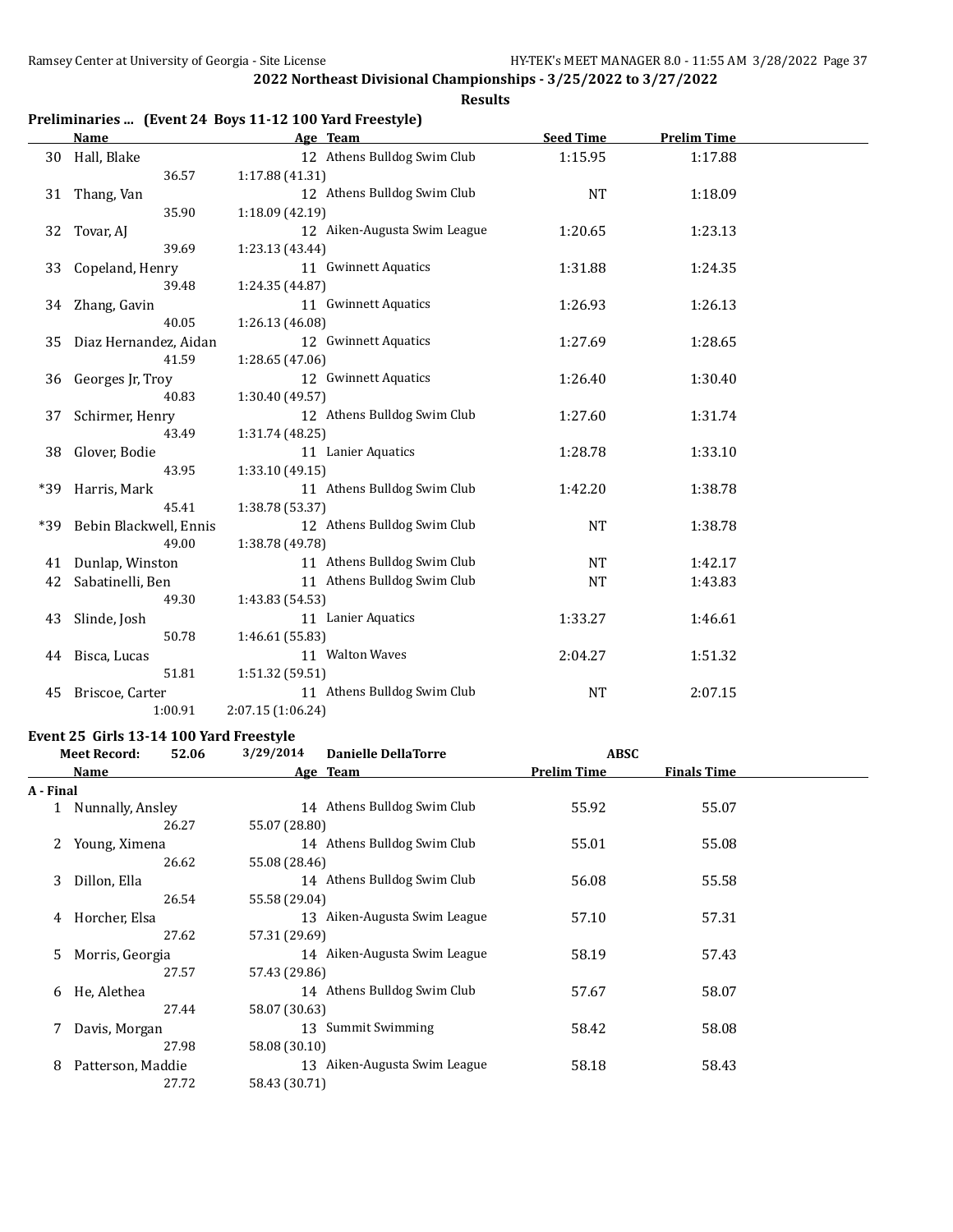## 2022 Northeast Divisional Championships - 3/25/2022 to 3/27/2022

### Results

**Preliminaries ... (Event 24 Boys 11-12 100 Yard Freestyle)**

| | Name | Age | Team | Seed Time | Prelim Time |
|---|---|---|---|---|---|
| 30 | Hall, Blake | 12 | Athens Bulldog Swim Club | 1:15.95 | 1:17.88 |
| | 36.57 | 1:17.88 (41.31) | | | |
| 31 | Thang, Van | 12 | Athens Bulldog Swim Club | NT | 1:18.09 |
| | 35.90 | 1:18.09 (42.19) | | | |
| 32 | Tovar, AJ | 12 | Aiken-Augusta Swim League | 1:20.65 | 1:23.13 |
| | 39.69 | 1:23.13 (43.44) | | | |
| 33 | Copeland, Henry | 11 | Gwinnett Aquatics | 1:31.88 | 1:24.35 |
| | 39.48 | 1:24.35 (44.87) | | | |
| 34 | Zhang, Gavin | 11 | Gwinnett Aquatics | 1:26.93 | 1:26.13 |
| | 40.05 | 1:26.13 (46.08) | | | |
| 35 | Diaz Hernandez, Aidan | 12 | Gwinnett Aquatics | 1:27.69 | 1:28.65 |
| | 41.59 | 1:28.65 (47.06) | | | |
| 36 | Georges Jr, Troy | 12 | Gwinnett Aquatics | 1:26.40 | 1:30.40 |
| | 40.83 | 1:30.40 (49.57) | | | |
| 37 | Schirmer, Henry | 12 | Athens Bulldog Swim Club | 1:27.60 | 1:31.74 |
| | 43.49 | 1:31.74 (48.25) | | | |
| 38 | Glover, Bodie | 11 | Lanier Aquatics | 1:28.78 | 1:33.10 |
| | 43.95 | 1:33.10 (49.15) | | | |
| *39 | Harris, Mark | 11 | Athens Bulldog Swim Club | 1:42.20 | 1:38.78 |
| | 45.41 | 1:38.78 (53.37) | | | |
| *39 | Bebin Blackwell, Ennis | 12 | Athens Bulldog Swim Club | NT | 1:38.78 |
| | 49.00 | 1:38.78 (49.78) | | | |
| 41 | Dunlap, Winston | 11 | Athens Bulldog Swim Club | NT | 1:42.17 |
| 42 | Sabatinelli, Ben | 11 | Athens Bulldog Swim Club | NT | 1:43.83 |
| | 49.30 | 1:43.83 (54.53) | | | |
| 43 | Slinde, Josh | 11 | Lanier Aquatics | 1:33.27 | 1:46.61 |
| | 50.78 | 1:46.61 (55.83) | | | |
| 44 | Bisca, Lucas | 11 | Walton Waves | 2:04.27 | 1:51.32 |
| | 51.81 | 1:51.32 (59.51) | | | |
| 45 | Briscoe, Carter | 11 | Athens Bulldog Swim Club | NT | 2:07.15 |
| | 1:00.91 | 2:07.15 (1:06.24) | | | |

**Event 25 Girls 13-14 100 Yard Freestyle**

Meet Record: 52.06 3/29/2014 Danielle DellaTorre ABSC

| | Name | Age | Team | Prelim Time | Finals Time |
|---|---|---|---|---|---|
| **A - Final** | | | | | |
| 1 | Nunnally, Ansley | 14 | Athens Bulldog Swim Club | 55.92 | 55.07 |
| | 26.27 | 55.07 (28.80) | | | |
| 2 | Young, Ximena | 14 | Athens Bulldog Swim Club | 55.01 | 55.08 |
| | 26.62 | 55.08 (28.46) | | | |
| 3 | Dillon, Ella | 14 | Athens Bulldog Swim Club | 56.08 | 55.58 |
| | 26.54 | 55.58 (29.04) | | | |
| 4 | Horcher, Elsa | 13 | Aiken-Augusta Swim League | 57.10 | 57.31 |
| | 27.62 | 57.31 (29.69) | | | |
| 5 | Morris, Georgia | 14 | Aiken-Augusta Swim League | 58.19 | 57.43 |
| | 27.57 | 57.43 (29.86) | | | |
| 6 | He, Alethea | 14 | Athens Bulldog Swim Club | 57.67 | 58.07 |
| | 27.44 | 58.07 (30.63) | | | |
| 7 | Davis, Morgan | 13 | Summit Swimming | 58.42 | 58.08 |
| | 27.98 | 58.08 (30.10) | | | |
| 8 | Patterson, Maddie | 13 | Aiken-Augusta Swim League | 58.18 | 58.43 |
| | 27.72 | 58.43 (30.71) | | | |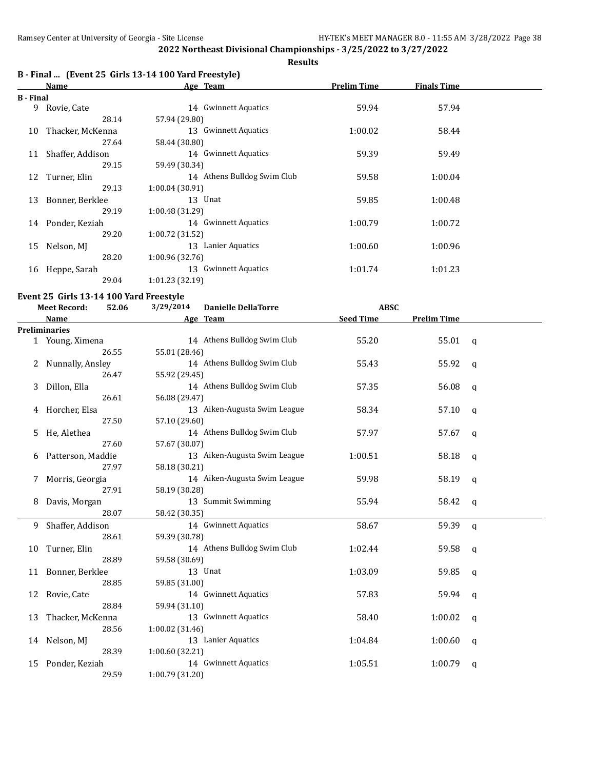## 2022 Northeast Divisional Championships - 3/25/2022 to 3/27/2022

**Results**

### B - Final ... (Event 25 Girls 13-14 100 Yard Freestyle)

| | Name | Age | Team | Prelim Time | Finals Time |
|---|---|---|---|---|---|
| **B - Final** | | | | | |
| 9 | Rovie, Cate | 14 | Gwinnett Aquatics | 59.94 | 57.94 |
| | 28.14 | 57.94 (29.80) | | | |
| 10 | Thacker, McKenna | 13 | Gwinnett Aquatics | 1:00.02 | 58.44 |
| | 27.64 | 58.44 (30.80) | | | |
| 11 | Shaffer, Addison | 14 | Gwinnett Aquatics | 59.39 | 59.49 |
| | 29.15 | 59.49 (30.34) | | | |
| 12 | Turner, Elin | 14 | Athens Bulldog Swim Club | 59.58 | 1:00.04 |
| | 29.13 | 1:00.04 (30.91) | | | |
| 13 | Bonner, Berklee | 13 | Unat | 59.85 | 1:00.48 |
| | 29.19 | 1:00.48 (31.29) | | | |
| 14 | Ponder, Keziah | 14 | Gwinnett Aquatics | 1:00.79 | 1:00.72 |
| | 29.20 | 1:00.72 (31.52) | | | |
| 15 | Nelson, MJ | 13 | Lanier Aquatics | 1:00.60 | 1:00.96 |
| | 28.20 | 1:00.96 (32.76) | | | |
| 16 | Heppe, Sarah | 13 | Gwinnett Aquatics | 1:01.74 | 1:01.23 |
| | 29.04 | 1:01.23 (32.19) | | | |

### Event 25 Girls 13-14 100 Yard Freestyle

**Meet Record:** 52.06 3/29/2014 Danielle DellaTorre ABSC

| | Name | Age | Team | Seed Time | Prelim Time | |
|---|---|---|---|---|---|---|
| **Preliminaries** | | | | | | |
| 1 | Young, Ximena | 14 | Athens Bulldog Swim Club | 55.20 | 55.01 | q |
| | 26.55 | 55.01 (28.46) | | | | |
| 2 | Nunnally, Ansley | 14 | Athens Bulldog Swim Club | 55.43 | 55.92 | q |
| | 26.47 | 55.92 (29.45) | | | | |
| 3 | Dillon, Ella | 14 | Athens Bulldog Swim Club | 57.35 | 56.08 | q |
| | 26.61 | 56.08 (29.47) | | | | |
| 4 | Horcher, Elsa | 13 | Aiken-Augusta Swim League | 58.34 | 57.10 | q |
| | 27.50 | 57.10 (29.60) | | | | |
| 5 | He, Alethea | 14 | Athens Bulldog Swim Club | 57.97 | 57.67 | q |
| | 27.60 | 57.67 (30.07) | | | | |
| 6 | Patterson, Maddie | 13 | Aiken-Augusta Swim League | 1:00.51 | 58.18 | q |
| | 27.97 | 58.18 (30.21) | | | | |
| 7 | Morris, Georgia | 14 | Aiken-Augusta Swim League | 59.98 | 58.19 | q |
| | 27.91 | 58.19 (30.28) | | | | |
| 8 | Davis, Morgan | 13 | Summit Swimming | 55.94 | 58.42 | q |
| | 28.07 | 58.42 (30.35) | | | | |
| 9 | Shaffer, Addison | 14 | Gwinnett Aquatics | 58.67 | 59.39 | q |
| | 28.61 | 59.39 (30.78) | | | | |
| 10 | Turner, Elin | 14 | Athens Bulldog Swim Club | 1:02.44 | 59.58 | q |
| | 28.89 | 59.58 (30.69) | | | | |
| 11 | Bonner, Berklee | 13 | Unat | 1:03.09 | 59.85 | q |
| | 28.85 | 59.85 (31.00) | | | | |
| 12 | Rovie, Cate | 14 | Gwinnett Aquatics | 57.83 | 59.94 | q |
| | 28.84 | 59.94 (31.10) | | | | |
| 13 | Thacker, McKenna | 13 | Gwinnett Aquatics | 58.40 | 1:00.02 | q |
| | 28.56 | 1:00.02 (31.46) | | | | |
| 14 | Nelson, MJ | 13 | Lanier Aquatics | 1:04.84 | 1:00.60 | q |
| | 28.39 | 1:00.60 (32.21) | | | | |
| 15 | Ponder, Keziah | 14 | Gwinnett Aquatics | 1:05.51 | 1:00.79 | q |
| | 29.59 | 1:00.79 (31.20) | | | | |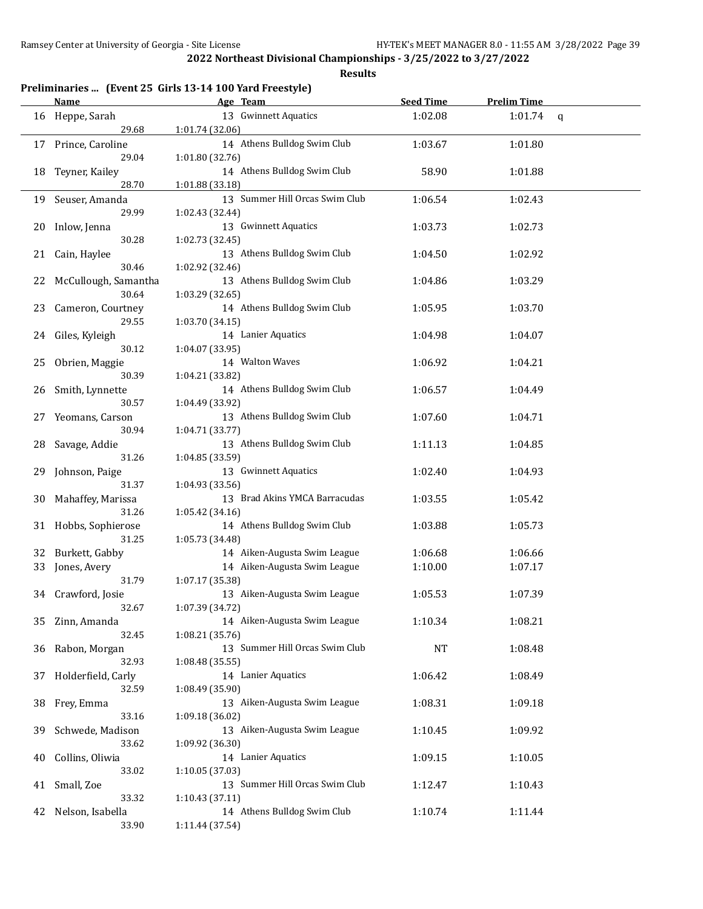## 2022 Northeast Divisional Championships - 3/25/2022 to 3/27/2022

**Results**

### Preliminaries ... (Event 25 Girls 13-14 100 Yard Freestyle)

| | Name | Age | Team | Seed Time | Prelim Time | |
|---|---|---|---|---|---|---|
| 16 | Heppe, Sarah | 13 | Gwinnett Aquatics | 1:02.08 | 1:01.74 | q |
| | 29.68 | 1:01.74 (32.06) | | | | |
| 17 | Prince, Caroline | 14 | Athens Bulldog Swim Club | 1:03.67 | 1:01.80 | |
| | 29.04 | 1:01.80 (32.76) | | | | |
| 18 | Teyner, Kailey | 14 | Athens Bulldog Swim Club | 58.90 | 1:01.88 | |
| | 28.70 | 1:01.88 (33.18) | | | | |
| 19 | Seuser, Amanda | 13 | Summer Hill Orcas Swim Club | 1:06.54 | 1:02.43 | |
| | 29.99 | 1:02.43 (32.44) | | | | |
| 20 | Inlow, Jenna | 13 | Gwinnett Aquatics | 1:03.73 | 1:02.73 | |
| | 30.28 | 1:02.73 (32.45) | | | | |
| 21 | Cain, Haylee | 13 | Athens Bulldog Swim Club | 1:04.50 | 1:02.92 | |
| | 30.46 | 1:02.92 (32.46) | | | | |
| 22 | McCullough, Samantha | 13 | Athens Bulldog Swim Club | 1:04.86 | 1:03.29 | |
| | 30.64 | 1:03.29 (32.65) | | | | |
| 23 | Cameron, Courtney | 14 | Athens Bulldog Swim Club | 1:05.95 | 1:03.70 | |
| | 29.55 | 1:03.70 (34.15) | | | | |
| 24 | Giles, Kyleigh | 14 | Lanier Aquatics | 1:04.98 | 1:04.07 | |
| | 30.12 | 1:04.07 (33.95) | | | | |
| 25 | Obrien, Maggie | 14 | Walton Waves | 1:06.92 | 1:04.21 | |
| | 30.39 | 1:04.21 (33.82) | | | | |
| 26 | Smith, Lynnette | 14 | Athens Bulldog Swim Club | 1:06.57 | 1:04.49 | |
| | 30.57 | 1:04.49 (33.92) | | | | |
| 27 | Yeomans, Carson | 13 | Athens Bulldog Swim Club | 1:07.60 | 1:04.71 | |
| | 30.94 | 1:04.71 (33.77) | | | | |
| 28 | Savage, Addie | 13 | Athens Bulldog Swim Club | 1:11.13 | 1:04.85 | |
| | 31.26 | 1:04.85 (33.59) | | | | |
| 29 | Johnson, Paige | 13 | Gwinnett Aquatics | 1:02.40 | 1:04.93 | |
| | 31.37 | 1:04.93 (33.56) | | | | |
| 30 | Mahaffey, Marissa | 13 | Brad Akins YMCA Barracudas | 1:03.55 | 1:05.42 | |
| | 31.26 | 1:05.42 (34.16) | | | | |
| 31 | Hobbs, Sophierose | 14 | Athens Bulldog Swim Club | 1:03.88 | 1:05.73 | |
| | 31.25 | 1:05.73 (34.48) | | | | |
| 32 | Burkett, Gabby | 14 | Aiken-Augusta Swim League | 1:06.68 | 1:06.66 | |
| 33 | Jones, Avery | 14 | Aiken-Augusta Swim League | 1:10.00 | 1:07.17 | |
| | 31.79 | 1:07.17 (35.38) | | | | |
| 34 | Crawford, Josie | 13 | Aiken-Augusta Swim League | 1:05.53 | 1:07.39 | |
| | 32.67 | 1:07.39 (34.72) | | | | |
| 35 | Zinn, Amanda | 14 | Aiken-Augusta Swim League | 1:10.34 | 1:08.21 | |
| | 32.45 | 1:08.21 (35.76) | | | | |
| 36 | Rabon, Morgan | 13 | Summer Hill Orcas Swim Club | NT | 1:08.48 | |
| | 32.93 | 1:08.48 (35.55) | | | | |
| 37 | Holderfield, Carly | 14 | Lanier Aquatics | 1:06.42 | 1:08.49 | |
| | 32.59 | 1:08.49 (35.90) | | | | |
| 38 | Frey, Emma | 13 | Aiken-Augusta Swim League | 1:08.31 | 1:09.18 | |
| | 33.16 | 1:09.18 (36.02) | | | | |
| 39 | Schwede, Madison | 13 | Aiken-Augusta Swim League | 1:10.45 | 1:09.92 | |
| | 33.62 | 1:09.92 (36.30) | | | | |
| 40 | Collins, Oliwia | 14 | Lanier Aquatics | 1:09.15 | 1:10.05 | |
| | 33.02 | 1:10.05 (37.03) | | | | |
| 41 | Small, Zoe | 13 | Summer Hill Orcas Swim Club | 1:12.47 | 1:10.43 | |
| | 33.32 | 1:10.43 (37.11) | | | | |
| 42 | Nelson, Isabella | 14 | Athens Bulldog Swim Club | 1:10.74 | 1:11.44 | |
| | 33.90 | 1:11.44 (37.54) | | | | |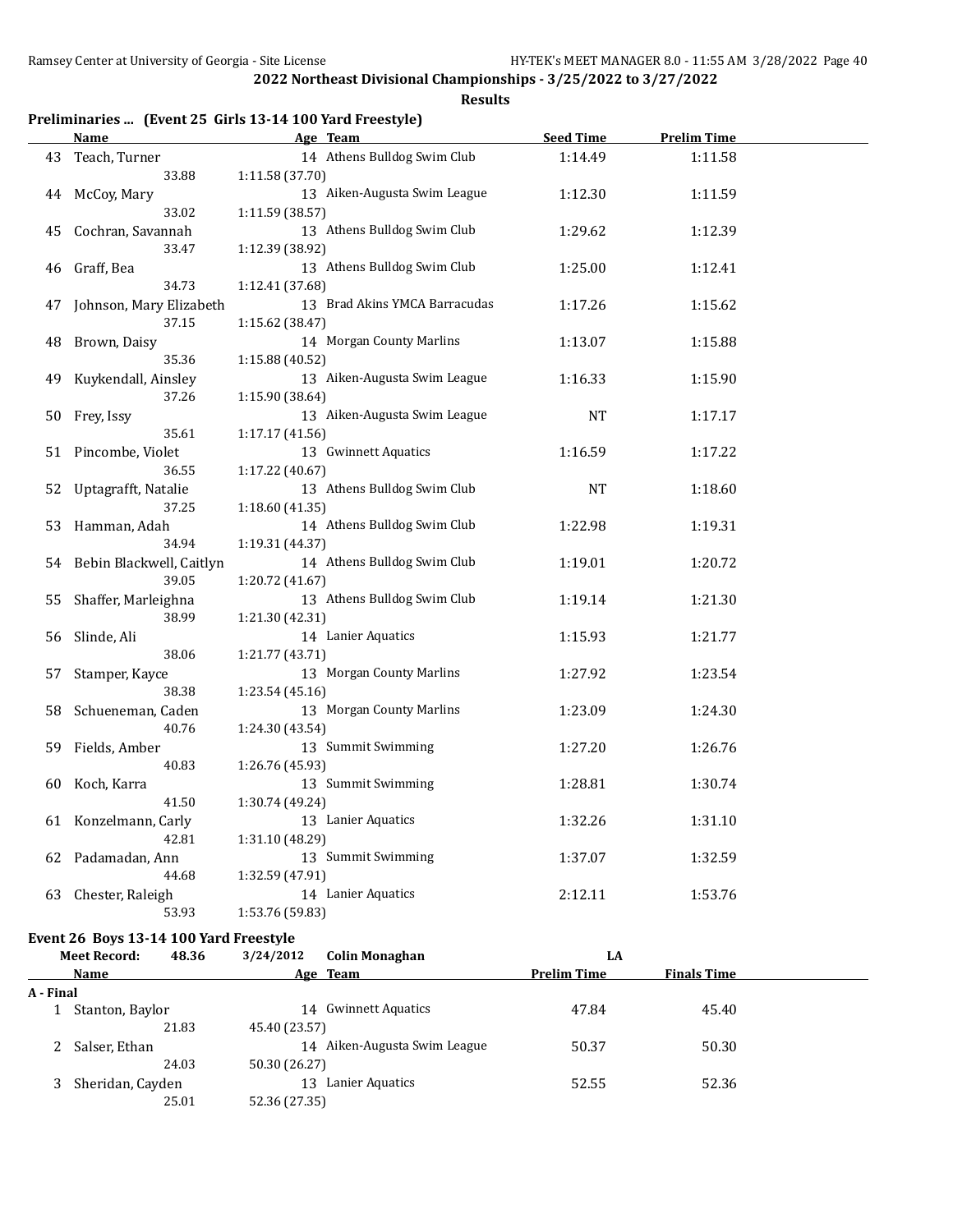## 2022 Northeast Divisional Championships - 3/25/2022 to 3/27/2022

**Results**

### Preliminaries ... (Event 25 Girls 13-14 100 Yard Freestyle)

| | Name | Age | Team | Seed Time | Prelim Time |
|---|---|---|---|---|---|
| 43 | Teach, Turner | 14 | Athens Bulldog Swim Club | 1:14.49 | 1:11.58 |
| | 33.88 | 1:11.58 (37.70) | | | |
| 44 | McCoy, Mary | 13 | Aiken-Augusta Swim League | 1:12.30 | 1:11.59 |
| | 33.02 | 1:11.59 (38.57) | | | |
| 45 | Cochran, Savannah | 13 | Athens Bulldog Swim Club | 1:29.62 | 1:12.39 |
| | 33.47 | 1:12.39 (38.92) | | | |
| 46 | Graff, Bea | 13 | Athens Bulldog Swim Club | 1:25.00 | 1:12.41 |
| | 34.73 | 1:12.41 (37.68) | | | |
| 47 | Johnson, Mary Elizabeth | 13 | Brad Akins YMCA Barracudas | 1:17.26 | 1:15.62 |
| | 37.15 | 1:15.62 (38.47) | | | |
| 48 | Brown, Daisy | 14 | Morgan County Marlins | 1:13.07 | 1:15.88 |
| | 35.36 | 1:15.88 (40.52) | | | |
| 49 | Kuykendall, Ainsley | 13 | Aiken-Augusta Swim League | 1:16.33 | 1:15.90 |
| | 37.26 | 1:15.90 (38.64) | | | |
| 50 | Frey, Issy | 13 | Aiken-Augusta Swim League | NT | 1:17.17 |
| | 35.61 | 1:17.17 (41.56) | | | |
| 51 | Pincombe, Violet | 13 | Gwinnett Aquatics | 1:16.59 | 1:17.22 |
| | 36.55 | 1:17.22 (40.67) | | | |
| 52 | Uptagrafft, Natalie | 13 | Athens Bulldog Swim Club | NT | 1:18.60 |
| | 37.25 | 1:18.60 (41.35) | | | |
| 53 | Hamman, Adah | 14 | Athens Bulldog Swim Club | 1:22.98 | 1:19.31 |
| | 34.94 | 1:19.31 (44.37) | | | |
| 54 | Bebin Blackwell, Caitlyn | 14 | Athens Bulldog Swim Club | 1:19.01 | 1:20.72 |
| | 39.05 | 1:20.72 (41.67) | | | |
| 55 | Shaffer, Marleighna | 13 | Athens Bulldog Swim Club | 1:19.14 | 1:21.30 |
| | 38.99 | 1:21.30 (42.31) | | | |
| 56 | Slinde, Ali | 14 | Lanier Aquatics | 1:15.93 | 1:21.77 |
| | 38.06 | 1:21.77 (43.71) | | | |
| 57 | Stamper, Kayce | 13 | Morgan County Marlins | 1:27.92 | 1:23.54 |
| | 38.38 | 1:23.54 (45.16) | | | |
| 58 | Schueneman, Caden | 13 | Morgan County Marlins | 1:23.09 | 1:24.30 |
| | 40.76 | 1:24.30 (43.54) | | | |
| 59 | Fields, Amber | 13 | Summit Swimming | 1:27.20 | 1:26.76 |
| | 40.83 | 1:26.76 (45.93) | | | |
| 60 | Koch, Karra | 13 | Summit Swimming | 1:28.81 | 1:30.74 |
| | 41.50 | 1:30.74 (49.24) | | | |
| 61 | Konzelmann, Carly | 13 | Lanier Aquatics | 1:32.26 | 1:31.10 |
| | 42.81 | 1:31.10 (48.29) | | | |
| 62 | Padamadan, Ann | 13 | Summit Swimming | 1:37.07 | 1:32.59 |
| | 44.68 | 1:32.59 (47.91) | | | |
| 63 | Chester, Raleigh | 14 | Lanier Aquatics | 2:12.11 | 1:53.76 |
| | 53.93 | 1:53.76 (59.83) | | | |

### Event 26 Boys 13-14 100 Yard Freestyle

Meet Record: 48.36 3/24/2012 Colin Monaghan LA

| | Name | Age | Team | Prelim Time | Finals Time |
|---|---|---|---|---|---|
| **A - Final** | | | | | |
| 1 | Stanton, Baylor | 14 | Gwinnett Aquatics | 47.84 | 45.40 |
| | 21.83 | 45.40 (23.57) | | | |
| 2 | Salser, Ethan | 14 | Aiken-Augusta Swim League | 50.37 | 50.30 |
| | 24.03 | 50.30 (26.27) | | | |
| 3 | Sheridan, Cayden | 13 | Lanier Aquatics | 52.55 | 52.36 |
| | 25.01 | 52.36 (27.35) | | | |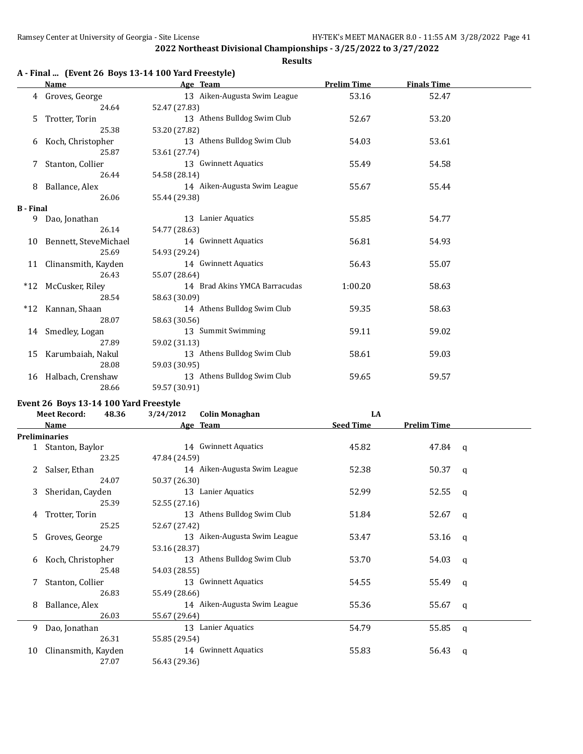## 2022 Northeast Divisional Championships - 3/25/2022 to 3/27/2022

**Results**

### A - Final ... (Event 26 Boys 13-14 100 Yard Freestyle)

| | Name | Age | Team | Prelim Time | Finals Time |
|---|---|---|---|---|---|
| 4 | Groves, George | 13 | Aiken-Augusta Swim League | 53.16 | 52.47 |
| | 24.64 | 52.47 (27.83) | | | |
| 5 | Trotter, Torin | 13 | Athens Bulldog Swim Club | 52.67 | 53.20 |
| | 25.38 | 53.20 (27.82) | | | |
| 6 | Koch, Christopher | 13 | Athens Bulldog Swim Club | 54.03 | 53.61 |
| | 25.87 | 53.61 (27.74) | | | |
| 7 | Stanton, Collier | 13 | Gwinnett Aquatics | 55.49 | 54.58 |
| | 26.44 | 54.58 (28.14) | | | |
| 8 | Ballance, Alex | 14 | Aiken-Augusta Swim League | 55.67 | 55.44 |
| | 26.06 | 55.44 (29.38) | | | |
| **B - Final** | | | | | |
| 9 | Dao, Jonathan | 13 | Lanier Aquatics | 55.85 | 54.77 |
| | 26.14 | 54.77 (28.63) | | | |
| 10 | Bennett, SteveMichael | 14 | Gwinnett Aquatics | 56.81 | 54.93 |
| | 25.69 | 54.93 (29.24) | | | |
| 11 | Clinansmith, Kayden | 14 | Gwinnett Aquatics | 56.43 | 55.07 |
| | 26.43 | 55.07 (28.64) | | | |
| *12 | McCusker, Riley | 14 | Brad Akins YMCA Barracudas | 1:00.20 | 58.63 |
| | 28.54 | 58.63 (30.09) | | | |
| *12 | Kannan, Shaan | 14 | Athens Bulldog Swim Club | 59.35 | 58.63 |
| | 28.07 | 58.63 (30.56) | | | |
| 14 | Smedley, Logan | 13 | Summit Swimming | 59.11 | 59.02 |
| | 27.89 | 59.02 (31.13) | | | |
| 15 | Karumbaiah, Nakul | 13 | Athens Bulldog Swim Club | 58.61 | 59.03 |
| | 28.08 | 59.03 (30.95) | | | |
| 16 | Halbach, Crenshaw | 13 | Athens Bulldog Swim Club | 59.65 | 59.57 |
| | 28.66 | 59.57 (30.91) | | | |

### Event 26 Boys 13-14 100 Yard Freestyle

**Meet Record:** 48.36 3/24/2012 **Colin Monaghan** LA

| | Name | Age | Team | Seed Time | Prelim Time | |
|---|---|---|---|---|---|---|
| **Preliminaries** | | | | | | |
| 1 | Stanton, Baylor | 14 | Gwinnett Aquatics | 45.82 | 47.84 | q |
| | 23.25 | 47.84 (24.59) | | | | |
| 2 | Salser, Ethan | 14 | Aiken-Augusta Swim League | 52.38 | 50.37 | q |
| | 24.07 | 50.37 (26.30) | | | | |
| 3 | Sheridan, Cayden | 13 | Lanier Aquatics | 52.99 | 52.55 | q |
| | 25.39 | 52.55 (27.16) | | | | |
| 4 | Trotter, Torin | 13 | Athens Bulldog Swim Club | 51.84 | 52.67 | q |
| | 25.25 | 52.67 (27.42) | | | | |
| 5 | Groves, George | 13 | Aiken-Augusta Swim League | 53.47 | 53.16 | q |
| | 24.79 | 53.16 (28.37) | | | | |
| 6 | Koch, Christopher | 13 | Athens Bulldog Swim Club | 53.70 | 54.03 | q |
| | 25.48 | 54.03 (28.55) | | | | |
| 7 | Stanton, Collier | 13 | Gwinnett Aquatics | 54.55 | 55.49 | q |
| | 26.83 | 55.49 (28.66) | | | | |
| 8 | Ballance, Alex | 14 | Aiken-Augusta Swim League | 55.36 | 55.67 | q |
| | 26.03 | 55.67 (29.64) | | | | |
| 9 | Dao, Jonathan | 13 | Lanier Aquatics | 54.79 | 55.85 | q |
| | 26.31 | 55.85 (29.54) | | | | |
| 10 | Clinansmith, Kayden | 14 | Gwinnett Aquatics | 55.83 | 56.43 | q |
| | 27.07 | 56.43 (29.36) | | | | |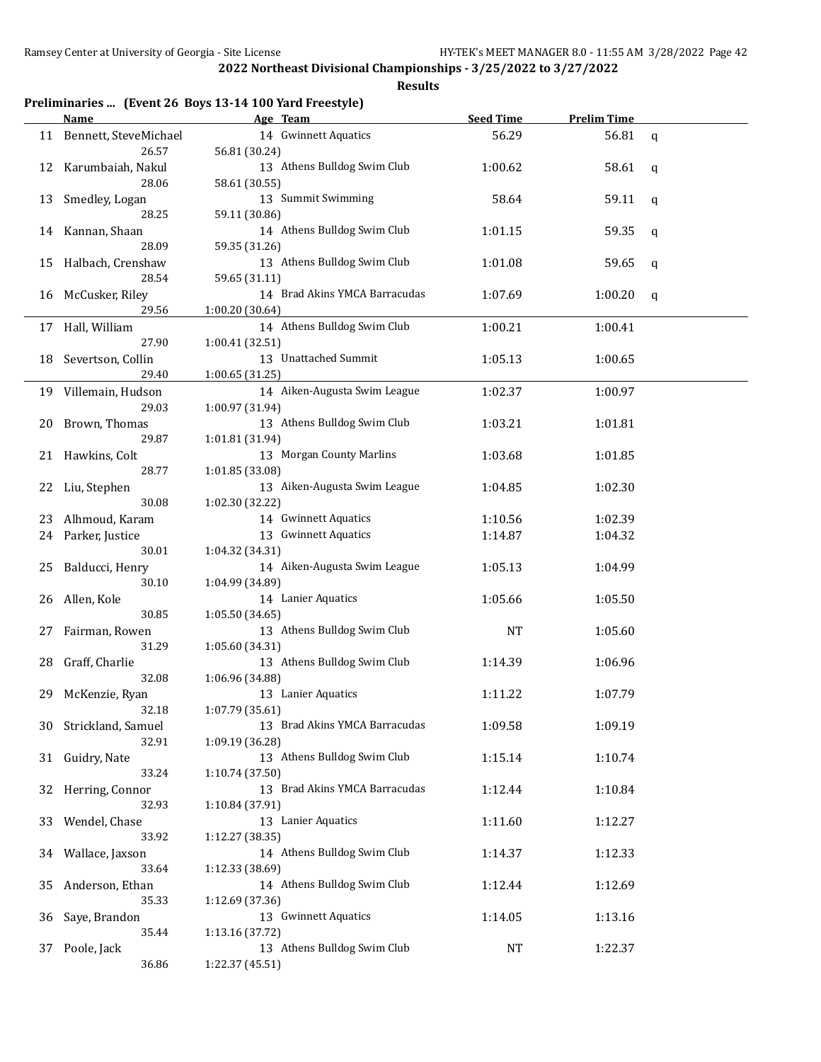**2022 Northeast Divisional Championships - 3/25/2022 to 3/27/2022**

**Results**

**Preliminaries ... (Event 26 Boys 13-14 100 Yard Freestyle)**

| | Name | Age | Team | Seed Time | Prelim Time | |
|---|---|---|---|---|---|---|
| 11 | Bennett, SteveMichael | 14 | Gwinnett Aquatics | 56.29 | 56.81 | q |
| | 26.57 | 56.81 (30.24) | | | | |
| 12 | Karumbaiah, Nakul | 13 | Athens Bulldog Swim Club | 1:00.62 | 58.61 | q |
| | 28.06 | 58.61 (30.55) | | | | |
| 13 | Smedley, Logan | 13 | Summit Swimming | 58.64 | 59.11 | q |
| | 28.25 | 59.11 (30.86) | | | | |
| 14 | Kannan, Shaan | 14 | Athens Bulldog Swim Club | 1:01.15 | 59.35 | q |
| | 28.09 | 59.35 (31.26) | | | | |
| 15 | Halbach, Crenshaw | 13 | Athens Bulldog Swim Club | 1:01.08 | 59.65 | q |
| | 28.54 | 59.65 (31.11) | | | | |
| 16 | McCusker, Riley | 14 | Brad Akins YMCA Barracudas | 1:07.69 | 1:00.20 | q |
| | 29.56 | 1:00.20 (30.64) | | | | |
| 17 | Hall, William | 14 | Athens Bulldog Swim Club | 1:00.21 | 1:00.41 | |
| | 27.90 | 1:00.41 (32.51) | | | | |
| 18 | Severtson, Collin | 13 | Unattached Summit | 1:05.13 | 1:00.65 | |
| | 29.40 | 1:00.65 (31.25) | | | | |
| 19 | Villemain, Hudson | 14 | Aiken-Augusta Swim League | 1:02.37 | 1:00.97 | |
| | 29.03 | 1:00.97 (31.94) | | | | |
| 20 | Brown, Thomas | 13 | Athens Bulldog Swim Club | 1:03.21 | 1:01.81 | |
| | 29.87 | 1:01.81 (31.94) | | | | |
| 21 | Hawkins, Colt | 13 | Morgan County Marlins | 1:03.68 | 1:01.85 | |
| | 28.77 | 1:01.85 (33.08) | | | | |
| 22 | Liu, Stephen | 13 | Aiken-Augusta Swim League | 1:04.85 | 1:02.30 | |
| | 30.08 | 1:02.30 (32.22) | | | | |
| 23 | Alhmoud, Karam | 14 | Gwinnett Aquatics | 1:10.56 | 1:02.39 | |
| 24 | Parker, Justice | 13 | Gwinnett Aquatics | 1:14.87 | 1:04.32 | |
| | 30.01 | 1:04.32 (34.31) | | | | |
| 25 | Balducci, Henry | 14 | Aiken-Augusta Swim League | 1:05.13 | 1:04.99 | |
| | 30.10 | 1:04.99 (34.89) | | | | |
| 26 | Allen, Kole | 14 | Lanier Aquatics | 1:05.66 | 1:05.50 | |
| | 30.85 | 1:05.50 (34.65) | | | | |
| 27 | Fairman, Rowen | 13 | Athens Bulldog Swim Club | NT | 1:05.60 | |
| | 31.29 | 1:05.60 (34.31) | | | | |
| 28 | Graff, Charlie | 13 | Athens Bulldog Swim Club | 1:14.39 | 1:06.96 | |
| | 32.08 | 1:06.96 (34.88) | | | | |
| 29 | McKenzie, Ryan | 13 | Lanier Aquatics | 1:11.22 | 1:07.79 | |
| | 32.18 | 1:07.79 (35.61) | | | | |
| 30 | Strickland, Samuel | 13 | Brad Akins YMCA Barracudas | 1:09.58 | 1:09.19 | |
| | 32.91 | 1:09.19 (36.28) | | | | |
| 31 | Guidry, Nate | 13 | Athens Bulldog Swim Club | 1:15.14 | 1:10.74 | |
| | 33.24 | 1:10.74 (37.50) | | | | |
| 32 | Herring, Connor | 13 | Brad Akins YMCA Barracudas | 1:12.44 | 1:10.84 | |
| | 32.93 | 1:10.84 (37.91) | | | | |
| 33 | Wendel, Chase | 13 | Lanier Aquatics | 1:11.60 | 1:12.27 | |
| | 33.92 | 1:12.27 (38.35) | | | | |
| 34 | Wallace, Jaxson | 14 | Athens Bulldog Swim Club | 1:14.37 | 1:12.33 | |
| | 33.64 | 1:12.33 (38.69) | | | | |
| 35 | Anderson, Ethan | 14 | Athens Bulldog Swim Club | 1:12.44 | 1:12.69 | |
| | 35.33 | 1:12.69 (37.36) | | | | |
| 36 | Saye, Brandon | 13 | Gwinnett Aquatics | 1:14.05 | 1:13.16 | |
| | 35.44 | 1:13.16 (37.72) | | | | |
| 37 | Poole, Jack | 13 | Athens Bulldog Swim Club | NT | 1:22.37 | |
| | 36.86 | 1:22.37 (45.51) | | | | |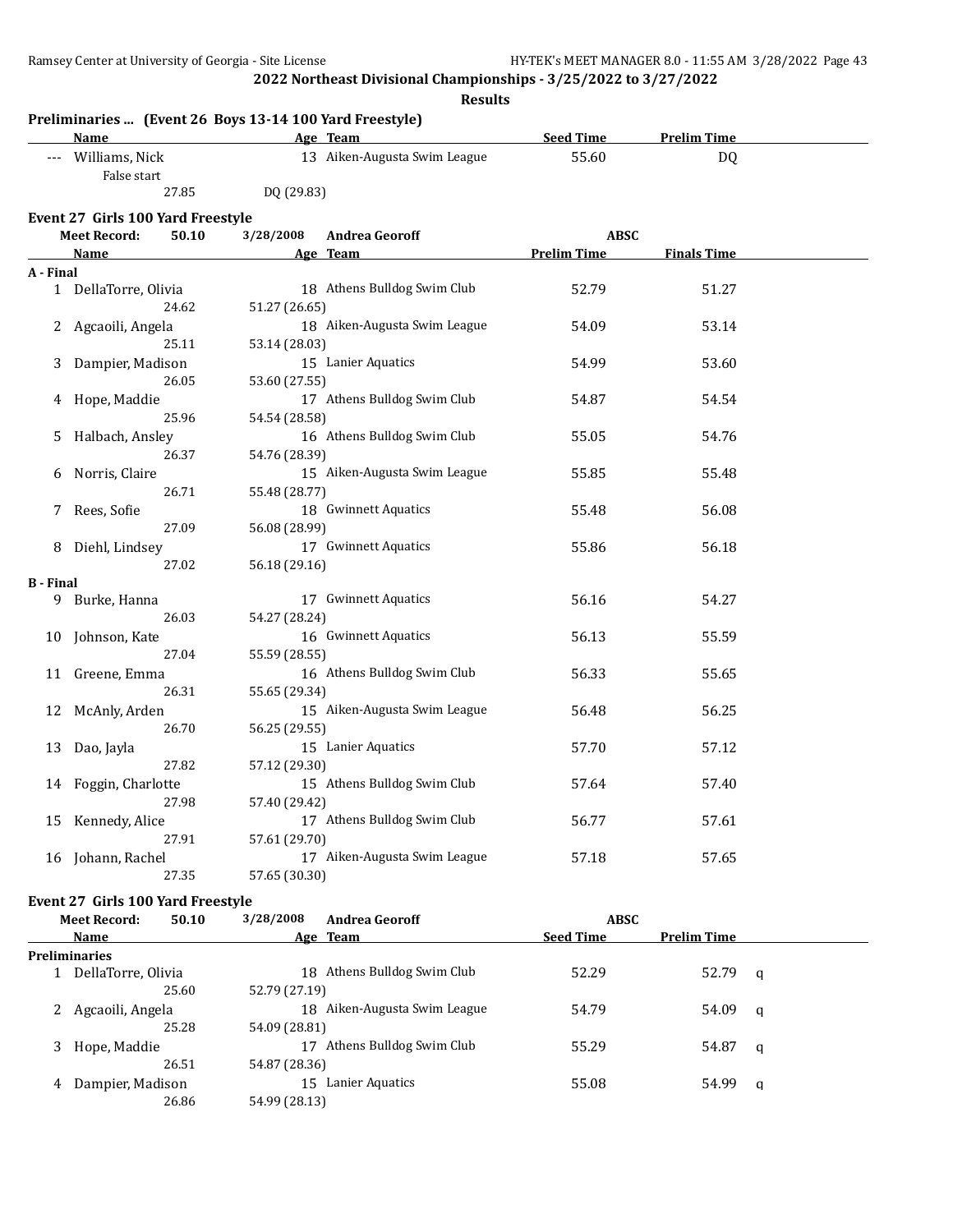**2022 Northeast Divisional Championships - 3/25/2022 to 3/27/2022**

**Results**

### Preliminaries ... (Event 26 Boys 13-14 100 Yard Freestyle)

| | Name | Age | Team | Seed Time | Prelim Time |
|---|---|---|---|---|---|
| --- | Williams, Nick | 13 | Aiken-Augusta Swim League | 55.60 | DQ |
| | False start | | | | |
| | 27.85 | DQ (29.83) | | | |

### Event 27 Girls 100 Yard Freestyle

Meet Record: 50.10 3/28/2008 Andrea Georoff ABSC

| | Name | Age | Team | Prelim Time | Finals Time |
|---|---|---|---|---|---|
| **A - Final** | | | | | |
| 1 | DellaTorre, Olivia | 18 | Athens Bulldog Swim Club | 52.79 | 51.27 |
| | 24.62 | 51.27 (26.65) | | | |
| 2 | Agcaoili, Angela | 18 | Aiken-Augusta Swim League | 54.09 | 53.14 |
| | 25.11 | 53.14 (28.03) | | | |
| 3 | Dampier, Madison | 15 | Lanier Aquatics | 54.99 | 53.60 |
| | 26.05 | 53.60 (27.55) | | | |
| 4 | Hope, Maddie | 17 | Athens Bulldog Swim Club | 54.87 | 54.54 |
| | 25.96 | 54.54 (28.58) | | | |
| 5 | Halbach, Ansley | 16 | Athens Bulldog Swim Club | 55.05 | 54.76 |
| | 26.37 | 54.76 (28.39) | | | |
| 6 | Norris, Claire | 15 | Aiken-Augusta Swim League | 55.85 | 55.48 |
| | 26.71 | 55.48 (28.77) | | | |
| 7 | Rees, Sofie | 18 | Gwinnett Aquatics | 55.48 | 56.08 |
| | 27.09 | 56.08 (28.99) | | | |
| 8 | Diehl, Lindsey | 17 | Gwinnett Aquatics | 55.86 | 56.18 |
| | 27.02 | 56.18 (29.16) | | | |
| **B - Final** | | | | | |
| 9 | Burke, Hanna | 17 | Gwinnett Aquatics | 56.16 | 54.27 |
| | 26.03 | 54.27 (28.24) | | | |
| 10 | Johnson, Kate | 16 | Gwinnett Aquatics | 56.13 | 55.59 |
| | 27.04 | 55.59 (28.55) | | | |
| 11 | Greene, Emma | 16 | Athens Bulldog Swim Club | 56.33 | 55.65 |
| | 26.31 | 55.65 (29.34) | | | |
| 12 | McAnly, Arden | 15 | Aiken-Augusta Swim League | 56.48 | 56.25 |
| | 26.70 | 56.25 (29.55) | | | |
| 13 | Dao, Jayla | 15 | Lanier Aquatics | 57.70 | 57.12 |
| | 27.82 | 57.12 (29.30) | | | |
| 14 | Foggin, Charlotte | 15 | Athens Bulldog Swim Club | 57.64 | 57.40 |
| | 27.98 | 57.40 (29.42) | | | |
| 15 | Kennedy, Alice | 17 | Athens Bulldog Swim Club | 56.77 | 57.61 |
| | 27.91 | 57.61 (29.70) | | | |
| 16 | Johann, Rachel | 17 | Aiken-Augusta Swim League | 57.18 | 57.65 |
| | 27.35 | 57.65 (30.30) | | | |

### Event 27 Girls 100 Yard Freestyle

Meet Record: 50.10 3/28/2008 Andrea Georoff ABSC

| | Name | Age | Team | Seed Time | Prelim Time | |
|---|---|---|---|---|---|---|
| **Preliminaries** | | | | | | |
| 1 | DellaTorre, Olivia | 18 | Athens Bulldog Swim Club | 52.29 | 52.79 | q |
| | 25.60 | 52.79 (27.19) | | | | |
| 2 | Agcaoili, Angela | 18 | Aiken-Augusta Swim League | 54.79 | 54.09 | q |
| | 25.28 | 54.09 (28.81) | | | | |
| 3 | Hope, Maddie | 17 | Athens Bulldog Swim Club | 55.29 | 54.87 | q |
| | 26.51 | 54.87 (28.36) | | | | |
| 4 | Dampier, Madison | 15 | Lanier Aquatics | 55.08 | 54.99 | q |
| | 26.86 | 54.99 (28.13) | | | | |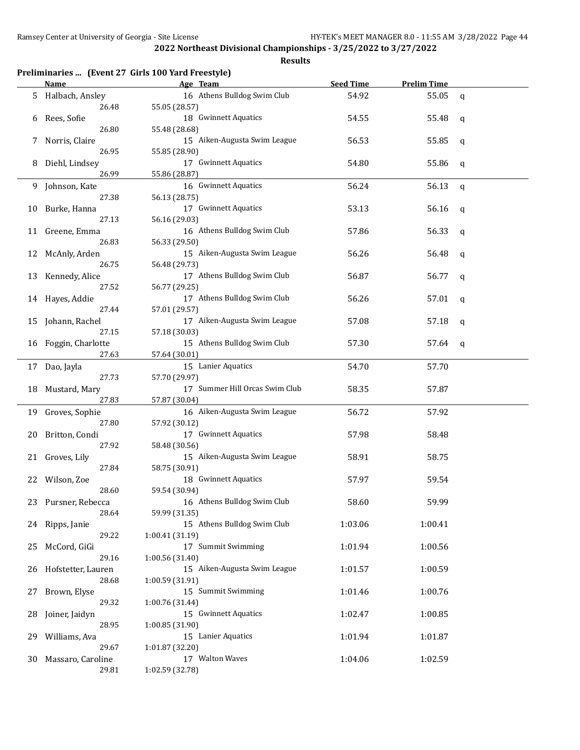## 2022 Northeast Divisional Championships - 3/25/2022 to 3/27/2022

### Results

**Preliminaries ... (Event 27 Girls 100 Yard Freestyle)**

| | Name | Age | Team | Seed Time | Prelim Time | |
|---|---|---|---|---|---|---|
| 5 | Halbach, Ansley | 16 | Athens Bulldog Swim Club | 54.92 | 55.05 | q |
| | 26.48 | 55.05 (28.57) | | | | |
| 6 | Rees, Sofie | 18 | Gwinnett Aquatics | 54.55 | 55.48 | q |
| | 26.80 | 55.48 (28.68) | | | | |
| 7 | Norris, Claire | 15 | Aiken-Augusta Swim League | 56.53 | 55.85 | q |
| | 26.95 | 55.85 (28.90) | | | | |
| 8 | Diehl, Lindsey | 17 | Gwinnett Aquatics | 54.80 | 55.86 | q |
| | 26.99 | 55.86 (28.87) | | | | |
| 9 | Johnson, Kate | 16 | Gwinnett Aquatics | 56.24 | 56.13 | q |
| | 27.38 | 56.13 (28.75) | | | | |
| 10 | Burke, Hanna | 17 | Gwinnett Aquatics | 53.13 | 56.16 | q |
| | 27.13 | 56.16 (29.03) | | | | |
| 11 | Greene, Emma | 16 | Athens Bulldog Swim Club | 57.86 | 56.33 | q |
| | 26.83 | 56.33 (29.50) | | | | |
| 12 | McAnly, Arden | 15 | Aiken-Augusta Swim League | 56.26 | 56.48 | q |
| | 26.75 | 56.48 (29.73) | | | | |
| 13 | Kennedy, Alice | 17 | Athens Bulldog Swim Club | 56.87 | 56.77 | q |
| | 27.52 | 56.77 (29.25) | | | | |
| 14 | Hayes, Addie | 17 | Athens Bulldog Swim Club | 56.26 | 57.01 | q |
| | 27.44 | 57.01 (29.57) | | | | |
| 15 | Johann, Rachel | 17 | Aiken-Augusta Swim League | 57.08 | 57.18 | q |
| | 27.15 | 57.18 (30.03) | | | | |
| 16 | Foggin, Charlotte | 15 | Athens Bulldog Swim Club | 57.30 | 57.64 | q |
| | 27.63 | 57.64 (30.01) | | | | |
| 17 | Dao, Jayla | 15 | Lanier Aquatics | 54.70 | 57.70 | |
| | 27.73 | 57.70 (29.97) | | | | |
| 18 | Mustard, Mary | 17 | Summer Hill Orcas Swim Club | 58.35 | 57.87 | |
| | 27.83 | 57.87 (30.04) | | | | |
| 19 | Groves, Sophie | 16 | Aiken-Augusta Swim League | 56.72 | 57.92 | |
| | 27.80 | 57.92 (30.12) | | | | |
| 20 | Britton, Condi | 17 | Gwinnett Aquatics | 57.98 | 58.48 | |
| | 27.92 | 58.48 (30.56) | | | | |
| 21 | Groves, Lily | 15 | Aiken-Augusta Swim League | 58.91 | 58.75 | |
| | 27.84 | 58.75 (30.91) | | | | |
| 22 | Wilson, Zoe | 18 | Gwinnett Aquatics | 57.97 | 59.54 | |
| | 28.60 | 59.54 (30.94) | | | | |
| 23 | Pursner, Rebecca | 16 | Athens Bulldog Swim Club | 58.60 | 59.99 | |
| | 28.64 | 59.99 (31.35) | | | | |
| 24 | Ripps, Janie | 15 | Athens Bulldog Swim Club | 1:03.06 | 1:00.41 | |
| | 29.22 | 1:00.41 (31.19) | | | | |
| 25 | McCord, GiGi | 17 | Summit Swimming | 1:01.94 | 1:00.56 | |
| | 29.16 | 1:00.56 (31.40) | | | | |
| 26 | Hofstetter, Lauren | 15 | Aiken-Augusta Swim League | 1:01.57 | 1:00.59 | |
| | 28.68 | 1:00.59 (31.91) | | | | |
| 27 | Brown, Elyse | 15 | Summit Swimming | 1:01.46 | 1:00.76 | |
| | 29.32 | 1:00.76 (31.44) | | | | |
| 28 | Joiner, Jaidyn | 15 | Gwinnett Aquatics | 1:02.47 | 1:00.85 | |
| | 28.95 | 1:00.85 (31.90) | | | | |
| 29 | Williams, Ava | 15 | Lanier Aquatics | 1:01.94 | 1:01.87 | |
| | 29.67 | 1:01.87 (32.20) | | | | |
| 30 | Massaro, Caroline | 17 | Walton Waves | 1:04.06 | 1:02.59 | |
| | 29.81 | 1:02.59 (32.78) | | | | |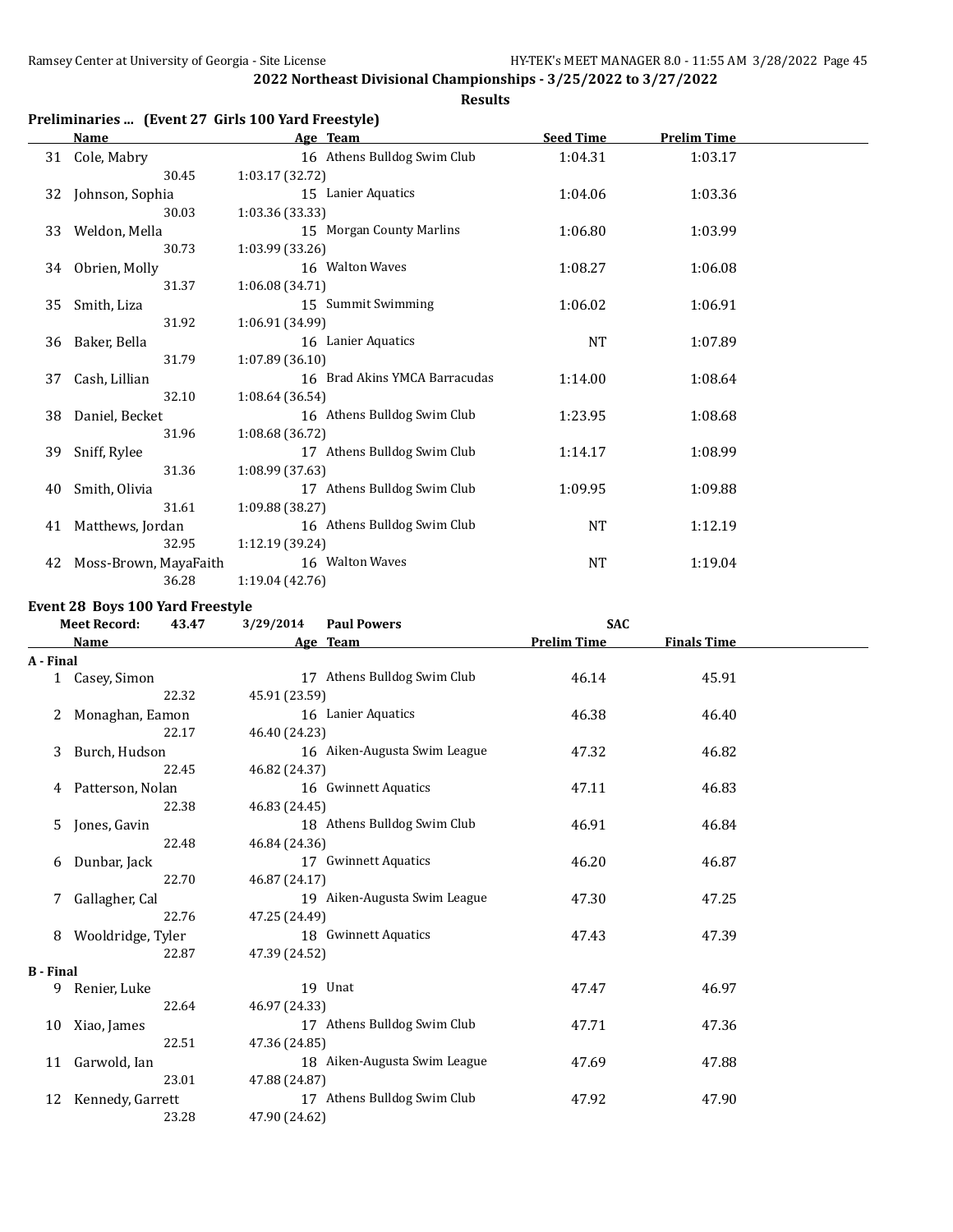**2022 Northeast Divisional Championships - 3/25/2022 to 3/27/2022**

**Results**

### Preliminaries ... (Event 27 Girls 100 Yard Freestyle)

| | Name | Age | Team | Seed Time | Prelim Time |
|---|---|---|---|---|---|
| 31 | Cole, Mabry | 16 | Athens Bulldog Swim Club | 1:04.31 | 1:03.17 |
| | 30.45 | 1:03.17 (32.72) | | | |
| 32 | Johnson, Sophia | 15 | Lanier Aquatics | 1:04.06 | 1:03.36 |
| | 30.03 | 1:03.36 (33.33) | | | |
| 33 | Weldon, Mella | 15 | Morgan County Marlins | 1:06.80 | 1:03.99 |
| | 30.73 | 1:03.99 (33.26) | | | |
| 34 | Obrien, Molly | 16 | Walton Waves | 1:08.27 | 1:06.08 |
| | 31.37 | 1:06.08 (34.71) | | | |
| 35 | Smith, Liza | 15 | Summit Swimming | 1:06.02 | 1:06.91 |
| | 31.92 | 1:06.91 (34.99) | | | |
| 36 | Baker, Bella | 16 | Lanier Aquatics | NT | 1:07.89 |
| | 31.79 | 1:07.89 (36.10) | | | |
| 37 | Cash, Lillian | 16 | Brad Akins YMCA Barracudas | 1:14.00 | 1:08.64 |
| | 32.10 | 1:08.64 (36.54) | | | |
| 38 | Daniel, Becket | 16 | Athens Bulldog Swim Club | 1:23.95 | 1:08.68 |
| | 31.96 | 1:08.68 (36.72) | | | |
| 39 | Sniff, Rylee | 17 | Athens Bulldog Swim Club | 1:14.17 | 1:08.99 |
| | 31.36 | 1:08.99 (37.63) | | | |
| 40 | Smith, Olivia | 17 | Athens Bulldog Swim Club | 1:09.95 | 1:09.88 |
| | 31.61 | 1:09.88 (38.27) | | | |
| 41 | Matthews, Jordan | 16 | Athens Bulldog Swim Club | NT | 1:12.19 |
| | 32.95 | 1:12.19 (39.24) | | | |
| 42 | Moss-Brown, MayaFaith | 16 | Walton Waves | NT | 1:19.04 |
| | 36.28 | 1:19.04 (42.76) | | | |

### Event 28 Boys 100 Yard Freestyle

**Meet Record:** 43.47 3/29/2014 **Paul Powers** **SAC**

| | Name | Age | Team | Prelim Time | Finals Time |
|---|---|---|---|---|---|
| **A - Final** | | | | | |
| 1 | Casey, Simon | 17 | Athens Bulldog Swim Club | 46.14 | 45.91 |
| | 22.32 | 45.91 (23.59) | | | |
| 2 | Monaghan, Eamon | 16 | Lanier Aquatics | 46.38 | 46.40 |
| | 22.17 | 46.40 (24.23) | | | |
| 3 | Burch, Hudson | 16 | Aiken-Augusta Swim League | 47.32 | 46.82 |
| | 22.45 | 46.82 (24.37) | | | |
| 4 | Patterson, Nolan | 16 | Gwinnett Aquatics | 47.11 | 46.83 |
| | 22.38 | 46.83 (24.45) | | | |
| 5 | Jones, Gavin | 18 | Athens Bulldog Swim Club | 46.91 | 46.84 |
| | 22.48 | 46.84 (24.36) | | | |
| 6 | Dunbar, Jack | 17 | Gwinnett Aquatics | 46.20 | 46.87 |
| | 22.70 | 46.87 (24.17) | | | |
| 7 | Gallagher, Cal | 19 | Aiken-Augusta Swim League | 47.30 | 47.25 |
| | 22.76 | 47.25 (24.49) | | | |
| 8 | Wooldridge, Tyler | 18 | Gwinnett Aquatics | 47.43 | 47.39 |
| | 22.87 | 47.39 (24.52) | | | |
| **B - Final** | | | | | |
| 9 | Renier, Luke | 19 | Unat | 47.47 | 46.97 |
| | 22.64 | 46.97 (24.33) | | | |
| 10 | Xiao, James | 17 | Athens Bulldog Swim Club | 47.71 | 47.36 |
| | 22.51 | 47.36 (24.85) | | | |
| 11 | Garwold, Ian | 18 | Aiken-Augusta Swim League | 47.69 | 47.88 |
| | 23.01 | 47.88 (24.87) | | | |
| 12 | Kennedy, Garrett | 17 | Athens Bulldog Swim Club | 47.92 | 47.90 |
| | 23.28 | 47.90 (24.62) | | | |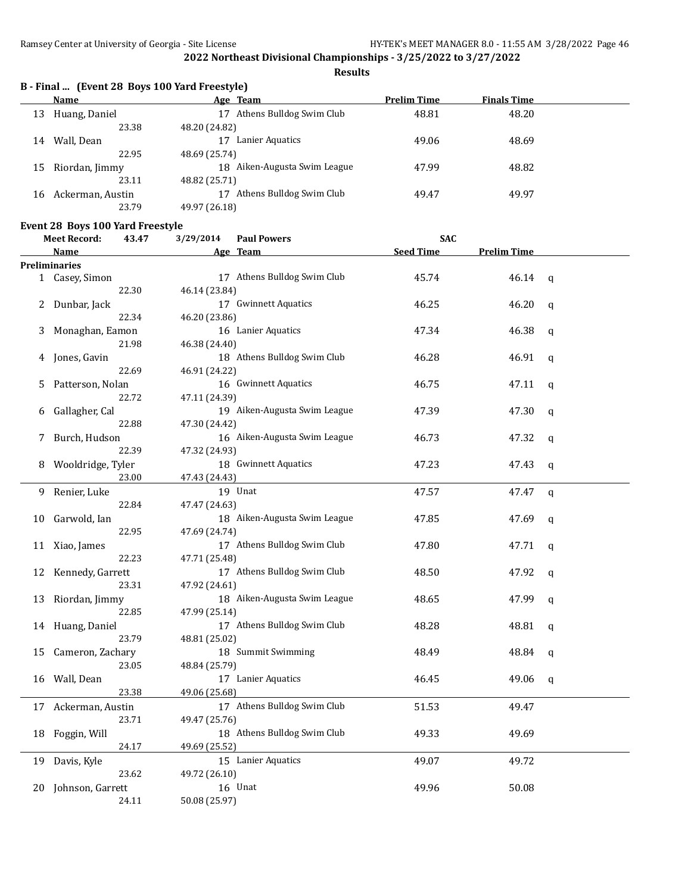**2022 Northeast Divisional Championships - 3/25/2022 to 3/27/2022**

**Results**

### B - Final ... (Event 28 Boys 100 Yard Freestyle)

| | Name | Age | Team | Prelim Time | Finals Time |
|---|---|---|---|---|---|
| 13 | Huang, Daniel | 17 | Athens Bulldog Swim Club | 48.81 | 48.20 |
| | 23.38 | 48.20 (24.82) | | | |
| 14 | Wall, Dean | 17 | Lanier Aquatics | 49.06 | 48.69 |
| | 22.95 | 48.69 (25.74) | | | |
| 15 | Riordan, Jimmy | 18 | Aiken-Augusta Swim League | 47.99 | 48.82 |
| | 23.11 | 48.82 (25.71) | | | |
| 16 | Ackerman, Austin | 17 | Athens Bulldog Swim Club | 49.47 | 49.97 |
| | 23.79 | 49.97 (26.18) | | | |

### Event 28 Boys 100 Yard Freestyle

Meet Record: 43.47 3/29/2014 Paul Powers SAC

| | Name | Age | Team | Seed Time | Prelim Time | |
|---|---|---|---|---|---|---|
| **Preliminaries** | | | | | | |
| 1 | Casey, Simon | 17 | Athens Bulldog Swim Club | 45.74 | 46.14 | q |
| | 22.30 | 46.14 (23.84) | | | | |
| 2 | Dunbar, Jack | 17 | Gwinnett Aquatics | 46.25 | 46.20 | q |
| | 22.34 | 46.20 (23.86) | | | | |
| 3 | Monaghan, Eamon | 16 | Lanier Aquatics | 47.34 | 46.38 | q |
| | 21.98 | 46.38 (24.40) | | | | |
| 4 | Jones, Gavin | 18 | Athens Bulldog Swim Club | 46.28 | 46.91 | q |
| | 22.69 | 46.91 (24.22) | | | | |
| 5 | Patterson, Nolan | 16 | Gwinnett Aquatics | 46.75 | 47.11 | q |
| | 22.72 | 47.11 (24.39) | | | | |
| 6 | Gallagher, Cal | 19 | Aiken-Augusta Swim League | 47.39 | 47.30 | q |
| | 22.88 | 47.30 (24.42) | | | | |
| 7 | Burch, Hudson | 16 | Aiken-Augusta Swim League | 46.73 | 47.32 | q |
| | 22.39 | 47.32 (24.93) | | | | |
| 8 | Wooldridge, Tyler | 18 | Gwinnett Aquatics | 47.23 | 47.43 | q |
| | 23.00 | 47.43 (24.43) | | | | |
| 9 | Renier, Luke | 19 | Unat | 47.57 | 47.47 | q |
| | 22.84 | 47.47 (24.63) | | | | |
| 10 | Garwold, Ian | 18 | Aiken-Augusta Swim League | 47.85 | 47.69 | q |
| | 22.95 | 47.69 (24.74) | | | | |
| 11 | Xiao, James | 17 | Athens Bulldog Swim Club | 47.80 | 47.71 | q |
| | 22.23 | 47.71 (25.48) | | | | |
| 12 | Kennedy, Garrett | 17 | Athens Bulldog Swim Club | 48.50 | 47.92 | q |
| | 23.31 | 47.92 (24.61) | | | | |
| 13 | Riordan, Jimmy | 18 | Aiken-Augusta Swim League | 48.65 | 47.99 | q |
| | 22.85 | 47.99 (25.14) | | | | |
| 14 | Huang, Daniel | 17 | Athens Bulldog Swim Club | 48.28 | 48.81 | q |
| | 23.79 | 48.81 (25.02) | | | | |
| 15 | Cameron, Zachary | 18 | Summit Swimming | 48.49 | 48.84 | q |
| | 23.05 | 48.84 (25.79) | | | | |
| 16 | Wall, Dean | 17 | Lanier Aquatics | 46.45 | 49.06 | q |
| | 23.38 | 49.06 (25.68) | | | | |
| 17 | Ackerman, Austin | 17 | Athens Bulldog Swim Club | 51.53 | 49.47 | |
| | 23.71 | 49.47 (25.76) | | | | |
| 18 | Foggin, Will | 18 | Athens Bulldog Swim Club | 49.33 | 49.69 | |
| | 24.17 | 49.69 (25.52) | | | | |
| 19 | Davis, Kyle | 15 | Lanier Aquatics | 49.07 | 49.72 | |
| | 23.62 | 49.72 (26.10) | | | | |
| 20 | Johnson, Garrett | 16 | Unat | 49.96 | 50.08 | |
| | 24.11 | 50.08 (25.97) | | | | |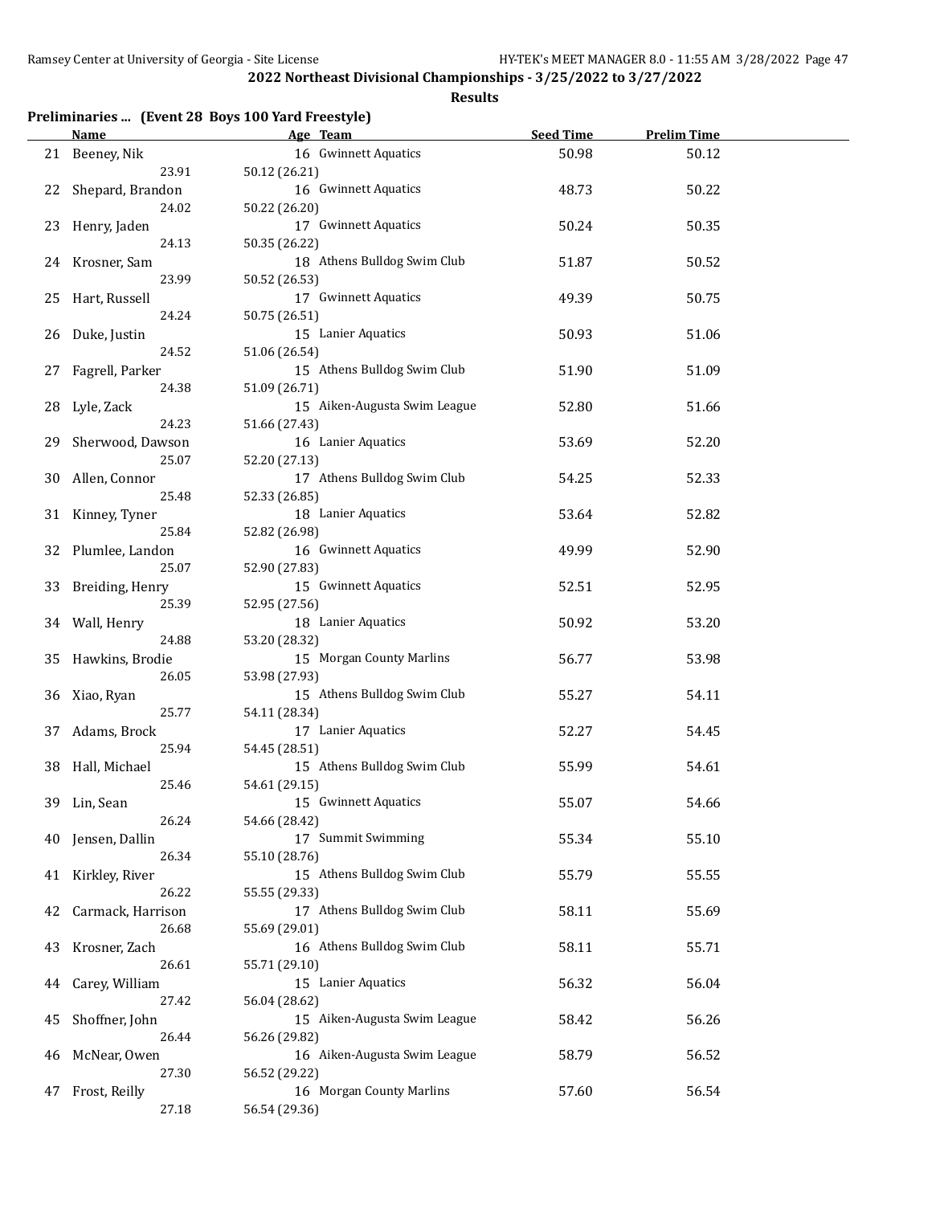## 2022 Northeast Divisional Championships - 3/25/2022 to 3/27/2022

### Results

**Preliminaries ... (Event 28 Boys 100 Yard Freestyle)**

| | Name | Age | Team | Seed Time | Prelim Time |
|---|---|---|---|---|---|
| 21 | Beeney, Nik | 16 | Gwinnett Aquatics | 50.98 | 50.12 |
| | 23.91 | 50.12 (26.21) | | | |
| 22 | Shepard, Brandon | 16 | Gwinnett Aquatics | 48.73 | 50.22 |
| | 24.02 | 50.22 (26.20) | | | |
| 23 | Henry, Jaden | 17 | Gwinnett Aquatics | 50.24 | 50.35 |
| | 24.13 | 50.35 (26.22) | | | |
| 24 | Krosner, Sam | 18 | Athens Bulldog Swim Club | 51.87 | 50.52 |
| | 23.99 | 50.52 (26.53) | | | |
| 25 | Hart, Russell | 17 | Gwinnett Aquatics | 49.39 | 50.75 |
| | 24.24 | 50.75 (26.51) | | | |
| 26 | Duke, Justin | 15 | Lanier Aquatics | 50.93 | 51.06 |
| | 24.52 | 51.06 (26.54) | | | |
| 27 | Fagrell, Parker | 15 | Athens Bulldog Swim Club | 51.90 | 51.09 |
| | 24.38 | 51.09 (26.71) | | | |
| 28 | Lyle, Zack | 15 | Aiken-Augusta Swim League | 52.80 | 51.66 |
| | 24.23 | 51.66 (27.43) | | | |
| 29 | Sherwood, Dawson | 16 | Lanier Aquatics | 53.69 | 52.20 |
| | 25.07 | 52.20 (27.13) | | | |
| 30 | Allen, Connor | 17 | Athens Bulldog Swim Club | 54.25 | 52.33 |
| | 25.48 | 52.33 (26.85) | | | |
| 31 | Kinney, Tyner | 18 | Lanier Aquatics | 53.64 | 52.82 |
| | 25.84 | 52.82 (26.98) | | | |
| 32 | Plumlee, Landon | 16 | Gwinnett Aquatics | 49.99 | 52.90 |
| | 25.07 | 52.90 (27.83) | | | |
| 33 | Breiding, Henry | 15 | Gwinnett Aquatics | 52.51 | 52.95 |
| | 25.39 | 52.95 (27.56) | | | |
| 34 | Wall, Henry | 18 | Lanier Aquatics | 50.92 | 53.20 |
| | 24.88 | 53.20 (28.32) | | | |
| 35 | Hawkins, Brodie | 15 | Morgan County Marlins | 56.77 | 53.98 |
| | 26.05 | 53.98 (27.93) | | | |
| 36 | Xiao, Ryan | 15 | Athens Bulldog Swim Club | 55.27 | 54.11 |
| | 25.77 | 54.11 (28.34) | | | |
| 37 | Adams, Brock | 17 | Lanier Aquatics | 52.27 | 54.45 |
| | 25.94 | 54.45 (28.51) | | | |
| 38 | Hall, Michael | 15 | Athens Bulldog Swim Club | 55.99 | 54.61 |
| | 25.46 | 54.61 (29.15) | | | |
| 39 | Lin, Sean | 15 | Gwinnett Aquatics | 55.07 | 54.66 |
| | 26.24 | 54.66 (28.42) | | | |
| 40 | Jensen, Dallin | 17 | Summit Swimming | 55.34 | 55.10 |
| | 26.34 | 55.10 (28.76) | | | |
| 41 | Kirkley, River | 15 | Athens Bulldog Swim Club | 55.79 | 55.55 |
| | 26.22 | 55.55 (29.33) | | | |
| 42 | Carmack, Harrison | 17 | Athens Bulldog Swim Club | 58.11 | 55.69 |
| | 26.68 | 55.69 (29.01) | | | |
| 43 | Krosner, Zach | 16 | Athens Bulldog Swim Club | 58.11 | 55.71 |
| | 26.61 | 55.71 (29.10) | | | |
| 44 | Carey, William | 15 | Lanier Aquatics | 56.32 | 56.04 |
| | 27.42 | 56.04 (28.62) | | | |
| 45 | Shoffner, John | 15 | Aiken-Augusta Swim League | 58.42 | 56.26 |
| | 26.44 | 56.26 (29.82) | | | |
| 46 | McNear, Owen | 16 | Aiken-Augusta Swim League | 58.79 | 56.52 |
| | 27.30 | 56.52 (29.22) | | | |
| 47 | Frost, Reilly | 16 | Morgan County Marlins | 57.60 | 56.54 |
| | 27.18 | 56.54 (29.36) | | | |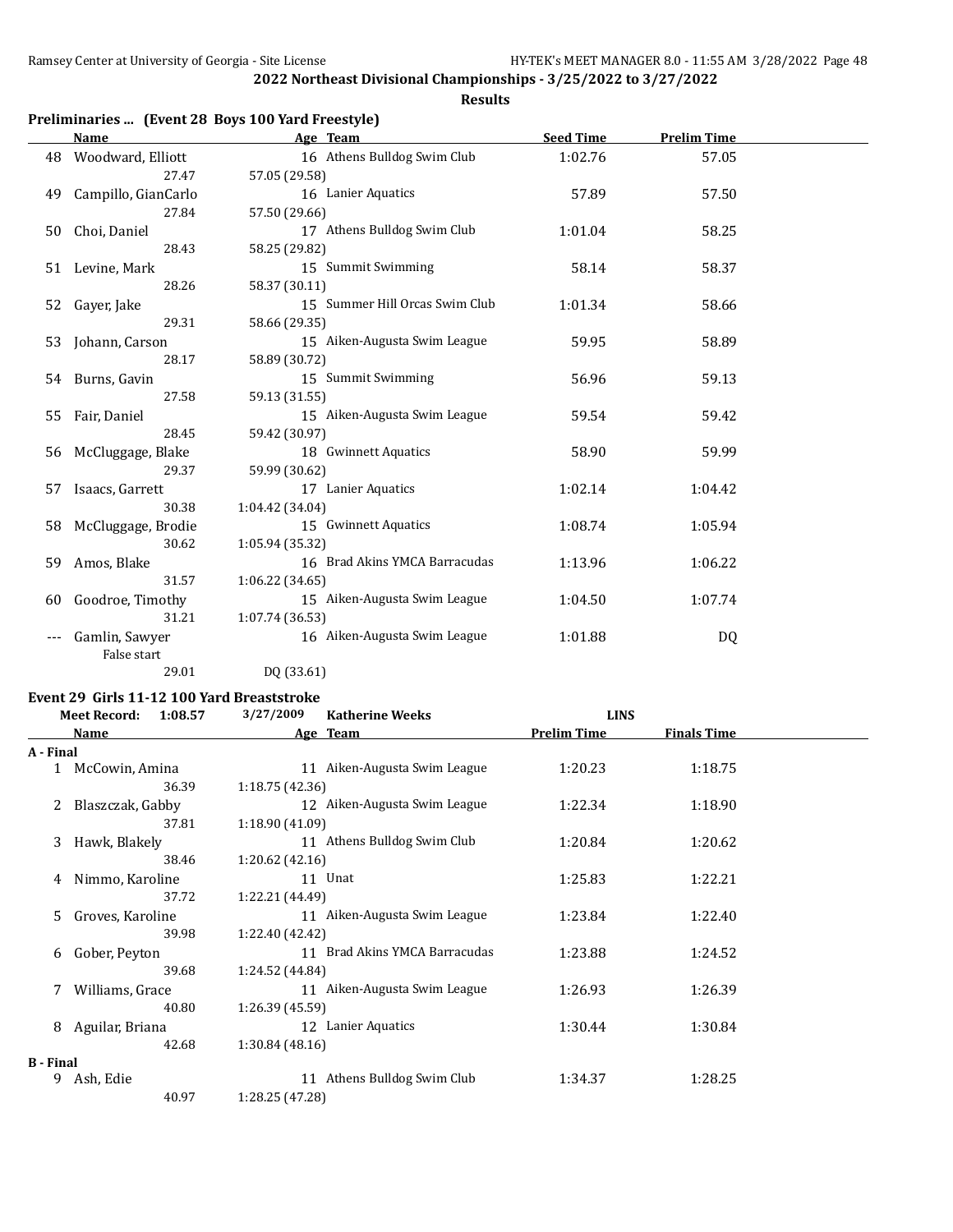## 2022 Northeast Divisional Championships - 3/25/2022 to 3/27/2022

### Results

### Preliminaries ... (Event 28 Boys 100 Yard Freestyle)

| | Name | Age | Team | Seed Time | Prelim Time |
|---|---|---|---|---|---|
| 48 | Woodward, Elliott | 16 | Athens Bulldog Swim Club | 1:02.76 | 57.05 |
| | 27.47 | 57.05 (29.58) | | | |
| 49 | Campillo, GianCarlo | 16 | Lanier Aquatics | 57.89 | 57.50 |
| | 27.84 | 57.50 (29.66) | | | |
| 50 | Choi, Daniel | 17 | Athens Bulldog Swim Club | 1:01.04 | 58.25 |
| | 28.43 | 58.25 (29.82) | | | |
| 51 | Levine, Mark | 15 | Summit Swimming | 58.14 | 58.37 |
| | 28.26 | 58.37 (30.11) | | | |
| 52 | Gayer, Jake | 15 | Summer Hill Orcas Swim Club | 1:01.34 | 58.66 |
| | 29.31 | 58.66 (29.35) | | | |
| 53 | Johann, Carson | 15 | Aiken-Augusta Swim League | 59.95 | 58.89 |
| | 28.17 | 58.89 (30.72) | | | |
| 54 | Burns, Gavin | 15 | Summit Swimming | 56.96 | 59.13 |
| | 27.58 | 59.13 (31.55) | | | |
| 55 | Fair, Daniel | 15 | Aiken-Augusta Swim League | 59.54 | 59.42 |
| | 28.45 | 59.42 (30.97) | | | |
| 56 | McCluggage, Blake | 18 | Gwinnett Aquatics | 58.90 | 59.99 |
| | 29.37 | 59.99 (30.62) | | | |
| 57 | Isaacs, Garrett | 17 | Lanier Aquatics | 1:02.14 | 1:04.42 |
| | 30.38 | 1:04.42 (34.04) | | | |
| 58 | McCluggage, Brodie | 15 | Gwinnett Aquatics | 1:08.74 | 1:05.94 |
| | 30.62 | 1:05.94 (35.32) | | | |
| 59 | Amos, Blake | 16 | Brad Akins YMCA Barracudas | 1:13.96 | 1:06.22 |
| | 31.57 | 1:06.22 (34.65) | | | |
| 60 | Goodroe, Timothy | 15 | Aiken-Augusta Swim League | 1:04.50 | 1:07.74 |
| | 31.21 | 1:07.74 (36.53) | | | |
| --- | Gamlin, Sawyer | 16 | Aiken-Augusta Swim League | 1:01.88 | DQ |
| | False start | | | | |
| | 29.01 | DQ (33.61) | | | |

### Event 29 Girls 11-12 100 Yard Breaststroke

Meet Record: 1:08.57 3/27/2009 Katherine Weeks LINS

| | Name | Age | Team | Prelim Time | Finals Time |
|---|---|---|---|---|---|
| **A - Final** | | | | | |
| 1 | McCowin, Amina | 11 | Aiken-Augusta Swim League | 1:20.23 | 1:18.75 |
| | 36.39 | 1:18.75 (42.36) | | | |
| 2 | Blaszczak, Gabby | 12 | Aiken-Augusta Swim League | 1:22.34 | 1:18.90 |
| | 37.81 | 1:18.90 (41.09) | | | |
| 3 | Hawk, Blakely | 11 | Athens Bulldog Swim Club | 1:20.84 | 1:20.62 |
| | 38.46 | 1:20.62 (42.16) | | | |
| 4 | Nimmo, Karoline | 11 | Unat | 1:25.83 | 1:22.21 |
| | 37.72 | 1:22.21 (44.49) | | | |
| 5 | Groves, Karoline | 11 | Aiken-Augusta Swim League | 1:23.84 | 1:22.40 |
| | 39.98 | 1:22.40 (42.42) | | | |
| 6 | Gober, Peyton | 11 | Brad Akins YMCA Barracudas | 1:23.88 | 1:24.52 |
| | 39.68 | 1:24.52 (44.84) | | | |
| 7 | Williams, Grace | 11 | Aiken-Augusta Swim League | 1:26.93 | 1:26.39 |
| | 40.80 | 1:26.39 (45.59) | | | |
| 8 | Aguilar, Briana | 12 | Lanier Aquatics | 1:30.44 | 1:30.84 |
| | 42.68 | 1:30.84 (48.16) | | | |
| **B - Final** | | | | | |
| 9 | Ash, Edie | 11 | Athens Bulldog Swim Club | 1:34.37 | 1:28.25 |
| | 40.97 | 1:28.25 (47.28) | | | |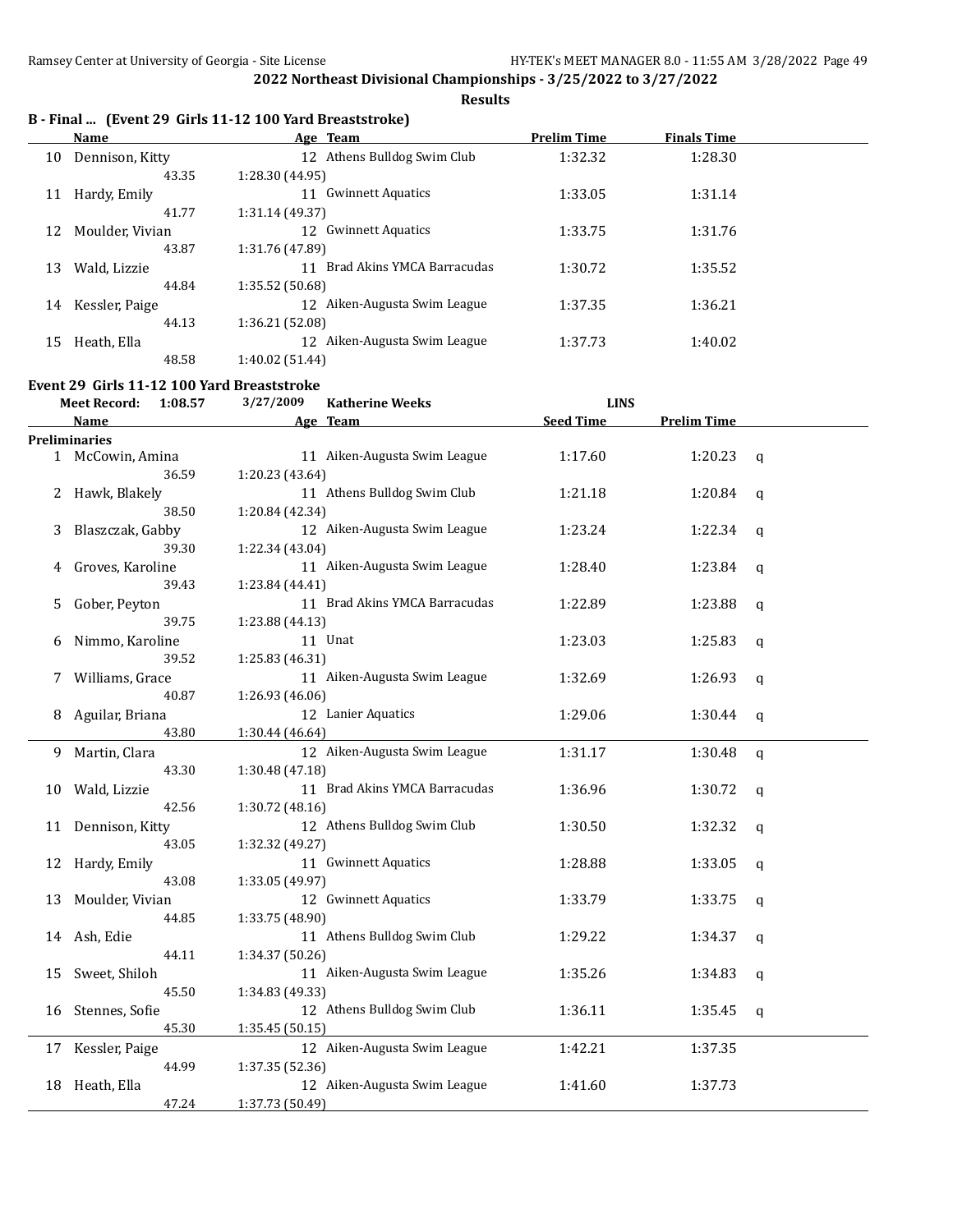**2022 Northeast Divisional Championships - 3/25/2022 to 3/27/2022**

**Results**

### B - Final ... (Event 29 Girls 11-12 100 Yard Breaststroke)

| | Name | Age | Team | Prelim Time | Finals Time |
|---|---|---|---|---|---|
| 10 | Dennison, Kitty | 12 | Athens Bulldog Swim Club | 1:32.32 | 1:28.30 |
| | 43.35 | 1:28.30 (44.95) | | | |
| 11 | Hardy, Emily | 11 | Gwinnett Aquatics | 1:33.05 | 1:31.14 |
| | 41.77 | 1:31.14 (49.37) | | | |
| 12 | Moulder, Vivian | 12 | Gwinnett Aquatics | 1:33.75 | 1:31.76 |
| | 43.87 | 1:31.76 (47.89) | | | |
| 13 | Wald, Lizzie | 11 | Brad Akins YMCA Barracudas | 1:30.72 | 1:35.52 |
| | 44.84 | 1:35.52 (50.68) | | | |
| 14 | Kessler, Paige | 12 | Aiken-Augusta Swim League | 1:37.35 | 1:36.21 |
| | 44.13 | 1:36.21 (52.08) | | | |
| 15 | Heath, Ella | 12 | Aiken-Augusta Swim League | 1:37.73 | 1:40.02 |
| | 48.58 | 1:40.02 (51.44) | | | |

### Event 29 Girls 11-12 100 Yard Breaststroke

Meet Record: 1:08.57 3/27/2009 Katherine Weeks LINS

| | Name | Age | Team | Seed Time | Prelim Time | |
|---|---|---|---|---|---|---|
| **Preliminaries** | | | | | | |
| 1 | McCowin, Amina | 11 | Aiken-Augusta Swim League | 1:17.60 | 1:20.23 | q |
| | 36.59 | 1:20.23 (43.64) | | | | |
| 2 | Hawk, Blakely | 11 | Athens Bulldog Swim Club | 1:21.18 | 1:20.84 | q |
| | 38.50 | 1:20.84 (42.34) | | | | |
| 3 | Blaszczak, Gabby | 12 | Aiken-Augusta Swim League | 1:23.24 | 1:22.34 | q |
| | 39.30 | 1:22.34 (43.04) | | | | |
| 4 | Groves, Karoline | 11 | Aiken-Augusta Swim League | 1:28.40 | 1:23.84 | q |
| | 39.43 | 1:23.84 (44.41) | | | | |
| 5 | Gober, Peyton | 11 | Brad Akins YMCA Barracudas | 1:22.89 | 1:23.88 | q |
| | 39.75 | 1:23.88 (44.13) | | | | |
| 6 | Nimmo, Karoline | 11 | Unat | 1:23.03 | 1:25.83 | q |
| | 39.52 | 1:25.83 (46.31) | | | | |
| 7 | Williams, Grace | 11 | Aiken-Augusta Swim League | 1:32.69 | 1:26.93 | q |
| | 40.87 | 1:26.93 (46.06) | | | | |
| 8 | Aguilar, Briana | 12 | Lanier Aquatics | 1:29.06 | 1:30.44 | q |
| | 43.80 | 1:30.44 (46.64) | | | | |
| 9 | Martin, Clara | 12 | Aiken-Augusta Swim League | 1:31.17 | 1:30.48 | q |
| | 43.30 | 1:30.48 (47.18) | | | | |
| 10 | Wald, Lizzie | 11 | Brad Akins YMCA Barracudas | 1:36.96 | 1:30.72 | q |
| | 42.56 | 1:30.72 (48.16) | | | | |
| 11 | Dennison, Kitty | 12 | Athens Bulldog Swim Club | 1:30.50 | 1:32.32 | q |
| | 43.05 | 1:32.32 (49.27) | | | | |
| 12 | Hardy, Emily | 11 | Gwinnett Aquatics | 1:28.88 | 1:33.05 | q |
| | 43.08 | 1:33.05 (49.97) | | | | |
| 13 | Moulder, Vivian | 12 | Gwinnett Aquatics | 1:33.79 | 1:33.75 | q |
| | 44.85 | 1:33.75 (48.90) | | | | |
| 14 | Ash, Edie | 11 | Athens Bulldog Swim Club | 1:29.22 | 1:34.37 | q |
| | 44.11 | 1:34.37 (50.26) | | | | |
| 15 | Sweet, Shiloh | 11 | Aiken-Augusta Swim League | 1:35.26 | 1:34.83 | q |
| | 45.50 | 1:34.83 (49.33) | | | | |
| 16 | Stennes, Sofie | 12 | Athens Bulldog Swim Club | 1:36.11 | 1:35.45 | q |
| | 45.30 | 1:35.45 (50.15) | | | | |
| 17 | Kessler, Paige | 12 | Aiken-Augusta Swim League | 1:42.21 | 1:37.35 | |
| | 44.99 | 1:37.35 (52.36) | | | | |
| 18 | Heath, Ella | 12 | Aiken-Augusta Swim League | 1:41.60 | 1:37.73 | |
| | 47.24 | 1:37.73 (50.49) | | | | |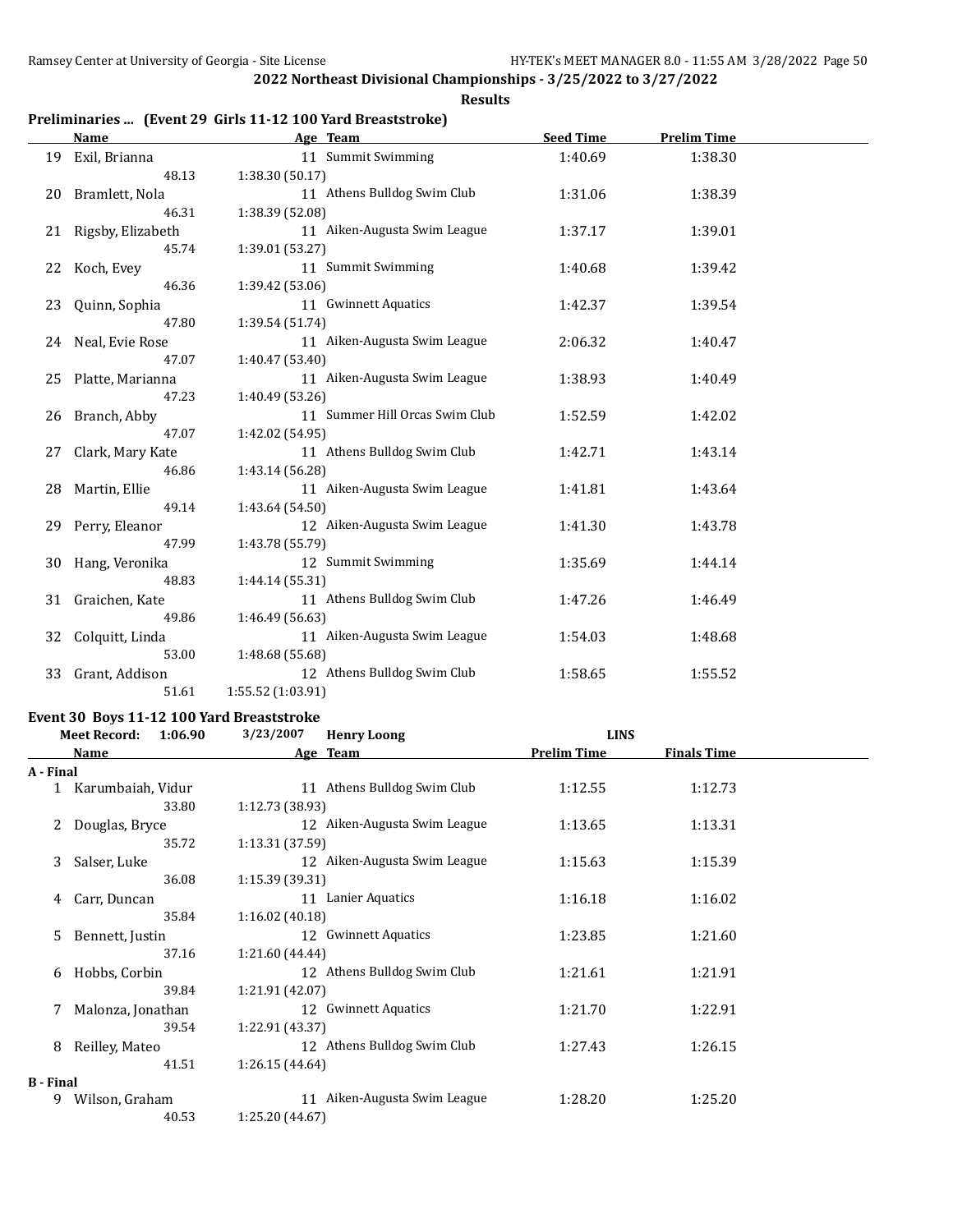2022 Northeast Divisional Championships - 3/25/2022 to 3/27/2022

Results

### Preliminaries ... (Event 29 Girls 11-12 100 Yard Breaststroke)

| | Name | Age | Team | Seed Time | Prelim Time |
|---|---|---|---|---|---|
| 19 | Exil, Brianna | 11 | Summit Swimming | 1:40.69 | 1:38.30 |
| | 48.13 | 1:38.30 (50.17) | | | |
| 20 | Bramlett, Nola | 11 | Athens Bulldog Swim Club | 1:31.06 | 1:38.39 |
| | 46.31 | 1:38.39 (52.08) | | | |
| 21 | Rigsby, Elizabeth | 11 | Aiken-Augusta Swim League | 1:37.17 | 1:39.01 |
| | 45.74 | 1:39.01 (53.27) | | | |
| 22 | Koch, Evey | 11 | Summit Swimming | 1:40.68 | 1:39.42 |
| | 46.36 | 1:39.42 (53.06) | | | |
| 23 | Quinn, Sophia | 11 | Gwinnett Aquatics | 1:42.37 | 1:39.54 |
| | 47.80 | 1:39.54 (51.74) | | | |
| 24 | Neal, Evie Rose | 11 | Aiken-Augusta Swim League | 2:06.32 | 1:40.47 |
| | 47.07 | 1:40.47 (53.40) | | | |
| 25 | Platte, Marianna | 11 | Aiken-Augusta Swim League | 1:38.93 | 1:40.49 |
| | 47.23 | 1:40.49 (53.26) | | | |
| 26 | Branch, Abby | 11 | Summer Hill Orcas Swim Club | 1:52.59 | 1:42.02 |
| | 47.07 | 1:42.02 (54.95) | | | |
| 27 | Clark, Mary Kate | 11 | Athens Bulldog Swim Club | 1:42.71 | 1:43.14 |
| | 46.86 | 1:43.14 (56.28) | | | |
| 28 | Martin, Ellie | 11 | Aiken-Augusta Swim League | 1:41.81 | 1:43.64 |
| | 49.14 | 1:43.64 (54.50) | | | |
| 29 | Perry, Eleanor | 12 | Aiken-Augusta Swim League | 1:41.30 | 1:43.78 |
| | 47.99 | 1:43.78 (55.79) | | | |
| 30 | Hang, Veronika | 12 | Summit Swimming | 1:35.69 | 1:44.14 |
| | 48.83 | 1:44.14 (55.31) | | | |
| 31 | Graichen, Kate | 11 | Athens Bulldog Swim Club | 1:47.26 | 1:46.49 |
| | 49.86 | 1:46.49 (56.63) | | | |
| 32 | Colquitt, Linda | 11 | Aiken-Augusta Swim League | 1:54.03 | 1:48.68 |
| | 53.00 | 1:48.68 (55.68) | | | |
| 33 | Grant, Addison | 12 | Athens Bulldog Swim Club | 1:58.65 | 1:55.52 |
| | 51.61 | 1:55.52 (1:03.91) | | | |

### Event 30 Boys 11-12 100 Yard Breaststroke

Meet Record: 1:06.90 3/23/2007 Henry Loong LINS

| | Name | Age | Team | Prelim Time | Finals Time |
|---|---|---|---|---|---|
| **A - Final** | | | | | |
| 1 | Karumbaiah, Vidur | 11 | Athens Bulldog Swim Club | 1:12.55 | 1:12.73 |
| | 33.80 | 1:12.73 (38.93) | | | |
| 2 | Douglas, Bryce | 12 | Aiken-Augusta Swim League | 1:13.65 | 1:13.31 |
| | 35.72 | 1:13.31 (37.59) | | | |
| 3 | Salser, Luke | 12 | Aiken-Augusta Swim League | 1:15.63 | 1:15.39 |
| | 36.08 | 1:15.39 (39.31) | | | |
| 4 | Carr, Duncan | 11 | Lanier Aquatics | 1:16.18 | 1:16.02 |
| | 35.84 | 1:16.02 (40.18) | | | |
| 5 | Bennett, Justin | 12 | Gwinnett Aquatics | 1:23.85 | 1:21.60 |
| | 37.16 | 1:21.60 (44.44) | | | |
| 6 | Hobbs, Corbin | 12 | Athens Bulldog Swim Club | 1:21.61 | 1:21.91 |
| | 39.84 | 1:21.91 (42.07) | | | |
| 7 | Malonza, Jonathan | 12 | Gwinnett Aquatics | 1:21.70 | 1:22.91 |
| | 39.54 | 1:22.91 (43.37) | | | |
| 8 | Reilley, Mateo | 12 | Athens Bulldog Swim Club | 1:27.43 | 1:26.15 |
| | 41.51 | 1:26.15 (44.64) | | | |
| **B - Final** | | | | | |
| 9 | Wilson, Graham | 11 | Aiken-Augusta Swim League | 1:28.20 | 1:25.20 |
| | 40.53 | 1:25.20 (44.67) | | | |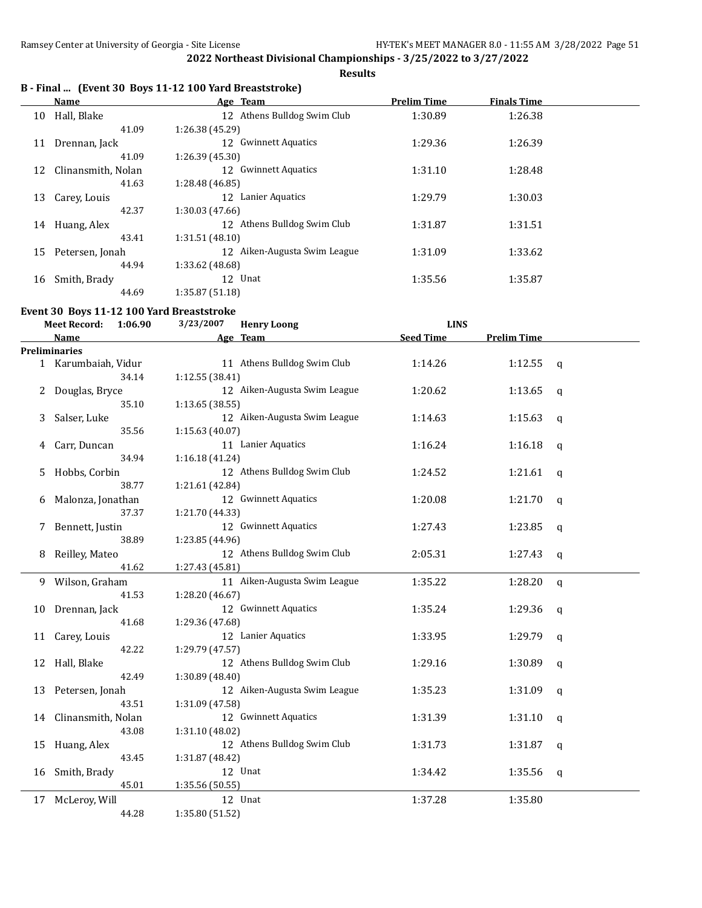**2022 Northeast Divisional Championships - 3/25/2022 to 3/27/2022**

**Results**

### B - Final ... (Event 30 Boys 11-12 100 Yard Breaststroke)

| | Name | Age | Team | Prelim Time | Finals Time |
|---|---|---|---|---|---|
| 10 | Hall, Blake | 12 | Athens Bulldog Swim Club | 1:30.89 | 1:26.38 |
| | 41.09 | 1:26.38 (45.29) | | | |
| 11 | Drennan, Jack | 12 | Gwinnett Aquatics | 1:29.36 | 1:26.39 |
| | 41.09 | 1:26.39 (45.30) | | | |
| 12 | Clinansmith, Nolan | 12 | Gwinnett Aquatics | 1:31.10 | 1:28.48 |
| | 41.63 | 1:28.48 (46.85) | | | |
| 13 | Carey, Louis | 12 | Lanier Aquatics | 1:29.79 | 1:30.03 |
| | 42.37 | 1:30.03 (47.66) | | | |
| 14 | Huang, Alex | 12 | Athens Bulldog Swim Club | 1:31.87 | 1:31.51 |
| | 43.41 | 1:31.51 (48.10) | | | |
| 15 | Petersen, Jonah | 12 | Aiken-Augusta Swim League | 1:31.09 | 1:33.62 |
| | 44.94 | 1:33.62 (48.68) | | | |
| 16 | Smith, Brady | 12 | Unat | 1:35.56 | 1:35.87 |
| | 44.69 | 1:35.87 (51.18) | | | |

### Event 30 Boys 11-12 100 Yard Breaststroke

Meet Record: 1:06.90 3/23/2007 Henry Loong LINS

**Preliminaries**

| | Name | Age | Team | Seed Time | Prelim Time | |
|---|---|---|---|---|---|---|
| 1 | Karumbaiah, Vidur | 11 | Athens Bulldog Swim Club | 1:14.26 | 1:12.55 | q |
| | 34.14 | 1:12.55 (38.41) | | | | |
| 2 | Douglas, Bryce | 12 | Aiken-Augusta Swim League | 1:20.62 | 1:13.65 | q |
| | 35.10 | 1:13.65 (38.55) | | | | |
| 3 | Salser, Luke | 12 | Aiken-Augusta Swim League | 1:14.63 | 1:15.63 | q |
| | 35.56 | 1:15.63 (40.07) | | | | |
| 4 | Carr, Duncan | 11 | Lanier Aquatics | 1:16.24 | 1:16.18 | q |
| | 34.94 | 1:16.18 (41.24) | | | | |
| 5 | Hobbs, Corbin | 12 | Athens Bulldog Swim Club | 1:24.52 | 1:21.61 | q |
| | 38.77 | 1:21.61 (42.84) | | | | |
| 6 | Malonza, Jonathan | 12 | Gwinnett Aquatics | 1:20.08 | 1:21.70 | q |
| | 37.37 | 1:21.70 (44.33) | | | | |
| 7 | Bennett, Justin | 12 | Gwinnett Aquatics | 1:27.43 | 1:23.85 | q |
| | 38.89 | 1:23.85 (44.96) | | | | |
| 8 | Reilley, Mateo | 12 | Athens Bulldog Swim Club | 2:05.31 | 1:27.43 | q |
| | 41.62 | 1:27.43 (45.81) | | | | |
| 9 | Wilson, Graham | 11 | Aiken-Augusta Swim League | 1:35.22 | 1:28.20 | q |
| | 41.53 | 1:28.20 (46.67) | | | | |
| 10 | Drennan, Jack | 12 | Gwinnett Aquatics | 1:35.24 | 1:29.36 | q |
| | 41.68 | 1:29.36 (47.68) | | | | |
| 11 | Carey, Louis | 12 | Lanier Aquatics | 1:33.95 | 1:29.79 | q |
| | 42.22 | 1:29.79 (47.57) | | | | |
| 12 | Hall, Blake | 12 | Athens Bulldog Swim Club | 1:29.16 | 1:30.89 | q |
| | 42.49 | 1:30.89 (48.40) | | | | |
| 13 | Petersen, Jonah | 12 | Aiken-Augusta Swim League | 1:35.23 | 1:31.09 | q |
| | 43.51 | 1:31.09 (47.58) | | | | |
| 14 | Clinansmith, Nolan | 12 | Gwinnett Aquatics | 1:31.39 | 1:31.10 | q |
| | 43.08 | 1:31.10 (48.02) | | | | |
| 15 | Huang, Alex | 12 | Athens Bulldog Swim Club | 1:31.73 | 1:31.87 | q |
| | 43.45 | 1:31.87 (48.42) | | | | |
| 16 | Smith, Brady | 12 | Unat | 1:34.42 | 1:35.56 | q |
| | 45.01 | 1:35.56 (50.55) | | | | |
| 17 | McLeroy, Will | 12 | Unat | 1:37.28 | 1:35.80 | |
| | 44.28 | 1:35.80 (51.52) | | | | |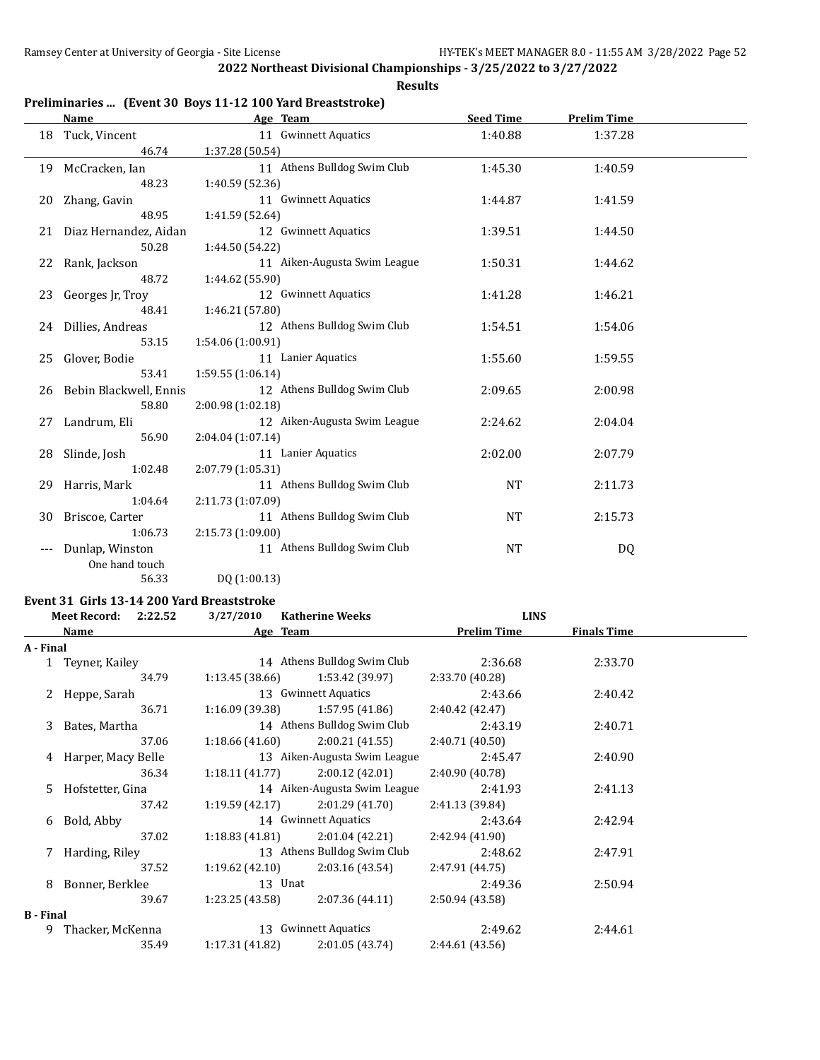**2022 Northeast Divisional Championships - 3/25/2022 to 3/27/2022**

**Results**

### Preliminaries ... (Event 30 Boys 11-12 100 Yard Breaststroke)

| | Name | Age | Team | Seed Time | Prelim Time |
|---|---|---|---|---|---|
| 18 | Tuck, Vincent | 11 | Gwinnett Aquatics | 1:40.88 | 1:37.28 |
| | 46.74 | 1:37.28 (50.54) | | | |
| 19 | McCracken, Ian | 11 | Athens Bulldog Swim Club | 1:45.30 | 1:40.59 |
| | 48.23 | 1:40.59 (52.36) | | | |
| 20 | Zhang, Gavin | 11 | Gwinnett Aquatics | 1:44.87 | 1:41.59 |
| | 48.95 | 1:41.59 (52.64) | | | |
| 21 | Diaz Hernandez, Aidan | 12 | Gwinnett Aquatics | 1:39.51 | 1:44.50 |
| | 50.28 | 1:44.50 (54.22) | | | |
| 22 | Rank, Jackson | 11 | Aiken-Augusta Swim League | 1:50.31 | 1:44.62 |
| | 48.72 | 1:44.62 (55.90) | | | |
| 23 | Georges Jr, Troy | 12 | Gwinnett Aquatics | 1:41.28 | 1:46.21 |
| | 48.41 | 1:46.21 (57.80) | | | |
| 24 | Dillies, Andreas | 12 | Athens Bulldog Swim Club | 1:54.51 | 1:54.06 |
| | 53.15 | 1:54.06 (1:00.91) | | | |
| 25 | Glover, Bodie | 11 | Lanier Aquatics | 1:55.60 | 1:59.55 |
| | 53.41 | 1:59.55 (1:06.14) | | | |
| 26 | Bebin Blackwell, Ennis | 12 | Athens Bulldog Swim Club | 2:09.65 | 2:00.98 |
| | 58.80 | 2:00.98 (1:02.18) | | | |
| 27 | Landrum, Eli | 12 | Aiken-Augusta Swim League | 2:24.62 | 2:04.04 |
| | 56.90 | 2:04.04 (1:07.14) | | | |
| 28 | Slinde, Josh | 11 | Lanier Aquatics | 2:02.00 | 2:07.79 |
| | 1:02.48 | 2:07.79 (1:05.31) | | | |
| 29 | Harris, Mark | 11 | Athens Bulldog Swim Club | NT | 2:11.73 |
| | 1:04.64 | 2:11.73 (1:07.09) | | | |
| 30 | Briscoe, Carter | 11 | Athens Bulldog Swim Club | NT | 2:15.73 |
| | 1:06.73 | 2:15.73 (1:09.00) | | | |
| --- | Dunlap, Winston | 11 | Athens Bulldog Swim Club | NT | DQ |
| | One hand touch | | | | |
| | 56.33 | DQ (1:00.13) | | | |

### Event 31 Girls 13-14 200 Yard Breaststroke

Meet Record: 2:22.52 3/27/2010 Katherine Weeks LINS

| | Name | Age | Team | Prelim Time | Finals Time |
|---|---|---|---|---|---|
| **A - Final** | | | | | |
| 1 | Teyner, Kailey | 14 | Athens Bulldog Swim Club | 2:36.68 | 2:33.70 |
| | 34.79 | 1:13.45 (38.66) | 1:53.42 (39.97) | 2:33.70 (40.28) | |
| 2 | Heppe, Sarah | 13 | Gwinnett Aquatics | 2:43.66 | 2:40.42 |
| | 36.71 | 1:16.09 (39.38) | 1:57.95 (41.86) | 2:40.42 (42.47) | |
| 3 | Bates, Martha | 14 | Athens Bulldog Swim Club | 2:43.19 | 2:40.71 |
| | 37.06 | 1:18.66 (41.60) | 2:00.21 (41.55) | 2:40.71 (40.50) | |
| 4 | Harper, Macy Belle | 13 | Aiken-Augusta Swim League | 2:45.47 | 2:40.90 |
| | 36.34 | 1:18.11 (41.77) | 2:00.12 (42.01) | 2:40.90 (40.78) | |
| 5 | Hofstetter, Gina | 14 | Aiken-Augusta Swim League | 2:41.93 | 2:41.13 |
| | 37.42 | 1:19.59 (42.17) | 2:01.29 (41.70) | 2:41.13 (39.84) | |
| 6 | Bold, Abby | 14 | Gwinnett Aquatics | 2:43.64 | 2:42.94 |
| | 37.02 | 1:18.83 (41.81) | 2:01.04 (42.21) | 2:42.94 (41.90) | |
| 7 | Harding, Riley | 13 | Athens Bulldog Swim Club | 2:48.62 | 2:47.91 |
| | 37.52 | 1:19.62 (42.10) | 2:03.16 (43.54) | 2:47.91 (44.75) | |
| 8 | Bonner, Berklee | 13 | Unat | 2:49.36 | 2:50.94 |
| | 39.67 | 1:23.25 (43.58) | 2:07.36 (44.11) | 2:50.94 (43.58) | |
| **B - Final** | | | | | |
| 9 | Thacker, McKenna | 13 | Gwinnett Aquatics | 2:49.62 | 2:44.61 |
| | 35.49 | 1:17.31 (41.82) | 2:01.05 (43.74) | 2:44.61 (43.56) | |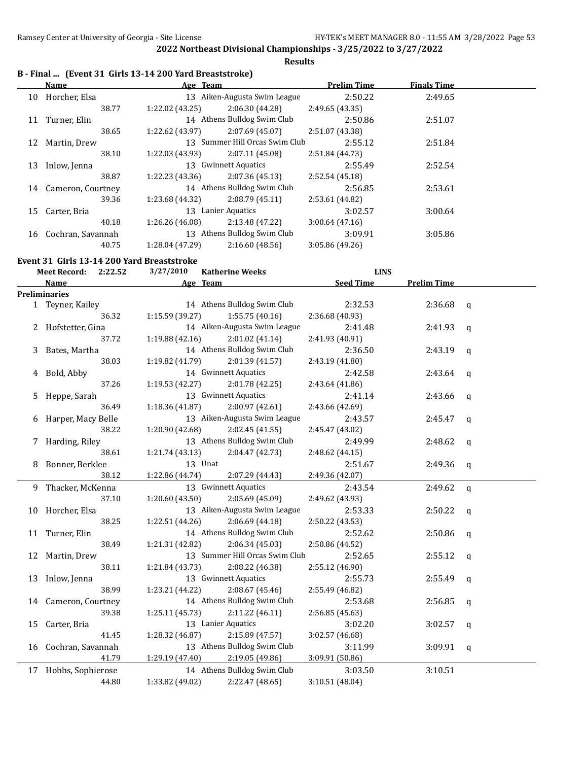## 2022 Northeast Divisional Championships - 3/25/2022 to 3/27/2022

**Results**

### B - Final ... (Event 31 Girls 13-14 200 Yard Breaststroke)

| | Name | Age | Team | Prelim Time | Finals Time |
|---|---|---|---|---|---|
| 10 | Horcher, Elsa | 13 | Aiken-Augusta Swim League | 2:50.22 | 2:49.65 |
| | 38.77 | 1:22.02 (43.25) | 2:06.30 (44.28) | 2:49.65 (43.35) | |
| 11 | Turner, Elin | 14 | Athens Bulldog Swim Club | 2:50.86 | 2:51.07 |
| | 38.65 | 1:22.62 (43.97) | 2:07.69 (45.07) | 2:51.07 (43.38) | |
| 12 | Martin, Drew | 13 | Summer Hill Orcas Swim Club | 2:55.12 | 2:51.84 |
| | 38.10 | 1:22.03 (43.93) | 2:07.11 (45.08) | 2:51.84 (44.73) | |
| 13 | Inlow, Jenna | 13 | Gwinnett Aquatics | 2:55.49 | 2:52.54 |
| | 38.87 | 1:22.23 (43.36) | 2:07.36 (45.13) | 2:52.54 (45.18) | |
| 14 | Cameron, Courtney | 14 | Athens Bulldog Swim Club | 2:56.85 | 2:53.61 |
| | 39.36 | 1:23.68 (44.32) | 2:08.79 (45.11) | 2:53.61 (44.82) | |
| 15 | Carter, Bria | 13 | Lanier Aquatics | 3:02.57 | 3:00.64 |
| | 40.18 | 1:26.26 (46.08) | 2:13.48 (47.22) | 3:00.64 (47.16) | |
| 16 | Cochran, Savannah | 13 | Athens Bulldog Swim Club | 3:09.91 | 3:05.86 |
| | 40.75 | 1:28.04 (47.29) | 2:16.60 (48.56) | 3:05.86 (49.26) | |

### Event 31 Girls 13-14 200 Yard Breaststroke

**Meet Record: 2:22.52** 3/27/2010 Katherine Weeks LINS

**Preliminaries**

| | Name | Age | Team | Seed Time | Prelim Time | |
|---|---|---|---|---|---|---|
| 1 | Teyner, Kailey | 14 | Athens Bulldog Swim Club | 2:32.53 | 2:36.68 | q |
| | 36.32 | 1:15.59 (39.27) | 1:55.75 (40.16) | 2:36.68 (40.93) | | |
| 2 | Hofstetter, Gina | 14 | Aiken-Augusta Swim League | 2:41.48 | 2:41.93 | q |
| | 37.72 | 1:19.88 (42.16) | 2:01.02 (41.14) | 2:41.93 (40.91) | | |
| 3 | Bates, Martha | 14 | Athens Bulldog Swim Club | 2:36.50 | 2:43.19 | q |
| | 38.03 | 1:19.82 (41.79) | 2:01.39 (41.57) | 2:43.19 (41.80) | | |
| 4 | Bold, Abby | 14 | Gwinnett Aquatics | 2:42.58 | 2:43.64 | q |
| | 37.26 | 1:19.53 (42.27) | 2:01.78 (42.25) | 2:43.64 (41.86) | | |
| 5 | Heppe, Sarah | 13 | Gwinnett Aquatics | 2:41.14 | 2:43.66 | q |
| | 36.49 | 1:18.36 (41.87) | 2:00.97 (42.61) | 2:43.66 (42.69) | | |
| 6 | Harper, Macy Belle | 13 | Aiken-Augusta Swim League | 2:43.57 | 2:45.47 | q |
| | 38.22 | 1:20.90 (42.68) | 2:02.45 (41.55) | 2:45.47 (43.02) | | |
| 7 | Harding, Riley | 13 | Athens Bulldog Swim Club | 2:49.99 | 2:48.62 | q |
| | 38.61 | 1:21.74 (43.13) | 2:04.47 (42.73) | 2:48.62 (44.15) | | |
| 8 | Bonner, Berklee | 13 | Unat | 2:51.67 | 2:49.36 | q |
| | 38.12 | 1:22.86 (44.74) | 2:07.29 (44.43) | 2:49.36 (42.07) | | |
| 9 | Thacker, McKenna | 13 | Gwinnett Aquatics | 2:43.54 | 2:49.62 | q |
| | 37.10 | 1:20.60 (43.50) | 2:05.69 (45.09) | 2:49.62 (43.93) | | |
| 10 | Horcher, Elsa | 13 | Aiken-Augusta Swim League | 2:53.33 | 2:50.22 | q |
| | 38.25 | 1:22.51 (44.26) | 2:06.69 (44.18) | 2:50.22 (43.53) | | |
| 11 | Turner, Elin | 14 | Athens Bulldog Swim Club | 2:52.62 | 2:50.86 | q |
| | 38.49 | 1:21.31 (42.82) | 2:06.34 (45.03) | 2:50.86 (44.52) | | |
| 12 | Martin, Drew | 13 | Summer Hill Orcas Swim Club | 2:52.65 | 2:55.12 | q |
| | 38.11 | 1:21.84 (43.73) | 2:08.22 (46.38) | 2:55.12 (46.90) | | |
| 13 | Inlow, Jenna | 13 | Gwinnett Aquatics | 2:55.73 | 2:55.49 | q |
| | 38.99 | 1:23.21 (44.22) | 2:08.67 (45.46) | 2:55.49 (46.82) | | |
| 14 | Cameron, Courtney | 14 | Athens Bulldog Swim Club | 2:53.68 | 2:56.85 | q |
| | 39.38 | 1:25.11 (45.73) | 2:11.22 (46.11) | 2:56.85 (45.63) | | |
| 15 | Carter, Bria | 13 | Lanier Aquatics | 3:02.20 | 3:02.57 | q |
| | 41.45 | 1:28.32 (46.87) | 2:15.89 (47.57) | 3:02.57 (46.68) | | |
| 16 | Cochran, Savannah | 13 | Athens Bulldog Swim Club | 3:11.99 | 3:09.91 | q |
| | 41.79 | 1:29.19 (47.40) | 2:19.05 (49.86) | 3:09.91 (50.86) | | |
| 17 | Hobbs, Sophierose | 14 | Athens Bulldog Swim Club | 3:03.50 | 3:10.51 | |
| | 44.80 | 1:33.82 (49.02) | 2:22.47 (48.65) | 3:10.51 (48.04) | | |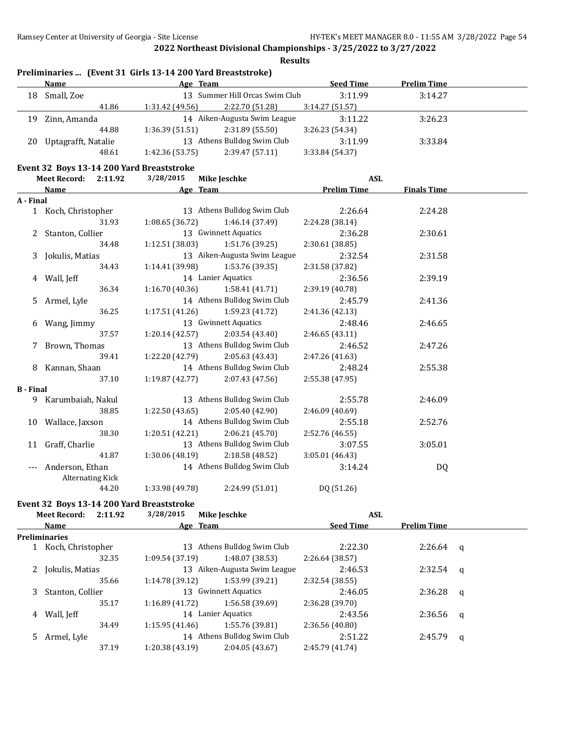## 2022 Northeast Divisional Championships - 3/25/2022 to 3/27/2022

### Results

**Preliminaries ... (Event 31 Girls 13-14 200 Yard Breaststroke)**

| | Name | Age | Team | Seed Time | Prelim Time |
|---|---|---|---|---|---|
| 18 | Small, Zoe | 13 | Summer Hill Orcas Swim Club | 3:11.99 | 3:14.27 |
| | 41.86 | 1:31.42 (49.56) | 2:22.70 (51.28) | 3:14.27 (51.57) | |
| 19 | Zinn, Amanda | 14 | Aiken-Augusta Swim League | 3:11.22 | 3:26.23 |
| | 44.88 | 1:36.39 (51.51) | 2:31.89 (55.50) | 3:26.23 (54.34) | |
| 20 | Uptagrafft, Natalie | 13 | Athens Bulldog Swim Club | 3:11.99 | 3:33.84 |
| | 48.61 | 1:42.36 (53.75) | 2:39.47 (57.11) | 3:33.84 (54.37) | |

**Event 32 Boys 13-14 200 Yard Breaststroke**

Meet Record: 2:11.92 3/28/2015 Mike Jeschke ASL

| | Name | Age | Team | Prelim Time | Finals Time |
|---|---|---|---|---|---|
| **A - Final** | | | | | |
| 1 | Koch, Christopher | 13 | Athens Bulldog Swim Club | 2:26.64 | 2:24.28 |
| | 31.93 | 1:08.65 (36.72) | 1:46.14 (37.49) | 2:24.28 (38.14) | |
| 2 | Stanton, Collier | 13 | Gwinnett Aquatics | 2:36.28 | 2:30.61 |
| | 34.48 | 1:12.51 (38.03) | 1:51.76 (39.25) | 2:30.61 (38.85) | |
| 3 | Jokulis, Matias | 13 | Aiken-Augusta Swim League | 2:32.54 | 2:31.58 |
| | 34.43 | 1:14.41 (39.98) | 1:53.76 (39.35) | 2:31.58 (37.82) | |
| 4 | Wall, Jeff | 14 | Lanier Aquatics | 2:36.56 | 2:39.19 |
| | 36.34 | 1:16.70 (40.36) | 1:58.41 (41.71) | 2:39.19 (40.78) | |
| 5 | Armel, Lyle | 14 | Athens Bulldog Swim Club | 2:45.79 | 2:41.36 |
| | 36.25 | 1:17.51 (41.26) | 1:59.23 (41.72) | 2:41.36 (42.13) | |
| 6 | Wang, Jimmy | 13 | Gwinnett Aquatics | 2:48.46 | 2:46.65 |
| | 37.57 | 1:20.14 (42.57) | 2:03.54 (43.40) | 2:46.65 (43.11) | |
| 7 | Brown, Thomas | 13 | Athens Bulldog Swim Club | 2:46.52 | 2:47.26 |
| | 39.41 | 1:22.20 (42.79) | 2:05.63 (43.43) | 2:47.26 (41.63) | |
| 8 | Kannan, Shaan | 14 | Athens Bulldog Swim Club | 2:48.24 | 2:55.38 |
| | 37.10 | 1:19.87 (42.77) | 2:07.43 (47.56) | 2:55.38 (47.95) | |
| **B - Final** | | | | | |
| 9 | Karumbaiah, Nakul | 13 | Athens Bulldog Swim Club | 2:55.78 | 2:46.09 |
| | 38.85 | 1:22.50 (43.65) | 2:05.40 (42.90) | 2:46.09 (40.69) | |
| 10 | Wallace, Jaxson | 14 | Athens Bulldog Swim Club | 2:55.18 | 2:52.76 |
| | 38.30 | 1:20.51 (42.21) | 2:06.21 (45.70) | 2:52.76 (46.55) | |
| 11 | Graff, Charlie | 13 | Athens Bulldog Swim Club | 3:07.55 | 3:05.01 |
| | 41.87 | 1:30.06 (48.19) | 2:18.58 (48.52) | 3:05.01 (46.43) | |
| --- | Anderson, Ethan | 14 | Athens Bulldog Swim Club | 3:14.24 | DQ |
| | Alternating Kick | | | | |
| | 44.20 | 1:33.98 (49.78) | 2:24.99 (51.01) | DQ (51.26) | |

**Event 32 Boys 13-14 200 Yard Breaststroke**

Meet Record: 2:11.92 3/28/2015 Mike Jeschke ASL

| | Name | Age | Team | Seed Time | Prelim Time | |
|---|---|---|---|---|---|---|
| **Preliminaries** | | | | | | |
| 1 | Koch, Christopher | 13 | Athens Bulldog Swim Club | 2:22.30 | 2:26.64 | q |
| | 32.35 | 1:09.54 (37.19) | 1:48.07 (38.53) | 2:26.64 (38.57) | | |
| 2 | Jokulis, Matias | 13 | Aiken-Augusta Swim League | 2:46.53 | 2:32.54 | q |
| | 35.66 | 1:14.78 (39.12) | 1:53.99 (39.21) | 2:32.54 (38.55) | | |
| 3 | Stanton, Collier | 13 | Gwinnett Aquatics | 2:46.05 | 2:36.28 | q |
| | 35.17 | 1:16.89 (41.72) | 1:56.58 (39.69) | 2:36.28 (39.70) | | |
| 4 | Wall, Jeff | 14 | Lanier Aquatics | 2:43.56 | 2:36.56 | q |
| | 34.49 | 1:15.95 (41.46) | 1:55.76 (39.81) | 2:36.56 (40.80) | | |
| 5 | Armel, Lyle | 14 | Athens Bulldog Swim Club | 2:51.22 | 2:45.79 | q |
| | 37.19 | 1:20.38 (43.19) | 2:04.05 (43.67) | 2:45.79 (41.74) | | |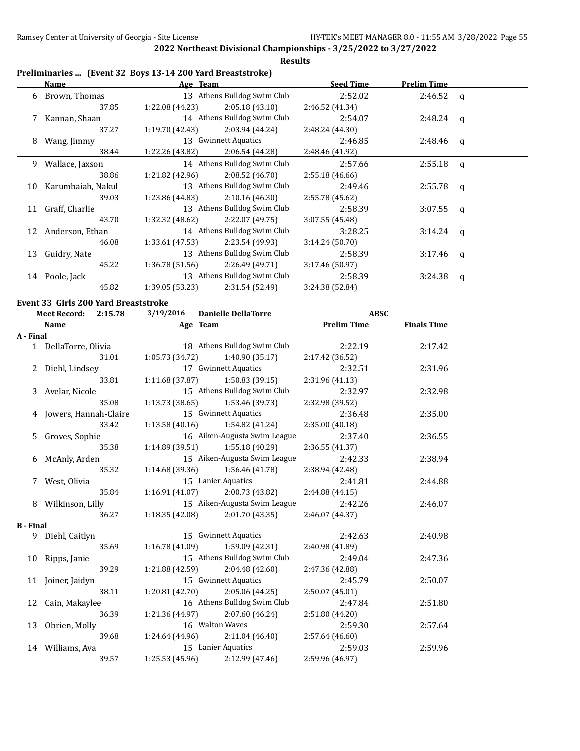## 2022 Northeast Divisional Championships - 3/25/2022 to 3/27/2022

**Results**

### Preliminaries ... (Event 32 Boys 13-14 200 Yard Breaststroke)

| | Name | Age | Team | Seed Time | Prelim Time | |
|---|---|---|---|---|---|---|
| 6 | Brown, Thomas | 13 | Athens Bulldog Swim Club | 2:52.02 | 2:46.52 | q |
| | 37.85 | 1:22.08 (44.23) | 2:05.18 (43.10) | 2:46.52 (41.34) | | |
| 7 | Kannan, Shaan | 14 | Athens Bulldog Swim Club | 2:54.07 | 2:48.24 | q |
| | 37.27 | 1:19.70 (42.43) | 2:03.94 (44.24) | 2:48.24 (44.30) | | |
| 8 | Wang, Jimmy | 13 | Gwinnett Aquatics | 2:46.85 | 2:48.46 | q |
| | 38.44 | 1:22.26 (43.82) | 2:06.54 (44.28) | 2:48.46 (41.92) | | |
| 9 | Wallace, Jaxson | 14 | Athens Bulldog Swim Club | 2:57.66 | 2:55.18 | q |
| | 38.86 | 1:21.82 (42.96) | 2:08.52 (46.70) | 2:55.18 (46.66) | | |
| 10 | Karumbaiah, Nakul | 13 | Athens Bulldog Swim Club | 2:49.46 | 2:55.78 | q |
| | 39.03 | 1:23.86 (44.83) | 2:10.16 (46.30) | 2:55.78 (45.62) | | |
| 11 | Graff, Charlie | 13 | Athens Bulldog Swim Club | 2:58.39 | 3:07.55 | q |
| | 43.70 | 1:32.32 (48.62) | 2:22.07 (49.75) | 3:07.55 (45.48) | | |
| 12 | Anderson, Ethan | 14 | Athens Bulldog Swim Club | 3:28.25 | 3:14.24 | q |
| | 46.08 | 1:33.61 (47.53) | 2:23.54 (49.93) | 3:14.24 (50.70) | | |
| 13 | Guidry, Nate | 13 | Athens Bulldog Swim Club | 2:58.39 | 3:17.46 | q |
| | 45.22 | 1:36.78 (51.56) | 2:26.49 (49.71) | 3:17.46 (50.97) | | |
| 14 | Poole, Jack | 13 | Athens Bulldog Swim Club | 2:58.39 | 3:24.38 | q |
| | 45.82 | 1:39.05 (53.23) | 2:31.54 (52.49) | 3:24.38 (52.84) | | |

### Event 33 Girls 200 Yard Breaststroke

Meet Record: 2:15.78 3/19/2016 Danielle DellaTorre ABSC

| | Name | Age | Team | Prelim Time | Finals Time |
|---|---|---|---|---|---|
| **A - Final** | | | | | |
| 1 | DellaTorre, Olivia | 18 | Athens Bulldog Swim Club | 2:22.19 | 2:17.42 |
| | 31.01 | 1:05.73 (34.72) | 1:40.90 (35.17) | 2:17.42 (36.52) | |
| 2 | Diehl, Lindsey | 17 | Gwinnett Aquatics | 2:32.51 | 2:31.96 |
| | 33.81 | 1:11.68 (37.87) | 1:50.83 (39.15) | 2:31.96 (41.13) | |
| 3 | Avelar, Nicole | 15 | Athens Bulldog Swim Club | 2:32.97 | 2:32.98 |
| | 35.08 | 1:13.73 (38.65) | 1:53.46 (39.73) | 2:32.98 (39.52) | |
| 4 | Jowers, Hannah-Claire | 15 | Gwinnett Aquatics | 2:36.48 | 2:35.00 |
| | 33.42 | 1:13.58 (40.16) | 1:54.82 (41.24) | 2:35.00 (40.18) | |
| 5 | Groves, Sophie | 16 | Aiken-Augusta Swim League | 2:37.40 | 2:36.55 |
| | 35.38 | 1:14.89 (39.51) | 1:55.18 (40.29) | 2:36.55 (41.37) | |
| 6 | McAnly, Arden | 15 | Aiken-Augusta Swim League | 2:42.33 | 2:38.94 |
| | 35.32 | 1:14.68 (39.36) | 1:56.46 (41.78) | 2:38.94 (42.48) | |
| 7 | West, Olivia | 15 | Lanier Aquatics | 2:41.81 | 2:44.88 |
| | 35.84 | 1:16.91 (41.07) | 2:00.73 (43.82) | 2:44.88 (44.15) | |
| 8 | Wilkinson, Lilly | 15 | Aiken-Augusta Swim League | 2:42.26 | 2:46.07 |
| | 36.27 | 1:18.35 (42.08) | 2:01.70 (43.35) | 2:46.07 (44.37) | |
| **B - Final** | | | | | |
| 9 | Diehl, Caitlyn | 15 | Gwinnett Aquatics | 2:42.63 | 2:40.98 |
| | 35.69 | 1:16.78 (41.09) | 1:59.09 (42.31) | 2:40.98 (41.89) | |
| 10 | Ripps, Janie | 15 | Athens Bulldog Swim Club | 2:49.04 | 2:47.36 |
| | 39.29 | 1:21.88 (42.59) | 2:04.48 (42.60) | 2:47.36 (42.88) | |
| 11 | Joiner, Jaidyn | 15 | Gwinnett Aquatics | 2:45.79 | 2:50.07 |
| | 38.11 | 1:20.81 (42.70) | 2:05.06 (44.25) | 2:50.07 (45.01) | |
| 12 | Cain, Makaylee | 16 | Athens Bulldog Swim Club | 2:47.84 | 2:51.80 |
| | 36.39 | 1:21.36 (44.97) | 2:07.60 (46.24) | 2:51.80 (44.20) | |
| 13 | Obrien, Molly | 16 | Walton Waves | 2:59.30 | 2:57.64 |
| | 39.68 | 1:24.64 (44.96) | 2:11.04 (46.40) | 2:57.64 (46.60) | |
| 14 | Williams, Ava | 15 | Lanier Aquatics | 2:59.03 | 2:59.96 |
| | 39.57 | 1:25.53 (45.96) | 2:12.99 (47.46) | 2:59.96 (46.97) | |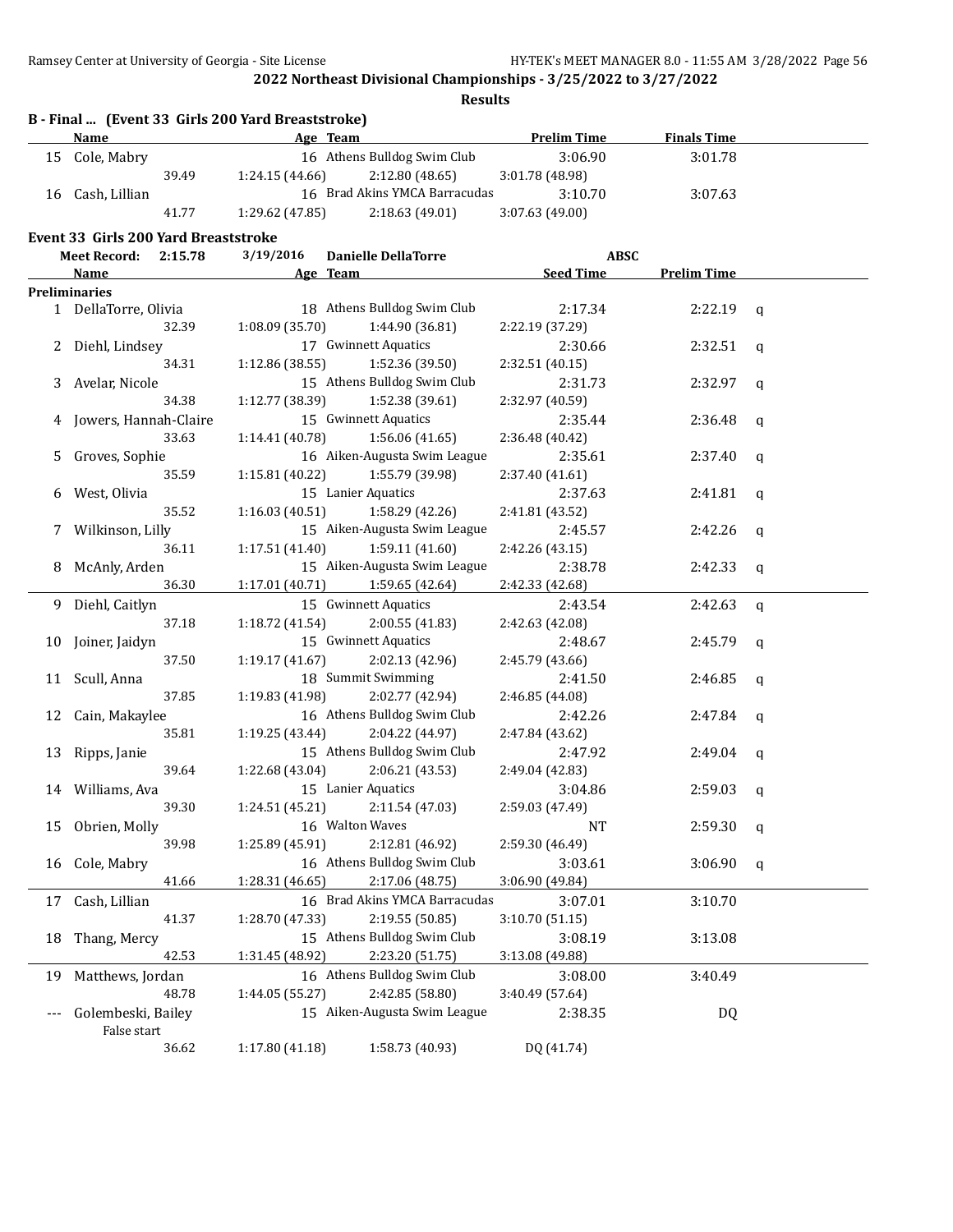## 2022 Northeast Divisional Championships - 3/25/2022 to 3/27/2022

### Results

**B - Final ... (Event 33 Girls 200 Yard Breaststroke)**

| | Name | Age | Team | Prelim Time | Finals Time |
|---|---|---|---|---|---|
| 15 | Cole, Mabry | 16 | Athens Bulldog Swim Club | 3:06.90 | 3:01.78 |
| | 39.49 | 1:24.15 (44.66) | 2:12.80 (48.65) | 3:01.78 (48.98) | |
| 16 | Cash, Lillian | 16 | Brad Akins YMCA Barracudas | 3:10.70 | 3:07.63 |
| | 41.77 | 1:29.62 (47.85) | 2:18.63 (49.01) | 3:07.63 (49.00) | |

**Event 33 Girls 200 Yard Breaststroke**

Meet Record: 2:15.78 3/19/2016 Danielle DellaTorre ABSC

| | Name | Age | Team | Seed Time | Prelim Time | |
|---|---|---|---|---|---|---|
| **Preliminaries** | | | | | | |
| 1 | DellaTorre, Olivia | 18 | Athens Bulldog Swim Club | 2:17.34 | 2:22.19 | q |
| | 32.39 | 1:08.09 (35.70) | 1:44.90 (36.81) | 2:22.19 (37.29) | | |
| 2 | Diehl, Lindsey | 17 | Gwinnett Aquatics | 2:30.66 | 2:32.51 | q |
| | 34.31 | 1:12.86 (38.55) | 1:52.36 (39.50) | 2:32.51 (40.15) | | |
| 3 | Avelar, Nicole | 15 | Athens Bulldog Swim Club | 2:31.73 | 2:32.97 | q |
| | 34.38 | 1:12.77 (38.39) | 1:52.38 (39.61) | 2:32.97 (40.59) | | |
| 4 | Jowers, Hannah-Claire | 15 | Gwinnett Aquatics | 2:35.44 | 2:36.48 | q |
| | 33.63 | 1:14.41 (40.78) | 1:56.06 (41.65) | 2:36.48 (40.42) | | |
| 5 | Groves, Sophie | 16 | Aiken-Augusta Swim League | 2:35.61 | 2:37.40 | q |
| | 35.59 | 1:15.81 (40.22) | 1:55.79 (39.98) | 2:37.40 (41.61) | | |
| 6 | West, Olivia | 15 | Lanier Aquatics | 2:37.63 | 2:41.81 | q |
| | 35.52 | 1:16.03 (40.51) | 1:58.29 (42.26) | 2:41.81 (43.52) | | |
| 7 | Wilkinson, Lilly | 15 | Aiken-Augusta Swim League | 2:45.57 | 2:42.26 | q |
| | 36.11 | 1:17.51 (41.40) | 1:59.11 (41.60) | 2:42.26 (43.15) | | |
| 8 | McAnly, Arden | 15 | Aiken-Augusta Swim League | 2:38.78 | 2:42.33 | q |
| | 36.30 | 1:17.01 (40.71) | 1:59.65 (42.64) | 2:42.33 (42.68) | | |
| 9 | Diehl, Caitlyn | 15 | Gwinnett Aquatics | 2:43.54 | 2:42.63 | q |
| | 37.18 | 1:18.72 (41.54) | 2:00.55 (41.83) | 2:42.63 (42.08) | | |
| 10 | Joiner, Jaidyn | 15 | Gwinnett Aquatics | 2:48.67 | 2:45.79 | q |
| | 37.50 | 1:19.17 (41.67) | 2:02.13 (42.96) | 2:45.79 (43.66) | | |
| 11 | Scull, Anna | 18 | Summit Swimming | 2:41.50 | 2:46.85 | q |
| | 37.85 | 1:19.83 (41.98) | 2:02.77 (42.94) | 2:46.85 (44.08) | | |
| 12 | Cain, Makaylee | 16 | Athens Bulldog Swim Club | 2:42.26 | 2:47.84 | q |
| | 35.81 | 1:19.25 (43.44) | 2:04.22 (44.97) | 2:47.84 (43.62) | | |
| 13 | Ripps, Janie | 15 | Athens Bulldog Swim Club | 2:47.92 | 2:49.04 | q |
| | 39.64 | 1:22.68 (43.04) | 2:06.21 (43.53) | 2:49.04 (42.83) | | |
| 14 | Williams, Ava | 15 | Lanier Aquatics | 3:04.86 | 2:59.03 | q |
| | 39.30 | 1:24.51 (45.21) | 2:11.54 (47.03) | 2:59.03 (47.49) | | |
| 15 | Obrien, Molly | 16 | Walton Waves | NT | 2:59.30 | q |
| | 39.98 | 1:25.89 (45.91) | 2:12.81 (46.92) | 2:59.30 (46.49) | | |
| 16 | Cole, Mabry | 16 | Athens Bulldog Swim Club | 3:03.61 | 3:06.90 | q |
| | 41.66 | 1:28.31 (46.65) | 2:17.06 (48.75) | 3:06.90 (49.84) | | |
| 17 | Cash, Lillian | 16 | Brad Akins YMCA Barracudas | 3:07.01 | 3:10.70 | |
| | 41.37 | 1:28.70 (47.33) | 2:19.55 (50.85) | 3:10.70 (51.15) | | |
| 18 | Thang, Mercy | 15 | Athens Bulldog Swim Club | 3:08.19 | 3:13.08 | |
| | 42.53 | 1:31.45 (48.92) | 2:23.20 (51.75) | 3:13.08 (49.88) | | |
| 19 | Matthews, Jordan | 16 | Athens Bulldog Swim Club | 3:08.00 | 3:40.49 | |
| | 48.78 | 1:44.05 (55.27) | 2:42.85 (58.80) | 3:40.49 (57.64) | | |
| --- | Golembeski, Bailey | 15 | Aiken-Augusta Swim League | 2:38.35 | DQ | |
| | False start | | | | | |
| | 36.62 | 1:17.80 (41.18) | 1:58.73 (40.93) | DQ (41.74) | | |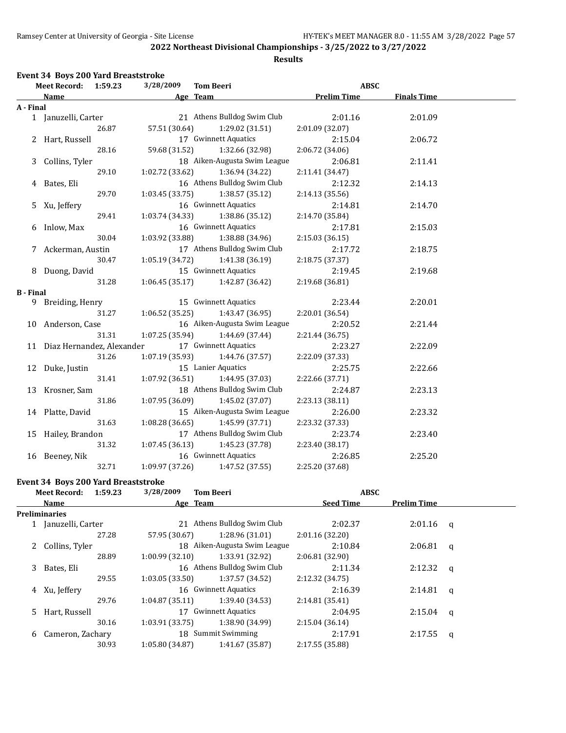## 2022 Northeast Divisional Championships - 3/25/2022 to 3/27/2022

**Results**

### Event 34 Boys 200 Yard Breaststroke

| Meet Record: 1:59.23 | 3/28/2009 | Tom Beeri | | ABSC | |
|---|---|---|---|---|---|
| **Name** | **Age** | **Team** | | **Prelim Time** | **Finals Time** |
| **A - Final** | | | | | |
| 1 Januzelli, Carter | 21 | Athens Bulldog Swim Club | | 2:01.16 | 2:01.09 |
| 26.87 | 57.51 (30.64) | 1:29.02 (31.51) | 2:01.09 (32.07) | | |
| 2 Hart, Russell | 17 | Gwinnett Aquatics | | 2:15.04 | 2:06.72 |
| 28.16 | 59.68 (31.52) | 1:32.66 (32.98) | 2:06.72 (34.06) | | |
| 3 Collins, Tyler | 18 | Aiken-Augusta Swim League | | 2:06.81 | 2:11.41 |
| 29.10 | 1:02.72 (33.62) | 1:36.94 (34.22) | 2:11.41 (34.47) | | |
| 4 Bates, Eli | 16 | Athens Bulldog Swim Club | | 2:12.32 | 2:14.13 |
| 29.70 | 1:03.45 (33.75) | 1:38.57 (35.12) | 2:14.13 (35.56) | | |
| 5 Xu, Jeffery | 16 | Gwinnett Aquatics | | 2:14.81 | 2:14.70 |
| 29.41 | 1:03.74 (34.33) | 1:38.86 (35.12) | 2:14.70 (35.84) | | |
| 6 Inlow, Max | 16 | Gwinnett Aquatics | | 2:17.81 | 2:15.03 |
| 30.04 | 1:03.92 (33.88) | 1:38.88 (34.96) | 2:15.03 (36.15) | | |
| 7 Ackerman, Austin | 17 | Athens Bulldog Swim Club | | 2:17.72 | 2:18.75 |
| 30.47 | 1:05.19 (34.72) | 1:41.38 (36.19) | 2:18.75 (37.37) | | |
| 8 Duong, David | 15 | Gwinnett Aquatics | | 2:19.45 | 2:19.68 |
| 31.28 | 1:06.45 (35.17) | 1:42.87 (36.42) | 2:19.68 (36.81) | | |
| **B - Final** | | | | | |
| 9 Breiding, Henry | 15 | Gwinnett Aquatics | | 2:23.44 | 2:20.01 |
| 31.27 | 1:06.52 (35.25) | 1:43.47 (36.95) | 2:20.01 (36.54) | | |
| 10 Anderson, Case | 16 | Aiken-Augusta Swim League | | 2:20.52 | 2:21.44 |
| 31.31 | 1:07.25 (35.94) | 1:44.69 (37.44) | 2:21.44 (36.75) | | |
| 11 Diaz Hernandez, Alexander | 17 | Gwinnett Aquatics | | 2:23.27 | 2:22.09 |
| 31.26 | 1:07.19 (35.93) | 1:44.76 (37.57) | 2:22.09 (37.33) | | |
| 12 Duke, Justin | 15 | Lanier Aquatics | | 2:25.75 | 2:22.66 |
| 31.41 | 1:07.92 (36.51) | 1:44.95 (37.03) | 2:22.66 (37.71) | | |
| 13 Krosner, Sam | 18 | Athens Bulldog Swim Club | | 2:24.87 | 2:23.13 |
| 31.86 | 1:07.95 (36.09) | 1:45.02 (37.07) | 2:23.13 (38.11) | | |
| 14 Platte, David | 15 | Aiken-Augusta Swim League | | 2:26.00 | 2:23.32 |
| 31.63 | 1:08.28 (36.65) | 1:45.99 (37.71) | 2:23.32 (37.33) | | |
| 15 Hailey, Brandon | 17 | Athens Bulldog Swim Club | | 2:23.74 | 2:23.40 |
| 31.32 | 1:07.45 (36.13) | 1:45.23 (37.78) | 2:23.40 (38.17) | | |
| 16 Beeney, Nik | 16 | Gwinnett Aquatics | | 2:26.85 | 2:25.20 |
| 32.71 | 1:09.97 (37.26) | 1:47.52 (37.55) | 2:25.20 (37.68) | | |

### Event 34 Boys 200 Yard Breaststroke

| Meet Record: 1:59.23 | 3/28/2009 | Tom Beeri | | ABSC | | |
|---|---|---|---|---|---|---|
| **Name** | **Age** | **Team** | | **Seed Time** | **Prelim Time** | |
| **Preliminaries** | | | | | | |
| 1 Januzelli, Carter | 21 | Athens Bulldog Swim Club | | 2:02.37 | 2:01.16 | q |
| 27.28 | 57.95 (30.67) | 1:28.96 (31.01) | 2:01.16 (32.20) | | | |
| 2 Collins, Tyler | 18 | Aiken-Augusta Swim League | | 2:10.84 | 2:06.81 | q |
| 28.89 | 1:00.99 (32.10) | 1:33.91 (32.92) | 2:06.81 (32.90) | | | |
| 3 Bates, Eli | 16 | Athens Bulldog Swim Club | | 2:11.34 | 2:12.32 | q |
| 29.55 | 1:03.05 (33.50) | 1:37.57 (34.52) | 2:12.32 (34.75) | | | |
| 4 Xu, Jeffery | 16 | Gwinnett Aquatics | | 2:16.39 | 2:14.81 | q |
| 29.76 | 1:04.87 (35.11) | 1:39.40 (34.53) | 2:14.81 (35.41) | | | |
| 5 Hart, Russell | 17 | Gwinnett Aquatics | | 2:04.95 | 2:15.04 | q |
| 30.16 | 1:03.91 (33.75) | 1:38.90 (34.99) | 2:15.04 (36.14) | | | |
| 6 Cameron, Zachary | 18 | Summit Swimming | | 2:17.91 | 2:17.55 | q |
| 30.93 | 1:05.80 (34.87) | 1:41.67 (35.87) | 2:17.55 (35.88) | | | |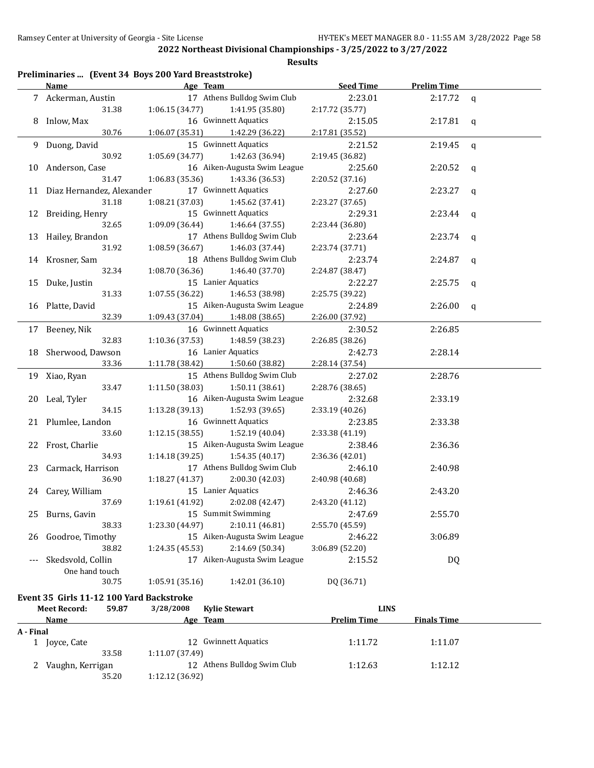## 2022 Northeast Divisional Championships - 3/25/2022 to 3/27/2022

### Results

**Preliminaries ... (Event 34 Boys 200 Yard Breaststroke)**

| | Name | Age | Team | Seed Time | Prelim Time | |
|---|---|---|---|---|---|---|
| 7 | Ackerman, Austin | 17 | Athens Bulldog Swim Club | 2:23.01 | 2:17.72 | q |
| | 31.38 | 1:06.15 (34.77) | 1:41.95 (35.80) | 2:17.72 (35.77) | | |
| 8 | Inlow, Max | 16 | Gwinnett Aquatics | 2:15.05 | 2:17.81 | q |
| | 30.76 | 1:06.07 (35.31) | 1:42.29 (36.22) | 2:17.81 (35.52) | | |
| 9 | Duong, David | 15 | Gwinnett Aquatics | 2:21.52 | 2:19.45 | q |
| | 30.92 | 1:05.69 (34.77) | 1:42.63 (36.94) | 2:19.45 (36.82) | | |
| 10 | Anderson, Case | 16 | Aiken-Augusta Swim League | 2:25.60 | 2:20.52 | q |
| | 31.47 | 1:06.83 (35.36) | 1:43.36 (36.53) | 2:20.52 (37.16) | | |
| 11 | Diaz Hernandez, Alexander | 17 | Gwinnett Aquatics | 2:27.60 | 2:23.27 | q |
| | 31.18 | 1:08.21 (37.03) | 1:45.62 (37.41) | 2:23.27 (37.65) | | |
| 12 | Breiding, Henry | 15 | Gwinnett Aquatics | 2:29.31 | 2:23.44 | q |
| | 32.65 | 1:09.09 (36.44) | 1:46.64 (37.55) | 2:23.44 (36.80) | | |
| 13 | Hailey, Brandon | 17 | Athens Bulldog Swim Club | 2:23.64 | 2:23.74 | q |
| | 31.92 | 1:08.59 (36.67) | 1:46.03 (37.44) | 2:23.74 (37.71) | | |
| 14 | Krosner, Sam | 18 | Athens Bulldog Swim Club | 2:23.74 | 2:24.87 | q |
| | 32.34 | 1:08.70 (36.36) | 1:46.40 (37.70) | 2:24.87 (38.47) | | |
| 15 | Duke, Justin | 15 | Lanier Aquatics | 2:22.27 | 2:25.75 | q |
| | 31.33 | 1:07.55 (36.22) | 1:46.53 (38.98) | 2:25.75 (39.22) | | |
| 16 | Platte, David | 15 | Aiken-Augusta Swim League | 2:24.89 | 2:26.00 | q |
| | 32.39 | 1:09.43 (37.04) | 1:48.08 (38.65) | 2:26.00 (37.92) | | |
| 17 | Beeney, Nik | 16 | Gwinnett Aquatics | 2:30.52 | 2:26.85 | |
| | 32.83 | 1:10.36 (37.53) | 1:48.59 (38.23) | 2:26.85 (38.26) | | |
| 18 | Sherwood, Dawson | 16 | Lanier Aquatics | 2:42.73 | 2:28.14 | |
| | 33.36 | 1:11.78 (38.42) | 1:50.60 (38.82) | 2:28.14 (37.54) | | |
| 19 | Xiao, Ryan | 15 | Athens Bulldog Swim Club | 2:27.02 | 2:28.76 | |
| | 33.47 | 1:11.50 (38.03) | 1:50.11 (38.61) | 2:28.76 (38.65) | | |
| 20 | Leal, Tyler | 16 | Aiken-Augusta Swim League | 2:32.68 | 2:33.19 | |
| | 34.15 | 1:13.28 (39.13) | 1:52.93 (39.65) | 2:33.19 (40.26) | | |
| 21 | Plumlee, Landon | 16 | Gwinnett Aquatics | 2:23.85 | 2:33.38 | |
| | 33.60 | 1:12.15 (38.55) | 1:52.19 (40.04) | 2:33.38 (41.19) | | |
| 22 | Frost, Charlie | 15 | Aiken-Augusta Swim League | 2:38.46 | 2:36.36 | |
| | 34.93 | 1:14.18 (39.25) | 1:54.35 (40.17) | 2:36.36 (42.01) | | |
| 23 | Carmack, Harrison | 17 | Athens Bulldog Swim Club | 2:46.10 | 2:40.98 | |
| | 36.90 | 1:18.27 (41.37) | 2:00.30 (42.03) | 2:40.98 (40.68) | | |
| 24 | Carey, William | 15 | Lanier Aquatics | 2:46.36 | 2:43.20 | |
| | 37.69 | 1:19.61 (41.92) | 2:02.08 (42.47) | 2:43.20 (41.12) | | |
| 25 | Burns, Gavin | 15 | Summit Swimming | 2:47.69 | 2:55.70 | |
| | 38.33 | 1:23.30 (44.97) | 2:10.11 (46.81) | 2:55.70 (45.59) | | |
| 26 | Goodroe, Timothy | 15 | Aiken-Augusta Swim League | 2:46.22 | 3:06.89 | |
| | 38.82 | 1:24.35 (45.53) | 2:14.69 (50.34) | 3:06.89 (52.20) | | |
| --- | Skedsvold, Collin | 17 | Aiken-Augusta Swim League | 2:15.52 | DQ | |
| | One hand touch | | | | | |
| | 30.75 | 1:05.91 (35.16) | 1:42.01 (36.10) | DQ (36.71) | | |

**Event 35 Girls 11-12 100 Yard Backstroke**

| Meet Record: | 59.87 | 3/28/2008 | Kylie Stewart | LINS | |
|---|---|---|---|---|---|
| | **Name** | **Age** | **Team** | **Prelim Time** | **Finals Time** |
| **A - Final** | | | | | |
| 1 | Joyce, Cate | 12 | Gwinnett Aquatics | 1:11.72 | 1:11.07 |
| | 33.58 | 1:11.07 (37.49) | | | |
| 2 | Vaughn, Kerrigan | 12 | Athens Bulldog Swim Club | 1:12.63 | 1:12.12 |
| | 35.20 | 1:12.12 (36.92) | | | |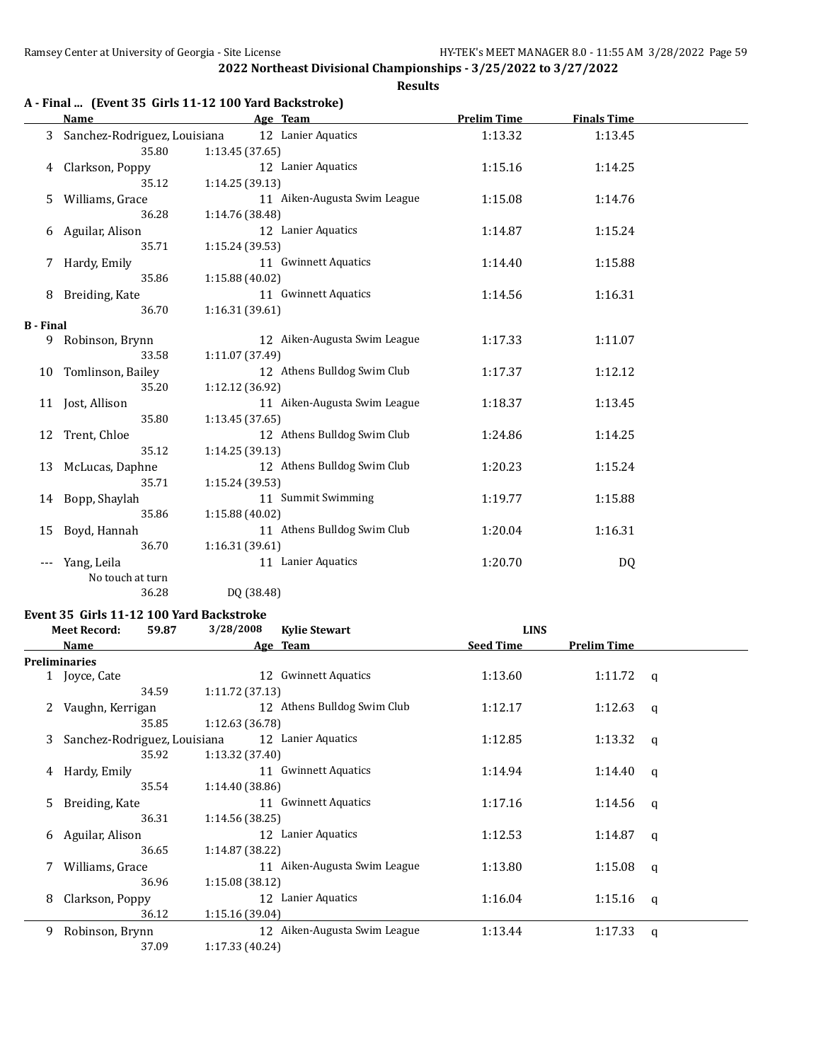## 2022 Northeast Divisional Championships - 3/25/2022 to 3/27/2022

### Results

### A - Final ... (Event 35 Girls 11-12 100 Yard Backstroke)

| | Name | Age | Team | Prelim Time | Finals Time |
|---|---|---|---|---|---|
| 3 | Sanchez-Rodriguez, Louisiana | 12 | Lanier Aquatics | 1:13.32 | 1:13.45 |
| | 35.80 1:13.45 (37.65) | | | | |
| 4 | Clarkson, Poppy | 12 | Lanier Aquatics | 1:15.16 | 1:14.25 |
| | 35.12 1:14.25 (39.13) | | | | |
| 5 | Williams, Grace | 11 | Aiken-Augusta Swim League | 1:15.08 | 1:14.76 |
| | 36.28 1:14.76 (38.48) | | | | |
| 6 | Aguilar, Alison | 12 | Lanier Aquatics | 1:14.87 | 1:15.24 |
| | 35.71 1:15.24 (39.53) | | | | |
| 7 | Hardy, Emily | 11 | Gwinnett Aquatics | 1:14.40 | 1:15.88 |
| | 35.86 1:15.88 (40.02) | | | | |
| 8 | Breiding, Kate | 11 | Gwinnett Aquatics | 1:14.56 | 1:16.31 |
| | 36.70 1:16.31 (39.61) | | | | |
| **B - Final** | | | | | |
| 9 | Robinson, Brynn | 12 | Aiken-Augusta Swim League | 1:17.33 | 1:11.07 |
| | 33.58 1:11.07 (37.49) | | | | |
| 10 | Tomlinson, Bailey | 12 | Athens Bulldog Swim Club | 1:17.37 | 1:12.12 |
| | 35.20 1:12.12 (36.92) | | | | |
| 11 | Jost, Allison | 11 | Aiken-Augusta Swim League | 1:18.37 | 1:13.45 |
| | 35.80 1:13.45 (37.65) | | | | |
| 12 | Trent, Chloe | 12 | Athens Bulldog Swim Club | 1:24.86 | 1:14.25 |
| | 35.12 1:14.25 (39.13) | | | | |
| 13 | McLucas, Daphne | 12 | Athens Bulldog Swim Club | 1:20.23 | 1:15.24 |
| | 35.71 1:15.24 (39.53) | | | | |
| 14 | Bopp, Shaylah | 11 | Summit Swimming | 1:19.77 | 1:15.88 |
| | 35.86 1:15.88 (40.02) | | | | |
| 15 | Boyd, Hannah | 11 | Athens Bulldog Swim Club | 1:20.04 | 1:16.31 |
| | 36.70 1:16.31 (39.61) | | | | |
| --- | Yang, Leila | 11 | Lanier Aquatics | 1:20.70 | DQ |
| | No touch at turn | | | | |
| | 36.28 DQ (38.48) | | | | |

### Event 35 Girls 11-12 100 Yard Backstroke

Meet Record: 59.87 3/28/2008 Kylie Stewart LINS

| | Name | Age | Team | Seed Time | Prelim Time | |
|---|---|---|---|---|---|---|
| **Preliminaries** | | | | | | |
| 1 | Joyce, Cate | 12 | Gwinnett Aquatics | 1:13.60 | 1:11.72 | q |
| | 34.59 1:11.72 (37.13) | | | | | |
| 2 | Vaughn, Kerrigan | 12 | Athens Bulldog Swim Club | 1:12.17 | 1:12.63 | q |
| | 35.85 1:12.63 (36.78) | | | | | |
| 3 | Sanchez-Rodriguez, Louisiana | 12 | Lanier Aquatics | 1:12.85 | 1:13.32 | q |
| | 35.92 1:13.32 (37.40) | | | | | |
| 4 | Hardy, Emily | 11 | Gwinnett Aquatics | 1:14.94 | 1:14.40 | q |
| | 35.54 1:14.40 (38.86) | | | | | |
| 5 | Breiding, Kate | 11 | Gwinnett Aquatics | 1:17.16 | 1:14.56 | q |
| | 36.31 1:14.56 (38.25) | | | | | |
| 6 | Aguilar, Alison | 12 | Lanier Aquatics | 1:12.53 | 1:14.87 | q |
| | 36.65 1:14.87 (38.22) | | | | | |
| 7 | Williams, Grace | 11 | Aiken-Augusta Swim League | 1:13.80 | 1:15.08 | q |
| | 36.96 1:15.08 (38.12) | | | | | |
| 8 | Clarkson, Poppy | 12 | Lanier Aquatics | 1:16.04 | 1:15.16 | q |
| | 36.12 1:15.16 (39.04) | | | | | |
| 9 | Robinson, Brynn | 12 | Aiken-Augusta Swim League | 1:13.44 | 1:17.33 | q |
| | 37.09 1:17.33 (40.24) | | | | | |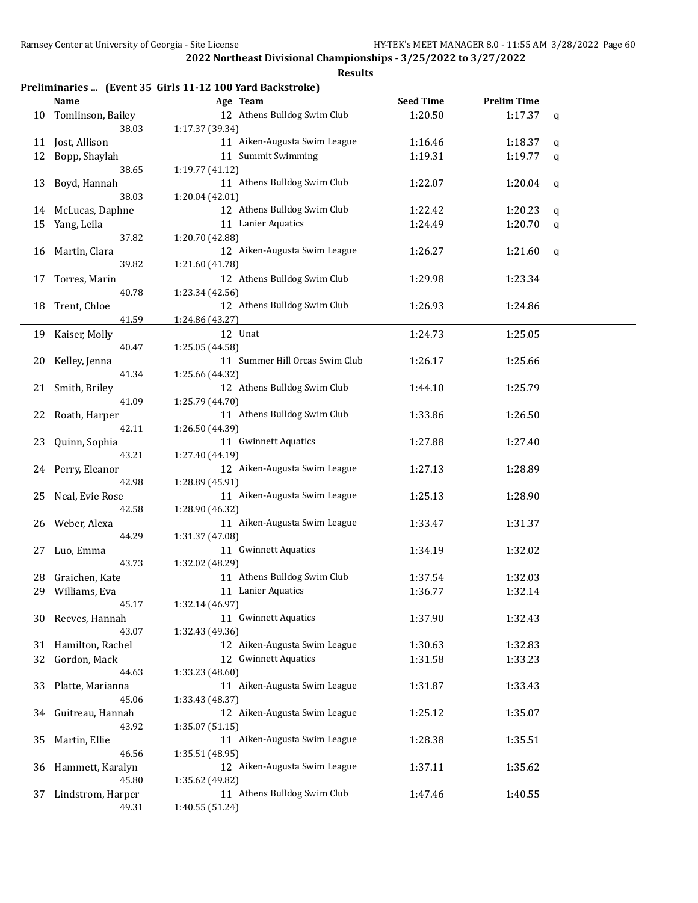## 2022 Northeast Divisional Championships - 3/25/2022 to 3/27/2022

### Results

**Preliminaries ... (Event 35 Girls 11-12 100 Yard Backstroke)**

| | Name | Age | Team | Seed Time | Prelim Time | |
|---|---|---|---|---|---|---|
| 10 | Tomlinson, Bailey | 12 | Athens Bulldog Swim Club | 1:20.50 | 1:17.37 | q |
| | 38.03 | | 1:17.37 (39.34) | | | |
| 11 | Jost, Allison | 11 | Aiken-Augusta Swim League | 1:16.46 | 1:18.37 | q |
| 12 | Bopp, Shaylah | 11 | Summit Swimming | 1:19.31 | 1:19.77 | q |
| | 38.65 | | 1:19.77 (41.12) | | | |
| 13 | Boyd, Hannah | 11 | Athens Bulldog Swim Club | 1:22.07 | 1:20.04 | q |
| | 38.03 | | 1:20.04 (42.01) | | | |
| 14 | McLucas, Daphne | 12 | Athens Bulldog Swim Club | 1:22.42 | 1:20.23 | q |
| 15 | Yang, Leila | 11 | Lanier Aquatics | 1:24.49 | 1:20.70 | q |
| | 37.82 | | 1:20.70 (42.88) | | | |
| 16 | Martin, Clara | 12 | Aiken-Augusta Swim League | 1:26.27 | 1:21.60 | q |
| | 39.82 | | 1:21.60 (41.78) | | | |
| 17 | Torres, Marin | 12 | Athens Bulldog Swim Club | 1:29.98 | 1:23.34 | |
| | 40.78 | | 1:23.34 (42.56) | | | |
| 18 | Trent, Chloe | 12 | Athens Bulldog Swim Club | 1:26.93 | 1:24.86 | |
| | 41.59 | | 1:24.86 (43.27) | | | |
| 19 | Kaiser, Molly | 12 | Unat | 1:24.73 | 1:25.05 | |
| | 40.47 | | 1:25.05 (44.58) | | | |
| 20 | Kelley, Jenna | 11 | Summer Hill Orcas Swim Club | 1:26.17 | 1:25.66 | |
| | 41.34 | | 1:25.66 (44.32) | | | |
| 21 | Smith, Briley | 12 | Athens Bulldog Swim Club | 1:44.10 | 1:25.79 | |
| | 41.09 | | 1:25.79 (44.70) | | | |
| 22 | Roath, Harper | 11 | Athens Bulldog Swim Club | 1:33.86 | 1:26.50 | |
| | 42.11 | | 1:26.50 (44.39) | | | |
| 23 | Quinn, Sophia | 11 | Gwinnett Aquatics | 1:27.88 | 1:27.40 | |
| | 43.21 | | 1:27.40 (44.19) | | | |
| 24 | Perry, Eleanor | 12 | Aiken-Augusta Swim League | 1:27.13 | 1:28.89 | |
| | 42.98 | | 1:28.89 (45.91) | | | |
| 25 | Neal, Evie Rose | 11 | Aiken-Augusta Swim League | 1:25.13 | 1:28.90 | |
| | 42.58 | | 1:28.90 (46.32) | | | |
| 26 | Weber, Alexa | 11 | Aiken-Augusta Swim League | 1:33.47 | 1:31.37 | |
| | 44.29 | | 1:31.37 (47.08) | | | |
| 27 | Luo, Emma | 11 | Gwinnett Aquatics | 1:34.19 | 1:32.02 | |
| | 43.73 | | 1:32.02 (48.29) | | | |
| 28 | Graichen, Kate | 11 | Athens Bulldog Swim Club | 1:37.54 | 1:32.03 | |
| 29 | Williams, Eva | 11 | Lanier Aquatics | 1:36.77 | 1:32.14 | |
| | 45.17 | | 1:32.14 (46.97) | | | |
| 30 | Reeves, Hannah | 11 | Gwinnett Aquatics | 1:37.90 | 1:32.43 | |
| | 43.07 | | 1:32.43 (49.36) | | | |
| 31 | Hamilton, Rachel | 12 | Aiken-Augusta Swim League | 1:30.63 | 1:32.83 | |
| 32 | Gordon, Mack | 12 | Gwinnett Aquatics | 1:31.58 | 1:33.23 | |
| | 44.63 | | 1:33.23 (48.60) | | | |
| 33 | Platte, Marianna | 11 | Aiken-Augusta Swim League | 1:31.87 | 1:33.43 | |
| | 45.06 | | 1:33.43 (48.37) | | | |
| 34 | Guitreau, Hannah | 12 | Aiken-Augusta Swim League | 1:25.12 | 1:35.07 | |
| | 43.92 | | 1:35.07 (51.15) | | | |
| 35 | Martin, Ellie | 11 | Aiken-Augusta Swim League | 1:28.38 | 1:35.51 | |
| | 46.56 | | 1:35.51 (48.95) | | | |
| 36 | Hammett, Karalyn | 12 | Aiken-Augusta Swim League | 1:37.11 | 1:35.62 | |
| | 45.80 | | 1:35.62 (49.82) | | | |
| 37 | Lindstrom, Harper | 11 | Athens Bulldog Swim Club | 1:47.46 | 1:40.55 | |
| | 49.31 | | 1:40.55 (51.24) | | | |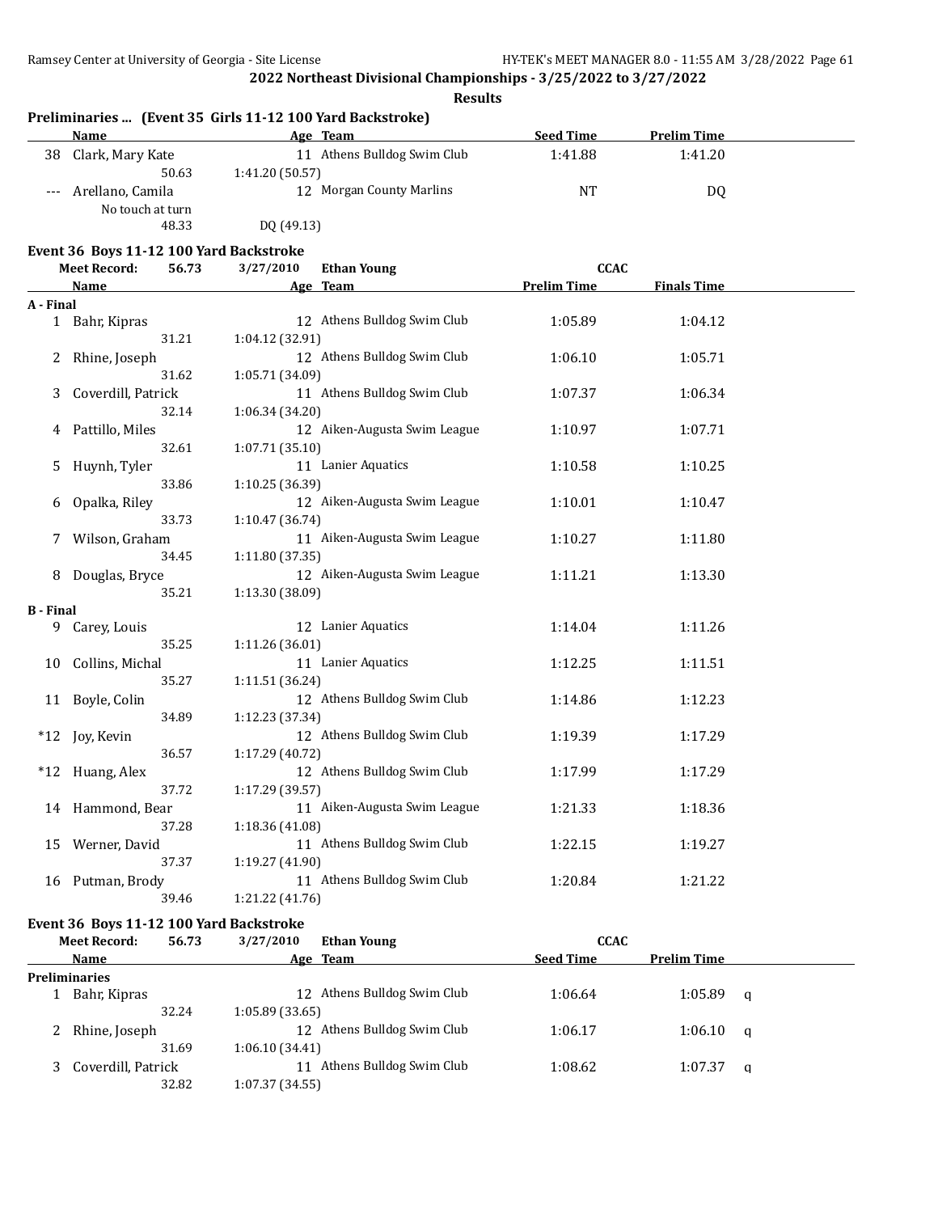**2022 Northeast Divisional Championships - 3/25/2022 to 3/27/2022**

**Results**

### Preliminaries ... (Event 35 Girls 11-12 100 Yard Backstroke)

| | Name | Age | Team | Seed Time | Prelim Time |
|---|---|---|---|---|---|
| 38 | Clark, Mary Kate | 11 | Athens Bulldog Swim Club | 1:41.88 | 1:41.20 |
| | 50.63 | 1:41.20 (50.57) | | | |
| --- | Arellano, Camila | 12 | Morgan County Marlins | NT | DQ |
| | No touch at turn | | | | |
| | 48.33 | DQ (49.13) | | | |

### Event 36 Boys 11-12 100 Yard Backstroke

Meet Record: 56.73 3/27/2010 Ethan Young CCAC

| | Name | Age | Team | Prelim Time | Finals Time |
|---|---|---|---|---|---|
| **A - Final** | | | | | |
| 1 | Bahr, Kipras | 12 | Athens Bulldog Swim Club | 1:05.89 | 1:04.12 |
| | 31.21 | 1:04.12 (32.91) | | | |
| 2 | Rhine, Joseph | 12 | Athens Bulldog Swim Club | 1:06.10 | 1:05.71 |
| | 31.62 | 1:05.71 (34.09) | | | |
| 3 | Coverdill, Patrick | 11 | Athens Bulldog Swim Club | 1:07.37 | 1:06.34 |
| | 32.14 | 1:06.34 (34.20) | | | |
| 4 | Pattillo, Miles | 12 | Aiken-Augusta Swim League | 1:10.97 | 1:07.71 |
| | 32.61 | 1:07.71 (35.10) | | | |
| 5 | Huynh, Tyler | 11 | Lanier Aquatics | 1:10.58 | 1:10.25 |
| | 33.86 | 1:10.25 (36.39) | | | |
| 6 | Opalka, Riley | 12 | Aiken-Augusta Swim League | 1:10.01 | 1:10.47 |
| | 33.73 | 1:10.47 (36.74) | | | |
| 7 | Wilson, Graham | 11 | Aiken-Augusta Swim League | 1:10.27 | 1:11.80 |
| | 34.45 | 1:11.80 (37.35) | | | |
| 8 | Douglas, Bryce | 12 | Aiken-Augusta Swim League | 1:11.21 | 1:13.30 |
| | 35.21 | 1:13.30 (38.09) | | | |
| **B - Final** | | | | | |
| 9 | Carey, Louis | 12 | Lanier Aquatics | 1:14.04 | 1:11.26 |
| | 35.25 | 1:11.26 (36.01) | | | |
| 10 | Collins, Michal | 11 | Lanier Aquatics | 1:12.25 | 1:11.51 |
| | 35.27 | 1:11.51 (36.24) | | | |
| 11 | Boyle, Colin | 12 | Athens Bulldog Swim Club | 1:14.86 | 1:12.23 |
| | 34.89 | 1:12.23 (37.34) | | | |
| *12 | Joy, Kevin | 12 | Athens Bulldog Swim Club | 1:19.39 | 1:17.29 |
| | 36.57 | 1:17.29 (40.72) | | | |
| *12 | Huang, Alex | 12 | Athens Bulldog Swim Club | 1:17.99 | 1:17.29 |
| | 37.72 | 1:17.29 (39.57) | | | |
| 14 | Hammond, Bear | 11 | Aiken-Augusta Swim League | 1:21.33 | 1:18.36 |
| | 37.28 | 1:18.36 (41.08) | | | |
| 15 | Werner, David | 11 | Athens Bulldog Swim Club | 1:22.15 | 1:19.27 |
| | 37.37 | 1:19.27 (41.90) | | | |
| 16 | Putman, Brody | 11 | Athens Bulldog Swim Club | 1:20.84 | 1:21.22 |
| | 39.46 | 1:21.22 (41.76) | | | |

### Event 36 Boys 11-12 100 Yard Backstroke

Meet Record: 56.73 3/27/2010 Ethan Young CCAC

| | Name | Age | Team | Seed Time | Prelim Time | |
|---|---|---|---|---|---|---|
| **Preliminaries** | | | | | | |
| 1 | Bahr, Kipras | 12 | Athens Bulldog Swim Club | 1:06.64 | 1:05.89 | q |
| | 32.24 | 1:05.89 (33.65) | | | | |
| 2 | Rhine, Joseph | 12 | Athens Bulldog Swim Club | 1:06.17 | 1:06.10 | q |
| | 31.69 | 1:06.10 (34.41) | | | | |
| 3 | Coverdill, Patrick | 11 | Athens Bulldog Swim Club | 1:08.62 | 1:07.37 | q |
| | 32.82 | 1:07.37 (34.55) | | | | |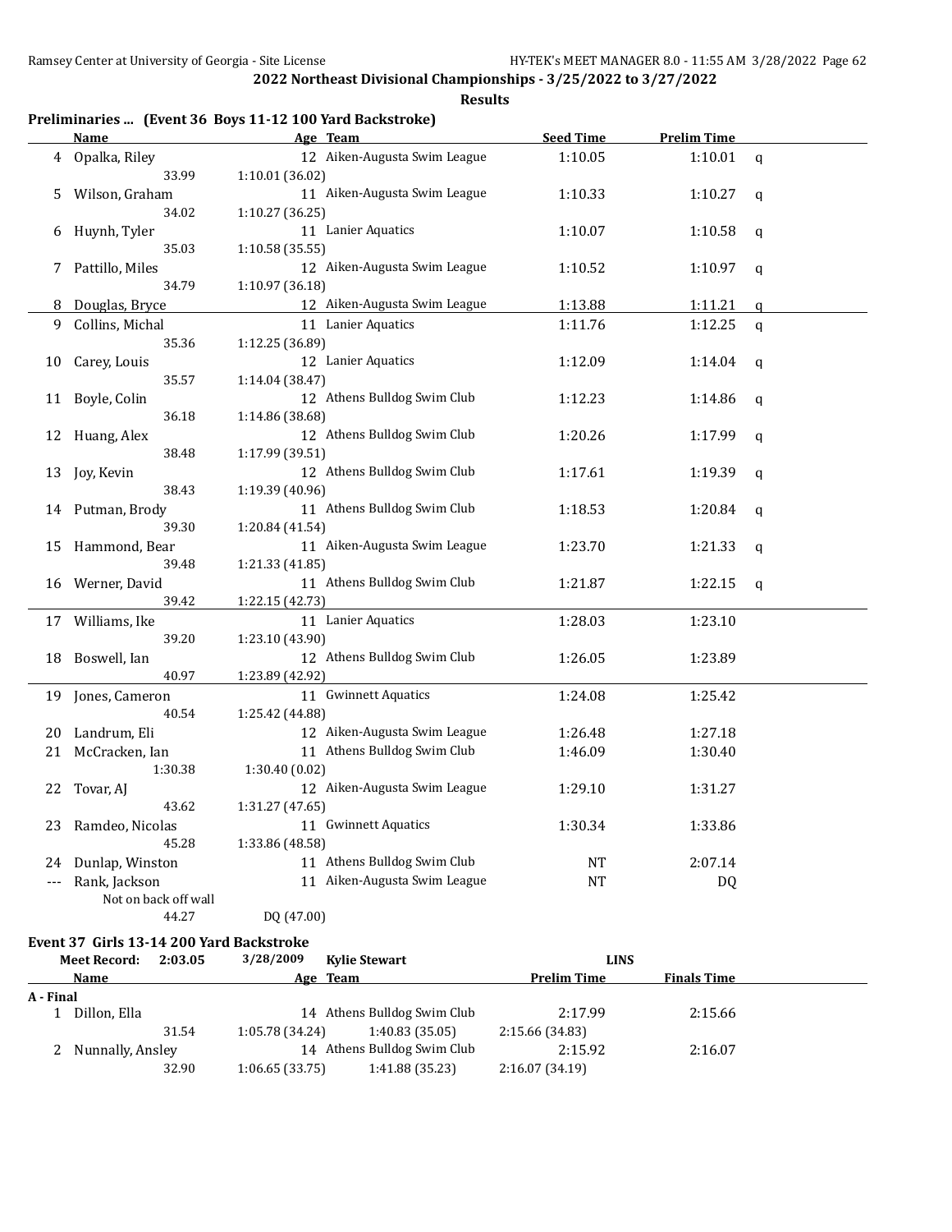## 2022 Northeast Divisional Championships - 3/25/2022 to 3/27/2022

### Results

### Preliminaries ... (Event 36 Boys 11-12 100 Yard Backstroke)

| | Name | Age | Team | Seed Time | Prelim Time | |
|---|---|---|---|---|---|---|
| 4 | Opalka, Riley | 12 | Aiken-Augusta Swim League | 1:10.05 | 1:10.01 | q |
| | 33.99 | 1:10.01 (36.02) | | | | |
| 5 | Wilson, Graham | 11 | Aiken-Augusta Swim League | 1:10.33 | 1:10.27 | q |
| | 34.02 | 1:10.27 (36.25) | | | | |
| 6 | Huynh, Tyler | 11 | Lanier Aquatics | 1:10.07 | 1:10.58 | q |
| | 35.03 | 1:10.58 (35.55) | | | | |
| 7 | Pattillo, Miles | 12 | Aiken-Augusta Swim League | 1:10.52 | 1:10.97 | q |
| | 34.79 | 1:10.97 (36.18) | | | | |
| 8 | Douglas, Bryce | 12 | Aiken-Augusta Swim League | 1:13.88 | 1:11.21 | q |
| 9 | Collins, Michal | 11 | Lanier Aquatics | 1:11.76 | 1:12.25 | q |
| | 35.36 | 1:12.25 (36.89) | | | | |
| 10 | Carey, Louis | 12 | Lanier Aquatics | 1:12.09 | 1:14.04 | q |
| | 35.57 | 1:14.04 (38.47) | | | | |
| 11 | Boyle, Colin | 12 | Athens Bulldog Swim Club | 1:12.23 | 1:14.86 | q |
| | 36.18 | 1:14.86 (38.68) | | | | |
| 12 | Huang, Alex | 12 | Athens Bulldog Swim Club | 1:20.26 | 1:17.99 | q |
| | 38.48 | 1:17.99 (39.51) | | | | |
| 13 | Joy, Kevin | 12 | Athens Bulldog Swim Club | 1:17.61 | 1:19.39 | q |
| | 38.43 | 1:19.39 (40.96) | | | | |
| 14 | Putman, Brody | 11 | Athens Bulldog Swim Club | 1:18.53 | 1:20.84 | q |
| | 39.30 | 1:20.84 (41.54) | | | | |
| 15 | Hammond, Bear | 11 | Aiken-Augusta Swim League | 1:23.70 | 1:21.33 | q |
| | 39.48 | 1:21.33 (41.85) | | | | |
| 16 | Werner, David | 11 | Athens Bulldog Swim Club | 1:21.87 | 1:22.15 | q |
| | 39.42 | 1:22.15 (42.73) | | | | |
| 17 | Williams, Ike | 11 | Lanier Aquatics | 1:28.03 | 1:23.10 | |
| | 39.20 | 1:23.10 (43.90) | | | | |
| 18 | Boswell, Ian | 12 | Athens Bulldog Swim Club | 1:26.05 | 1:23.89 | |
| | 40.97 | 1:23.89 (42.92) | | | | |
| 19 | Jones, Cameron | 11 | Gwinnett Aquatics | 1:24.08 | 1:25.42 | |
| | 40.54 | 1:25.42 (44.88) | | | | |
| 20 | Landrum, Eli | 12 | Aiken-Augusta Swim League | 1:26.48 | 1:27.18 | |
| 21 | McCracken, Ian | 11 | Athens Bulldog Swim Club | 1:46.09 | 1:30.40 | |
| | 1:30.38 | 1:30.40 (0.02) | | | | |
| 22 | Tovar, AJ | 12 | Aiken-Augusta Swim League | 1:29.10 | 1:31.27 | |
| | 43.62 | 1:31.27 (47.65) | | | | |
| 23 | Ramdeo, Nicolas | 11 | Gwinnett Aquatics | 1:30.34 | 1:33.86 | |
| | 45.28 | 1:33.86 (48.58) | | | | |
| 24 | Dunlap, Winston | 11 | Athens Bulldog Swim Club | NT | 2:07.14 | |
| --- | Rank, Jackson | 11 | Aiken-Augusta Swim League | NT | DQ | |
| | Not on back off wall | | | | | |
| | 44.27 | DQ (47.00) | | | | |

### Event 37 Girls 13-14 200 Yard Backstroke

Meet Record: 2:03.05 3/28/2009 Kylie Stewart LINS

| | Name | Age | Team | Prelim Time | Finals Time |
|---|---|---|---|---|---|
| **A - Final** | | | | | |
| 1 | Dillon, Ella | 14 | Athens Bulldog Swim Club | 2:17.99 | 2:15.66 |
| | 31.54 | 1:05.78 (34.24) | 1:40.83 (35.05) | 2:15.66 (34.83) | |
| 2 | Nunnally, Ansley | 14 | Athens Bulldog Swim Club | 2:15.92 | 2:16.07 |
| | 32.90 | 1:06.65 (33.75) | 1:41.88 (35.23) | 2:16.07 (34.19) | |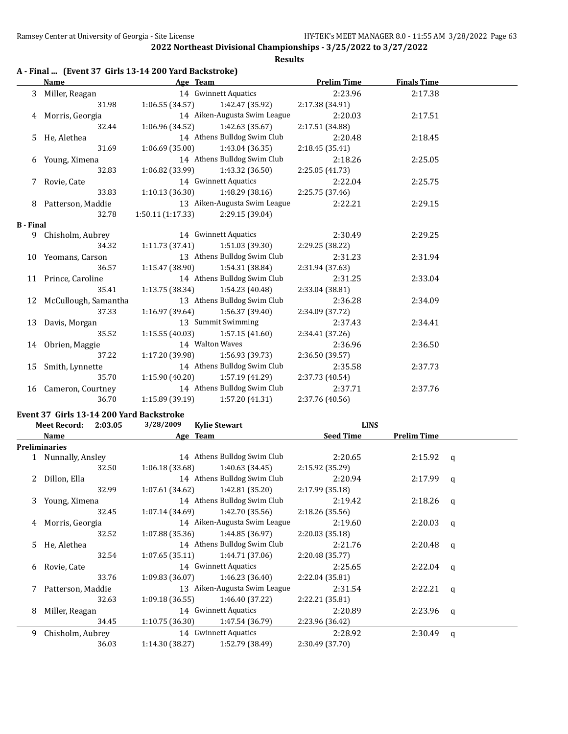## 2022 Northeast Divisional Championships - 3/25/2022 to 3/27/2022

### Results

#### A - Final ... (Event 37 Girls 13-14 200 Yard Backstroke)

| | Name | Age | Team | Prelim Time | Finals Time |
|---|---|---|---|---|---|
| 3 | Miller, Reagan | 14 | Gwinnett Aquatics | 2:23.96 | 2:17.38 |
| | 31.98 | 1:06.55 (34.57) | 1:42.47 (35.92) | 2:17.38 (34.91) | |
| 4 | Morris, Georgia | 14 | Aiken-Augusta Swim League | 2:20.03 | 2:17.51 |
| | 32.44 | 1:06.96 (34.52) | 1:42.63 (35.67) | 2:17.51 (34.88) | |
| 5 | He, Alethea | 14 | Athens Bulldog Swim Club | 2:20.48 | 2:18.45 |
| | 31.69 | 1:06.69 (35.00) | 1:43.04 (36.35) | 2:18.45 (35.41) | |
| 6 | Young, Ximena | 14 | Athens Bulldog Swim Club | 2:18.26 | 2:25.05 |
| | 32.83 | 1:06.82 (33.99) | 1:43.32 (36.50) | 2:25.05 (41.73) | |
| 7 | Rovie, Cate | 14 | Gwinnett Aquatics | 2:22.04 | 2:25.75 |
| | 33.83 | 1:10.13 (36.30) | 1:48.29 (38.16) | 2:25.75 (37.46) | |
| 8 | Patterson, Maddie | 13 | Aiken-Augusta Swim League | 2:22.21 | 2:29.15 |
| | 32.78 | 1:50.11 (1:17.33) | 2:29.15 (39.04) | | |

#### B - Final

| | Name | Age | Team | Prelim Time | Finals Time |
|---|---|---|---|---|---|
| 9 | Chisholm, Aubrey | 14 | Gwinnett Aquatics | 2:30.49 | 2:29.25 |
| | 34.32 | 1:11.73 (37.41) | 1:51.03 (39.30) | 2:29.25 (38.22) | |
| 10 | Yeomans, Carson | 13 | Athens Bulldog Swim Club | 2:31.23 | 2:31.94 |
| | 36.57 | 1:15.47 (38.90) | 1:54.31 (38.84) | 2:31.94 (37.63) | |
| 11 | Prince, Caroline | 14 | Athens Bulldog Swim Club | 2:31.25 | 2:33.04 |
| | 35.41 | 1:13.75 (38.34) | 1:54.23 (40.48) | 2:33.04 (38.81) | |
| 12 | McCullough, Samantha | 13 | Athens Bulldog Swim Club | 2:36.28 | 2:34.09 |
| | 37.33 | 1:16.97 (39.64) | 1:56.37 (39.40) | 2:34.09 (37.72) | |
| 13 | Davis, Morgan | 13 | Summit Swimming | 2:37.43 | 2:34.41 |
| | 35.52 | 1:15.55 (40.03) | 1:57.15 (41.60) | 2:34.41 (37.26) | |
| 14 | Obrien, Maggie | 14 | Walton Waves | 2:36.96 | 2:36.50 |
| | 37.22 | 1:17.20 (39.98) | 1:56.93 (39.73) | 2:36.50 (39.57) | |
| 15 | Smith, Lynnette | 14 | Athens Bulldog Swim Club | 2:35.58 | 2:37.73 |
| | 35.70 | 1:15.90 (40.20) | 1:57.19 (41.29) | 2:37.73 (40.54) | |
| 16 | Cameron, Courtney | 14 | Athens Bulldog Swim Club | 2:37.71 | 2:37.76 |
| | 36.70 | 1:15.89 (39.19) | 1:57.20 (41.31) | 2:37.76 (40.56) | |

#### Event 37 Girls 13-14 200 Yard Backstroke

Meet Record: 2:03.05 3/28/2009 Kylie Stewart LINS

#### Preliminaries

| | Name | Age | Team | Seed Time | Prelim Time | |
|---|---|---|---|---|---|---|
| 1 | Nunnally, Ansley | 14 | Athens Bulldog Swim Club | 2:20.65 | 2:15.92 | q |
| | 32.50 | 1:06.18 (33.68) | 1:40.63 (34.45) | 2:15.92 (35.29) | | |
| 2 | Dillon, Ella | 14 | Athens Bulldog Swim Club | 2:20.94 | 2:17.99 | q |
| | 32.99 | 1:07.61 (34.62) | 1:42.81 (35.20) | 2:17.99 (35.18) | | |
| 3 | Young, Ximena | 14 | Athens Bulldog Swim Club | 2:19.42 | 2:18.26 | q |
| | 32.45 | 1:07.14 (34.69) | 1:42.70 (35.56) | 2:18.26 (35.56) | | |
| 4 | Morris, Georgia | 14 | Aiken-Augusta Swim League | 2:19.60 | 2:20.03 | q |
| | 32.52 | 1:07.88 (35.36) | 1:44.85 (36.97) | 2:20.03 (35.18) | | |
| 5 | He, Alethea | 14 | Athens Bulldog Swim Club | 2:21.76 | 2:20.48 | q |
| | 32.54 | 1:07.65 (35.11) | 1:44.71 (37.06) | 2:20.48 (35.77) | | |
| 6 | Rovie, Cate | 14 | Gwinnett Aquatics | 2:25.65 | 2:22.04 | q |
| | 33.76 | 1:09.83 (36.07) | 1:46.23 (36.40) | 2:22.04 (35.81) | | |
| 7 | Patterson, Maddie | 13 | Aiken-Augusta Swim League | 2:31.54 | 2:22.21 | q |
| | 32.63 | 1:09.18 (36.55) | 1:46.40 (37.22) | 2:22.21 (35.81) | | |
| 8 | Miller, Reagan | 14 | Gwinnett Aquatics | 2:20.89 | 2:23.96 | q |
| | 34.45 | 1:10.75 (36.30) | 1:47.54 (36.79) | 2:23.96 (36.42) | | |
| 9 | Chisholm, Aubrey | 14 | Gwinnett Aquatics | 2:28.92 | 2:30.49 | q |
| | 36.03 | 1:14.30 (38.27) | 1:52.79 (38.49) | 2:30.49 (37.70) | | |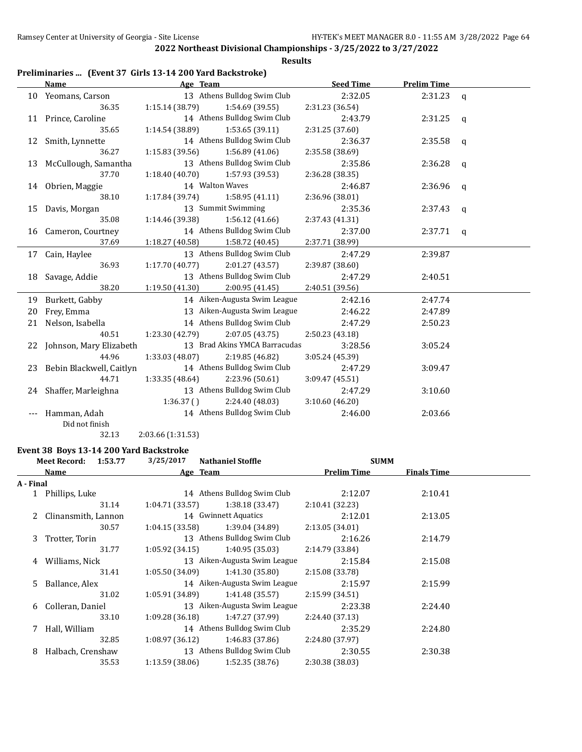## 2022 Northeast Divisional Championships - 3/25/2022 to 3/27/2022

### Results

#### Preliminaries ... (Event 37 Girls 13-14 200 Yard Backstroke)

| | Name | Age | Team | Seed Time | Prelim Time | |
|---|---|---|---|---|---|---|
| 10 | Yeomans, Carson | 13 | Athens Bulldog Swim Club | 2:32.05 | 2:31.23 | q |
| | 36.35 | 1:15.14 (38.79) | 1:54.69 (39.55) | 2:31.23 (36.54) | | |
| 11 | Prince, Caroline | 14 | Athens Bulldog Swim Club | 2:43.79 | 2:31.25 | q |
| | 35.65 | 1:14.54 (38.89) | 1:53.65 (39.11) | 2:31.25 (37.60) | | |
| 12 | Smith, Lynnette | 14 | Athens Bulldog Swim Club | 2:36.37 | 2:35.58 | q |
| | 36.27 | 1:15.83 (39.56) | 1:56.89 (41.06) | 2:35.58 (38.69) | | |
| 13 | McCullough, Samantha | 13 | Athens Bulldog Swim Club | 2:35.86 | 2:36.28 | q |
| | 37.70 | 1:18.40 (40.70) | 1:57.93 (39.53) | 2:36.28 (38.35) | | |
| 14 | Obrien, Maggie | 14 | Walton Waves | 2:46.87 | 2:36.96 | q |
| | 38.10 | 1:17.84 (39.74) | 1:58.95 (41.11) | 2:36.96 (38.01) | | |
| 15 | Davis, Morgan | 13 | Summit Swimming | 2:35.36 | 2:37.43 | q |
| | 35.08 | 1:14.46 (39.38) | 1:56.12 (41.66) | 2:37.43 (41.31) | | |
| 16 | Cameron, Courtney | 14 | Athens Bulldog Swim Club | 2:37.00 | 2:37.71 | q |
| | 37.69 | 1:18.27 (40.58) | 1:58.72 (40.45) | 2:37.71 (38.99) | | |
| 17 | Cain, Haylee | 13 | Athens Bulldog Swim Club | 2:47.29 | 2:39.87 | |
| | 36.93 | 1:17.70 (40.77) | 2:01.27 (43.57) | 2:39.87 (38.60) | | |
| 18 | Savage, Addie | 13 | Athens Bulldog Swim Club | 2:47.29 | 2:40.51 | |
| | 38.20 | 1:19.50 (41.30) | 2:00.95 (41.45) | 2:40.51 (39.56) | | |
| 19 | Burkett, Gabby | 14 | Aiken-Augusta Swim League | 2:42.16 | 2:47.74 | |
| 20 | Frey, Emma | 13 | Aiken-Augusta Swim League | 2:46.22 | 2:47.89 | |
| 21 | Nelson, Isabella | 14 | Athens Bulldog Swim Club | 2:47.29 | 2:50.23 | |
| | 40.51 | 1:23.30 (42.79) | 2:07.05 (43.75) | 2:50.23 (43.18) | | |
| 22 | Johnson, Mary Elizabeth | 13 | Brad Akins YMCA Barracudas | 3:28.56 | 3:05.24 | |
| | 44.96 | 1:33.03 (48.07) | 2:19.85 (46.82) | 3:05.24 (45.39) | | |
| 23 | Bebin Blackwell, Caitlyn | 14 | Athens Bulldog Swim Club | 2:47.29 | 3:09.47 | |
| | 44.71 | 1:33.35 (48.64) | 2:23.96 (50.61) | 3:09.47 (45.51) | | |
| 24 | Shaffer, Marleighna | 13 | Athens Bulldog Swim Club | 2:47.29 | 3:10.60 | |
| | | 1:36.37 ( ) | 2:24.40 (48.03) | 3:10.60 (46.20) | | |
| --- | Hamman, Adah | 14 | Athens Bulldog Swim Club | 2:46.00 | 2:03.66 | |
| | Did not finish | | | | | |
| | 32.13 | 2:03.66 (1:31.53) | | | | |

#### Event 38 Boys 13-14 200 Yard Backstroke

Meet Record: 1:53.77 3/25/2017 Nathaniel Stoffle SUMM

| | Name | Age | Team | Prelim Time | Finals Time |
|---|---|---|---|---|---|
| **A - Final** | | | | | |
| 1 | Phillips, Luke | 14 | Athens Bulldog Swim Club | 2:12.07 | 2:10.41 |
| | 31.14 | 1:04.71 (33.57) | 1:38.18 (33.47) | 2:10.41 (32.23) | |
| 2 | Clinansmith, Lannon | 14 | Gwinnett Aquatics | 2:12.01 | 2:13.05 |
| | 30.57 | 1:04.15 (33.58) | 1:39.04 (34.89) | 2:13.05 (34.01) | |
| 3 | Trotter, Torin | 13 | Athens Bulldog Swim Club | 2:16.26 | 2:14.79 |
| | 31.77 | 1:05.92 (34.15) | 1:40.95 (35.03) | 2:14.79 (33.84) | |
| 4 | Williams, Nick | 13 | Aiken-Augusta Swim League | 2:15.84 | 2:15.08 |
| | 31.41 | 1:05.50 (34.09) | 1:41.30 (35.80) | 2:15.08 (33.78) | |
| 5 | Ballance, Alex | 14 | Aiken-Augusta Swim League | 2:15.97 | 2:15.99 |
| | 31.02 | 1:05.91 (34.89) | 1:41.48 (35.57) | 2:15.99 (34.51) | |
| 6 | Colleran, Daniel | 13 | Aiken-Augusta Swim League | 2:23.38 | 2:24.40 |
| | 33.10 | 1:09.28 (36.18) | 1:47.27 (37.99) | 2:24.40 (37.13) | |
| 7 | Hall, William | 14 | Athens Bulldog Swim Club | 2:35.29 | 2:24.80 |
| | 32.85 | 1:08.97 (36.12) | 1:46.83 (37.86) | 2:24.80 (37.97) | |
| 8 | Halbach, Crenshaw | 13 | Athens Bulldog Swim Club | 2:30.55 | 2:30.38 |
| | 35.53 | 1:13.59 (38.06) | 1:52.35 (38.76) | 2:30.38 (38.03) | |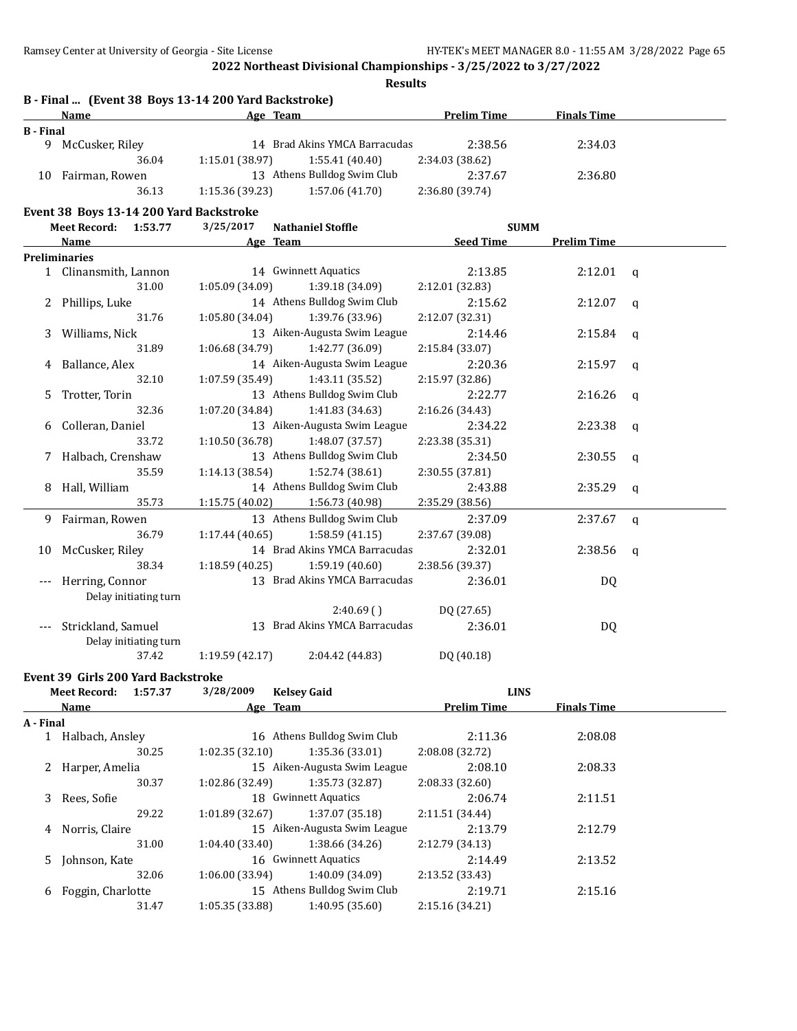## 2022 Northeast Divisional Championships - 3/25/2022 to 3/27/2022

**Results**

### B - Final ... (Event 38 Boys 13-14 200 Yard Backstroke)

| | Name | Age | Team | Prelim Time | Finals Time |
|---|---|---|---|---|---|
| **B - Final** | | | | | |
| 9 | McCusker, Riley | 14 | Brad Akins YMCA Barracudas | 2:38.56 | 2:34.03 |
| | 36.04 | 1:15.01 (38.97) | 1:55.41 (40.40) | 2:34.03 (38.62) | |
| 10 | Fairman, Rowen | 13 | Athens Bulldog Swim Club | 2:37.67 | 2:36.80 |
| | 36.13 | 1:15.36 (39.23) | 1:57.06 (41.70) | 2:36.80 (39.74) | |

### Event 38 Boys 13-14 200 Yard Backstroke

Meet Record: 1:53.77 3/25/2017 Nathaniel Stoffle SUMM

| | Name | Age | Team | Seed Time | Prelim Time | |
|---|---|---|---|---|---|---|
| **Preliminaries** | | | | | | |
| 1 | Clinansmith, Lannon | 14 | Gwinnett Aquatics | 2:13.85 | 2:12.01 | q |
| | 31.00 | 1:05.09 (34.09) | 1:39.18 (34.09) | 2:12.01 (32.83) | | |
| 2 | Phillips, Luke | 14 | Athens Bulldog Swim Club | 2:15.62 | 2:12.07 | q |
| | 31.76 | 1:05.80 (34.04) | 1:39.76 (33.96) | 2:12.07 (32.31) | | |
| 3 | Williams, Nick | 13 | Aiken-Augusta Swim League | 2:14.46 | 2:15.84 | q |
| | 31.89 | 1:06.68 (34.79) | 1:42.77 (36.09) | 2:15.84 (33.07) | | |
| 4 | Ballance, Alex | 14 | Aiken-Augusta Swim League | 2:20.36 | 2:15.97 | q |
| | 32.10 | 1:07.59 (35.49) | 1:43.11 (35.52) | 2:15.97 (32.86) | | |
| 5 | Trotter, Torin | 13 | Athens Bulldog Swim Club | 2:22.77 | 2:16.26 | q |
| | 32.36 | 1:07.20 (34.84) | 1:41.83 (34.63) | 2:16.26 (34.43) | | |
| 6 | Colleran, Daniel | 13 | Aiken-Augusta Swim League | 2:34.22 | 2:23.38 | q |
| | 33.72 | 1:10.50 (36.78) | 1:48.07 (37.57) | 2:23.38 (35.31) | | |
| 7 | Halbach, Crenshaw | 13 | Athens Bulldog Swim Club | 2:34.50 | 2:30.55 | q |
| | 35.59 | 1:14.13 (38.54) | 1:52.74 (38.61) | 2:30.55 (37.81) | | |
| 8 | Hall, William | 14 | Athens Bulldog Swim Club | 2:43.88 | 2:35.29 | q |
| | 35.73 | 1:15.75 (40.02) | 1:56.73 (40.98) | 2:35.29 (38.56) | | |
| 9 | Fairman, Rowen | 13 | Athens Bulldog Swim Club | 2:37.09 | 2:37.67 | q |
| | 36.79 | 1:17.44 (40.65) | 1:58.59 (41.15) | 2:37.67 (39.08) | | |
| 10 | McCusker, Riley | 14 | Brad Akins YMCA Barracudas | 2:32.01 | 2:38.56 | q |
| | 38.34 | 1:18.59 (40.25) | 1:59.19 (40.60) | 2:38.56 (39.37) | | |
| --- | Herring, Connor | 13 | Brad Akins YMCA Barracudas | 2:36.01 | DQ | |
| | Delay initiating turn | | | | | |
| | | | 2:40.69 ( ) | DQ (27.65) | | |
| --- | Strickland, Samuel | 13 | Brad Akins YMCA Barracudas | 2:36.01 | DQ | |
| | Delay initiating turn | | | | | |
| | 37.42 | 1:19.59 (42.17) | 2:04.42 (44.83) | DQ (40.18) | | |

### Event 39 Girls 200 Yard Backstroke

Meet Record: 1:57.37 3/28/2009 Kelsey Gaid LINS

| | Name | Age | Team | Prelim Time | Finals Time |
|---|---|---|---|---|---|
| **A - Final** | | | | | |
| 1 | Halbach, Ansley | 16 | Athens Bulldog Swim Club | 2:11.36 | 2:08.08 |
| | 30.25 | 1:02.35 (32.10) | 1:35.36 (33.01) | 2:08.08 (32.72) | |
| 2 | Harper, Amelia | 15 | Aiken-Augusta Swim League | 2:08.10 | 2:08.33 |
| | 30.37 | 1:02.86 (32.49) | 1:35.73 (32.87) | 2:08.33 (32.60) | |
| 3 | Rees, Sofie | 18 | Gwinnett Aquatics | 2:06.74 | 2:11.51 |
| | 29.22 | 1:01.89 (32.67) | 1:37.07 (35.18) | 2:11.51 (34.44) | |
| 4 | Norris, Claire | 15 | Aiken-Augusta Swim League | 2:13.79 | 2:12.79 |
| | 31.00 | 1:04.40 (33.40) | 1:38.66 (34.26) | 2:12.79 (34.13) | |
| 5 | Johnson, Kate | 16 | Gwinnett Aquatics | 2:14.49 | 2:13.52 |
| | 32.06 | 1:06.00 (33.94) | 1:40.09 (34.09) | 2:13.52 (33.43) | |
| 6 | Foggin, Charlotte | 15 | Athens Bulldog Swim Club | 2:19.71 | 2:15.16 |
| | 31.47 | 1:05.35 (33.88) | 1:40.95 (35.60) | 2:15.16 (34.21) | |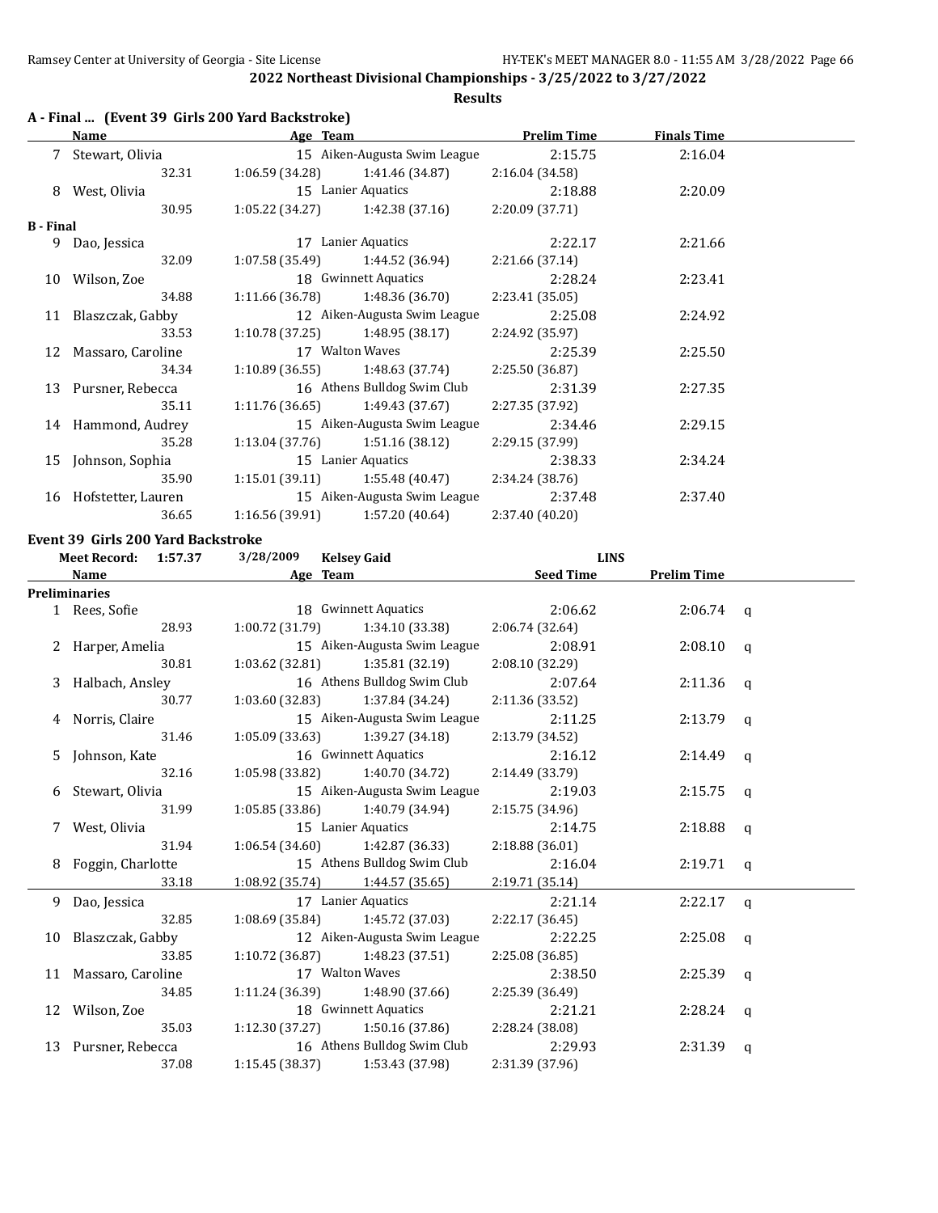## 2022 Northeast Divisional Championships - 3/25/2022 to 3/27/2022

### Results

**A - Final ... (Event 39 Girls 200 Yard Backstroke)**

| | Name | Age | Team | Prelim Time | Finals Time |
|---|---|---|---|---|---|
| 7 | Stewart, Olivia | 15 | Aiken-Augusta Swim League | 2:15.75 | 2:16.04 |
| | 32.31 | 1:06.59 (34.28) | 1:41.46 (34.87) | 2:16.04 (34.58) | |
| 8 | West, Olivia | 15 | Lanier Aquatics | 2:18.88 | 2:20.09 |
| | 30.95 | 1:05.22 (34.27) | 1:42.38 (37.16) | 2:20.09 (37.71) | |

**B - Final**

| | Name | Age | Team | Prelim Time | Finals Time |
|---|---|---|---|---|---|
| 9 | Dao, Jessica | 17 | Lanier Aquatics | 2:22.17 | 2:21.66 |
| | 32.09 | 1:07.58 (35.49) | 1:44.52 (36.94) | 2:21.66 (37.14) | |
| 10 | Wilson, Zoe | 18 | Gwinnett Aquatics | 2:28.24 | 2:23.41 |
| | 34.88 | 1:11.66 (36.78) | 1:48.36 (36.70) | 2:23.41 (35.05) | |
| 11 | Blaszczak, Gabby | 12 | Aiken-Augusta Swim League | 2:25.08 | 2:24.92 |
| | 33.53 | 1:10.78 (37.25) | 1:48.95 (38.17) | 2:24.92 (35.97) | |
| 12 | Massaro, Caroline | 17 | Walton Waves | 2:25.39 | 2:25.50 |
| | 34.34 | 1:10.89 (36.55) | 1:48.63 (37.74) | 2:25.50 (36.87) | |
| 13 | Pursner, Rebecca | 16 | Athens Bulldog Swim Club | 2:31.39 | 2:27.35 |
| | 35.11 | 1:11.76 (36.65) | 1:49.43 (37.67) | 2:27.35 (37.92) | |
| 14 | Hammond, Audrey | 15 | Aiken-Augusta Swim League | 2:34.46 | 2:29.15 |
| | 35.28 | 1:13.04 (37.76) | 1:51.16 (38.12) | 2:29.15 (37.99) | |
| 15 | Johnson, Sophia | 15 | Lanier Aquatics | 2:38.33 | 2:34.24 |
| | 35.90 | 1:15.01 (39.11) | 1:55.48 (40.47) | 2:34.24 (38.76) | |
| 16 | Hofstetter, Lauren | 15 | Aiken-Augusta Swim League | 2:37.48 | 2:37.40 |
| | 36.65 | 1:16.56 (39.91) | 1:57.20 (40.64) | 2:37.40 (40.20) | |

**Event 39 Girls 200 Yard Backstroke**

Meet Record: 1:57.37 3/28/2009 Kelsey Gaid LINS

**Preliminaries**

| | Name | Age | Team | Seed Time | Prelim Time | |
|---|---|---|---|---|---|---|
| 1 | Rees, Sofie | 18 | Gwinnett Aquatics | 2:06.62 | 2:06.74 | q |
| | 28.93 | 1:00.72 (31.79) | 1:34.10 (33.38) | 2:06.74 (32.64) | | |
| 2 | Harper, Amelia | 15 | Aiken-Augusta Swim League | 2:08.91 | 2:08.10 | q |
| | 30.81 | 1:03.62 (32.81) | 1:35.81 (32.19) | 2:08.10 (32.29) | | |
| 3 | Halbach, Ansley | 16 | Athens Bulldog Swim Club | 2:07.64 | 2:11.36 | q |
| | 30.77 | 1:03.60 (32.83) | 1:37.84 (34.24) | 2:11.36 (33.52) | | |
| 4 | Norris, Claire | 15 | Aiken-Augusta Swim League | 2:11.25 | 2:13.79 | q |
| | 31.46 | 1:05.09 (33.63) | 1:39.27 (34.18) | 2:13.79 (34.52) | | |
| 5 | Johnson, Kate | 16 | Gwinnett Aquatics | 2:16.12 | 2:14.49 | q |
| | 32.16 | 1:05.98 (33.82) | 1:40.70 (34.72) | 2:14.49 (33.79) | | |
| 6 | Stewart, Olivia | 15 | Aiken-Augusta Swim League | 2:19.03 | 2:15.75 | q |
| | 31.99 | 1:05.85 (33.86) | 1:40.79 (34.94) | 2:15.75 (34.96) | | |
| 7 | West, Olivia | 15 | Lanier Aquatics | 2:14.75 | 2:18.88 | q |
| | 31.94 | 1:06.54 (34.60) | 1:42.87 (36.33) | 2:18.88 (36.01) | | |
| 8 | Foggin, Charlotte | 15 | Athens Bulldog Swim Club | 2:16.04 | 2:19.71 | q |
| | 33.18 | 1:08.92 (35.74) | 1:44.57 (35.65) | 2:19.71 (35.14) | | |
| 9 | Dao, Jessica | 17 | Lanier Aquatics | 2:21.14 | 2:22.17 | q |
| | 32.85 | 1:08.69 (35.84) | 1:45.72 (37.03) | 2:22.17 (36.45) | | |
| 10 | Blaszczak, Gabby | 12 | Aiken-Augusta Swim League | 2:22.25 | 2:25.08 | q |
| | 33.85 | 1:10.72 (36.87) | 1:48.23 (37.51) | 2:25.08 (36.85) | | |
| 11 | Massaro, Caroline | 17 | Walton Waves | 2:38.50 | 2:25.39 | q |
| | 34.85 | 1:11.24 (36.39) | 1:48.90 (37.66) | 2:25.39 (36.49) | | |
| 12 | Wilson, Zoe | 18 | Gwinnett Aquatics | 2:21.21 | 2:28.24 | q |
| | 35.03 | 1:12.30 (37.27) | 1:50.16 (37.86) | 2:28.24 (38.08) | | |
| 13 | Pursner, Rebecca | 16 | Athens Bulldog Swim Club | 2:29.93 | 2:31.39 | q |
| | 37.08 | 1:15.45 (38.37) | 1:53.43 (37.98) | 2:31.39 (37.96) | | |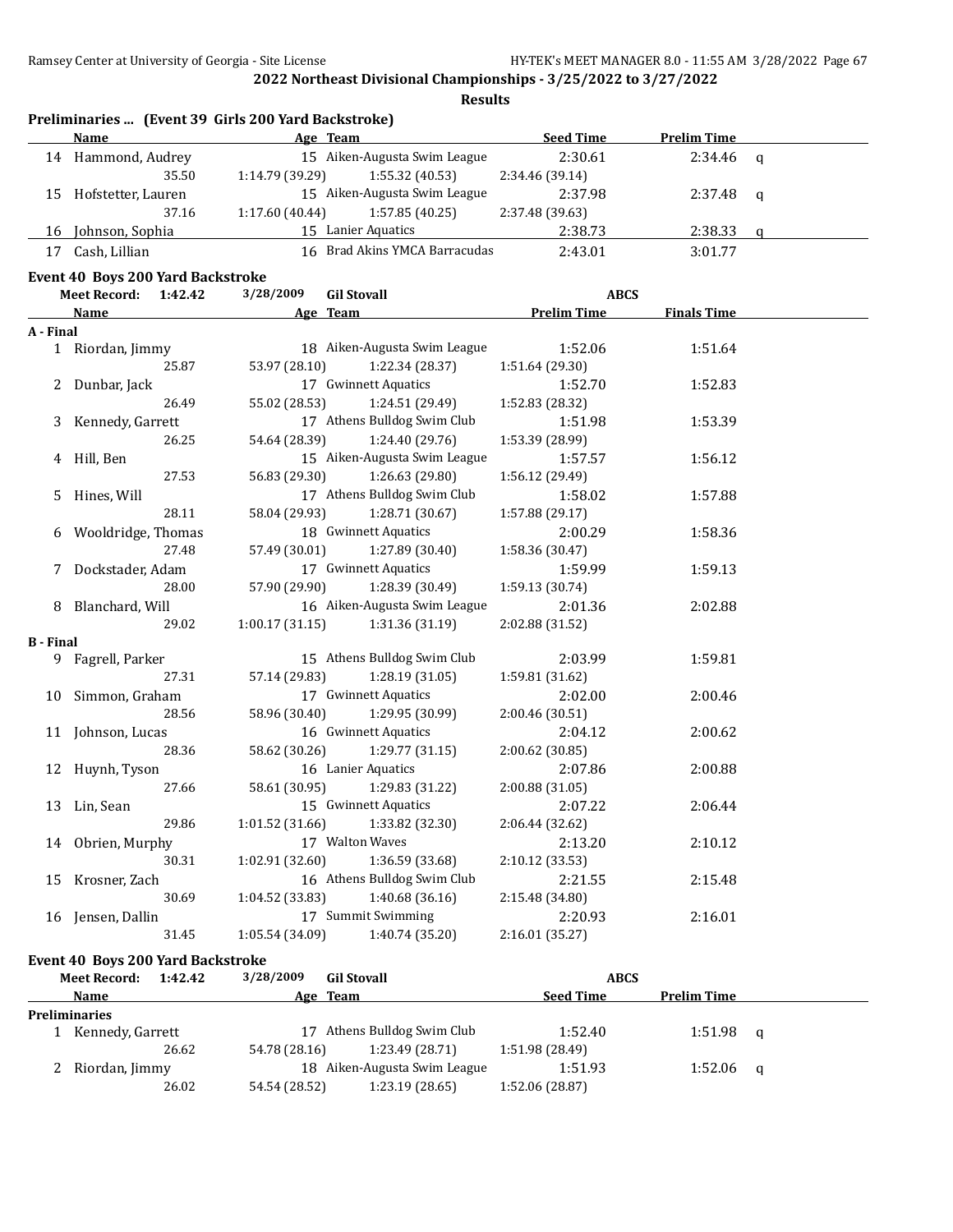**2022 Northeast Divisional Championships - 3/25/2022 to 3/27/2022**

**Results**

### Preliminaries ... (Event 39 Girls 200 Yard Backstroke)

| | Name | Age | Team | Seed Time | Prelim Time | |
|---|---|---|---|---|---|---|
| 14 | Hammond, Audrey | 15 | Aiken-Augusta Swim League | 2:30.61 | 2:34.46 | q |
| | 35.50 | 1:14.79 (39.29) | 1:55.32 (40.53) | 2:34.46 (39.14) | | |
| 15 | Hofstetter, Lauren | 15 | Aiken-Augusta Swim League | 2:37.98 | 2:37.48 | q |
| | 37.16 | 1:17.60 (40.44) | 1:57.85 (40.25) | 2:37.48 (39.63) | | |
| 16 | Johnson, Sophia | 15 | Lanier Aquatics | 2:38.73 | 2:38.33 | q |
| 17 | Cash, Lillian | 16 | Brad Akins YMCA Barracudas | 2:43.01 | 3:01.77 | |

### Event 40 Boys 200 Yard Backstroke

Meet Record: 1:42.42 3/28/2009 Gil Stovall ABCS

| | Name | Age | Team | Prelim Time | Finals Time |
|---|---|---|---|---|---|
| **A - Final** | | | | | |
| 1 | Riordan, Jimmy | 18 | Aiken-Augusta Swim League | 1:52.06 | 1:51.64 |
| | 25.87 | 53.97 (28.10) | 1:22.34 (28.37) | 1:51.64 (29.30) | |
| 2 | Dunbar, Jack | 17 | Gwinnett Aquatics | 1:52.70 | 1:52.83 |
| | 26.49 | 55.02 (28.53) | 1:24.51 (29.49) | 1:52.83 (28.32) | |
| 3 | Kennedy, Garrett | 17 | Athens Bulldog Swim Club | 1:51.98 | 1:53.39 |
| | 26.25 | 54.64 (28.39) | 1:24.40 (29.76) | 1:53.39 (28.99) | |
| 4 | Hill, Ben | 15 | Aiken-Augusta Swim League | 1:57.57 | 1:56.12 |
| | 27.53 | 56.83 (29.30) | 1:26.63 (29.80) | 1:56.12 (29.49) | |
| 5 | Hines, Will | 17 | Athens Bulldog Swim Club | 1:58.02 | 1:57.88 |
| | 28.11 | 58.04 (29.93) | 1:28.71 (30.67) | 1:57.88 (29.17) | |
| 6 | Wooldridge, Thomas | 18 | Gwinnett Aquatics | 2:00.29 | 1:58.36 |
| | 27.48 | 57.49 (30.01) | 1:27.89 (30.40) | 1:58.36 (30.47) | |
| 7 | Dockstader, Adam | 17 | Gwinnett Aquatics | 1:59.99 | 1:59.13 |
| | 28.00 | 57.90 (29.90) | 1:28.39 (30.49) | 1:59.13 (30.74) | |
| 8 | Blanchard, Will | 16 | Aiken-Augusta Swim League | 2:01.36 | 2:02.88 |
| | 29.02 | 1:00.17 (31.15) | 1:31.36 (31.19) | 2:02.88 (31.52) | |
| **B - Final** | | | | | |
| 9 | Fagrell, Parker | 15 | Athens Bulldog Swim Club | 2:03.99 | 1:59.81 |
| | 27.31 | 57.14 (29.83) | 1:28.19 (31.05) | 1:59.81 (31.62) | |
| 10 | Simmon, Graham | 17 | Gwinnett Aquatics | 2:02.00 | 2:00.46 |
| | 28.56 | 58.96 (30.40) | 1:29.95 (30.99) | 2:00.46 (30.51) | |
| 11 | Johnson, Lucas | 16 | Gwinnett Aquatics | 2:04.12 | 2:00.62 |
| | 28.36 | 58.62 (30.26) | 1:29.77 (31.15) | 2:00.62 (30.85) | |
| 12 | Huynh, Tyson | 16 | Lanier Aquatics | 2:07.86 | 2:00.88 |
| | 27.66 | 58.61 (30.95) | 1:29.83 (31.22) | 2:00.88 (31.05) | |
| 13 | Lin, Sean | 15 | Gwinnett Aquatics | 2:07.22 | 2:06.44 |
| | 29.86 | 1:01.52 (31.66) | 1:33.82 (32.30) | 2:06.44 (32.62) | |
| 14 | Obrien, Murphy | 17 | Walton Waves | 2:13.20 | 2:10.12 |
| | 30.31 | 1:02.91 (32.60) | 1:36.59 (33.68) | 2:10.12 (33.53) | |
| 15 | Krosner, Zach | 16 | Athens Bulldog Swim Club | 2:21.55 | 2:15.48 |
| | 30.69 | 1:04.52 (33.83) | 1:40.68 (36.16) | 2:15.48 (34.80) | |
| 16 | Jensen, Dallin | 17 | Summit Swimming | 2:20.93 | 2:16.01 |
| | 31.45 | 1:05.54 (34.09) | 1:40.74 (35.20) | 2:16.01 (35.27) | |

### Event 40 Boys 200 Yard Backstroke

Meet Record: 1:42.42 3/28/2009 Gil Stovall ABCS

| | Name | Age | Team | Seed Time | Prelim Time | |
|---|---|---|---|---|---|---|
| **Preliminaries** | | | | | | |
| 1 | Kennedy, Garrett | 17 | Athens Bulldog Swim Club | 1:52.40 | 1:51.98 | q |
| | 26.62 | 54.78 (28.16) | 1:23.49 (28.71) | 1:51.98 (28.49) | | |
| 2 | Riordan, Jimmy | 18 | Aiken-Augusta Swim League | 1:51.93 | 1:52.06 | q |
| | 26.02 | 54.54 (28.52) | 1:23.19 (28.65) | 1:52.06 (28.87) | | |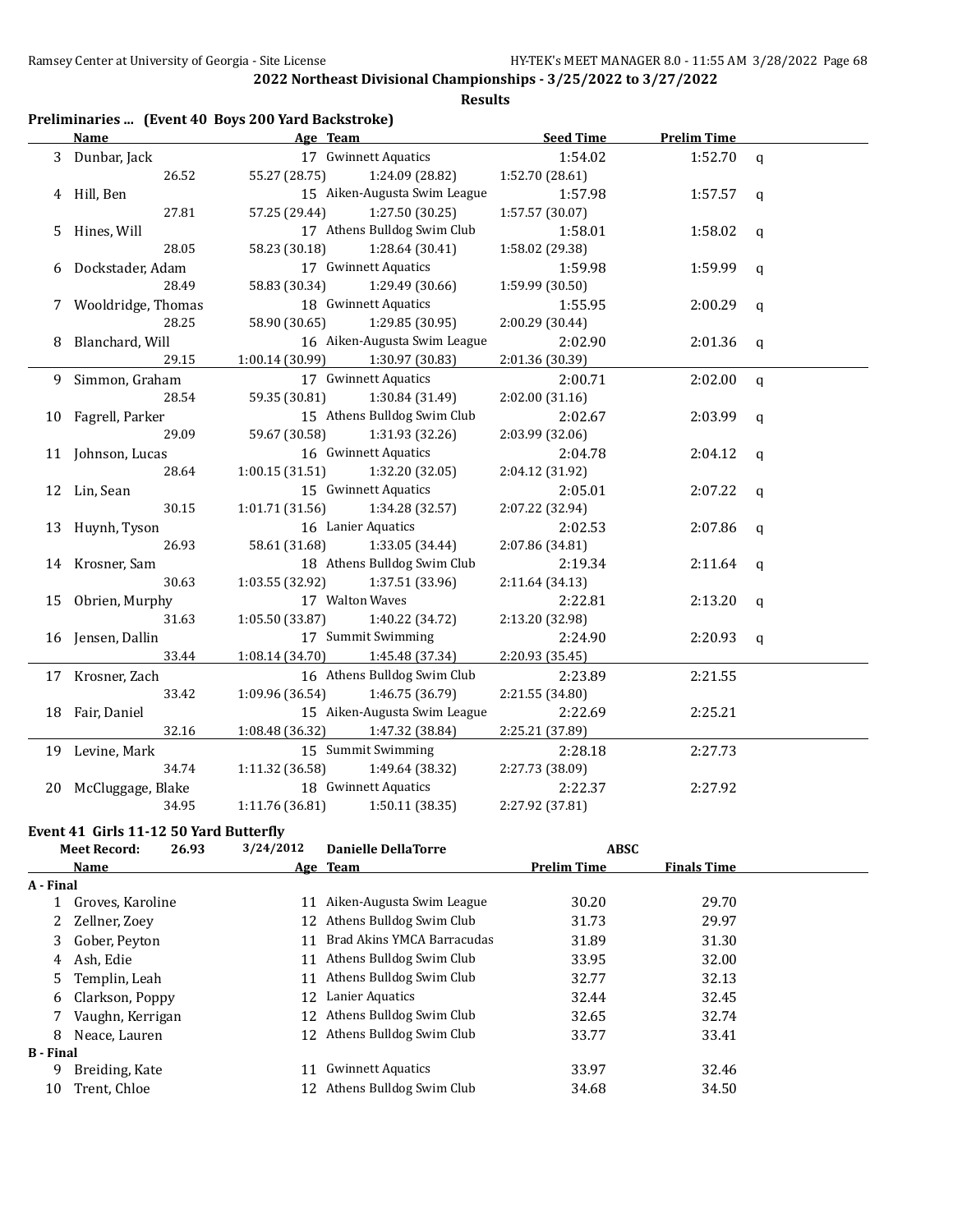**2022 Northeast Divisional Championships - 3/25/2022 to 3/27/2022**

**Results**

### Preliminaries ... (Event 40 Boys 200 Yard Backstroke)

| | Name | Age | Team | Seed Time | Prelim Time | |
|---|---|---|---|---|---|---|
| 3 | Dunbar, Jack | 17 | Gwinnett Aquatics | 1:54.02 | 1:52.70 | q |
| | 26.52 | 55.27 (28.75) | 1:24.09 (28.82) | 1:52.70 (28.61) | | |
| 4 | Hill, Ben | 15 | Aiken-Augusta Swim League | 1:57.98 | 1:57.57 | q |
| | 27.81 | 57.25 (29.44) | 1:27.50 (30.25) | 1:57.57 (30.07) | | |
| 5 | Hines, Will | 17 | Athens Bulldog Swim Club | 1:58.01 | 1:58.02 | q |
| | 28.05 | 58.23 (30.18) | 1:28.64 (30.41) | 1:58.02 (29.38) | | |
| 6 | Dockstader, Adam | 17 | Gwinnett Aquatics | 1:59.98 | 1:59.99 | q |
| | 28.49 | 58.83 (30.34) | 1:29.49 (30.66) | 1:59.99 (30.50) | | |
| 7 | Wooldridge, Thomas | 18 | Gwinnett Aquatics | 1:55.95 | 2:00.29 | q |
| | 28.25 | 58.90 (30.65) | 1:29.85 (30.95) | 2:00.29 (30.44) | | |
| 8 | Blanchard, Will | 16 | Aiken-Augusta Swim League | 2:02.90 | 2:01.36 | q |
| | 29.15 | 1:00.14 (30.99) | 1:30.97 (30.83) | 2:01.36 (30.39) | | |
| 9 | Simmon, Graham | 17 | Gwinnett Aquatics | 2:00.71 | 2:02.00 | q |
| | 28.54 | 59.35 (30.81) | 1:30.84 (31.49) | 2:02.00 (31.16) | | |
| 10 | Fagrell, Parker | 15 | Athens Bulldog Swim Club | 2:02.67 | 2:03.99 | q |
| | 29.09 | 59.67 (30.58) | 1:31.93 (32.26) | 2:03.99 (32.06) | | |
| 11 | Johnson, Lucas | 16 | Gwinnett Aquatics | 2:04.78 | 2:04.12 | q |
| | 28.64 | 1:00.15 (31.51) | 1:32.20 (32.05) | 2:04.12 (31.92) | | |
| 12 | Lin, Sean | 15 | Gwinnett Aquatics | 2:05.01 | 2:07.22 | q |
| | 30.15 | 1:01.71 (31.56) | 1:34.28 (32.57) | 2:07.22 (32.94) | | |
| 13 | Huynh, Tyson | 16 | Lanier Aquatics | 2:02.53 | 2:07.86 | q |
| | 26.93 | 58.61 (31.68) | 1:33.05 (34.44) | 2:07.86 (34.81) | | |
| 14 | Krosner, Sam | 18 | Athens Bulldog Swim Club | 2:19.34 | 2:11.64 | q |
| | 30.63 | 1:03.55 (32.92) | 1:37.51 (33.96) | 2:11.64 (34.13) | | |
| 15 | Obrien, Murphy | 17 | Walton Waves | 2:22.81 | 2:13.20 | q |
| | 31.63 | 1:05.50 (33.87) | 1:40.22 (34.72) | 2:13.20 (32.98) | | |
| 16 | Jensen, Dallin | 17 | Summit Swimming | 2:24.90 | 2:20.93 | q |
| | 33.44 | 1:08.14 (34.70) | 1:45.48 (37.34) | 2:20.93 (35.45) | | |
| 17 | Krosner, Zach | 16 | Athens Bulldog Swim Club | 2:23.89 | 2:21.55 | |
| | 33.42 | 1:09.96 (36.54) | 1:46.75 (36.79) | 2:21.55 (34.80) | | |
| 18 | Fair, Daniel | 15 | Aiken-Augusta Swim League | 2:22.69 | 2:25.21 | |
| | 32.16 | 1:08.48 (36.32) | 1:47.32 (38.84) | 2:25.21 (37.89) | | |
| 19 | Levine, Mark | 15 | Summit Swimming | 2:28.18 | 2:27.73 | |
| | 34.74 | 1:11.32 (36.58) | 1:49.64 (38.32) | 2:27.73 (38.09) | | |
| 20 | McCluggage, Blake | 18 | Gwinnett Aquatics | 2:22.37 | 2:27.92 | |
| | 34.95 | 1:11.76 (36.81) | 1:50.11 (38.35) | 2:27.92 (37.81) | | |

### Event 41 Girls 11-12 50 Yard Butterfly

Meet Record: 26.93 3/24/2012 Danielle DellaTorre ABSC

| | Name | Age | Team | Prelim Time | Finals Time |
|---|---|---|---|---|---|
| **A - Final** | | | | | |
| 1 | Groves, Karoline | 11 | Aiken-Augusta Swim League | 30.20 | 29.70 |
| 2 | Zellner, Zoey | 12 | Athens Bulldog Swim Club | 31.73 | 29.97 |
| 3 | Gober, Peyton | 11 | Brad Akins YMCA Barracudas | 31.89 | 31.30 |
| 4 | Ash, Edie | 11 | Athens Bulldog Swim Club | 33.95 | 32.00 |
| 5 | Templin, Leah | 11 | Athens Bulldog Swim Club | 32.77 | 32.13 |
| 6 | Clarkson, Poppy | 12 | Lanier Aquatics | 32.44 | 32.45 |
| 7 | Vaughn, Kerrigan | 12 | Athens Bulldog Swim Club | 32.65 | 32.74 |
| 8 | Neace, Lauren | 12 | Athens Bulldog Swim Club | 33.77 | 33.41 |
| **B - Final** | | | | | |
| 9 | Breiding, Kate | 11 | Gwinnett Aquatics | 33.97 | 32.46 |
| 10 | Trent, Chloe | 12 | Athens Bulldog Swim Club | 34.68 | 34.50 |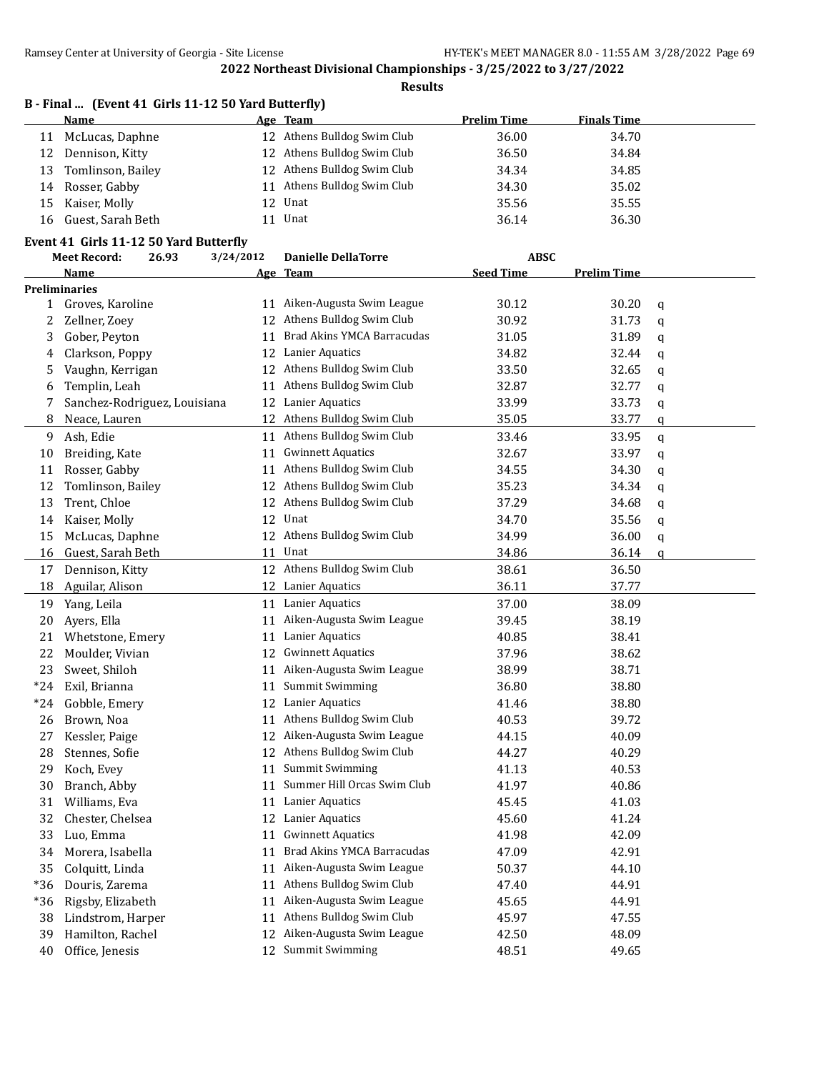**2022 Northeast Divisional Championships - 3/25/2022 to 3/27/2022**

**Results**

### B - Final ... (Event 41 Girls 11-12 50 Yard Butterfly)

| | Name | Age | Team | Prelim Time | Finals Time |
|---|---|---|---|---|---|
| 11 | McLucas, Daphne | 12 | Athens Bulldog Swim Club | 36.00 | 34.70 |
| 12 | Dennison, Kitty | 12 | Athens Bulldog Swim Club | 36.50 | 34.84 |
| 13 | Tomlinson, Bailey | 12 | Athens Bulldog Swim Club | 34.34 | 34.85 |
| 14 | Rosser, Gabby | 11 | Athens Bulldog Swim Club | 34.30 | 35.02 |
| 15 | Kaiser, Molly | 12 | Unat | 35.56 | 35.55 |
| 16 | Guest, Sarah Beth | 11 | Unat | 36.14 | 36.30 |

### Event 41 Girls 11-12 50 Yard Butterfly

Meet Record: 26.93 3/24/2012 Danielle DellaTorre ABSC

| | Name | Age | Team | Seed Time | Prelim Time | |
|---|---|---|---|---|---|---|
| **Preliminaries** | | | | | | |
| 1 | Groves, Karoline | 11 | Aiken-Augusta Swim League | 30.12 | 30.20 | q |
| 2 | Zellner, Zoey | 12 | Athens Bulldog Swim Club | 30.92 | 31.73 | q |
| 3 | Gober, Peyton | 11 | Brad Akins YMCA Barracudas | 31.05 | 31.89 | q |
| 4 | Clarkson, Poppy | 12 | Lanier Aquatics | 34.82 | 32.44 | q |
| 5 | Vaughn, Kerrigan | 12 | Athens Bulldog Swim Club | 33.50 | 32.65 | q |
| 6 | Templin, Leah | 11 | Athens Bulldog Swim Club | 32.87 | 32.77 | q |
| 7 | Sanchez-Rodriguez, Louisiana | 12 | Lanier Aquatics | 33.99 | 33.73 | q |
| 8 | Neace, Lauren | 12 | Athens Bulldog Swim Club | 35.05 | 33.77 | q |
| 9 | Ash, Edie | 11 | Athens Bulldog Swim Club | 33.46 | 33.95 | q |
| 10 | Breiding, Kate | 11 | Gwinnett Aquatics | 32.67 | 33.97 | q |
| 11 | Rosser, Gabby | 11 | Athens Bulldog Swim Club | 34.55 | 34.30 | q |
| 12 | Tomlinson, Bailey | 12 | Athens Bulldog Swim Club | 35.23 | 34.34 | q |
| 13 | Trent, Chloe | 12 | Athens Bulldog Swim Club | 37.29 | 34.68 | q |
| 14 | Kaiser, Molly | 12 | Unat | 34.70 | 35.56 | q |
| 15 | McLucas, Daphne | 12 | Athens Bulldog Swim Club | 34.99 | 36.00 | q |
| 16 | Guest, Sarah Beth | 11 | Unat | 34.86 | 36.14 | q |
| 17 | Dennison, Kitty | 12 | Athens Bulldog Swim Club | 38.61 | 36.50 | |
| 18 | Aguilar, Alison | 12 | Lanier Aquatics | 36.11 | 37.77 | |
| 19 | Yang, Leila | 11 | Lanier Aquatics | 37.00 | 38.09 | |
| 20 | Ayers, Ella | 11 | Aiken-Augusta Swim League | 39.45 | 38.19 | |
| 21 | Whetstone, Emery | 11 | Lanier Aquatics | 40.85 | 38.41 | |
| 22 | Moulder, Vivian | 12 | Gwinnett Aquatics | 37.96 | 38.62 | |
| 23 | Sweet, Shiloh | 11 | Aiken-Augusta Swim League | 38.99 | 38.71 | |
| *24 | Exil, Brianna | 11 | Summit Swimming | 36.80 | 38.80 | |
| *24 | Gobble, Emery | 12 | Lanier Aquatics | 41.46 | 38.80 | |
| 26 | Brown, Noa | 11 | Athens Bulldog Swim Club | 40.53 | 39.72 | |
| 27 | Kessler, Paige | 12 | Aiken-Augusta Swim League | 44.15 | 40.09 | |
| 28 | Stennes, Sofie | 12 | Athens Bulldog Swim Club | 44.27 | 40.29 | |
| 29 | Koch, Evey | 11 | Summit Swimming | 41.13 | 40.53 | |
| 30 | Branch, Abby | 11 | Summer Hill Orcas Swim Club | 41.97 | 40.86 | |
| 31 | Williams, Eva | 11 | Lanier Aquatics | 45.45 | 41.03 | |
| 32 | Chester, Chelsea | 12 | Lanier Aquatics | 45.60 | 41.24 | |
| 33 | Luo, Emma | 11 | Gwinnett Aquatics | 41.98 | 42.09 | |
| 34 | Morera, Isabella | 11 | Brad Akins YMCA Barracudas | 47.09 | 42.91 | |
| 35 | Colquitt, Linda | 11 | Aiken-Augusta Swim League | 50.37 | 44.10 | |
| *36 | Douris, Zarema | 11 | Athens Bulldog Swim Club | 47.40 | 44.91 | |
| *36 | Rigsby, Elizabeth | 11 | Aiken-Augusta Swim League | 45.65 | 44.91 | |
| 38 | Lindstrom, Harper | 11 | Athens Bulldog Swim Club | 45.97 | 47.55 | |
| 39 | Hamilton, Rachel | 12 | Aiken-Augusta Swim League | 42.50 | 48.09 | |
| 40 | Office, Jenesis | 12 | Summit Swimming | 48.51 | 49.65 | |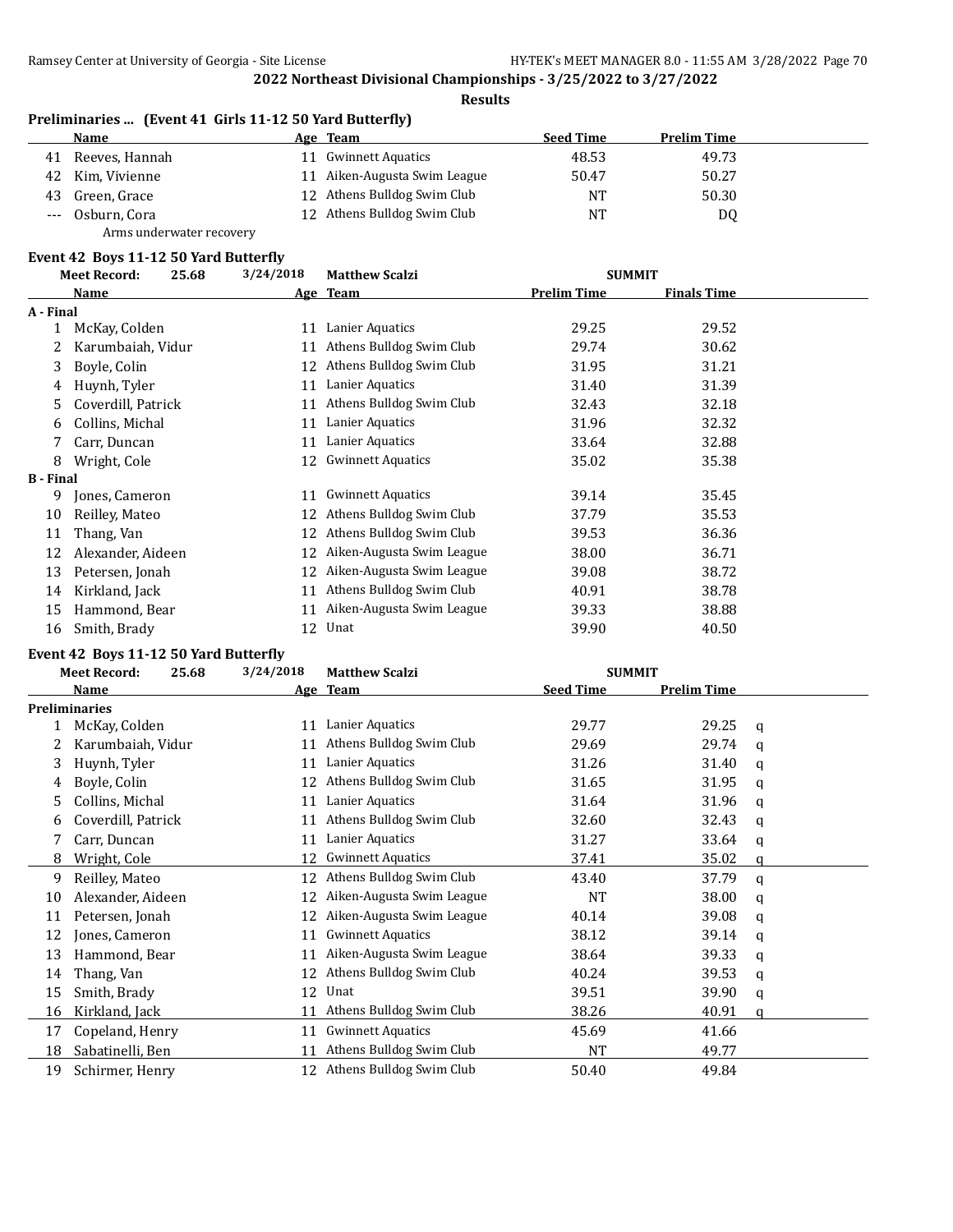**2022 Northeast Divisional Championships - 3/25/2022 to 3/27/2022**

**Results**

### Preliminaries ... (Event 41 Girls 11-12 50 Yard Butterfly)

| | Name | Age | Team | Seed Time | Prelim Time |
|---|---|---|---|---|---|
| 41 | Reeves, Hannah | 11 | Gwinnett Aquatics | 48.53 | 49.73 |
| 42 | Kim, Vivienne | 11 | Aiken-Augusta Swim League | 50.47 | 50.27 |
| 43 | Green, Grace | 12 | Athens Bulldog Swim Club | NT | 50.30 |
| --- | Osburn, Cora | 12 | Athens Bulldog Swim Club | NT | DQ |
| | Arms underwater recovery | | | | |

### Event 42 Boys 11-12 50 Yard Butterfly

Meet Record: 25.68 3/24/2018 Matthew Scalzi SUMMIT

| | Name | Age | Team | Prelim Time | Finals Time |
|---|---|---|---|---|---|
| **A - Final** | | | | | |
| 1 | McKay, Colden | 11 | Lanier Aquatics | 29.25 | 29.52 |
| 2 | Karumbaiah, Vidur | 11 | Athens Bulldog Swim Club | 29.74 | 30.62 |
| 3 | Boyle, Colin | 12 | Athens Bulldog Swim Club | 31.95 | 31.21 |
| 4 | Huynh, Tyler | 11 | Lanier Aquatics | 31.40 | 31.39 |
| 5 | Coverdill, Patrick | 11 | Athens Bulldog Swim Club | 32.43 | 32.18 |
| 6 | Collins, Michal | 11 | Lanier Aquatics | 31.96 | 32.32 |
| 7 | Carr, Duncan | 11 | Lanier Aquatics | 33.64 | 32.88 |
| 8 | Wright, Cole | 12 | Gwinnett Aquatics | 35.02 | 35.38 |
| **B - Final** | | | | | |
| 9 | Jones, Cameron | 11 | Gwinnett Aquatics | 39.14 | 35.45 |
| 10 | Reilley, Mateo | 12 | Athens Bulldog Swim Club | 37.79 | 35.53 |
| 11 | Thang, Van | 12 | Athens Bulldog Swim Club | 39.53 | 36.36 |
| 12 | Alexander, Aideen | 12 | Aiken-Augusta Swim League | 38.00 | 36.71 |
| 13 | Petersen, Jonah | 12 | Aiken-Augusta Swim League | 39.08 | 38.72 |
| 14 | Kirkland, Jack | 11 | Athens Bulldog Swim Club | 40.91 | 38.78 |
| 15 | Hammond, Bear | 11 | Aiken-Augusta Swim League | 39.33 | 38.88 |
| 16 | Smith, Brady | 12 | Unat | 39.90 | 40.50 |

### Event 42 Boys 11-12 50 Yard Butterfly

Meet Record: 25.68 3/24/2018 Matthew Scalzi SUMMIT

| | Name | Age | Team | Seed Time | Prelim Time | |
|---|---|---|---|---|---|---|
| **Preliminaries** | | | | | | |
| 1 | McKay, Colden | 11 | Lanier Aquatics | 29.77 | 29.25 | q |
| 2 | Karumbaiah, Vidur | 11 | Athens Bulldog Swim Club | 29.69 | 29.74 | q |
| 3 | Huynh, Tyler | 11 | Lanier Aquatics | 31.26 | 31.40 | q |
| 4 | Boyle, Colin | 12 | Athens Bulldog Swim Club | 31.65 | 31.95 | q |
| 5 | Collins, Michal | 11 | Lanier Aquatics | 31.64 | 31.96 | q |
| 6 | Coverdill, Patrick | 11 | Athens Bulldog Swim Club | 32.60 | 32.43 | q |
| 7 | Carr, Duncan | 11 | Lanier Aquatics | 31.27 | 33.64 | q |
| 8 | Wright, Cole | 12 | Gwinnett Aquatics | 37.41 | 35.02 | q |
| 9 | Reilley, Mateo | 12 | Athens Bulldog Swim Club | 43.40 | 37.79 | q |
| 10 | Alexander, Aideen | 12 | Aiken-Augusta Swim League | NT | 38.00 | q |
| 11 | Petersen, Jonah | 12 | Aiken-Augusta Swim League | 40.14 | 39.08 | q |
| 12 | Jones, Cameron | 11 | Gwinnett Aquatics | 38.12 | 39.14 | q |
| 13 | Hammond, Bear | 11 | Aiken-Augusta Swim League | 38.64 | 39.33 | q |
| 14 | Thang, Van | 12 | Athens Bulldog Swim Club | 40.24 | 39.53 | q |
| 15 | Smith, Brady | 12 | Unat | 39.51 | 39.90 | q |
| 16 | Kirkland, Jack | 11 | Athens Bulldog Swim Club | 38.26 | 40.91 | q |
| 17 | Copeland, Henry | 11 | Gwinnett Aquatics | 45.69 | 41.66 | |
| 18 | Sabatinelli, Ben | 11 | Athens Bulldog Swim Club | NT | 49.77 | |
| 19 | Schirmer, Henry | 12 | Athens Bulldog Swim Club | 50.40 | 49.84 | |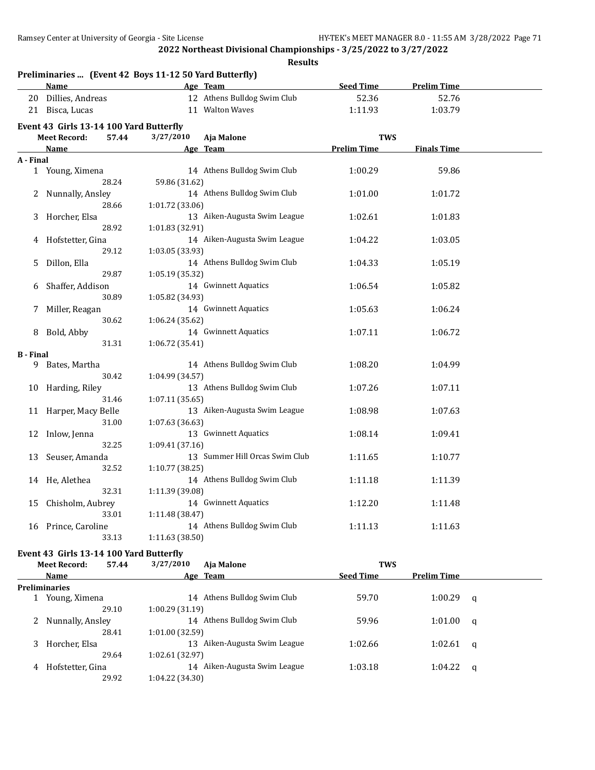## 2022 Northeast Divisional Championships - 3/25/2022 to 3/27/2022

### Results

**Preliminaries ... (Event 42 Boys 11-12 50 Yard Butterfly)**

| | Name | Age | Team | Seed Time | Prelim Time |
|---|---|---|---|---|---|
| 20 | Dillies, Andreas | 12 | Athens Bulldog Swim Club | 52.36 | 52.76 |
| 21 | Bisca, Lucas | 11 | Walton Waves | 1:11.93 | 1:03.79 |

### Event 43 Girls 13-14 100 Yard Butterfly

Meet Record: 57.44 3/27/2010 Aja Malone TWS

| | Name | Age | Team | Prelim Time | Finals Time |
|---|---|---|---|---|---|
| **A - Final** | | | | | |
| 1 | Young, Ximena | 14 | Athens Bulldog Swim Club | 1:00.29 | 59.86 |
| | 28.24 | 59.86 (31.62) | | | |
| 2 | Nunnally, Ansley | 14 | Athens Bulldog Swim Club | 1:01.00 | 1:01.72 |
| | 28.66 | 1:01.72 (33.06) | | | |
| 3 | Horcher, Elsa | 13 | Aiken-Augusta Swim League | 1:02.61 | 1:01.83 |
| | 28.92 | 1:01.83 (32.91) | | | |
| 4 | Hofstetter, Gina | 14 | Aiken-Augusta Swim League | 1:04.22 | 1:03.05 |
| | 29.12 | 1:03.05 (33.93) | | | |
| 5 | Dillon, Ella | 14 | Athens Bulldog Swim Club | 1:04.33 | 1:05.19 |
| | 29.87 | 1:05.19 (35.32) | | | |
| 6 | Shaffer, Addison | 14 | Gwinnett Aquatics | 1:06.54 | 1:05.82 |
| | 30.89 | 1:05.82 (34.93) | | | |
| 7 | Miller, Reagan | 14 | Gwinnett Aquatics | 1:05.63 | 1:06.24 |
| | 30.62 | 1:06.24 (35.62) | | | |
| 8 | Bold, Abby | 14 | Gwinnett Aquatics | 1:07.11 | 1:06.72 |
| | 31.31 | 1:06.72 (35.41) | | | |
| **B - Final** | | | | | |
| 9 | Bates, Martha | 14 | Athens Bulldog Swim Club | 1:08.20 | 1:04.99 |
| | 30.42 | 1:04.99 (34.57) | | | |
| 10 | Harding, Riley | 13 | Athens Bulldog Swim Club | 1:07.26 | 1:07.11 |
| | 31.46 | 1:07.11 (35.65) | | | |
| 11 | Harper, Macy Belle | 13 | Aiken-Augusta Swim League | 1:08.98 | 1:07.63 |
| | 31.00 | 1:07.63 (36.63) | | | |
| 12 | Inlow, Jenna | 13 | Gwinnett Aquatics | 1:08.14 | 1:09.41 |
| | 32.25 | 1:09.41 (37.16) | | | |
| 13 | Seuser, Amanda | 13 | Summer Hill Orcas Swim Club | 1:11.65 | 1:10.77 |
| | 32.52 | 1:10.77 (38.25) | | | |
| 14 | He, Alethea | 14 | Athens Bulldog Swim Club | 1:11.18 | 1:11.39 |
| | 32.31 | 1:11.39 (39.08) | | | |
| 15 | Chisholm, Aubrey | 14 | Gwinnett Aquatics | 1:12.20 | 1:11.48 |
| | 33.01 | 1:11.48 (38.47) | | | |
| 16 | Prince, Caroline | 14 | Athens Bulldog Swim Club | 1:11.13 | 1:11.63 |
| | 33.13 | 1:11.63 (38.50) | | | |

### Event 43 Girls 13-14 100 Yard Butterfly

Meet Record: 57.44 3/27/2010 Aja Malone TWS

| | Name | Age | Team | Seed Time | Prelim Time | |
|---|---|---|---|---|---|---|
| **Preliminaries** | | | | | | |
| 1 | Young, Ximena | 14 | Athens Bulldog Swim Club | 59.70 | 1:00.29 | q |
| | 29.10 | 1:00.29 (31.19) | | | | |
| 2 | Nunnally, Ansley | 14 | Athens Bulldog Swim Club | 59.96 | 1:01.00 | q |
| | 28.41 | 1:01.00 (32.59) | | | | |
| 3 | Horcher, Elsa | 13 | Aiken-Augusta Swim League | 1:02.66 | 1:02.61 | q |
| | 29.64 | 1:02.61 (32.97) | | | | |
| 4 | Hofstetter, Gina | 14 | Aiken-Augusta Swim League | 1:03.18 | 1:04.22 | q |
| | 29.92 | 1:04.22 (34.30) | | | | |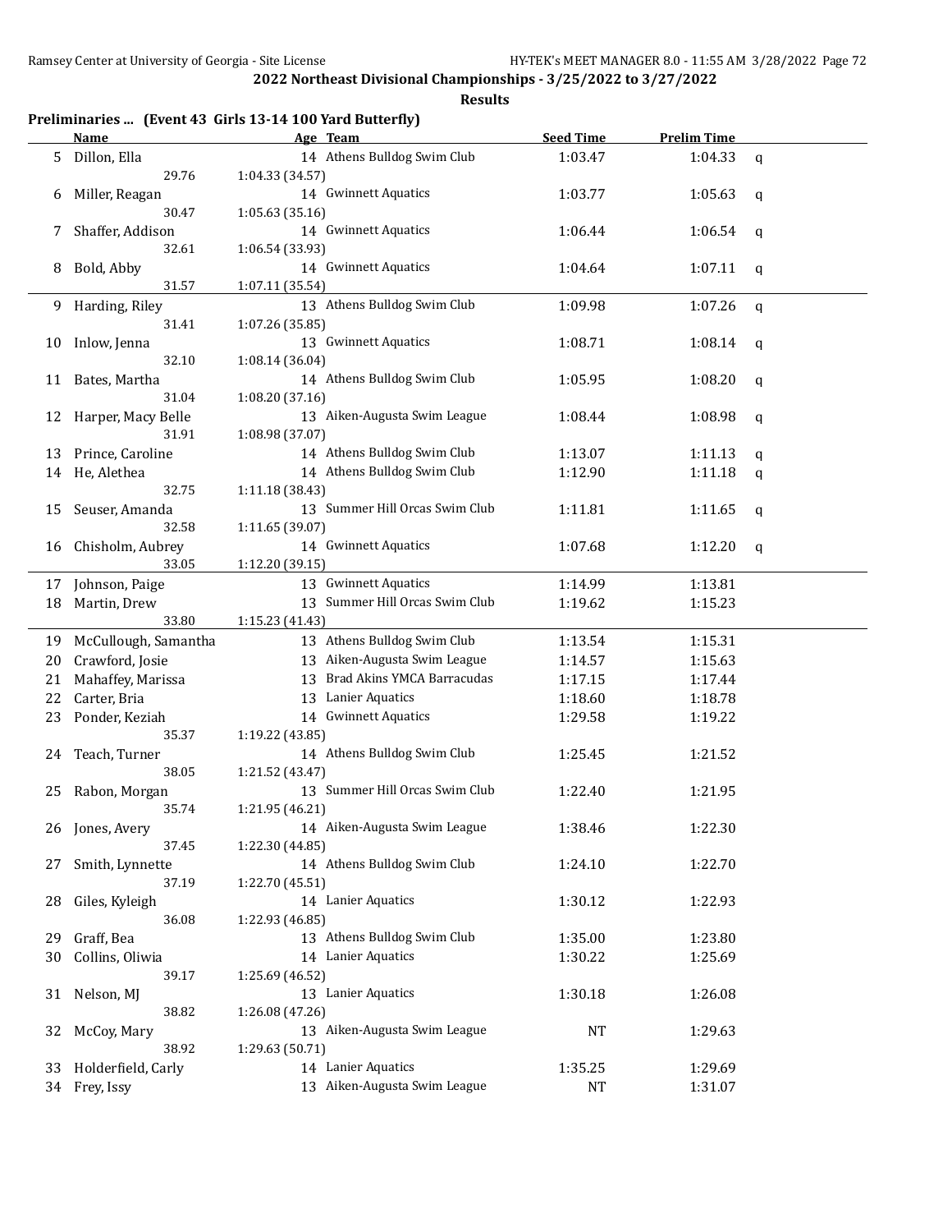## 2022 Northeast Divisional Championships - 3/25/2022 to 3/27/2022

### Results

**Preliminaries ... (Event 43 Girls 13-14 100 Yard Butterfly)**

| | Name | Age | Team | Seed Time | Prelim Time | |
|---|---|---|---|---|---|---|
| 5 | Dillon, Ella | 14 | Athens Bulldog Swim Club | 1:03.47 | 1:04.33 | q |
| | 29.76 | 1:04.33 (34.57) | | | | |
| 6 | Miller, Reagan | 14 | Gwinnett Aquatics | 1:03.77 | 1:05.63 | q |
| | 30.47 | 1:05.63 (35.16) | | | | |
| 7 | Shaffer, Addison | 14 | Gwinnett Aquatics | 1:06.44 | 1:06.54 | q |
| | 32.61 | 1:06.54 (33.93) | | | | |
| 8 | Bold, Abby | 14 | Gwinnett Aquatics | 1:04.64 | 1:07.11 | q |
| | 31.57 | 1:07.11 (35.54) | | | | |
| 9 | Harding, Riley | 13 | Athens Bulldog Swim Club | 1:09.98 | 1:07.26 | q |
| | 31.41 | 1:07.26 (35.85) | | | | |
| 10 | Inlow, Jenna | 13 | Gwinnett Aquatics | 1:08.71 | 1:08.14 | q |
| | 32.10 | 1:08.14 (36.04) | | | | |
| 11 | Bates, Martha | 14 | Athens Bulldog Swim Club | 1:05.95 | 1:08.20 | q |
| | 31.04 | 1:08.20 (37.16) | | | | |
| 12 | Harper, Macy Belle | 13 | Aiken-Augusta Swim League | 1:08.44 | 1:08.98 | q |
| | 31.91 | 1:08.98 (37.07) | | | | |
| 13 | Prince, Caroline | 14 | Athens Bulldog Swim Club | 1:13.07 | 1:11.13 | q |
| 14 | He, Alethea | 14 | Athens Bulldog Swim Club | 1:12.90 | 1:11.18 | q |
| | 32.75 | 1:11.18 (38.43) | | | | |
| 15 | Seuser, Amanda | 13 | Summer Hill Orcas Swim Club | 1:11.81 | 1:11.65 | q |
| | 32.58 | 1:11.65 (39.07) | | | | |
| 16 | Chisholm, Aubrey | 14 | Gwinnett Aquatics | 1:07.68 | 1:12.20 | q |
| | 33.05 | 1:12.20 (39.15) | | | | |
| 17 | Johnson, Paige | 13 | Gwinnett Aquatics | 1:14.99 | 1:13.81 | |
| 18 | Martin, Drew | 13 | Summer Hill Orcas Swim Club | 1:19.62 | 1:15.23 | |
| | 33.80 | 1:15.23 (41.43) | | | | |
| 19 | McCullough, Samantha | 13 | Athens Bulldog Swim Club | 1:13.54 | 1:15.31 | |
| 20 | Crawford, Josie | 13 | Aiken-Augusta Swim League | 1:14.57 | 1:15.63 | |
| 21 | Mahaffey, Marissa | 13 | Brad Akins YMCA Barracudas | 1:17.15 | 1:17.44 | |
| 22 | Carter, Bria | 13 | Lanier Aquatics | 1:18.60 | 1:18.78 | |
| 23 | Ponder, Keziah | 14 | Gwinnett Aquatics | 1:29.58 | 1:19.22 | |
| | 35.37 | 1:19.22 (43.85) | | | | |
| 24 | Teach, Turner | 14 | Athens Bulldog Swim Club | 1:25.45 | 1:21.52 | |
| | 38.05 | 1:21.52 (43.47) | | | | |
| 25 | Rabon, Morgan | 13 | Summer Hill Orcas Swim Club | 1:22.40 | 1:21.95 | |
| | 35.74 | 1:21.95 (46.21) | | | | |
| 26 | Jones, Avery | 14 | Aiken-Augusta Swim League | 1:38.46 | 1:22.30 | |
| | 37.45 | 1:22.30 (44.85) | | | | |
| 27 | Smith, Lynnette | 14 | Athens Bulldog Swim Club | 1:24.10 | 1:22.70 | |
| | 37.19 | 1:22.70 (45.51) | | | | |
| 28 | Giles, Kyleigh | 14 | Lanier Aquatics | 1:30.12 | 1:22.93 | |
| | 36.08 | 1:22.93 (46.85) | | | | |
| 29 | Graff, Bea | 13 | Athens Bulldog Swim Club | 1:35.00 | 1:23.80 | |
| 30 | Collins, Oliwia | 14 | Lanier Aquatics | 1:30.22 | 1:25.69 | |
| | 39.17 | 1:25.69 (46.52) | | | | |
| 31 | Nelson, MJ | 13 | Lanier Aquatics | 1:30.18 | 1:26.08 | |
| | 38.82 | 1:26.08 (47.26) | | | | |
| 32 | McCoy, Mary | 13 | Aiken-Augusta Swim League | NT | 1:29.63 | |
| | 38.92 | 1:29.63 (50.71) | | | | |
| 33 | Holderfield, Carly | 14 | Lanier Aquatics | 1:35.25 | 1:29.69 | |
| 34 | Frey, Issy | 13 | Aiken-Augusta Swim League | NT | 1:31.07 | |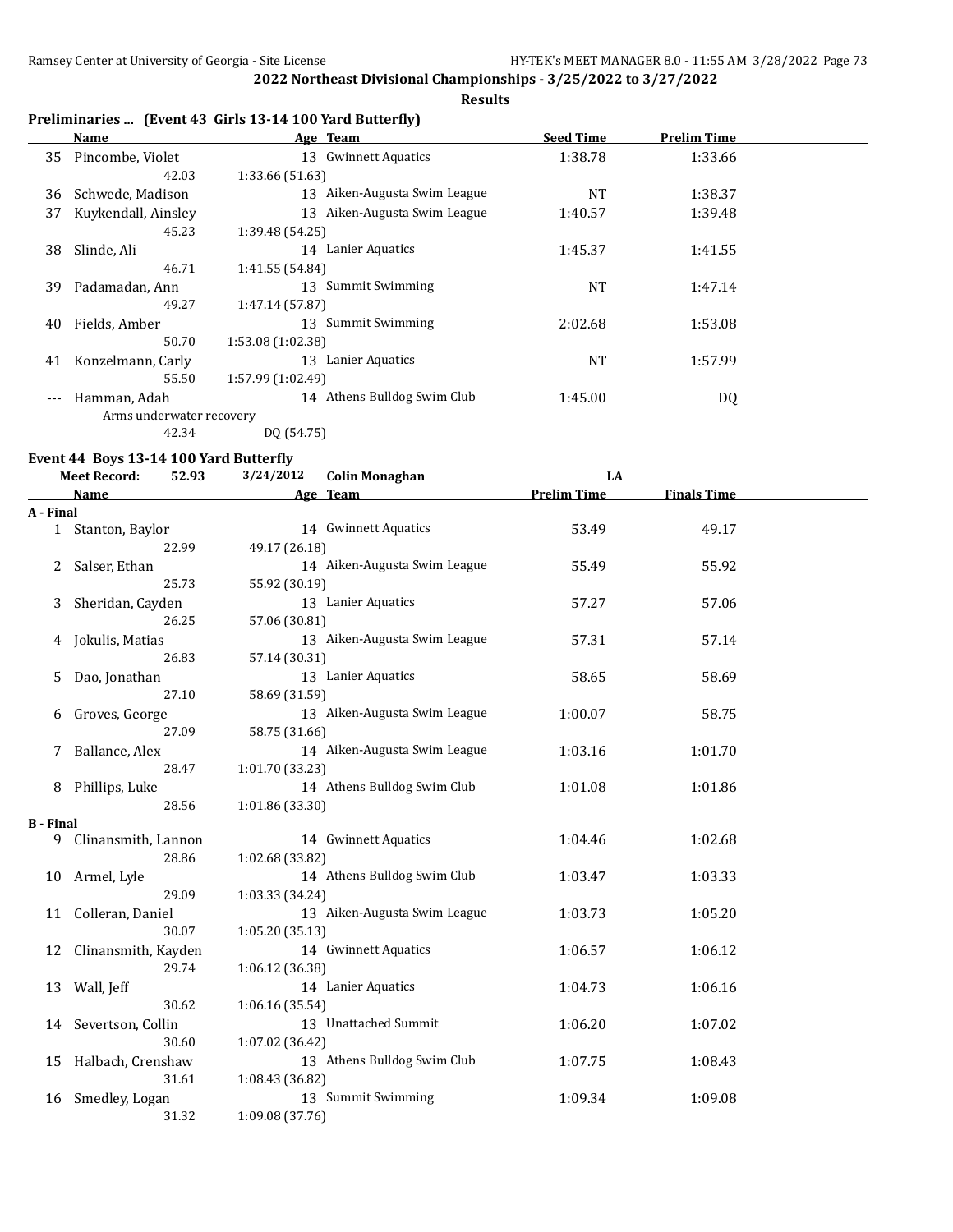**2022 Northeast Divisional Championships - 3/25/2022 to 3/27/2022**

**Results**

### Preliminaries ... (Event 43 Girls 13-14 100 Yard Butterfly)

| | Name | Age | Team | Seed Time | Prelim Time |
|---|---|---|---|---|---|
| 35 | Pincombe, Violet | 13 | Gwinnett Aquatics | 1:38.78 | 1:33.66 |
| | 42.03 | 1:33.66 (51.63) | | | |
| 36 | Schwede, Madison | 13 | Aiken-Augusta Swim League | NT | 1:38.37 |
| 37 | Kuykendall, Ainsley | 13 | Aiken-Augusta Swim League | 1:40.57 | 1:39.48 |
| | 45.23 | 1:39.48 (54.25) | | | |
| 38 | Slinde, Ali | 14 | Lanier Aquatics | 1:45.37 | 1:41.55 |
| | 46.71 | 1:41.55 (54.84) | | | |
| 39 | Padamadan, Ann | 13 | Summit Swimming | NT | 1:47.14 |
| | 49.27 | 1:47.14 (57.87) | | | |
| 40 | Fields, Amber | 13 | Summit Swimming | 2:02.68 | 1:53.08 |
| | 50.70 | 1:53.08 (1:02.38) | | | |
| 41 | Konzelmann, Carly | 13 | Lanier Aquatics | NT | 1:57.99 |
| | 55.50 | 1:57.99 (1:02.49) | | | |
| --- | Hamman, Adah | 14 | Athens Bulldog Swim Club | 1:45.00 | DQ |
| | Arms underwater recovery | | | | |
| | 42.34 | DQ (54.75) | | | |

### Event 44 Boys 13-14 100 Yard Butterfly

Meet Record: 52.93 3/24/2012 Colin Monaghan LA

| | Name | Age | Team | Prelim Time | Finals Time |
|---|---|---|---|---|---|
| **A - Final** | | | | | |
| 1 | Stanton, Baylor | 14 | Gwinnett Aquatics | 53.49 | 49.17 |
| | 22.99 | 49.17 (26.18) | | | |
| 2 | Salser, Ethan | 14 | Aiken-Augusta Swim League | 55.49 | 55.92 |
| | 25.73 | 55.92 (30.19) | | | |
| 3 | Sheridan, Cayden | 13 | Lanier Aquatics | 57.27 | 57.06 |
| | 26.25 | 57.06 (30.81) | | | |
| 4 | Jokulis, Matias | 13 | Aiken-Augusta Swim League | 57.31 | 57.14 |
| | 26.83 | 57.14 (30.31) | | | |
| 5 | Dao, Jonathan | 13 | Lanier Aquatics | 58.65 | 58.69 |
| | 27.10 | 58.69 (31.59) | | | |
| 6 | Groves, George | 13 | Aiken-Augusta Swim League | 1:00.07 | 58.75 |
| | 27.09 | 58.75 (31.66) | | | |
| 7 | Ballance, Alex | 14 | Aiken-Augusta Swim League | 1:03.16 | 1:01.70 |
| | 28.47 | 1:01.70 (33.23) | | | |
| 8 | Phillips, Luke | 14 | Athens Bulldog Swim Club | 1:01.08 | 1:01.86 |
| | 28.56 | 1:01.86 (33.30) | | | |
| **B - Final** | | | | | |
| 9 | Clinansmith, Lannon | 14 | Gwinnett Aquatics | 1:04.46 | 1:02.68 |
| | 28.86 | 1:02.68 (33.82) | | | |
| 10 | Armel, Lyle | 14 | Athens Bulldog Swim Club | 1:03.47 | 1:03.33 |
| | 29.09 | 1:03.33 (34.24) | | | |
| 11 | Colleran, Daniel | 13 | Aiken-Augusta Swim League | 1:03.73 | 1:05.20 |
| | 30.07 | 1:05.20 (35.13) | | | |
| 12 | Clinansmith, Kayden | 14 | Gwinnett Aquatics | 1:06.57 | 1:06.12 |
| | 29.74 | 1:06.12 (36.38) | | | |
| 13 | Wall, Jeff | 14 | Lanier Aquatics | 1:04.73 | 1:06.16 |
| | 30.62 | 1:06.16 (35.54) | | | |
| 14 | Severtson, Collin | 13 | Unattached Summit | 1:06.20 | 1:07.02 |
| | 30.60 | 1:07.02 (36.42) | | | |
| 15 | Halbach, Crenshaw | 13 | Athens Bulldog Swim Club | 1:07.75 | 1:08.43 |
| | 31.61 | 1:08.43 (36.82) | | | |
| 16 | Smedley, Logan | 13 | Summit Swimming | 1:09.34 | 1:09.08 |
| | 31.32 | 1:09.08 (37.76) | | | |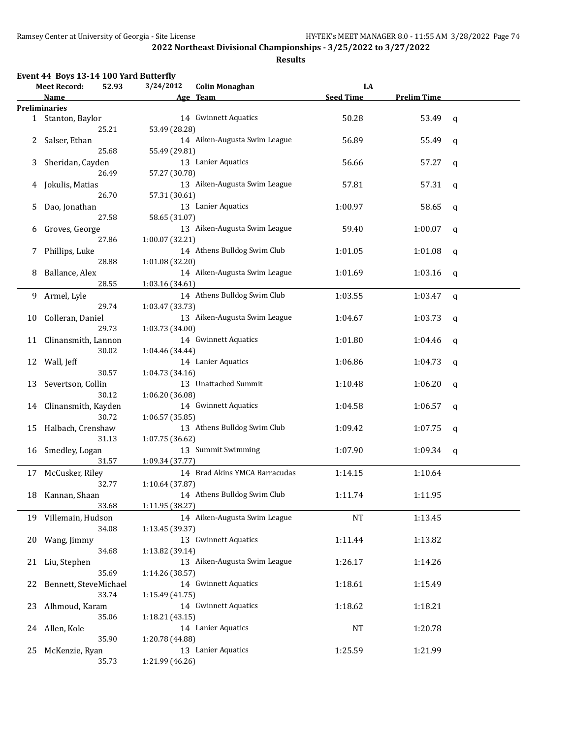## 2022 Northeast Divisional Championships - 3/25/2022 to 3/27/2022

### Results

**Event 44 Boys 13-14 100 Yard Butterfly**

Meet Record: 52.93 3/24/2012 Colin Monaghan LA

| | Name | Age | Team | Seed Time | Prelim Time | |
|---|---|---|---|---|---|---|
| **Preliminaries** | | | | | | |
| 1 | Stanton, Baylor | 14 | Gwinnett Aquatics | 50.28 | 53.49 | q |
| | 25.21 | 53.49 (28.28) | | | | |
| 2 | Salser, Ethan | 14 | Aiken-Augusta Swim League | 56.89 | 55.49 | q |
| | 25.68 | 55.49 (29.81) | | | | |
| 3 | Sheridan, Cayden | 13 | Lanier Aquatics | 56.66 | 57.27 | q |
| | 26.49 | 57.27 (30.78) | | | | |
| 4 | Jokulis, Matias | 13 | Aiken-Augusta Swim League | 57.81 | 57.31 | q |
| | 26.70 | 57.31 (30.61) | | | | |
| 5 | Dao, Jonathan | 13 | Lanier Aquatics | 1:00.97 | 58.65 | q |
| | 27.58 | 58.65 (31.07) | | | | |
| 6 | Groves, George | 13 | Aiken-Augusta Swim League | 59.40 | 1:00.07 | q |
| | 27.86 | 1:00.07 (32.21) | | | | |
| 7 | Phillips, Luke | 14 | Athens Bulldog Swim Club | 1:01.05 | 1:01.08 | q |
| | 28.88 | 1:01.08 (32.20) | | | | |
| 8 | Ballance, Alex | 14 | Aiken-Augusta Swim League | 1:01.69 | 1:03.16 | q |
| | 28.55 | 1:03.16 (34.61) | | | | |
| 9 | Armel, Lyle | 14 | Athens Bulldog Swim Club | 1:03.55 | 1:03.47 | q |
| | 29.74 | 1:03.47 (33.73) | | | | |
| 10 | Colleran, Daniel | 13 | Aiken-Augusta Swim League | 1:04.67 | 1:03.73 | q |
| | 29.73 | 1:03.73 (34.00) | | | | |
| 11 | Clinansmith, Lannon | 14 | Gwinnett Aquatics | 1:01.80 | 1:04.46 | q |
| | 30.02 | 1:04.46 (34.44) | | | | |
| 12 | Wall, Jeff | 14 | Lanier Aquatics | 1:06.86 | 1:04.73 | q |
| | 30.57 | 1:04.73 (34.16) | | | | |
| 13 | Severtson, Collin | 13 | Unattached Summit | 1:10.48 | 1:06.20 | q |
| | 30.12 | 1:06.20 (36.08) | | | | |
| 14 | Clinansmith, Kayden | 14 | Gwinnett Aquatics | 1:04.58 | 1:06.57 | q |
| | 30.72 | 1:06.57 (35.85) | | | | |
| 15 | Halbach, Crenshaw | 13 | Athens Bulldog Swim Club | 1:09.42 | 1:07.75 | q |
| | 31.13 | 1:07.75 (36.62) | | | | |
| 16 | Smedley, Logan | 13 | Summit Swimming | 1:07.90 | 1:09.34 | q |
| | 31.57 | 1:09.34 (37.77) | | | | |
| 17 | McCusker, Riley | 14 | Brad Akins YMCA Barracudas | 1:14.15 | 1:10.64 | |
| | 32.77 | 1:10.64 (37.87) | | | | |
| 18 | Kannan, Shaan | 14 | Athens Bulldog Swim Club | 1:11.74 | 1:11.95 | |
| | 33.68 | 1:11.95 (38.27) | | | | |
| 19 | Villemain, Hudson | 14 | Aiken-Augusta Swim League | NT | 1:13.45 | |
| | 34.08 | 1:13.45 (39.37) | | | | |
| 20 | Wang, Jimmy | 13 | Gwinnett Aquatics | 1:11.44 | 1:13.82 | |
| | 34.68 | 1:13.82 (39.14) | | | | |
| 21 | Liu, Stephen | 13 | Aiken-Augusta Swim League | 1:26.17 | 1:14.26 | |
| | 35.69 | 1:14.26 (38.57) | | | | |
| 22 | Bennett, SteveMichael | 14 | Gwinnett Aquatics | 1:18.61 | 1:15.49 | |
| | 33.74 | 1:15.49 (41.75) | | | | |
| 23 | Alhmoud, Karam | 14 | Gwinnett Aquatics | 1:18.62 | 1:18.21 | |
| | 35.06 | 1:18.21 (43.15) | | | | |
| 24 | Allen, Kole | 14 | Lanier Aquatics | NT | 1:20.78 | |
| | 35.90 | 1:20.78 (44.88) | | | | |
| 25 | McKenzie, Ryan | 13 | Lanier Aquatics | 1:25.59 | 1:21.99 | |
| | 35.73 | 1:21.99 (46.26) | | | | |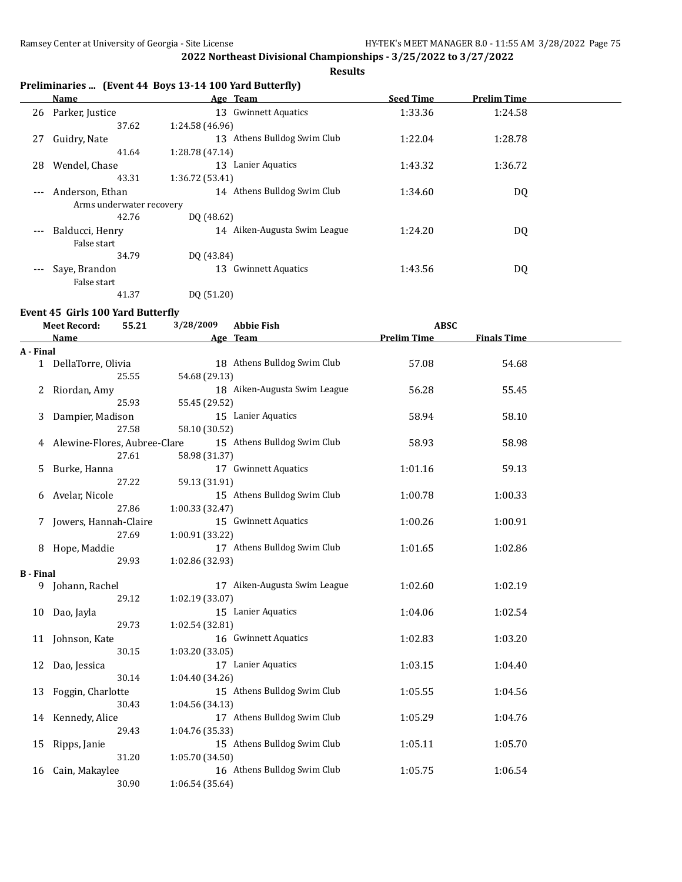**2022 Northeast Divisional Championships - 3/25/2022 to 3/27/2022**

**Results**

### Preliminaries ... (Event 44 Boys 13-14 100 Yard Butterfly)

| | Name | Age | Team | Seed Time | Prelim Time |
|---|---|---|---|---|---|
| 26 | Parker, Justice | 13 | Gwinnett Aquatics | 1:33.36 | 1:24.58 |
| | 37.62 | 1:24.58 (46.96) | | | |
| 27 | Guidry, Nate | 13 | Athens Bulldog Swim Club | 1:22.04 | 1:28.78 |
| | 41.64 | 1:28.78 (47.14) | | | |
| 28 | Wendel, Chase | 13 | Lanier Aquatics | 1:43.32 | 1:36.72 |
| | 43.31 | 1:36.72 (53.41) | | | |
| --- | Anderson, Ethan | 14 | Athens Bulldog Swim Club | 1:34.60 | DQ |
| | Arms underwater recovery | | | | |
| | 42.76 | DQ (48.62) | | | |
| --- | Balducci, Henry | 14 | Aiken-Augusta Swim League | 1:24.20 | DQ |
| | False start | | | | |
| | 34.79 | DQ (43.84) | | | |
| --- | Saye, Brandon | 13 | Gwinnett Aquatics | 1:43.56 | DQ |
| | False start | | | | |
| | 41.37 | DQ (51.20) | | | |

### Event 45 Girls 100 Yard Butterfly

Meet Record: 55.21 3/28/2009 Abbie Fish ABSC

| | Name | Age | Team | Prelim Time | Finals Time |
|---|---|---|---|---|---|
| **A - Final** | | | | | |
| 1 | DellaTorre, Olivia | 18 | Athens Bulldog Swim Club | 57.08 | 54.68 |
| | 25.55 | 54.68 (29.13) | | | |
| 2 | Riordan, Amy | 18 | Aiken-Augusta Swim League | 56.28 | 55.45 |
| | 25.93 | 55.45 (29.52) | | | |
| 3 | Dampier, Madison | 15 | Lanier Aquatics | 58.94 | 58.10 |
| | 27.58 | 58.10 (30.52) | | | |
| 4 | Alewine-Flores, Aubree-Clare | 15 | Athens Bulldog Swim Club | 58.93 | 58.98 |
| | 27.61 | 58.98 (31.37) | | | |
| 5 | Burke, Hanna | 17 | Gwinnett Aquatics | 1:01.16 | 59.13 |
| | 27.22 | 59.13 (31.91) | | | |
| 6 | Avelar, Nicole | 15 | Athens Bulldog Swim Club | 1:00.78 | 1:00.33 |
| | 27.86 | 1:00.33 (32.47) | | | |
| 7 | Jowers, Hannah-Claire | 15 | Gwinnett Aquatics | 1:00.26 | 1:00.91 |
| | 27.69 | 1:00.91 (33.22) | | | |
| 8 | Hope, Maddie | 17 | Athens Bulldog Swim Club | 1:01.65 | 1:02.86 |
| | 29.93 | 1:02.86 (32.93) | | | |
| **B - Final** | | | | | |
| 9 | Johann, Rachel | 17 | Aiken-Augusta Swim League | 1:02.60 | 1:02.19 |
| | 29.12 | 1:02.19 (33.07) | | | |
| 10 | Dao, Jayla | 15 | Lanier Aquatics | 1:04.06 | 1:02.54 |
| | 29.73 | 1:02.54 (32.81) | | | |
| 11 | Johnson, Kate | 16 | Gwinnett Aquatics | 1:02.83 | 1:03.20 |
| | 30.15 | 1:03.20 (33.05) | | | |
| 12 | Dao, Jessica | 17 | Lanier Aquatics | 1:03.15 | 1:04.40 |
| | 30.14 | 1:04.40 (34.26) | | | |
| 13 | Foggin, Charlotte | 15 | Athens Bulldog Swim Club | 1:05.55 | 1:04.56 |
| | 30.43 | 1:04.56 (34.13) | | | |
| 14 | Kennedy, Alice | 17 | Athens Bulldog Swim Club | 1:05.29 | 1:04.76 |
| | 29.43 | 1:04.76 (35.33) | | | |
| 15 | Ripps, Janie | 15 | Athens Bulldog Swim Club | 1:05.11 | 1:05.70 |
| | 31.20 | 1:05.70 (34.50) | | | |
| 16 | Cain, Makaylee | 16 | Athens Bulldog Swim Club | 1:05.75 | 1:06.54 |
| | 30.90 | 1:06.54 (35.64) | | | |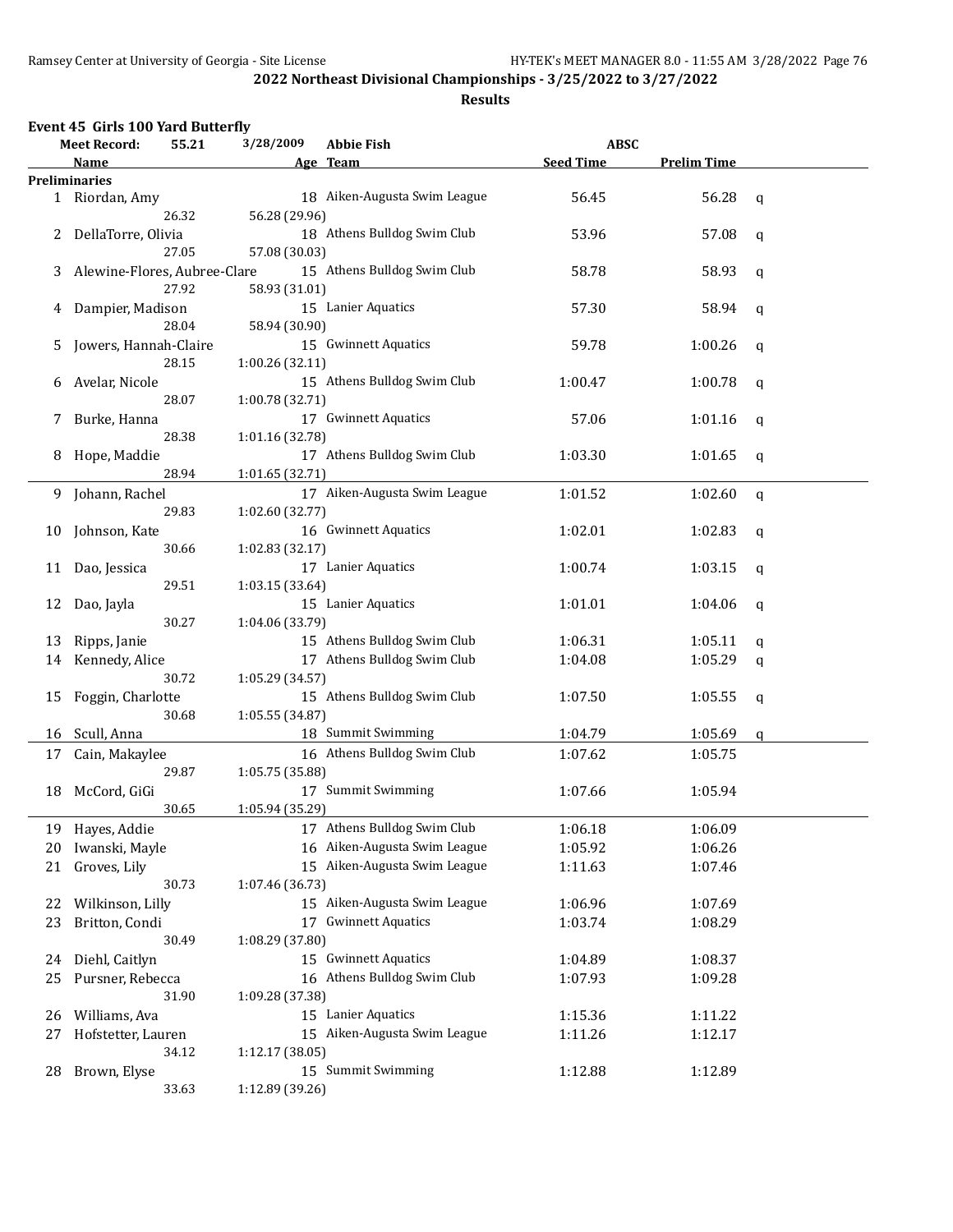**2022 Northeast Divisional Championships - 3/25/2022 to 3/27/2022**

**Results**

### Event 45 Girls 100 Yard Butterfly

Meet Record: 55.21 3/28/2009 Abbie Fish ABSC

| | Name | Age | Team | Seed Time | Prelim Time | |
|---|---|---|---|---|---|---|
| **Preliminaries** | | | | | | |
| 1 | Riordan, Amy | 18 | Aiken-Augusta Swim League | 56.45 | 56.28 | q |
| | 26.32 | 56.28 (29.96) | | | | |
| 2 | DellaTorre, Olivia | 18 | Athens Bulldog Swim Club | 53.96 | 57.08 | q |
| | 27.05 | 57.08 (30.03) | | | | |
| 3 | Alewine-Flores, Aubree-Clare | 15 | Athens Bulldog Swim Club | 58.78 | 58.93 | q |
| | 27.92 | 58.93 (31.01) | | | | |
| 4 | Dampier, Madison | 15 | Lanier Aquatics | 57.30 | 58.94 | q |
| | 28.04 | 58.94 (30.90) | | | | |
| 5 | Jowers, Hannah-Claire | 15 | Gwinnett Aquatics | 59.78 | 1:00.26 | q |
| | 28.15 | 1:00.26 (32.11) | | | | |
| 6 | Avelar, Nicole | 15 | Athens Bulldog Swim Club | 1:00.47 | 1:00.78 | q |
| | 28.07 | 1:00.78 (32.71) | | | | |
| 7 | Burke, Hanna | 17 | Gwinnett Aquatics | 57.06 | 1:01.16 | q |
| | 28.38 | 1:01.16 (32.78) | | | | |
| 8 | Hope, Maddie | 17 | Athens Bulldog Swim Club | 1:03.30 | 1:01.65 | q |
| | 28.94 | 1:01.65 (32.71) | | | | |
| 9 | Johann, Rachel | 17 | Aiken-Augusta Swim League | 1:01.52 | 1:02.60 | q |
| | 29.83 | 1:02.60 (32.77) | | | | |
| 10 | Johnson, Kate | 16 | Gwinnett Aquatics | 1:02.01 | 1:02.83 | q |
| | 30.66 | 1:02.83 (32.17) | | | | |
| 11 | Dao, Jessica | 17 | Lanier Aquatics | 1:00.74 | 1:03.15 | q |
| | 29.51 | 1:03.15 (33.64) | | | | |
| 12 | Dao, Jayla | 15 | Lanier Aquatics | 1:01.01 | 1:04.06 | q |
| | 30.27 | 1:04.06 (33.79) | | | | |
| 13 | Ripps, Janie | 15 | Athens Bulldog Swim Club | 1:06.31 | 1:05.11 | q |
| 14 | Kennedy, Alice | 17 | Athens Bulldog Swim Club | 1:04.08 | 1:05.29 | q |
| | 30.72 | 1:05.29 (34.57) | | | | |
| 15 | Foggin, Charlotte | 15 | Athens Bulldog Swim Club | 1:07.50 | 1:05.55 | q |
| | 30.68 | 1:05.55 (34.87) | | | | |
| 16 | Scull, Anna | 18 | Summit Swimming | 1:04.79 | 1:05.69 | q |
| 17 | Cain, Makaylee | 16 | Athens Bulldog Swim Club | 1:07.62 | 1:05.75 | |
| | 29.87 | 1:05.75 (35.88) | | | | |
| 18 | McCord, GiGi | 17 | Summit Swimming | 1:07.66 | 1:05.94 | |
| | 30.65 | 1:05.94 (35.29) | | | | |
| 19 | Hayes, Addie | 17 | Athens Bulldog Swim Club | 1:06.18 | 1:06.09 | |
| 20 | Iwanski, Mayle | 16 | Aiken-Augusta Swim League | 1:05.92 | 1:06.26 | |
| 21 | Groves, Lily | 15 | Aiken-Augusta Swim League | 1:11.63 | 1:07.46 | |
| | 30.73 | 1:07.46 (36.73) | | | | |
| 22 | Wilkinson, Lilly | 15 | Aiken-Augusta Swim League | 1:06.96 | 1:07.69 | |
| 23 | Britton, Condi | 17 | Gwinnett Aquatics | 1:03.74 | 1:08.29 | |
| | 30.49 | 1:08.29 (37.80) | | | | |
| 24 | Diehl, Caitlyn | 15 | Gwinnett Aquatics | 1:04.89 | 1:08.37 | |
| 25 | Pursner, Rebecca | 16 | Athens Bulldog Swim Club | 1:07.93 | 1:09.28 | |
| | 31.90 | 1:09.28 (37.38) | | | | |
| 26 | Williams, Ava | 15 | Lanier Aquatics | 1:15.36 | 1:11.22 | |
| 27 | Hofstetter, Lauren | 15 | Aiken-Augusta Swim League | 1:11.26 | 1:12.17 | |
| | 34.12 | 1:12.17 (38.05) | | | | |
| 28 | Brown, Elyse | 15 | Summit Swimming | 1:12.88 | 1:12.89 | |
| | 33.63 | 1:12.89 (39.26) | | | | |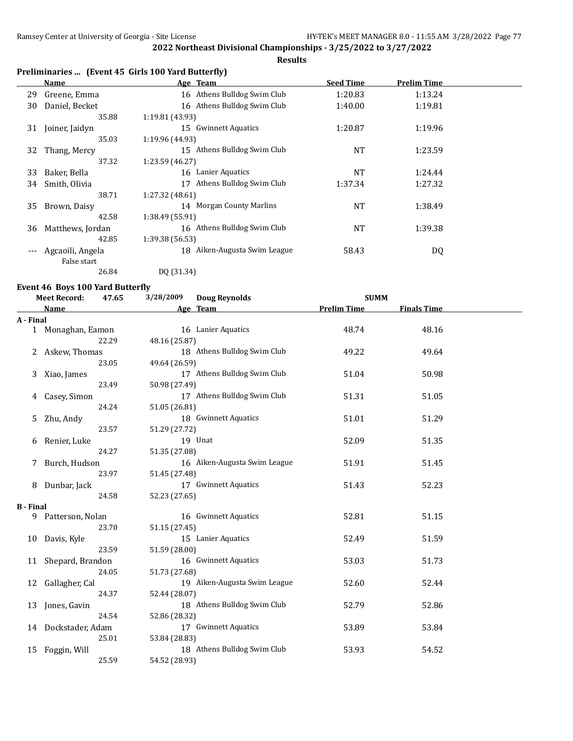## 2022 Northeast Divisional Championships - 3/25/2022 to 3/27/2022

**Results**

### Preliminaries ... (Event 45 Girls 100 Yard Butterfly)

| | Name | Age | Team | Seed Time | Prelim Time |
|---|---|---|---|---|---|
| 29 | Greene, Emma | 16 | Athens Bulldog Swim Club | 1:20.83 | 1:13.24 |
| 30 | Daniel, Becket | 16 | Athens Bulldog Swim Club | 1:40.00 | 1:19.81 |
| | 35.88 | 1:19.81 (43.93) | | | |
| 31 | Joiner, Jaidyn | 15 | Gwinnett Aquatics | 1:20.87 | 1:19.96 |
| | 35.03 | 1:19.96 (44.93) | | | |
| 32 | Thang, Mercy | 15 | Athens Bulldog Swim Club | NT | 1:23.59 |
| | 37.32 | 1:23.59 (46.27) | | | |
| 33 | Baker, Bella | 16 | Lanier Aquatics | NT | 1:24.44 |
| 34 | Smith, Olivia | 17 | Athens Bulldog Swim Club | 1:37.34 | 1:27.32 |
| | 38.71 | 1:27.32 (48.61) | | | |
| 35 | Brown, Daisy | 14 | Morgan County Marlins | NT | 1:38.49 |
| | 42.58 | 1:38.49 (55.91) | | | |
| 36 | Matthews, Jordan | 16 | Athens Bulldog Swim Club | NT | 1:39.38 |
| | 42.85 | 1:39.38 (56.53) | | | |
| --- | Agcaoili, Angela | 18 | Aiken-Augusta Swim League | 58.43 | DQ |
| | False start | | | | |
| | 26.84 | DQ (31.34) | | | |

### Event 46 Boys 100 Yard Butterfly

Meet Record: 47.65 3/28/2009 Doug Reynolds SUMM

| | Name | Age | Team | Prelim Time | Finals Time |
|---|---|---|---|---|---|
| **A - Final** | | | | | |
| 1 | Monaghan, Eamon | 16 | Lanier Aquatics | 48.74 | 48.16 |
| | 22.29 | 48.16 (25.87) | | | |
| 2 | Askew, Thomas | 18 | Athens Bulldog Swim Club | 49.22 | 49.64 |
| | 23.05 | 49.64 (26.59) | | | |
| 3 | Xiao, James | 17 | Athens Bulldog Swim Club | 51.04 | 50.98 |
| | 23.49 | 50.98 (27.49) | | | |
| 4 | Casey, Simon | 17 | Athens Bulldog Swim Club | 51.31 | 51.05 |
| | 24.24 | 51.05 (26.81) | | | |
| 5 | Zhu, Andy | 18 | Gwinnett Aquatics | 51.01 | 51.29 |
| | 23.57 | 51.29 (27.72) | | | |
| 6 | Renier, Luke | 19 | Unat | 52.09 | 51.35 |
| | 24.27 | 51.35 (27.08) | | | |
| 7 | Burch, Hudson | 16 | Aiken-Augusta Swim League | 51.91 | 51.45 |
| | 23.97 | 51.45 (27.48) | | | |
| 8 | Dunbar, Jack | 17 | Gwinnett Aquatics | 51.43 | 52.23 |
| | 24.58 | 52.23 (27.65) | | | |
| **B - Final** | | | | | |
| 9 | Patterson, Nolan | 16 | Gwinnett Aquatics | 52.81 | 51.15 |
| | 23.70 | 51.15 (27.45) | | | |
| 10 | Davis, Kyle | 15 | Lanier Aquatics | 52.49 | 51.59 |
| | 23.59 | 51.59 (28.00) | | | |
| 11 | Shepard, Brandon | 16 | Gwinnett Aquatics | 53.03 | 51.73 |
| | 24.05 | 51.73 (27.68) | | | |
| 12 | Gallagher, Cal | 19 | Aiken-Augusta Swim League | 52.60 | 52.44 |
| | 24.37 | 52.44 (28.07) | | | |
| 13 | Jones, Gavin | 18 | Athens Bulldog Swim Club | 52.79 | 52.86 |
| | 24.54 | 52.86 (28.32) | | | |
| 14 | Dockstader, Adam | 17 | Gwinnett Aquatics | 53.89 | 53.84 |
| | 25.01 | 53.84 (28.83) | | | |
| 15 | Foggin, Will | 18 | Athens Bulldog Swim Club | 53.93 | 54.52 |
| | 25.59 | 54.52 (28.93) | | | |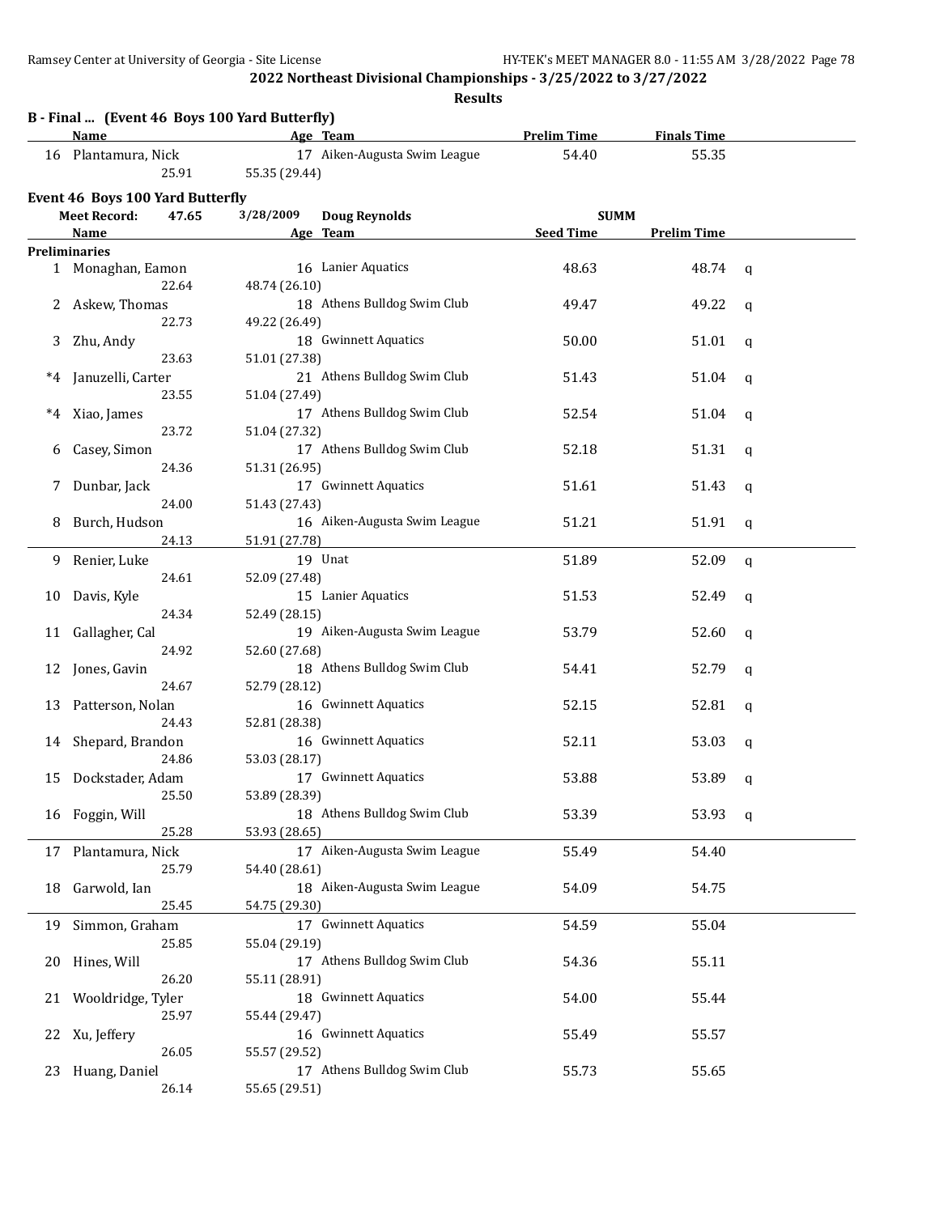**2022 Northeast Divisional Championships - 3/25/2022 to 3/27/2022**

**Results**

### B - Final ... (Event 46 Boys 100 Yard Butterfly)

| | Name | Age | Team | Prelim Time | Finals Time |
|---|---|---|---|---|---|
| 16 | Plantamura, Nick | 17 | Aiken-Augusta Swim League | 54.40 | 55.35 |
| | 25.91 | 55.35 (29.44) | | | |

### Event 46 Boys 100 Yard Butterfly

**Meet Record:** 47.65 3/28/2009 Doug Reynolds SUMM

**Preliminaries**

| | Name | Age | Team | Seed Time | Prelim Time | |
|---|---|---|---|---|---|---|
| 1 | Monaghan, Eamon | 16 | Lanier Aquatics | 48.63 | 48.74 | q |
| | 22.64 | 48.74 (26.10) | | | | |
| 2 | Askew, Thomas | 18 | Athens Bulldog Swim Club | 49.47 | 49.22 | q |
| | 22.73 | 49.22 (26.49) | | | | |
| 3 | Zhu, Andy | 18 | Gwinnett Aquatics | 50.00 | 51.01 | q |
| | 23.63 | 51.01 (27.38) | | | | |
| *4 | Januzelli, Carter | 21 | Athens Bulldog Swim Club | 51.43 | 51.04 | q |
| | 23.55 | 51.04 (27.49) | | | | |
| *4 | Xiao, James | 17 | Athens Bulldog Swim Club | 52.54 | 51.04 | q |
| | 23.72 | 51.04 (27.32) | | | | |
| 6 | Casey, Simon | 17 | Athens Bulldog Swim Club | 52.18 | 51.31 | q |
| | 24.36 | 51.31 (26.95) | | | | |
| 7 | Dunbar, Jack | 17 | Gwinnett Aquatics | 51.61 | 51.43 | q |
| | 24.00 | 51.43 (27.43) | | | | |
| 8 | Burch, Hudson | 16 | Aiken-Augusta Swim League | 51.21 | 51.91 | q |
| | 24.13 | 51.91 (27.78) | | | | |
| 9 | Renier, Luke | 19 | Unat | 51.89 | 52.09 | q |
| | 24.61 | 52.09 (27.48) | | | | |
| 10 | Davis, Kyle | 15 | Lanier Aquatics | 51.53 | 52.49 | q |
| | 24.34 | 52.49 (28.15) | | | | |
| 11 | Gallagher, Cal | 19 | Aiken-Augusta Swim League | 53.79 | 52.60 | q |
| | 24.92 | 52.60 (27.68) | | | | |
| 12 | Jones, Gavin | 18 | Athens Bulldog Swim Club | 54.41 | 52.79 | q |
| | 24.67 | 52.79 (28.12) | | | | |
| 13 | Patterson, Nolan | 16 | Gwinnett Aquatics | 52.15 | 52.81 | q |
| | 24.43 | 52.81 (28.38) | | | | |
| 14 | Shepard, Brandon | 16 | Gwinnett Aquatics | 52.11 | 53.03 | q |
| | 24.86 | 53.03 (28.17) | | | | |
| 15 | Dockstader, Adam | 17 | Gwinnett Aquatics | 53.88 | 53.89 | q |
| | 25.50 | 53.89 (28.39) | | | | |
| 16 | Foggin, Will | 18 | Athens Bulldog Swim Club | 53.39 | 53.93 | q |
| | 25.28 | 53.93 (28.65) | | | | |
| 17 | Plantamura, Nick | 17 | Aiken-Augusta Swim League | 55.49 | 54.40 | |
| | 25.79 | 54.40 (28.61) | | | | |
| 18 | Garwold, Ian | 18 | Aiken-Augusta Swim League | 54.09 | 54.75 | |
| | 25.45 | 54.75 (29.30) | | | | |
| 19 | Simmon, Graham | 17 | Gwinnett Aquatics | 54.59 | 55.04 | |
| | 25.85 | 55.04 (29.19) | | | | |
| 20 | Hines, Will | 17 | Athens Bulldog Swim Club | 54.36 | 55.11 | |
| | 26.20 | 55.11 (28.91) | | | | |
| 21 | Wooldridge, Tyler | 18 | Gwinnett Aquatics | 54.00 | 55.44 | |
| | 25.97 | 55.44 (29.47) | | | | |
| 22 | Xu, Jeffery | 16 | Gwinnett Aquatics | 55.49 | 55.57 | |
| | 26.05 | 55.57 (29.52) | | | | |
| 23 | Huang, Daniel | 17 | Athens Bulldog Swim Club | 55.73 | 55.65 | |
| | 26.14 | 55.65 (29.51) | | | | |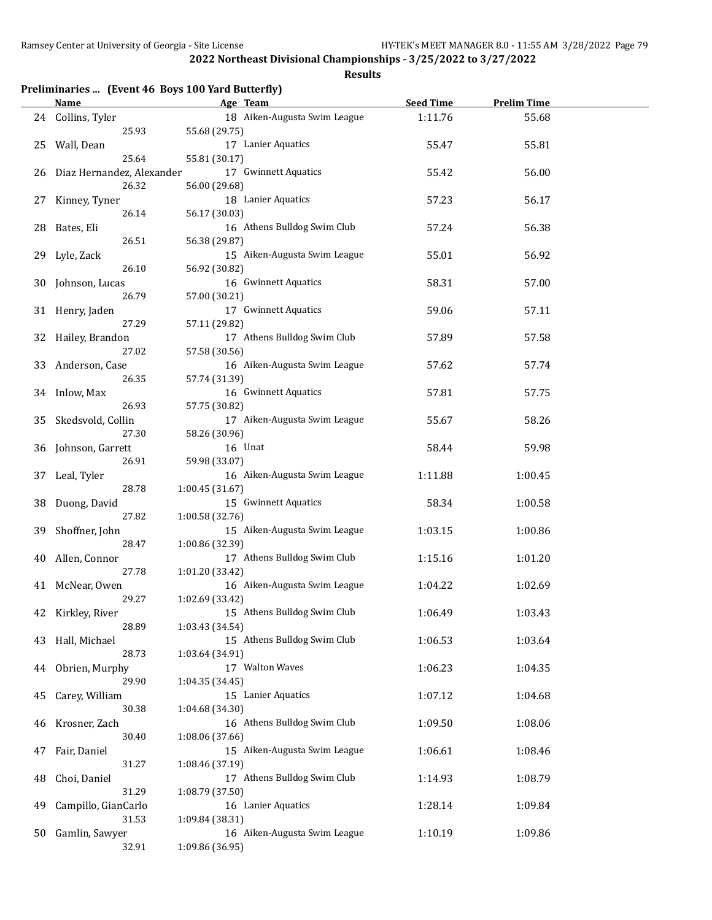**2022 Northeast Divisional Championships - 3/25/2022 to 3/27/2022**

**Results**

## Preliminaries ... (Event 46 Boys 100 Yard Butterfly)

| | Name | Age | Team | Seed Time | Prelim Time |
|---|---|---|---|---|---|
| 24 | Collins, Tyler | 18 | Aiken-Augusta Swim League | 1:11.76 | 55.68 |
| | 25.93 | 55.68 (29.75) | | | |
| 25 | Wall, Dean | 17 | Lanier Aquatics | 55.47 | 55.81 |
| | 25.64 | 55.81 (30.17) | | | |
| 26 | Diaz Hernandez, Alexander | 17 | Gwinnett Aquatics | 55.42 | 56.00 |
| | 26.32 | 56.00 (29.68) | | | |
| 27 | Kinney, Tyner | 18 | Lanier Aquatics | 57.23 | 56.17 |
| | 26.14 | 56.17 (30.03) | | | |
| 28 | Bates, Eli | 16 | Athens Bulldog Swim Club | 57.24 | 56.38 |
| | 26.51 | 56.38 (29.87) | | | |
| 29 | Lyle, Zack | 15 | Aiken-Augusta Swim League | 55.01 | 56.92 |
| | 26.10 | 56.92 (30.82) | | | |
| 30 | Johnson, Lucas | 16 | Gwinnett Aquatics | 58.31 | 57.00 |
| | 26.79 | 57.00 (30.21) | | | |
| 31 | Henry, Jaden | 17 | Gwinnett Aquatics | 59.06 | 57.11 |
| | 27.29 | 57.11 (29.82) | | | |
| 32 | Hailey, Brandon | 17 | Athens Bulldog Swim Club | 57.89 | 57.58 |
| | 27.02 | 57.58 (30.56) | | | |
| 33 | Anderson, Case | 16 | Aiken-Augusta Swim League | 57.62 | 57.74 |
| | 26.35 | 57.74 (31.39) | | | |
| 34 | Inlow, Max | 16 | Gwinnett Aquatics | 57.81 | 57.75 |
| | 26.93 | 57.75 (30.82) | | | |
| 35 | Skedsvold, Collin | 17 | Aiken-Augusta Swim League | 55.67 | 58.26 |
| | 27.30 | 58.26 (30.96) | | | |
| 36 | Johnson, Garrett | 16 | Unat | 58.44 | 59.98 |
| | 26.91 | 59.98 (33.07) | | | |
| 37 | Leal, Tyler | 16 | Aiken-Augusta Swim League | 1:11.88 | 1:00.45 |
| | 28.78 | 1:00.45 (31.67) | | | |
| 38 | Duong, David | 15 | Gwinnett Aquatics | 58.34 | 1:00.58 |
| | 27.82 | 1:00.58 (32.76) | | | |
| 39 | Shoffner, John | 15 | Aiken-Augusta Swim League | 1:03.15 | 1:00.86 |
| | 28.47 | 1:00.86 (32.39) | | | |
| 40 | Allen, Connor | 17 | Athens Bulldog Swim Club | 1:15.16 | 1:01.20 |
| | 27.78 | 1:01.20 (33.42) | | | |
| 41 | McNear, Owen | 16 | Aiken-Augusta Swim League | 1:04.22 | 1:02.69 |
| | 29.27 | 1:02.69 (33.42) | | | |
| 42 | Kirkley, River | 15 | Athens Bulldog Swim Club | 1:06.49 | 1:03.43 |
| | 28.89 | 1:03.43 (34.54) | | | |
| 43 | Hall, Michael | 15 | Athens Bulldog Swim Club | 1:06.53 | 1:03.64 |
| | 28.73 | 1:03.64 (34.91) | | | |
| 44 | Obrien, Murphy | 17 | Walton Waves | 1:06.23 | 1:04.35 |
| | 29.90 | 1:04.35 (34.45) | | | |
| 45 | Carey, William | 15 | Lanier Aquatics | 1:07.12 | 1:04.68 |
| | 30.38 | 1:04.68 (34.30) | | | |
| 46 | Krosner, Zach | 16 | Athens Bulldog Swim Club | 1:09.50 | 1:08.06 |
| | 30.40 | 1:08.06 (37.66) | | | |
| 47 | Fair, Daniel | 15 | Aiken-Augusta Swim League | 1:06.61 | 1:08.46 |
| | 31.27 | 1:08.46 (37.19) | | | |
| 48 | Choi, Daniel | 17 | Athens Bulldog Swim Club | 1:14.93 | 1:08.79 |
| | 31.29 | 1:08.79 (37.50) | | | |
| 49 | Campillo, GianCarlo | 16 | Lanier Aquatics | 1:28.14 | 1:09.84 |
| | 31.53 | 1:09.84 (38.31) | | | |
| 50 | Gamlin, Sawyer | 16 | Aiken-Augusta Swim League | 1:10.19 | 1:09.86 |
| | 32.91 | 1:09.86 (36.95) | | | |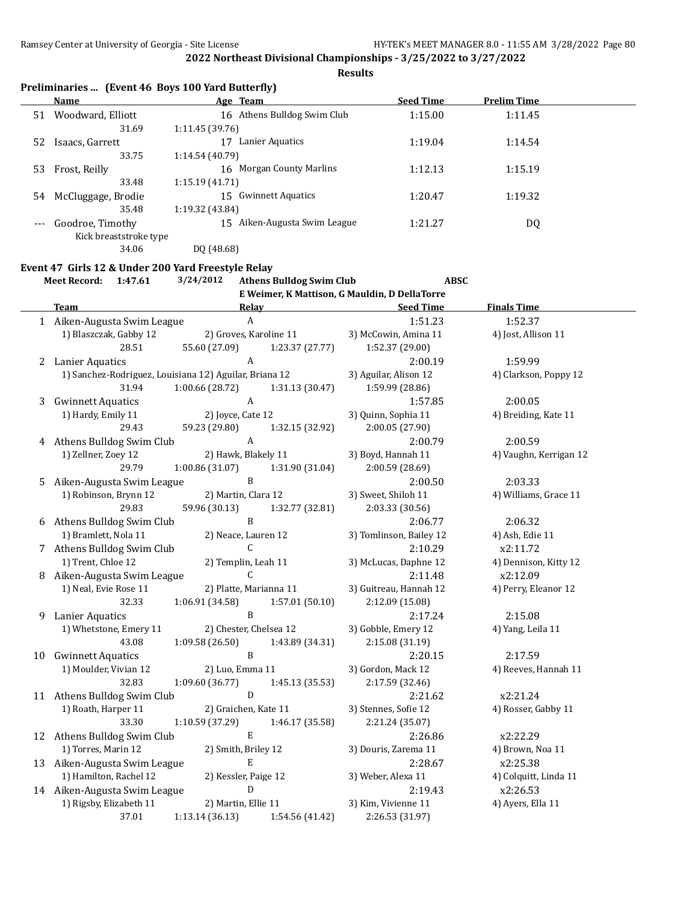**2022 Northeast Divisional Championships - 3/25/2022 to 3/27/2022**

**Results**

### Preliminaries ... (Event 46 Boys 100 Yard Butterfly)

| | Name | Age | Team | Seed Time | Prelim Time |
|---|---|---|---|---|---|
| 51 | Woodward, Elliott | 16 | Athens Bulldog Swim Club | 1:15.00 | 1:11.45 |
| | 31.69 | 1:11.45 (39.76) | | | |
| 52 | Isaacs, Garrett | 17 | Lanier Aquatics | 1:19.04 | 1:14.54 |
| | 33.75 | 1:14.54 (40.79) | | | |
| 53 | Frost, Reilly | 16 | Morgan County Marlins | 1:12.13 | 1:15.19 |
| | 33.48 | 1:15.19 (41.71) | | | |
| 54 | McCluggage, Brodie | 15 | Gwinnett Aquatics | 1:20.47 | 1:19.32 |
| | 35.48 | 1:19.32 (43.84) | | | |
| --- | Goodroe, Timothy | 15 | Aiken-Augusta Swim League | 1:21.27 | DQ |
| | Kick breaststroke type | | | | |
| | 34.06 | DQ (48.68) | | | |

### Event 47 Girls 12 & Under 200 Yard Freestyle Relay

**Meet Record:** 1:47.61 3/24/2012 Athens Bulldog Swim Club ABSC
E Weimer, K Mattison, G Mauldin, D DellaTorre

| | Team | Relay | Seed Time | Finals Time |
|---|---|---|---|---|
| 1 | Aiken-Augusta Swim League | A | 1:51.23 | 1:52.37 |
| | 1) Blaszczak, Gabby 12 | 2) Groves, Karoline 11 | 3) McCowin, Amina 11 | 4) Jost, Allison 11 |
| | 28.51 | 55.60 (27.09) 1:23.37 (27.77) | 1:52.37 (29.00) | |
| 2 | Lanier Aquatics | A | 2:00.19 | 1:59.99 |
| | 1) Sanchez-Rodriguez, Louisiana 12 | 2) Aguilar, Briana 12 | 3) Aguilar, Alison 12 | 4) Clarkson, Poppy 12 |
| | 31.94 | 1:00.66 (28.72) 1:31.13 (30.47) | 1:59.99 (28.86) | |
| 3 | Gwinnett Aquatics | A | 1:57.85 | 2:00.05 |
| | 1) Hardy, Emily 11 | 2) Joyce, Cate 12 | 3) Quinn, Sophia 11 | 4) Breiding, Kate 11 |
| | 29.43 | 59.23 (29.80) 1:32.15 (32.92) | 2:00.05 (27.90) | |
| 4 | Athens Bulldog Swim Club | A | 2:00.79 | 2:00.59 |
| | 1) Zellner, Zoey 12 | 2) Hawk, Blakely 11 | 3) Boyd, Hannah 11 | 4) Vaughn, Kerrigan 12 |
| | 29.79 | 1:00.86 (31.07) 1:31.90 (31.04) | 2:00.59 (28.69) | |
| 5 | Aiken-Augusta Swim League | B | 2:00.50 | 2:03.33 |
| | 1) Robinson, Brynn 12 | 2) Martin, Clara 12 | 3) Sweet, Shiloh 11 | 4) Williams, Grace 11 |
| | 29.83 | 59.96 (30.13) 1:32.77 (32.81) | 2:03.33 (30.56) | |
| 6 | Athens Bulldog Swim Club | B | 2:06.77 | 2:06.32 |
| | 1) Bramlett, Nola 11 | 2) Neace, Lauren 12 | 3) Tomlinson, Bailey 12 | 4) Ash, Edie 11 |
| 7 | Athens Bulldog Swim Club | C | 2:10.29 | x2:11.72 |
| | 1) Trent, Chloe 12 | 2) Templin, Leah 11 | 3) McLucas, Daphne 12 | 4) Dennison, Kitty 12 |
| 8 | Aiken-Augusta Swim League | C | 2:11.48 | x2:12.09 |
| | 1) Neal, Evie Rose 11 | 2) Platte, Marianna 11 | 3) Guitreau, Hannah 12 | 4) Perry, Eleanor 12 |
| | 32.33 | 1:06.91 (34.58) 1:57.01 (50.10) | 2:12.09 (15.08) | |
| 9 | Lanier Aquatics | B | 2:17.24 | 2:15.08 |
| | 1) Whetstone, Emery 11 | 2) Chester, Chelsea 12 | 3) Gobble, Emery 12 | 4) Yang, Leila 11 |
| | 43.08 | 1:09.58 (26.50) 1:43.89 (34.31) | 2:15.08 (31.19) | |
| 10 | Gwinnett Aquatics | B | 2:20.15 | 2:17.59 |
| | 1) Moulder, Vivian 12 | 2) Luo, Emma 11 | 3) Gordon, Mack 12 | 4) Reeves, Hannah 11 |
| | 32.83 | 1:09.60 (36.77) 1:45.13 (35.53) | 2:17.59 (32.46) | |
| 11 | Athens Bulldog Swim Club | D | 2:21.62 | x2:21.24 |
| | 1) Roath, Harper 11 | 2) Graichen, Kate 11 | 3) Stennes, Sofie 12 | 4) Rosser, Gabby 11 |
| | 33.30 | 1:10.59 (37.29) 1:46.17 (35.58) | 2:21.24 (35.07) | |
| 12 | Athens Bulldog Swim Club | E | 2:26.86 | x2:22.29 |
| | 1) Torres, Marin 12 | 2) Smith, Briley 12 | 3) Douris, Zarema 11 | 4) Brown, Noa 11 |
| 13 | Aiken-Augusta Swim League | E | 2:28.67 | x2:25.38 |
| | 1) Hamilton, Rachel 12 | 2) Kessler, Paige 12 | 3) Weber, Alexa 11 | 4) Colquitt, Linda 11 |
| 14 | Aiken-Augusta Swim League | D | 2:19.43 | x2:26.53 |
| | 1) Rigsby, Elizabeth 11 | 2) Martin, Ellie 11 | 3) Kim, Vivienne 11 | 4) Ayers, Ella 11 |
| | 37.01 | 1:13.14 (36.13) 1:54.56 (41.42) | 2:26.53 (31.97) | |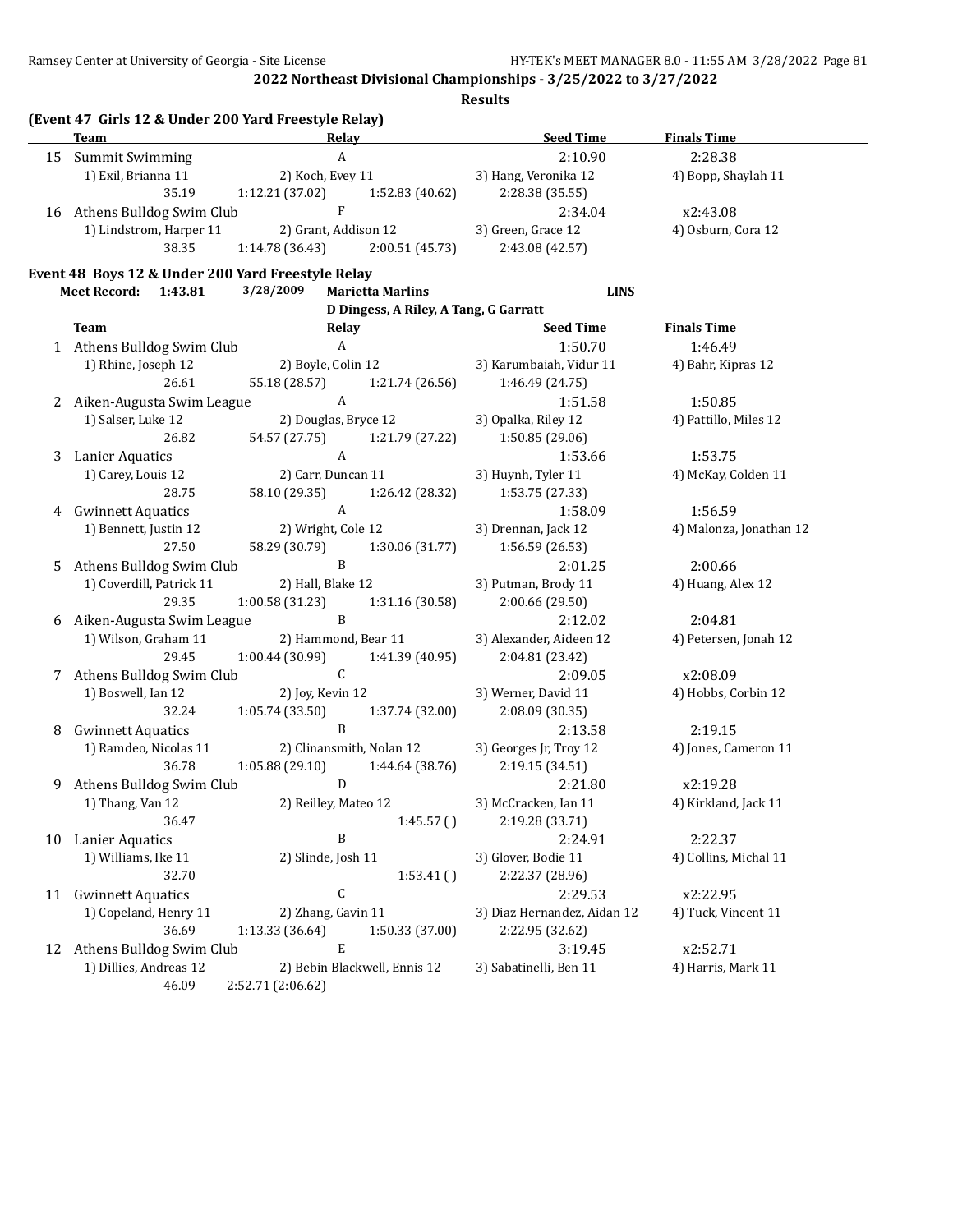## 2022 Northeast Divisional Championships - 3/25/2022 to 3/27/2022

**Results**

### (Event 47 Girls 12 & Under 200 Yard Freestyle Relay)

| | Team | Relay | Seed Time | Finals Time |
|---|---|---|---|---|
| 15 | Summit Swimming | A | 2:10.90 | 2:28.38 |
| | 1) Exil, Brianna 11 | 2) Koch, Evey 11 | 3) Hang, Veronika 12 | 4) Bopp, Shaylah 11 |
| | 35.19 | 1:12.21 (37.02) | 1:52.83 (40.62) | 2:28.38 (35.55) |
| 16 | Athens Bulldog Swim Club | F | 2:34.04 | x2:43.08 |
| | 1) Lindstrom, Harper 11 | 2) Grant, Addison 12 | 3) Green, Grace 12 | 4) Osburn, Cora 12 |
| | 38.35 | 1:14.78 (36.43) | 2:00.51 (45.73) | 2:43.08 (42.57) |

### Event 48 Boys 12 & Under 200 Yard Freestyle Relay

**Meet Record:** 1:43.81 3/28/2009 **Marietta Marlins** **LINS**
D Dingess, A Riley, A Tang, G Garratt

| | Team | Relay | Seed Time | Finals Time |
|---|---|---|---|---|
| 1 | Athens Bulldog Swim Club | A | 1:50.70 | 1:46.49 |
| | 1) Rhine, Joseph 12 | 2) Boyle, Colin 12 | 3) Karumbaiah, Vidur 11 | 4) Bahr, Kipras 12 |
| | 26.61 | 55.18 (28.57) | 1:21.74 (26.56) | 1:46.49 (24.75) |
| 2 | Aiken-Augusta Swim League | A | 1:51.58 | 1:50.85 |
| | 1) Salser, Luke 12 | 2) Douglas, Bryce 12 | 3) Opalka, Riley 12 | 4) Pattillo, Miles 12 |
| | 26.82 | 54.57 (27.75) | 1:21.79 (27.22) | 1:50.85 (29.06) |
| 3 | Lanier Aquatics | A | 1:53.66 | 1:53.75 |
| | 1) Carey, Louis 12 | 2) Carr, Duncan 11 | 3) Huynh, Tyler 11 | 4) McKay, Colden 11 |
| | 28.75 | 58.10 (29.35) | 1:26.42 (28.32) | 1:53.75 (27.33) |
| 4 | Gwinnett Aquatics | A | 1:58.09 | 1:56.59 |
| | 1) Bennett, Justin 12 | 2) Wright, Cole 12 | 3) Drennan, Jack 12 | 4) Malonza, Jonathan 12 |
| | 27.50 | 58.29 (30.79) | 1:30.06 (31.77) | 1:56.59 (26.53) |
| 5 | Athens Bulldog Swim Club | B | 2:01.25 | 2:00.66 |
| | 1) Coverdill, Patrick 11 | 2) Hall, Blake 12 | 3) Putman, Brody 11 | 4) Huang, Alex 12 |
| | 29.35 | 1:00.58 (31.23) | 1:31.16 (30.58) | 2:00.66 (29.50) |
| 6 | Aiken-Augusta Swim League | B | 2:12.02 | 2:04.81 |
| | 1) Wilson, Graham 11 | 2) Hammond, Bear 11 | 3) Alexander, Aideen 12 | 4) Petersen, Jonah 12 |
| | 29.45 | 1:00.44 (30.99) | 1:41.39 (40.95) | 2:04.81 (23.42) |
| 7 | Athens Bulldog Swim Club | C | 2:09.05 | x2:08.09 |
| | 1) Boswell, Ian 12 | 2) Joy, Kevin 12 | 3) Werner, David 11 | 4) Hobbs, Corbin 12 |
| | 32.24 | 1:05.74 (33.50) | 1:37.74 (32.00) | 2:08.09 (30.35) |
| 8 | Gwinnett Aquatics | B | 2:13.58 | 2:19.15 |
| | 1) Ramdeo, Nicolas 11 | 2) Clinansmith, Nolan 12 | 3) Georges Jr, Troy 12 | 4) Jones, Cameron 11 |
| | 36.78 | 1:05.88 (29.10) | 1:44.64 (38.76) | 2:19.15 (34.51) |
| 9 | Athens Bulldog Swim Club | D | 2:21.80 | x2:19.28 |
| | 1) Thang, Van 12 | 2) Reilley, Mateo 12 | 3) McCracken, Ian 11 | 4) Kirkland, Jack 11 |
| | 36.47 | | 1:45.57 ( ) | 2:19.28 (33.71) |
| 10 | Lanier Aquatics | B | 2:24.91 | 2:22.37 |
| | 1) Williams, Ike 11 | 2) Slinde, Josh 11 | 3) Glover, Bodie 11 | 4) Collins, Michal 11 |
| | 32.70 | | 1:53.41 ( ) | 2:22.37 (28.96) |
| 11 | Gwinnett Aquatics | C | 2:29.53 | x2:22.95 |
| | 1) Copeland, Henry 11 | 2) Zhang, Gavin 11 | 3) Diaz Hernandez, Aidan 12 | 4) Tuck, Vincent 11 |
| | 36.69 | 1:13.33 (36.64) | 1:50.33 (37.00) | 2:22.95 (32.62) |
| 12 | Athens Bulldog Swim Club | E | 3:19.45 | x2:52.71 |
| | 1) Dillies, Andreas 12 | 2) Bebin Blackwell, Ennis 12 | 3) Sabatinelli, Ben 11 | 4) Harris, Mark 11 |
| | 46.09 | 2:52.71 (2:06.62) | | |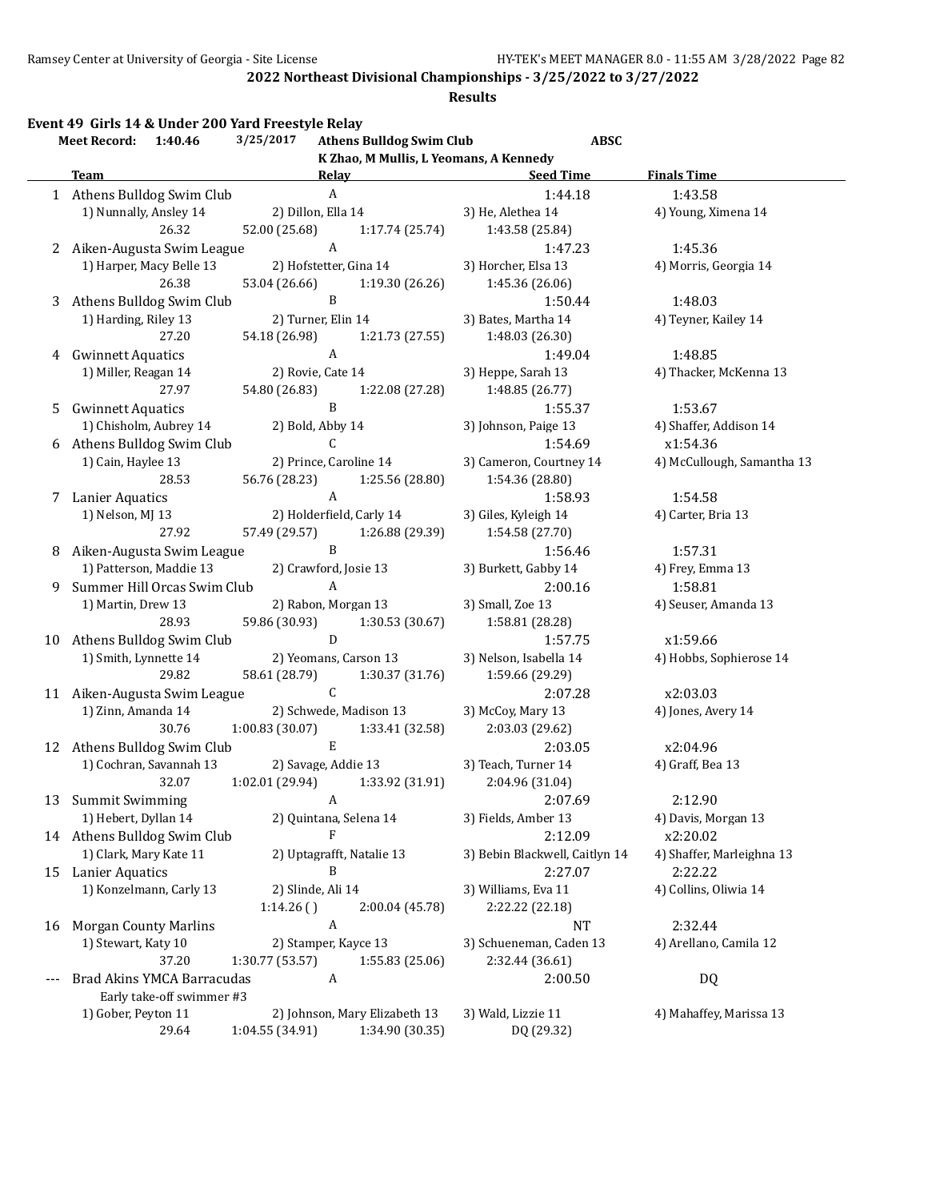**2022 Northeast Divisional Championships - 3/25/2022 to 3/27/2022**

**Results**

### Event 49 Girls 14 & Under 200 Yard Freestyle Relay

**Meet Record:** 1:40.46 3/25/2017 **Athens Bulldog Swim Club** **ABSC**
**K Zhao, M Mullis, L Yeomans, A Kennedy**

| | Team | Relay | | Seed Time | Finals Time |
|---|---|---|---|---|---|
| 1 | Athens Bulldog Swim Club | A | | 1:44.18 | 1:43.58 |
| | 1) Nunnally, Ansley 14 | 2) Dillon, Ella 14 | 3) He, Alethea 14 | 4) Young, Ximena 14 | |
| | 26.32 | 52.00 (25.68) | 1:17.74 (25.74) | 1:43.58 (25.84) | |
| 2 | Aiken-Augusta Swim League | A | | 1:47.23 | 1:45.36 |
| | 1) Harper, Macy Belle 13 | 2) Hofstetter, Gina 14 | 3) Horcher, Elsa 13 | 4) Morris, Georgia 14 | |
| | 26.38 | 53.04 (26.66) | 1:19.30 (26.26) | 1:45.36 (26.06) | |
| 3 | Athens Bulldog Swim Club | B | | 1:50.44 | 1:48.03 |
| | 1) Harding, Riley 13 | 2) Turner, Elin 14 | 3) Bates, Martha 14 | 4) Teyner, Kailey 14 | |
| | 27.20 | 54.18 (26.98) | 1:21.73 (27.55) | 1:48.03 (26.30) | |
| 4 | Gwinnett Aquatics | A | | 1:49.04 | 1:48.85 |
| | 1) Miller, Reagan 14 | 2) Rovie, Cate 14 | 3) Heppe, Sarah 13 | 4) Thacker, McKenna 13 | |
| | 27.97 | 54.80 (26.83) | 1:22.08 (27.28) | 1:48.85 (26.77) | |
| 5 | Gwinnett Aquatics | B | | 1:55.37 | 1:53.67 |
| | 1) Chisholm, Aubrey 14 | 2) Bold, Abby 14 | 3) Johnson, Paige 13 | 4) Shaffer, Addison 14 | |
| 6 | Athens Bulldog Swim Club | C | | 1:54.69 | x1:54.36 |
| | 1) Cain, Haylee 13 | 2) Prince, Caroline 14 | 3) Cameron, Courtney 14 | 4) McCullough, Samantha 13 | |
| | 28.53 | 56.76 (28.23) | 1:25.56 (28.80) | 1:54.36 (28.80) | |
| 7 | Lanier Aquatics | A | | 1:58.93 | 1:54.58 |
| | 1) Nelson, MJ 13 | 2) Holderfield, Carly 14 | 3) Giles, Kyleigh 14 | 4) Carter, Bria 13 | |
| | 27.92 | 57.49 (29.57) | 1:26.88 (29.39) | 1:54.58 (27.70) | |
| 8 | Aiken-Augusta Swim League | B | | 1:56.46 | 1:57.31 |
| | 1) Patterson, Maddie 13 | 2) Crawford, Josie 13 | 3) Burkett, Gabby 14 | 4) Frey, Emma 13 | |
| 9 | Summer Hill Orcas Swim Club | A | | 2:00.16 | 1:58.81 |
| | 1) Martin, Drew 13 | 2) Rabon, Morgan 13 | 3) Small, Zoe 13 | 4) Seuser, Amanda 13 | |
| | 28.93 | 59.86 (30.93) | 1:30.53 (30.67) | 1:58.81 (28.28) | |
| 10 | Athens Bulldog Swim Club | D | | 1:57.75 | x1:59.66 |
| | 1) Smith, Lynnette 14 | 2) Yeomans, Carson 13 | 3) Nelson, Isabella 14 | 4) Hobbs, Sophierose 14 | |
| | 29.82 | 58.61 (28.79) | 1:30.37 (31.76) | 1:59.66 (29.29) | |
| 11 | Aiken-Augusta Swim League | C | | 2:07.28 | x2:03.03 |
| | 1) Zinn, Amanda 14 | 2) Schwede, Madison 13 | 3) McCoy, Mary 13 | 4) Jones, Avery 14 | |
| | 30.76 | 1:00.83 (30.07) | 1:33.41 (32.58) | 2:03.03 (29.62) | |
| 12 | Athens Bulldog Swim Club | E | | 2:03.05 | x2:04.96 |
| | 1) Cochran, Savannah 13 | 2) Savage, Addie 13 | 3) Teach, Turner 14 | 4) Graff, Bea 13 | |
| | 32.07 | 1:02.01 (29.94) | 1:33.92 (31.91) | 2:04.96 (31.04) | |
| 13 | Summit Swimming | A | | 2:07.69 | 2:12.90 |
| | 1) Hebert, Dyllan 14 | 2) Quintana, Selena 14 | 3) Fields, Amber 13 | 4) Davis, Morgan 13 | |
| 14 | Athens Bulldog Swim Club | F | | 2:12.09 | x2:20.02 |
| | 1) Clark, Mary Kate 11 | 2) Uptagrafft, Natalie 13 | 3) Bebin Blackwell, Caitlyn 14 | 4) Shaffer, Marleighna 13 | |
| 15 | Lanier Aquatics | B | | 2:27.07 | 2:22.22 |
| | 1) Konzelmann, Carly 13 | 2) Slinde, Ali 14 | 3) Williams, Eva 11 | 4) Collins, Oliwia 14 | |
| | | 1:14.26 ( ) | 2:00.04 (45.78) | 2:22.22 (22.18) | |
| 16 | Morgan County Marlins | A | | NT | 2:32.44 |
| | 1) Stewart, Katy 10 | 2) Stamper, Kayce 13 | 3) Schueneman, Caden 13 | 4) Arellano, Camila 12 | |
| | 37.20 | 1:30.77 (53.57) | 1:55.83 (25.06) | 2:32.44 (36.61) | |
| --- | Brad Akins YMCA Barracudas | A | | 2:00.50 | DQ |
| | Early take-off swimmer #3 | | | | |
| | 1) Gober, Peyton 11 | 2) Johnson, Mary Elizabeth 13 | 3) Wald, Lizzie 11 | 4) Mahaffey, Marissa 13 | |
| | 29.64 | 1:04.55 (34.91) | 1:34.90 (30.35) | DQ (29.32) | |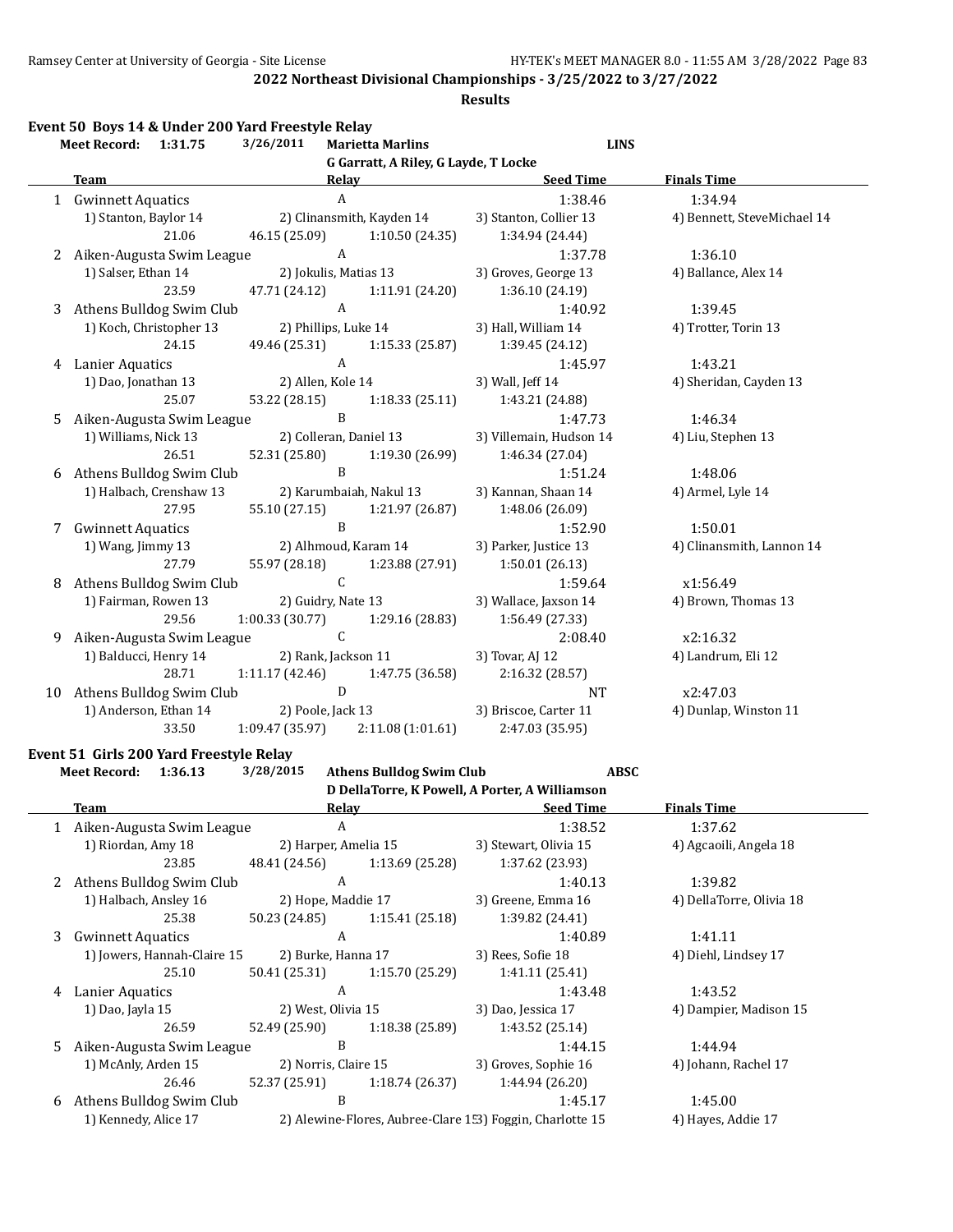**2022 Northeast Divisional Championships - 3/25/2022 to 3/27/2022**

**Results**

## Event 50 Boys 14 & Under 200 Yard Freestyle Relay

**Meet Record:** 1:31.75 3/26/2011 **Marietta Marlins** LINS
G Garratt, A Riley, G Layde, T Locke

| | Team | Relay | Seed Time | Finals Time |
|---|---|---|---|---|
| 1 | Gwinnett Aquatics | A | 1:38.46 | 1:34.94 |
| | 1) Stanton, Baylor 14 | 2) Clinansmith, Kayden 14 | 3) Stanton, Collier 13 | 4) Bennett, SteveMichael 14 |
| | 21.06 | 46.15 (25.09) 1:10.50 (24.35) | 1:34.94 (24.44) | |
| 2 | Aiken-Augusta Swim League | A | 1:37.78 | 1:36.10 |
| | 1) Salser, Ethan 14 | 2) Jokulis, Matias 13 | 3) Groves, George 13 | 4) Ballance, Alex 14 |
| | 23.59 | 47.71 (24.12) 1:11.91 (24.20) | 1:36.10 (24.19) | |
| 3 | Athens Bulldog Swim Club | A | 1:40.92 | 1:39.45 |
| | 1) Koch, Christopher 13 | 2) Phillips, Luke 14 | 3) Hall, William 14 | 4) Trotter, Torin 13 |
| | 24.15 | 49.46 (25.31) 1:15.33 (25.87) | 1:39.45 (24.12) | |
| 4 | Lanier Aquatics | A | 1:45.97 | 1:43.21 |
| | 1) Dao, Jonathan 13 | 2) Allen, Kole 14 | 3) Wall, Jeff 14 | 4) Sheridan, Cayden 13 |
| | 25.07 | 53.22 (28.15) 1:18.33 (25.11) | 1:43.21 (24.88) | |
| 5 | Aiken-Augusta Swim League | B | 1:47.73 | 1:46.34 |
| | 1) Williams, Nick 13 | 2) Colleran, Daniel 13 | 3) Villemain, Hudson 14 | 4) Liu, Stephen 13 |
| | 26.51 | 52.31 (25.80) 1:19.30 (26.99) | 1:46.34 (27.04) | |
| 6 | Athens Bulldog Swim Club | B | 1:51.24 | 1:48.06 |
| | 1) Halbach, Crenshaw 13 | 2) Karumbaiah, Nakul 13 | 3) Kannan, Shaan 14 | 4) Armel, Lyle 14 |
| | 27.95 | 55.10 (27.15) 1:21.97 (26.87) | 1:48.06 (26.09) | |
| 7 | Gwinnett Aquatics | B | 1:52.90 | 1:50.01 |
| | 1) Wang, Jimmy 13 | 2) Alhmoud, Karam 14 | 3) Parker, Justice 13 | 4) Clinansmith, Lannon 14 |
| | 27.79 | 55.97 (28.18) 1:23.88 (27.91) | 1:50.01 (26.13) | |
| 8 | Athens Bulldog Swim Club | C | 1:59.64 | x1:56.49 |
| | 1) Fairman, Rowen 13 | 2) Guidry, Nate 13 | 3) Wallace, Jaxson 14 | 4) Brown, Thomas 13 |
| | 29.56 | 1:00.33 (30.77) 1:29.16 (28.83) | 1:56.49 (27.33) | |
| 9 | Aiken-Augusta Swim League | C | 2:08.40 | x2:16.32 |
| | 1) Balducci, Henry 14 | 2) Rank, Jackson 11 | 3) Tovar, AJ 12 | 4) Landrum, Eli 12 |
| | 28.71 | 1:11.17 (42.46) 1:47.75 (36.58) | 2:16.32 (28.57) | |
| 10 | Athens Bulldog Swim Club | D | NT | x2:47.03 |
| | 1) Anderson, Ethan 14 | 2) Poole, Jack 13 | 3) Briscoe, Carter 11 | 4) Dunlap, Winston 11 |
| | 33.50 | 1:09.47 (35.97) 2:11.08 (1:01.61) | 2:47.03 (35.95) | |

## Event 51 Girls 200 Yard Freestyle Relay

**Meet Record:** 1:36.13 3/28/2015 **Athens Bulldog Swim Club** ABSC
D DellaTorre, K Powell, A Porter, A Williamson

| | Team | Relay | Seed Time | Finals Time |
|---|---|---|---|---|
| 1 | Aiken-Augusta Swim League | A | 1:38.52 | 1:37.62 |
| | 1) Riordan, Amy 18 | 2) Harper, Amelia 15 | 3) Stewart, Olivia 15 | 4) Agcaoili, Angela 18 |
| | 23.85 | 48.41 (24.56) 1:13.69 (25.28) | 1:37.62 (23.93) | |
| 2 | Athens Bulldog Swim Club | A | 1:40.13 | 1:39.82 |
| | 1) Halbach, Ansley 16 | 2) Hope, Maddie 17 | 3) Greene, Emma 16 | 4) DellaTorre, Olivia 18 |
| | 25.38 | 50.23 (24.85) 1:15.41 (25.18) | 1:39.82 (24.41) | |
| 3 | Gwinnett Aquatics | A | 1:40.89 | 1:41.11 |
| | 1) Jowers, Hannah-Claire 15 | 2) Burke, Hanna 17 | 3) Rees, Sofie 18 | 4) Diehl, Lindsey 17 |
| | 25.10 | 50.41 (25.31) 1:15.70 (25.29) | 1:41.11 (25.41) | |
| 4 | Lanier Aquatics | A | 1:43.48 | 1:43.52 |
| | 1) Dao, Jayla 15 | 2) West, Olivia 15 | 3) Dao, Jessica 17 | 4) Dampier, Madison 15 |
| | 26.59 | 52.49 (25.90) 1:18.38 (25.89) | 1:43.52 (25.14) | |
| 5 | Aiken-Augusta Swim League | B | 1:44.15 | 1:44.94 |
| | 1) McAnly, Arden 15 | 2) Norris, Claire 15 | 3) Groves, Sophie 16 | 4) Johann, Rachel 17 |
| | 26.46 | 52.37 (25.91) 1:18.74 (26.37) | 1:44.94 (26.20) | |
| 6 | Athens Bulldog Swim Club | B | 1:45.17 | 1:45.00 |
| | 1) Kennedy, Alice 17 | 2) Alewine-Flores, Aubree-Clare 15 | 3) Foggin, Charlotte 15 | 4) Hayes, Addie 17 |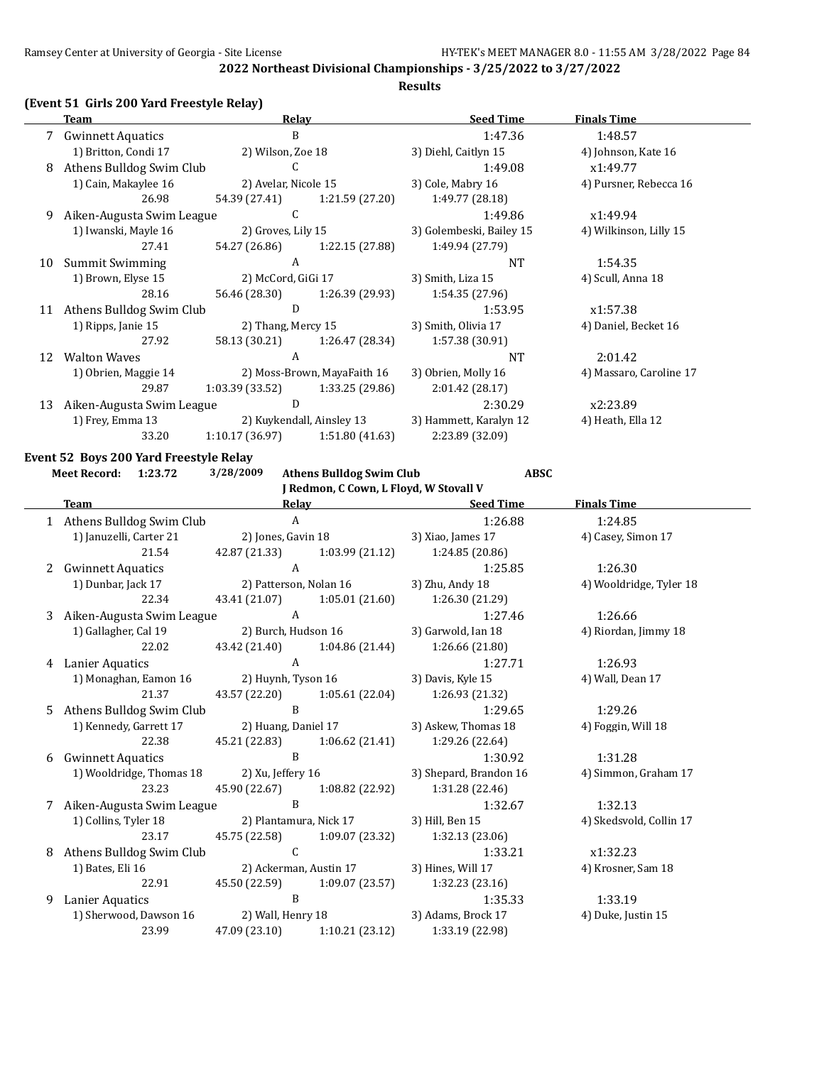**2022 Northeast Divisional Championships - 3/25/2022 to 3/27/2022**

**Results**

### (Event 51 Girls 200 Yard Freestyle Relay)

| | Team | Relay | | Seed Time | Finals Time |
|---|---|---|---|---|---|
| 7 | Gwinnett Aquatics | B | | 1:47.36 | 1:48.57 |
| | 1) Britton, Condi 17 | 2) Wilson, Zoe 18 | | 3) Diehl, Caitlyn 15 | 4) Johnson, Kate 16 |
| 8 | Athens Bulldog Swim Club | C | | 1:49.08 | x1:49.77 |
| | 1) Cain, Makaylee 16 | 2) Avelar, Nicole 15 | | 3) Cole, Mabry 16 | 4) Pursner, Rebecca 16 |
| | 26.98 | 54.39 (27.41) | 1:21.59 (27.20) | 1:49.77 (28.18) | |
| 9 | Aiken-Augusta Swim League | C | | 1:49.86 | x1:49.94 |
| | 1) Iwanski, Mayle 16 | 2) Groves, Lily 15 | | 3) Golembeski, Bailey 15 | 4) Wilkinson, Lilly 15 |
| | 27.41 | 54.27 (26.86) | 1:22.15 (27.88) | 1:49.94 (27.79) | |
| 10 | Summit Swimming | A | | NT | 1:54.35 |
| | 1) Brown, Elyse 15 | 2) McCord, GiGi 17 | | 3) Smith, Liza 15 | 4) Scull, Anna 18 |
| | 28.16 | 56.46 (28.30) | 1:26.39 (29.93) | 1:54.35 (27.96) | |
| 11 | Athens Bulldog Swim Club | D | | 1:53.95 | x1:57.38 |
| | 1) Ripps, Janie 15 | 2) Thang, Mercy 15 | | 3) Smith, Olivia 17 | 4) Daniel, Becket 16 |
| | 27.92 | 58.13 (30.21) | 1:26.47 (28.34) | 1:57.38 (30.91) | |
| 12 | Walton Waves | A | | NT | 2:01.42 |
| | 1) Obrien, Maggie 14 | 2) Moss-Brown, MayaFaith 16 | | 3) Obrien, Molly 16 | 4) Massaro, Caroline 17 |
| | 29.87 | 1:03.39 (33.52) | 1:33.25 (29.86) | 2:01.42 (28.17) | |
| 13 | Aiken-Augusta Swim League | D | | 2:30.29 | x2:23.89 |
| | 1) Frey, Emma 13 | 2) Kuykendall, Ainsley 13 | | 3) Hammett, Karalyn 12 | 4) Heath, Ella 12 |
| | 33.20 | 1:10.17 (36.97) | 1:51.80 (41.63) | 2:23.89 (32.09) | |

### Event 52 Boys 200 Yard Freestyle Relay

**Meet Record:** 1:23.72 3/28/2009 **Athens Bulldog Swim Club** **ABSC**
**J Redmon, C Cown, L Floyd, W Stovall V**

| | Team | Relay | | Seed Time | Finals Time |
|---|---|---|---|---|---|
| 1 | Athens Bulldog Swim Club | A | | 1:26.88 | 1:24.85 |
| | 1) Januzelli, Carter 21 | 2) Jones, Gavin 18 | | 3) Xiao, James 17 | 4) Casey, Simon 17 |
| | 21.54 | 42.87 (21.33) | 1:03.99 (21.12) | 1:24.85 (20.86) | |
| 2 | Gwinnett Aquatics | A | | 1:25.85 | 1:26.30 |
| | 1) Dunbar, Jack 17 | 2) Patterson, Nolan 16 | | 3) Zhu, Andy 18 | 4) Wooldridge, Tyler 18 |
| | 22.34 | 43.41 (21.07) | 1:05.01 (21.60) | 1:26.30 (21.29) | |
| 3 | Aiken-Augusta Swim League | A | | 1:27.46 | 1:26.66 |
| | 1) Gallagher, Cal 19 | 2) Burch, Hudson 16 | | 3) Garwold, Ian 18 | 4) Riordan, Jimmy 18 |
| | 22.02 | 43.42 (21.40) | 1:04.86 (21.44) | 1:26.66 (21.80) | |
| 4 | Lanier Aquatics | A | | 1:27.71 | 1:26.93 |
| | 1) Monaghan, Eamon 16 | 2) Huynh, Tyson 16 | | 3) Davis, Kyle 15 | 4) Wall, Dean 17 |
| | 21.37 | 43.57 (22.20) | 1:05.61 (22.04) | 1:26.93 (21.32) | |
| 5 | Athens Bulldog Swim Club | B | | 1:29.65 | 1:29.26 |
| | 1) Kennedy, Garrett 17 | 2) Huang, Daniel 17 | | 3) Askew, Thomas 18 | 4) Foggin, Will 18 |
| | 22.38 | 45.21 (22.83) | 1:06.62 (21.41) | 1:29.26 (22.64) | |
| 6 | Gwinnett Aquatics | B | | 1:30.92 | 1:31.28 |
| | 1) Wooldridge, Thomas 18 | 2) Xu, Jeffery 16 | | 3) Shepard, Brandon 16 | 4) Simmon, Graham 17 |
| | 23.23 | 45.90 (22.67) | 1:08.82 (22.92) | 1:31.28 (22.46) | |
| 7 | Aiken-Augusta Swim League | B | | 1:32.67 | 1:32.13 |
| | 1) Collins, Tyler 18 | 2) Plantamura, Nick 17 | | 3) Hill, Ben 15 | 4) Skedsvold, Collin 17 |
| | 23.17 | 45.75 (22.58) | 1:09.07 (23.32) | 1:32.13 (23.06) | |
| 8 | Athens Bulldog Swim Club | C | | 1:33.21 | x1:32.23 |
| | 1) Bates, Eli 16 | 2) Ackerman, Austin 17 | | 3) Hines, Will 17 | 4) Krosner, Sam 18 |
| | 22.91 | 45.50 (22.59) | 1:09.07 (23.57) | 1:32.23 (23.16) | |
| 9 | Lanier Aquatics | B | | 1:35.33 | 1:33.19 |
| | 1) Sherwood, Dawson 16 | 2) Wall, Henry 18 | | 3) Adams, Brock 17 | 4) Duke, Justin 15 |
| | 23.99 | 47.09 (23.10) | 1:10.21 (23.12) | 1:33.19 (22.98) | |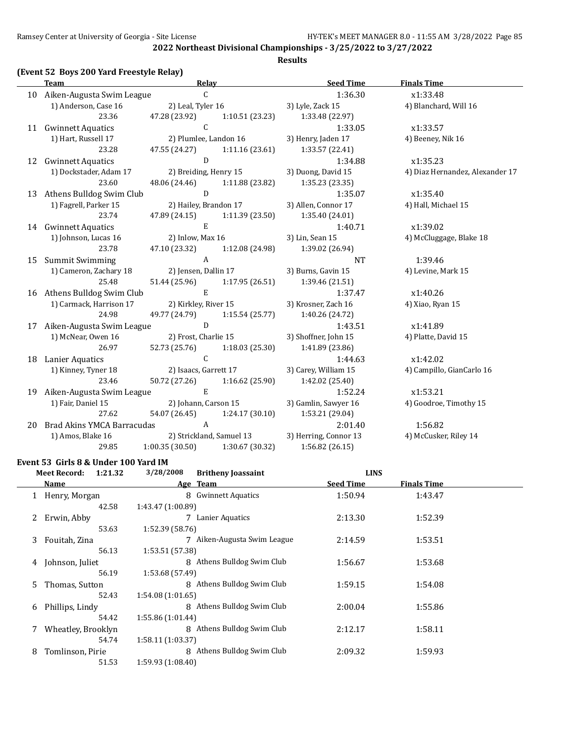**2022 Northeast Divisional Championships - 3/25/2022 to 3/27/2022**

**Results**

### (Event 52 Boys 200 Yard Freestyle Relay)

| | Team | Relay | | Seed Time | Finals Time |
|---|---|---|---|---|---|
| 10 | Aiken-Augusta Swim League | C | | 1:36.30 | x1:33.48 |
| | 1) Anderson, Case 16 | 2) Leal, Tyler 16 | 3) Lyle, Zack 15 | 4) Blanchard, Will 16 | |
| | 23.36 | 47.28 (23.92) | 1:10.51 (23.23) | 1:33.48 (22.97) | |
| 11 | Gwinnett Aquatics | C | | 1:33.05 | x1:33.57 |
| | 1) Hart, Russell 17 | 2) Plumlee, Landon 16 | 3) Henry, Jaden 17 | 4) Beeney, Nik 16 | |
| | 23.28 | 47.55 (24.27) | 1:11.16 (23.61) | 1:33.57 (22.41) | |
| 12 | Gwinnett Aquatics | D | | 1:34.88 | x1:35.23 |
| | 1) Dockstader, Adam 17 | 2) Breiding, Henry 15 | 3) Duong, David 15 | 4) Diaz Hernandez, Alexander 17 | |
| | 23.60 | 48.06 (24.46) | 1:11.88 (23.82) | 1:35.23 (23.35) | |
| 13 | Athens Bulldog Swim Club | D | | 1:35.07 | x1:35.40 |
| | 1) Fagrell, Parker 15 | 2) Hailey, Brandon 17 | 3) Allen, Connor 17 | 4) Hall, Michael 15 | |
| | 23.74 | 47.89 (24.15) | 1:11.39 (23.50) | 1:35.40 (24.01) | |
| 14 | Gwinnett Aquatics | E | | 1:40.71 | x1:39.02 |
| | 1) Johnson, Lucas 16 | 2) Inlow, Max 16 | 3) Lin, Sean 15 | 4) McCluggage, Blake 18 | |
| | 23.78 | 47.10 (23.32) | 1:12.08 (24.98) | 1:39.02 (26.94) | |
| 15 | Summit Swimming | A | | NT | 1:39.46 |
| | 1) Cameron, Zachary 18 | 2) Jensen, Dallin 17 | 3) Burns, Gavin 15 | 4) Levine, Mark 15 | |
| | 25.48 | 51.44 (25.96) | 1:17.95 (26.51) | 1:39.46 (21.51) | |
| 16 | Athens Bulldog Swim Club | E | | 1:37.47 | x1:40.26 |
| | 1) Carmack, Harrison 17 | 2) Kirkley, River 15 | 3) Krosner, Zach 16 | 4) Xiao, Ryan 15 | |
| | 24.98 | 49.77 (24.79) | 1:15.54 (25.77) | 1:40.26 (24.72) | |
| 17 | Aiken-Augusta Swim League | D | | 1:43.51 | x1:41.89 |
| | 1) McNear, Owen 16 | 2) Frost, Charlie 15 | 3) Shoffner, John 15 | 4) Platte, David 15 | |
| | 26.97 | 52.73 (25.76) | 1:18.03 (25.30) | 1:41.89 (23.86) | |
| 18 | Lanier Aquatics | C | | 1:44.63 | x1:42.02 |
| | 1) Kinney, Tyner 18 | 2) Isaacs, Garrett 17 | 3) Carey, William 15 | 4) Campillo, GianCarlo 16 | |
| | 23.46 | 50.72 (27.26) | 1:16.62 (25.90) | 1:42.02 (25.40) | |
| 19 | Aiken-Augusta Swim League | E | | 1:52.24 | x1:53.21 |
| | 1) Fair, Daniel 15 | 2) Johann, Carson 15 | 3) Gamlin, Sawyer 16 | 4) Goodroe, Timothy 15 | |
| | 27.62 | 54.07 (26.45) | 1:24.17 (30.10) | 1:53.21 (29.04) | |
| 20 | Brad Akins YMCA Barracudas | A | | 2:01.40 | 1:56.82 |
| | 1) Amos, Blake 16 | 2) Strickland, Samuel 13 | 3) Herring, Connor 13 | 4) McCusker, Riley 14 | |
| | 29.85 | 1:00.35 (30.50) | 1:30.67 (30.32) | 1:56.82 (26.15) | |

### Event 53 Girls 8 & Under 100 Yard IM

**Meet Record: 1:21.32 3/28/2008 Britheny Joassaint LINS**

| | Name | Age | Team | Seed Time | Finals Time |
|---|---|---|---|---|---|
| 1 | Henry, Morgan | 8 | Gwinnett Aquatics | 1:50.94 | 1:43.47 |
| | 42.58 | 1:43.47 (1:00.89) | | | |
| 2 | Erwin, Abby | 7 | Lanier Aquatics | 2:13.30 | 1:52.39 |
| | 53.63 | 1:52.39 (58.76) | | | |
| 3 | Fouitah, Zina | 7 | Aiken-Augusta Swim League | 2:14.59 | 1:53.51 |
| | 56.13 | 1:53.51 (57.38) | | | |
| 4 | Johnson, Juliet | 8 | Athens Bulldog Swim Club | 1:56.67 | 1:53.68 |
| | 56.19 | 1:53.68 (57.49) | | | |
| 5 | Thomas, Sutton | 8 | Athens Bulldog Swim Club | 1:59.15 | 1:54.08 |
| | 52.43 | 1:54.08 (1:01.65) | | | |
| 6 | Phillips, Lindy | 8 | Athens Bulldog Swim Club | 2:00.04 | 1:55.86 |
| | 54.42 | 1:55.86 (1:01.44) | | | |
| 7 | Wheatley, Brooklyn | 8 | Athens Bulldog Swim Club | 2:12.17 | 1:58.11 |
| | 54.74 | 1:58.11 (1:03.37) | | | |
| 8 | Tomlinson, Pirie | 8 | Athens Bulldog Swim Club | 2:09.32 | 1:59.93 |
| | 51.53 | 1:59.93 (1:08.40) | | | |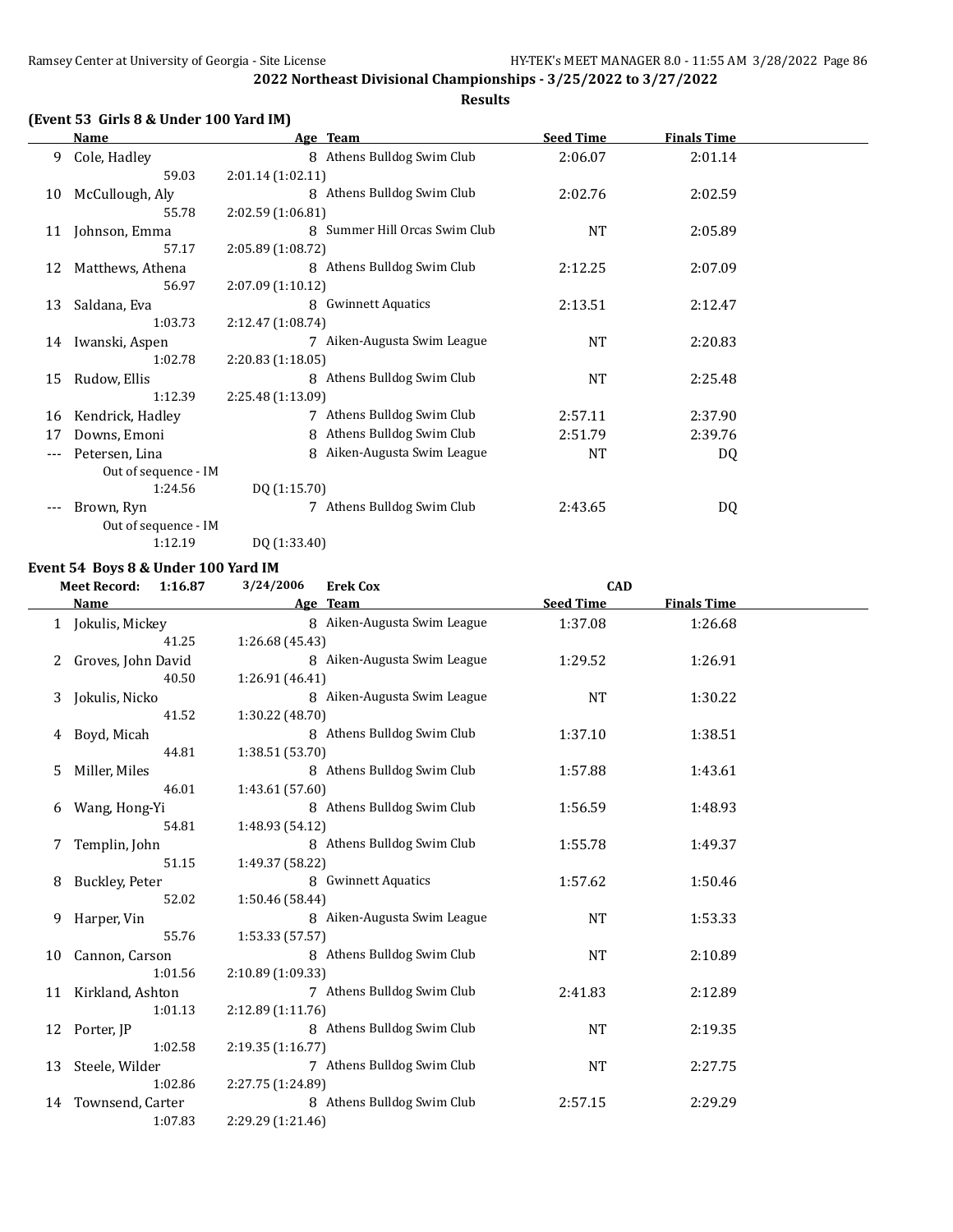**2022 Northeast Divisional Championships - 3/25/2022 to 3/27/2022**

**Results**

### (Event 53 Girls 8 & Under 100 Yard IM)

| | Name | Age | Team | Seed Time | Finals Time |
|---|---|---|---|---|---|
| 9 | Cole, Hadley | 8 | Athens Bulldog Swim Club | 2:06.07 | 2:01.14 |
| | 59.03 | 2:01.14 (1:02.11) | | | |
| 10 | McCullough, Aly | 8 | Athens Bulldog Swim Club | 2:02.76 | 2:02.59 |
| | 55.78 | 2:02.59 (1:06.81) | | | |
| 11 | Johnson, Emma | 8 | Summer Hill Orcas Swim Club | NT | 2:05.89 |
| | 57.17 | 2:05.89 (1:08.72) | | | |
| 12 | Matthews, Athena | 8 | Athens Bulldog Swim Club | 2:12.25 | 2:07.09 |
| | 56.97 | 2:07.09 (1:10.12) | | | |
| 13 | Saldana, Eva | 8 | Gwinnett Aquatics | 2:13.51 | 2:12.47 |
| | 1:03.73 | 2:12.47 (1:08.74) | | | |
| 14 | Iwanski, Aspen | 7 | Aiken-Augusta Swim League | NT | 2:20.83 |
| | 1:02.78 | 2:20.83 (1:18.05) | | | |
| 15 | Rudow, Ellis | 8 | Athens Bulldog Swim Club | NT | 2:25.48 |
| | 1:12.39 | 2:25.48 (1:13.09) | | | |
| 16 | Kendrick, Hadley | 7 | Athens Bulldog Swim Club | 2:57.11 | 2:37.90 |
| 17 | Downs, Emoni | 8 | Athens Bulldog Swim Club | 2:51.79 | 2:39.76 |
| --- | Petersen, Lina | 8 | Aiken-Augusta Swim League | NT | DQ |
| | Out of sequence - IM | | | | |
| | 1:24.56 | DQ (1:15.70) | | | |
| --- | Brown, Ryn | 7 | Athens Bulldog Swim Club | 2:43.65 | DQ |
| | Out of sequence - IM | | | | |
| | 1:12.19 | DQ (1:33.40) | | | |

### Event 54 Boys 8 & Under 100 Yard IM

**Meet Record: 1:16.87 3/24/2006 Erek Cox CAD**

| | Name | Age | Team | Seed Time | Finals Time |
|---|---|---|---|---|---|
| 1 | Jokulis, Mickey | 8 | Aiken-Augusta Swim League | 1:37.08 | 1:26.68 |
| | 41.25 | 1:26.68 (45.43) | | | |
| 2 | Groves, John David | 8 | Aiken-Augusta Swim League | 1:29.52 | 1:26.91 |
| | 40.50 | 1:26.91 (46.41) | | | |
| 3 | Jokulis, Nicko | 8 | Aiken-Augusta Swim League | NT | 1:30.22 |
| | 41.52 | 1:30.22 (48.70) | | | |
| 4 | Boyd, Micah | 8 | Athens Bulldog Swim Club | 1:37.10 | 1:38.51 |
| | 44.81 | 1:38.51 (53.70) | | | |
| 5 | Miller, Miles | 8 | Athens Bulldog Swim Club | 1:57.88 | 1:43.61 |
| | 46.01 | 1:43.61 (57.60) | | | |
| 6 | Wang, Hong-Yi | 8 | Athens Bulldog Swim Club | 1:56.59 | 1:48.93 |
| | 54.81 | 1:48.93 (54.12) | | | |
| 7 | Templin, John | 8 | Athens Bulldog Swim Club | 1:55.78 | 1:49.37 |
| | 51.15 | 1:49.37 (58.22) | | | |
| 8 | Buckley, Peter | 8 | Gwinnett Aquatics | 1:57.62 | 1:50.46 |
| | 52.02 | 1:50.46 (58.44) | | | |
| 9 | Harper, Vin | 8 | Aiken-Augusta Swim League | NT | 1:53.33 |
| | 55.76 | 1:53.33 (57.57) | | | |
| 10 | Cannon, Carson | 8 | Athens Bulldog Swim Club | NT | 2:10.89 |
| | 1:01.56 | 2:10.89 (1:09.33) | | | |
| 11 | Kirkland, Ashton | 7 | Athens Bulldog Swim Club | 2:41.83 | 2:12.89 |
| | 1:01.13 | 2:12.89 (1:11.76) | | | |
| 12 | Porter, JP | 8 | Athens Bulldog Swim Club | NT | 2:19.35 |
| | 1:02.58 | 2:19.35 (1:16.77) | | | |
| 13 | Steele, Wilder | 7 | Athens Bulldog Swim Club | NT | 2:27.75 |
| | 1:02.86 | 2:27.75 (1:24.89) | | | |
| 14 | Townsend, Carter | 8 | Athens Bulldog Swim Club | 2:57.15 | 2:29.29 |
| | 1:07.83 | 2:29.29 (1:21.46) | | | |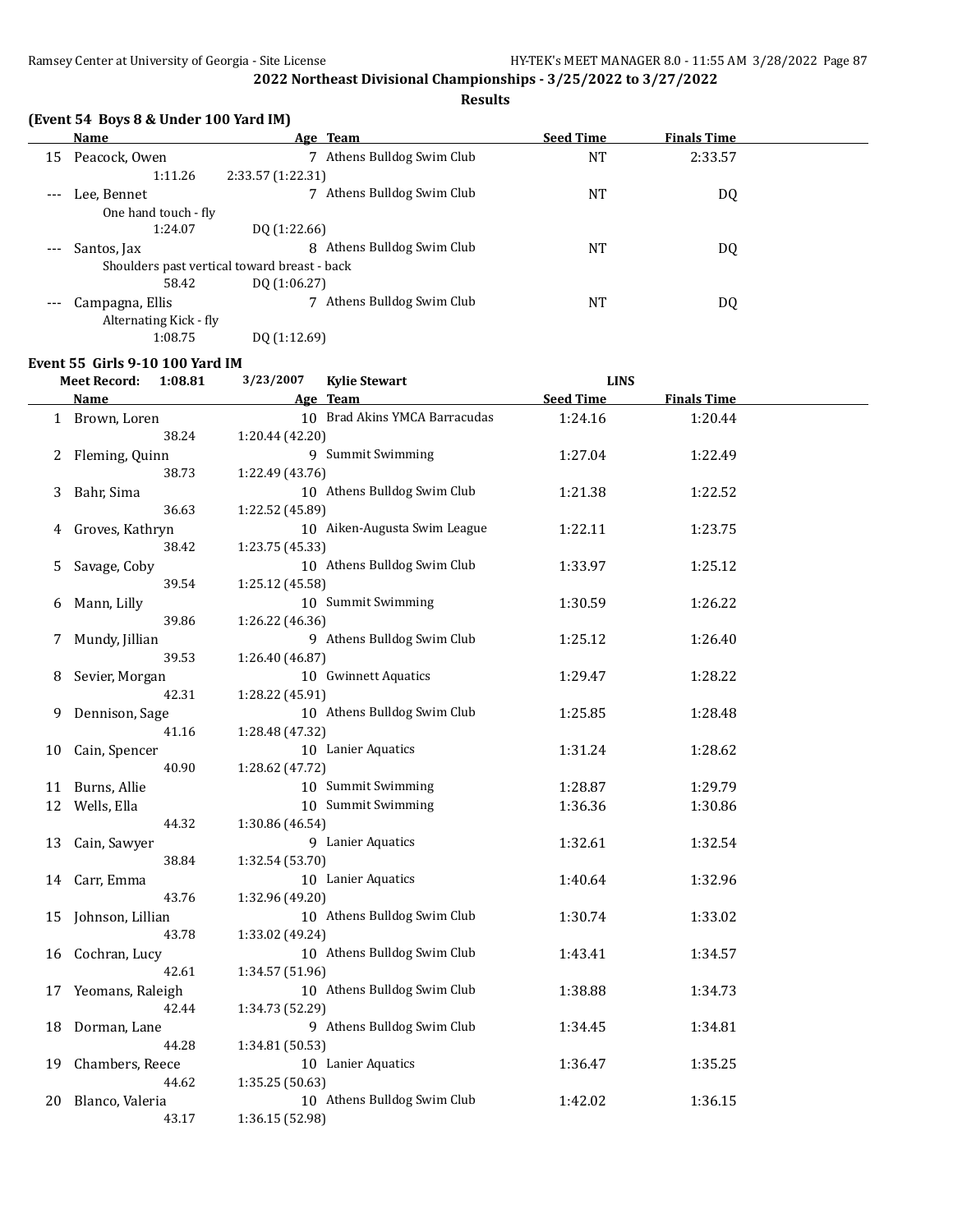## 2022 Northeast Divisional Championships - 3/25/2022 to 3/27/2022

### Results

#### (Event 54 Boys 8 & Under 100 Yard IM)

| | Name | Age | Team | Seed Time | Finals Time |
|---|---|---|---|---|---|
| 15 | Peacock, Owen | 7 | Athens Bulldog Swim Club | NT | 2:33.57 |
| | 1:11.26 | 2:33.57 (1:22.31) | | | |
| --- | Lee, Bennet | 7 | Athens Bulldog Swim Club | NT | DQ |
| | One hand touch - fly | | | | |
| | 1:24.07 | DQ (1:22.66) | | | |
| --- | Santos, Jax | 8 | Athens Bulldog Swim Club | NT | DQ |
| | Shoulders past vertical toward breast - back | | | | |
| | 58.42 | DQ (1:06.27) | | | |
| --- | Campagna, Ellis | 7 | Athens Bulldog Swim Club | NT | DQ |
| | Alternating Kick - fly | | | | |
| | 1:08.75 | DQ (1:12.69) | | | |

#### Event 55 Girls 9-10 100 Yard IM

Meet Record: 1:08.81 3/23/2007 Kylie Stewart LINS

| | Name | Age | Team | Seed Time | Finals Time |
|---|---|---|---|---|---|
| 1 | Brown, Loren | 10 | Brad Akins YMCA Barracudas | 1:24.16 | 1:20.44 |
| | 38.24 | 1:20.44 (42.20) | | | |
| 2 | Fleming, Quinn | 9 | Summit Swimming | 1:27.04 | 1:22.49 |
| | 38.73 | 1:22.49 (43.76) | | | |
| 3 | Bahr, Sima | 10 | Athens Bulldog Swim Club | 1:21.38 | 1:22.52 |
| | 36.63 | 1:22.52 (45.89) | | | |
| 4 | Groves, Kathryn | 10 | Aiken-Augusta Swim League | 1:22.11 | 1:23.75 |
| | 38.42 | 1:23.75 (45.33) | | | |
| 5 | Savage, Coby | 10 | Athens Bulldog Swim Club | 1:33.97 | 1:25.12 |
| | 39.54 | 1:25.12 (45.58) | | | |
| 6 | Mann, Lilly | 10 | Summit Swimming | 1:30.59 | 1:26.22 |
| | 39.86 | 1:26.22 (46.36) | | | |
| 7 | Mundy, Jillian | 9 | Athens Bulldog Swim Club | 1:25.12 | 1:26.40 |
| | 39.53 | 1:26.40 (46.87) | | | |
| 8 | Sevier, Morgan | 10 | Gwinnett Aquatics | 1:29.47 | 1:28.22 |
| | 42.31 | 1:28.22 (45.91) | | | |
| 9 | Dennison, Sage | 10 | Athens Bulldog Swim Club | 1:25.85 | 1:28.48 |
| | 41.16 | 1:28.48 (47.32) | | | |
| 10 | Cain, Spencer | 10 | Lanier Aquatics | 1:31.24 | 1:28.62 |
| | 40.90 | 1:28.62 (47.72) | | | |
| 11 | Burns, Allie | 10 | Summit Swimming | 1:28.87 | 1:29.79 |
| 12 | Wells, Ella | 10 | Summit Swimming | 1:36.36 | 1:30.86 |
| | 44.32 | 1:30.86 (46.54) | | | |
| 13 | Cain, Sawyer | 9 | Lanier Aquatics | 1:32.61 | 1:32.54 |
| | 38.84 | 1:32.54 (53.70) | | | |
| 14 | Carr, Emma | 10 | Lanier Aquatics | 1:40.64 | 1:32.96 |
| | 43.76 | 1:32.96 (49.20) | | | |
| 15 | Johnson, Lillian | 10 | Athens Bulldog Swim Club | 1:30.74 | 1:33.02 |
| | 43.78 | 1:33.02 (49.24) | | | |
| 16 | Cochran, Lucy | 10 | Athens Bulldog Swim Club | 1:43.41 | 1:34.57 |
| | 42.61 | 1:34.57 (51.96) | | | |
| 17 | Yeomans, Raleigh | 10 | Athens Bulldog Swim Club | 1:38.88 | 1:34.73 |
| | 42.44 | 1:34.73 (52.29) | | | |
| 18 | Dorman, Lane | 9 | Athens Bulldog Swim Club | 1:34.45 | 1:34.81 |
| | 44.28 | 1:34.81 (50.53) | | | |
| 19 | Chambers, Reece | 10 | Lanier Aquatics | 1:36.47 | 1:35.25 |
| | 44.62 | 1:35.25 (50.63) | | | |
| 20 | Blanco, Valeria | 10 | Athens Bulldog Swim Club | 1:42.02 | 1:36.15 |
| | 43.17 | 1:36.15 (52.98) | | | |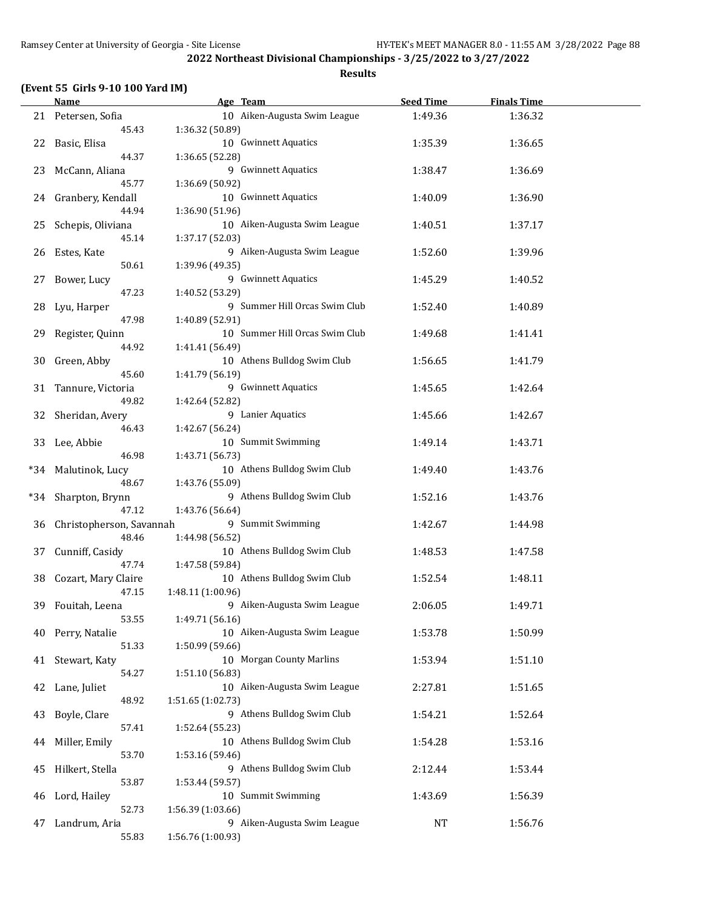## 2022 Northeast Divisional Championships - 3/25/2022 to 3/27/2022

### Results

**(Event 55 Girls 9-10 100 Yard IM)**

| | Name | Age | Team | Seed Time | Finals Time |
|---|---|---|---|---|---|
| 21 | Petersen, Sofia | 10 | Aiken-Augusta Swim League | 1:49.36 | 1:36.32 |
| | 45.43 | 1:36.32 (50.89) | | | |
| 22 | Basic, Elisa | 10 | Gwinnett Aquatics | 1:35.39 | 1:36.65 |
| | 44.37 | 1:36.65 (52.28) | | | |
| 23 | McCann, Aliana | 9 | Gwinnett Aquatics | 1:38.47 | 1:36.69 |
| | 45.77 | 1:36.69 (50.92) | | | |
| 24 | Granbery, Kendall | 10 | Gwinnett Aquatics | 1:40.09 | 1:36.90 |
| | 44.94 | 1:36.90 (51.96) | | | |
| 25 | Schepis, Oliviana | 10 | Aiken-Augusta Swim League | 1:40.51 | 1:37.17 |
| | 45.14 | 1:37.17 (52.03) | | | |
| 26 | Estes, Kate | 9 | Aiken-Augusta Swim League | 1:52.60 | 1:39.96 |
| | 50.61 | 1:39.96 (49.35) | | | |
| 27 | Bower, Lucy | 9 | Gwinnett Aquatics | 1:45.29 | 1:40.52 |
| | 47.23 | 1:40.52 (53.29) | | | |
| 28 | Lyu, Harper | 9 | Summer Hill Orcas Swim Club | 1:52.40 | 1:40.89 |
| | 47.98 | 1:40.89 (52.91) | | | |
| 29 | Register, Quinn | 10 | Summer Hill Orcas Swim Club | 1:49.68 | 1:41.41 |
| | 44.92 | 1:41.41 (56.49) | | | |
| 30 | Green, Abby | 10 | Athens Bulldog Swim Club | 1:56.65 | 1:41.79 |
| | 45.60 | 1:41.79 (56.19) | | | |
| 31 | Tannure, Victoria | 9 | Gwinnett Aquatics | 1:45.65 | 1:42.64 |
| | 49.82 | 1:42.64 (52.82) | | | |
| 32 | Sheridan, Avery | 9 | Lanier Aquatics | 1:45.66 | 1:42.67 |
| | 46.43 | 1:42.67 (56.24) | | | |
| 33 | Lee, Abbie | 10 | Summit Swimming | 1:49.14 | 1:43.71 |
| | 46.98 | 1:43.71 (56.73) | | | |
| *34 | Malutinok, Lucy | 10 | Athens Bulldog Swim Club | 1:49.40 | 1:43.76 |
| | 48.67 | 1:43.76 (55.09) | | | |
| *34 | Sharpton, Brynn | 9 | Athens Bulldog Swim Club | 1:52.16 | 1:43.76 |
| | 47.12 | 1:43.76 (56.64) | | | |
| 36 | Christopherson, Savannah | 9 | Summit Swimming | 1:42.67 | 1:44.98 |
| | 48.46 | 1:44.98 (56.52) | | | |
| 37 | Cunniff, Casidy | 10 | Athens Bulldog Swim Club | 1:48.53 | 1:47.58 |
| | 47.74 | 1:47.58 (59.84) | | | |
| 38 | Cozart, Mary Claire | 10 | Athens Bulldog Swim Club | 1:52.54 | 1:48.11 |
| | 47.15 | 1:48.11 (1:00.96) | | | |
| 39 | Fouitah, Leena | 9 | Aiken-Augusta Swim League | 2:06.05 | 1:49.71 |
| | 53.55 | 1:49.71 (56.16) | | | |
| 40 | Perry, Natalie | 10 | Aiken-Augusta Swim League | 1:53.78 | 1:50.99 |
| | 51.33 | 1:50.99 (59.66) | | | |
| 41 | Stewart, Katy | 10 | Morgan County Marlins | 1:53.94 | 1:51.10 |
| | 54.27 | 1:51.10 (56.83) | | | |
| 42 | Lane, Juliet | 10 | Aiken-Augusta Swim League | 2:27.81 | 1:51.65 |
| | 48.92 | 1:51.65 (1:02.73) | | | |
| 43 | Boyle, Clare | 9 | Athens Bulldog Swim Club | 1:54.21 | 1:52.64 |
| | 57.41 | 1:52.64 (55.23) | | | |
| 44 | Miller, Emily | 10 | Athens Bulldog Swim Club | 1:54.28 | 1:53.16 |
| | 53.70 | 1:53.16 (59.46) | | | |
| 45 | Hilkert, Stella | 9 | Athens Bulldog Swim Club | 2:12.44 | 1:53.44 |
| | 53.87 | 1:53.44 (59.57) | | | |
| 46 | Lord, Hailey | 10 | Summit Swimming | 1:43.69 | 1:56.39 |
| | 52.73 | 1:56.39 (1:03.66) | | | |
| 47 | Landrum, Aria | 9 | Aiken-Augusta Swim League | NT | 1:56.76 |
| | 55.83 | 1:56.76 (1:00.93) | | | |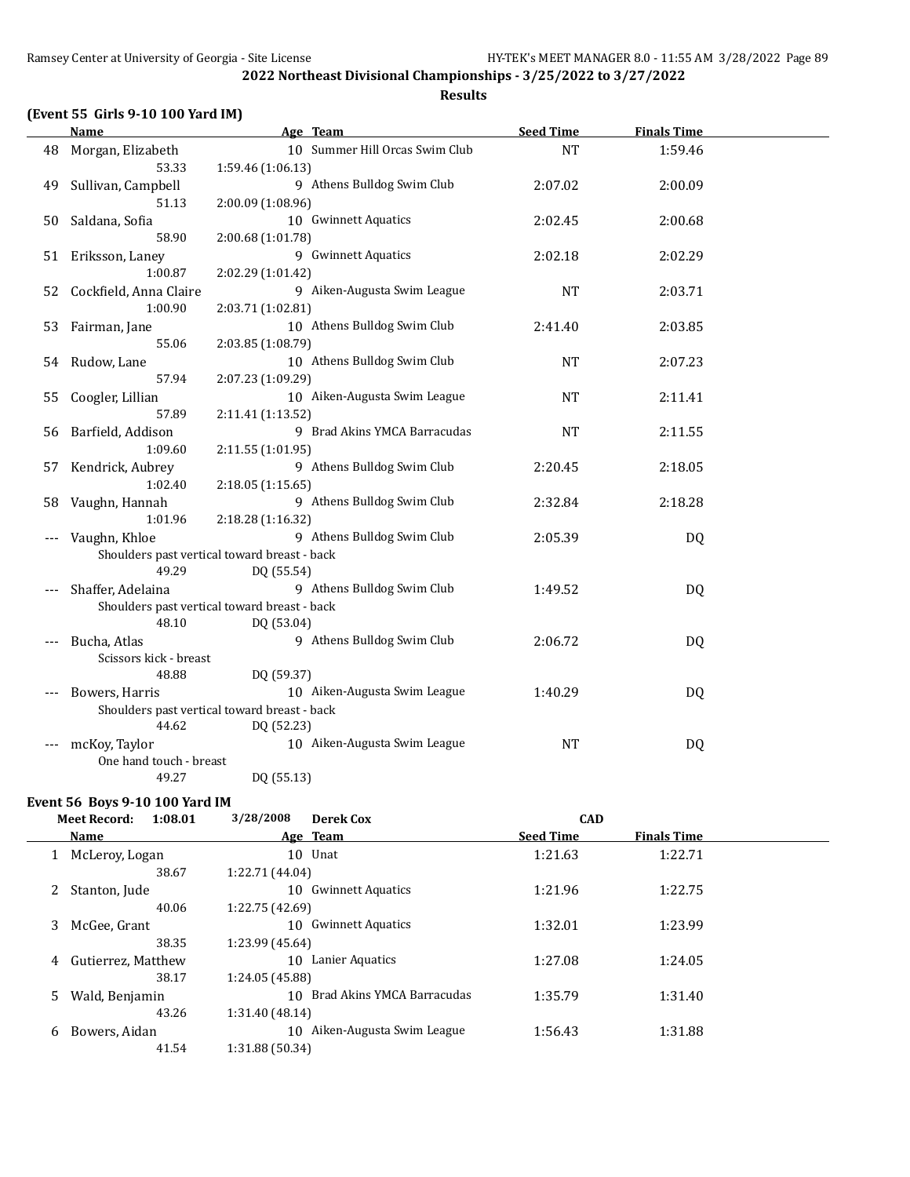## 2022 Northeast Divisional Championships - 3/25/2022 to 3/27/2022

### Results

### (Event 55 Girls 9-10 100 Yard IM)

| | Name | Age | Team | Seed Time | Finals Time |
|---|---|---|---|---|---|
| 48 | Morgan, Elizabeth | 10 | Summer Hill Orcas Swim Club | NT | 1:59.46 |
| | 53.33 | 1:59.46 (1:06.13) | | | |
| 49 | Sullivan, Campbell | 9 | Athens Bulldog Swim Club | 2:07.02 | 2:00.09 |
| | 51.13 | 2:00.09 (1:08.96) | | | |
| 50 | Saldana, Sofia | 10 | Gwinnett Aquatics | 2:02.45 | 2:00.68 |
| | 58.90 | 2:00.68 (1:01.78) | | | |
| 51 | Eriksson, Laney | 9 | Gwinnett Aquatics | 2:02.18 | 2:02.29 |
| | 1:00.87 | 2:02.29 (1:01.42) | | | |
| 52 | Cockfield, Anna Claire | 9 | Aiken-Augusta Swim League | NT | 2:03.71 |
| | 1:00.90 | 2:03.71 (1:02.81) | | | |
| 53 | Fairman, Jane | 10 | Athens Bulldog Swim Club | 2:41.40 | 2:03.85 |
| | 55.06 | 2:03.85 (1:08.79) | | | |
| 54 | Rudow, Lane | 10 | Athens Bulldog Swim Club | NT | 2:07.23 |
| | 57.94 | 2:07.23 (1:09.29) | | | |
| 55 | Coogler, Lillian | 10 | Aiken-Augusta Swim League | NT | 2:11.41 |
| | 57.89 | 2:11.41 (1:13.52) | | | |
| 56 | Barfield, Addison | 9 | Brad Akins YMCA Barracudas | NT | 2:11.55 |
| | 1:09.60 | 2:11.55 (1:01.95) | | | |
| 57 | Kendrick, Aubrey | 9 | Athens Bulldog Swim Club | 2:20.45 | 2:18.05 |
| | 1:02.40 | 2:18.05 (1:15.65) | | | |
| 58 | Vaughn, Hannah | 9 | Athens Bulldog Swim Club | 2:32.84 | 2:18.28 |
| | 1:01.96 | 2:18.28 (1:16.32) | | | |
| --- | Vaughn, Khloe | 9 | Athens Bulldog Swim Club | 2:05.39 | DQ |
| | Shoulders past vertical toward breast - back | | | | |
| | 49.29 | DQ (55.54) | | | |
| --- | Shaffer, Adelaina | 9 | Athens Bulldog Swim Club | 1:49.52 | DQ |
| | Shoulders past vertical toward breast - back | | | | |
| | 48.10 | DQ (53.04) | | | |
| --- | Bucha, Atlas | 9 | Athens Bulldog Swim Club | 2:06.72 | DQ |
| | Scissors kick - breast | | | | |
| | 48.88 | DQ (59.37) | | | |
| --- | Bowers, Harris | 10 | Aiken-Augusta Swim League | 1:40.29 | DQ |
| | Shoulders past vertical toward breast - back | | | | |
| | 44.62 | DQ (52.23) | | | |
| --- | mcKoy, Taylor | 10 | Aiken-Augusta Swim League | NT | DQ |
| | One hand touch - breast | | | | |
| | 49.27 | DQ (55.13) | | | |

### Event 56 Boys 9-10 100 Yard IM

Meet Record: 1:08.01 3/28/2008 Derek Cox CAD

| | Name | Age | Team | Seed Time | Finals Time |
|---|---|---|---|---|---|
| 1 | McLeroy, Logan | 10 | Unat | 1:21.63 | 1:22.71 |
| | 38.67 | 1:22.71 (44.04) | | | |
| 2 | Stanton, Jude | 10 | Gwinnett Aquatics | 1:21.96 | 1:22.75 |
| | 40.06 | 1:22.75 (42.69) | | | |
| 3 | McGee, Grant | 10 | Gwinnett Aquatics | 1:32.01 | 1:23.99 |
| | 38.35 | 1:23.99 (45.64) | | | |
| 4 | Gutierrez, Matthew | 10 | Lanier Aquatics | 1:27.08 | 1:24.05 |
| | 38.17 | 1:24.05 (45.88) | | | |
| 5 | Wald, Benjamin | 10 | Brad Akins YMCA Barracudas | 1:35.79 | 1:31.40 |
| | 43.26 | 1:31.40 (48.14) | | | |
| 6 | Bowers, Aidan | 10 | Aiken-Augusta Swim League | 1:56.43 | 1:31.88 |
| | 41.54 | 1:31.88 (50.34) | | | |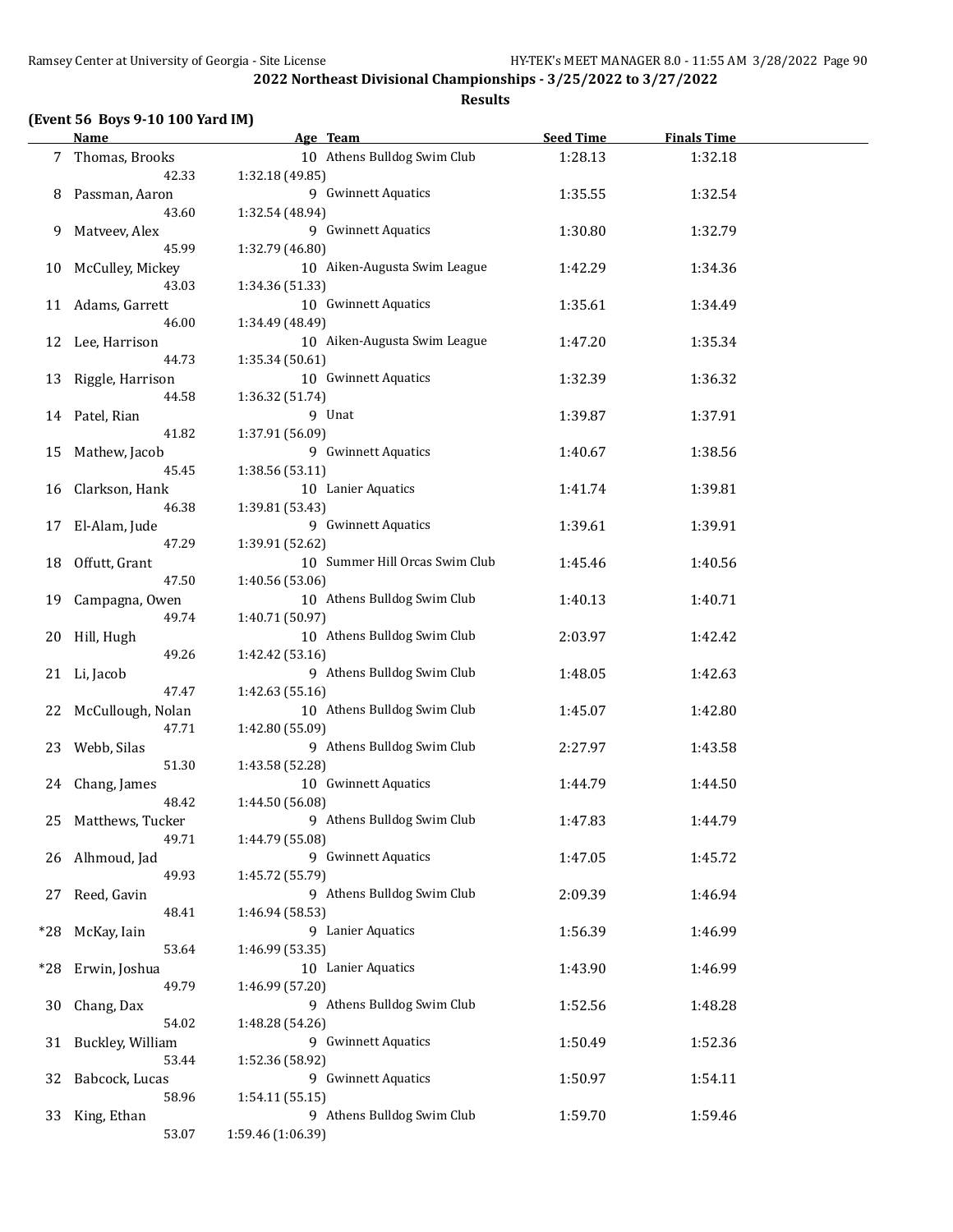## 2022 Northeast Divisional Championships - 3/25/2022 to 3/27/2022

### Results

**(Event 56 Boys 9-10 100 Yard IM)**

| | Name | Age | Team | Seed Time | Finals Time |
|---|---|---|---|---|---|
| 7 | Thomas, Brooks | 10 | Athens Bulldog Swim Club | 1:28.13 | 1:32.18 |
| | 42.33 | 1:32.18 (49.85) | | | |
| 8 | Passman, Aaron | 9 | Gwinnett Aquatics | 1:35.55 | 1:32.54 |
| | 43.60 | 1:32.54 (48.94) | | | |
| 9 | Matveev, Alex | 9 | Gwinnett Aquatics | 1:30.80 | 1:32.79 |
| | 45.99 | 1:32.79 (46.80) | | | |
| 10 | McCulley, Mickey | 10 | Aiken-Augusta Swim League | 1:42.29 | 1:34.36 |
| | 43.03 | 1:34.36 (51.33) | | | |
| 11 | Adams, Garrett | 10 | Gwinnett Aquatics | 1:35.61 | 1:34.49 |
| | 46.00 | 1:34.49 (48.49) | | | |
| 12 | Lee, Harrison | 10 | Aiken-Augusta Swim League | 1:47.20 | 1:35.34 |
| | 44.73 | 1:35.34 (50.61) | | | |
| 13 | Riggle, Harrison | 10 | Gwinnett Aquatics | 1:32.39 | 1:36.32 |
| | 44.58 | 1:36.32 (51.74) | | | |
| 14 | Patel, Rian | 9 | Unat | 1:39.87 | 1:37.91 |
| | 41.82 | 1:37.91 (56.09) | | | |
| 15 | Mathew, Jacob | 9 | Gwinnett Aquatics | 1:40.67 | 1:38.56 |
| | 45.45 | 1:38.56 (53.11) | | | |
| 16 | Clarkson, Hank | 10 | Lanier Aquatics | 1:41.74 | 1:39.81 |
| | 46.38 | 1:39.81 (53.43) | | | |
| 17 | El-Alam, Jude | 9 | Gwinnett Aquatics | 1:39.61 | 1:39.91 |
| | 47.29 | 1:39.91 (52.62) | | | |
| 18 | Offutt, Grant | 10 | Summer Hill Orcas Swim Club | 1:45.46 | 1:40.56 |
| | 47.50 | 1:40.56 (53.06) | | | |
| 19 | Campagna, Owen | 10 | Athens Bulldog Swim Club | 1:40.13 | 1:40.71 |
| | 49.74 | 1:40.71 (50.97) | | | |
| 20 | Hill, Hugh | 10 | Athens Bulldog Swim Club | 2:03.97 | 1:42.42 |
| | 49.26 | 1:42.42 (53.16) | | | |
| 21 | Li, Jacob | 9 | Athens Bulldog Swim Club | 1:48.05 | 1:42.63 |
| | 47.47 | 1:42.63 (55.16) | | | |
| 22 | McCullough, Nolan | 10 | Athens Bulldog Swim Club | 1:45.07 | 1:42.80 |
| | 47.71 | 1:42.80 (55.09) | | | |
| 23 | Webb, Silas | 9 | Athens Bulldog Swim Club | 2:27.97 | 1:43.58 |
| | 51.30 | 1:43.58 (52.28) | | | |
| 24 | Chang, James | 10 | Gwinnett Aquatics | 1:44.79 | 1:44.50 |
| | 48.42 | 1:44.50 (56.08) | | | |
| 25 | Matthews, Tucker | 9 | Athens Bulldog Swim Club | 1:47.83 | 1:44.79 |
| | 49.71 | 1:44.79 (55.08) | | | |
| 26 | Alhmoud, Jad | 9 | Gwinnett Aquatics | 1:47.05 | 1:45.72 |
| | 49.93 | 1:45.72 (55.79) | | | |
| 27 | Reed, Gavin | 9 | Athens Bulldog Swim Club | 2:09.39 | 1:46.94 |
| | 48.41 | 1:46.94 (58.53) | | | |
| *28 | McKay, Iain | 9 | Lanier Aquatics | 1:56.39 | 1:46.99 |
| | 53.64 | 1:46.99 (53.35) | | | |
| *28 | Erwin, Joshua | 10 | Lanier Aquatics | 1:43.90 | 1:46.99 |
| | 49.79 | 1:46.99 (57.20) | | | |
| 30 | Chang, Dax | 9 | Athens Bulldog Swim Club | 1:52.56 | 1:48.28 |
| | 54.02 | 1:48.28 (54.26) | | | |
| 31 | Buckley, William | 9 | Gwinnett Aquatics | 1:50.49 | 1:52.36 |
| | 53.44 | 1:52.36 (58.92) | | | |
| 32 | Babcock, Lucas | 9 | Gwinnett Aquatics | 1:50.97 | 1:54.11 |
| | 58.96 | 1:54.11 (55.15) | | | |
| 33 | King, Ethan | 9 | Athens Bulldog Swim Club | 1:59.70 | 1:59.46 |
| | 53.07 | 1:59.46 (1:06.39) | | | |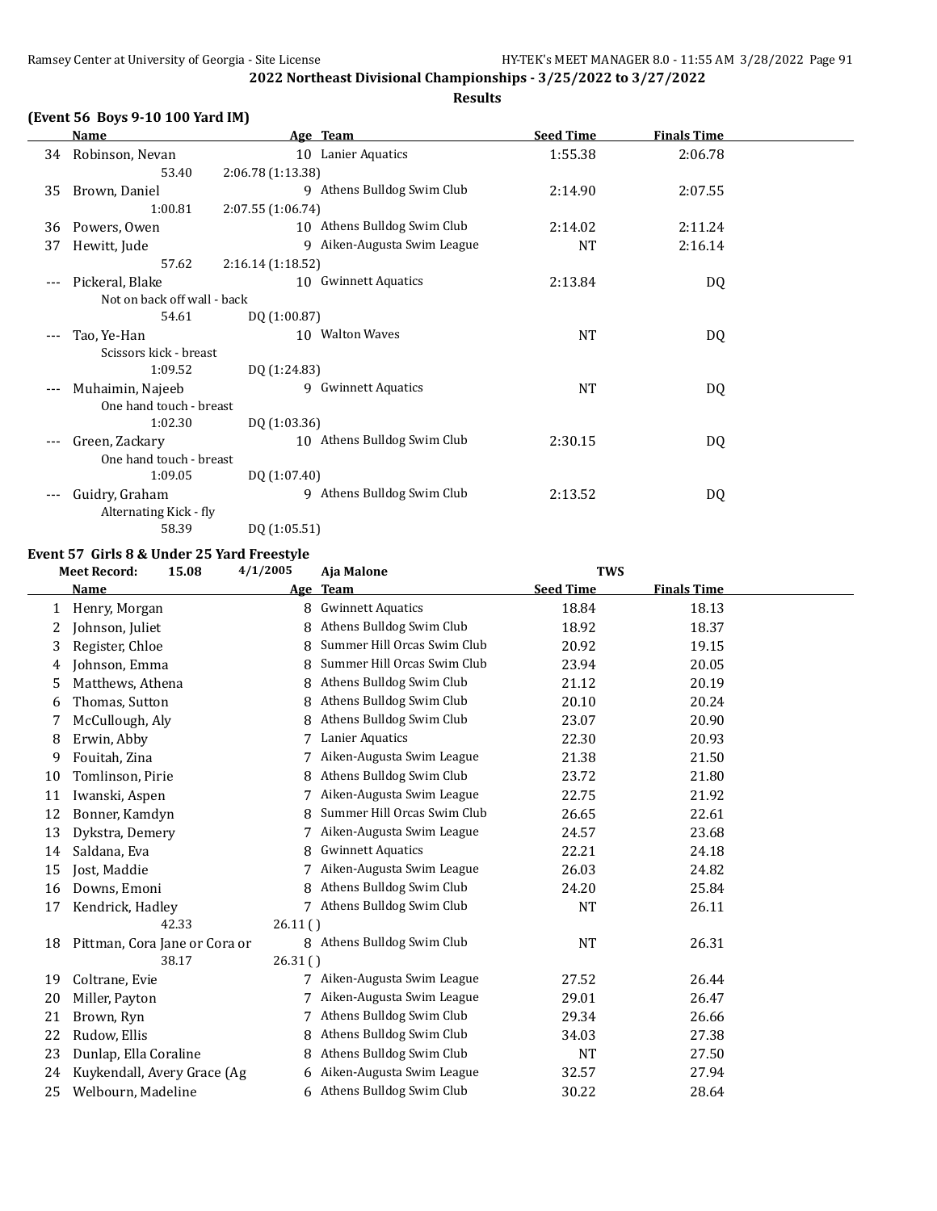## 2022 Northeast Divisional Championships - 3/25/2022 to 3/27/2022

### Results

### (Event 56 Boys 9-10 100 Yard IM)

| | Name | Age | Team | Seed Time | Finals Time |
|---|---|---|---|---|---|
| 34 | Robinson, Nevan | 10 | Lanier Aquatics | 1:55.38 | 2:06.78 |
| | 53.40 | 2:06.78 (1:13.38) | | | |
| 35 | Brown, Daniel | 9 | Athens Bulldog Swim Club | 2:14.90 | 2:07.55 |
| | 1:00.81 | 2:07.55 (1:06.74) | | | |
| 36 | Powers, Owen | 10 | Athens Bulldog Swim Club | 2:14.02 | 2:11.24 |
| 37 | Hewitt, Jude | 9 | Aiken-Augusta Swim League | NT | 2:16.14 |
| | 57.62 | 2:16.14 (1:18.52) | | | |
| --- | Pickeral, Blake | 10 | Gwinnett Aquatics | 2:13.84 | DQ |
| | Not on back off wall - back | | | | |
| | 54.61 | DQ (1:00.87) | | | |
| --- | Tao, Ye-Han | 10 | Walton Waves | NT | DQ |
| | Scissors kick - breast | | | | |
| | 1:09.52 | DQ (1:24.83) | | | |
| --- | Muhaimin, Najeeb | 9 | Gwinnett Aquatics | NT | DQ |
| | One hand touch - breast | | | | |
| | 1:02.30 | DQ (1:03.36) | | | |
| --- | Green, Zackary | 10 | Athens Bulldog Swim Club | 2:30.15 | DQ |
| | One hand touch - breast | | | | |
| | 1:09.05 | DQ (1:07.40) | | | |
| --- | Guidry, Graham | 9 | Athens Bulldog Swim Club | 2:13.52 | DQ |
| | Alternating Kick - fly | | | | |
| | 58.39 | DQ (1:05.51) | | | |

### Event 57 Girls 8 & Under 25 Yard Freestyle

Meet Record: 15.08 4/1/2005 Aja Malone TWS

| | Name | Age | Team | Seed Time | Finals Time |
|---|---|---|---|---|---|
| 1 | Henry, Morgan | 8 | Gwinnett Aquatics | 18.84 | 18.13 |
| 2 | Johnson, Juliet | 8 | Athens Bulldog Swim Club | 18.92 | 18.37 |
| 3 | Register, Chloe | 8 | Summer Hill Orcas Swim Club | 20.92 | 19.15 |
| 4 | Johnson, Emma | 8 | Summer Hill Orcas Swim Club | 23.94 | 20.05 |
| 5 | Matthews, Athena | 8 | Athens Bulldog Swim Club | 21.12 | 20.19 |
| 6 | Thomas, Sutton | 8 | Athens Bulldog Swim Club | 20.10 | 20.24 |
| 7 | McCullough, Aly | 8 | Athens Bulldog Swim Club | 23.07 | 20.90 |
| 8 | Erwin, Abby | 7 | Lanier Aquatics | 22.30 | 20.93 |
| 9 | Fouitah, Zina | 7 | Aiken-Augusta Swim League | 21.38 | 21.50 |
| 10 | Tomlinson, Pirie | 8 | Athens Bulldog Swim Club | 23.72 | 21.80 |
| 11 | Iwanski, Aspen | 7 | Aiken-Augusta Swim League | 22.75 | 21.92 |
| 12 | Bonner, Kamdyn | 8 | Summer Hill Orcas Swim Club | 26.65 | 22.61 |
| 13 | Dykstra, Demery | 7 | Aiken-Augusta Swim League | 24.57 | 23.68 |
| 14 | Saldana, Eva | 8 | Gwinnett Aquatics | 22.21 | 24.18 |
| 15 | Jost, Maddie | 7 | Aiken-Augusta Swim League | 26.03 | 24.82 |
| 16 | Downs, Emoni | 8 | Athens Bulldog Swim Club | 24.20 | 25.84 |
| 17 | Kendrick, Hadley | 7 | Athens Bulldog Swim Club | NT | 26.11 |
| | 42.33 | 26.11 ( ) | | | |
| 18 | Pittman, Cora Jane or Cora or | 8 | Athens Bulldog Swim Club | NT | 26.31 |
| | 38.17 | 26.31 ( ) | | | |
| 19 | Coltrane, Evie | 7 | Aiken-Augusta Swim League | 27.52 | 26.44 |
| 20 | Miller, Payton | 7 | Aiken-Augusta Swim League | 29.01 | 26.47 |
| 21 | Brown, Ryn | 7 | Athens Bulldog Swim Club | 29.34 | 26.66 |
| 22 | Rudow, Ellis | 8 | Athens Bulldog Swim Club | 34.03 | 27.38 |
| 23 | Dunlap, Ella Coraline | 8 | Athens Bulldog Swim Club | NT | 27.50 |
| 24 | Kuykendall, Avery Grace (Ag | 6 | Aiken-Augusta Swim League | 32.57 | 27.94 |
| 25 | Welbourn, Madeline | 6 | Athens Bulldog Swim Club | 30.22 | 28.64 |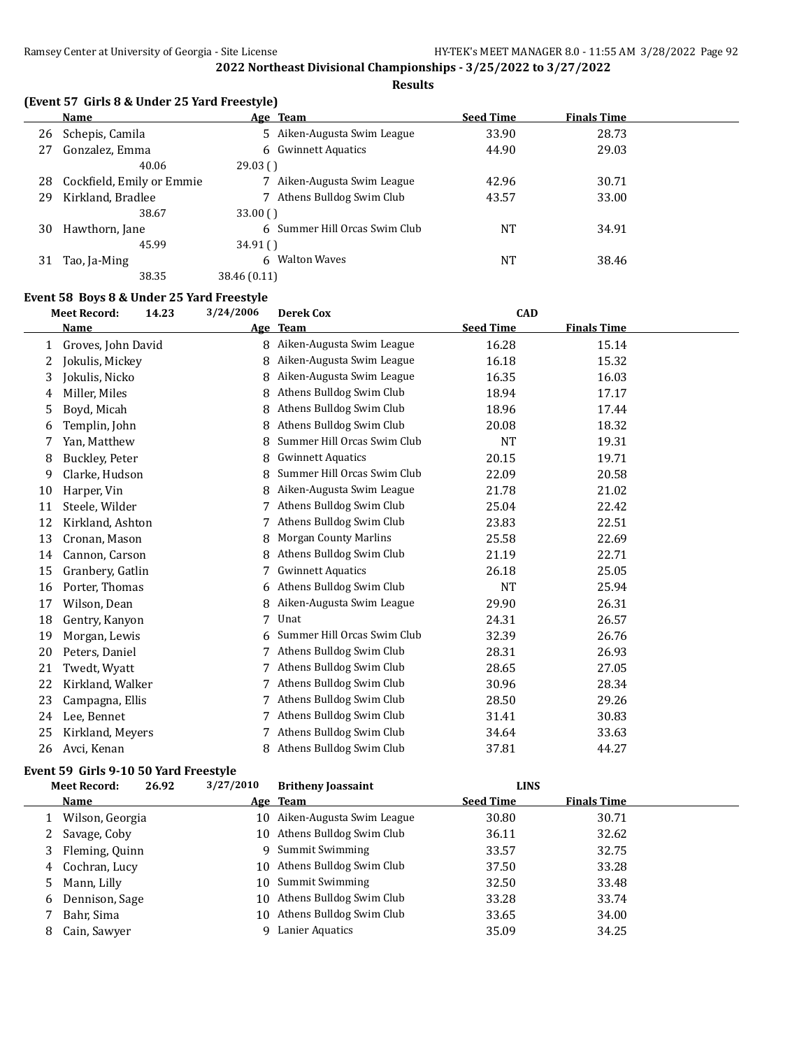## 2022 Northeast Divisional Championships - 3/25/2022 to 3/27/2022

**Results**

### (Event 57 Girls 8 & Under 25 Yard Freestyle)

| | Name | Age | Team | Seed Time | Finals Time |
|---|---|---|---|---|---|
| 26 | Schepis, Camila | 5 | Aiken-Augusta Swim League | 33.90 | 28.73 |
| 27 | Gonzalez, Emma | 6 | Gwinnett Aquatics | 44.90 | 29.03 |
| | 40.06 | 29.03 ( ) | | | |
| 28 | Cockfield, Emily or Emmie | 7 | Aiken-Augusta Swim League | 42.96 | 30.71 |
| 29 | Kirkland, Bradlee | 7 | Athens Bulldog Swim Club | 43.57 | 33.00 |
| | 38.67 | 33.00 ( ) | | | |
| 30 | Hawthorn, Jane | 6 | Summer Hill Orcas Swim Club | NT | 34.91 |
| | 45.99 | 34.91 ( ) | | | |
| 31 | Tao, Ja-Ming | 6 | Walton Waves | NT | 38.46 |
| | 38.35 | 38.46 (0.11) | | | |

### Event 58 Boys 8 & Under 25 Yard Freestyle

Meet Record: 14.23 3/24/2006 Derek Cox CAD

| | Name | Age | Team | Seed Time | Finals Time |
|---|---|---|---|---|---|
| 1 | Groves, John David | 8 | Aiken-Augusta Swim League | 16.28 | 15.14 |
| 2 | Jokulis, Mickey | 8 | Aiken-Augusta Swim League | 16.18 | 15.32 |
| 3 | Jokulis, Nicko | 8 | Aiken-Augusta Swim League | 16.35 | 16.03 |
| 4 | Miller, Miles | 8 | Athens Bulldog Swim Club | 18.94 | 17.17 |
| 5 | Boyd, Micah | 8 | Athens Bulldog Swim Club | 18.96 | 17.44 |
| 6 | Templin, John | 8 | Athens Bulldog Swim Club | 20.08 | 18.32 |
| 7 | Yan, Matthew | 8 | Summer Hill Orcas Swim Club | NT | 19.31 |
| 8 | Buckley, Peter | 8 | Gwinnett Aquatics | 20.15 | 19.71 |
| 9 | Clarke, Hudson | 8 | Summer Hill Orcas Swim Club | 22.09 | 20.58 |
| 10 | Harper, Vin | 8 | Aiken-Augusta Swim League | 21.78 | 21.02 |
| 11 | Steele, Wilder | 7 | Athens Bulldog Swim Club | 25.04 | 22.42 |
| 12 | Kirkland, Ashton | 7 | Athens Bulldog Swim Club | 23.83 | 22.51 |
| 13 | Cronan, Mason | 8 | Morgan County Marlins | 25.58 | 22.69 |
| 14 | Cannon, Carson | 8 | Athens Bulldog Swim Club | 21.19 | 22.71 |
| 15 | Granbery, Gatlin | 7 | Gwinnett Aquatics | 26.18 | 25.05 |
| 16 | Porter, Thomas | 6 | Athens Bulldog Swim Club | NT | 25.94 |
| 17 | Wilson, Dean | 8 | Aiken-Augusta Swim League | 29.90 | 26.31 |
| 18 | Gentry, Kanyon | 7 | Unat | 24.31 | 26.57 |
| 19 | Morgan, Lewis | 6 | Summer Hill Orcas Swim Club | 32.39 | 26.76 |
| 20 | Peters, Daniel | 7 | Athens Bulldog Swim Club | 28.31 | 26.93 |
| 21 | Twedt, Wyatt | 7 | Athens Bulldog Swim Club | 28.65 | 27.05 |
| 22 | Kirkland, Walker | 7 | Athens Bulldog Swim Club | 30.96 | 28.34 |
| 23 | Campagna, Ellis | 7 | Athens Bulldog Swim Club | 28.50 | 29.26 |
| 24 | Lee, Bennet | 7 | Athens Bulldog Swim Club | 31.41 | 30.83 |
| 25 | Kirkland, Meyers | 7 | Athens Bulldog Swim Club | 34.64 | 33.63 |
| 26 | Avci, Kenan | 8 | Athens Bulldog Swim Club | 37.81 | 44.27 |

### Event 59 Girls 9-10 50 Yard Freestyle

Meet Record: 26.92 3/27/2010 Britheny Joassaint LINS

| | Name | Age | Team | Seed Time | Finals Time |
|---|---|---|---|---|---|
| 1 | Wilson, Georgia | 10 | Aiken-Augusta Swim League | 30.80 | 30.71 |
| 2 | Savage, Coby | 10 | Athens Bulldog Swim Club | 36.11 | 32.62 |
| 3 | Fleming, Quinn | 9 | Summit Swimming | 33.57 | 32.75 |
| 4 | Cochran, Lucy | 10 | Athens Bulldog Swim Club | 37.50 | 33.28 |
| 5 | Mann, Lilly | 10 | Summit Swimming | 32.50 | 33.48 |
| 6 | Dennison, Sage | 10 | Athens Bulldog Swim Club | 33.28 | 33.74 |
| 7 | Bahr, Sima | 10 | Athens Bulldog Swim Club | 33.65 | 34.00 |
| 8 | Cain, Sawyer | 9 | Lanier Aquatics | 35.09 | 34.25 |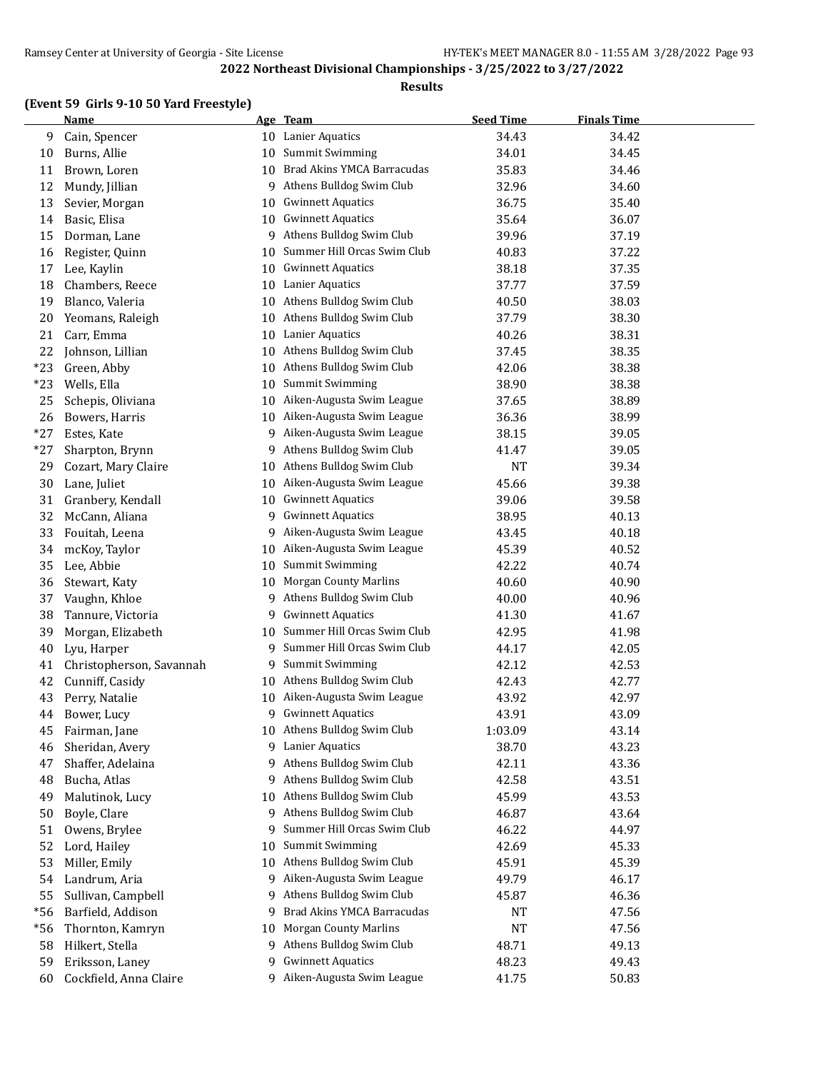## 2022 Northeast Divisional Championships - 3/25/2022 to 3/27/2022

**Results**

### (Event 59 Girls 9-10 50 Yard Freestyle)

| | Name | Age | Team | Seed Time | Finals Time |
|---|---|---|---|---|---|
| 9 | Cain, Spencer | 10 | Lanier Aquatics | 34.43 | 34.42 |
| 10 | Burns, Allie | 10 | Summit Swimming | 34.01 | 34.45 |
| 11 | Brown, Loren | 10 | Brad Akins YMCA Barracudas | 35.83 | 34.46 |
| 12 | Mundy, Jillian | 9 | Athens Bulldog Swim Club | 32.96 | 34.60 |
| 13 | Sevier, Morgan | 10 | Gwinnett Aquatics | 36.75 | 35.40 |
| 14 | Basic, Elisa | 10 | Gwinnett Aquatics | 35.64 | 36.07 |
| 15 | Dorman, Lane | 9 | Athens Bulldog Swim Club | 39.96 | 37.19 |
| 16 | Register, Quinn | 10 | Summer Hill Orcas Swim Club | 40.83 | 37.22 |
| 17 | Lee, Kaylin | 10 | Gwinnett Aquatics | 38.18 | 37.35 |
| 18 | Chambers, Reece | 10 | Lanier Aquatics | 37.77 | 37.59 |
| 19 | Blanco, Valeria | 10 | Athens Bulldog Swim Club | 40.50 | 38.03 |
| 20 | Yeomans, Raleigh | 10 | Athens Bulldog Swim Club | 37.79 | 38.30 |
| 21 | Carr, Emma | 10 | Lanier Aquatics | 40.26 | 38.31 |
| 22 | Johnson, Lillian | 10 | Athens Bulldog Swim Club | 37.45 | 38.35 |
| *23 | Green, Abby | 10 | Athens Bulldog Swim Club | 42.06 | 38.38 |
| *23 | Wells, Ella | 10 | Summit Swimming | 38.90 | 38.38 |
| 25 | Schepis, Oliviana | 10 | Aiken-Augusta Swim League | 37.65 | 38.89 |
| 26 | Bowers, Harris | 10 | Aiken-Augusta Swim League | 36.36 | 38.99 |
| *27 | Estes, Kate | 9 | Aiken-Augusta Swim League | 38.15 | 39.05 |
| *27 | Sharpton, Brynn | 9 | Athens Bulldog Swim Club | 41.47 | 39.05 |
| 29 | Cozart, Mary Claire | 10 | Athens Bulldog Swim Club | NT | 39.34 |
| 30 | Lane, Juliet | 10 | Aiken-Augusta Swim League | 45.66 | 39.38 |
| 31 | Granbery, Kendall | 10 | Gwinnett Aquatics | 39.06 | 39.58 |
| 32 | McCann, Aliana | 9 | Gwinnett Aquatics | 38.95 | 40.13 |
| 33 | Fouitah, Leena | 9 | Aiken-Augusta Swim League | 43.45 | 40.18 |
| 34 | mcKoy, Taylor | 10 | Aiken-Augusta Swim League | 45.39 | 40.52 |
| 35 | Lee, Abbie | 10 | Summit Swimming | 42.22 | 40.74 |
| 36 | Stewart, Katy | 10 | Morgan County Marlins | 40.60 | 40.90 |
| 37 | Vaughn, Khloe | 9 | Athens Bulldog Swim Club | 40.00 | 40.96 |
| 38 | Tannure, Victoria | 9 | Gwinnett Aquatics | 41.30 | 41.67 |
| 39 | Morgan, Elizabeth | 10 | Summer Hill Orcas Swim Club | 42.95 | 41.98 |
| 40 | Lyu, Harper | 9 | Summer Hill Orcas Swim Club | 44.17 | 42.05 |
| 41 | Christopherson, Savannah | 9 | Summit Swimming | 42.12 | 42.53 |
| 42 | Cunniff, Casidy | 10 | Athens Bulldog Swim Club | 42.43 | 42.77 |
| 43 | Perry, Natalie | 10 | Aiken-Augusta Swim League | 43.92 | 42.97 |
| 44 | Bower, Lucy | 9 | Gwinnett Aquatics | 43.91 | 43.09 |
| 45 | Fairman, Jane | 10 | Athens Bulldog Swim Club | 1:03.09 | 43.14 |
| 46 | Sheridan, Avery | 9 | Lanier Aquatics | 38.70 | 43.23 |
| 47 | Shaffer, Adelaina | 9 | Athens Bulldog Swim Club | 42.11 | 43.36 |
| 48 | Bucha, Atlas | 9 | Athens Bulldog Swim Club | 42.58 | 43.51 |
| 49 | Malutinok, Lucy | 10 | Athens Bulldog Swim Club | 45.99 | 43.53 |
| 50 | Boyle, Clare | 9 | Athens Bulldog Swim Club | 46.87 | 43.64 |
| 51 | Owens, Brylee | 9 | Summer Hill Orcas Swim Club | 46.22 | 44.97 |
| 52 | Lord, Hailey | 10 | Summit Swimming | 42.69 | 45.33 |
| 53 | Miller, Emily | 10 | Athens Bulldog Swim Club | 45.91 | 45.39 |
| 54 | Landrum, Aria | 9 | Aiken-Augusta Swim League | 49.79 | 46.17 |
| 55 | Sullivan, Campbell | 9 | Athens Bulldog Swim Club | 45.87 | 46.36 |
| *56 | Barfield, Addison | 9 | Brad Akins YMCA Barracudas | NT | 47.56 |
| *56 | Thornton, Kamryn | 10 | Morgan County Marlins | NT | 47.56 |
| 58 | Hilkert, Stella | 9 | Athens Bulldog Swim Club | 48.71 | 49.13 |
| 59 | Eriksson, Laney | 9 | Gwinnett Aquatics | 48.23 | 49.43 |
| 60 | Cockfield, Anna Claire | 9 | Aiken-Augusta Swim League | 41.75 | 50.83 |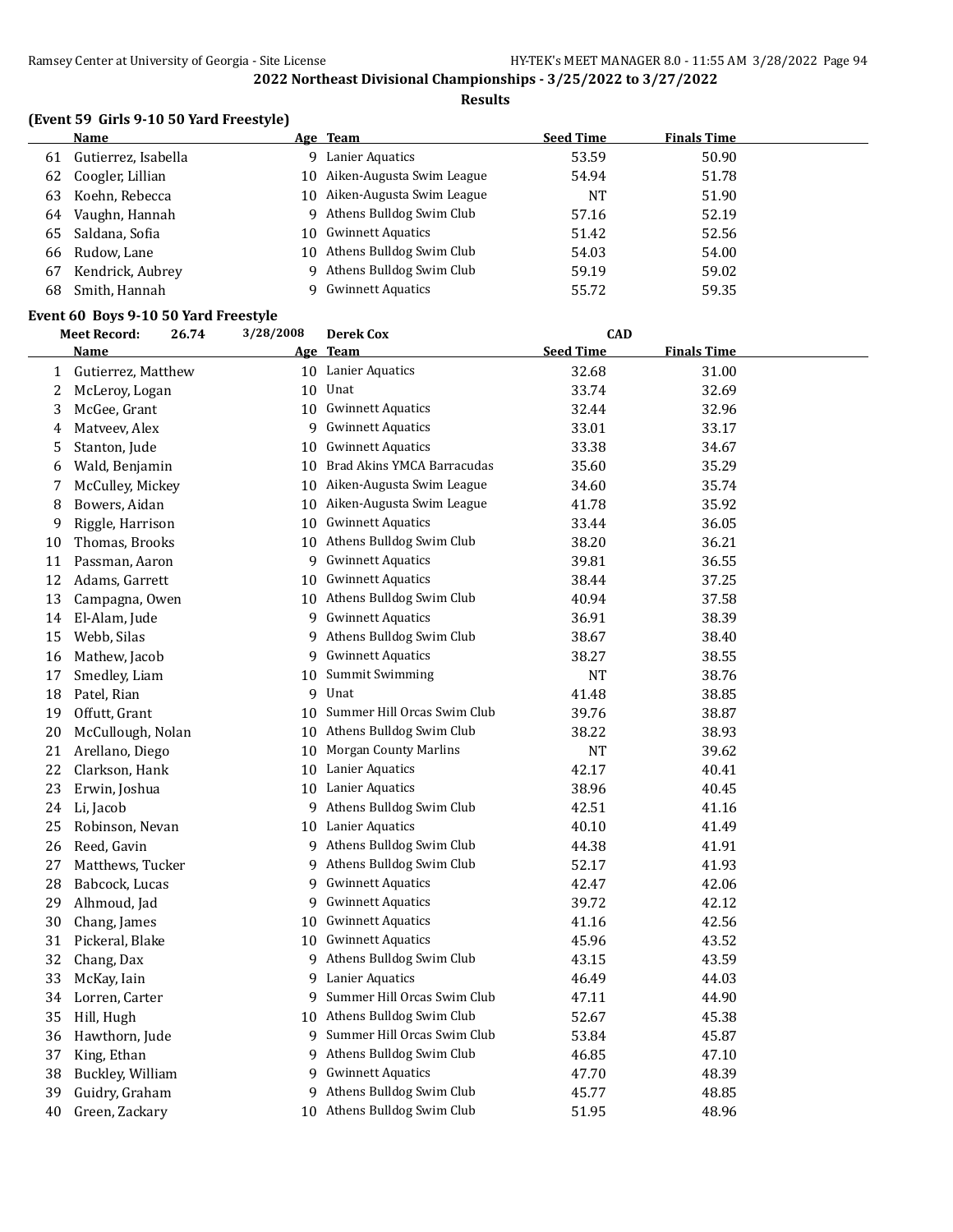## 2022 Northeast Divisional Championships - 3/25/2022 to 3/27/2022

### Results

### (Event 59 Girls 9-10 50 Yard Freestyle)

| | Name | Age | Team | Seed Time | Finals Time |
|---|---|---|---|---|---|
| 61 | Gutierrez, Isabella | 9 | Lanier Aquatics | 53.59 | 50.90 |
| 62 | Coogler, Lillian | 10 | Aiken-Augusta Swim League | 54.94 | 51.78 |
| 63 | Koehn, Rebecca | 10 | Aiken-Augusta Swim League | NT | 51.90 |
| 64 | Vaughn, Hannah | 9 | Athens Bulldog Swim Club | 57.16 | 52.19 |
| 65 | Saldana, Sofia | 10 | Gwinnett Aquatics | 51.42 | 52.56 |
| 66 | Rudow, Lane | 10 | Athens Bulldog Swim Club | 54.03 | 54.00 |
| 67 | Kendrick, Aubrey | 9 | Athens Bulldog Swim Club | 59.19 | 59.02 |
| 68 | Smith, Hannah | 9 | Gwinnett Aquatics | 55.72 | 59.35 |

### Event 60 Boys 9-10 50 Yard Freestyle

Meet Record: 26.74 3/28/2008 Derek Cox CAD

| | Name | Age | Team | Seed Time | Finals Time |
|---|---|---|---|---|---|
| 1 | Gutierrez, Matthew | 10 | Lanier Aquatics | 32.68 | 31.00 |
| 2 | McLeroy, Logan | 10 | Unat | 33.74 | 32.69 |
| 3 | McGee, Grant | 10 | Gwinnett Aquatics | 32.44 | 32.96 |
| 4 | Matveev, Alex | 9 | Gwinnett Aquatics | 33.01 | 33.17 |
| 5 | Stanton, Jude | 10 | Gwinnett Aquatics | 33.38 | 34.67 |
| 6 | Wald, Benjamin | 10 | Brad Akins YMCA Barracudas | 35.60 | 35.29 |
| 7 | McCulley, Mickey | 10 | Aiken-Augusta Swim League | 34.60 | 35.74 |
| 8 | Bowers, Aidan | 10 | Aiken-Augusta Swim League | 41.78 | 35.92 |
| 9 | Riggle, Harrison | 10 | Gwinnett Aquatics | 33.44 | 36.05 |
| 10 | Thomas, Brooks | 10 | Athens Bulldog Swim Club | 38.20 | 36.21 |
| 11 | Passman, Aaron | 9 | Gwinnett Aquatics | 39.81 | 36.55 |
| 12 | Adams, Garrett | 10 | Gwinnett Aquatics | 38.44 | 37.25 |
| 13 | Campagna, Owen | 10 | Athens Bulldog Swim Club | 40.94 | 37.58 |
| 14 | El-Alam, Jude | 9 | Gwinnett Aquatics | 36.91 | 38.39 |
| 15 | Webb, Silas | 9 | Athens Bulldog Swim Club | 38.67 | 38.40 |
| 16 | Mathew, Jacob | 9 | Gwinnett Aquatics | 38.27 | 38.55 |
| 17 | Smedley, Liam | 10 | Summit Swimming | NT | 38.76 |
| 18 | Patel, Rian | 9 | Unat | 41.48 | 38.85 |
| 19 | Offutt, Grant | 10 | Summer Hill Orcas Swim Club | 39.76 | 38.87 |
| 20 | McCullough, Nolan | 10 | Athens Bulldog Swim Club | 38.22 | 38.93 |
| 21 | Arellano, Diego | 10 | Morgan County Marlins | NT | 39.62 |
| 22 | Clarkson, Hank | 10 | Lanier Aquatics | 42.17 | 40.41 |
| 23 | Erwin, Joshua | 10 | Lanier Aquatics | 38.96 | 40.45 |
| 24 | Li, Jacob | 9 | Athens Bulldog Swim Club | 42.51 | 41.16 |
| 25 | Robinson, Nevan | 10 | Lanier Aquatics | 40.10 | 41.49 |
| 26 | Reed, Gavin | 9 | Athens Bulldog Swim Club | 44.38 | 41.91 |
| 27 | Matthews, Tucker | 9 | Athens Bulldog Swim Club | 52.17 | 41.93 |
| 28 | Babcock, Lucas | 9 | Gwinnett Aquatics | 42.47 | 42.06 |
| 29 | Alhmoud, Jad | 9 | Gwinnett Aquatics | 39.72 | 42.12 |
| 30 | Chang, James | 10 | Gwinnett Aquatics | 41.16 | 42.56 |
| 31 | Pickeral, Blake | 10 | Gwinnett Aquatics | 45.96 | 43.52 |
| 32 | Chang, Dax | 9 | Athens Bulldog Swim Club | 43.15 | 43.59 |
| 33 | McKay, Iain | 9 | Lanier Aquatics | 46.49 | 44.03 |
| 34 | Lorren, Carter | 9 | Summer Hill Orcas Swim Club | 47.11 | 44.90 |
| 35 | Hill, Hugh | 10 | Athens Bulldog Swim Club | 52.67 | 45.38 |
| 36 | Hawthorn, Jude | 9 | Summer Hill Orcas Swim Club | 53.84 | 45.87 |
| 37 | King, Ethan | 9 | Athens Bulldog Swim Club | 46.85 | 47.10 |
| 38 | Buckley, William | 9 | Gwinnett Aquatics | 47.70 | 48.39 |
| 39 | Guidry, Graham | 9 | Athens Bulldog Swim Club | 45.77 | 48.85 |
| 40 | Green, Zackary | 10 | Athens Bulldog Swim Club | 51.95 | 48.96 |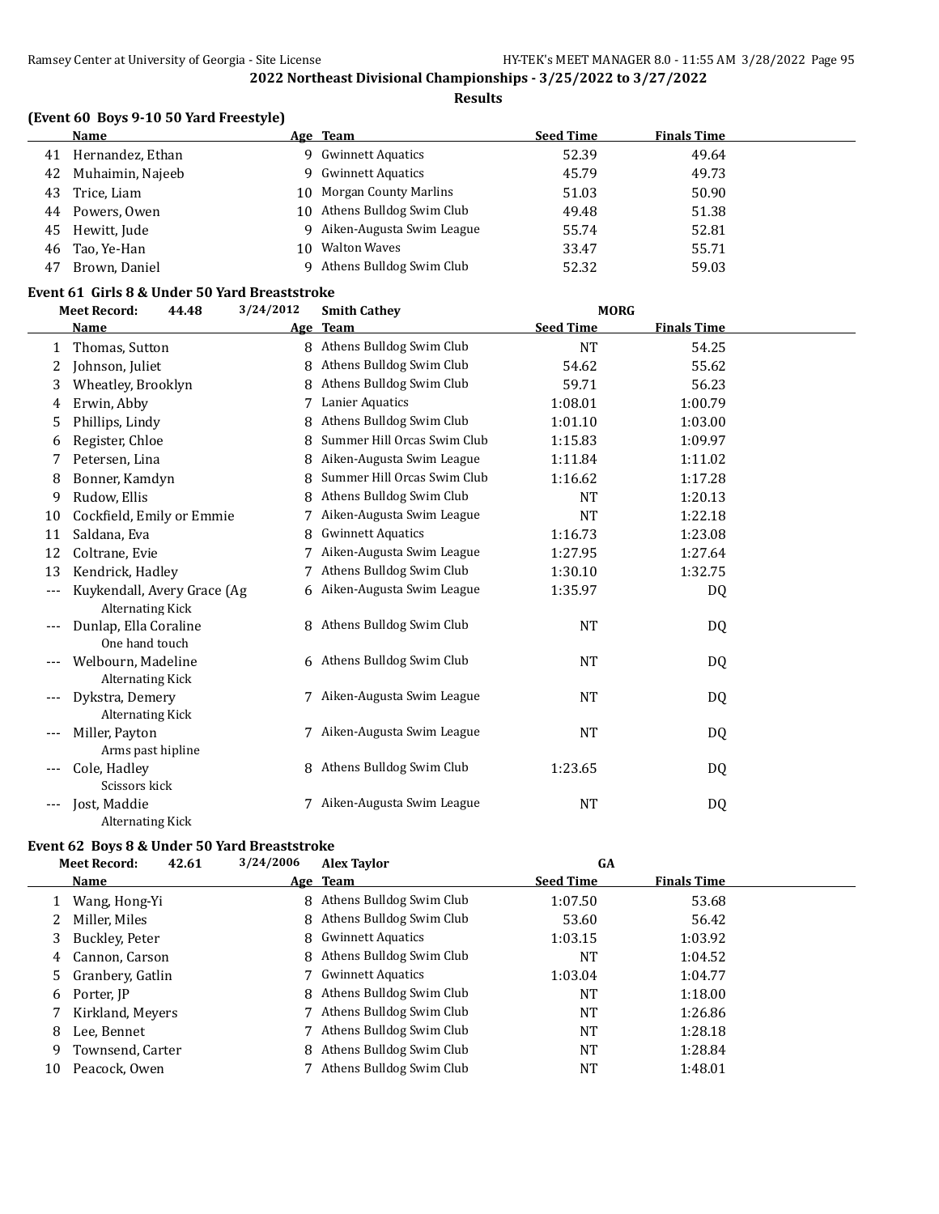## 2022 Northeast Divisional Championships - 3/25/2022 to 3/27/2022

### Results

### (Event 60 Boys 9-10 50 Yard Freestyle)

| | Name | Age | Team | Seed Time | Finals Time |
|---|---|---|---|---|---|
| 41 | Hernandez, Ethan | 9 | Gwinnett Aquatics | 52.39 | 49.64 |
| 42 | Muhaimin, Najeeb | 9 | Gwinnett Aquatics | 45.79 | 49.73 |
| 43 | Trice, Liam | 10 | Morgan County Marlins | 51.03 | 50.90 |
| 44 | Powers, Owen | 10 | Athens Bulldog Swim Club | 49.48 | 51.38 |
| 45 | Hewitt, Jude | 9 | Aiken-Augusta Swim League | 55.74 | 52.81 |
| 46 | Tao, Ye-Han | 10 | Walton Waves | 33.47 | 55.71 |
| 47 | Brown, Daniel | 9 | Athens Bulldog Swim Club | 52.32 | 59.03 |

### Event 61 Girls 8 & Under 50 Yard Breaststroke

Meet Record: 44.48 3/24/2012 Smith Cathey MORG

| | Name | Age | Team | Seed Time | Finals Time |
|---|---|---|---|---|---|
| 1 | Thomas, Sutton | 8 | Athens Bulldog Swim Club | NT | 54.25 |
| 2 | Johnson, Juliet | 8 | Athens Bulldog Swim Club | 54.62 | 55.62 |
| 3 | Wheatley, Brooklyn | 8 | Athens Bulldog Swim Club | 59.71 | 56.23 |
| 4 | Erwin, Abby | 7 | Lanier Aquatics | 1:08.01 | 1:00.79 |
| 5 | Phillips, Lindy | 8 | Athens Bulldog Swim Club | 1:01.10 | 1:03.00 |
| 6 | Register, Chloe | 8 | Summer Hill Orcas Swim Club | 1:15.83 | 1:09.97 |
| 7 | Petersen, Lina | 8 | Aiken-Augusta Swim League | 1:11.84 | 1:11.02 |
| 8 | Bonner, Kamdyn | 8 | Summer Hill Orcas Swim Club | 1:16.62 | 1:17.28 |
| 9 | Rudow, Ellis | 8 | Athens Bulldog Swim Club | NT | 1:20.13 |
| 10 | Cockfield, Emily or Emmie | 7 | Aiken-Augusta Swim League | NT | 1:22.18 |
| 11 | Saldana, Eva | 8 | Gwinnett Aquatics | 1:16.73 | 1:23.08 |
| 12 | Coltrane, Evie | 7 | Aiken-Augusta Swim League | 1:27.95 | 1:27.64 |
| 13 | Kendrick, Hadley | 7 | Athens Bulldog Swim Club | 1:30.10 | 1:32.75 |
| --- | Kuykendall, Avery Grace (Ag<br>Alternating Kick | 6 | Aiken-Augusta Swim League | 1:35.97 | DQ |
| --- | Dunlap, Ella Coraline<br>One hand touch | 8 | Athens Bulldog Swim Club | NT | DQ |
| --- | Welbourn, Madeline<br>Alternating Kick | 6 | Athens Bulldog Swim Club | NT | DQ |
| --- | Dykstra, Demery<br>Alternating Kick | 7 | Aiken-Augusta Swim League | NT | DQ |
| --- | Miller, Payton<br>Arms past hipline | 7 | Aiken-Augusta Swim League | NT | DQ |
| --- | Cole, Hadley<br>Scissors kick | 8 | Athens Bulldog Swim Club | 1:23.65 | DQ |
| --- | Jost, Maddie<br>Alternating Kick | 7 | Aiken-Augusta Swim League | NT | DQ |

### Event 62 Boys 8 & Under 50 Yard Breaststroke

Meet Record: 42.61 3/24/2006 Alex Taylor GA

| | Name | Age | Team | Seed Time | Finals Time |
|---|---|---|---|---|---|
| 1 | Wang, Hong-Yi | 8 | Athens Bulldog Swim Club | 1:07.50 | 53.68 |
| 2 | Miller, Miles | 8 | Athens Bulldog Swim Club | 53.60 | 56.42 |
| 3 | Buckley, Peter | 8 | Gwinnett Aquatics | 1:03.15 | 1:03.92 |
| 4 | Cannon, Carson | 8 | Athens Bulldog Swim Club | NT | 1:04.52 |
| 5 | Granbery, Gatlin | 7 | Gwinnett Aquatics | 1:03.04 | 1:04.77 |
| 6 | Porter, JP | 8 | Athens Bulldog Swim Club | NT | 1:18.00 |
| 7 | Kirkland, Meyers | 7 | Athens Bulldog Swim Club | NT | 1:26.86 |
| 8 | Lee, Bennet | 7 | Athens Bulldog Swim Club | NT | 1:28.18 |
| 9 | Townsend, Carter | 8 | Athens Bulldog Swim Club | NT | 1:28.84 |
| 10 | Peacock, Owen | 7 | Athens Bulldog Swim Club | NT | 1:48.01 |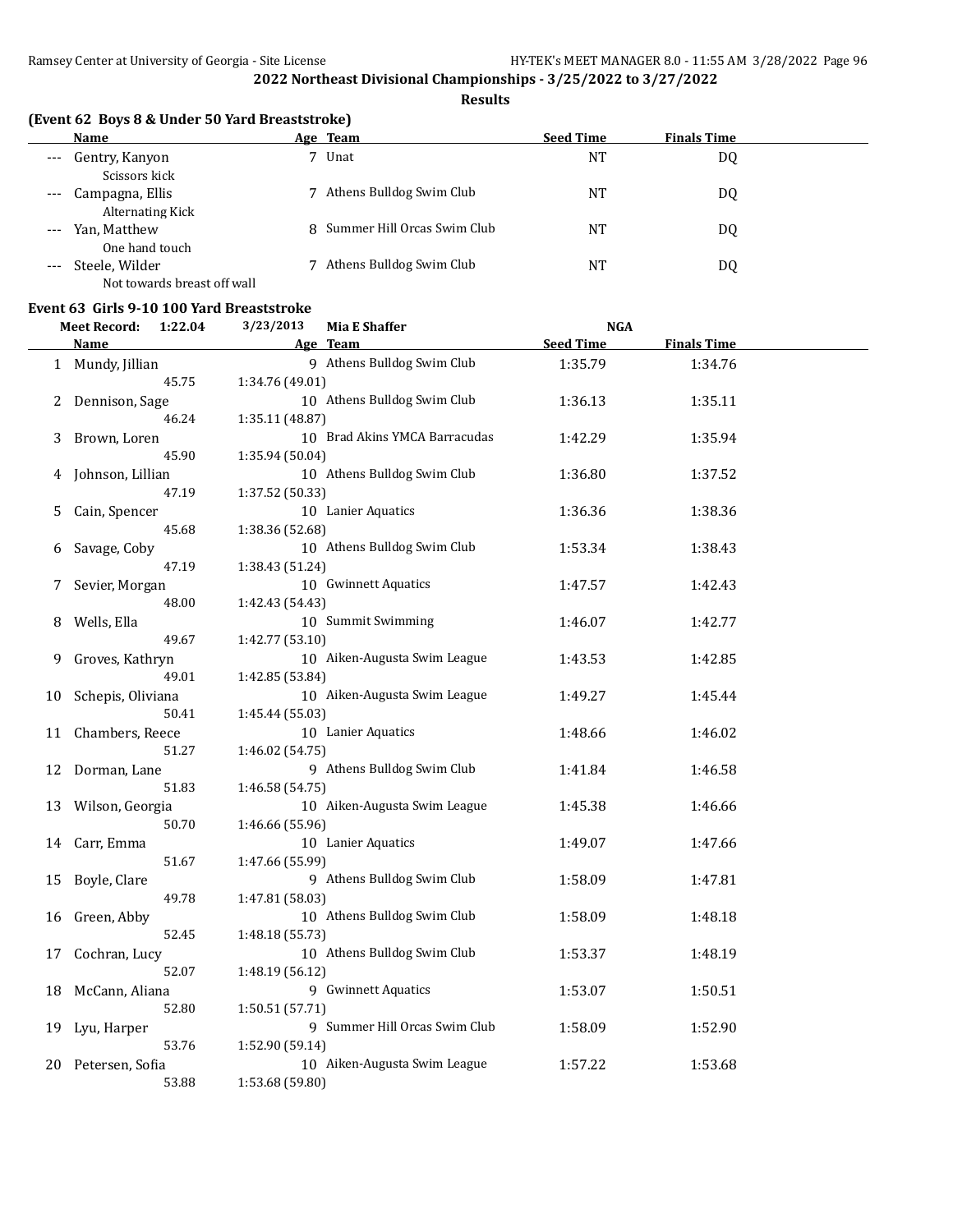## 2022 Northeast Divisional Championships - 3/25/2022 to 3/27/2022

### Results

### (Event 62 Boys 8 & Under 50 Yard Breaststroke)

| | Name | Age | Team | Seed Time | Finals Time |
|---|---|---|---|---|---|
| --- | Gentry, Kanyon | 7 | Unat | NT | DQ |
| | Scissors kick | | | | |
| --- | Campagna, Ellis | 7 | Athens Bulldog Swim Club | NT | DQ |
| | Alternating Kick | | | | |
| --- | Yan, Matthew | 8 | Summer Hill Orcas Swim Club | NT | DQ |
| | One hand touch | | | | |
| --- | Steele, Wilder | 7 | Athens Bulldog Swim Club | NT | DQ |
| | Not towards breast off wall | | | | |

### Event 63 Girls 9-10 100 Yard Breaststroke

Meet Record: 1:22.04 3/23/2013 Mia E Shaffer NGA

| | Name | Age | Team | Seed Time | Finals Time |
|---|---|---|---|---|---|
| 1 | Mundy, Jillian | 9 | Athens Bulldog Swim Club | 1:35.79 | 1:34.76 |
| | 45.75 | 1:34.76 (49.01) | | | |
| 2 | Dennison, Sage | 10 | Athens Bulldog Swim Club | 1:36.13 | 1:35.11 |
| | 46.24 | 1:35.11 (48.87) | | | |
| 3 | Brown, Loren | 10 | Brad Akins YMCA Barracudas | 1:42.29 | 1:35.94 |
| | 45.90 | 1:35.94 (50.04) | | | |
| 4 | Johnson, Lillian | 10 | Athens Bulldog Swim Club | 1:36.80 | 1:37.52 |
| | 47.19 | 1:37.52 (50.33) | | | |
| 5 | Cain, Spencer | 10 | Lanier Aquatics | 1:36.36 | 1:38.36 |
| | 45.68 | 1:38.36 (52.68) | | | |
| 6 | Savage, Coby | 10 | Athens Bulldog Swim Club | 1:53.34 | 1:38.43 |
| | 47.19 | 1:38.43 (51.24) | | | |
| 7 | Sevier, Morgan | 10 | Gwinnett Aquatics | 1:47.57 | 1:42.43 |
| | 48.00 | 1:42.43 (54.43) | | | |
| 8 | Wells, Ella | 10 | Summit Swimming | 1:46.07 | 1:42.77 |
| | 49.67 | 1:42.77 (53.10) | | | |
| 9 | Groves, Kathryn | 10 | Aiken-Augusta Swim League | 1:43.53 | 1:42.85 |
| | 49.01 | 1:42.85 (53.84) | | | |
| 10 | Schepis, Oliviana | 10 | Aiken-Augusta Swim League | 1:49.27 | 1:45.44 |
| | 50.41 | 1:45.44 (55.03) | | | |
| 11 | Chambers, Reece | 10 | Lanier Aquatics | 1:48.66 | 1:46.02 |
| | 51.27 | 1:46.02 (54.75) | | | |
| 12 | Dorman, Lane | 9 | Athens Bulldog Swim Club | 1:41.84 | 1:46.58 |
| | 51.83 | 1:46.58 (54.75) | | | |
| 13 | Wilson, Georgia | 10 | Aiken-Augusta Swim League | 1:45.38 | 1:46.66 |
| | 50.70 | 1:46.66 (55.96) | | | |
| 14 | Carr, Emma | 10 | Lanier Aquatics | 1:49.07 | 1:47.66 |
| | 51.67 | 1:47.66 (55.99) | | | |
| 15 | Boyle, Clare | 9 | Athens Bulldog Swim Club | 1:58.09 | 1:47.81 |
| | 49.78 | 1:47.81 (58.03) | | | |
| 16 | Green, Abby | 10 | Athens Bulldog Swim Club | 1:58.09 | 1:48.18 |
| | 52.45 | 1:48.18 (55.73) | | | |
| 17 | Cochran, Lucy | 10 | Athens Bulldog Swim Club | 1:53.37 | 1:48.19 |
| | 52.07 | 1:48.19 (56.12) | | | |
| 18 | McCann, Aliana | 9 | Gwinnett Aquatics | 1:53.07 | 1:50.51 |
| | 52.80 | 1:50.51 (57.71) | | | |
| 19 | Lyu, Harper | 9 | Summer Hill Orcas Swim Club | 1:58.09 | 1:52.90 |
| | 53.76 | 1:52.90 (59.14) | | | |
| 20 | Petersen, Sofia | 10 | Aiken-Augusta Swim League | 1:57.22 | 1:53.68 |
| | 53.88 | 1:53.68 (59.80) | | | |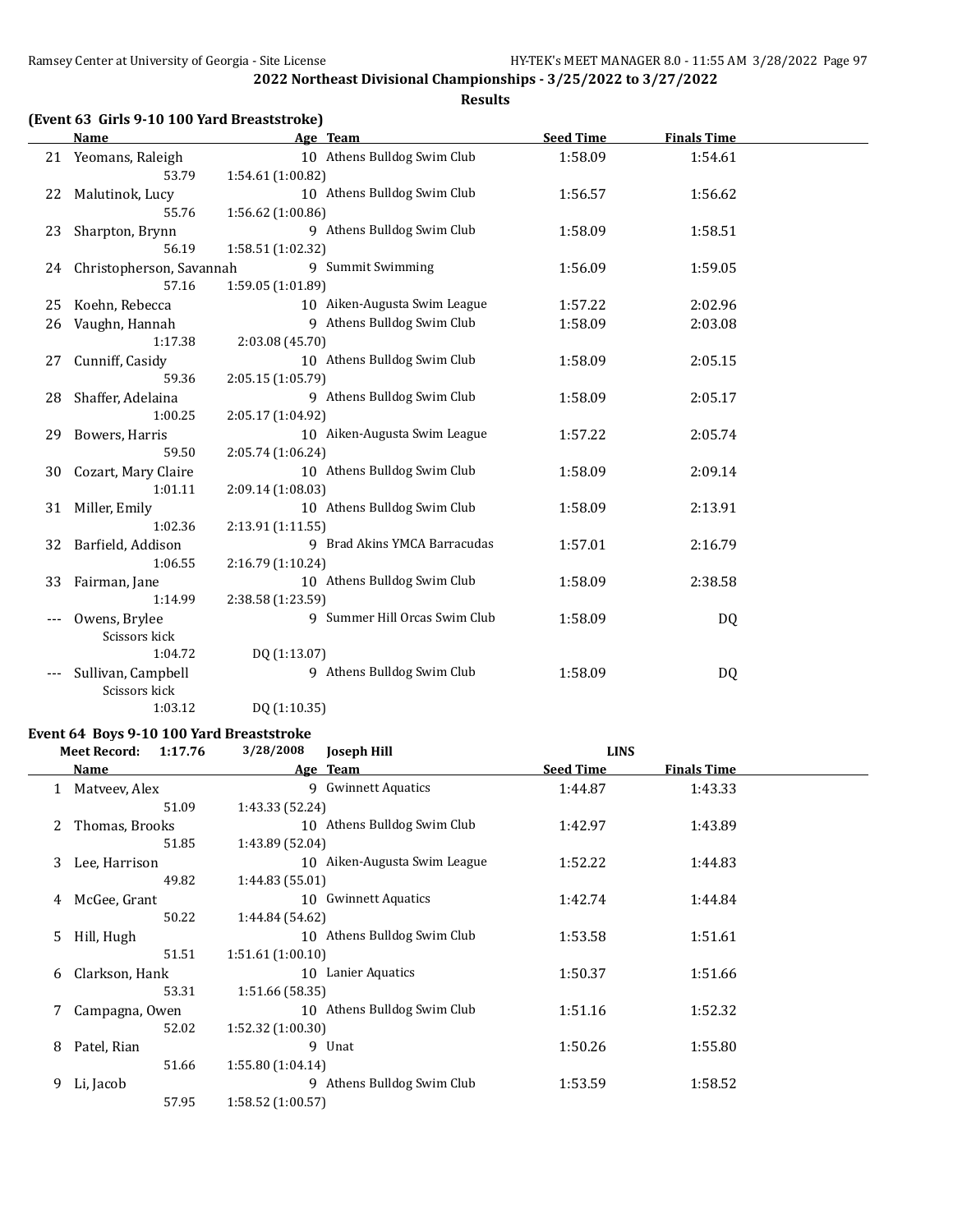## 2022 Northeast Divisional Championships - 3/25/2022 to 3/27/2022

### Results

**(Event 63 Girls 9-10 100 Yard Breaststroke)**

| | Name | Age | Team | Seed Time | Finals Time |
|---|---|---|---|---|---|
| 21 | Yeomans, Raleigh | 10 | Athens Bulldog Swim Club | 1:58.09 | 1:54.61 |
| | 53.79 | 1:54.61 (1:00.82) | | | |
| 22 | Malutinok, Lucy | 10 | Athens Bulldog Swim Club | 1:56.57 | 1:56.62 |
| | 55.76 | 1:56.62 (1:00.86) | | | |
| 23 | Sharpton, Brynn | 9 | Athens Bulldog Swim Club | 1:58.09 | 1:58.51 |
| | 56.19 | 1:58.51 (1:02.32) | | | |
| 24 | Christopherson, Savannah | 9 | Summit Swimming | 1:56.09 | 1:59.05 |
| | 57.16 | 1:59.05 (1:01.89) | | | |
| 25 | Koehn, Rebecca | 10 | Aiken-Augusta Swim League | 1:57.22 | 2:02.96 |
| 26 | Vaughn, Hannah | 9 | Athens Bulldog Swim Club | 1:58.09 | 2:03.08 |
| | 1:17.38 | 2:03.08 (45.70) | | | |
| 27 | Cunniff, Casidy | 10 | Athens Bulldog Swim Club | 1:58.09 | 2:05.15 |
| | 59.36 | 2:05.15 (1:05.79) | | | |
| 28 | Shaffer, Adelaina | 9 | Athens Bulldog Swim Club | 1:58.09 | 2:05.17 |
| | 1:00.25 | 2:05.17 (1:04.92) | | | |
| 29 | Bowers, Harris | 10 | Aiken-Augusta Swim League | 1:57.22 | 2:05.74 |
| | 59.50 | 2:05.74 (1:06.24) | | | |
| 30 | Cozart, Mary Claire | 10 | Athens Bulldog Swim Club | 1:58.09 | 2:09.14 |
| | 1:01.11 | 2:09.14 (1:08.03) | | | |
| 31 | Miller, Emily | 10 | Athens Bulldog Swim Club | 1:58.09 | 2:13.91 |
| | 1:02.36 | 2:13.91 (1:11.55) | | | |
| 32 | Barfield, Addison | 9 | Brad Akins YMCA Barracudas | 1:57.01 | 2:16.79 |
| | 1:06.55 | 2:16.79 (1:10.24) | | | |
| 33 | Fairman, Jane | 10 | Athens Bulldog Swim Club | 1:58.09 | 2:38.58 |
| | 1:14.99 | 2:38.58 (1:23.59) | | | |
| --- | Owens, Brylee | 9 | Summer Hill Orcas Swim Club | 1:58.09 | DQ |
| | Scissors kick | | | | |
| | 1:04.72 | DQ (1:13.07) | | | |
| --- | Sullivan, Campbell | 9 | Athens Bulldog Swim Club | 1:58.09 | DQ |
| | Scissors kick | | | | |
| | 1:03.12 | DQ (1:10.35) | | | |

**Event 64 Boys 9-10 100 Yard Breaststroke**

Meet Record: 1:17.76 3/28/2008 Joseph Hill LINS

| | Name | Age | Team | Seed Time | Finals Time |
|---|---|---|---|---|---|
| 1 | Matveev, Alex | 9 | Gwinnett Aquatics | 1:44.87 | 1:43.33 |
| | 51.09 | 1:43.33 (52.24) | | | |
| 2 | Thomas, Brooks | 10 | Athens Bulldog Swim Club | 1:42.97 | 1:43.89 |
| | 51.85 | 1:43.89 (52.04) | | | |
| 3 | Lee, Harrison | 10 | Aiken-Augusta Swim League | 1:52.22 | 1:44.83 |
| | 49.82 | 1:44.83 (55.01) | | | |
| 4 | McGee, Grant | 10 | Gwinnett Aquatics | 1:42.74 | 1:44.84 |
| | 50.22 | 1:44.84 (54.62) | | | |
| 5 | Hill, Hugh | 10 | Athens Bulldog Swim Club | 1:53.58 | 1:51.61 |
| | 51.51 | 1:51.61 (1:00.10) | | | |
| 6 | Clarkson, Hank | 10 | Lanier Aquatics | 1:50.37 | 1:51.66 |
| | 53.31 | 1:51.66 (58.35) | | | |
| 7 | Campagna, Owen | 10 | Athens Bulldog Swim Club | 1:51.16 | 1:52.32 |
| | 52.02 | 1:52.32 (1:00.30) | | | |
| 8 | Patel, Rian | 9 | Unat | 1:50.26 | 1:55.80 |
| | 51.66 | 1:55.80 (1:04.14) | | | |
| 9 | Li, Jacob | 9 | Athens Bulldog Swim Club | 1:53.59 | 1:58.52 |
| | 57.95 | 1:58.52 (1:00.57) | | | |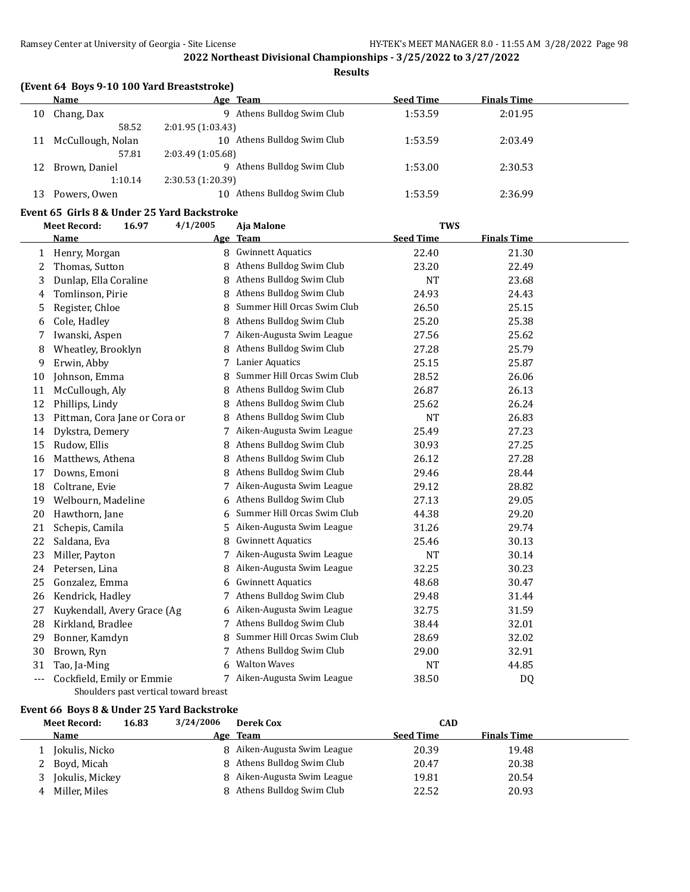## 2022 Northeast Divisional Championships - 3/25/2022 to 3/27/2022

### Results

**(Event 64 Boys 9-10 100 Yard Breaststroke)**

| | Name | Age | Team | Seed Time | Finals Time |
|---|---|---|---|---|---|
| 10 | Chang, Dax | 9 | Athens Bulldog Swim Club | 1:53.59 | 2:01.95 |
| | 58.52 | 2:01.95 (1:03.43) | | | |
| 11 | McCullough, Nolan | 10 | Athens Bulldog Swim Club | 1:53.59 | 2:03.49 |
| | 57.81 | 2:03.49 (1:05.68) | | | |
| 12 | Brown, Daniel | 9 | Athens Bulldog Swim Club | 1:53.00 | 2:30.53 |
| | 1:10.14 | 2:30.53 (1:20.39) | | | |
| 13 | Powers, Owen | 10 | Athens Bulldog Swim Club | 1:53.59 | 2:36.99 |

### Event 65 Girls 8 & Under 25 Yard Backstroke

Meet Record: 16.97 4/1/2005 Aja Malone TWS

| | Name | Age | Team | Seed Time | Finals Time |
|---|---|---|---|---|---|
| 1 | Henry, Morgan | 8 | Gwinnett Aquatics | 22.40 | 21.30 |
| 2 | Thomas, Sutton | 8 | Athens Bulldog Swim Club | 23.20 | 22.49 |
| 3 | Dunlap, Ella Coraline | 8 | Athens Bulldog Swim Club | NT | 23.68 |
| 4 | Tomlinson, Pirie | 8 | Athens Bulldog Swim Club | 24.93 | 24.43 |
| 5 | Register, Chloe | 8 | Summer Hill Orcas Swim Club | 26.50 | 25.15 |
| 6 | Cole, Hadley | 8 | Athens Bulldog Swim Club | 25.20 | 25.38 |
| 7 | Iwanski, Aspen | 7 | Aiken-Augusta Swim League | 27.56 | 25.62 |
| 8 | Wheatley, Brooklyn | 8 | Athens Bulldog Swim Club | 27.28 | 25.79 |
| 9 | Erwin, Abby | 7 | Lanier Aquatics | 25.15 | 25.87 |
| 10 | Johnson, Emma | 8 | Summer Hill Orcas Swim Club | 28.52 | 26.06 |
| 11 | McCullough, Aly | 8 | Athens Bulldog Swim Club | 26.87 | 26.13 |
| 12 | Phillips, Lindy | 8 | Athens Bulldog Swim Club | 25.62 | 26.24 |
| 13 | Pittman, Cora Jane or Cora or | 8 | Athens Bulldog Swim Club | NT | 26.83 |
| 14 | Dykstra, Demery | 7 | Aiken-Augusta Swim League | 25.49 | 27.23 |
| 15 | Rudow, Ellis | 8 | Athens Bulldog Swim Club | 30.93 | 27.25 |
| 16 | Matthews, Athena | 8 | Athens Bulldog Swim Club | 26.12 | 27.28 |
| 17 | Downs, Emoni | 8 | Athens Bulldog Swim Club | 29.46 | 28.44 |
| 18 | Coltrane, Evie | 7 | Aiken-Augusta Swim League | 29.12 | 28.82 |
| 19 | Welbourn, Madeline | 6 | Athens Bulldog Swim Club | 27.13 | 29.05 |
| 20 | Hawthorn, Jane | 6 | Summer Hill Orcas Swim Club | 44.38 | 29.20 |
| 21 | Schepis, Camila | 5 | Aiken-Augusta Swim League | 31.26 | 29.74 |
| 22 | Saldana, Eva | 8 | Gwinnett Aquatics | 25.46 | 30.13 |
| 23 | Miller, Payton | 7 | Aiken-Augusta Swim League | NT | 30.14 |
| 24 | Petersen, Lina | 8 | Aiken-Augusta Swim League | 32.25 | 30.23 |
| 25 | Gonzalez, Emma | 6 | Gwinnett Aquatics | 48.68 | 30.47 |
| 26 | Kendrick, Hadley | 7 | Athens Bulldog Swim Club | 29.48 | 31.44 |
| 27 | Kuykendall, Avery Grace (Ag | 6 | Aiken-Augusta Swim League | 32.75 | 31.59 |
| 28 | Kirkland, Bradlee | 7 | Athens Bulldog Swim Club | 38.44 | 32.01 |
| 29 | Bonner, Kamdyn | 8 | Summer Hill Orcas Swim Club | 28.69 | 32.02 |
| 30 | Brown, Ryn | 7 | Athens Bulldog Swim Club | 29.00 | 32.91 |
| 31 | Tao, Ja-Ming | 6 | Walton Waves | NT | 44.85 |
| --- | Cockfield, Emily or Emmie | 7 | Aiken-Augusta Swim League | 38.50 | DQ |
| | Shoulders past vertical toward breast | | | | |

### Event 66 Boys 8 & Under 25 Yard Backstroke

Meet Record: 16.83 3/24/2006 Derek Cox CAD

| | Name | Age | Team | Seed Time | Finals Time |
|---|---|---|---|---|---|
| 1 | Jokulis, Nicko | 8 | Aiken-Augusta Swim League | 20.39 | 19.48 |
| 2 | Boyd, Micah | 8 | Athens Bulldog Swim Club | 20.47 | 20.38 |
| 3 | Jokulis, Mickey | 8 | Aiken-Augusta Swim League | 19.81 | 20.54 |
| 4 | Miller, Miles | 8 | Athens Bulldog Swim Club | 22.52 | 20.93 |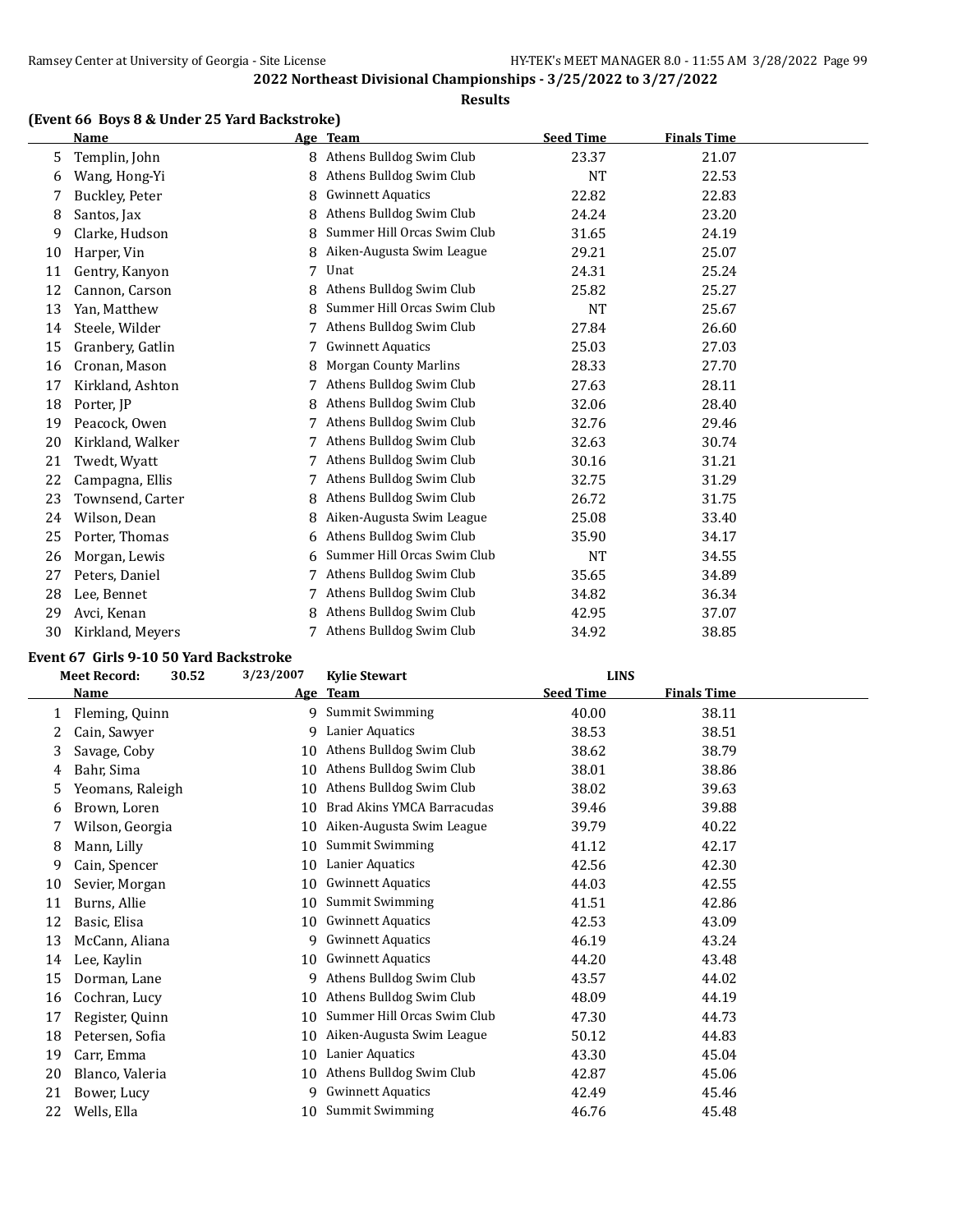## 2022 Northeast Divisional Championships - 3/25/2022 to 3/27/2022

**Results**

### (Event 66 Boys 8 & Under 25 Yard Backstroke)

| | Name | Age | Team | Seed Time | Finals Time |
|---|---|---|---|---|---|
| 5 | Templin, John | 8 | Athens Bulldog Swim Club | 23.37 | 21.07 |
| 6 | Wang, Hong-Yi | 8 | Athens Bulldog Swim Club | NT | 22.53 |
| 7 | Buckley, Peter | 8 | Gwinnett Aquatics | 22.82 | 22.83 |
| 8 | Santos, Jax | 8 | Athens Bulldog Swim Club | 24.24 | 23.20 |
| 9 | Clarke, Hudson | 8 | Summer Hill Orcas Swim Club | 31.65 | 24.19 |
| 10 | Harper, Vin | 8 | Aiken-Augusta Swim League | 29.21 | 25.07 |
| 11 | Gentry, Kanyon | 7 | Unat | 24.31 | 25.24 |
| 12 | Cannon, Carson | 8 | Athens Bulldog Swim Club | 25.82 | 25.27 |
| 13 | Yan, Matthew | 8 | Summer Hill Orcas Swim Club | NT | 25.67 |
| 14 | Steele, Wilder | 7 | Athens Bulldog Swim Club | 27.84 | 26.60 |
| 15 | Granbery, Gatlin | 7 | Gwinnett Aquatics | 25.03 | 27.03 |
| 16 | Cronan, Mason | 8 | Morgan County Marlins | 28.33 | 27.70 |
| 17 | Kirkland, Ashton | 7 | Athens Bulldog Swim Club | 27.63 | 28.11 |
| 18 | Porter, JP | 8 | Athens Bulldog Swim Club | 32.06 | 28.40 |
| 19 | Peacock, Owen | 7 | Athens Bulldog Swim Club | 32.76 | 29.46 |
| 20 | Kirkland, Walker | 7 | Athens Bulldog Swim Club | 32.63 | 30.74 |
| 21 | Twedt, Wyatt | 7 | Athens Bulldog Swim Club | 30.16 | 31.21 |
| 22 | Campagna, Ellis | 7 | Athens Bulldog Swim Club | 32.75 | 31.29 |
| 23 | Townsend, Carter | 8 | Athens Bulldog Swim Club | 26.72 | 31.75 |
| 24 | Wilson, Dean | 8 | Aiken-Augusta Swim League | 25.08 | 33.40 |
| 25 | Porter, Thomas | 6 | Athens Bulldog Swim Club | 35.90 | 34.17 |
| 26 | Morgan, Lewis | 6 | Summer Hill Orcas Swim Club | NT | 34.55 |
| 27 | Peters, Daniel | 7 | Athens Bulldog Swim Club | 35.65 | 34.89 |
| 28 | Lee, Bennet | 7 | Athens Bulldog Swim Club | 34.82 | 36.34 |
| 29 | Avci, Kenan | 8 | Athens Bulldog Swim Club | 42.95 | 37.07 |
| 30 | Kirkland, Meyers | 7 | Athens Bulldog Swim Club | 34.92 | 38.85 |

### Event 67 Girls 9-10 50 Yard Backstroke

Meet Record: 30.52 3/23/2007 Kylie Stewart LINS

| | Name | Age | Team | Seed Time | Finals Time |
|---|---|---|---|---|---|
| 1 | Fleming, Quinn | 9 | Summit Swimming | 40.00 | 38.11 |
| 2 | Cain, Sawyer | 9 | Lanier Aquatics | 38.53 | 38.51 |
| 3 | Savage, Coby | 10 | Athens Bulldog Swim Club | 38.62 | 38.79 |
| 4 | Bahr, Sima | 10 | Athens Bulldog Swim Club | 38.01 | 38.86 |
| 5 | Yeomans, Raleigh | 10 | Athens Bulldog Swim Club | 38.02 | 39.63 |
| 6 | Brown, Loren | 10 | Brad Akins YMCA Barracudas | 39.46 | 39.88 |
| 7 | Wilson, Georgia | 10 | Aiken-Augusta Swim League | 39.79 | 40.22 |
| 8 | Mann, Lilly | 10 | Summit Swimming | 41.12 | 42.17 |
| 9 | Cain, Spencer | 10 | Lanier Aquatics | 42.56 | 42.30 |
| 10 | Sevier, Morgan | 10 | Gwinnett Aquatics | 44.03 | 42.55 |
| 11 | Burns, Allie | 10 | Summit Swimming | 41.51 | 42.86 |
| 12 | Basic, Elisa | 10 | Gwinnett Aquatics | 42.53 | 43.09 |
| 13 | McCann, Aliana | 9 | Gwinnett Aquatics | 46.19 | 43.24 |
| 14 | Lee, Kaylin | 10 | Gwinnett Aquatics | 44.20 | 43.48 |
| 15 | Dorman, Lane | 9 | Athens Bulldog Swim Club | 43.57 | 44.02 |
| 16 | Cochran, Lucy | 10 | Athens Bulldog Swim Club | 48.09 | 44.19 |
| 17 | Register, Quinn | 10 | Summer Hill Orcas Swim Club | 47.30 | 44.73 |
| 18 | Petersen, Sofia | 10 | Aiken-Augusta Swim League | 50.12 | 44.83 |
| 19 | Carr, Emma | 10 | Lanier Aquatics | 43.30 | 45.04 |
| 20 | Blanco, Valeria | 10 | Athens Bulldog Swim Club | 42.87 | 45.06 |
| 21 | Bower, Lucy | 9 | Gwinnett Aquatics | 42.49 | 45.46 |
| 22 | Wells, Ella | 10 | Summit Swimming | 46.76 | 45.48 |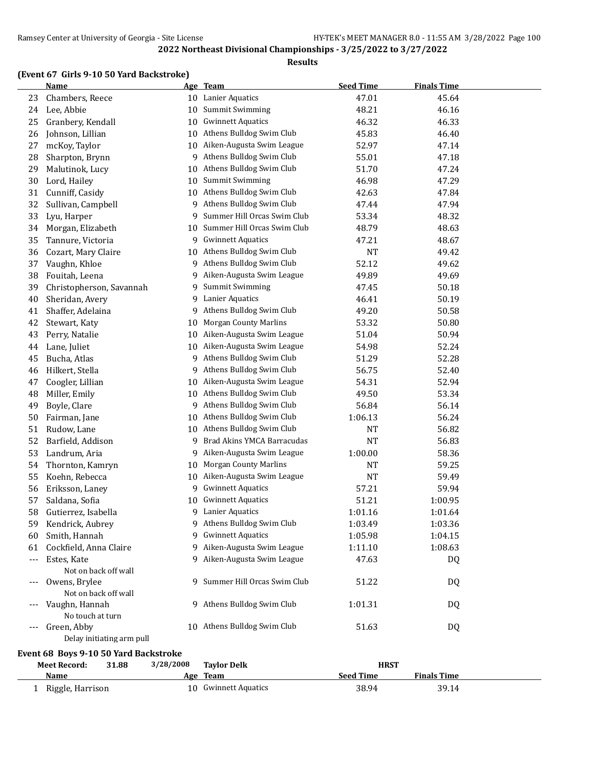2022 Northeast Divisional Championships - 3/25/2022 to 3/27/2022

Results

### (Event 67 Girls 9-10 50 Yard Backstroke)

| | Name | Age | Team | Seed Time | Finals Time |
|---|---|---|---|---|---|
| 23 | Chambers, Reece | 10 | Lanier Aquatics | 47.01 | 45.64 |
| 24 | Lee, Abbie | 10 | Summit Swimming | 48.21 | 46.16 |
| 25 | Granbery, Kendall | 10 | Gwinnett Aquatics | 46.32 | 46.33 |
| 26 | Johnson, Lillian | 10 | Athens Bulldog Swim Club | 45.83 | 46.40 |
| 27 | mcKoy, Taylor | 10 | Aiken-Augusta Swim League | 52.97 | 47.14 |
| 28 | Sharpton, Brynn | 9 | Athens Bulldog Swim Club | 55.01 | 47.18 |
| 29 | Malutinok, Lucy | 10 | Athens Bulldog Swim Club | 51.70 | 47.24 |
| 30 | Lord, Hailey | 10 | Summit Swimming | 46.98 | 47.29 |
| 31 | Cunniff, Casidy | 10 | Athens Bulldog Swim Club | 42.63 | 47.84 |
| 32 | Sullivan, Campbell | 9 | Athens Bulldog Swim Club | 47.44 | 47.94 |
| 33 | Lyu, Harper | 9 | Summer Hill Orcas Swim Club | 53.34 | 48.32 |
| 34 | Morgan, Elizabeth | 10 | Summer Hill Orcas Swim Club | 48.79 | 48.63 |
| 35 | Tannure, Victoria | 9 | Gwinnett Aquatics | 47.21 | 48.67 |
| 36 | Cozart, Mary Claire | 10 | Athens Bulldog Swim Club | NT | 49.42 |
| 37 | Vaughn, Khloe | 9 | Athens Bulldog Swim Club | 52.12 | 49.62 |
| 38 | Fouitah, Leena | 9 | Aiken-Augusta Swim League | 49.89 | 49.69 |
| 39 | Christopherson, Savannah | 9 | Summit Swimming | 47.45 | 50.18 |
| 40 | Sheridan, Avery | 9 | Lanier Aquatics | 46.41 | 50.19 |
| 41 | Shaffer, Adelaina | 9 | Athens Bulldog Swim Club | 49.20 | 50.58 |
| 42 | Stewart, Katy | 10 | Morgan County Marlins | 53.32 | 50.80 |
| 43 | Perry, Natalie | 10 | Aiken-Augusta Swim League | 51.04 | 50.94 |
| 44 | Lane, Juliet | 10 | Aiken-Augusta Swim League | 54.98 | 52.24 |
| 45 | Bucha, Atlas | 9 | Athens Bulldog Swim Club | 51.29 | 52.28 |
| 46 | Hilkert, Stella | 9 | Athens Bulldog Swim Club | 56.75 | 52.40 |
| 47 | Coogler, Lillian | 10 | Aiken-Augusta Swim League | 54.31 | 52.94 |
| 48 | Miller, Emily | 10 | Athens Bulldog Swim Club | 49.50 | 53.34 |
| 49 | Boyle, Clare | 9 | Athens Bulldog Swim Club | 56.84 | 56.14 |
| 50 | Fairman, Jane | 10 | Athens Bulldog Swim Club | 1:06.13 | 56.24 |
| 51 | Rudow, Lane | 10 | Athens Bulldog Swim Club | NT | 56.82 |
| 52 | Barfield, Addison | 9 | Brad Akins YMCA Barracudas | NT | 56.83 |
| 53 | Landrum, Aria | 9 | Aiken-Augusta Swim League | 1:00.00 | 58.36 |
| 54 | Thornton, Kamryn | 10 | Morgan County Marlins | NT | 59.25 |
| 55 | Koehn, Rebecca | 10 | Aiken-Augusta Swim League | NT | 59.49 |
| 56 | Eriksson, Laney | 9 | Gwinnett Aquatics | 57.21 | 59.94 |
| 57 | Saldana, Sofia | 10 | Gwinnett Aquatics | 51.21 | 1:00.95 |
| 58 | Gutierrez, Isabella | 9 | Lanier Aquatics | 1:01.16 | 1:01.64 |
| 59 | Kendrick, Aubrey | 9 | Athens Bulldog Swim Club | 1:03.49 | 1:03.36 |
| 60 | Smith, Hannah | 9 | Gwinnett Aquatics | 1:05.98 | 1:04.15 |
| 61 | Cockfield, Anna Claire | 9 | Aiken-Augusta Swim League | 1:11.10 | 1:08.63 |
| --- | Estes, Kate | 9 | Aiken-Augusta Swim League | 47.63 | DQ |
| | Not on back off wall | | | | |
| --- | Owens, Brylee | 9 | Summer Hill Orcas Swim Club | 51.22 | DQ |
| | Not on back off wall | | | | |
| --- | Vaughn, Hannah | 9 | Athens Bulldog Swim Club | 1:01.31 | DQ |
| | No touch at turn | | | | |
| --- | Green, Abby | 10 | Athens Bulldog Swim Club | 51.63 | DQ |
| | Delay initiating arm pull | | | | |

### Event 68 Boys 9-10 50 Yard Backstroke

Meet Record: 31.88 3/28/2008 Taylor Delk HRST

| | Name | Age | Team | Seed Time | Finals Time |
|---|---|---|---|---|---|
| 1 | Riggle, Harrison | 10 | Gwinnett Aquatics | 38.94 | 39.14 |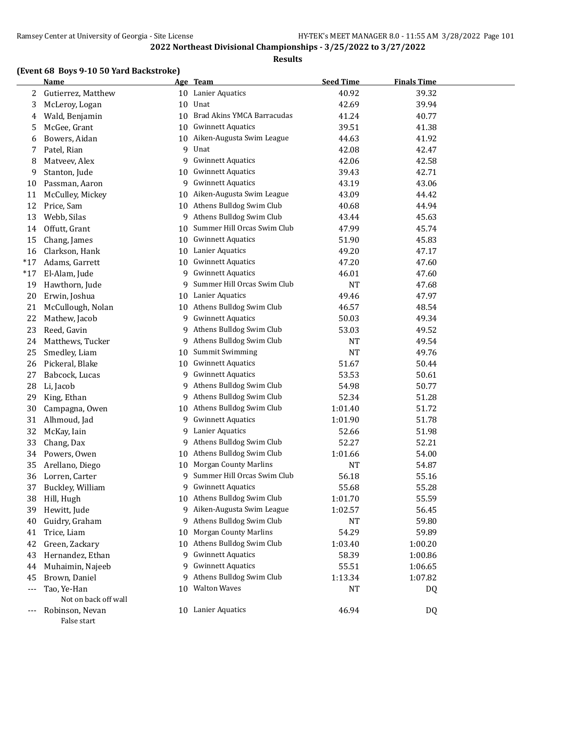## 2022 Northeast Divisional Championships - 3/25/2022 to 3/27/2022

### Results

### (Event 68 Boys 9-10 50 Yard Backstroke)

| | Name | Age | Team | Seed Time | Finals Time |
|---|---|---|---|---|---|
| 2 | Gutierrez, Matthew | 10 | Lanier Aquatics | 40.92 | 39.32 |
| 3 | McLeroy, Logan | 10 | Unat | 42.69 | 39.94 |
| 4 | Wald, Benjamin | 10 | Brad Akins YMCA Barracudas | 41.24 | 40.77 |
| 5 | McGee, Grant | 10 | Gwinnett Aquatics | 39.51 | 41.38 |
| 6 | Bowers, Aidan | 10 | Aiken-Augusta Swim League | 44.63 | 41.92 |
| 7 | Patel, Rian | 9 | Unat | 42.08 | 42.47 |
| 8 | Matveev, Alex | 9 | Gwinnett Aquatics | 42.06 | 42.58 |
| 9 | Stanton, Jude | 10 | Gwinnett Aquatics | 39.43 | 42.71 |
| 10 | Passman, Aaron | 9 | Gwinnett Aquatics | 43.19 | 43.06 |
| 11 | McCulley, Mickey | 10 | Aiken-Augusta Swim League | 43.09 | 44.42 |
| 12 | Price, Sam | 10 | Athens Bulldog Swim Club | 40.68 | 44.94 |
| 13 | Webb, Silas | 9 | Athens Bulldog Swim Club | 43.44 | 45.63 |
| 14 | Offutt, Grant | 10 | Summer Hill Orcas Swim Club | 47.99 | 45.74 |
| 15 | Chang, James | 10 | Gwinnett Aquatics | 51.90 | 45.83 |
| 16 | Clarkson, Hank | 10 | Lanier Aquatics | 49.20 | 47.17 |
| *17 | Adams, Garrett | 10 | Gwinnett Aquatics | 47.20 | 47.60 |
| *17 | El-Alam, Jude | 9 | Gwinnett Aquatics | 46.01 | 47.60 |
| 19 | Hawthorn, Jude | 9 | Summer Hill Orcas Swim Club | NT | 47.68 |
| 20 | Erwin, Joshua | 10 | Lanier Aquatics | 49.46 | 47.97 |
| 21 | McCullough, Nolan | 10 | Athens Bulldog Swim Club | 46.57 | 48.54 |
| 22 | Mathew, Jacob | 9 | Gwinnett Aquatics | 50.03 | 49.34 |
| 23 | Reed, Gavin | 9 | Athens Bulldog Swim Club | 53.03 | 49.52 |
| 24 | Matthews, Tucker | 9 | Athens Bulldog Swim Club | NT | 49.54 |
| 25 | Smedley, Liam | 10 | Summit Swimming | NT | 49.76 |
| 26 | Pickeral, Blake | 10 | Gwinnett Aquatics | 51.67 | 50.44 |
| 27 | Babcock, Lucas | 9 | Gwinnett Aquatics | 53.53 | 50.61 |
| 28 | Li, Jacob | 9 | Athens Bulldog Swim Club | 54.98 | 50.77 |
| 29 | King, Ethan | 9 | Athens Bulldog Swim Club | 52.34 | 51.28 |
| 30 | Campagna, Owen | 10 | Athens Bulldog Swim Club | 1:01.40 | 51.72 |
| 31 | Alhmoud, Jad | 9 | Gwinnett Aquatics | 1:01.90 | 51.78 |
| 32 | McKay, Iain | 9 | Lanier Aquatics | 52.66 | 51.98 |
| 33 | Chang, Dax | 9 | Athens Bulldog Swim Club | 52.27 | 52.21 |
| 34 | Powers, Owen | 10 | Athens Bulldog Swim Club | 1:01.66 | 54.00 |
| 35 | Arellano, Diego | 10 | Morgan County Marlins | NT | 54.87 |
| 36 | Lorren, Carter | 9 | Summer Hill Orcas Swim Club | 56.18 | 55.16 |
| 37 | Buckley, William | 9 | Gwinnett Aquatics | 55.68 | 55.28 |
| 38 | Hill, Hugh | 10 | Athens Bulldog Swim Club | 1:01.70 | 55.59 |
| 39 | Hewitt, Jude | 9 | Aiken-Augusta Swim League | 1:02.57 | 56.45 |
| 40 | Guidry, Graham | 9 | Athens Bulldog Swim Club | NT | 59.80 |
| 41 | Trice, Liam | 10 | Morgan County Marlins | 54.29 | 59.89 |
| 42 | Green, Zackary | 10 | Athens Bulldog Swim Club | 1:03.40 | 1:00.20 |
| 43 | Hernandez, Ethan | 9 | Gwinnett Aquatics | 58.39 | 1:00.86 |
| 44 | Muhaimin, Najeeb | 9 | Gwinnett Aquatics | 55.51 | 1:06.65 |
| 45 | Brown, Daniel | 9 | Athens Bulldog Swim Club | 1:13.34 | 1:07.82 |
| --- | Tao, Ye-Han | 10 | Walton Waves | NT | DQ |
| | Not on back off wall | | | | |
| --- | Robinson, Nevan | 10 | Lanier Aquatics | 46.94 | DQ |
| | False start | | | | |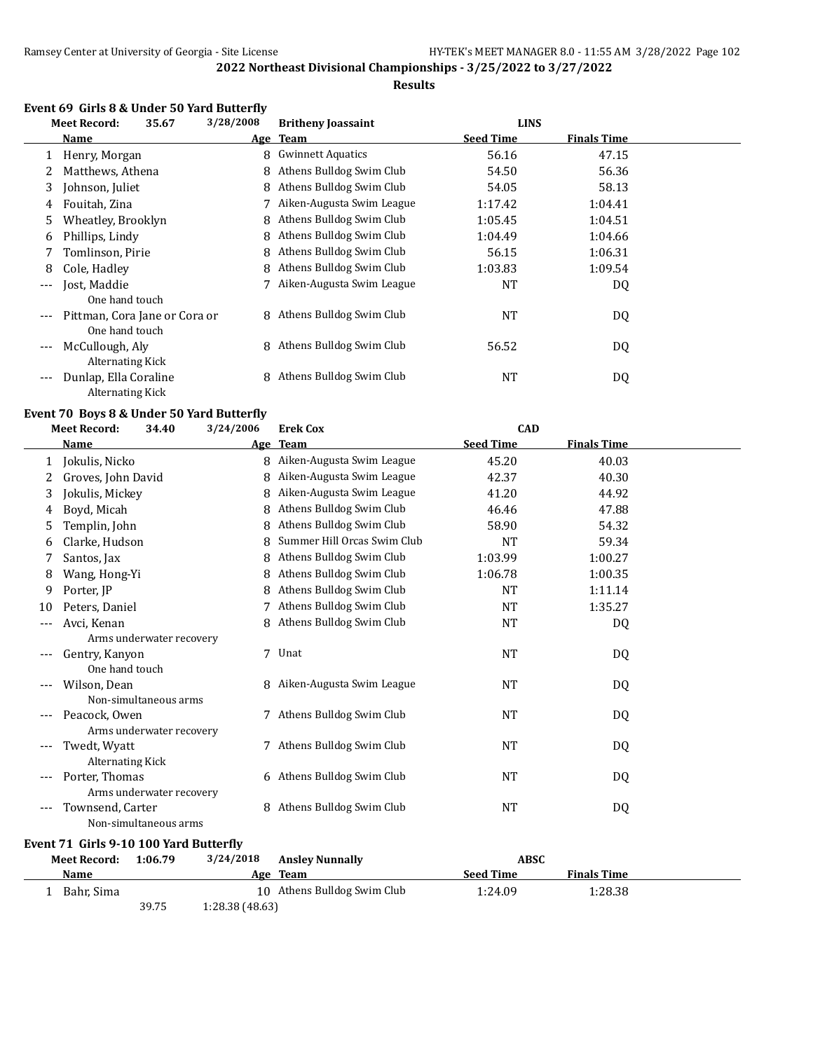## 2022 Northeast Divisional Championships - 3/25/2022 to 3/27/2022

### Results

### Event 69 Girls 8 & Under 50 Yard Butterfly

Meet Record: 35.67 3/28/2008 Britheny Joassaint LINS

| | Name | Age | Team | Seed Time | Finals Time |
|---|---|---|---|---|---|
| 1 | Henry, Morgan | 8 | Gwinnett Aquatics | 56.16 | 47.15 |
| 2 | Matthews, Athena | 8 | Athens Bulldog Swim Club | 54.50 | 56.36 |
| 3 | Johnson, Juliet | 8 | Athens Bulldog Swim Club | 54.05 | 58.13 |
| 4 | Fouitah, Zina | 7 | Aiken-Augusta Swim League | 1:17.42 | 1:04.41 |
| 5 | Wheatley, Brooklyn | 8 | Athens Bulldog Swim Club | 1:05.45 | 1:04.51 |
| 6 | Phillips, Lindy | 8 | Athens Bulldog Swim Club | 1:04.49 | 1:04.66 |
| 7 | Tomlinson, Pirie | 8 | Athens Bulldog Swim Club | 56.15 | 1:06.31 |
| 8 | Cole, Hadley | 8 | Athens Bulldog Swim Club | 1:03.83 | 1:09.54 |
| --- | Jost, Maddie<br>One hand touch | 7 | Aiken-Augusta Swim League | NT | DQ |
| --- | Pittman, Cora Jane or Cora or<br>One hand touch | 8 | Athens Bulldog Swim Club | NT | DQ |
| --- | McCullough, Aly<br>Alternating Kick | 8 | Athens Bulldog Swim Club | 56.52 | DQ |
| --- | Dunlap, Ella Coraline<br>Alternating Kick | 8 | Athens Bulldog Swim Club | NT | DQ |

### Event 70 Boys 8 & Under 50 Yard Butterfly

Meet Record: 34.40 3/24/2006 Erek Cox CAD

| | Name | Age | Team | Seed Time | Finals Time |
|---|---|---|---|---|---|
| 1 | Jokulis, Nicko | 8 | Aiken-Augusta Swim League | 45.20 | 40.03 |
| 2 | Groves, John David | 8 | Aiken-Augusta Swim League | 42.37 | 40.30 |
| 3 | Jokulis, Mickey | 8 | Aiken-Augusta Swim League | 41.20 | 44.92 |
| 4 | Boyd, Micah | 8 | Athens Bulldog Swim Club | 46.46 | 47.88 |
| 5 | Templin, John | 8 | Athens Bulldog Swim Club | 58.90 | 54.32 |
| 6 | Clarke, Hudson | 8 | Summer Hill Orcas Swim Club | NT | 59.34 |
| 7 | Santos, Jax | 8 | Athens Bulldog Swim Club | 1:03.99 | 1:00.27 |
| 8 | Wang, Hong-Yi | 8 | Athens Bulldog Swim Club | 1:06.78 | 1:00.35 |
| 9 | Porter, JP | 8 | Athens Bulldog Swim Club | NT | 1:11.14 |
| 10 | Peters, Daniel | 7 | Athens Bulldog Swim Club | NT | 1:35.27 |
| --- | Avci, Kenan<br>Arms underwater recovery | 8 | Athens Bulldog Swim Club | NT | DQ |
| --- | Gentry, Kanyon<br>One hand touch | 7 | Unat | NT | DQ |
| --- | Wilson, Dean<br>Non-simultaneous arms | 8 | Aiken-Augusta Swim League | NT | DQ |
| --- | Peacock, Owen<br>Arms underwater recovery | 7 | Athens Bulldog Swim Club | NT | DQ |
| --- | Twedt, Wyatt<br>Alternating Kick | 7 | Athens Bulldog Swim Club | NT | DQ |
| --- | Porter, Thomas<br>Arms underwater recovery | 6 | Athens Bulldog Swim Club | NT | DQ |
| --- | Townsend, Carter<br>Non-simultaneous arms | 8 | Athens Bulldog Swim Club | NT | DQ |

### Event 71 Girls 9-10 100 Yard Butterfly

Meet Record: 1:06.79 3/24/2018 Ansley Nunnally ABSC

| | Name | Age | Team | Seed Time | Finals Time |
|---|---|---|---|---|---|
| 1 | Bahr, Sima | 10 | Athens Bulldog Swim Club | 1:24.09 | 1:28.38 |
| | 39.75 | 1:28.38 (48.63) | | | |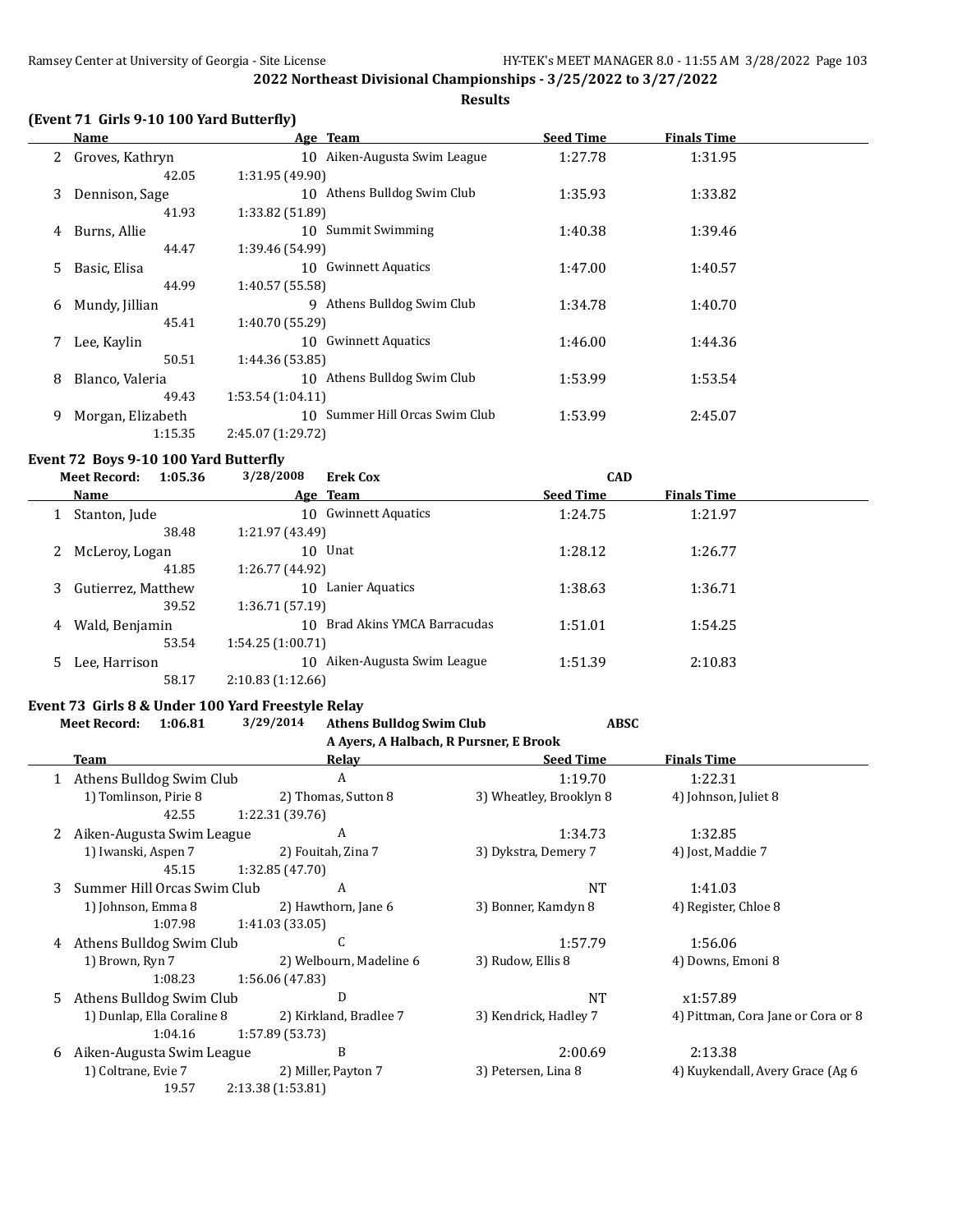## 2022 Northeast Divisional Championships - 3/25/2022 to 3/27/2022

**Results**

### (Event 71 Girls 9-10 100 Yard Butterfly)

| | Name | Age | Team | Seed Time | Finals Time |
|---|---|---|---|---|---|
| 2 | Groves, Kathryn | 10 | Aiken-Augusta Swim League | 1:27.78 | 1:31.95 |
| | 42.05 | 1:31.95 (49.90) | | | |
| 3 | Dennison, Sage | 10 | Athens Bulldog Swim Club | 1:35.93 | 1:33.82 |
| | 41.93 | 1:33.82 (51.89) | | | |
| 4 | Burns, Allie | 10 | Summit Swimming | 1:40.38 | 1:39.46 |
| | 44.47 | 1:39.46 (54.99) | | | |
| 5 | Basic, Elisa | 10 | Gwinnett Aquatics | 1:47.00 | 1:40.57 |
| | 44.99 | 1:40.57 (55.58) | | | |
| 6 | Mundy, Jillian | 9 | Athens Bulldog Swim Club | 1:34.78 | 1:40.70 |
| | 45.41 | 1:40.70 (55.29) | | | |
| 7 | Lee, Kaylin | 10 | Gwinnett Aquatics | 1:46.00 | 1:44.36 |
| | 50.51 | 1:44.36 (53.85) | | | |
| 8 | Blanco, Valeria | 10 | Athens Bulldog Swim Club | 1:53.99 | 1:53.54 |
| | 49.43 | 1:53.54 (1:04.11) | | | |
| 9 | Morgan, Elizabeth | 10 | Summer Hill Orcas Swim Club | 1:53.99 | 2:45.07 |
| | 1:15.35 | 2:45.07 (1:29.72) | | | |

### Event 72 Boys 9-10 100 Yard Butterfly

Meet Record: 1:05.36 3/28/2008 Erek Cox CAD

| | Name | Age | Team | Seed Time | Finals Time |
|---|---|---|---|---|---|
| 1 | Stanton, Jude | 10 | Gwinnett Aquatics | 1:24.75 | 1:21.97 |
| | 38.48 | 1:21.97 (43.49) | | | |
| 2 | McLeroy, Logan | 10 | Unat | 1:28.12 | 1:26.77 |
| | 41.85 | 1:26.77 (44.92) | | | |
| 3 | Gutierrez, Matthew | 10 | Lanier Aquatics | 1:38.63 | 1:36.71 |
| | 39.52 | 1:36.71 (57.19) | | | |
| 4 | Wald, Benjamin | 10 | Brad Akins YMCA Barracudas | 1:51.01 | 1:54.25 |
| | 53.54 | 1:54.25 (1:00.71) | | | |
| 5 | Lee, Harrison | 10 | Aiken-Augusta Swim League | 1:51.39 | 2:10.83 |
| | 58.17 | 2:10.83 (1:12.66) | | | |

### Event 73 Girls 8 & Under 100 Yard Freestyle Relay

Meet Record: 1:06.81 3/29/2014 Athens Bulldog Swim Club ABSC
A Ayers, A Halbach, R Pursner, E Brook

| | Team | Relay | Seed Time | Finals Time |
|---|---|---|---|---|
| 1 | Athens Bulldog Swim Club | A | 1:19.70 | 1:22.31 |
| | 1) Tomlinson, Pirie 8 | 2) Thomas, Sutton 8 | 3) Wheatley, Brooklyn 8 | 4) Johnson, Juliet 8 |
| | 42.55 | 1:22.31 (39.76) | | |
| 2 | Aiken-Augusta Swim League | A | 1:34.73 | 1:32.85 |
| | 1) Iwanski, Aspen 7 | 2) Fouitah, Zina 7 | 3) Dykstra, Demery 7 | 4) Jost, Maddie 7 |
| | 45.15 | 1:32.85 (47.70) | | |
| 3 | Summer Hill Orcas Swim Club | A | NT | 1:41.03 |
| | 1) Johnson, Emma 8 | 2) Hawthorn, Jane 6 | 3) Bonner, Kamdyn 8 | 4) Register, Chloe 8 |
| | 1:07.98 | 1:41.03 (33.05) | | |
| 4 | Athens Bulldog Swim Club | C | 1:57.79 | 1:56.06 |
| | 1) Brown, Ryn 7 | 2) Welbourn, Madeline 6 | 3) Rudow, Ellis 8 | 4) Downs, Emoni 8 |
| | 1:08.23 | 1:56.06 (47.83) | | |
| 5 | Athens Bulldog Swim Club | D | NT | x1:57.89 |
| | 1) Dunlap, Ella Coraline 8 | 2) Kirkland, Bradlee 7 | 3) Kendrick, Hadley 7 | 4) Pittman, Cora Jane or Cora or 8 |
| | 1:04.16 | 1:57.89 (53.73) | | |
| 6 | Aiken-Augusta Swim League | B | 2:00.69 | 2:13.38 |
| | 1) Coltrane, Evie 7 | 2) Miller, Payton 7 | 3) Petersen, Lina 8 | 4) Kuykendall, Avery Grace (Ag 6 |
| | 19.57 | 2:13.38 (1:53.81) | | |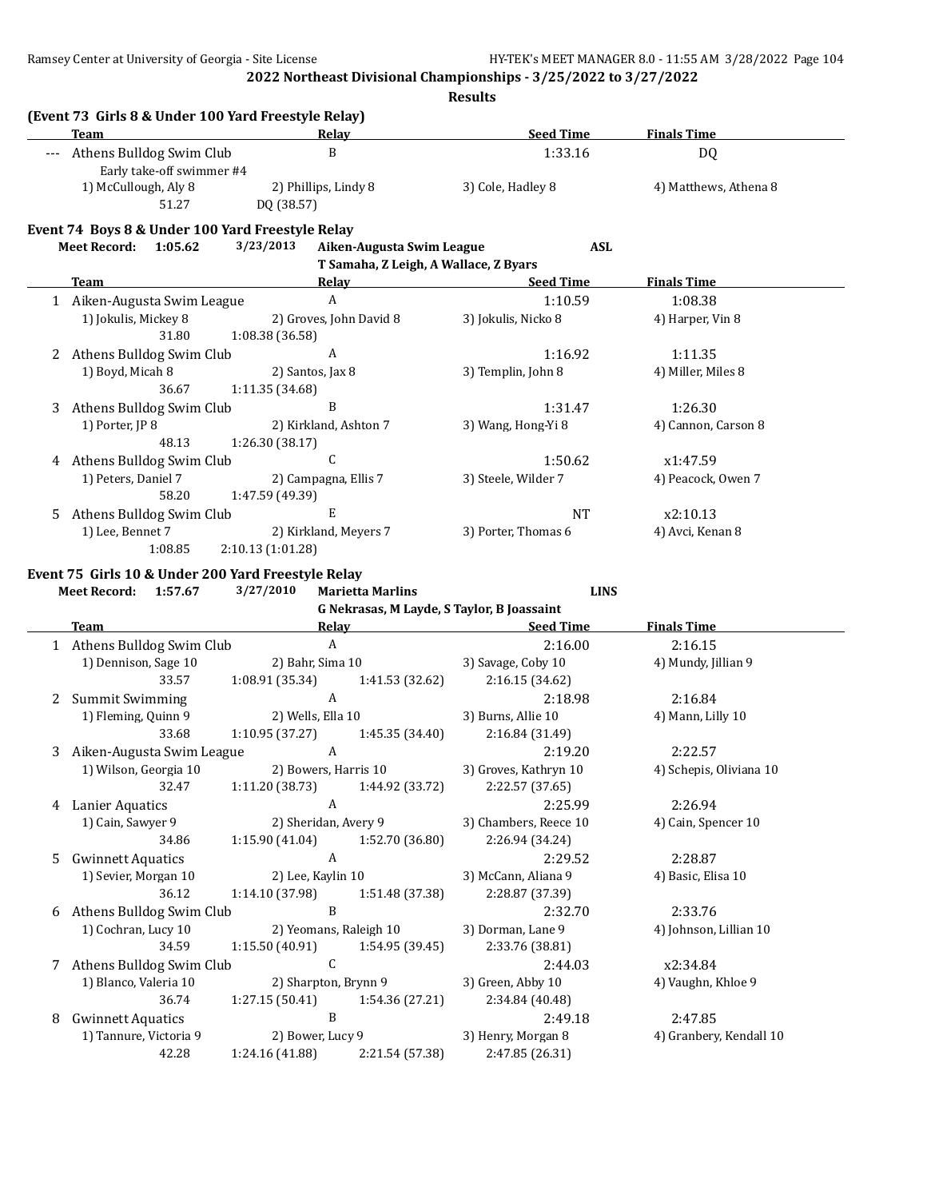## 2022 Northeast Divisional Championships - 3/25/2022 to 3/27/2022

### Results

### (Event 73 Girls 8 & Under 100 Yard Freestyle Relay)

| | Team | Relay | Seed Time | Finals Time |
|---|---|---|---|---|
| --- | Athens Bulldog Swim Club | B | 1:33.16 | DQ |

Early take-off swimmer #4

1) McCullough, Aly 8 — 2) Phillips, Lindy 8 — 3) Cole, Hadley 8 — 4) Matthews, Athena 8

51.27 — DQ (38.57)

### Event 74 Boys 8 & Under 100 Yard Freestyle Relay

**Meet Record:** 1:05.62 3/23/2013 Aiken-Augusta Swim League ASL
T Samaha, Z Leigh, A Wallace, Z Byars

| | Team | Relay | Seed Time | Finals Time |
|---|---|---|---|---|
| 1 | Aiken-Augusta Swim League | A | 1:10.59 | 1:08.38 |
| | 1) Jokulis, Mickey 8 | 2) Groves, John David 8 | 3) Jokulis, Nicko 8 | 4) Harper, Vin 8 |
| | 31.80 | 1:08.38 (36.58) | | |
| 2 | Athens Bulldog Swim Club | A | 1:16.92 | 1:11.35 |
| | 1) Boyd, Micah 8 | 2) Santos, Jax 8 | 3) Templin, John 8 | 4) Miller, Miles 8 |
| | 36.67 | 1:11.35 (34.68) | | |
| 3 | Athens Bulldog Swim Club | B | 1:31.47 | 1:26.30 |
| | 1) Porter, JP 8 | 2) Kirkland, Ashton 7 | 3) Wang, Hong-Yi 8 | 4) Cannon, Carson 8 |
| | 48.13 | 1:26.30 (38.17) | | |
| 4 | Athens Bulldog Swim Club | C | 1:50.62 | x1:47.59 |
| | 1) Peters, Daniel 7 | 2) Campagna, Ellis 7 | 3) Steele, Wilder 7 | 4) Peacock, Owen 7 |
| | 58.20 | 1:47.59 (49.39) | | |
| 5 | Athens Bulldog Swim Club | E | NT | x2:10.13 |
| | 1) Lee, Bennet 7 | 2) Kirkland, Meyers 7 | 3) Porter, Thomas 6 | 4) Avci, Kenan 8 |
| | 1:08.85 | 2:10.13 (1:01.28) | | |

### Event 75 Girls 10 & Under 200 Yard Freestyle Relay

**Meet Record:** 1:57.67 3/27/2010 Marietta Marlins LINS
G Nekrasas, M Layde, S Taylor, B Joassaint

| | Team | Relay | Seed Time | Finals Time |
|---|---|---|---|---|
| 1 | Athens Bulldog Swim Club | A | 2:16.00 | 2:16.15 |
| | 1) Dennison, Sage 10 | 2) Bahr, Sima 10 | 3) Savage, Coby 10 | 4) Mundy, Jillian 9 |
| | 33.57 | 1:08.91 (35.34) | 1:41.53 (32.62) | 2:16.15 (34.62) |
| 2 | Summit Swimming | A | 2:18.98 | 2:16.84 |
| | 1) Fleming, Quinn 9 | 2) Wells, Ella 10 | 3) Burns, Allie 10 | 4) Mann, Lilly 10 |
| | 33.68 | 1:10.95 (37.27) | 1:45.35 (34.40) | 2:16.84 (31.49) |
| 3 | Aiken-Augusta Swim League | A | 2:19.20 | 2:22.57 |
| | 1) Wilson, Georgia 10 | 2) Bowers, Harris 10 | 3) Groves, Kathryn 10 | 4) Schepis, Oliviana 10 |
| | 32.47 | 1:11.20 (38.73) | 1:44.92 (33.72) | 2:22.57 (37.65) |
| 4 | Lanier Aquatics | A | 2:25.99 | 2:26.94 |
| | 1) Cain, Sawyer 9 | 2) Sheridan, Avery 9 | 3) Chambers, Reece 10 | 4) Cain, Spencer 10 |
| | 34.86 | 1:15.90 (41.04) | 1:52.70 (36.80) | 2:26.94 (34.24) |
| 5 | Gwinnett Aquatics | A | 2:29.52 | 2:28.87 |
| | 1) Sevier, Morgan 10 | 2) Lee, Kaylin 10 | 3) McCann, Aliana 9 | 4) Basic, Elisa 10 |
| | 36.12 | 1:14.10 (37.98) | 1:51.48 (37.38) | 2:28.87 (37.39) |
| 6 | Athens Bulldog Swim Club | B | 2:32.70 | 2:33.76 |
| | 1) Cochran, Lucy 10 | 2) Yeomans, Raleigh 10 | 3) Dorman, Lane 9 | 4) Johnson, Lillian 10 |
| | 34.59 | 1:15.50 (40.91) | 1:54.95 (39.45) | 2:33.76 (38.81) |
| 7 | Athens Bulldog Swim Club | C | 2:44.03 | x2:34.84 |
| | 1) Blanco, Valeria 10 | 2) Sharpton, Brynn 9 | 3) Green, Abby 10 | 4) Vaughn, Khloe 9 |
| | 36.74 | 1:27.15 (50.41) | 1:54.36 (27.21) | 2:34.84 (40.48) |
| 8 | Gwinnett Aquatics | B | 2:49.18 | 2:47.85 |
| | 1) Tannure, Victoria 9 | 2) Bower, Lucy 9 | 3) Henry, Morgan 8 | 4) Granbery, Kendall 10 |
| | 42.28 | 1:24.16 (41.88) | 2:21.54 (57.38) | 2:47.85 (26.31) |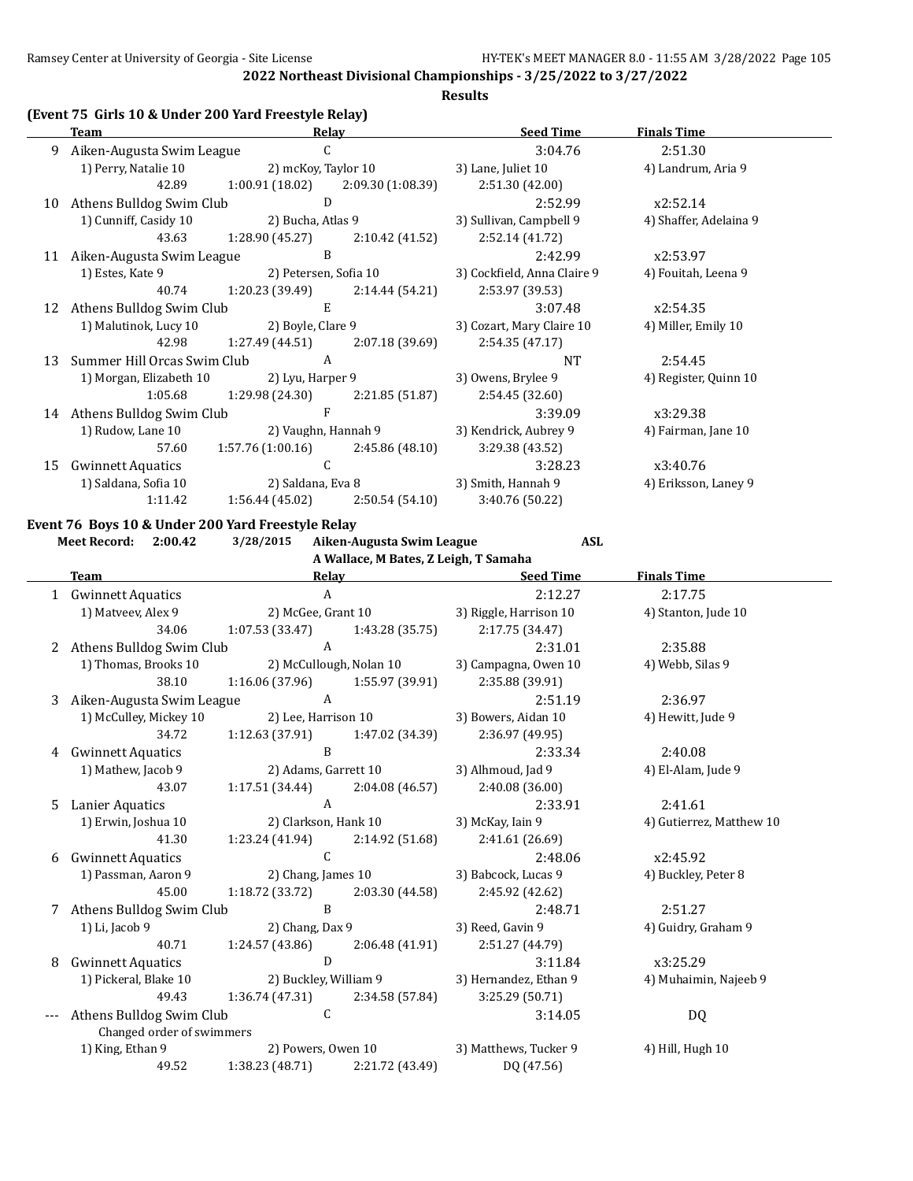## 2022 Northeast Divisional Championships - 3/25/2022 to 3/27/2022

### Results

### (Event 75 Girls 10 & Under 200 Yard Freestyle Relay)

| | Team | Relay | | Seed Time | Finals Time |
|---|---|---|---|---|---|
| 9 | Aiken-Augusta Swim League | C | | 3:04.76 | 2:51.30 |
| | 1) Perry, Natalie 10 | 2) mcKoy, Taylor 10 | | 3) Lane, Juliet 10 | 4) Landrum, Aria 9 |
| | 42.89 | 1:00.91 (18.02) | 2:09.30 (1:08.39) | 2:51.30 (42.00) | |
| 10 | Athens Bulldog Swim Club | D | | 2:52.99 | x2:52.14 |
| | 1) Cunniff, Casidy 10 | 2) Bucha, Atlas 9 | | 3) Sullivan, Campbell 9 | 4) Shaffer, Adelaina 9 |
| | 43.63 | 1:28.90 (45.27) | 2:10.42 (41.52) | 2:52.14 (41.72) | |
| 11 | Aiken-Augusta Swim League | B | | 2:42.99 | x2:53.97 |
| | 1) Estes, Kate 9 | 2) Petersen, Sofia 10 | | 3) Cockfield, Anna Claire 9 | 4) Fouitah, Leena 9 |
| | 40.74 | 1:20.23 (39.49) | 2:14.44 (54.21) | 2:53.97 (39.53) | |
| 12 | Athens Bulldog Swim Club | E | | 3:07.48 | x2:54.35 |
| | 1) Malutinok, Lucy 10 | 2) Boyle, Clare 9 | | 3) Cozart, Mary Claire 10 | 4) Miller, Emily 10 |
| | 42.98 | 1:27.49 (44.51) | 2:07.18 (39.69) | 2:54.35 (47.17) | |
| 13 | Summer Hill Orcas Swim Club | A | | NT | 2:54.45 |
| | 1) Morgan, Elizabeth 10 | 2) Lyu, Harper 9 | | 3) Owens, Brylee 9 | 4) Register, Quinn 10 |
| | 1:05.68 | 1:29.98 (24.30) | 2:21.85 (51.87) | 2:54.45 (32.60) | |
| 14 | Athens Bulldog Swim Club | F | | 3:39.09 | x3:29.38 |
| | 1) Rudow, Lane 10 | 2) Vaughn, Hannah 9 | | 3) Kendrick, Aubrey 9 | 4) Fairman, Jane 10 |
| | 57.60 | 1:57.76 (1:00.16) | 2:45.86 (48.10) | 3:29.38 (43.52) | |
| 15 | Gwinnett Aquatics | C | | 3:28.23 | x3:40.76 |
| | 1) Saldana, Sofia 10 | 2) Saldana, Eva 8 | | 3) Smith, Hannah 9 | 4) Eriksson, Laney 9 |
| | 1:11.42 | 1:56.44 (45.02) | 2:50.54 (54.10) | 3:40.76 (50.22) | |

### Event 76 Boys 10 & Under 200 Yard Freestyle Relay

**Meet Record:** 2:00.42 3/28/2015 Aiken-Augusta Swim League ASL
A Wallace, M Bates, Z Leigh, T Samaha

| | Team | Relay | | Seed Time | Finals Time |
|---|---|---|---|---|---|
| 1 | Gwinnett Aquatics | A | | 2:12.27 | 2:17.75 |
| | 1) Matveev, Alex 9 | 2) McGee, Grant 10 | | 3) Riggle, Harrison 10 | 4) Stanton, Jude 10 |
| | 34.06 | 1:07.53 (33.47) | 1:43.28 (35.75) | 2:17.75 (34.47) | |
| 2 | Athens Bulldog Swim Club | A | | 2:31.01 | 2:35.88 |
| | 1) Thomas, Brooks 10 | 2) McCullough, Nolan 10 | | 3) Campagna, Owen 10 | 4) Webb, Silas 9 |
| | 38.10 | 1:16.06 (37.96) | 1:55.97 (39.91) | 2:35.88 (39.91) | |
| 3 | Aiken-Augusta Swim League | A | | 2:51.19 | 2:36.97 |
| | 1) McCulley, Mickey 10 | 2) Lee, Harrison 10 | | 3) Bowers, Aidan 10 | 4) Hewitt, Jude 9 |
| | 34.72 | 1:12.63 (37.91) | 1:47.02 (34.39) | 2:36.97 (49.95) | |
| 4 | Gwinnett Aquatics | B | | 2:33.34 | 2:40.08 |
| | 1) Mathew, Jacob 9 | 2) Adams, Garrett 10 | | 3) Alhmoud, Jad 9 | 4) El-Alam, Jude 9 |
| | 43.07 | 1:17.51 (34.44) | 2:04.08 (46.57) | 2:40.08 (36.00) | |
| 5 | Lanier Aquatics | A | | 2:33.91 | 2:41.61 |
| | 1) Erwin, Joshua 10 | 2) Clarkson, Hank 10 | | 3) McKay, Iain 9 | 4) Gutierrez, Matthew 10 |
| | 41.30 | 1:23.24 (41.94) | 2:14.92 (51.68) | 2:41.61 (26.69) | |
| 6 | Gwinnett Aquatics | C | | 2:48.06 | x2:45.92 |
| | 1) Passman, Aaron 9 | 2) Chang, James 10 | | 3) Babcock, Lucas 9 | 4) Buckley, Peter 8 |
| | 45.00 | 1:18.72 (33.72) | 2:03.30 (44.58) | 2:45.92 (42.62) | |
| 7 | Athens Bulldog Swim Club | B | | 2:48.71 | 2:51.27 |
| | 1) Li, Jacob 9 | 2) Chang, Dax 9 | | 3) Reed, Gavin 9 | 4) Guidry, Graham 9 |
| | 40.71 | 1:24.57 (43.86) | 2:06.48 (41.91) | 2:51.27 (44.79) | |
| 8 | Gwinnett Aquatics | D | | 3:11.84 | x3:25.29 |
| | 1) Pickeral, Blake 10 | 2) Buckley, William 9 | | 3) Hernandez, Ethan 9 | 4) Muhaimin, Najeeb 9 |
| | 49.43 | 1:36.74 (47.31) | 2:34.58 (57.84) | 3:25.29 (50.71) | |
| --- | Athens Bulldog Swim Club | C | | 3:14.05 | DQ |
| | Changed order of swimmers | | | | |
| | 1) King, Ethan 9 | 2) Powers, Owen 10 | | 3) Matthews, Tucker 9 | 4) Hill, Hugh 10 |
| | 49.52 | 1:38.23 (48.71) | 2:21.72 (43.49) | DQ (47.56) | |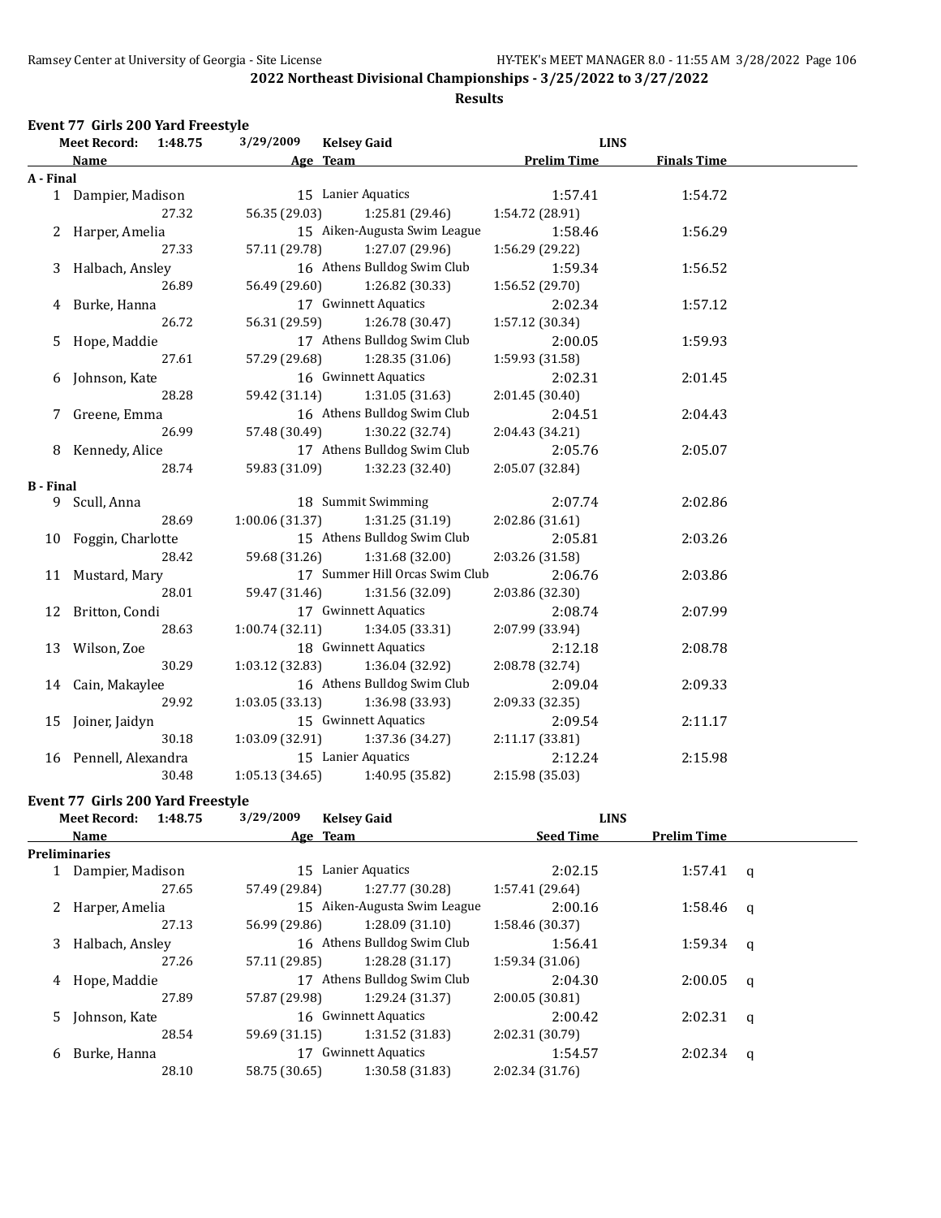## 2022 Northeast Divisional Championships - 3/25/2022 to 3/27/2022

### Results

### Event 77 Girls 200 Yard Freestyle

| Meet Record: | 1:48.75 | 3/29/2009 | Kelsey Gaid | LINS | |
|---|---|---|---|---|---|
| | **Name** | **Age** | **Team** | **Prelim Time** | **Finals Time** |
| **A - Final** | | | | | |
| 1 | Dampier, Madison | 15 | Lanier Aquatics | 1:57.41 | 1:54.72 |
| | 27.32 | 56.35 (29.03) | 1:25.81 (29.46) | 1:54.72 (28.91) | |
| 2 | Harper, Amelia | 15 | Aiken-Augusta Swim League | 1:58.46 | 1:56.29 |
| | 27.33 | 57.11 (29.78) | 1:27.07 (29.96) | 1:56.29 (29.22) | |
| 3 | Halbach, Ansley | 16 | Athens Bulldog Swim Club | 1:59.34 | 1:56.52 |
| | 26.89 | 56.49 (29.60) | 1:26.82 (30.33) | 1:56.52 (29.70) | |
| 4 | Burke, Hanna | 17 | Gwinnett Aquatics | 2:02.34 | 1:57.12 |
| | 26.72 | 56.31 (29.59) | 1:26.78 (30.47) | 1:57.12 (30.34) | |
| 5 | Hope, Maddie | 17 | Athens Bulldog Swim Club | 2:00.05 | 1:59.93 |
| | 27.61 | 57.29 (29.68) | 1:28.35 (31.06) | 1:59.93 (31.58) | |
| 6 | Johnson, Kate | 16 | Gwinnett Aquatics | 2:02.31 | 2:01.45 |
| | 28.28 | 59.42 (31.14) | 1:31.05 (31.63) | 2:01.45 (30.40) | |
| 7 | Greene, Emma | 16 | Athens Bulldog Swim Club | 2:04.51 | 2:04.43 |
| | 26.99 | 57.48 (30.49) | 1:30.22 (32.74) | 2:04.43 (34.21) | |
| 8 | Kennedy, Alice | 17 | Athens Bulldog Swim Club | 2:05.76 | 2:05.07 |
| | 28.74 | 59.83 (31.09) | 1:32.23 (32.40) | 2:05.07 (32.84) | |
| **B - Final** | | | | | |
| 9 | Scull, Anna | 18 | Summit Swimming | 2:07.74 | 2:02.86 |
| | 28.69 | 1:00.06 (31.37) | 1:31.25 (31.19) | 2:02.86 (31.61) | |
| 10 | Foggin, Charlotte | 15 | Athens Bulldog Swim Club | 2:05.81 | 2:03.26 |
| | 28.42 | 59.68 (31.26) | 1:31.68 (32.00) | 2:03.26 (31.58) | |
| 11 | Mustard, Mary | 17 | Summer Hill Orcas Swim Club | 2:06.76 | 2:03.86 |
| | 28.01 | 59.47 (31.46) | 1:31.56 (32.09) | 2:03.86 (32.30) | |
| 12 | Britton, Condi | 17 | Gwinnett Aquatics | 2:08.74 | 2:07.99 |
| | 28.63 | 1:00.74 (32.11) | 1:34.05 (33.31) | 2:07.99 (33.94) | |
| 13 | Wilson, Zoe | 18 | Gwinnett Aquatics | 2:12.18 | 2:08.78 |
| | 30.29 | 1:03.12 (32.83) | 1:36.04 (32.92) | 2:08.78 (32.74) | |
| 14 | Cain, Makaylee | 16 | Athens Bulldog Swim Club | 2:09.04 | 2:09.33 |
| | 29.92 | 1:03.05 (33.13) | 1:36.98 (33.93) | 2:09.33 (32.35) | |
| 15 | Joiner, Jaidyn | 15 | Gwinnett Aquatics | 2:09.54 | 2:11.17 |
| | 30.18 | 1:03.09 (32.91) | 1:37.36 (34.27) | 2:11.17 (33.81) | |
| 16 | Pennell, Alexandra | 15 | Lanier Aquatics | 2:12.24 | 2:15.98 |
| | 30.48 | 1:05.13 (34.65) | 1:40.95 (35.82) | 2:15.98 (35.03) | |

### Event 77 Girls 200 Yard Freestyle

| Meet Record: | 1:48.75 | 3/29/2009 | Kelsey Gaid | LINS | | |
|---|---|---|---|---|---|---|
| | **Name** | **Age** | **Team** | **Seed Time** | **Prelim Time** | |
| **Preliminaries** | | | | | | |
| 1 | Dampier, Madison | 15 | Lanier Aquatics | 2:02.15 | 1:57.41 | q |
| | 27.65 | 57.49 (29.84) | 1:27.77 (30.28) | 1:57.41 (29.64) | | |
| 2 | Harper, Amelia | 15 | Aiken-Augusta Swim League | 2:00.16 | 1:58.46 | q |
| | 27.13 | 56.99 (29.86) | 1:28.09 (31.10) | 1:58.46 (30.37) | | |
| 3 | Halbach, Ansley | 16 | Athens Bulldog Swim Club | 1:56.41 | 1:59.34 | q |
| | 27.26 | 57.11 (29.85) | 1:28.28 (31.17) | 1:59.34 (31.06) | | |
| 4 | Hope, Maddie | 17 | Athens Bulldog Swim Club | 2:04.30 | 2:00.05 | q |
| | 27.89 | 57.87 (29.98) | 1:29.24 (31.37) | 2:00.05 (30.81) | | |
| 5 | Johnson, Kate | 16 | Gwinnett Aquatics | 2:00.42 | 2:02.31 | q |
| | 28.54 | 59.69 (31.15) | 1:31.52 (31.83) | 2:02.31 (30.79) | | |
| 6 | Burke, Hanna | 17 | Gwinnett Aquatics | 1:54.57 | 2:02.34 | q |
| | 28.10 | 58.75 (30.65) | 1:30.58 (31.83) | 2:02.34 (31.76) | | |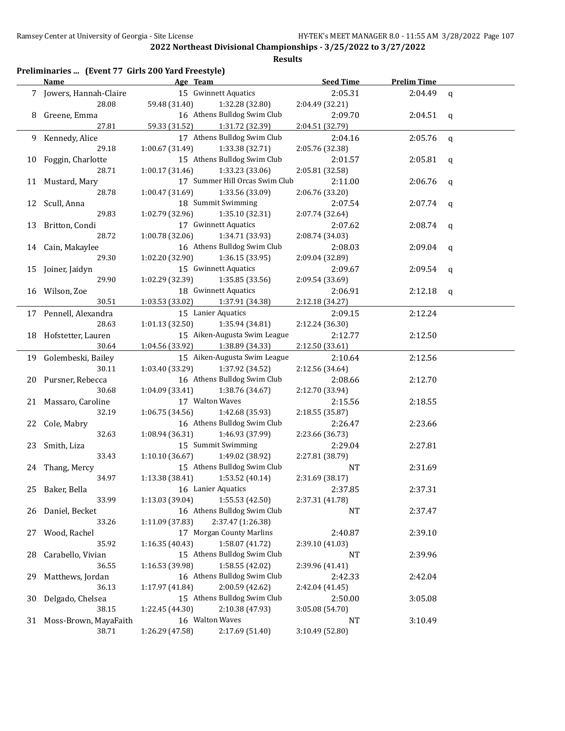## 2022 Northeast Divisional Championships - 3/25/2022 to 3/27/2022

### Results

**Preliminaries ... (Event 77 Girls 200 Yard Freestyle)**

| | Name | Age | Team | Seed Time | Prelim Time | |
|---|---|---|---|---|---|---|
| 7 | Jowers, Hannah-Claire | 15 | Gwinnett Aquatics | 2:05.31 | 2:04.49 | q |
| | 28.08 | 59.48 (31.40) | 1:32.28 (32.80) | 2:04.49 (32.21) | | |
| 8 | Greene, Emma | 16 | Athens Bulldog Swim Club | 2:09.70 | 2:04.51 | q |
| | 27.81 | 59.33 (31.52) | 1:31.72 (32.39) | 2:04.51 (32.79) | | |
| 9 | Kennedy, Alice | 17 | Athens Bulldog Swim Club | 2:04.16 | 2:05.76 | q |
| | 29.18 | 1:00.67 (31.49) | 1:33.38 (32.71) | 2:05.76 (32.38) | | |
| 10 | Foggin, Charlotte | 15 | Athens Bulldog Swim Club | 2:01.57 | 2:05.81 | q |
| | 28.71 | 1:00.17 (31.46) | 1:33.23 (33.06) | 2:05.81 (32.58) | | |
| 11 | Mustard, Mary | 17 | Summer Hill Orcas Swim Club | 2:11.00 | 2:06.76 | q |
| | 28.78 | 1:00.47 (31.69) | 1:33.56 (33.09) | 2:06.76 (33.20) | | |
| 12 | Scull, Anna | 18 | Summit Swimming | 2:07.54 | 2:07.74 | q |
| | 29.83 | 1:02.79 (32.96) | 1:35.10 (32.31) | 2:07.74 (32.64) | | |
| 13 | Britton, Condi | 17 | Gwinnett Aquatics | 2:07.62 | 2:08.74 | q |
| | 28.72 | 1:00.78 (32.06) | 1:34.71 (33.93) | 2:08.74 (34.03) | | |
| 14 | Cain, Makaylee | 16 | Athens Bulldog Swim Club | 2:08.03 | 2:09.04 | q |
| | 29.30 | 1:02.20 (32.90) | 1:36.15 (33.95) | 2:09.04 (32.89) | | |
| 15 | Joiner, Jaidyn | 15 | Gwinnett Aquatics | 2:09.67 | 2:09.54 | q |
| | 29.90 | 1:02.29 (32.39) | 1:35.85 (33.56) | 2:09.54 (33.69) | | |
| 16 | Wilson, Zoe | 18 | Gwinnett Aquatics | 2:06.91 | 2:12.18 | q |
| | 30.51 | 1:03.53 (33.02) | 1:37.91 (34.38) | 2:12.18 (34.27) | | |
| 17 | Pennell, Alexandra | 15 | Lanier Aquatics | 2:09.15 | 2:12.24 | |
| | 28.63 | 1:01.13 (32.50) | 1:35.94 (34.81) | 2:12.24 (36.30) | | |
| 18 | Hofstetter, Lauren | 15 | Aiken-Augusta Swim League | 2:12.77 | 2:12.50 | |
| | 30.64 | 1:04.56 (33.92) | 1:38.89 (34.33) | 2:12.50 (33.61) | | |
| 19 | Golembeski, Bailey | 15 | Aiken-Augusta Swim League | 2:10.64 | 2:12.56 | |
| | 30.11 | 1:03.40 (33.29) | 1:37.92 (34.52) | 2:12.56 (34.64) | | |
| 20 | Pursner, Rebecca | 16 | Athens Bulldog Swim Club | 2:08.66 | 2:12.70 | |
| | 30.68 | 1:04.09 (33.41) | 1:38.76 (34.67) | 2:12.70 (33.94) | | |
| 21 | Massaro, Caroline | 17 | Walton Waves | 2:15.56 | 2:18.55 | |
| | 32.19 | 1:06.75 (34.56) | 1:42.68 (35.93) | 2:18.55 (35.87) | | |
| 22 | Cole, Mabry | 16 | Athens Bulldog Swim Club | 2:26.47 | 2:23.66 | |
| | 32.63 | 1:08.94 (36.31) | 1:46.93 (37.99) | 2:23.66 (36.73) | | |
| 23 | Smith, Liza | 15 | Summit Swimming | 2:29.04 | 2:27.81 | |
| | 33.43 | 1:10.10 (36.67) | 1:49.02 (38.92) | 2:27.81 (38.79) | | |
| 24 | Thang, Mercy | 15 | Athens Bulldog Swim Club | NT | 2:31.69 | |
| | 34.97 | 1:13.38 (38.41) | 1:53.52 (40.14) | 2:31.69 (38.17) | | |
| 25 | Baker, Bella | 16 | Lanier Aquatics | 2:37.85 | 2:37.31 | |
| | 33.99 | 1:13.03 (39.04) | 1:55.53 (42.50) | 2:37.31 (41.78) | | |
| 26 | Daniel, Becket | 16 | Athens Bulldog Swim Club | NT | 2:37.47 | |
| | 33.26 | 1:11.09 (37.83) | 2:37.47 (1:26.38) | | | |
| 27 | Wood, Rachel | 17 | Morgan County Marlins | 2:40.87 | 2:39.10 | |
| | 35.92 | 1:16.35 (40.43) | 1:58.07 (41.72) | 2:39.10 (41.03) | | |
| 28 | Carabello, Vivian | 15 | Athens Bulldog Swim Club | NT | 2:39.96 | |
| | 36.55 | 1:16.53 (39.98) | 1:58.55 (42.02) | 2:39.96 (41.41) | | |
| 29 | Matthews, Jordan | 16 | Athens Bulldog Swim Club | 2:42.33 | 2:42.04 | |
| | 36.13 | 1:17.97 (41.84) | 2:00.59 (42.62) | 2:42.04 (41.45) | | |
| 30 | Delgado, Chelsea | 15 | Athens Bulldog Swim Club | 2:50.00 | 3:05.08 | |
| | 38.15 | 1:22.45 (44.30) | 2:10.38 (47.93) | 3:05.08 (54.70) | | |
| 31 | Moss-Brown, MayaFaith | 16 | Walton Waves | NT | 3:10.49 | |
| | 38.71 | 1:26.29 (47.58) | 2:17.69 (51.40) | 3:10.49 (52.80) | | |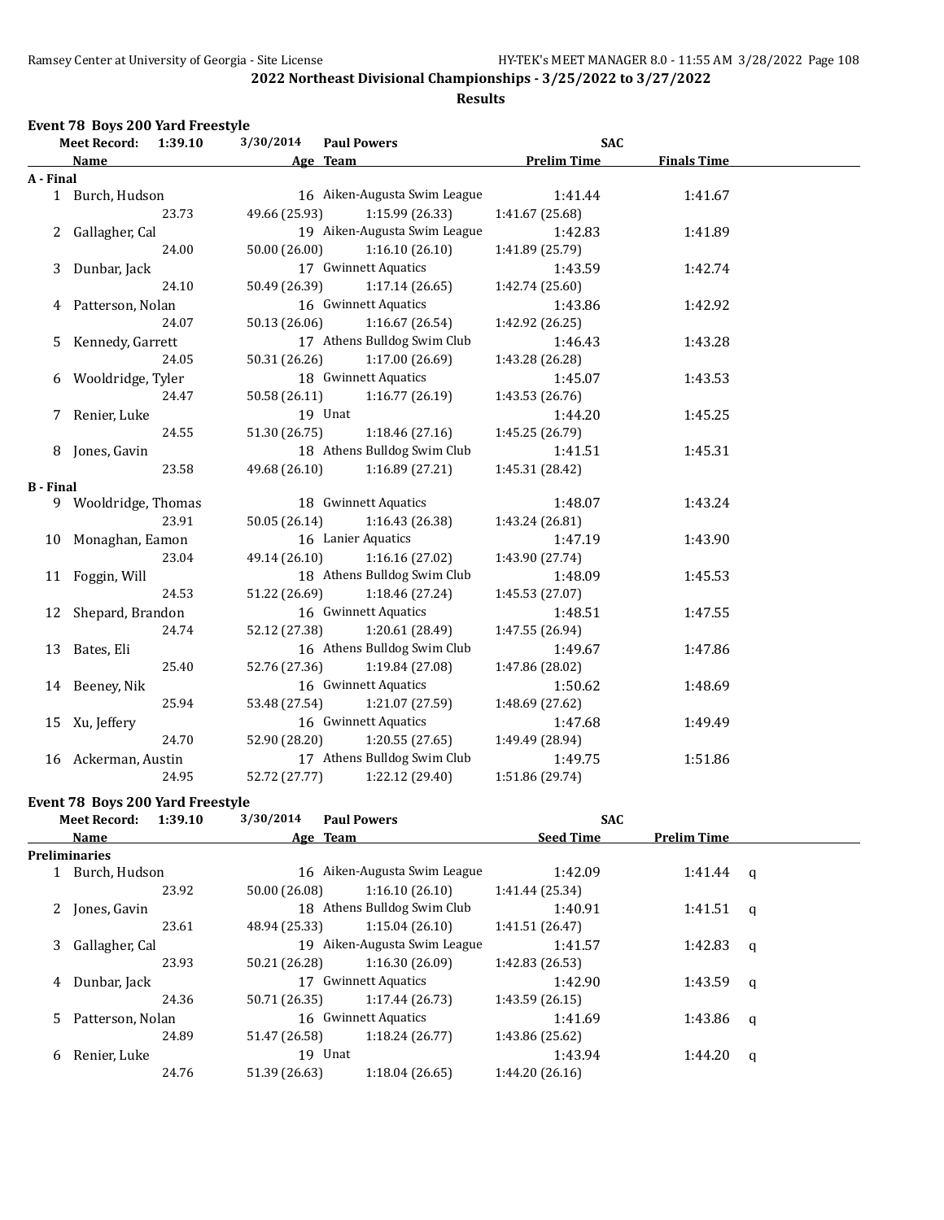## 2022 Northeast Divisional Championships - 3/25/2022 to 3/27/2022

### Results

**Event 78 Boys 200 Yard Freestyle**

Meet Record: 1:39.10 3/30/2014 Paul Powers SAC

| | Name | Age | Team | Prelim Time | Finals Time |
|---|---|---|---|---|---|
| **A - Final** | | | | | |
| 1 | Burch, Hudson | 16 | Aiken-Augusta Swim League | 1:41.44 | 1:41.67 |
| | 23.73 | 49.66 (25.93) | 1:15.99 (26.33) | 1:41.67 (25.68) | |
| 2 | Gallagher, Cal | 19 | Aiken-Augusta Swim League | 1:42.83 | 1:41.89 |
| | 24.00 | 50.00 (26.00) | 1:16.10 (26.10) | 1:41.89 (25.79) | |
| 3 | Dunbar, Jack | 17 | Gwinnett Aquatics | 1:43.59 | 1:42.74 |
| | 24.10 | 50.49 (26.39) | 1:17.14 (26.65) | 1:42.74 (25.60) | |
| 4 | Patterson, Nolan | 16 | Gwinnett Aquatics | 1:43.86 | 1:42.92 |
| | 24.07 | 50.13 (26.06) | 1:16.67 (26.54) | 1:42.92 (26.25) | |
| 5 | Kennedy, Garrett | 17 | Athens Bulldog Swim Club | 1:46.43 | 1:43.28 |
| | 24.05 | 50.31 (26.26) | 1:17.00 (26.69) | 1:43.28 (26.28) | |
| 6 | Wooldridge, Tyler | 18 | Gwinnett Aquatics | 1:45.07 | 1:43.53 |
| | 24.47 | 50.58 (26.11) | 1:16.77 (26.19) | 1:43.53 (26.76) | |
| 7 | Renier, Luke | 19 | Unat | 1:44.20 | 1:45.25 |
| | 24.55 | 51.30 (26.75) | 1:18.46 (27.16) | 1:45.25 (26.79) | |
| 8 | Jones, Gavin | 18 | Athens Bulldog Swim Club | 1:41.51 | 1:45.31 |
| | 23.58 | 49.68 (26.10) | 1:16.89 (27.21) | 1:45.31 (28.42) | |
| **B - Final** | | | | | |
| 9 | Wooldridge, Thomas | 18 | Gwinnett Aquatics | 1:48.07 | 1:43.24 |
| | 23.91 | 50.05 (26.14) | 1:16.43 (26.38) | 1:43.24 (26.81) | |
| 10 | Monaghan, Eamon | 16 | Lanier Aquatics | 1:47.19 | 1:43.90 |
| | 23.04 | 49.14 (26.10) | 1:16.16 (27.02) | 1:43.90 (27.74) | |
| 11 | Foggin, Will | 18 | Athens Bulldog Swim Club | 1:48.09 | 1:45.53 |
| | 24.53 | 51.22 (26.69) | 1:18.46 (27.24) | 1:45.53 (27.07) | |
| 12 | Shepard, Brandon | 16 | Gwinnett Aquatics | 1:48.51 | 1:47.55 |
| | 24.74 | 52.12 (27.38) | 1:20.61 (28.49) | 1:47.55 (26.94) | |
| 13 | Bates, Eli | 16 | Athens Bulldog Swim Club | 1:49.67 | 1:47.86 |
| | 25.40 | 52.76 (27.36) | 1:19.84 (27.08) | 1:47.86 (28.02) | |
| 14 | Beeney, Nik | 16 | Gwinnett Aquatics | 1:50.62 | 1:48.69 |
| | 25.94 | 53.48 (27.54) | 1:21.07 (27.59) | 1:48.69 (27.62) | |
| 15 | Xu, Jeffery | 16 | Gwinnett Aquatics | 1:47.68 | 1:49.49 |
| | 24.70 | 52.90 (28.20) | 1:20.55 (27.65) | 1:49.49 (28.94) | |
| 16 | Ackerman, Austin | 17 | Athens Bulldog Swim Club | 1:49.75 | 1:51.86 |
| | 24.95 | 52.72 (27.77) | 1:22.12 (29.40) | 1:51.86 (29.74) | |

**Event 78 Boys 200 Yard Freestyle**

Meet Record: 1:39.10 3/30/2014 Paul Powers SAC

| | Name | Age | Team | Seed Time | Prelim Time | |
|---|---|---|---|---|---|---|
| **Preliminaries** | | | | | | |
| 1 | Burch, Hudson | 16 | Aiken-Augusta Swim League | 1:42.09 | 1:41.44 | q |
| | 23.92 | 50.00 (26.08) | 1:16.10 (26.10) | 1:41.44 (25.34) | | |
| 2 | Jones, Gavin | 18 | Athens Bulldog Swim Club | 1:40.91 | 1:41.51 | q |
| | 23.61 | 48.94 (25.33) | 1:15.04 (26.10) | 1:41.51 (26.47) | | |
| 3 | Gallagher, Cal | 19 | Aiken-Augusta Swim League | 1:41.57 | 1:42.83 | q |
| | 23.93 | 50.21 (26.28) | 1:16.30 (26.09) | 1:42.83 (26.53) | | |
| 4 | Dunbar, Jack | 17 | Gwinnett Aquatics | 1:42.90 | 1:43.59 | q |
| | 24.36 | 50.71 (26.35) | 1:17.44 (26.73) | 1:43.59 (26.15) | | |
| 5 | Patterson, Nolan | 16 | Gwinnett Aquatics | 1:41.69 | 1:43.86 | q |
| | 24.89 | 51.47 (26.58) | 1:18.24 (26.77) | 1:43.86 (25.62) | | |
| 6 | Renier, Luke | 19 | Unat | 1:43.94 | 1:44.20 | q |
| | 24.76 | 51.39 (26.63) | 1:18.04 (26.65) | 1:44.20 (26.16) | | |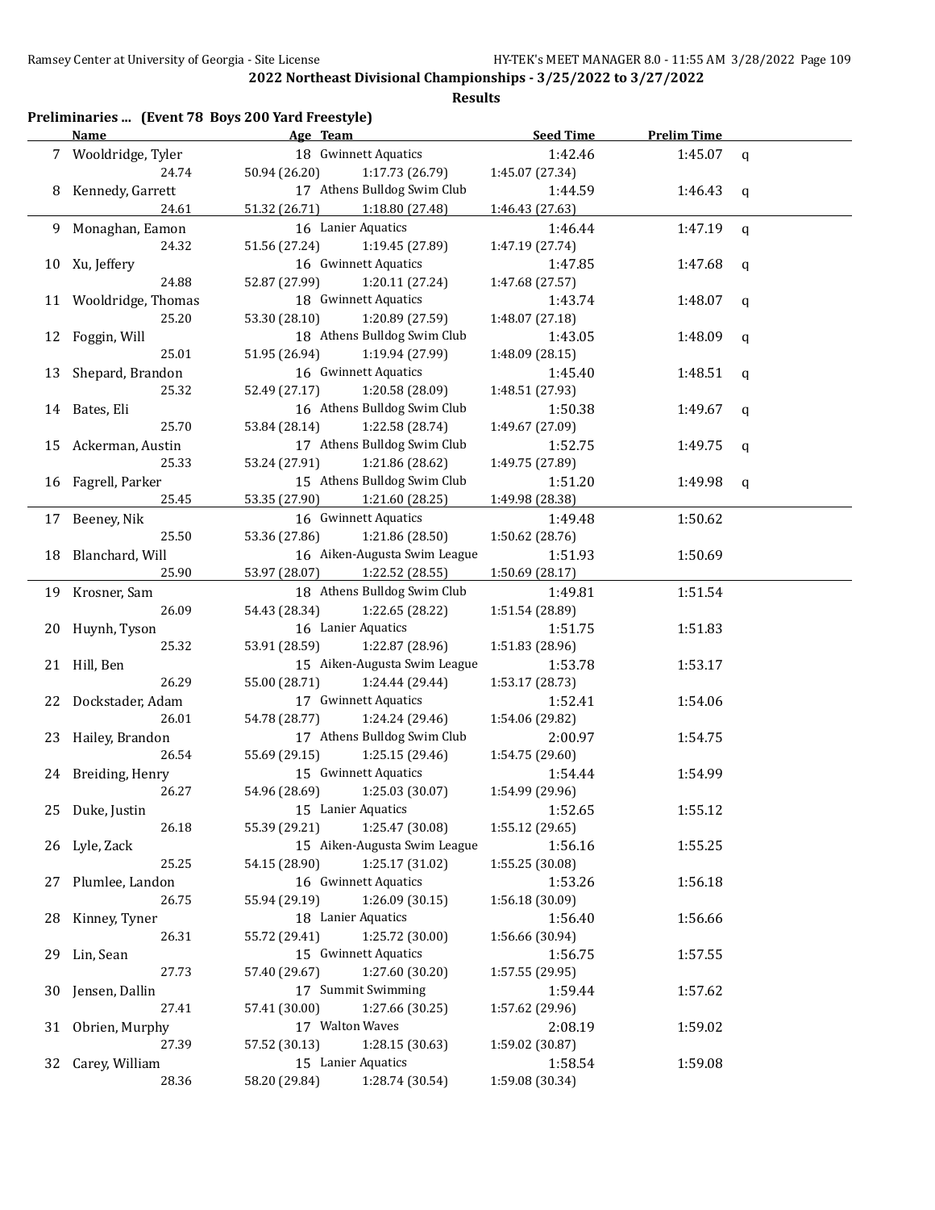## 2022 Northeast Divisional Championships - 3/25/2022 to 3/27/2022

### Results

**Preliminaries ... (Event 78 Boys 200 Yard Freestyle)**

| | Name | Age | Team | Seed Time | Prelim Time | |
|---|---|---|---|---|---|---|
| 7 | Wooldridge, Tyler | 18 | Gwinnett Aquatics | 1:42.46 | 1:45.07 | q |
| | 24.74 | 50.94 (26.20) | 1:17.73 (26.79) | 1:45.07 (27.34) | | |
| 8 | Kennedy, Garrett | 17 | Athens Bulldog Swim Club | 1:44.59 | 1:46.43 | q |
| | 24.61 | 51.32 (26.71) | 1:18.80 (27.48) | 1:46.43 (27.63) | | |
| 9 | Monaghan, Eamon | 16 | Lanier Aquatics | 1:46.44 | 1:47.19 | q |
| | 24.32 | 51.56 (27.24) | 1:19.45 (27.89) | 1:47.19 (27.74) | | |
| 10 | Xu, Jeffery | 16 | Gwinnett Aquatics | 1:47.85 | 1:47.68 | q |
| | 24.88 | 52.87 (27.99) | 1:20.11 (27.24) | 1:47.68 (27.57) | | |
| 11 | Wooldridge, Thomas | 18 | Gwinnett Aquatics | 1:43.74 | 1:48.07 | q |
| | 25.20 | 53.30 (28.10) | 1:20.89 (27.59) | 1:48.07 (27.18) | | |
| 12 | Foggin, Will | 18 | Athens Bulldog Swim Club | 1:43.05 | 1:48.09 | q |
| | 25.01 | 51.95 (26.94) | 1:19.94 (27.99) | 1:48.09 (28.15) | | |
| 13 | Shepard, Brandon | 16 | Gwinnett Aquatics | 1:45.40 | 1:48.51 | q |
| | 25.32 | 52.49 (27.17) | 1:20.58 (28.09) | 1:48.51 (27.93) | | |
| 14 | Bates, Eli | 16 | Athens Bulldog Swim Club | 1:50.38 | 1:49.67 | q |
| | 25.70 | 53.84 (28.14) | 1:22.58 (28.74) | 1:49.67 (27.09) | | |
| 15 | Ackerman, Austin | 17 | Athens Bulldog Swim Club | 1:52.75 | 1:49.75 | q |
| | 25.33 | 53.24 (27.91) | 1:21.86 (28.62) | 1:49.75 (27.89) | | |
| 16 | Fagrell, Parker | 15 | Athens Bulldog Swim Club | 1:51.20 | 1:49.98 | q |
| | 25.45 | 53.35 (27.90) | 1:21.60 (28.25) | 1:49.98 (28.38) | | |
| 17 | Beeney, Nik | 16 | Gwinnett Aquatics | 1:49.48 | 1:50.62 | |
| | 25.50 | 53.36 (27.86) | 1:21.86 (28.50) | 1:50.62 (28.76) | | |
| 18 | Blanchard, Will | 16 | Aiken-Augusta Swim League | 1:51.93 | 1:50.69 | |
| | 25.90 | 53.97 (28.07) | 1:22.52 (28.55) | 1:50.69 (28.17) | | |
| 19 | Krosner, Sam | 18 | Athens Bulldog Swim Club | 1:49.81 | 1:51.54 | |
| | 26.09 | 54.43 (28.34) | 1:22.65 (28.22) | 1:51.54 (28.89) | | |
| 20 | Huynh, Tyson | 16 | Lanier Aquatics | 1:51.75 | 1:51.83 | |
| | 25.32 | 53.91 (28.59) | 1:22.87 (28.96) | 1:51.83 (28.96) | | |
| 21 | Hill, Ben | 15 | Aiken-Augusta Swim League | 1:53.78 | 1:53.17 | |
| | 26.29 | 55.00 (28.71) | 1:24.44 (29.44) | 1:53.17 (28.73) | | |
| 22 | Dockstader, Adam | 17 | Gwinnett Aquatics | 1:52.41 | 1:54.06 | |
| | 26.01 | 54.78 (28.77) | 1:24.24 (29.46) | 1:54.06 (29.82) | | |
| 23 | Hailey, Brandon | 17 | Athens Bulldog Swim Club | 2:00.97 | 1:54.75 | |
| | 26.54 | 55.69 (29.15) | 1:25.15 (29.46) | 1:54.75 (29.60) | | |
| 24 | Breiding, Henry | 15 | Gwinnett Aquatics | 1:54.44 | 1:54.99 | |
| | 26.27 | 54.96 (28.69) | 1:25.03 (30.07) | 1:54.99 (29.96) | | |
| 25 | Duke, Justin | 15 | Lanier Aquatics | 1:52.65 | 1:55.12 | |
| | 26.18 | 55.39 (29.21) | 1:25.47 (30.08) | 1:55.12 (29.65) | | |
| 26 | Lyle, Zack | 15 | Aiken-Augusta Swim League | 1:56.16 | 1:55.25 | |
| | 25.25 | 54.15 (28.90) | 1:25.17 (31.02) | 1:55.25 (30.08) | | |
| 27 | Plumlee, Landon | 16 | Gwinnett Aquatics | 1:53.26 | 1:56.18 | |
| | 26.75 | 55.94 (29.19) | 1:26.09 (30.15) | 1:56.18 (30.09) | | |
| 28 | Kinney, Tyner | 18 | Lanier Aquatics | 1:56.40 | 1:56.66 | |
| | 26.31 | 55.72 (29.41) | 1:25.72 (30.00) | 1:56.66 (30.94) | | |
| 29 | Lin, Sean | 15 | Gwinnett Aquatics | 1:56.75 | 1:57.55 | |
| | 27.73 | 57.40 (29.67) | 1:27.60 (30.20) | 1:57.55 (29.95) | | |
| 30 | Jensen, Dallin | 17 | Summit Swimming | 1:59.44 | 1:57.62 | |
| | 27.41 | 57.41 (30.00) | 1:27.66 (30.25) | 1:57.62 (29.96) | | |
| 31 | Obrien, Murphy | 17 | Walton Waves | 2:08.19 | 1:59.02 | |
| | 27.39 | 57.52 (30.13) | 1:28.15 (30.63) | 1:59.02 (30.87) | | |
| 32 | Carey, William | 15 | Lanier Aquatics | 1:58.54 | 1:59.08 | |
| | 28.36 | 58.20 (29.84) | 1:28.74 (30.54) | 1:59.08 (30.34) | | |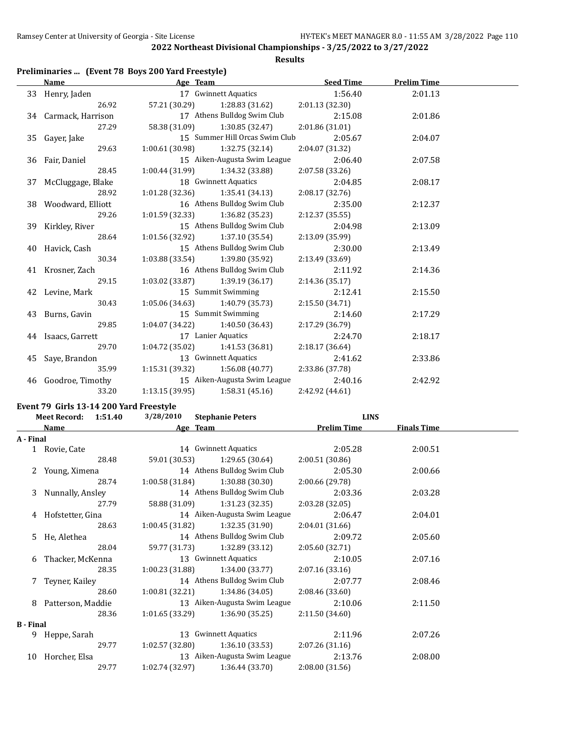## 2022 Northeast Divisional Championships - 3/25/2022 to 3/27/2022

### Results

### Preliminaries ... (Event 78 Boys 200 Yard Freestyle)

| | Name | Age | Team | Seed Time | Prelim Time |
|---|---|---|---|---|---|
| 33 | Henry, Jaden | 17 | Gwinnett Aquatics | 1:56.40 | 2:01.13 |
| | 26.92 | 57.21 (30.29) | 1:28.83 (31.62) | 2:01.13 (32.30) | |
| 34 | Carmack, Harrison | 17 | Athens Bulldog Swim Club | 2:15.08 | 2:01.86 |
| | 27.29 | 58.38 (31.09) | 1:30.85 (32.47) | 2:01.86 (31.01) | |
| 35 | Gayer, Jake | 15 | Summer Hill Orcas Swim Club | 2:05.67 | 2:04.07 |
| | 29.63 | 1:00.61 (30.98) | 1:32.75 (32.14) | 2:04.07 (31.32) | |
| 36 | Fair, Daniel | 15 | Aiken-Augusta Swim League | 2:06.40 | 2:07.58 |
| | 28.45 | 1:00.44 (31.99) | 1:34.32 (33.88) | 2:07.58 (33.26) | |
| 37 | McCluggage, Blake | 18 | Gwinnett Aquatics | 2:04.85 | 2:08.17 |
| | 28.92 | 1:01.28 (32.36) | 1:35.41 (34.13) | 2:08.17 (32.76) | |
| 38 | Woodward, Elliott | 16 | Athens Bulldog Swim Club | 2:35.00 | 2:12.37 |
| | 29.26 | 1:01.59 (32.33) | 1:36.82 (35.23) | 2:12.37 (35.55) | |
| 39 | Kirkley, River | 15 | Athens Bulldog Swim Club | 2:04.98 | 2:13.09 |
| | 28.64 | 1:01.56 (32.92) | 1:37.10 (35.54) | 2:13.09 (35.99) | |
| 40 | Havick, Cash | 15 | Athens Bulldog Swim Club | 2:30.00 | 2:13.49 |
| | 30.34 | 1:03.88 (33.54) | 1:39.80 (35.92) | 2:13.49 (33.69) | |
| 41 | Krosner, Zach | 16 | Athens Bulldog Swim Club | 2:11.92 | 2:14.36 |
| | 29.15 | 1:03.02 (33.87) | 1:39.19 (36.17) | 2:14.36 (35.17) | |
| 42 | Levine, Mark | 15 | Summit Swimming | 2:12.41 | 2:15.50 |
| | 30.43 | 1:05.06 (34.63) | 1:40.79 (35.73) | 2:15.50 (34.71) | |
| 43 | Burns, Gavin | 15 | Summit Swimming | 2:14.60 | 2:17.29 |
| | 29.85 | 1:04.07 (34.22) | 1:40.50 (36.43) | 2:17.29 (36.79) | |
| 44 | Isaacs, Garrett | 17 | Lanier Aquatics | 2:24.70 | 2:18.17 |
| | 29.70 | 1:04.72 (35.02) | 1:41.53 (36.81) | 2:18.17 (36.64) | |
| 45 | Saye, Brandon | 13 | Gwinnett Aquatics | 2:41.62 | 2:33.86 |
| | 35.99 | 1:15.31 (39.32) | 1:56.08 (40.77) | 2:33.86 (37.78) | |
| 46 | Goodroe, Timothy | 15 | Aiken-Augusta Swim League | 2:40.16 | 2:42.92 |
| | 33.20 | 1:13.15 (39.95) | 1:58.31 (45.16) | 2:42.92 (44.61) | |

### Event 79 Girls 13-14 200 Yard Freestyle

Meet Record: 1:51.40 3/28/2010 Stephanie Peters LINS

| | Name | Age | Team | Prelim Time | Finals Time |
|---|---|---|---|---|---|
| **A - Final** | | | | | |
| 1 | Rovie, Cate | 14 | Gwinnett Aquatics | 2:05.28 | 2:00.51 |
| | 28.48 | 59.01 (30.53) | 1:29.65 (30.64) | 2:00.51 (30.86) | |
| 2 | Young, Ximena | 14 | Athens Bulldog Swim Club | 2:05.30 | 2:00.66 |
| | 28.74 | 1:00.58 (31.84) | 1:30.88 (30.30) | 2:00.66 (29.78) | |
| 3 | Nunnally, Ansley | 14 | Athens Bulldog Swim Club | 2:03.36 | 2:03.28 |
| | 27.79 | 58.88 (31.09) | 1:31.23 (32.35) | 2:03.28 (32.05) | |
| 4 | Hofstetter, Gina | 14 | Aiken-Augusta Swim League | 2:06.47 | 2:04.01 |
| | 28.63 | 1:00.45 (31.82) | 1:32.35 (31.90) | 2:04.01 (31.66) | |
| 5 | He, Alethea | 14 | Athens Bulldog Swim Club | 2:09.72 | 2:05.60 |
| | 28.04 | 59.77 (31.73) | 1:32.89 (33.12) | 2:05.60 (32.71) | |
| 6 | Thacker, McKenna | 13 | Gwinnett Aquatics | 2:10.05 | 2:07.16 |
| | 28.35 | 1:00.23 (31.88) | 1:34.00 (33.77) | 2:07.16 (33.16) | |
| 7 | Teyner, Kailey | 14 | Athens Bulldog Swim Club | 2:07.77 | 2:08.46 |
| | 28.60 | 1:00.81 (32.21) | 1:34.86 (34.05) | 2:08.46 (33.60) | |
| 8 | Patterson, Maddie | 13 | Aiken-Augusta Swim League | 2:10.06 | 2:11.50 |
| | 28.36 | 1:01.65 (33.29) | 1:36.90 (35.25) | 2:11.50 (34.60) | |
| **B - Final** | | | | | |
| 9 | Heppe, Sarah | 13 | Gwinnett Aquatics | 2:11.96 | 2:07.26 |
| | 29.77 | 1:02.57 (32.80) | 1:36.10 (33.53) | 2:07.26 (31.16) | |
| 10 | Horcher, Elsa | 13 | Aiken-Augusta Swim League | 2:13.76 | 2:08.00 |
| | 29.77 | 1:02.74 (32.97) | 1:36.44 (33.70) | 2:08.00 (31.56) | |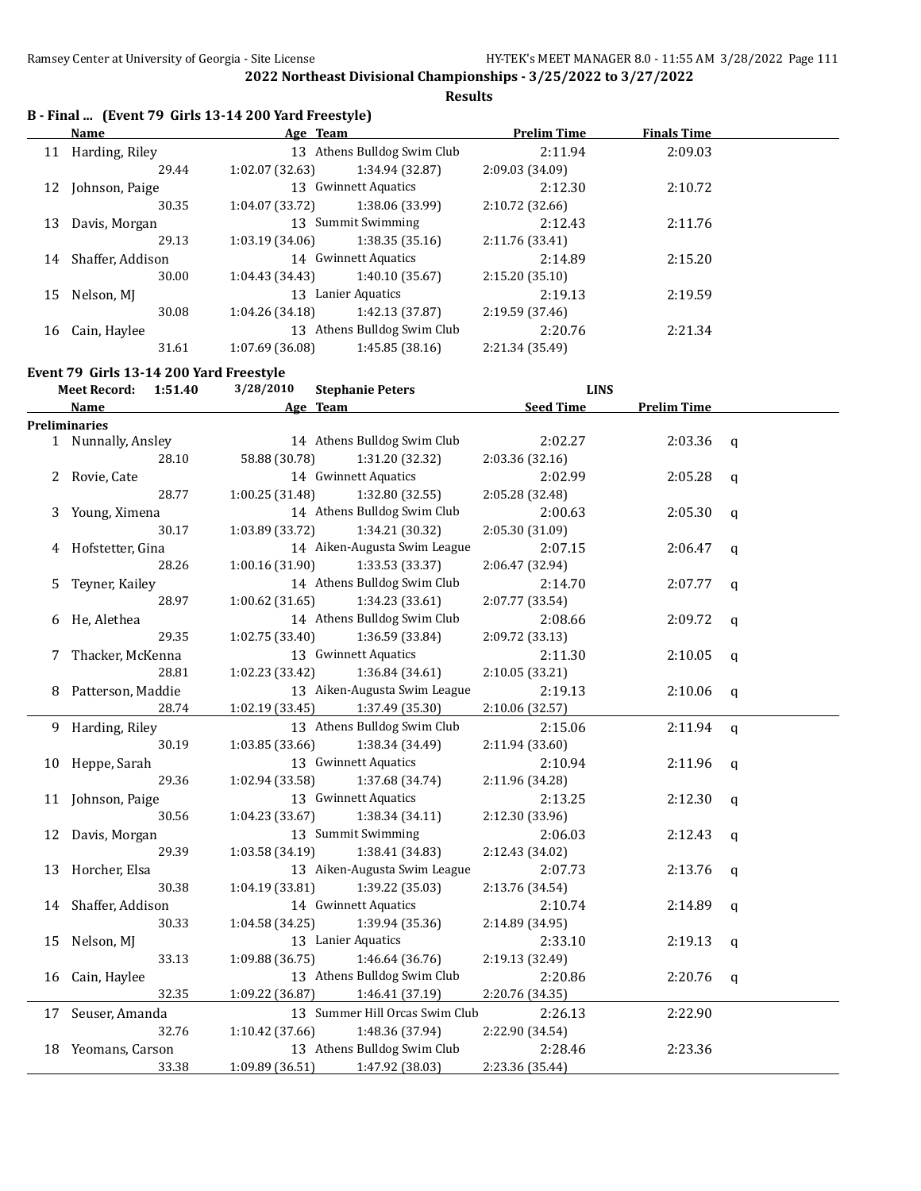# 2022 Northeast Divisional Championships - 3/25/2022 to 3/27/2022

## Results

### B - Final ... (Event 79 Girls 13-14 200 Yard Freestyle)

| | Name | Age | Team | Prelim Time | Finals Time |
|---|---|---|---|---|---|
| 11 | Harding, Riley | 13 | Athens Bulldog Swim Club | 2:11.94 | 2:09.03 |
| | 29.44 | 1:02.07 (32.63) | 1:34.94 (32.87) | 2:09.03 (34.09) | |
| 12 | Johnson, Paige | 13 | Gwinnett Aquatics | 2:12.30 | 2:10.72 |
| | 30.35 | 1:04.07 (33.72) | 1:38.06 (33.99) | 2:10.72 (32.66) | |
| 13 | Davis, Morgan | 13 | Summit Swimming | 2:12.43 | 2:11.76 |
| | 29.13 | 1:03.19 (34.06) | 1:38.35 (35.16) | 2:11.76 (33.41) | |
| 14 | Shaffer, Addison | 14 | Gwinnett Aquatics | 2:14.89 | 2:15.20 |
| | 30.00 | 1:04.43 (34.43) | 1:40.10 (35.67) | 2:15.20 (35.10) | |
| 15 | Nelson, MJ | 13 | Lanier Aquatics | 2:19.13 | 2:19.59 |
| | 30.08 | 1:04.26 (34.18) | 1:42.13 (37.87) | 2:19.59 (37.46) | |
| 16 | Cain, Haylee | 13 | Athens Bulldog Swim Club | 2:20.76 | 2:21.34 |
| | 31.61 | 1:07.69 (36.08) | 1:45.85 (38.16) | 2:21.34 (35.49) | |

### Event 79 Girls 13-14 200 Yard Freestyle

Meet Record: 1:51.40 3/28/2010 Stephanie Peters LINS

| | Name | Age | Team | Seed Time | Prelim Time | |
|---|---|---|---|---|---|---|
| **Preliminaries** | | | | | | |
| 1 | Nunnally, Ansley | 14 | Athens Bulldog Swim Club | 2:02.27 | 2:03.36 | q |
| | 28.10 | 58.88 (30.78) | 1:31.20 (32.32) | 2:03.36 (32.16) | | |
| 2 | Rovie, Cate | 14 | Gwinnett Aquatics | 2:02.99 | 2:05.28 | q |
| | 28.77 | 1:00.25 (31.48) | 1:32.80 (32.55) | 2:05.28 (32.48) | | |
| 3 | Young, Ximena | 14 | Athens Bulldog Swim Club | 2:00.63 | 2:05.30 | q |
| | 30.17 | 1:03.89 (33.72) | 1:34.21 (30.32) | 2:05.30 (31.09) | | |
| 4 | Hofstetter, Gina | 14 | Aiken-Augusta Swim League | 2:07.15 | 2:06.47 | q |
| | 28.26 | 1:00.16 (31.90) | 1:33.53 (33.37) | 2:06.47 (32.94) | | |
| 5 | Teyner, Kailey | 14 | Athens Bulldog Swim Club | 2:14.70 | 2:07.77 | q |
| | 28.97 | 1:00.62 (31.65) | 1:34.23 (33.61) | 2:07.77 (33.54) | | |
| 6 | He, Alethea | 14 | Athens Bulldog Swim Club | 2:08.66 | 2:09.72 | q |
| | 29.35 | 1:02.75 (33.40) | 1:36.59 (33.84) | 2:09.72 (33.13) | | |
| 7 | Thacker, McKenna | 13 | Gwinnett Aquatics | 2:11.30 | 2:10.05 | q |
| | 28.81 | 1:02.23 (33.42) | 1:36.84 (34.61) | 2:10.05 (33.21) | | |
| 8 | Patterson, Maddie | 13 | Aiken-Augusta Swim League | 2:19.13 | 2:10.06 | q |
| | 28.74 | 1:02.19 (33.45) | 1:37.49 (35.30) | 2:10.06 (32.57) | | |
| 9 | Harding, Riley | 13 | Athens Bulldog Swim Club | 2:15.06 | 2:11.94 | q |
| | 30.19 | 1:03.85 (33.66) | 1:38.34 (34.49) | 2:11.94 (33.60) | | |
| 10 | Heppe, Sarah | 13 | Gwinnett Aquatics | 2:10.94 | 2:11.96 | q |
| | 29.36 | 1:02.94 (33.58) | 1:37.68 (34.74) | 2:11.96 (34.28) | | |
| 11 | Johnson, Paige | 13 | Gwinnett Aquatics | 2:13.25 | 2:12.30 | q |
| | 30.56 | 1:04.23 (33.67) | 1:38.34 (34.11) | 2:12.30 (33.96) | | |
| 12 | Davis, Morgan | 13 | Summit Swimming | 2:06.03 | 2:12.43 | q |
| | 29.39 | 1:03.58 (34.19) | 1:38.41 (34.83) | 2:12.43 (34.02) | | |
| 13 | Horcher, Elsa | 13 | Aiken-Augusta Swim League | 2:07.73 | 2:13.76 | q |
| | 30.38 | 1:04.19 (33.81) | 1:39.22 (35.03) | 2:13.76 (34.54) | | |
| 14 | Shaffer, Addison | 14 | Gwinnett Aquatics | 2:10.74 | 2:14.89 | q |
| | 30.33 | 1:04.58 (34.25) | 1:39.94 (35.36) | 2:14.89 (34.95) | | |
| 15 | Nelson, MJ | 13 | Lanier Aquatics | 2:33.10 | 2:19.13 | q |
| | 33.13 | 1:09.88 (36.75) | 1:46.64 (36.76) | 2:19.13 (32.49) | | |
| 16 | Cain, Haylee | 13 | Athens Bulldog Swim Club | 2:20.86 | 2:20.76 | q |
| | 32.35 | 1:09.22 (36.87) | 1:46.41 (37.19) | 2:20.76 (34.35) | | |
| 17 | Seuser, Amanda | 13 | Summer Hill Orcas Swim Club | 2:26.13 | 2:22.90 | |
| | 32.76 | 1:10.42 (37.66) | 1:48.36 (37.94) | 2:22.90 (34.54) | | |
| 18 | Yeomans, Carson | 13 | Athens Bulldog Swim Club | 2:28.46 | 2:23.36 | |
| | 33.38 | 1:09.89 (36.51) | 1:47.92 (38.03) | 2:23.36 (35.44) | | |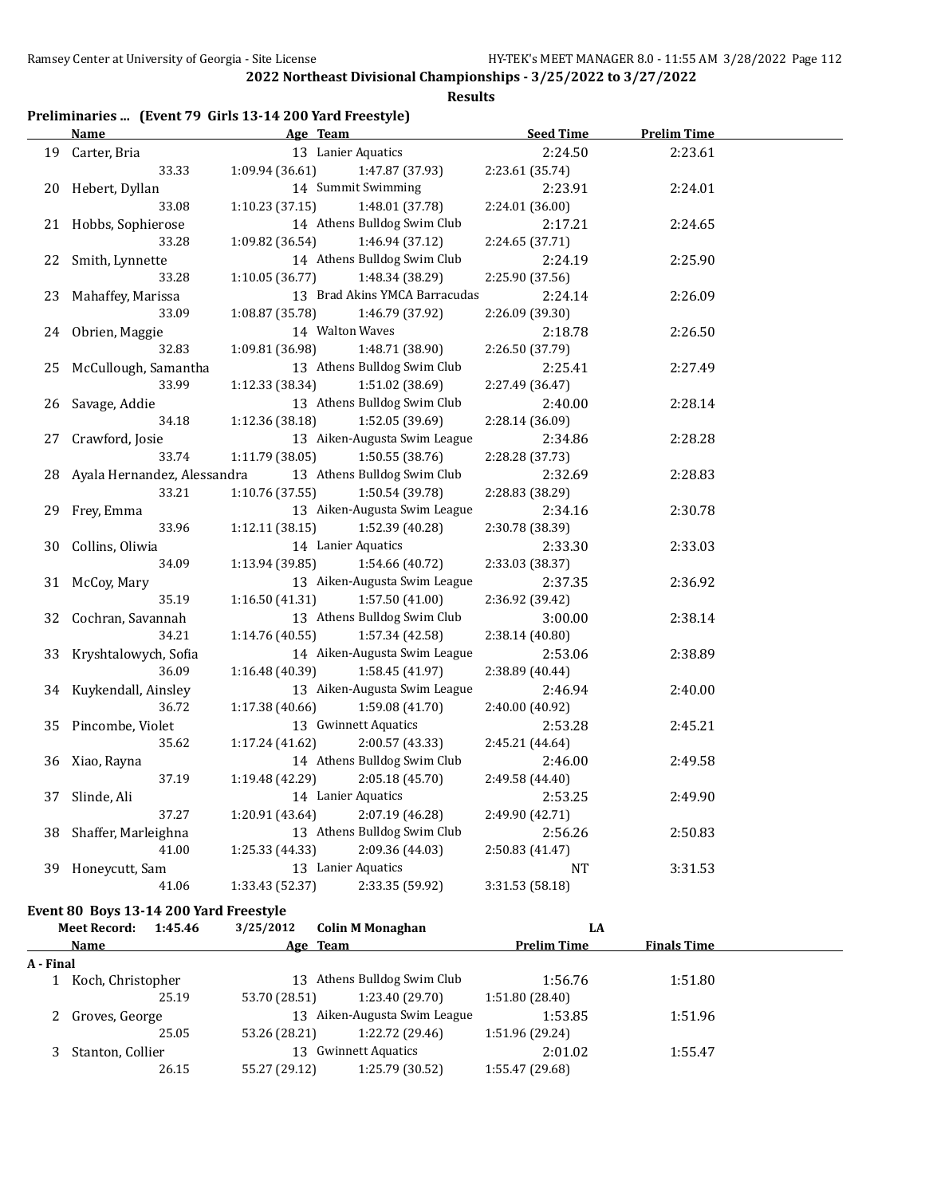## 2022 Northeast Divisional Championships - 3/25/2022 to 3/27/2022

### Results

### Preliminaries ... (Event 79 Girls 13-14 200 Yard Freestyle)

| | Name | Age | Team | Seed Time | Prelim Time |
|---|---|---|---|---|---|
| 19 | Carter, Bria | 13 | Lanier Aquatics | 2:24.50 | 2:23.61 |
| | 33.33 | 1:09.94 (36.61) | 1:47.87 (37.93) | 2:23.61 (35.74) | |
| 20 | Hebert, Dyllan | 14 | Summit Swimming | 2:23.91 | 2:24.01 |
| | 33.08 | 1:10.23 (37.15) | 1:48.01 (37.78) | 2:24.01 (36.00) | |
| 21 | Hobbs, Sophierose | 14 | Athens Bulldog Swim Club | 2:17.21 | 2:24.65 |
| | 33.28 | 1:09.82 (36.54) | 1:46.94 (37.12) | 2:24.65 (37.71) | |
| 22 | Smith, Lynnette | 14 | Athens Bulldog Swim Club | 2:24.19 | 2:25.90 |
| | 33.28 | 1:10.05 (36.77) | 1:48.34 (38.29) | 2:25.90 (37.56) | |
| 23 | Mahaffey, Marissa | 13 | Brad Akins YMCA Barracudas | 2:24.14 | 2:26.09 |
| | 33.09 | 1:08.87 (35.78) | 1:46.79 (37.92) | 2:26.09 (39.30) | |
| 24 | Obrien, Maggie | 14 | Walton Waves | 2:18.78 | 2:26.50 |
| | 32.83 | 1:09.81 (36.98) | 1:48.71 (38.90) | 2:26.50 (37.79) | |
| 25 | McCullough, Samantha | 13 | Athens Bulldog Swim Club | 2:25.41 | 2:27.49 |
| | 33.99 | 1:12.33 (38.34) | 1:51.02 (38.69) | 2:27.49 (36.47) | |
| 26 | Savage, Addie | 13 | Athens Bulldog Swim Club | 2:40.00 | 2:28.14 |
| | 34.18 | 1:12.36 (38.18) | 1:52.05 (39.69) | 2:28.14 (36.09) | |
| 27 | Crawford, Josie | 13 | Aiken-Augusta Swim League | 2:34.86 | 2:28.28 |
| | 33.74 | 1:11.79 (38.05) | 1:50.55 (38.76) | 2:28.28 (37.73) | |
| 28 | Ayala Hernandez, Alessandra | 13 | Athens Bulldog Swim Club | 2:32.69 | 2:28.83 |
| | 33.21 | 1:10.76 (37.55) | 1:50.54 (39.78) | 2:28.83 (38.29) | |
| 29 | Frey, Emma | 13 | Aiken-Augusta Swim League | 2:34.16 | 2:30.78 |
| | 33.96 | 1:12.11 (38.15) | 1:52.39 (40.28) | 2:30.78 (38.39) | |
| 30 | Collins, Oliwia | 14 | Lanier Aquatics | 2:33.30 | 2:33.03 |
| | 34.09 | 1:13.94 (39.85) | 1:54.66 (40.72) | 2:33.03 (38.37) | |
| 31 | McCoy, Mary | 13 | Aiken-Augusta Swim League | 2:37.35 | 2:36.92 |
| | 35.19 | 1:16.50 (41.31) | 1:57.50 (41.00) | 2:36.92 (39.42) | |
| 32 | Cochran, Savannah | 13 | Athens Bulldog Swim Club | 3:00.00 | 2:38.14 |
| | 34.21 | 1:14.76 (40.55) | 1:57.34 (42.58) | 2:38.14 (40.80) | |
| 33 | Kryshtalowych, Sofia | 14 | Aiken-Augusta Swim League | 2:53.06 | 2:38.89 |
| | 36.09 | 1:16.48 (40.39) | 1:58.45 (41.97) | 2:38.89 (40.44) | |
| 34 | Kuykendall, Ainsley | 13 | Aiken-Augusta Swim League | 2:46.94 | 2:40.00 |
| | 36.72 | 1:17.38 (40.66) | 1:59.08 (41.70) | 2:40.00 (40.92) | |
| 35 | Pincombe, Violet | 13 | Gwinnett Aquatics | 2:53.28 | 2:45.21 |
| | 35.62 | 1:17.24 (41.62) | 2:00.57 (43.33) | 2:45.21 (44.64) | |
| 36 | Xiao, Rayna | 14 | Athens Bulldog Swim Club | 2:46.00 | 2:49.58 |
| | 37.19 | 1:19.48 (42.29) | 2:05.18 (45.70) | 2:49.58 (44.40) | |
| 37 | Slinde, Ali | 14 | Lanier Aquatics | 2:53.25 | 2:49.90 |
| | 37.27 | 1:20.91 (43.64) | 2:07.19 (46.28) | 2:49.90 (42.71) | |
| 38 | Shaffer, Marleighna | 13 | Athens Bulldog Swim Club | 2:56.26 | 2:50.83 |
| | 41.00 | 1:25.33 (44.33) | 2:09.36 (44.03) | 2:50.83 (41.47) | |
| 39 | Honeycutt, Sam | 13 | Lanier Aquatics | NT | 3:31.53 |
| | 41.06 | 1:33.43 (52.37) | 2:33.35 (59.92) | 3:31.53 (58.18) | |

### Event 80 Boys 13-14 200 Yard Freestyle

Meet Record: 1:45.46 3/25/2012 Colin M Monaghan LA

| | Name | Age | Team | Prelim Time | Finals Time |
|---|---|---|---|---|---|
| **A - Final** | | | | | |
| 1 | Koch, Christopher | 13 | Athens Bulldog Swim Club | 1:56.76 | 1:51.80 |
| | 25.19 | 53.70 (28.51) | 1:23.40 (29.70) | 1:51.80 (28.40) | |
| 2 | Groves, George | 13 | Aiken-Augusta Swim League | 1:53.85 | 1:51.96 |
| | 25.05 | 53.26 (28.21) | 1:22.72 (29.46) | 1:51.96 (29.24) | |
| 3 | Stanton, Collier | 13 | Gwinnett Aquatics | 2:01.02 | 1:55.47 |
| | 26.15 | 55.27 (29.12) | 1:25.79 (30.52) | 1:55.47 (29.68) | |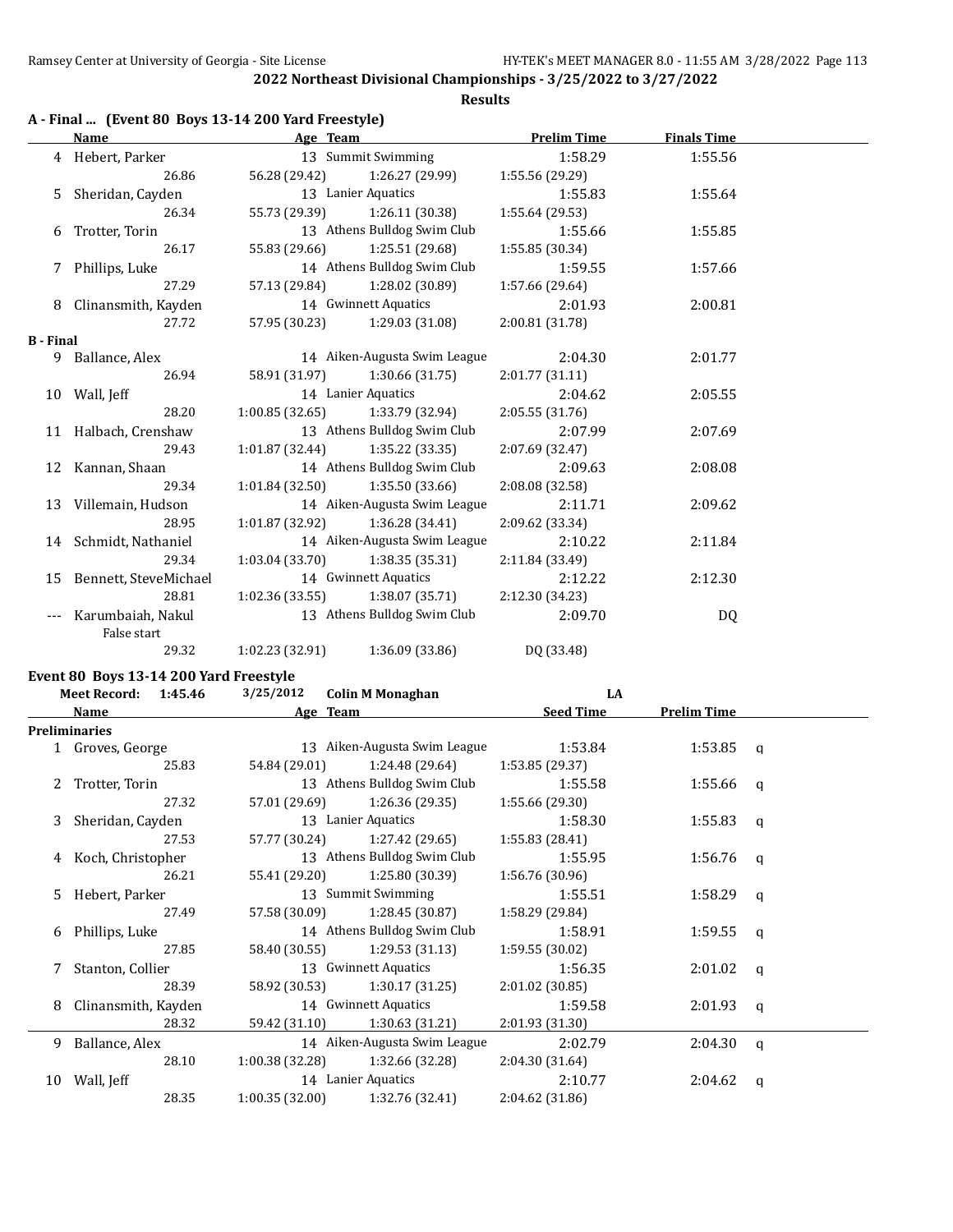## 2022 Northeast Divisional Championships - 3/25/2022 to 3/27/2022

### Results

### A - Final ... (Event 80 Boys 13-14 200 Yard Freestyle)

| | Name | Age | Team | Prelim Time | Finals Time |
|---|---|---|---|---|---|
| 4 | Hebert, Parker | 13 | Summit Swimming | 1:58.29 | 1:55.56 |
| | 26.86 | 56.28 (29.42) | 1:26.27 (29.99) | 1:55.56 (29.29) | |
| 5 | Sheridan, Cayden | 13 | Lanier Aquatics | 1:55.83 | 1:55.64 |
| | 26.34 | 55.73 (29.39) | 1:26.11 (30.38) | 1:55.64 (29.53) | |
| 6 | Trotter, Torin | 13 | Athens Bulldog Swim Club | 1:55.66 | 1:55.85 |
| | 26.17 | 55.83 (29.66) | 1:25.51 (29.68) | 1:55.85 (30.34) | |
| 7 | Phillips, Luke | 14 | Athens Bulldog Swim Club | 1:59.55 | 1:57.66 |
| | 27.29 | 57.13 (29.84) | 1:28.02 (30.89) | 1:57.66 (29.64) | |
| 8 | Clinansmith, Kayden | 14 | Gwinnett Aquatics | 2:01.93 | 2:00.81 |
| | 27.72 | 57.95 (30.23) | 1:29.03 (31.08) | 2:00.81 (31.78) | |
| **B - Final** | | | | | |
| 9 | Ballance, Alex | 14 | Aiken-Augusta Swim League | 2:04.30 | 2:01.77 |
| | 26.94 | 58.91 (31.97) | 1:30.66 (31.75) | 2:01.77 (31.11) | |
| 10 | Wall, Jeff | 14 | Lanier Aquatics | 2:04.62 | 2:05.55 |
| | 28.20 | 1:00.85 (32.65) | 1:33.79 (32.94) | 2:05.55 (31.76) | |
| 11 | Halbach, Crenshaw | 13 | Athens Bulldog Swim Club | 2:07.99 | 2:07.69 |
| | 29.43 | 1:01.87 (32.44) | 1:35.22 (33.35) | 2:07.69 (32.47) | |
| 12 | Kannan, Shaan | 14 | Athens Bulldog Swim Club | 2:09.63 | 2:08.08 |
| | 29.34 | 1:01.84 (32.50) | 1:35.50 (33.66) | 2:08.08 (32.58) | |
| 13 | Villemain, Hudson | 14 | Aiken-Augusta Swim League | 2:11.71 | 2:09.62 |
| | 28.95 | 1:01.87 (32.92) | 1:36.28 (34.41) | 2:09.62 (33.34) | |
| 14 | Schmidt, Nathaniel | 14 | Aiken-Augusta Swim League | 2:10.22 | 2:11.84 |
| | 29.34 | 1:03.04 (33.70) | 1:38.35 (35.31) | 2:11.84 (33.49) | |
| 15 | Bennett, SteveMichael | 14 | Gwinnett Aquatics | 2:12.22 | 2:12.30 |
| | 28.81 | 1:02.36 (33.55) | 1:38.07 (35.71) | 2:12.30 (34.23) | |
| --- | Karumbaiah, Nakul | 13 | Athens Bulldog Swim Club | 2:09.70 | DQ |
| | False start | | | | |
| | 29.32 | 1:02.23 (32.91) | 1:36.09 (33.86) | DQ (33.48) | |

### Event 80 Boys 13-14 200 Yard Freestyle

**Meet Record: 1:45.46** 3/25/2012 **Colin M Monaghan** LA

| | Name | Age | Team | Seed Time | Prelim Time | |
|---|---|---|---|---|---|---|
| **Preliminaries** | | | | | | |
| 1 | Groves, George | 13 | Aiken-Augusta Swim League | 1:53.84 | 1:53.85 | q |
| | 25.83 | 54.84 (29.01) | 1:24.48 (29.64) | 1:53.85 (29.37) | | |
| 2 | Trotter, Torin | 13 | Athens Bulldog Swim Club | 1:55.58 | 1:55.66 | q |
| | 27.32 | 57.01 (29.69) | 1:26.36 (29.35) | 1:55.66 (29.30) | | |
| 3 | Sheridan, Cayden | 13 | Lanier Aquatics | 1:58.30 | 1:55.83 | q |
| | 27.53 | 57.77 (30.24) | 1:27.42 (29.65) | 1:55.83 (28.41) | | |
| 4 | Koch, Christopher | 13 | Athens Bulldog Swim Club | 1:55.95 | 1:56.76 | q |
| | 26.21 | 55.41 (29.20) | 1:25.80 (30.39) | 1:56.76 (30.96) | | |
| 5 | Hebert, Parker | 13 | Summit Swimming | 1:55.51 | 1:58.29 | q |
| | 27.49 | 57.58 (30.09) | 1:28.45 (30.87) | 1:58.29 (29.84) | | |
| 6 | Phillips, Luke | 14 | Athens Bulldog Swim Club | 1:58.91 | 1:59.55 | q |
| | 27.85 | 58.40 (30.55) | 1:29.53 (31.13) | 1:59.55 (30.02) | | |
| 7 | Stanton, Collier | 13 | Gwinnett Aquatics | 1:56.35 | 2:01.02 | q |
| | 28.39 | 58.92 (30.53) | 1:30.17 (31.25) | 2:01.02 (30.85) | | |
| 8 | Clinansmith, Kayden | 14 | Gwinnett Aquatics | 1:59.58 | 2:01.93 | q |
| | 28.32 | 59.42 (31.10) | 1:30.63 (31.21) | 2:01.93 (31.30) | | |
| 9 | Ballance, Alex | 14 | Aiken-Augusta Swim League | 2:02.79 | 2:04.30 | q |
| | 28.10 | 1:00.38 (32.28) | 1:32.66 (32.28) | 2:04.30 (31.64) | | |
| 10 | Wall, Jeff | 14 | Lanier Aquatics | 2:10.77 | 2:04.62 | q |
| | 28.35 | 1:00.35 (32.00) | 1:32.76 (32.41) | 2:04.62 (31.86) | | |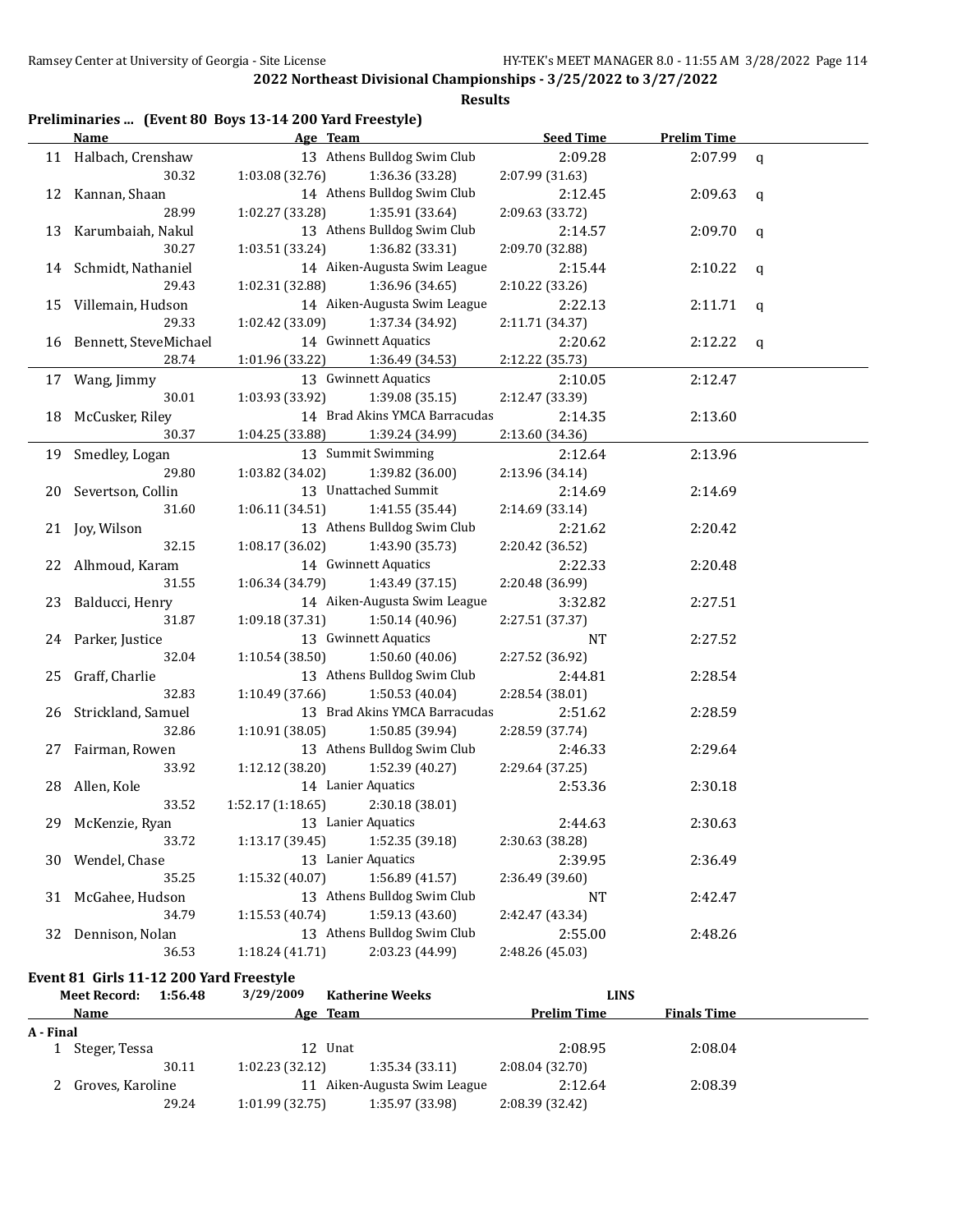## 2022 Northeast Divisional Championships - 3/25/2022 to 3/27/2022

### Results

### Preliminaries ... (Event 80 Boys 13-14 200 Yard Freestyle)

| | Name | Age | Team | Seed Time | Prelim Time | |
|---|---|---|---|---|---|---|
| 11 | Halbach, Crenshaw | 13 | Athens Bulldog Swim Club | 2:09.28 | 2:07.99 | q |
| | 30.32 | 1:03.08 (32.76) | 1:36.36 (33.28) | 2:07.99 (31.63) | | |
| 12 | Kannan, Shaan | 14 | Athens Bulldog Swim Club | 2:12.45 | 2:09.63 | q |
| | 28.99 | 1:02.27 (33.28) | 1:35.91 (33.64) | 2:09.63 (33.72) | | |
| 13 | Karumbaiah, Nakul | 13 | Athens Bulldog Swim Club | 2:14.57 | 2:09.70 | q |
| | 30.27 | 1:03.51 (33.24) | 1:36.82 (33.31) | 2:09.70 (32.88) | | |
| 14 | Schmidt, Nathaniel | 14 | Aiken-Augusta Swim League | 2:15.44 | 2:10.22 | q |
| | 29.43 | 1:02.31 (32.88) | 1:36.96 (34.65) | 2:10.22 (33.26) | | |
| 15 | Villemain, Hudson | 14 | Aiken-Augusta Swim League | 2:22.13 | 2:11.71 | q |
| | 29.33 | 1:02.42 (33.09) | 1:37.34 (34.92) | 2:11.71 (34.37) | | |
| 16 | Bennett, SteveMichael | 14 | Gwinnett Aquatics | 2:20.62 | 2:12.22 | q |
| | 28.74 | 1:01.96 (33.22) | 1:36.49 (34.53) | 2:12.22 (35.73) | | |
| 17 | Wang, Jimmy | 13 | Gwinnett Aquatics | 2:10.05 | 2:12.47 | |
| | 30.01 | 1:03.93 (33.92) | 1:39.08 (35.15) | 2:12.47 (33.39) | | |
| 18 | McCusker, Riley | 14 | Brad Akins YMCA Barracudas | 2:14.35 | 2:13.60 | |
| | 30.37 | 1:04.25 (33.88) | 1:39.24 (34.99) | 2:13.60 (34.36) | | |
| 19 | Smedley, Logan | 13 | Summit Swimming | 2:12.64 | 2:13.96 | |
| | 29.80 | 1:03.82 (34.02) | 1:39.82 (36.00) | 2:13.96 (34.14) | | |
| 20 | Severtson, Collin | 13 | Unattached Summit | 2:14.69 | 2:14.69 | |
| | 31.60 | 1:06.11 (34.51) | 1:41.55 (35.44) | 2:14.69 (33.14) | | |
| 21 | Joy, Wilson | 13 | Athens Bulldog Swim Club | 2:21.62 | 2:20.42 | |
| | 32.15 | 1:08.17 (36.02) | 1:43.90 (35.73) | 2:20.42 (36.52) | | |
| 22 | Alhmoud, Karam | 14 | Gwinnett Aquatics | 2:22.33 | 2:20.48 | |
| | 31.55 | 1:06.34 (34.79) | 1:43.49 (37.15) | 2:20.48 (36.99) | | |
| 23 | Balducci, Henry | 14 | Aiken-Augusta Swim League | 3:32.82 | 2:27.51 | |
| | 31.87 | 1:09.18 (37.31) | 1:50.14 (40.96) | 2:27.51 (37.37) | | |
| 24 | Parker, Justice | 13 | Gwinnett Aquatics | NT | 2:27.52 | |
| | 32.04 | 1:10.54 (38.50) | 1:50.60 (40.06) | 2:27.52 (36.92) | | |
| 25 | Graff, Charlie | 13 | Athens Bulldog Swim Club | 2:44.81 | 2:28.54 | |
| | 32.83 | 1:10.49 (37.66) | 1:50.53 (40.04) | 2:28.54 (38.01) | | |
| 26 | Strickland, Samuel | 13 | Brad Akins YMCA Barracudas | 2:51.62 | 2:28.59 | |
| | 32.86 | 1:10.91 (38.05) | 1:50.85 (39.94) | 2:28.59 (37.74) | | |
| 27 | Fairman, Rowen | 13 | Athens Bulldog Swim Club | 2:46.33 | 2:29.64 | |
| | 33.92 | 1:12.12 (38.20) | 1:52.39 (40.27) | 2:29.64 (37.25) | | |
| 28 | Allen, Kole | 14 | Lanier Aquatics | 2:53.36 | 2:30.18 | |
| | 33.52 | 1:52.17 (1:18.65) | 2:30.18 (38.01) | | | |
| 29 | McKenzie, Ryan | 13 | Lanier Aquatics | 2:44.63 | 2:30.63 | |
| | 33.72 | 1:13.17 (39.45) | 1:52.35 (39.18) | 2:30.63 (38.28) | | |
| 30 | Wendel, Chase | 13 | Lanier Aquatics | 2:39.95 | 2:36.49 | |
| | 35.25 | 1:15.32 (40.07) | 1:56.89 (41.57) | 2:36.49 (39.60) | | |
| 31 | McGahee, Hudson | 13 | Athens Bulldog Swim Club | NT | 2:42.47 | |
| | 34.79 | 1:15.53 (40.74) | 1:59.13 (43.60) | 2:42.47 (43.34) | | |
| 32 | Dennison, Nolan | 13 | Athens Bulldog Swim Club | 2:55.00 | 2:48.26 | |
| | 36.53 | 1:18.24 (41.71) | 2:03.23 (44.99) | 2:48.26 (45.03) | | |

### Event 81 Girls 11-12 200 Yard Freestyle

Meet Record: 1:56.48 3/29/2009 Katherine Weeks LINS

| | Name | Age | Team | Prelim Time | Finals Time |
|---|---|---|---|---|---|
| **A - Final** | | | | | |
| 1 | Steger, Tessa | 12 | Unat | 2:08.95 | 2:08.04 |
| | 30.11 | 1:02.23 (32.12) | 1:35.34 (33.11) | 2:08.04 (32.70) | |
| 2 | Groves, Karoline | 11 | Aiken-Augusta Swim League | 2:12.64 | 2:08.39 |
| | 29.24 | 1:01.99 (32.75) | 1:35.97 (33.98) | 2:08.39 (32.42) | |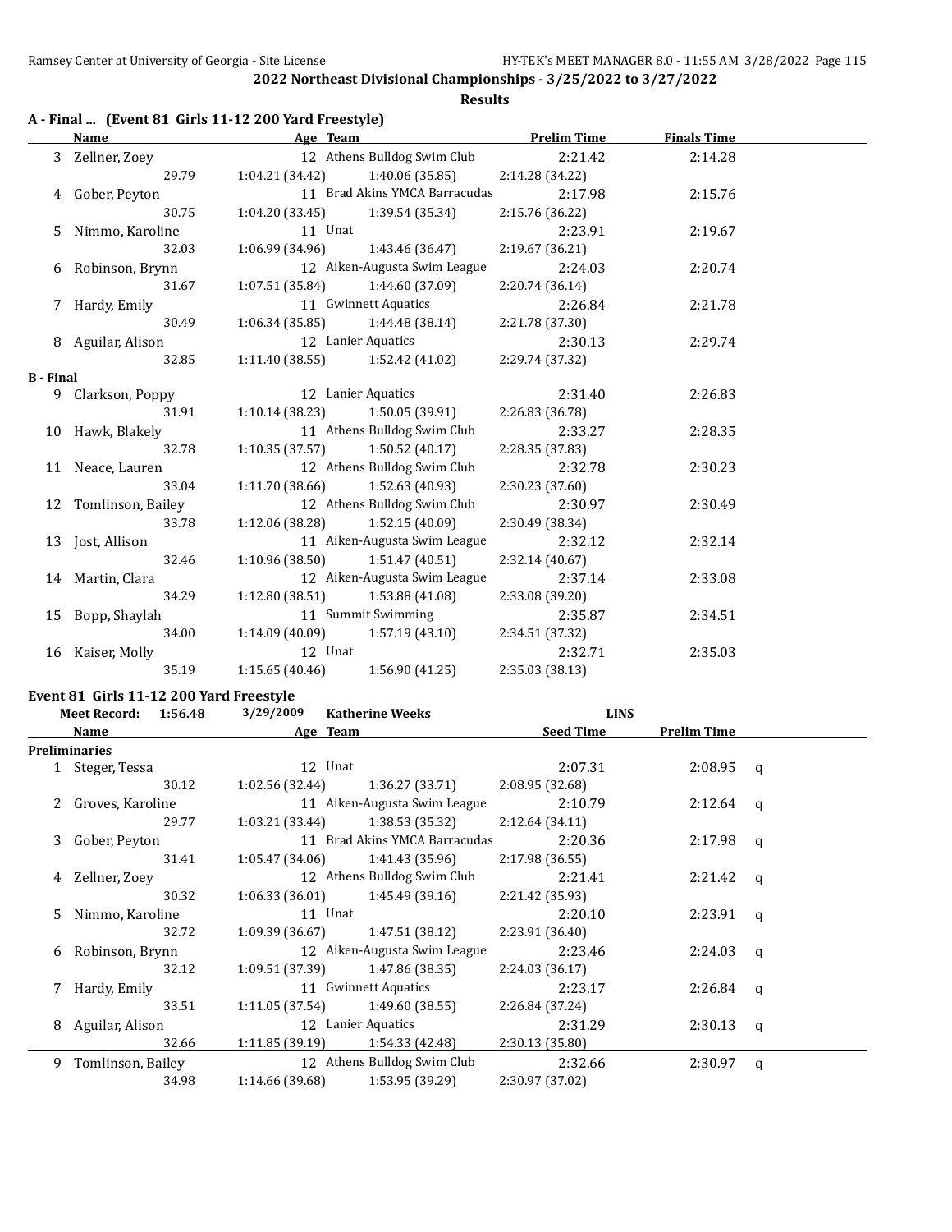## 2022 Northeast Divisional Championships - 3/25/2022 to 3/27/2022

### Results

#### A - Final ... (Event 81 Girls 11-12 200 Yard Freestyle)

| | Name | Age | Team | Prelim Time | Finals Time |
|---|---|---|---|---|---|
| 3 | Zellner, Zoey | 12 | Athens Bulldog Swim Club | 2:21.42 | 2:14.28 |
| | 29.79 | 1:04.21 (34.42) | 1:40.06 (35.85) | 2:14.28 (34.22) | |
| 4 | Gober, Peyton | 11 | Brad Akins YMCA Barracudas | 2:17.98 | 2:15.76 |
| | 30.75 | 1:04.20 (33.45) | 1:39.54 (35.34) | 2:15.76 (36.22) | |
| 5 | Nimmo, Karoline | 11 | Unat | 2:23.91 | 2:19.67 |
| | 32.03 | 1:06.99 (34.96) | 1:43.46 (36.47) | 2:19.67 (36.21) | |
| 6 | Robinson, Brynn | 12 | Aiken-Augusta Swim League | 2:24.03 | 2:20.74 |
| | 31.67 | 1:07.51 (35.84) | 1:44.60 (37.09) | 2:20.74 (36.14) | |
| 7 | Hardy, Emily | 11 | Gwinnett Aquatics | 2:26.84 | 2:21.78 |
| | 30.49 | 1:06.34 (35.85) | 1:44.48 (38.14) | 2:21.78 (37.30) | |
| 8 | Aguilar, Alison | 12 | Lanier Aquatics | 2:30.13 | 2:29.74 |
| | 32.85 | 1:11.40 (38.55) | 1:52.42 (41.02) | 2:29.74 (37.32) | |

#### B - Final

| | Name | Age | Team | Prelim Time | Finals Time |
|---|---|---|---|---|---|
| 9 | Clarkson, Poppy | 12 | Lanier Aquatics | 2:31.40 | 2:26.83 |
| | 31.91 | 1:10.14 (38.23) | 1:50.05 (39.91) | 2:26.83 (36.78) | |
| 10 | Hawk, Blakely | 11 | Athens Bulldog Swim Club | 2:33.27 | 2:28.35 |
| | 32.78 | 1:10.35 (37.57) | 1:50.52 (40.17) | 2:28.35 (37.83) | |
| 11 | Neace, Lauren | 12 | Athens Bulldog Swim Club | 2:32.78 | 2:30.23 |
| | 33.04 | 1:11.70 (38.66) | 1:52.63 (40.93) | 2:30.23 (37.60) | |
| 12 | Tomlinson, Bailey | 12 | Athens Bulldog Swim Club | 2:30.97 | 2:30.49 |
| | 33.78 | 1:12.06 (38.28) | 1:52.15 (40.09) | 2:30.49 (38.34) | |
| 13 | Jost, Allison | 11 | Aiken-Augusta Swim League | 2:32.12 | 2:32.14 |
| | 32.46 | 1:10.96 (38.50) | 1:51.47 (40.51) | 2:32.14 (40.67) | |
| 14 | Martin, Clara | 12 | Aiken-Augusta Swim League | 2:37.14 | 2:33.08 |
| | 34.29 | 1:12.80 (38.51) | 1:53.88 (41.08) | 2:33.08 (39.20) | |
| 15 | Bopp, Shaylah | 11 | Summit Swimming | 2:35.87 | 2:34.51 |
| | 34.00 | 1:14.09 (40.09) | 1:57.19 (43.10) | 2:34.51 (37.32) | |
| 16 | Kaiser, Molly | 12 | Unat | 2:32.71 | 2:35.03 |
| | 35.19 | 1:15.65 (40.46) | 1:56.90 (41.25) | 2:35.03 (38.13) | |

#### Event 81 Girls 11-12 200 Yard Freestyle

Meet Record: 1:56.48 3/29/2009 Katherine Weeks LINS

**Preliminaries**

| | Name | Age | Team | Seed Time | Prelim Time | |
|---|---|---|---|---|---|---|
| 1 | Steger, Tessa | 12 | Unat | 2:07.31 | 2:08.95 | q |
| | 30.12 | 1:02.56 (32.44) | 1:36.27 (33.71) | 2:08.95 (32.68) | | |
| 2 | Groves, Karoline | 11 | Aiken-Augusta Swim League | 2:10.79 | 2:12.64 | q |
| | 29.77 | 1:03.21 (33.44) | 1:38.53 (35.32) | 2:12.64 (34.11) | | |
| 3 | Gober, Peyton | 11 | Brad Akins YMCA Barracudas | 2:20.36 | 2:17.98 | q |
| | 31.41 | 1:05.47 (34.06) | 1:41.43 (35.96) | 2:17.98 (36.55) | | |
| 4 | Zellner, Zoey | 12 | Athens Bulldog Swim Club | 2:21.41 | 2:21.42 | q |
| | 30.32 | 1:06.33 (36.01) | 1:45.49 (39.16) | 2:21.42 (35.93) | | |
| 5 | Nimmo, Karoline | 11 | Unat | 2:20.10 | 2:23.91 | q |
| | 32.72 | 1:09.39 (36.67) | 1:47.51 (38.12) | 2:23.91 (36.40) | | |
| 6 | Robinson, Brynn | 12 | Aiken-Augusta Swim League | 2:23.46 | 2:24.03 | q |
| | 32.12 | 1:09.51 (37.39) | 1:47.86 (38.35) | 2:24.03 (36.17) | | |
| 7 | Hardy, Emily | 11 | Gwinnett Aquatics | 2:23.17 | 2:26.84 | q |
| | 33.51 | 1:11.05 (37.54) | 1:49.60 (38.55) | 2:26.84 (37.24) | | |
| 8 | Aguilar, Alison | 12 | Lanier Aquatics | 2:31.29 | 2:30.13 | q |
| | 32.66 | 1:11.85 (39.19) | 1:54.33 (42.48) | 2:30.13 (35.80) | | |
| 9 | Tomlinson, Bailey | 12 | Athens Bulldog Swim Club | 2:32.66 | 2:30.97 | q |
| | 34.98 | 1:14.66 (39.68) | 1:53.95 (39.29) | 2:30.97 (37.02) | | |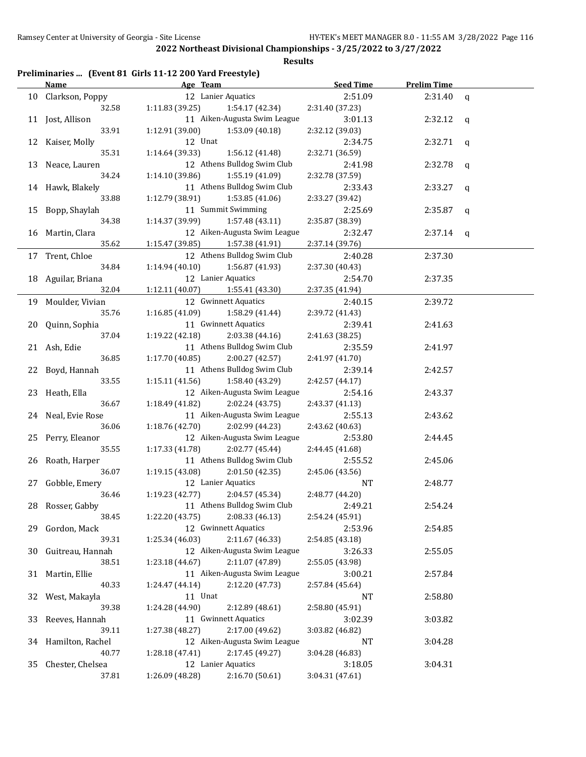**2022 Northeast Divisional Championships - 3/25/2022 to 3/27/2022**

**Results**

### Preliminaries ... (Event 81 Girls 11-12 200 Yard Freestyle)

| | Name | Age | Team | Seed Time | Prelim Time | |
|---|---|---|---|---|---|---|
| 10 | Clarkson, Poppy | 12 | Lanier Aquatics | 2:51.09 | 2:31.40 | q |
| | 32.58 | 1:11.83 (39.25) | 1:54.17 (42.34) | 2:31.40 (37.23) | | |
| 11 | Jost, Allison | 11 | Aiken-Augusta Swim League | 3:01.13 | 2:32.12 | q |
| | 33.91 | 1:12.91 (39.00) | 1:53.09 (40.18) | 2:32.12 (39.03) | | |
| 12 | Kaiser, Molly | 12 | Unat | 2:34.75 | 2:32.71 | q |
| | 35.31 | 1:14.64 (39.33) | 1:56.12 (41.48) | 2:32.71 (36.59) | | |
| 13 | Neace, Lauren | 12 | Athens Bulldog Swim Club | 2:41.98 | 2:32.78 | q |
| | 34.24 | 1:14.10 (39.86) | 1:55.19 (41.09) | 2:32.78 (37.59) | | |
| 14 | Hawk, Blakely | 11 | Athens Bulldog Swim Club | 2:33.43 | 2:33.27 | q |
| | 33.88 | 1:12.79 (38.91) | 1:53.85 (41.06) | 2:33.27 (39.42) | | |
| 15 | Bopp, Shaylah | 11 | Summit Swimming | 2:25.69 | 2:35.87 | q |
| | 34.38 | 1:14.37 (39.99) | 1:57.48 (43.11) | 2:35.87 (38.39) | | |
| 16 | Martin, Clara | 12 | Aiken-Augusta Swim League | 2:32.47 | 2:37.14 | q |
| | 35.62 | 1:15.47 (39.85) | 1:57.38 (41.91) | 2:37.14 (39.76) | | |
| 17 | Trent, Chloe | 12 | Athens Bulldog Swim Club | 2:40.28 | 2:37.30 | |
| | 34.84 | 1:14.94 (40.10) | 1:56.87 (41.93) | 2:37.30 (40.43) | | |
| 18 | Aguilar, Briana | 12 | Lanier Aquatics | 2:54.70 | 2:37.35 | |
| | 32.04 | 1:12.11 (40.07) | 1:55.41 (43.30) | 2:37.35 (41.94) | | |
| 19 | Moulder, Vivian | 12 | Gwinnett Aquatics | 2:40.15 | 2:39.72 | |
| | 35.76 | 1:16.85 (41.09) | 1:58.29 (41.44) | 2:39.72 (41.43) | | |
| 20 | Quinn, Sophia | 11 | Gwinnett Aquatics | 2:39.41 | 2:41.63 | |
| | 37.04 | 1:19.22 (42.18) | 2:03.38 (44.16) | 2:41.63 (38.25) | | |
| 21 | Ash, Edie | 11 | Athens Bulldog Swim Club | 2:35.59 | 2:41.97 | |
| | 36.85 | 1:17.70 (40.85) | 2:00.27 (42.57) | 2:41.97 (41.70) | | |
| 22 | Boyd, Hannah | 11 | Athens Bulldog Swim Club | 2:39.14 | 2:42.57 | |
| | 33.55 | 1:15.11 (41.56) | 1:58.40 (43.29) | 2:42.57 (44.17) | | |
| 23 | Heath, Ella | 12 | Aiken-Augusta Swim League | 2:54.16 | 2:43.37 | |
| | 36.67 | 1:18.49 (41.82) | 2:02.24 (43.75) | 2:43.37 (41.13) | | |
| 24 | Neal, Evie Rose | 11 | Aiken-Augusta Swim League | 2:55.13 | 2:43.62 | |
| | 36.06 | 1:18.76 (42.70) | 2:02.99 (44.23) | 2:43.62 (40.63) | | |
| 25 | Perry, Eleanor | 12 | Aiken-Augusta Swim League | 2:53.80 | 2:44.45 | |
| | 35.55 | 1:17.33 (41.78) | 2:02.77 (45.44) | 2:44.45 (41.68) | | |
| 26 | Roath, Harper | 11 | Athens Bulldog Swim Club | 2:55.52 | 2:45.06 | |
| | 36.07 | 1:19.15 (43.08) | 2:01.50 (42.35) | 2:45.06 (43.56) | | |
| 27 | Gobble, Emery | 12 | Lanier Aquatics | NT | 2:48.77 | |
| | 36.46 | 1:19.23 (42.77) | 2:04.57 (45.34) | 2:48.77 (44.20) | | |
| 28 | Rosser, Gabby | 11 | Athens Bulldog Swim Club | 2:49.21 | 2:54.24 | |
| | 38.45 | 1:22.20 (43.75) | 2:08.33 (46.13) | 2:54.24 (45.91) | | |
| 29 | Gordon, Mack | 12 | Gwinnett Aquatics | 2:53.96 | 2:54.85 | |
| | 39.31 | 1:25.34 (46.03) | 2:11.67 (46.33) | 2:54.85 (43.18) | | |
| 30 | Guitreau, Hannah | 12 | Aiken-Augusta Swim League | 3:26.33 | 2:55.05 | |
| | 38.51 | 1:23.18 (44.67) | 2:11.07 (47.89) | 2:55.05 (43.98) | | |
| 31 | Martin, Ellie | 11 | Aiken-Augusta Swim League | 3:00.21 | 2:57.84 | |
| | 40.33 | 1:24.47 (44.14) | 2:12.20 (47.73) | 2:57.84 (45.64) | | |
| 32 | West, Makayla | 11 | Unat | NT | 2:58.80 | |
| | 39.38 | 1:24.28 (44.90) | 2:12.89 (48.61) | 2:58.80 (45.91) | | |
| 33 | Reeves, Hannah | 11 | Gwinnett Aquatics | 3:02.39 | 3:03.82 | |
| | 39.11 | 1:27.38 (48.27) | 2:17.00 (49.62) | 3:03.82 (46.82) | | |
| 34 | Hamilton, Rachel | 12 | Aiken-Augusta Swim League | NT | 3:04.28 | |
| | 40.77 | 1:28.18 (47.41) | 2:17.45 (49.27) | 3:04.28 (46.83) | | |
| 35 | Chester, Chelsea | 12 | Lanier Aquatics | 3:18.05 | 3:04.31 | |
| | 37.81 | 1:26.09 (48.28) | 2:16.70 (50.61) | 3:04.31 (47.61) | | |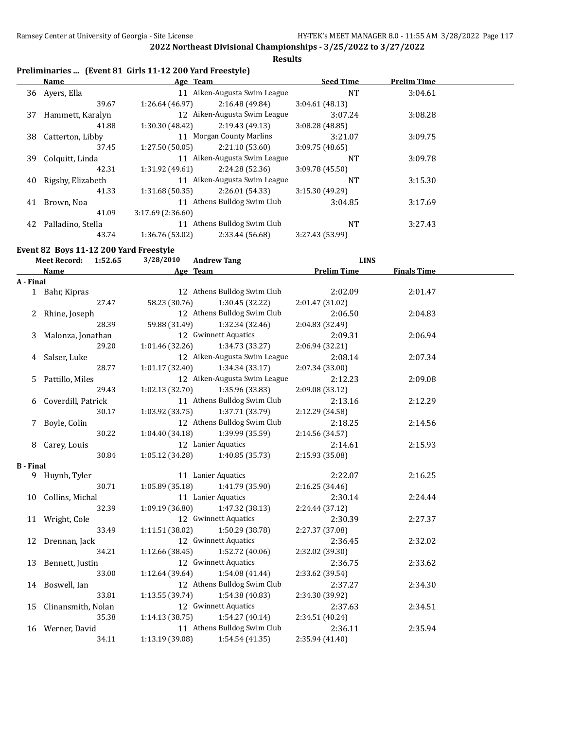## 2022 Northeast Divisional Championships - 3/25/2022 to 3/27/2022

**Results**

### Preliminaries ... (Event 81 Girls 11-12 200 Yard Freestyle)

| | Name | Age | Team | Seed Time | Prelim Time |
|---|---|---|---|---|---|
| 36 | Ayers, Ella | 11 | Aiken-Augusta Swim League | NT | 3:04.61 |
| | 39.67 | 1:26.64 (46.97) | 2:16.48 (49.84) | 3:04.61 (48.13) | |
| 37 | Hammett, Karalyn | 12 | Aiken-Augusta Swim League | 3:07.24 | 3:08.28 |
| | 41.88 | 1:30.30 (48.42) | 2:19.43 (49.13) | 3:08.28 (48.85) | |
| 38 | Catterton, Libby | 11 | Morgan County Marlins | 3:21.07 | 3:09.75 |
| | 37.45 | 1:27.50 (50.05) | 2:21.10 (53.60) | 3:09.75 (48.65) | |
| 39 | Colquitt, Linda | 11 | Aiken-Augusta Swim League | NT | 3:09.78 |
| | 42.31 | 1:31.92 (49.61) | 2:24.28 (52.36) | 3:09.78 (45.50) | |
| 40 | Rigsby, Elizabeth | 11 | Aiken-Augusta Swim League | NT | 3:15.30 |
| | 41.33 | 1:31.68 (50.35) | 2:26.01 (54.33) | 3:15.30 (49.29) | |
| 41 | Brown, Noa | 11 | Athens Bulldog Swim Club | 3:04.85 | 3:17.69 |
| | 41.09 | 3:17.69 (2:36.60) | | | |
| 42 | Palladino, Stella | 11 | Athens Bulldog Swim Club | NT | 3:27.43 |
| | 43.74 | 1:36.76 (53.02) | 2:33.44 (56.68) | 3:27.43 (53.99) | |

### Event 82 Boys 11-12 200 Yard Freestyle

Meet Record: 1:52.65 3/28/2010 Andrew Tang LINS

| | Name | Age | Team | Prelim Time | Finals Time |
|---|---|---|---|---|---|
| **A - Final** | | | | | |
| 1 | Bahr, Kipras | 12 | Athens Bulldog Swim Club | 2:02.09 | 2:01.47 |
| | 27.47 | 58.23 (30.76) | 1:30.45 (32.22) | 2:01.47 (31.02) | |
| 2 | Rhine, Joseph | 12 | Athens Bulldog Swim Club | 2:06.50 | 2:04.83 |
| | 28.39 | 59.88 (31.49) | 1:32.34 (32.46) | 2:04.83 (32.49) | |
| 3 | Malonza, Jonathan | 12 | Gwinnett Aquatics | 2:09.31 | 2:06.94 |
| | 29.20 | 1:01.46 (32.26) | 1:34.73 (33.27) | 2:06.94 (32.21) | |
| 4 | Salser, Luke | 12 | Aiken-Augusta Swim League | 2:08.14 | 2:07.34 |
| | 28.77 | 1:01.17 (32.40) | 1:34.34 (33.17) | 2:07.34 (33.00) | |
| 5 | Pattillo, Miles | 12 | Aiken-Augusta Swim League | 2:12.23 | 2:09.08 |
| | 29.43 | 1:02.13 (32.70) | 1:35.96 (33.83) | 2:09.08 (33.12) | |
| 6 | Coverdill, Patrick | 11 | Athens Bulldog Swim Club | 2:13.16 | 2:12.29 |
| | 30.17 | 1:03.92 (33.75) | 1:37.71 (33.79) | 2:12.29 (34.58) | |
| 7 | Boyle, Colin | 12 | Athens Bulldog Swim Club | 2:18.25 | 2:14.56 |
| | 30.22 | 1:04.40 (34.18) | 1:39.99 (35.59) | 2:14.56 (34.57) | |
| 8 | Carey, Louis | 12 | Lanier Aquatics | 2:14.61 | 2:15.93 |
| | 30.84 | 1:05.12 (34.28) | 1:40.85 (35.73) | 2:15.93 (35.08) | |
| **B - Final** | | | | | |
| 9 | Huynh, Tyler | 11 | Lanier Aquatics | 2:22.07 | 2:16.25 |
| | 30.71 | 1:05.89 (35.18) | 1:41.79 (35.90) | 2:16.25 (34.46) | |
| 10 | Collins, Michal | 11 | Lanier Aquatics | 2:30.14 | 2:24.44 |
| | 32.39 | 1:09.19 (36.80) | 1:47.32 (38.13) | 2:24.44 (37.12) | |
| 11 | Wright, Cole | 12 | Gwinnett Aquatics | 2:30.39 | 2:27.37 |
| | 33.49 | 1:11.51 (38.02) | 1:50.29 (38.78) | 2:27.37 (37.08) | |
| 12 | Drennan, Jack | 12 | Gwinnett Aquatics | 2:36.45 | 2:32.02 |
| | 34.21 | 1:12.66 (38.45) | 1:52.72 (40.06) | 2:32.02 (39.30) | |
| 13 | Bennett, Justin | 12 | Gwinnett Aquatics | 2:36.75 | 2:33.62 |
| | 33.00 | 1:12.64 (39.64) | 1:54.08 (41.44) | 2:33.62 (39.54) | |
| 14 | Boswell, Ian | 12 | Athens Bulldog Swim Club | 2:37.27 | 2:34.30 |
| | 33.81 | 1:13.55 (39.74) | 1:54.38 (40.83) | 2:34.30 (39.92) | |
| 15 | Clinansmith, Nolan | 12 | Gwinnett Aquatics | 2:37.63 | 2:34.51 |
| | 35.38 | 1:14.13 (38.75) | 1:54.27 (40.14) | 2:34.51 (40.24) | |
| 16 | Werner, David | 11 | Athens Bulldog Swim Club | 2:36.11 | 2:35.94 |
| | 34.11 | 1:13.19 (39.08) | 1:54.54 (41.35) | 2:35.94 (41.40) | |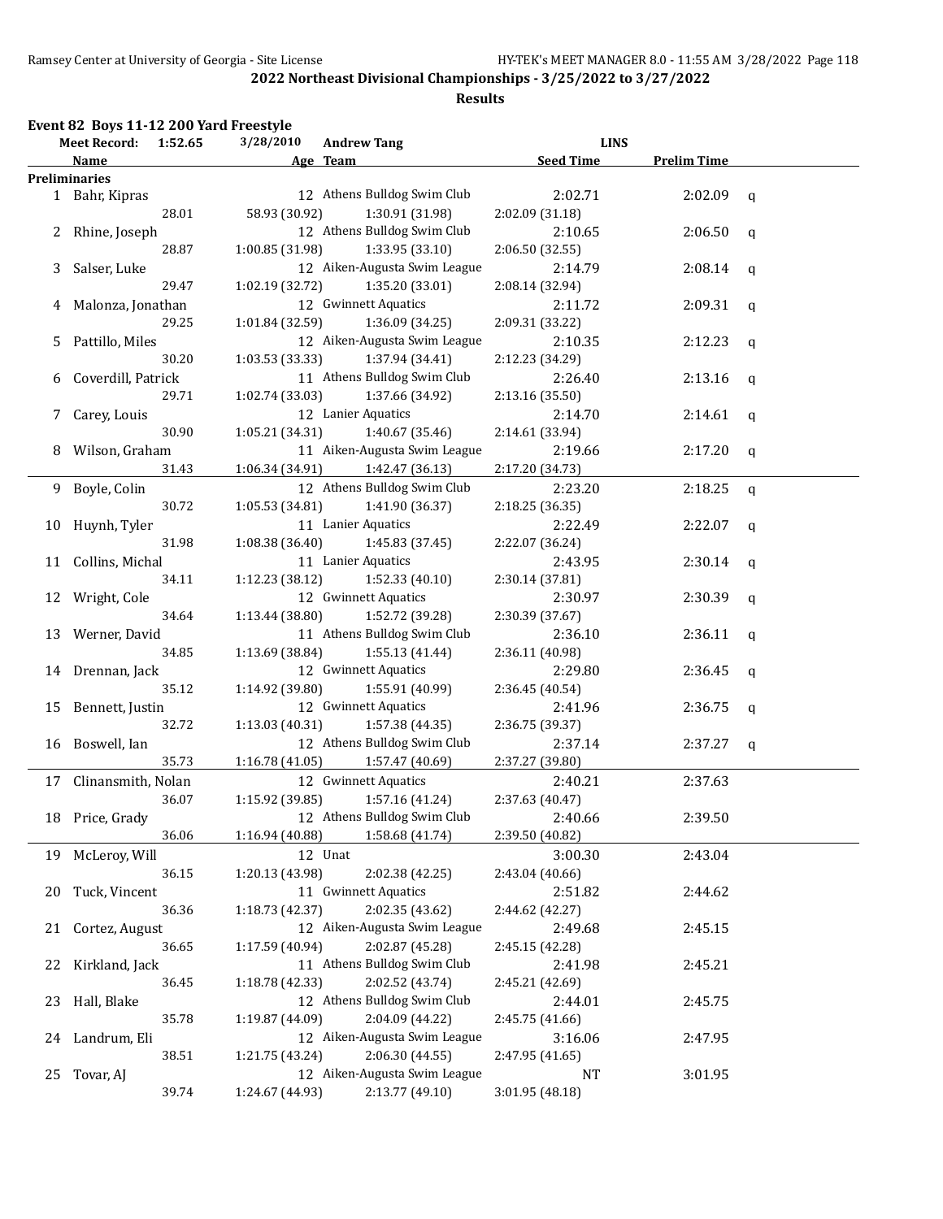## 2022 Northeast Divisional Championships - 3/25/2022 to 3/27/2022

### Results

**Event 82 Boys 11-12 200 Yard Freestyle**

Meet Record: 1:52.65 3/28/2010 Andrew Tang LINS

| | Name | Age | Team | Seed Time | Prelim Time | |
|---|---|---|---|---|---|---|
| **Preliminaries** | | | | | | |
| 1 | Bahr, Kipras | 12 | Athens Bulldog Swim Club | 2:02.71 | 2:02.09 | q |
| | 28.01 | 58.93 (30.92) | 1:30.91 (31.98) | 2:02.09 (31.18) | | |
| 2 | Rhine, Joseph | 12 | Athens Bulldog Swim Club | 2:10.65 | 2:06.50 | q |
| | 28.87 | 1:00.85 (31.98) | 1:33.95 (33.10) | 2:06.50 (32.55) | | |
| 3 | Salser, Luke | 12 | Aiken-Augusta Swim League | 2:14.79 | 2:08.14 | q |
| | 29.47 | 1:02.19 (32.72) | 1:35.20 (33.01) | 2:08.14 (32.94) | | |
| 4 | Malonza, Jonathan | 12 | Gwinnett Aquatics | 2:11.72 | 2:09.31 | q |
| | 29.25 | 1:01.84 (32.59) | 1:36.09 (34.25) | 2:09.31 (33.22) | | |
| 5 | Pattillo, Miles | 12 | Aiken-Augusta Swim League | 2:10.35 | 2:12.23 | q |
| | 30.20 | 1:03.53 (33.33) | 1:37.94 (34.41) | 2:12.23 (34.29) | | |
| 6 | Coverdill, Patrick | 11 | Athens Bulldog Swim Club | 2:26.40 | 2:13.16 | q |
| | 29.71 | 1:02.74 (33.03) | 1:37.66 (34.92) | 2:13.16 (35.50) | | |
| 7 | Carey, Louis | 12 | Lanier Aquatics | 2:14.70 | 2:14.61 | q |
| | 30.90 | 1:05.21 (34.31) | 1:40.67 (35.46) | 2:14.61 (33.94) | | |
| 8 | Wilson, Graham | 11 | Aiken-Augusta Swim League | 2:19.66 | 2:17.20 | q |
| | 31.43 | 1:06.34 (34.91) | 1:42.47 (36.13) | 2:17.20 (34.73) | | |
| 9 | Boyle, Colin | 12 | Athens Bulldog Swim Club | 2:23.20 | 2:18.25 | q |
| | 30.72 | 1:05.53 (34.81) | 1:41.90 (36.37) | 2:18.25 (36.35) | | |
| 10 | Huynh, Tyler | 11 | Lanier Aquatics | 2:22.49 | 2:22.07 | q |
| | 31.98 | 1:08.38 (36.40) | 1:45.83 (37.45) | 2:22.07 (36.24) | | |
| 11 | Collins, Michal | 11 | Lanier Aquatics | 2:43.95 | 2:30.14 | q |
| | 34.11 | 1:12.23 (38.12) | 1:52.33 (40.10) | 2:30.14 (37.81) | | |
| 12 | Wright, Cole | 12 | Gwinnett Aquatics | 2:30.97 | 2:30.39 | q |
| | 34.64 | 1:13.44 (38.80) | 1:52.72 (39.28) | 2:30.39 (37.67) | | |
| 13 | Werner, David | 11 | Athens Bulldog Swim Club | 2:36.10 | 2:36.11 | q |
| | 34.85 | 1:13.69 (38.84) | 1:55.13 (41.44) | 2:36.11 (40.98) | | |
| 14 | Drennan, Jack | 12 | Gwinnett Aquatics | 2:29.80 | 2:36.45 | q |
| | 35.12 | 1:14.92 (39.80) | 1:55.91 (40.99) | 2:36.45 (40.54) | | |
| 15 | Bennett, Justin | 12 | Gwinnett Aquatics | 2:41.96 | 2:36.75 | q |
| | 32.72 | 1:13.03 (40.31) | 1:57.38 (44.35) | 2:36.75 (39.37) | | |
| 16 | Boswell, Ian | 12 | Athens Bulldog Swim Club | 2:37.14 | 2:37.27 | q |
| | 35.73 | 1:16.78 (41.05) | 1:57.47 (40.69) | 2:37.27 (39.80) | | |
| 17 | Clinansmith, Nolan | 12 | Gwinnett Aquatics | 2:40.21 | 2:37.63 | |
| | 36.07 | 1:15.92 (39.85) | 1:57.16 (41.24) | 2:37.63 (40.47) | | |
| 18 | Price, Grady | 12 | Athens Bulldog Swim Club | 2:40.66 | 2:39.50 | |
| | 36.06 | 1:16.94 (40.88) | 1:58.68 (41.74) | 2:39.50 (40.82) | | |
| 19 | McLeroy, Will | 12 | Unat | 3:00.30 | 2:43.04 | |
| | 36.15 | 1:20.13 (43.98) | 2:02.38 (42.25) | 2:43.04 (40.66) | | |
| 20 | Tuck, Vincent | 11 | Gwinnett Aquatics | 2:51.82 | 2:44.62 | |
| | 36.36 | 1:18.73 (42.37) | 2:02.35 (43.62) | 2:44.62 (42.27) | | |
| 21 | Cortez, August | 12 | Aiken-Augusta Swim League | 2:49.68 | 2:45.15 | |
| | 36.65 | 1:17.59 (40.94) | 2:02.87 (45.28) | 2:45.15 (42.28) | | |
| 22 | Kirkland, Jack | 11 | Athens Bulldog Swim Club | 2:41.98 | 2:45.21 | |
| | 36.45 | 1:18.78 (42.33) | 2:02.52 (43.74) | 2:45.21 (42.69) | | |
| 23 | Hall, Blake | 12 | Athens Bulldog Swim Club | 2:44.01 | 2:45.75 | |
| | 35.78 | 1:19.87 (44.09) | 2:04.09 (44.22) | 2:45.75 (41.66) | | |
| 24 | Landrum, Eli | 12 | Aiken-Augusta Swim League | 3:16.06 | 2:47.95 | |
| | 38.51 | 1:21.75 (43.24) | 2:06.30 (44.55) | 2:47.95 (41.65) | | |
| 25 | Tovar, AJ | 12 | Aiken-Augusta Swim League | NT | 3:01.95 | |
| | 39.74 | 1:24.67 (44.93) | 2:13.77 (49.10) | 3:01.95 (48.18) | | |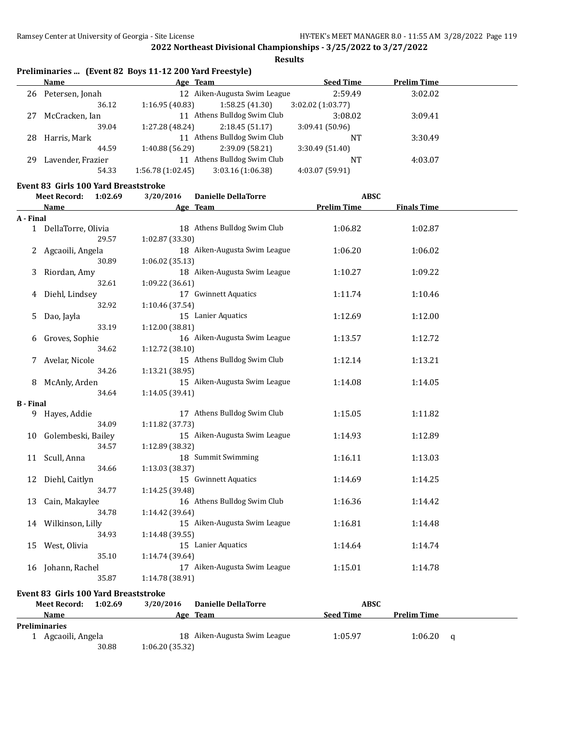**2022 Northeast Divisional Championships - 3/25/2022 to 3/27/2022**

**Results**

### Preliminaries ... (Event 82 Boys 11-12 200 Yard Freestyle)

| | Name | Age | Team | Seed Time | Prelim Time |
|---|---|---|---|---|---|
| 26 | Petersen, Jonah | 12 | Aiken-Augusta Swim League | 2:59.49 | 3:02.02 |
| | 36.12 | 1:16.95 (40.83) | 1:58.25 (41.30) | 3:02.02 (1:03.77) | |
| 27 | McCracken, Ian | 11 | Athens Bulldog Swim Club | 3:08.02 | 3:09.41 |
| | 39.04 | 1:27.28 (48.24) | 2:18.45 (51.17) | 3:09.41 (50.96) | |
| 28 | Harris, Mark | 11 | Athens Bulldog Swim Club | NT | 3:30.49 |
| | 44.59 | 1:40.88 (56.29) | 2:39.09 (58.21) | 3:30.49 (51.40) | |
| 29 | Lavender, Frazier | 11 | Athens Bulldog Swim Club | NT | 4:03.07 |
| | 54.33 | 1:56.78 (1:02.45) | 3:03.16 (1:06.38) | 4:03.07 (59.91) | |

### Event 83 Girls 100 Yard Breaststroke

**Meet Record: 1:02.69** 3/20/2016 **Danielle DellaTorre** **ABSC**

| | Name | Age | Team | Prelim Time | Finals Time |
|---|---|---|---|---|---|
| **A - Final** | | | | | |
| 1 | DellaTorre, Olivia | 18 | Athens Bulldog Swim Club | 1:06.82 | 1:02.87 |
| | 29.57 | 1:02.87 (33.30) | | | |
| 2 | Agcaoili, Angela | 18 | Aiken-Augusta Swim League | 1:06.20 | 1:06.02 |
| | 30.89 | 1:06.02 (35.13) | | | |
| 3 | Riordan, Amy | 18 | Aiken-Augusta Swim League | 1:10.27 | 1:09.22 |
| | 32.61 | 1:09.22 (36.61) | | | |
| 4 | Diehl, Lindsey | 17 | Gwinnett Aquatics | 1:11.74 | 1:10.46 |
| | 32.92 | 1:10.46 (37.54) | | | |
| 5 | Dao, Jayla | 15 | Lanier Aquatics | 1:12.69 | 1:12.00 |
| | 33.19 | 1:12.00 (38.81) | | | |
| 6 | Groves, Sophie | 16 | Aiken-Augusta Swim League | 1:13.57 | 1:12.72 |
| | 34.62 | 1:12.72 (38.10) | | | |
| 7 | Avelar, Nicole | 15 | Athens Bulldog Swim Club | 1:12.14 | 1:13.21 |
| | 34.26 | 1:13.21 (38.95) | | | |
| 8 | McAnly, Arden | 15 | Aiken-Augusta Swim League | 1:14.08 | 1:14.05 |
| | 34.64 | 1:14.05 (39.41) | | | |
| **B - Final** | | | | | |
| 9 | Hayes, Addie | 17 | Athens Bulldog Swim Club | 1:15.05 | 1:11.82 |
| | 34.09 | 1:11.82 (37.73) | | | |
| 10 | Golembeski, Bailey | 15 | Aiken-Augusta Swim League | 1:14.93 | 1:12.89 |
| | 34.57 | 1:12.89 (38.32) | | | |
| 11 | Scull, Anna | 18 | Summit Swimming | 1:16.11 | 1:13.03 |
| | 34.66 | 1:13.03 (38.37) | | | |
| 12 | Diehl, Caitlyn | 15 | Gwinnett Aquatics | 1:14.69 | 1:14.25 |
| | 34.77 | 1:14.25 (39.48) | | | |
| 13 | Cain, Makaylee | 16 | Athens Bulldog Swim Club | 1:16.36 | 1:14.42 |
| | 34.78 | 1:14.42 (39.64) | | | |
| 14 | Wilkinson, Lilly | 15 | Aiken-Augusta Swim League | 1:16.81 | 1:14.48 |
| | 34.93 | 1:14.48 (39.55) | | | |
| 15 | West, Olivia | 15 | Lanier Aquatics | 1:14.64 | 1:14.74 |
| | 35.10 | 1:14.74 (39.64) | | | |
| 16 | Johann, Rachel | 17 | Aiken-Augusta Swim League | 1:15.01 | 1:14.78 |
| | 35.87 | 1:14.78 (38.91) | | | |

### Event 83 Girls 100 Yard Breaststroke

**Meet Record: 1:02.69** 3/20/2016 **Danielle DellaTorre** **ABSC**

| | Name | Age | Team | Seed Time | Prelim Time | |
|---|---|---|---|---|---|---|
| **Preliminaries** | | | | | | |
| 1 | Agcaoili, Angela | 18 | Aiken-Augusta Swim League | 1:05.97 | 1:06.20 | q |
| | 30.88 | 1:06.20 (35.32) | | | | |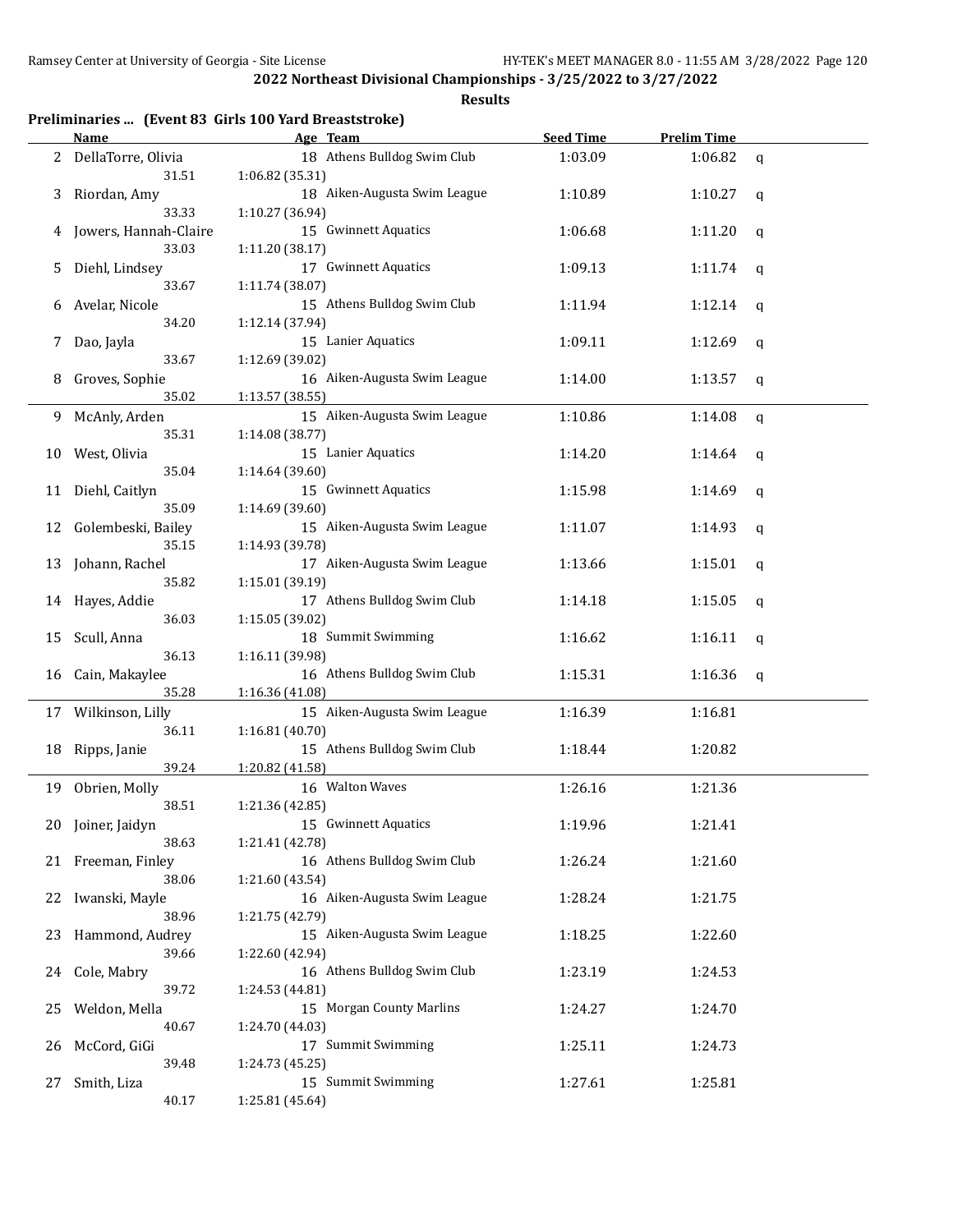**2022 Northeast Divisional Championships - 3/25/2022 to 3/27/2022**

**Results**

## Preliminaries ... (Event 83 Girls 100 Yard Breaststroke)

| | Name | Age | Team | Seed Time | Prelim Time | |
|---|---|---|---|---|---|---|
| 2 | DellaTorre, Olivia | 18 | Athens Bulldog Swim Club | 1:03.09 | 1:06.82 | q |
| | 31.51 | 1:06.82 (35.31) | | | | |
| 3 | Riordan, Amy | 18 | Aiken-Augusta Swim League | 1:10.89 | 1:10.27 | q |
| | 33.33 | 1:10.27 (36.94) | | | | |
| 4 | Jowers, Hannah-Claire | 15 | Gwinnett Aquatics | 1:06.68 | 1:11.20 | q |
| | 33.03 | 1:11.20 (38.17) | | | | |
| 5 | Diehl, Lindsey | 17 | Gwinnett Aquatics | 1:09.13 | 1:11.74 | q |
| | 33.67 | 1:11.74 (38.07) | | | | |
| 6 | Avelar, Nicole | 15 | Athens Bulldog Swim Club | 1:11.94 | 1:12.14 | q |
| | 34.20 | 1:12.14 (37.94) | | | | |
| 7 | Dao, Jayla | 15 | Lanier Aquatics | 1:09.11 | 1:12.69 | q |
| | 33.67 | 1:12.69 (39.02) | | | | |
| 8 | Groves, Sophie | 16 | Aiken-Augusta Swim League | 1:14.00 | 1:13.57 | q |
| | 35.02 | 1:13.57 (38.55) | | | | |
| 9 | McAnly, Arden | 15 | Aiken-Augusta Swim League | 1:10.86 | 1:14.08 | q |
| | 35.31 | 1:14.08 (38.77) | | | | |
| 10 | West, Olivia | 15 | Lanier Aquatics | 1:14.20 | 1:14.64 | q |
| | 35.04 | 1:14.64 (39.60) | | | | |
| 11 | Diehl, Caitlyn | 15 | Gwinnett Aquatics | 1:15.98 | 1:14.69 | q |
| | 35.09 | 1:14.69 (39.60) | | | | |
| 12 | Golembeski, Bailey | 15 | Aiken-Augusta Swim League | 1:11.07 | 1:14.93 | q |
| | 35.15 | 1:14.93 (39.78) | | | | |
| 13 | Johann, Rachel | 17 | Aiken-Augusta Swim League | 1:13.66 | 1:15.01 | q |
| | 35.82 | 1:15.01 (39.19) | | | | |
| 14 | Hayes, Addie | 17 | Athens Bulldog Swim Club | 1:14.18 | 1:15.05 | q |
| | 36.03 | 1:15.05 (39.02) | | | | |
| 15 | Scull, Anna | 18 | Summit Swimming | 1:16.62 | 1:16.11 | q |
| | 36.13 | 1:16.11 (39.98) | | | | |
| 16 | Cain, Makaylee | 16 | Athens Bulldog Swim Club | 1:15.31 | 1:16.36 | q |
| | 35.28 | 1:16.36 (41.08) | | | | |
| 17 | Wilkinson, Lilly | 15 | Aiken-Augusta Swim League | 1:16.39 | 1:16.81 | |
| | 36.11 | 1:16.81 (40.70) | | | | |
| 18 | Ripps, Janie | 15 | Athens Bulldog Swim Club | 1:18.44 | 1:20.82 | |
| | 39.24 | 1:20.82 (41.58) | | | | |
| 19 | Obrien, Molly | 16 | Walton Waves | 1:26.16 | 1:21.36 | |
| | 38.51 | 1:21.36 (42.85) | | | | |
| 20 | Joiner, Jaidyn | 15 | Gwinnett Aquatics | 1:19.96 | 1:21.41 | |
| | 38.63 | 1:21.41 (42.78) | | | | |
| 21 | Freeman, Finley | 16 | Athens Bulldog Swim Club | 1:26.24 | 1:21.60 | |
| | 38.06 | 1:21.60 (43.54) | | | | |
| 22 | Iwanski, Mayle | 16 | Aiken-Augusta Swim League | 1:28.24 | 1:21.75 | |
| | 38.96 | 1:21.75 (42.79) | | | | |
| 23 | Hammond, Audrey | 15 | Aiken-Augusta Swim League | 1:18.25 | 1:22.60 | |
| | 39.66 | 1:22.60 (42.94) | | | | |
| 24 | Cole, Mabry | 16 | Athens Bulldog Swim Club | 1:23.19 | 1:24.53 | |
| | 39.72 | 1:24.53 (44.81) | | | | |
| 25 | Weldon, Mella | 15 | Morgan County Marlins | 1:24.27 | 1:24.70 | |
| | 40.67 | 1:24.70 (44.03) | | | | |
| 26 | McCord, GiGi | 17 | Summit Swimming | 1:25.11 | 1:24.73 | |
| | 39.48 | 1:24.73 (45.25) | | | | |
| 27 | Smith, Liza | 15 | Summit Swimming | 1:27.61 | 1:25.81 | |
| | 40.17 | 1:25.81 (45.64) | | | | |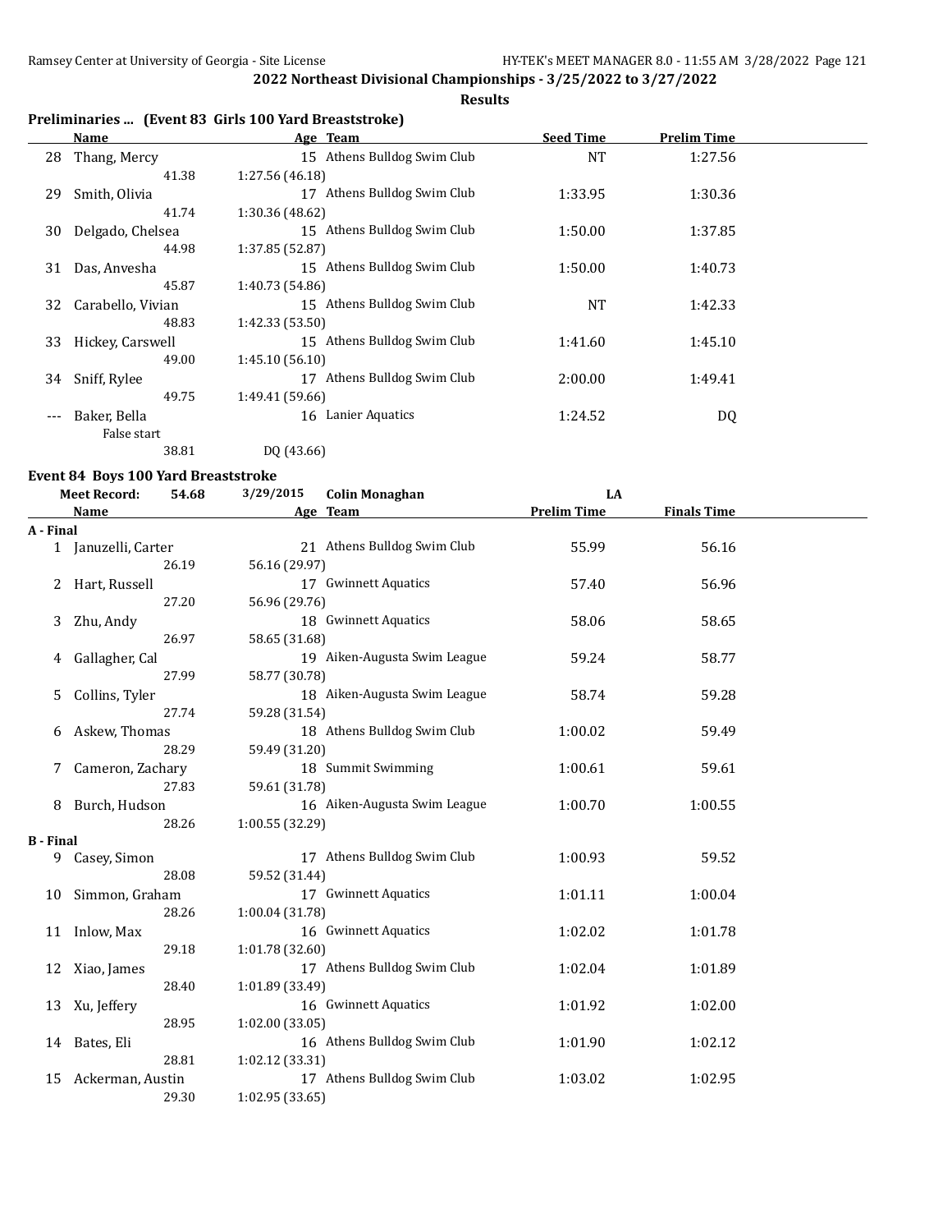## 2022 Northeast Divisional Championships - 3/25/2022 to 3/27/2022

**Results**

### Preliminaries ... (Event 83 Girls 100 Yard Breaststroke)

| | Name | Age | Team | Seed Time | Prelim Time |
|---|---|---|---|---|---|
| 28 | Thang, Mercy | 15 | Athens Bulldog Swim Club | NT | 1:27.56 |
| | 41.38 | 1:27.56 (46.18) | | | |
| 29 | Smith, Olivia | 17 | Athens Bulldog Swim Club | 1:33.95 | 1:30.36 |
| | 41.74 | 1:30.36 (48.62) | | | |
| 30 | Delgado, Chelsea | 15 | Athens Bulldog Swim Club | 1:50.00 | 1:37.85 |
| | 44.98 | 1:37.85 (52.87) | | | |
| 31 | Das, Anvesha | 15 | Athens Bulldog Swim Club | 1:50.00 | 1:40.73 |
| | 45.87 | 1:40.73 (54.86) | | | |
| 32 | Carabello, Vivian | 15 | Athens Bulldog Swim Club | NT | 1:42.33 |
| | 48.83 | 1:42.33 (53.50) | | | |
| 33 | Hickey, Carswell | 15 | Athens Bulldog Swim Club | 1:41.60 | 1:45.10 |
| | 49.00 | 1:45.10 (56.10) | | | |
| 34 | Sniff, Rylee | 17 | Athens Bulldog Swim Club | 2:00.00 | 1:49.41 |
| | 49.75 | 1:49.41 (59.66) | | | |
| --- | Baker, Bella | 16 | Lanier Aquatics | 1:24.52 | DQ |
| | False start | | | | |
| | 38.81 | DQ (43.66) | | | |

### Event 84 Boys 100 Yard Breaststroke

Meet Record: 54.68 3/29/2015 Colin Monaghan LA

| | Name | Age | Team | Prelim Time | Finals Time |
|---|---|---|---|---|---|
| **A - Final** | | | | | |
| 1 | Januzelli, Carter | 21 | Athens Bulldog Swim Club | 55.99 | 56.16 |
| | 26.19 | 56.16 (29.97) | | | |
| 2 | Hart, Russell | 17 | Gwinnett Aquatics | 57.40 | 56.96 |
| | 27.20 | 56.96 (29.76) | | | |
| 3 | Zhu, Andy | 18 | Gwinnett Aquatics | 58.06 | 58.65 |
| | 26.97 | 58.65 (31.68) | | | |
| 4 | Gallagher, Cal | 19 | Aiken-Augusta Swim League | 59.24 | 58.77 |
| | 27.99 | 58.77 (30.78) | | | |
| 5 | Collins, Tyler | 18 | Aiken-Augusta Swim League | 58.74 | 59.28 |
| | 27.74 | 59.28 (31.54) | | | |
| 6 | Askew, Thomas | 18 | Athens Bulldog Swim Club | 1:00.02 | 59.49 |
| | 28.29 | 59.49 (31.20) | | | |
| 7 | Cameron, Zachary | 18 | Summit Swimming | 1:00.61 | 59.61 |
| | 27.83 | 59.61 (31.78) | | | |
| 8 | Burch, Hudson | 16 | Aiken-Augusta Swim League | 1:00.70 | 1:00.55 |
| | 28.26 | 1:00.55 (32.29) | | | |
| **B - Final** | | | | | |
| 9 | Casey, Simon | 17 | Athens Bulldog Swim Club | 1:00.93 | 59.52 |
| | 28.08 | 59.52 (31.44) | | | |
| 10 | Simmon, Graham | 17 | Gwinnett Aquatics | 1:01.11 | 1:00.04 |
| | 28.26 | 1:00.04 (31.78) | | | |
| 11 | Inlow, Max | 16 | Gwinnett Aquatics | 1:02.02 | 1:01.78 |
| | 29.18 | 1:01.78 (32.60) | | | |
| 12 | Xiao, James | 17 | Athens Bulldog Swim Club | 1:02.04 | 1:01.89 |
| | 28.40 | 1:01.89 (33.49) | | | |
| 13 | Xu, Jeffery | 16 | Gwinnett Aquatics | 1:01.92 | 1:02.00 |
| | 28.95 | 1:02.00 (33.05) | | | |
| 14 | Bates, Eli | 16 | Athens Bulldog Swim Club | 1:01.90 | 1:02.12 |
| | 28.81 | 1:02.12 (33.31) | | | |
| 15 | Ackerman, Austin | 17 | Athens Bulldog Swim Club | 1:03.02 | 1:02.95 |
| | 29.30 | 1:02.95 (33.65) | | | |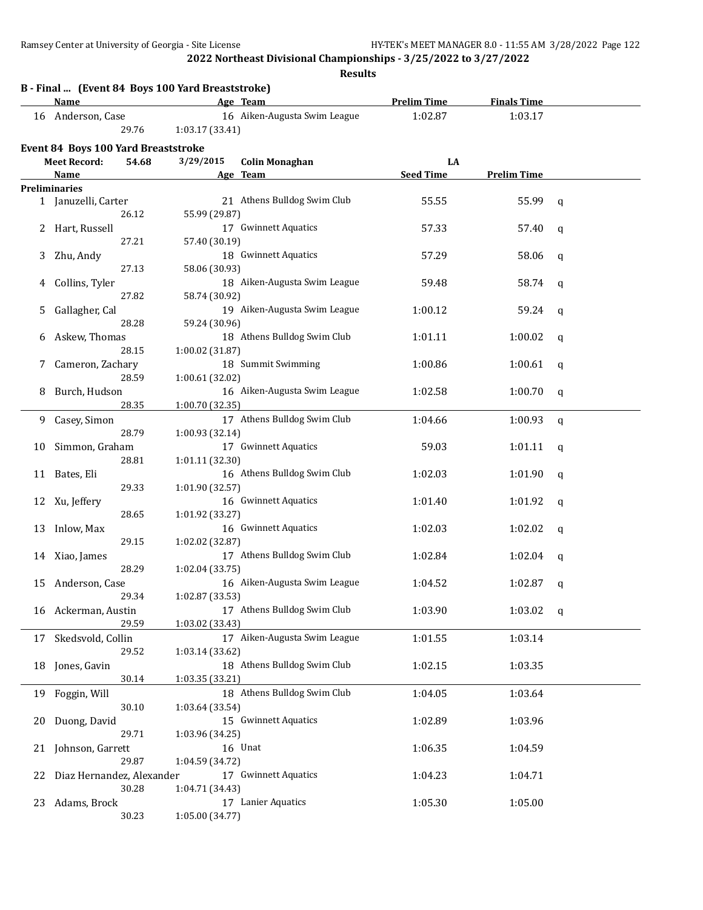## 2022 Northeast Divisional Championships - 3/25/2022 to 3/27/2022

**Results**

### B - Final ... (Event 84 Boys 100 Yard Breaststroke)

| | Name | Age | Team | Prelim Time | Finals Time |
|---|---|---|---|---|---|
| 16 | Anderson, Case | 16 | Aiken-Augusta Swim League | 1:02.87 | 1:03.17 |
| | 29.76 | 1:03.17 (33.41) | | | |

### Event 84 Boys 100 Yard Breaststroke

Meet Record: 54.68 3/29/2015 Colin Monaghan LA

**Preliminaries**

| | Name | Age | Team | Seed Time | Prelim Time | |
|---|---|---|---|---|---|---|
| 1 | Januzelli, Carter | 21 | Athens Bulldog Swim Club | 55.55 | 55.99 | q |
| | 26.12 | 55.99 (29.87) | | | | |
| 2 | Hart, Russell | 17 | Gwinnett Aquatics | 57.33 | 57.40 | q |
| | 27.21 | 57.40 (30.19) | | | | |
| 3 | Zhu, Andy | 18 | Gwinnett Aquatics | 57.29 | 58.06 | q |
| | 27.13 | 58.06 (30.93) | | | | |
| 4 | Collins, Tyler | 18 | Aiken-Augusta Swim League | 59.48 | 58.74 | q |
| | 27.82 | 58.74 (30.92) | | | | |
| 5 | Gallagher, Cal | 19 | Aiken-Augusta Swim League | 1:00.12 | 59.24 | q |
| | 28.28 | 59.24 (30.96) | | | | |
| 6 | Askew, Thomas | 18 | Athens Bulldog Swim Club | 1:01.11 | 1:00.02 | q |
| | 28.15 | 1:00.02 (31.87) | | | | |
| 7 | Cameron, Zachary | 18 | Summit Swimming | 1:00.86 | 1:00.61 | q |
| | 28.59 | 1:00.61 (32.02) | | | | |
| 8 | Burch, Hudson | 16 | Aiken-Augusta Swim League | 1:02.58 | 1:00.70 | q |
| | 28.35 | 1:00.70 (32.35) | | | | |
| 9 | Casey, Simon | 17 | Athens Bulldog Swim Club | 1:04.66 | 1:00.93 | q |
| | 28.79 | 1:00.93 (32.14) | | | | |
| 10 | Simmon, Graham | 17 | Gwinnett Aquatics | 59.03 | 1:01.11 | q |
| | 28.81 | 1:01.11 (32.30) | | | | |
| 11 | Bates, Eli | 16 | Athens Bulldog Swim Club | 1:02.03 | 1:01.90 | q |
| | 29.33 | 1:01.90 (32.57) | | | | |
| 12 | Xu, Jeffery | 16 | Gwinnett Aquatics | 1:01.40 | 1:01.92 | q |
| | 28.65 | 1:01.92 (33.27) | | | | |
| 13 | Inlow, Max | 16 | Gwinnett Aquatics | 1:02.03 | 1:02.02 | q |
| | 29.15 | 1:02.02 (32.87) | | | | |
| 14 | Xiao, James | 17 | Athens Bulldog Swim Club | 1:02.84 | 1:02.04 | q |
| | 28.29 | 1:02.04 (33.75) | | | | |
| 15 | Anderson, Case | 16 | Aiken-Augusta Swim League | 1:04.52 | 1:02.87 | q |
| | 29.34 | 1:02.87 (33.53) | | | | |
| 16 | Ackerman, Austin | 17 | Athens Bulldog Swim Club | 1:03.90 | 1:03.02 | q |
| | 29.59 | 1:03.02 (33.43) | | | | |
| 17 | Skedsvold, Collin | 17 | Aiken-Augusta Swim League | 1:01.55 | 1:03.14 | |
| | 29.52 | 1:03.14 (33.62) | | | | |
| 18 | Jones, Gavin | 18 | Athens Bulldog Swim Club | 1:02.15 | 1:03.35 | |
| | 30.14 | 1:03.35 (33.21) | | | | |
| 19 | Foggin, Will | 18 | Athens Bulldog Swim Club | 1:04.05 | 1:03.64 | |
| | 30.10 | 1:03.64 (33.54) | | | | |
| 20 | Duong, David | 15 | Gwinnett Aquatics | 1:02.89 | 1:03.96 | |
| | 29.71 | 1:03.96 (34.25) | | | | |
| 21 | Johnson, Garrett | 16 | Unat | 1:06.35 | 1:04.59 | |
| | 29.87 | 1:04.59 (34.72) | | | | |
| 22 | Diaz Hernandez, Alexander | 17 | Gwinnett Aquatics | 1:04.23 | 1:04.71 | |
| | 30.28 | 1:04.71 (34.43) | | | | |
| 23 | Adams, Brock | 17 | Lanier Aquatics | 1:05.30 | 1:05.00 | |
| | 30.23 | 1:05.00 (34.77) | | | | |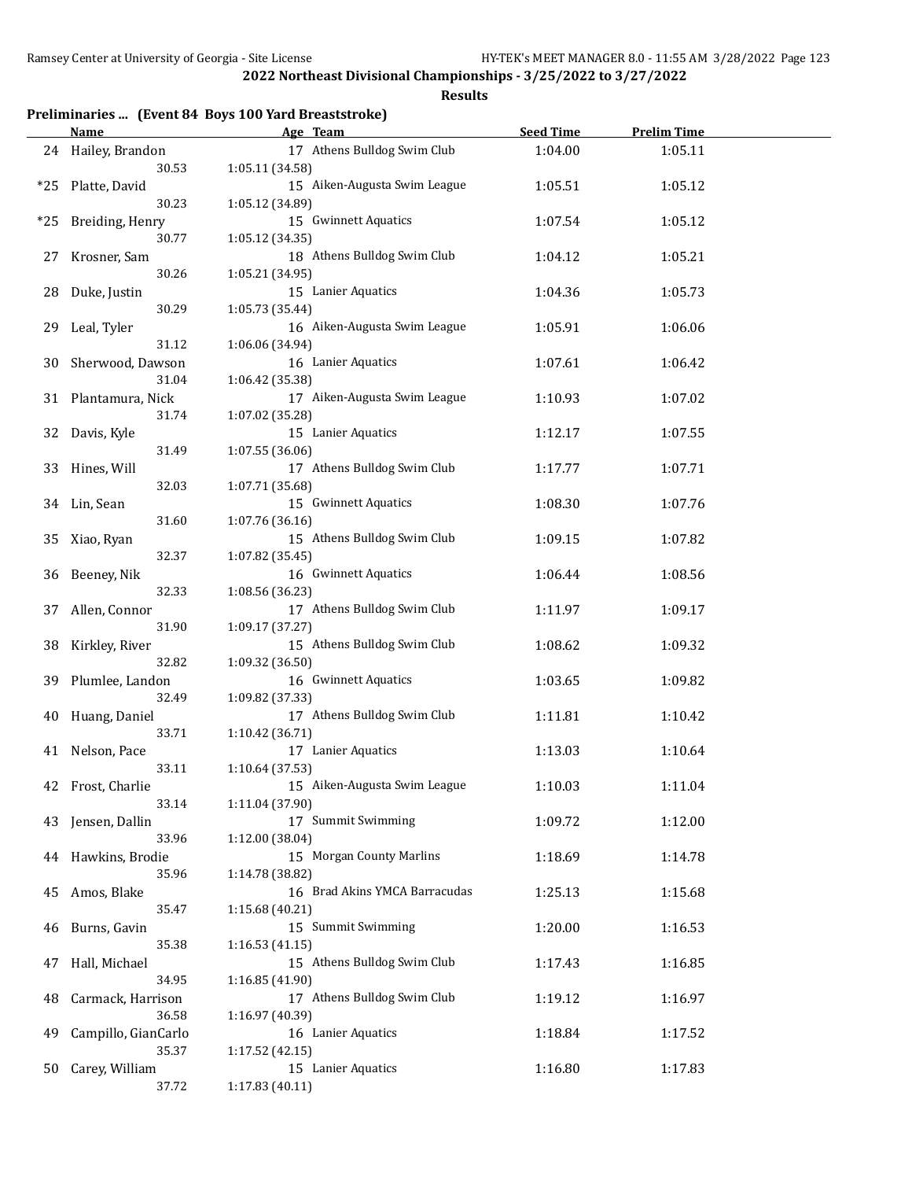## 2022 Northeast Divisional Championships - 3/25/2022 to 3/27/2022

### Results

**Preliminaries ... (Event 84 Boys 100 Yard Breaststroke)**

| | Name | Age | Team | Seed Time | Prelim Time |
|---|---|---|---|---|---|
| 24 | Hailey, Brandon | 17 | Athens Bulldog Swim Club | 1:04.00 | 1:05.11 |
| | 30.53 | 1:05.11 (34.58) | | | |
| *25 | Platte, David | 15 | Aiken-Augusta Swim League | 1:05.51 | 1:05.12 |
| | 30.23 | 1:05.12 (34.89) | | | |
| *25 | Breiding, Henry | 15 | Gwinnett Aquatics | 1:07.54 | 1:05.12 |
| | 30.77 | 1:05.12 (34.35) | | | |
| 27 | Krosner, Sam | 18 | Athens Bulldog Swim Club | 1:04.12 | 1:05.21 |
| | 30.26 | 1:05.21 (34.95) | | | |
| 28 | Duke, Justin | 15 | Lanier Aquatics | 1:04.36 | 1:05.73 |
| | 30.29 | 1:05.73 (35.44) | | | |
| 29 | Leal, Tyler | 16 | Aiken-Augusta Swim League | 1:05.91 | 1:06.06 |
| | 31.12 | 1:06.06 (34.94) | | | |
| 30 | Sherwood, Dawson | 16 | Lanier Aquatics | 1:07.61 | 1:06.42 |
| | 31.04 | 1:06.42 (35.38) | | | |
| 31 | Plantamura, Nick | 17 | Aiken-Augusta Swim League | 1:10.93 | 1:07.02 |
| | 31.74 | 1:07.02 (35.28) | | | |
| 32 | Davis, Kyle | 15 | Lanier Aquatics | 1:12.17 | 1:07.55 |
| | 31.49 | 1:07.55 (36.06) | | | |
| 33 | Hines, Will | 17 | Athens Bulldog Swim Club | 1:17.77 | 1:07.71 |
| | 32.03 | 1:07.71 (35.68) | | | |
| 34 | Lin, Sean | 15 | Gwinnett Aquatics | 1:08.30 | 1:07.76 |
| | 31.60 | 1:07.76 (36.16) | | | |
| 35 | Xiao, Ryan | 15 | Athens Bulldog Swim Club | 1:09.15 | 1:07.82 |
| | 32.37 | 1:07.82 (35.45) | | | |
| 36 | Beeney, Nik | 16 | Gwinnett Aquatics | 1:06.44 | 1:08.56 |
| | 32.33 | 1:08.56 (36.23) | | | |
| 37 | Allen, Connor | 17 | Athens Bulldog Swim Club | 1:11.97 | 1:09.17 |
| | 31.90 | 1:09.17 (37.27) | | | |
| 38 | Kirkley, River | 15 | Athens Bulldog Swim Club | 1:08.62 | 1:09.32 |
| | 32.82 | 1:09.32 (36.50) | | | |
| 39 | Plumlee, Landon | 16 | Gwinnett Aquatics | 1:03.65 | 1:09.82 |
| | 32.49 | 1:09.82 (37.33) | | | |
| 40 | Huang, Daniel | 17 | Athens Bulldog Swim Club | 1:11.81 | 1:10.42 |
| | 33.71 | 1:10.42 (36.71) | | | |
| 41 | Nelson, Pace | 17 | Lanier Aquatics | 1:13.03 | 1:10.64 |
| | 33.11 | 1:10.64 (37.53) | | | |
| 42 | Frost, Charlie | 15 | Aiken-Augusta Swim League | 1:10.03 | 1:11.04 |
| | 33.14 | 1:11.04 (37.90) | | | |
| 43 | Jensen, Dallin | 17 | Summit Swimming | 1:09.72 | 1:12.00 |
| | 33.96 | 1:12.00 (38.04) | | | |
| 44 | Hawkins, Brodie | 15 | Morgan County Marlins | 1:18.69 | 1:14.78 |
| | 35.96 | 1:14.78 (38.82) | | | |
| 45 | Amos, Blake | 16 | Brad Akins YMCA Barracudas | 1:25.13 | 1:15.68 |
| | 35.47 | 1:15.68 (40.21) | | | |
| 46 | Burns, Gavin | 15 | Summit Swimming | 1:20.00 | 1:16.53 |
| | 35.38 | 1:16.53 (41.15) | | | |
| 47 | Hall, Michael | 15 | Athens Bulldog Swim Club | 1:17.43 | 1:16.85 |
| | 34.95 | 1:16.85 (41.90) | | | |
| 48 | Carmack, Harrison | 17 | Athens Bulldog Swim Club | 1:19.12 | 1:16.97 |
| | 36.58 | 1:16.97 (40.39) | | | |
| 49 | Campillo, GianCarlo | 16 | Lanier Aquatics | 1:18.84 | 1:17.52 |
| | 35.37 | 1:17.52 (42.15) | | | |
| 50 | Carey, William | 15 | Lanier Aquatics | 1:16.80 | 1:17.83 |
| | 37.72 | 1:17.83 (40.11) | | | |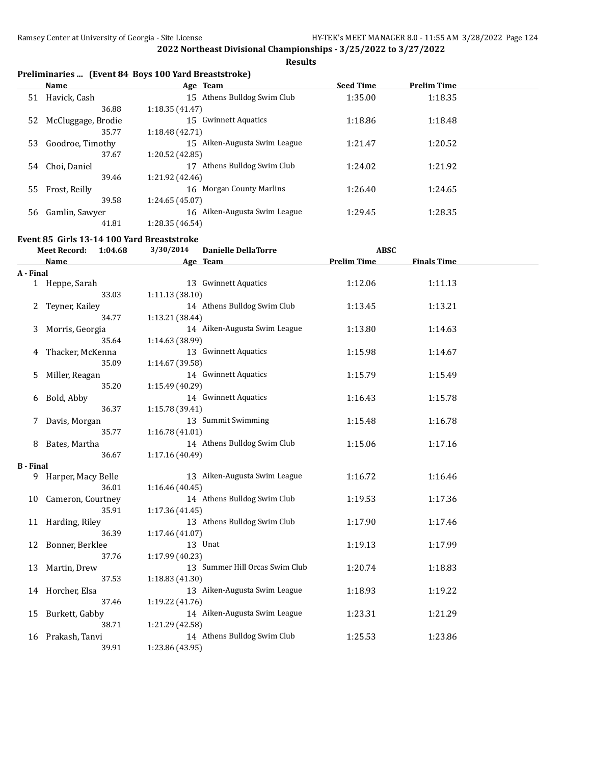## Preliminaries ... (Event 84 Boys 100 Yard Breaststroke)

| | Name | Age | Team | Seed Time | Prelim Time |
|---|---|---|---|---|---|
| 51 | Havick, Cash | 15 | Athens Bulldog Swim Club | 1:35.00 | 1:18.35 |
| | 36.88 | 1:18.35 (41.47) | | | |
| 52 | McCluggage, Brodie | 15 | Gwinnett Aquatics | 1:18.86 | 1:18.48 |
| | 35.77 | 1:18.48 (42.71) | | | |
| 53 | Goodroe, Timothy | 15 | Aiken-Augusta Swim League | 1:21.47 | 1:20.52 |
| | 37.67 | 1:20.52 (42.85) | | | |
| 54 | Choi, Daniel | 17 | Athens Bulldog Swim Club | 1:24.02 | 1:21.92 |
| | 39.46 | 1:21.92 (42.46) | | | |
| 55 | Frost, Reilly | 16 | Morgan County Marlins | 1:26.40 | 1:24.65 |
| | 39.58 | 1:24.65 (45.07) | | | |
| 56 | Gamlin, Sawyer | 16 | Aiken-Augusta Swim League | 1:29.45 | 1:28.35 |
| | 41.81 | 1:28.35 (46.54) | | | |

## Event 85 Girls 13-14 100 Yard Breaststroke

Meet Record: 1:04.68 3/30/2014 Danielle DellaTorre ABSC

| | Name | Age | Team | Prelim Time | Finals Time |
|---|---|---|---|---|---|
| **A - Final** | | | | | |
| 1 | Heppe, Sarah | 13 | Gwinnett Aquatics | 1:12.06 | 1:11.13 |
| | 33.03 | 1:11.13 (38.10) | | | |
| 2 | Teyner, Kailey | 14 | Athens Bulldog Swim Club | 1:13.45 | 1:13.21 |
| | 34.77 | 1:13.21 (38.44) | | | |
| 3 | Morris, Georgia | 14 | Aiken-Augusta Swim League | 1:13.80 | 1:14.63 |
| | 35.64 | 1:14.63 (38.99) | | | |
| 4 | Thacker, McKenna | 13 | Gwinnett Aquatics | 1:15.98 | 1:14.67 |
| | 35.09 | 1:14.67 (39.58) | | | |
| 5 | Miller, Reagan | 14 | Gwinnett Aquatics | 1:15.79 | 1:15.49 |
| | 35.20 | 1:15.49 (40.29) | | | |
| 6 | Bold, Abby | 14 | Gwinnett Aquatics | 1:16.43 | 1:15.78 |
| | 36.37 | 1:15.78 (39.41) | | | |
| 7 | Davis, Morgan | 13 | Summit Swimming | 1:15.48 | 1:16.78 |
| | 35.77 | 1:16.78 (41.01) | | | |
| 8 | Bates, Martha | 14 | Athens Bulldog Swim Club | 1:15.06 | 1:17.16 |
| | 36.67 | 1:17.16 (40.49) | | | |
| **B - Final** | | | | | |
| 9 | Harper, Macy Belle | 13 | Aiken-Augusta Swim League | 1:16.72 | 1:16.46 |
| | 36.01 | 1:16.46 (40.45) | | | |
| 10 | Cameron, Courtney | 14 | Athens Bulldog Swim Club | 1:19.53 | 1:17.36 |
| | 35.91 | 1:17.36 (41.45) | | | |
| 11 | Harding, Riley | 13 | Athens Bulldog Swim Club | 1:17.90 | 1:17.46 |
| | 36.39 | 1:17.46 (41.07) | | | |
| 12 | Bonner, Berklee | 13 | Unat | 1:19.13 | 1:17.99 |
| | 37.76 | 1:17.99 (40.23) | | | |
| 13 | Martin, Drew | 13 | Summer Hill Orcas Swim Club | 1:20.74 | 1:18.83 |
| | 37.53 | 1:18.83 (41.30) | | | |
| 14 | Horcher, Elsa | 13 | Aiken-Augusta Swim League | 1:18.93 | 1:19.22 |
| | 37.46 | 1:19.22 (41.76) | | | |
| 15 | Burkett, Gabby | 14 | Aiken-Augusta Swim League | 1:23.31 | 1:21.29 |
| | 38.71 | 1:21.29 (42.58) | | | |
| 16 | Prakash, Tanvi | 14 | Athens Bulldog Swim Club | 1:25.53 | 1:23.86 |
| | 39.91 | 1:23.86 (43.95) | | | |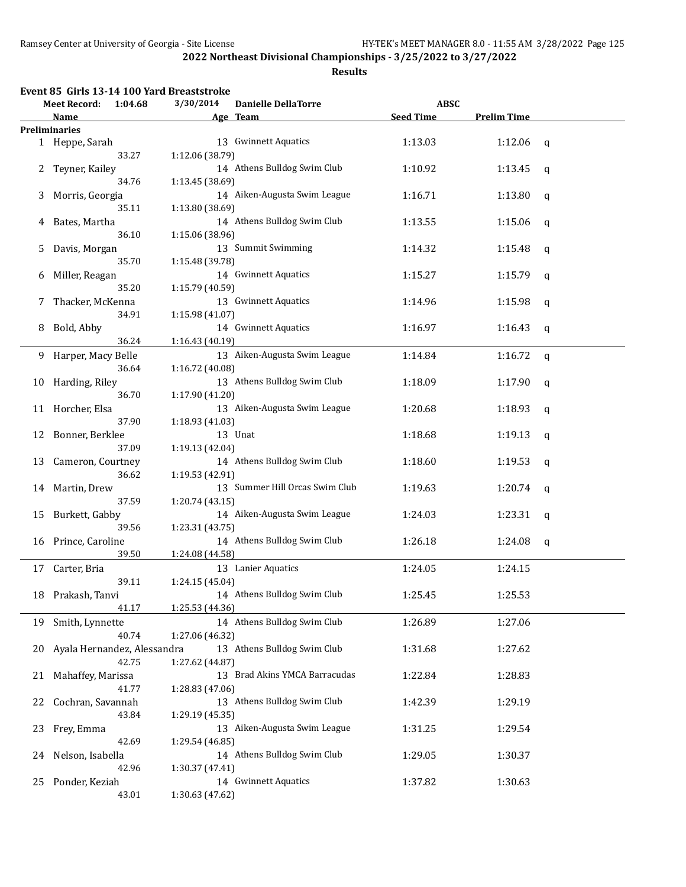**2022 Northeast Divisional Championships - 3/25/2022 to 3/27/2022**

**Results**

### Event 85 Girls 13-14 100 Yard Breaststroke

| | Name | Age | Team | Seed Time | Prelim Time | |
|---|---|---|---|---|---|---|
| **Meet Record:** | 1:04.68 3/30/2014 | | Danielle DellaTorre ABSC | | | |
| **Preliminaries** | | | | | | |
| 1 | Heppe, Sarah | 13 | Gwinnett Aquatics | 1:13.03 | 1:12.06 | q |
| | 33.27 1:12.06 (38.79) | | | | | |
| 2 | Teyner, Kailey | 14 | Athens Bulldog Swim Club | 1:10.92 | 1:13.45 | q |
| | 34.76 1:13.45 (38.69) | | | | | |
| 3 | Morris, Georgia | 14 | Aiken-Augusta Swim League | 1:16.71 | 1:13.80 | q |
| | 35.11 1:13.80 (38.69) | | | | | |
| 4 | Bates, Martha | 14 | Athens Bulldog Swim Club | 1:13.55 | 1:15.06 | q |
| | 36.10 1:15.06 (38.96) | | | | | |
| 5 | Davis, Morgan | 13 | Summit Swimming | 1:14.32 | 1:15.48 | q |
| | 35.70 1:15.48 (39.78) | | | | | |
| 6 | Miller, Reagan | 14 | Gwinnett Aquatics | 1:15.27 | 1:15.79 | q |
| | 35.20 1:15.79 (40.59) | | | | | |
| 7 | Thacker, McKenna | 13 | Gwinnett Aquatics | 1:14.96 | 1:15.98 | q |
| | 34.91 1:15.98 (41.07) | | | | | |
| 8 | Bold, Abby | 14 | Gwinnett Aquatics | 1:16.97 | 1:16.43 | q |
| | 36.24 1:16.43 (40.19) | | | | | |
| 9 | Harper, Macy Belle | 13 | Aiken-Augusta Swim League | 1:14.84 | 1:16.72 | q |
| | 36.64 1:16.72 (40.08) | | | | | |
| 10 | Harding, Riley | 13 | Athens Bulldog Swim Club | 1:18.09 | 1:17.90 | q |
| | 36.70 1:17.90 (41.20) | | | | | |
| 11 | Horcher, Elsa | 13 | Aiken-Augusta Swim League | 1:20.68 | 1:18.93 | q |
| | 37.90 1:18.93 (41.03) | | | | | |
| 12 | Bonner, Berklee | 13 | Unat | 1:18.68 | 1:19.13 | q |
| | 37.09 1:19.13 (42.04) | | | | | |
| 13 | Cameron, Courtney | 14 | Athens Bulldog Swim Club | 1:18.60 | 1:19.53 | q |
| | 36.62 1:19.53 (42.91) | | | | | |
| 14 | Martin, Drew | 13 | Summer Hill Orcas Swim Club | 1:19.63 | 1:20.74 | q |
| | 37.59 1:20.74 (43.15) | | | | | |
| 15 | Burkett, Gabby | 14 | Aiken-Augusta Swim League | 1:24.03 | 1:23.31 | q |
| | 39.56 1:23.31 (43.75) | | | | | |
| 16 | Prince, Caroline | 14 | Athens Bulldog Swim Club | 1:26.18 | 1:24.08 | q |
| | 39.50 1:24.08 (44.58) | | | | | |
| 17 | Carter, Bria | 13 | Lanier Aquatics | 1:24.05 | 1:24.15 | |
| | 39.11 1:24.15 (45.04) | | | | | |
| 18 | Prakash, Tanvi | 14 | Athens Bulldog Swim Club | 1:25.45 | 1:25.53 | |
| | 41.17 1:25.53 (44.36) | | | | | |
| 19 | Smith, Lynnette | 14 | Athens Bulldog Swim Club | 1:26.89 | 1:27.06 | |
| | 40.74 1:27.06 (46.32) | | | | | |
| 20 | Ayala Hernandez, Alessandra | 13 | Athens Bulldog Swim Club | 1:31.68 | 1:27.62 | |
| | 42.75 1:27.62 (44.87) | | | | | |
| 21 | Mahaffey, Marissa | 13 | Brad Akins YMCA Barracudas | 1:22.84 | 1:28.83 | |
| | 41.77 1:28.83 (47.06) | | | | | |
| 22 | Cochran, Savannah | 13 | Athens Bulldog Swim Club | 1:42.39 | 1:29.19 | |
| | 43.84 1:29.19 (45.35) | | | | | |
| 23 | Frey, Emma | 13 | Aiken-Augusta Swim League | 1:31.25 | 1:29.54 | |
| | 42.69 1:29.54 (46.85) | | | | | |
| 24 | Nelson, Isabella | 14 | Athens Bulldog Swim Club | 1:29.05 | 1:30.37 | |
| | 42.96 1:30.37 (47.41) | | | | | |
| 25 | Ponder, Keziah | 14 | Gwinnett Aquatics | 1:37.82 | 1:30.63 | |
| | 43.01 1:30.63 (47.62) | | | | | |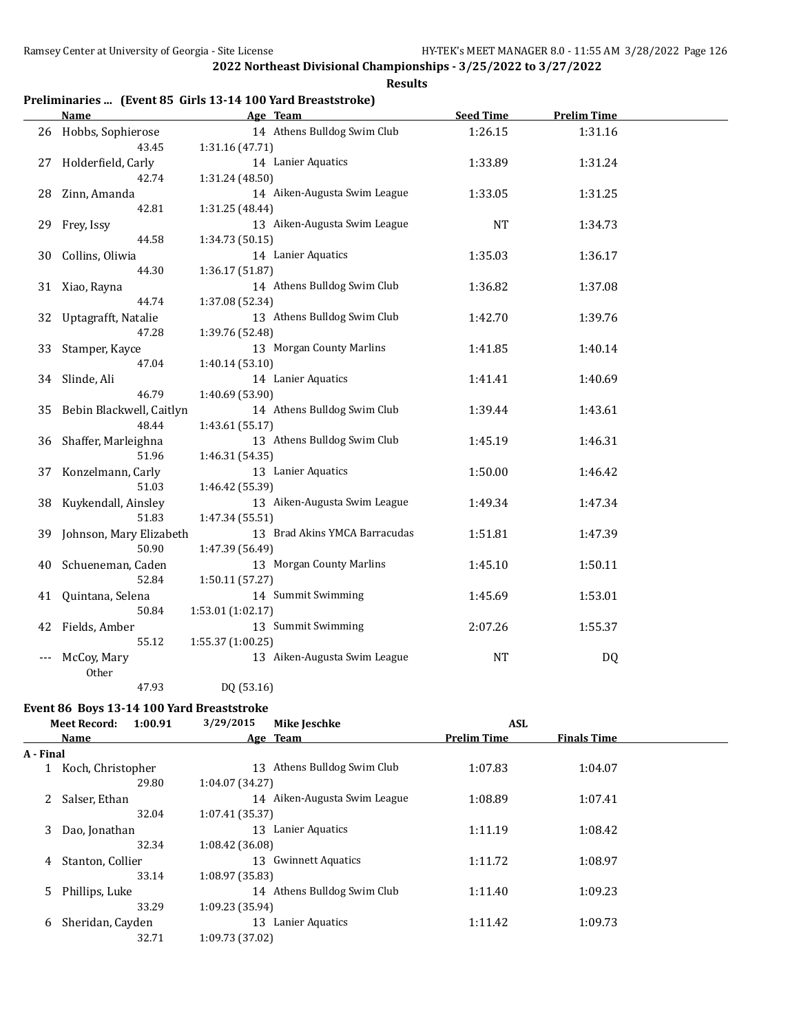**2022 Northeast Divisional Championships - 3/25/2022 to 3/27/2022**

**Results**

### Preliminaries ... (Event 85 Girls 13-14 100 Yard Breaststroke)

| | Name | Age | Team | Seed Time | Prelim Time |
|---|---|---|---|---|---|
| 26 | Hobbs, Sophierose | 14 | Athens Bulldog Swim Club | 1:26.15 | 1:31.16 |
| | 43.45 | 1:31.16 (47.71) | | | |
| 27 | Holderfield, Carly | 14 | Lanier Aquatics | 1:33.89 | 1:31.24 |
| | 42.74 | 1:31.24 (48.50) | | | |
| 28 | Zinn, Amanda | 14 | Aiken-Augusta Swim League | 1:33.05 | 1:31.25 |
| | 42.81 | 1:31.25 (48.44) | | | |
| 29 | Frey, Issy | 13 | Aiken-Augusta Swim League | NT | 1:34.73 |
| | 44.58 | 1:34.73 (50.15) | | | |
| 30 | Collins, Oliwia | 14 | Lanier Aquatics | 1:35.03 | 1:36.17 |
| | 44.30 | 1:36.17 (51.87) | | | |
| 31 | Xiao, Rayna | 14 | Athens Bulldog Swim Club | 1:36.82 | 1:37.08 |
| | 44.74 | 1:37.08 (52.34) | | | |
| 32 | Uptagrafft, Natalie | 13 | Athens Bulldog Swim Club | 1:42.70 | 1:39.76 |
| | 47.28 | 1:39.76 (52.48) | | | |
| 33 | Stamper, Kayce | 13 | Morgan County Marlins | 1:41.85 | 1:40.14 |
| | 47.04 | 1:40.14 (53.10) | | | |
| 34 | Slinde, Ali | 14 | Lanier Aquatics | 1:41.41 | 1:40.69 |
| | 46.79 | 1:40.69 (53.90) | | | |
| 35 | Bebin Blackwell, Caitlyn | 14 | Athens Bulldog Swim Club | 1:39.44 | 1:43.61 |
| | 48.44 | 1:43.61 (55.17) | | | |
| 36 | Shaffer, Marleighna | 13 | Athens Bulldog Swim Club | 1:45.19 | 1:46.31 |
| | 51.96 | 1:46.31 (54.35) | | | |
| 37 | Konzelmann, Carly | 13 | Lanier Aquatics | 1:50.00 | 1:46.42 |
| | 51.03 | 1:46.42 (55.39) | | | |
| 38 | Kuykendall, Ainsley | 13 | Aiken-Augusta Swim League | 1:49.34 | 1:47.34 |
| | 51.83 | 1:47.34 (55.51) | | | |
| 39 | Johnson, Mary Elizabeth | 13 | Brad Akins YMCA Barracudas | 1:51.81 | 1:47.39 |
| | 50.90 | 1:47.39 (56.49) | | | |
| 40 | Schueneman, Caden | 13 | Morgan County Marlins | 1:45.10 | 1:50.11 |
| | 52.84 | 1:50.11 (57.27) | | | |
| 41 | Quintana, Selena | 14 | Summit Swimming | 1:45.69 | 1:53.01 |
| | 50.84 | 1:53.01 (1:02.17) | | | |
| 42 | Fields, Amber | 13 | Summit Swimming | 2:07.26 | 1:55.37 |
| | 55.12 | 1:55.37 (1:00.25) | | | |
| --- | McCoy, Mary | 13 | Aiken-Augusta Swim League | NT | DQ |
| | Other | | | | |
| | 47.93 | DQ (53.16) | | | |

### Event 86 Boys 13-14 100 Yard Breaststroke

Meet Record: 1:00.91 3/29/2015 Mike Jeschke ASL

| | Name | Age | Team | Prelim Time | Finals Time |
|---|---|---|---|---|---|
| **A - Final** | | | | | |
| 1 | Koch, Christopher | 13 | Athens Bulldog Swim Club | 1:07.83 | 1:04.07 |
| | 29.80 | 1:04.07 (34.27) | | | |
| 2 | Salser, Ethan | 14 | Aiken-Augusta Swim League | 1:08.89 | 1:07.41 |
| | 32.04 | 1:07.41 (35.37) | | | |
| 3 | Dao, Jonathan | 13 | Lanier Aquatics | 1:11.19 | 1:08.42 |
| | 32.34 | 1:08.42 (36.08) | | | |
| 4 | Stanton, Collier | 13 | Gwinnett Aquatics | 1:11.72 | 1:08.97 |
| | 33.14 | 1:08.97 (35.83) | | | |
| 5 | Phillips, Luke | 14 | Athens Bulldog Swim Club | 1:11.40 | 1:09.23 |
| | 33.29 | 1:09.23 (35.94) | | | |
| 6 | Sheridan, Cayden | 13 | Lanier Aquatics | 1:11.42 | 1:09.73 |
| | 32.71 | 1:09.73 (37.02) | | | |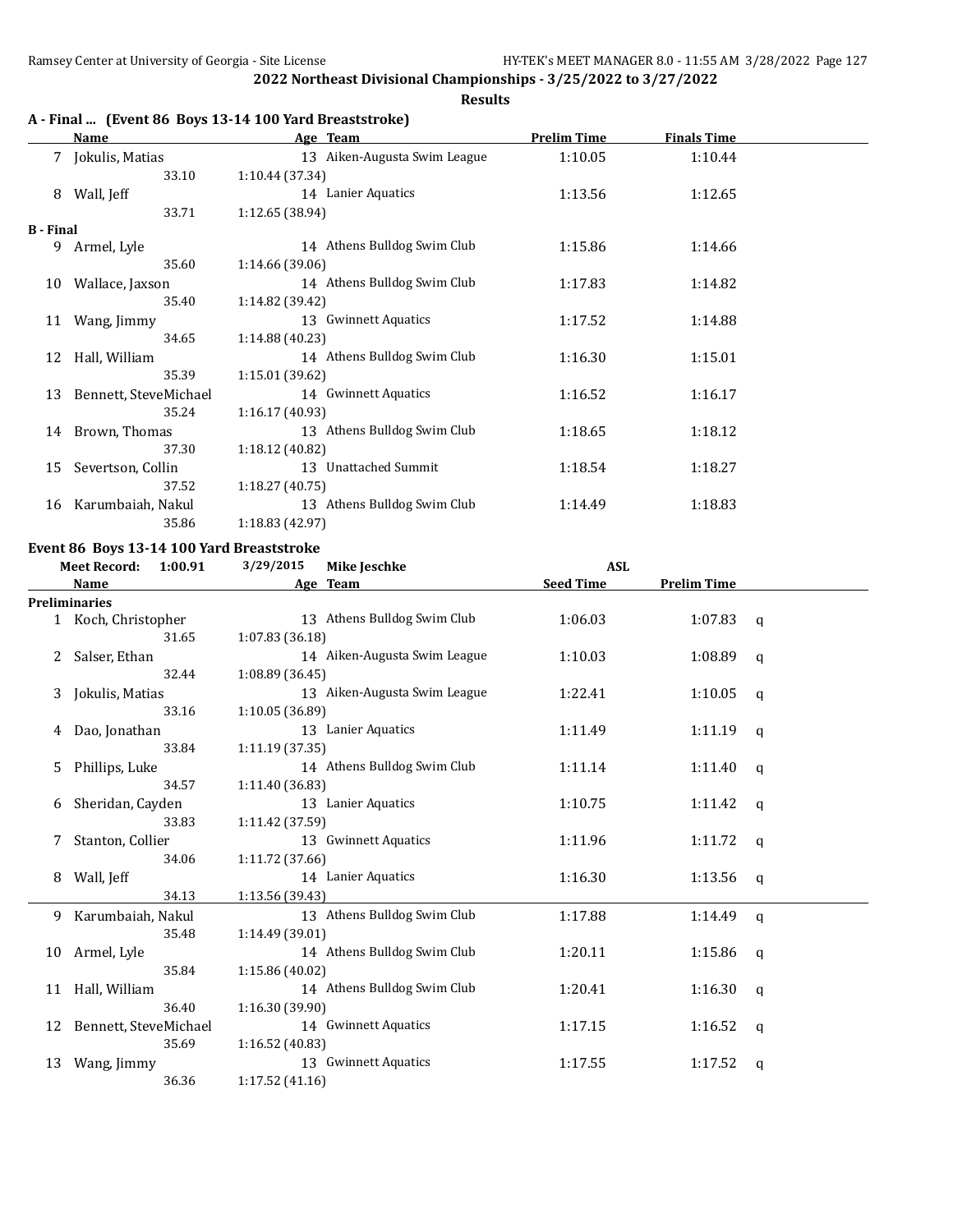## 2022 Northeast Divisional Championships - 3/25/2022 to 3/27/2022

**Results**

### A - Final ... (Event 86 Boys 13-14 100 Yard Breaststroke)

| | Name | Age | Team | Prelim Time | Finals Time |
|---|---|---|---|---|---|
| 7 | Jokulis, Matias | 13 | Aiken-Augusta Swim League | 1:10.05 | 1:10.44 |
| | 33.10 | 1:10.44 (37.34) | | | |
| 8 | Wall, Jeff | 14 | Lanier Aquatics | 1:13.56 | 1:12.65 |
| | 33.71 | 1:12.65 (38.94) | | | |
| **B - Final** | | | | | |
| 9 | Armel, Lyle | 14 | Athens Bulldog Swim Club | 1:15.86 | 1:14.66 |
| | 35.60 | 1:14.66 (39.06) | | | |
| 10 | Wallace, Jaxson | 14 | Athens Bulldog Swim Club | 1:17.83 | 1:14.82 |
| | 35.40 | 1:14.82 (39.42) | | | |
| 11 | Wang, Jimmy | 13 | Gwinnett Aquatics | 1:17.52 | 1:14.88 |
| | 34.65 | 1:14.88 (40.23) | | | |
| 12 | Hall, William | 14 | Athens Bulldog Swim Club | 1:16.30 | 1:15.01 |
| | 35.39 | 1:15.01 (39.62) | | | |
| 13 | Bennett, SteveMichael | 14 | Gwinnett Aquatics | 1:16.52 | 1:16.17 |
| | 35.24 | 1:16.17 (40.93) | | | |
| 14 | Brown, Thomas | 13 | Athens Bulldog Swim Club | 1:18.65 | 1:18.12 |
| | 37.30 | 1:18.12 (40.82) | | | |
| 15 | Severtson, Collin | 13 | Unattached Summit | 1:18.54 | 1:18.27 |
| | 37.52 | 1:18.27 (40.75) | | | |
| 16 | Karumbaiah, Nakul | 13 | Athens Bulldog Swim Club | 1:14.49 | 1:18.83 |
| | 35.86 | 1:18.83 (42.97) | | | |

### Event 86 Boys 13-14 100 Yard Breaststroke

**Meet Record:** 1:00.91 3/29/2015 **Mike Jeschke** ASL

| | Name | Age | Team | Seed Time | Prelim Time | |
|---|---|---|---|---|---|---|
| **Preliminaries** | | | | | | |
| 1 | Koch, Christopher | 13 | Athens Bulldog Swim Club | 1:06.03 | 1:07.83 | q |
| | 31.65 | 1:07.83 (36.18) | | | | |
| 2 | Salser, Ethan | 14 | Aiken-Augusta Swim League | 1:10.03 | 1:08.89 | q |
| | 32.44 | 1:08.89 (36.45) | | | | |
| 3 | Jokulis, Matias | 13 | Aiken-Augusta Swim League | 1:22.41 | 1:10.05 | q |
| | 33.16 | 1:10.05 (36.89) | | | | |
| 4 | Dao, Jonathan | 13 | Lanier Aquatics | 1:11.49 | 1:11.19 | q |
| | 33.84 | 1:11.19 (37.35) | | | | |
| 5 | Phillips, Luke | 14 | Athens Bulldog Swim Club | 1:11.14 | 1:11.40 | q |
| | 34.57 | 1:11.40 (36.83) | | | | |
| 6 | Sheridan, Cayden | 13 | Lanier Aquatics | 1:10.75 | 1:11.42 | q |
| | 33.83 | 1:11.42 (37.59) | | | | |
| 7 | Stanton, Collier | 13 | Gwinnett Aquatics | 1:11.96 | 1:11.72 | q |
| | 34.06 | 1:11.72 (37.66) | | | | |
| 8 | Wall, Jeff | 14 | Lanier Aquatics | 1:16.30 | 1:13.56 | q |
| | 34.13 | 1:13.56 (39.43) | | | | |
| 9 | Karumbaiah, Nakul | 13 | Athens Bulldog Swim Club | 1:17.88 | 1:14.49 | q |
| | 35.48 | 1:14.49 (39.01) | | | | |
| 10 | Armel, Lyle | 14 | Athens Bulldog Swim Club | 1:20.11 | 1:15.86 | q |
| | 35.84 | 1:15.86 (40.02) | | | | |
| 11 | Hall, William | 14 | Athens Bulldog Swim Club | 1:20.41 | 1:16.30 | q |
| | 36.40 | 1:16.30 (39.90) | | | | |
| 12 | Bennett, SteveMichael | 14 | Gwinnett Aquatics | 1:17.15 | 1:16.52 | q |
| | 35.69 | 1:16.52 (40.83) | | | | |
| 13 | Wang, Jimmy | 13 | Gwinnett Aquatics | 1:17.55 | 1:17.52 | q |
| | 36.36 | 1:17.52 (41.16) | | | | |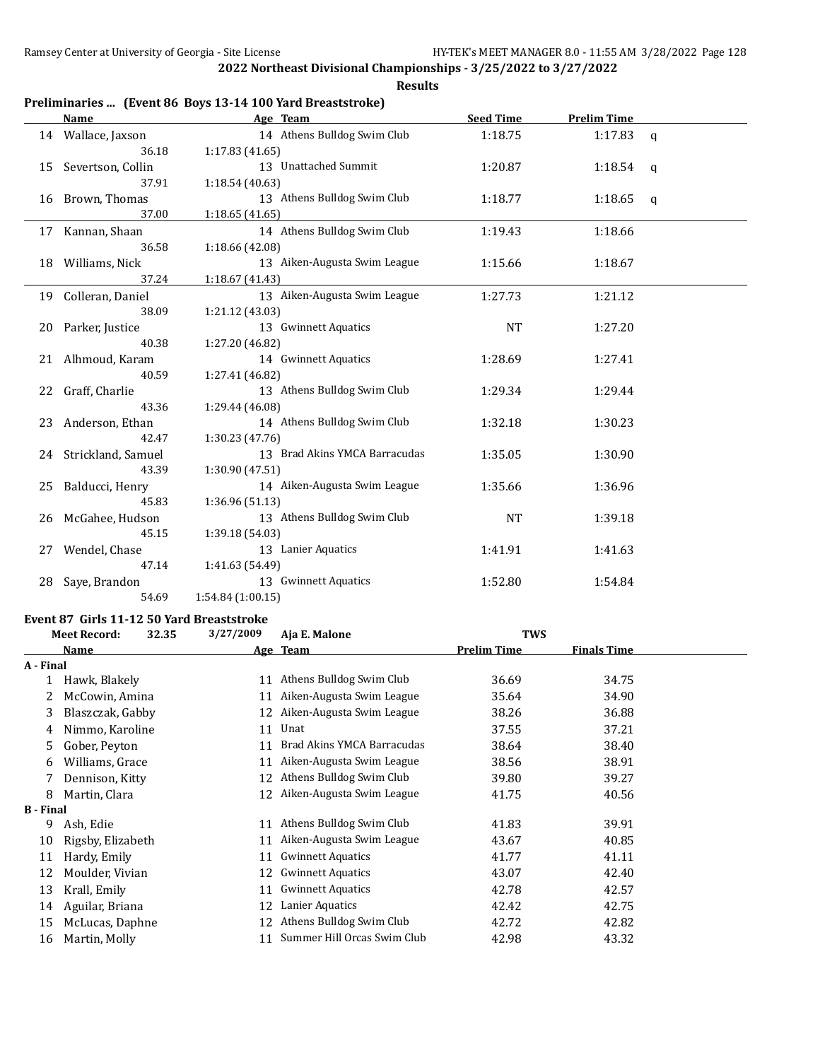## 2022 Northeast Divisional Championships - 3/25/2022 to 3/27/2022

### Results

**Preliminaries ... (Event 86 Boys 13-14 100 Yard Breaststroke)**

| | Name | Age | Team | Seed Time | Prelim Time | |
|---|---|---|---|---|---|---|
| 14 | Wallace, Jaxson | 14 | Athens Bulldog Swim Club | 1:18.75 | 1:17.83 | q |
| | 36.18 | 1:17.83 (41.65) | | | | |
| 15 | Severtson, Collin | 13 | Unattached Summit | 1:20.87 | 1:18.54 | q |
| | 37.91 | 1:18.54 (40.63) | | | | |
| 16 | Brown, Thomas | 13 | Athens Bulldog Swim Club | 1:18.77 | 1:18.65 | q |
| | 37.00 | 1:18.65 (41.65) | | | | |
| 17 | Kannan, Shaan | 14 | Athens Bulldog Swim Club | 1:19.43 | 1:18.66 | |
| | 36.58 | 1:18.66 (42.08) | | | | |
| 18 | Williams, Nick | 13 | Aiken-Augusta Swim League | 1:15.66 | 1:18.67 | |
| | 37.24 | 1:18.67 (41.43) | | | | |
| 19 | Colleran, Daniel | 13 | Aiken-Augusta Swim League | 1:27.73 | 1:21.12 | |
| | 38.09 | 1:21.12 (43.03) | | | | |
| 20 | Parker, Justice | 13 | Gwinnett Aquatics | NT | 1:27.20 | |
| | 40.38 | 1:27.20 (46.82) | | | | |
| 21 | Alhmoud, Karam | 14 | Gwinnett Aquatics | 1:28.69 | 1:27.41 | |
| | 40.59 | 1:27.41 (46.82) | | | | |
| 22 | Graff, Charlie | 13 | Athens Bulldog Swim Club | 1:29.34 | 1:29.44 | |
| | 43.36 | 1:29.44 (46.08) | | | | |
| 23 | Anderson, Ethan | 14 | Athens Bulldog Swim Club | 1:32.18 | 1:30.23 | |
| | 42.47 | 1:30.23 (47.76) | | | | |
| 24 | Strickland, Samuel | 13 | Brad Akins YMCA Barracudas | 1:35.05 | 1:30.90 | |
| | 43.39 | 1:30.90 (47.51) | | | | |
| 25 | Balducci, Henry | 14 | Aiken-Augusta Swim League | 1:35.66 | 1:36.96 | |
| | 45.83 | 1:36.96 (51.13) | | | | |
| 26 | McGahee, Hudson | 13 | Athens Bulldog Swim Club | NT | 1:39.18 | |
| | 45.15 | 1:39.18 (54.03) | | | | |
| 27 | Wendel, Chase | 13 | Lanier Aquatics | 1:41.91 | 1:41.63 | |
| | 47.14 | 1:41.63 (54.49) | | | | |
| 28 | Saye, Brandon | 13 | Gwinnett Aquatics | 1:52.80 | 1:54.84 | |
| | 54.69 | 1:54.84 (1:00.15) | | | | |

**Event 87 Girls 11-12 50 Yard Breaststroke**

Meet Record: 32.35 3/27/2009 Aja E. Malone TWS

| | Name | Age | Team | Prelim Time | Finals Time |
|---|---|---|---|---|---|
| **A - Final** | | | | | |
| 1 | Hawk, Blakely | 11 | Athens Bulldog Swim Club | 36.69 | 34.75 |
| 2 | McCowin, Amina | 11 | Aiken-Augusta Swim League | 35.64 | 34.90 |
| 3 | Blaszczak, Gabby | 12 | Aiken-Augusta Swim League | 38.26 | 36.88 |
| 4 | Nimmo, Karoline | 11 | Unat | 37.55 | 37.21 |
| 5 | Gober, Peyton | 11 | Brad Akins YMCA Barracudas | 38.64 | 38.40 |
| 6 | Williams, Grace | 11 | Aiken-Augusta Swim League | 38.56 | 38.91 |
| 7 | Dennison, Kitty | 12 | Athens Bulldog Swim Club | 39.80 | 39.27 |
| 8 | Martin, Clara | 12 | Aiken-Augusta Swim League | 41.75 | 40.56 |
| **B - Final** | | | | | |
| 9 | Ash, Edie | 11 | Athens Bulldog Swim Club | 41.83 | 39.91 |
| 10 | Rigsby, Elizabeth | 11 | Aiken-Augusta Swim League | 43.67 | 40.85 |
| 11 | Hardy, Emily | 11 | Gwinnett Aquatics | 41.77 | 41.11 |
| 12 | Moulder, Vivian | 12 | Gwinnett Aquatics | 43.07 | 42.40 |
| 13 | Krall, Emily | 11 | Gwinnett Aquatics | 42.78 | 42.57 |
| 14 | Aguilar, Briana | 12 | Lanier Aquatics | 42.42 | 42.75 |
| 15 | McLucas, Daphne | 12 | Athens Bulldog Swim Club | 42.72 | 42.82 |
| 16 | Martin, Molly | 11 | Summer Hill Orcas Swim Club | 42.98 | 43.32 |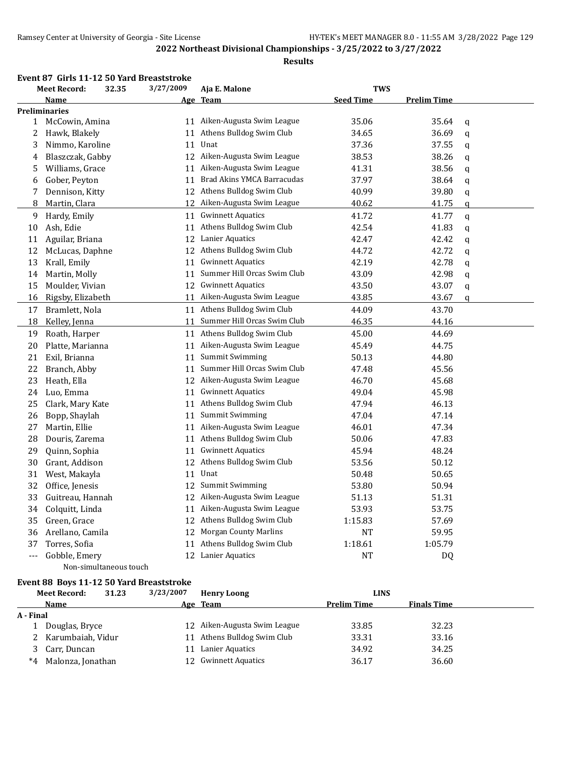## 2022 Northeast Divisional Championships - 3/25/2022 to 3/27/2022

### Results

#### Event 87 Girls 11-12 50 Yard Breaststroke

| | Meet Record: 32.35 | 3/27/2009 | Aja E. Malone | TWS | | |
|---|---|---|---|---|---|---|
| | **Name** | **Age** | **Team** | **Seed Time** | **Prelim Time** | |
| **Preliminaries** | | | | | | |
| 1 | McCowin, Amina | 11 | Aiken-Augusta Swim League | 35.06 | 35.64 | q |
| 2 | Hawk, Blakely | 11 | Athens Bulldog Swim Club | 34.65 | 36.69 | q |
| 3 | Nimmo, Karoline | 11 | Unat | 37.36 | 37.55 | q |
| 4 | Blaszczak, Gabby | 12 | Aiken-Augusta Swim League | 38.53 | 38.26 | q |
| 5 | Williams, Grace | 11 | Aiken-Augusta Swim League | 41.31 | 38.56 | q |
| 6 | Gober, Peyton | 11 | Brad Akins YMCA Barracudas | 37.97 | 38.64 | q |
| 7 | Dennison, Kitty | 12 | Athens Bulldog Swim Club | 40.99 | 39.80 | q |
| 8 | Martin, Clara | 12 | Aiken-Augusta Swim League | 40.62 | 41.75 | q |
| 9 | Hardy, Emily | 11 | Gwinnett Aquatics | 41.72 | 41.77 | q |
| 10 | Ash, Edie | 11 | Athens Bulldog Swim Club | 42.54 | 41.83 | q |
| 11 | Aguilar, Briana | 12 | Lanier Aquatics | 42.47 | 42.42 | q |
| 12 | McLucas, Daphne | 12 | Athens Bulldog Swim Club | 44.72 | 42.72 | q |
| 13 | Krall, Emily | 11 | Gwinnett Aquatics | 42.19 | 42.78 | q |
| 14 | Martin, Molly | 11 | Summer Hill Orcas Swim Club | 43.09 | 42.98 | q |
| 15 | Moulder, Vivian | 12 | Gwinnett Aquatics | 43.50 | 43.07 | q |
| 16 | Rigsby, Elizabeth | 11 | Aiken-Augusta Swim League | 43.85 | 43.67 | q |
| 17 | Bramlett, Nola | 11 | Athens Bulldog Swim Club | 44.09 | 43.70 | |
| 18 | Kelley, Jenna | 11 | Summer Hill Orcas Swim Club | 46.35 | 44.16 | |
| 19 | Roath, Harper | 11 | Athens Bulldog Swim Club | 45.00 | 44.69 | |
| 20 | Platte, Marianna | 11 | Aiken-Augusta Swim League | 45.49 | 44.75 | |
| 21 | Exil, Brianna | 11 | Summit Swimming | 50.13 | 44.80 | |
| 22 | Branch, Abby | 11 | Summer Hill Orcas Swim Club | 47.48 | 45.56 | |
| 23 | Heath, Ella | 12 | Aiken-Augusta Swim League | 46.70 | 45.68 | |
| 24 | Luo, Emma | 11 | Gwinnett Aquatics | 49.04 | 45.98 | |
| 25 | Clark, Mary Kate | 11 | Athens Bulldog Swim Club | 47.94 | 46.13 | |
| 26 | Bopp, Shaylah | 11 | Summit Swimming | 47.04 | 47.14 | |
| 27 | Martin, Ellie | 11 | Aiken-Augusta Swim League | 46.01 | 47.34 | |
| 28 | Douris, Zarema | 11 | Athens Bulldog Swim Club | 50.06 | 47.83 | |
| 29 | Quinn, Sophia | 11 | Gwinnett Aquatics | 45.94 | 48.24 | |
| 30 | Grant, Addison | 12 | Athens Bulldog Swim Club | 53.56 | 50.12 | |
| 31 | West, Makayla | 11 | Unat | 50.48 | 50.65 | |
| 32 | Office, Jenesis | 12 | Summit Swimming | 53.80 | 50.94 | |
| 33 | Guitreau, Hannah | 12 | Aiken-Augusta Swim League | 51.13 | 51.31 | |
| 34 | Colquitt, Linda | 11 | Aiken-Augusta Swim League | 53.93 | 53.75 | |
| 35 | Green, Grace | 12 | Athens Bulldog Swim Club | 1:15.83 | 57.69 | |
| 36 | Arellano, Camila | 12 | Morgan County Marlins | NT | 59.95 | |
| 37 | Torres, Sofia | 11 | Athens Bulldog Swim Club | 1:18.61 | 1:05.79 | |
| --- | Gobble, Emery | 12 | Lanier Aquatics | NT | DQ | |

Non-simultaneous touch

#### Event 88 Boys 11-12 50 Yard Breaststroke

| | Meet Record: 31.23 | 3/23/2007 | Henry Loong | LINS | |
|---|---|---|---|---|---|
| | **Name** | **Age** | **Team** | **Prelim Time** | **Finals Time** |
| **A - Final** | | | | | |
| 1 | Douglas, Bryce | 12 | Aiken-Augusta Swim League | 33.85 | 32.23 |
| 2 | Karumbaiah, Vidur | 11 | Athens Bulldog Swim Club | 33.31 | 33.16 |
| 3 | Carr, Duncan | 11 | Lanier Aquatics | 34.92 | 34.25 |
| *4 | Malonza, Jonathan | 12 | Gwinnett Aquatics | 36.17 | 36.60 |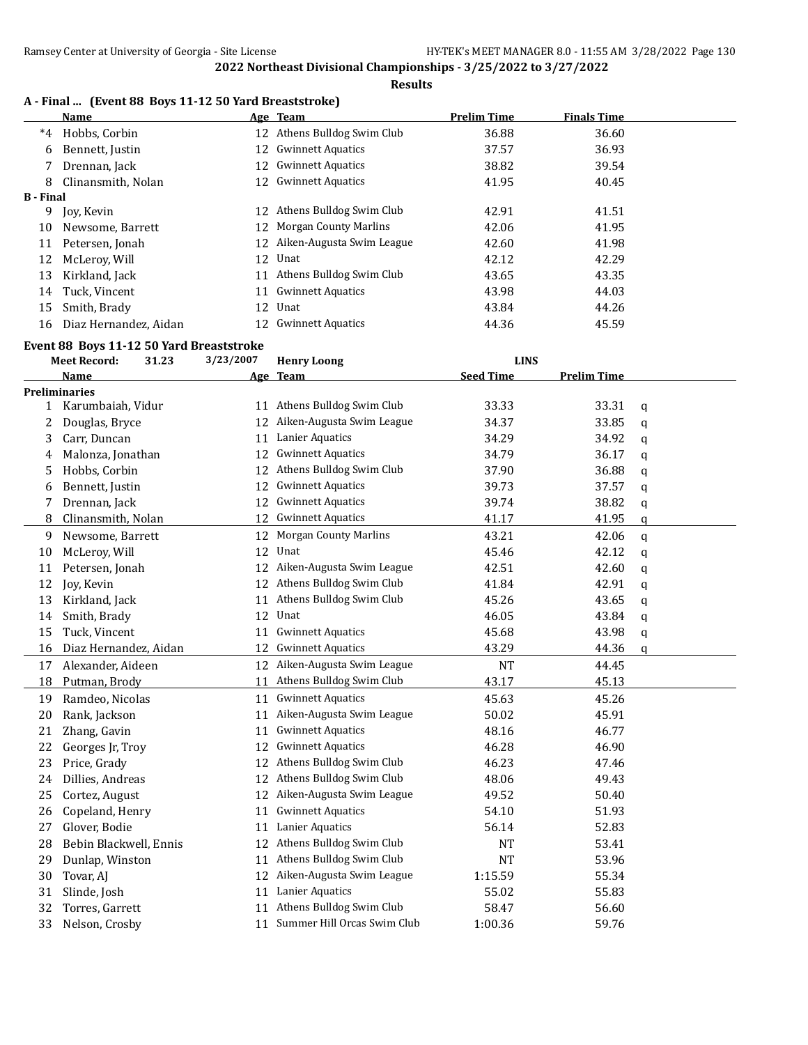## 2022 Northeast Divisional Championships - 3/25/2022 to 3/27/2022

**Results**

### A - Final ... (Event 88 Boys 11-12 50 Yard Breaststroke)

| | Name | Age | Team | Prelim Time | Finals Time |
|---|---|---|---|---|---|
| *4 | Hobbs, Corbin | 12 | Athens Bulldog Swim Club | 36.88 | 36.60 |
| 6 | Bennett, Justin | 12 | Gwinnett Aquatics | 37.57 | 36.93 |
| 7 | Drennan, Jack | 12 | Gwinnett Aquatics | 38.82 | 39.54 |
| 8 | Clinansmith, Nolan | 12 | Gwinnett Aquatics | 41.95 | 40.45 |
| **B - Final** | | | | | |
| 9 | Joy, Kevin | 12 | Athens Bulldog Swim Club | 42.91 | 41.51 |
| 10 | Newsome, Barrett | 12 | Morgan County Marlins | 42.06 | 41.95 |
| 11 | Petersen, Jonah | 12 | Aiken-Augusta Swim League | 42.60 | 41.98 |
| 12 | McLeroy, Will | 12 | Unat | 42.12 | 42.29 |
| 13 | Kirkland, Jack | 11 | Athens Bulldog Swim Club | 43.65 | 43.35 |
| 14 | Tuck, Vincent | 11 | Gwinnett Aquatics | 43.98 | 44.03 |
| 15 | Smith, Brady | 12 | Unat | 43.84 | 44.26 |
| 16 | Diaz Hernandez, Aidan | 12 | Gwinnett Aquatics | 44.36 | 45.59 |

### Event 88 Boys 11-12 50 Yard Breaststroke

Meet Record: 31.23 3/23/2007 Henry Loong LINS

| | Name | Age | Team | Seed Time | Prelim Time | |
|---|---|---|---|---|---|---|
| **Preliminaries** | | | | | | |
| 1 | Karumbaiah, Vidur | 11 | Athens Bulldog Swim Club | 33.33 | 33.31 | q |
| 2 | Douglas, Bryce | 12 | Aiken-Augusta Swim League | 34.37 | 33.85 | q |
| 3 | Carr, Duncan | 11 | Lanier Aquatics | 34.29 | 34.92 | q |
| 4 | Malonza, Jonathan | 12 | Gwinnett Aquatics | 34.79 | 36.17 | q |
| 5 | Hobbs, Corbin | 12 | Athens Bulldog Swim Club | 37.90 | 36.88 | q |
| 6 | Bennett, Justin | 12 | Gwinnett Aquatics | 39.73 | 37.57 | q |
| 7 | Drennan, Jack | 12 | Gwinnett Aquatics | 39.74 | 38.82 | q |
| 8 | Clinansmith, Nolan | 12 | Gwinnett Aquatics | 41.17 | 41.95 | q |
| 9 | Newsome, Barrett | 12 | Morgan County Marlins | 43.21 | 42.06 | q |
| 10 | McLeroy, Will | 12 | Unat | 45.46 | 42.12 | q |
| 11 | Petersen, Jonah | 12 | Aiken-Augusta Swim League | 42.51 | 42.60 | q |
| 12 | Joy, Kevin | 12 | Athens Bulldog Swim Club | 41.84 | 42.91 | q |
| 13 | Kirkland, Jack | 11 | Athens Bulldog Swim Club | 45.26 | 43.65 | q |
| 14 | Smith, Brady | 12 | Unat | 46.05 | 43.84 | q |
| 15 | Tuck, Vincent | 11 | Gwinnett Aquatics | 45.68 | 43.98 | q |
| 16 | Diaz Hernandez, Aidan | 12 | Gwinnett Aquatics | 43.29 | 44.36 | q |
| 17 | Alexander, Aideen | 12 | Aiken-Augusta Swim League | NT | 44.45 | |
| 18 | Putman, Brody | 11 | Athens Bulldog Swim Club | 43.17 | 45.13 | |
| 19 | Ramdeo, Nicolas | 11 | Gwinnett Aquatics | 45.63 | 45.26 | |
| 20 | Rank, Jackson | 11 | Aiken-Augusta Swim League | 50.02 | 45.91 | |
| 21 | Zhang, Gavin | 11 | Gwinnett Aquatics | 48.16 | 46.77 | |
| 22 | Georges Jr, Troy | 12 | Gwinnett Aquatics | 46.28 | 46.90 | |
| 23 | Price, Grady | 12 | Athens Bulldog Swim Club | 46.23 | 47.46 | |
| 24 | Dillies, Andreas | 12 | Athens Bulldog Swim Club | 48.06 | 49.43 | |
| 25 | Cortez, August | 12 | Aiken-Augusta Swim League | 49.52 | 50.40 | |
| 26 | Copeland, Henry | 11 | Gwinnett Aquatics | 54.10 | 51.93 | |
| 27 | Glover, Bodie | 11 | Lanier Aquatics | 56.14 | 52.83 | |
| 28 | Bebin Blackwell, Ennis | 12 | Athens Bulldog Swim Club | NT | 53.41 | |
| 29 | Dunlap, Winston | 11 | Athens Bulldog Swim Club | NT | 53.96 | |
| 30 | Tovar, AJ | 12 | Aiken-Augusta Swim League | 1:15.59 | 55.34 | |
| 31 | Slinde, Josh | 11 | Lanier Aquatics | 55.02 | 55.83 | |
| 32 | Torres, Garrett | 11 | Athens Bulldog Swim Club | 58.47 | 56.60 | |
| 33 | Nelson, Crosby | 11 | Summer Hill Orcas Swim Club | 1:00.36 | 59.76 | |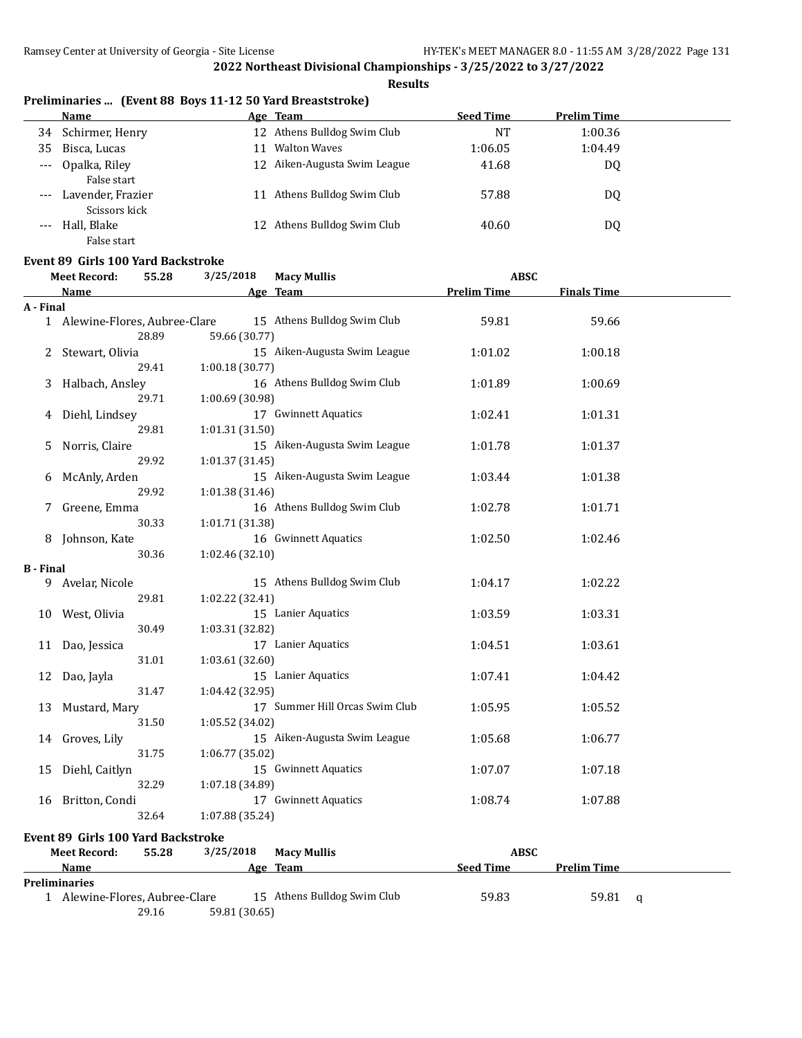**2022 Northeast Divisional Championships - 3/25/2022 to 3/27/2022**

**Results**

### Preliminaries ... (Event 88 Boys 11-12 50 Yard Breaststroke)

| | Name | Age | Team | Seed Time | Prelim Time |
|---|---|---|---|---|---|
| 34 | Schirmer, Henry | 12 | Athens Bulldog Swim Club | NT | 1:00.36 |
| 35 | Bisca, Lucas | 11 | Walton Waves | 1:06.05 | 1:04.49 |
| --- | Opalka, Riley | 12 | Aiken-Augusta Swim League | 41.68 | DQ |
| | False start | | | | |
| --- | Lavender, Frazier | 11 | Athens Bulldog Swim Club | 57.88 | DQ |
| | Scissors kick | | | | |
| --- | Hall, Blake | 12 | Athens Bulldog Swim Club | 40.60 | DQ |
| | False start | | | | |

### Event 89 Girls 100 Yard Backstroke

Meet Record: 55.28 3/25/2018 Macy Mullis ABSC

| | Name | | Age | Team | Prelim Time | Finals Time |
|---|---|---|---|---|---|---|
| **A - Final** | | | | | | |
| 1 | Alewine-Flores, Aubree-Clare | | 15 | Athens Bulldog Swim Club | 59.81 | 59.66 |
| | 28.89 | 59.66 (30.77) | | | | |
| 2 | Stewart, Olivia | | 15 | Aiken-Augusta Swim League | 1:01.02 | 1:00.18 |
| | 29.41 | 1:00.18 (30.77) | | | | |
| 3 | Halbach, Ansley | | 16 | Athens Bulldog Swim Club | 1:01.89 | 1:00.69 |
| | 29.71 | 1:00.69 (30.98) | | | | |
| 4 | Diehl, Lindsey | | 17 | Gwinnett Aquatics | 1:02.41 | 1:01.31 |
| | 29.81 | 1:01.31 (31.50) | | | | |
| 5 | Norris, Claire | | 15 | Aiken-Augusta Swim League | 1:01.78 | 1:01.37 |
| | 29.92 | 1:01.37 (31.45) | | | | |
| 6 | McAnly, Arden | | 15 | Aiken-Augusta Swim League | 1:03.44 | 1:01.38 |
| | 29.92 | 1:01.38 (31.46) | | | | |
| 7 | Greene, Emma | | 16 | Athens Bulldog Swim Club | 1:02.78 | 1:01.71 |
| | 30.33 | 1:01.71 (31.38) | | | | |
| 8 | Johnson, Kate | | 16 | Gwinnett Aquatics | 1:02.50 | 1:02.46 |
| | 30.36 | 1:02.46 (32.10) | | | | |
| **B - Final** | | | | | | |
| 9 | Avelar, Nicole | | 15 | Athens Bulldog Swim Club | 1:04.17 | 1:02.22 |
| | 29.81 | 1:02.22 (32.41) | | | | |
| 10 | West, Olivia | | 15 | Lanier Aquatics | 1:03.59 | 1:03.31 |
| | 30.49 | 1:03.31 (32.82) | | | | |
| 11 | Dao, Jessica | | 17 | Lanier Aquatics | 1:04.51 | 1:03.61 |
| | 31.01 | 1:03.61 (32.60) | | | | |
| 12 | Dao, Jayla | | 15 | Lanier Aquatics | 1:07.41 | 1:04.42 |
| | 31.47 | 1:04.42 (32.95) | | | | |
| 13 | Mustard, Mary | | 17 | Summer Hill Orcas Swim Club | 1:05.95 | 1:05.52 |
| | 31.50 | 1:05.52 (34.02) | | | | |
| 14 | Groves, Lily | | 15 | Aiken-Augusta Swim League | 1:05.68 | 1:06.77 |
| | 31.75 | 1:06.77 (35.02) | | | | |
| 15 | Diehl, Caitlyn | | 15 | Gwinnett Aquatics | 1:07.07 | 1:07.18 |
| | 32.29 | 1:07.18 (34.89) | | | | |
| 16 | Britton, Condi | | 17 | Gwinnett Aquatics | 1:08.74 | 1:07.88 |
| | 32.64 | 1:07.88 (35.24) | | | | |

### Event 89 Girls 100 Yard Backstroke

Meet Record: 55.28 3/25/2018 Macy Mullis ABSC

| | Name | | Age | Team | Seed Time | Prelim Time | |
|---|---|---|---|---|---|---|---|
| **Preliminaries** | | | | | | | |
| 1 | Alewine-Flores, Aubree-Clare | | 15 | Athens Bulldog Swim Club | 59.83 | 59.81 | q |
| | 29.16 | 59.81 (30.65) | | | | | |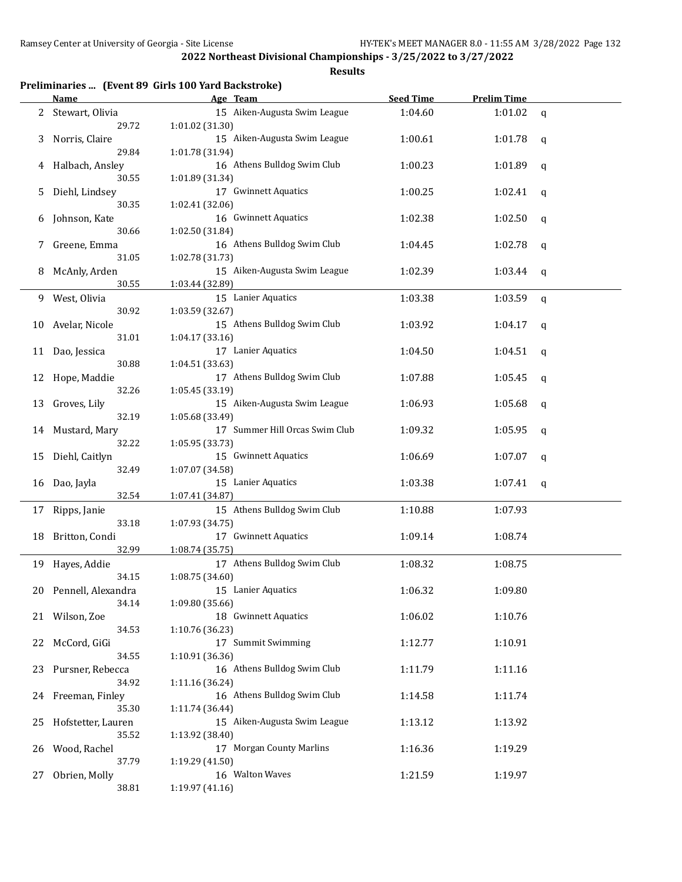## 2022 Northeast Divisional Championships - 3/25/2022 to 3/27/2022

### Results

**Preliminaries ... (Event 89 Girls 100 Yard Backstroke)**

| | Name | Age | Team | Seed Time | Prelim Time | |
|---|---|---|---|---|---|---|
| 2 | Stewart, Olivia | 15 | Aiken-Augusta Swim League | 1:04.60 | 1:01.02 | q |
| | 29.72 | 1:01.02 (31.30) | | | | |
| 3 | Norris, Claire | 15 | Aiken-Augusta Swim League | 1:00.61 | 1:01.78 | q |
| | 29.84 | 1:01.78 (31.94) | | | | |
| 4 | Halbach, Ansley | 16 | Athens Bulldog Swim Club | 1:00.23 | 1:01.89 | q |
| | 30.55 | 1:01.89 (31.34) | | | | |
| 5 | Diehl, Lindsey | 17 | Gwinnett Aquatics | 1:00.25 | 1:02.41 | q |
| | 30.35 | 1:02.41 (32.06) | | | | |
| 6 | Johnson, Kate | 16 | Gwinnett Aquatics | 1:02.38 | 1:02.50 | q |
| | 30.66 | 1:02.50 (31.84) | | | | |
| 7 | Greene, Emma | 16 | Athens Bulldog Swim Club | 1:04.45 | 1:02.78 | q |
| | 31.05 | 1:02.78 (31.73) | | | | |
| 8 | McAnly, Arden | 15 | Aiken-Augusta Swim League | 1:02.39 | 1:03.44 | q |
| | 30.55 | 1:03.44 (32.89) | | | | |
| 9 | West, Olivia | 15 | Lanier Aquatics | 1:03.38 | 1:03.59 | q |
| | 30.92 | 1:03.59 (32.67) | | | | |
| 10 | Avelar, Nicole | 15 | Athens Bulldog Swim Club | 1:03.92 | 1:04.17 | q |
| | 31.01 | 1:04.17 (33.16) | | | | |
| 11 | Dao, Jessica | 17 | Lanier Aquatics | 1:04.50 | 1:04.51 | q |
| | 30.88 | 1:04.51 (33.63) | | | | |
| 12 | Hope, Maddie | 17 | Athens Bulldog Swim Club | 1:07.88 | 1:05.45 | q |
| | 32.26 | 1:05.45 (33.19) | | | | |
| 13 | Groves, Lily | 15 | Aiken-Augusta Swim League | 1:06.93 | 1:05.68 | q |
| | 32.19 | 1:05.68 (33.49) | | | | |
| 14 | Mustard, Mary | 17 | Summer Hill Orcas Swim Club | 1:09.32 | 1:05.95 | q |
| | 32.22 | 1:05.95 (33.73) | | | | |
| 15 | Diehl, Caitlyn | 15 | Gwinnett Aquatics | 1:06.69 | 1:07.07 | q |
| | 32.49 | 1:07.07 (34.58) | | | | |
| 16 | Dao, Jayla | 15 | Lanier Aquatics | 1:03.38 | 1:07.41 | q |
| | 32.54 | 1:07.41 (34.87) | | | | |
| 17 | Ripps, Janie | 15 | Athens Bulldog Swim Club | 1:10.88 | 1:07.93 | |
| | 33.18 | 1:07.93 (34.75) | | | | |
| 18 | Britton, Condi | 17 | Gwinnett Aquatics | 1:09.14 | 1:08.74 | |
| | 32.99 | 1:08.74 (35.75) | | | | |
| 19 | Hayes, Addie | 17 | Athens Bulldog Swim Club | 1:08.32 | 1:08.75 | |
| | 34.15 | 1:08.75 (34.60) | | | | |
| 20 | Pennell, Alexandra | 15 | Lanier Aquatics | 1:06.32 | 1:09.80 | |
| | 34.14 | 1:09.80 (35.66) | | | | |
| 21 | Wilson, Zoe | 18 | Gwinnett Aquatics | 1:06.02 | 1:10.76 | |
| | 34.53 | 1:10.76 (36.23) | | | | |
| 22 | McCord, GiGi | 17 | Summit Swimming | 1:12.77 | 1:10.91 | |
| | 34.55 | 1:10.91 (36.36) | | | | |
| 23 | Pursner, Rebecca | 16 | Athens Bulldog Swim Club | 1:11.79 | 1:11.16 | |
| | 34.92 | 1:11.16 (36.24) | | | | |
| 24 | Freeman, Finley | 16 | Athens Bulldog Swim Club | 1:14.58 | 1:11.74 | |
| | 35.30 | 1:11.74 (36.44) | | | | |
| 25 | Hofstetter, Lauren | 15 | Aiken-Augusta Swim League | 1:13.12 | 1:13.92 | |
| | 35.52 | 1:13.92 (38.40) | | | | |
| 26 | Wood, Rachel | 17 | Morgan County Marlins | 1:16.36 | 1:19.29 | |
| | 37.79 | 1:19.29 (41.50) | | | | |
| 27 | Obrien, Molly | 16 | Walton Waves | 1:21.59 | 1:19.97 | |
| | 38.81 | 1:19.97 (41.16) | | | | |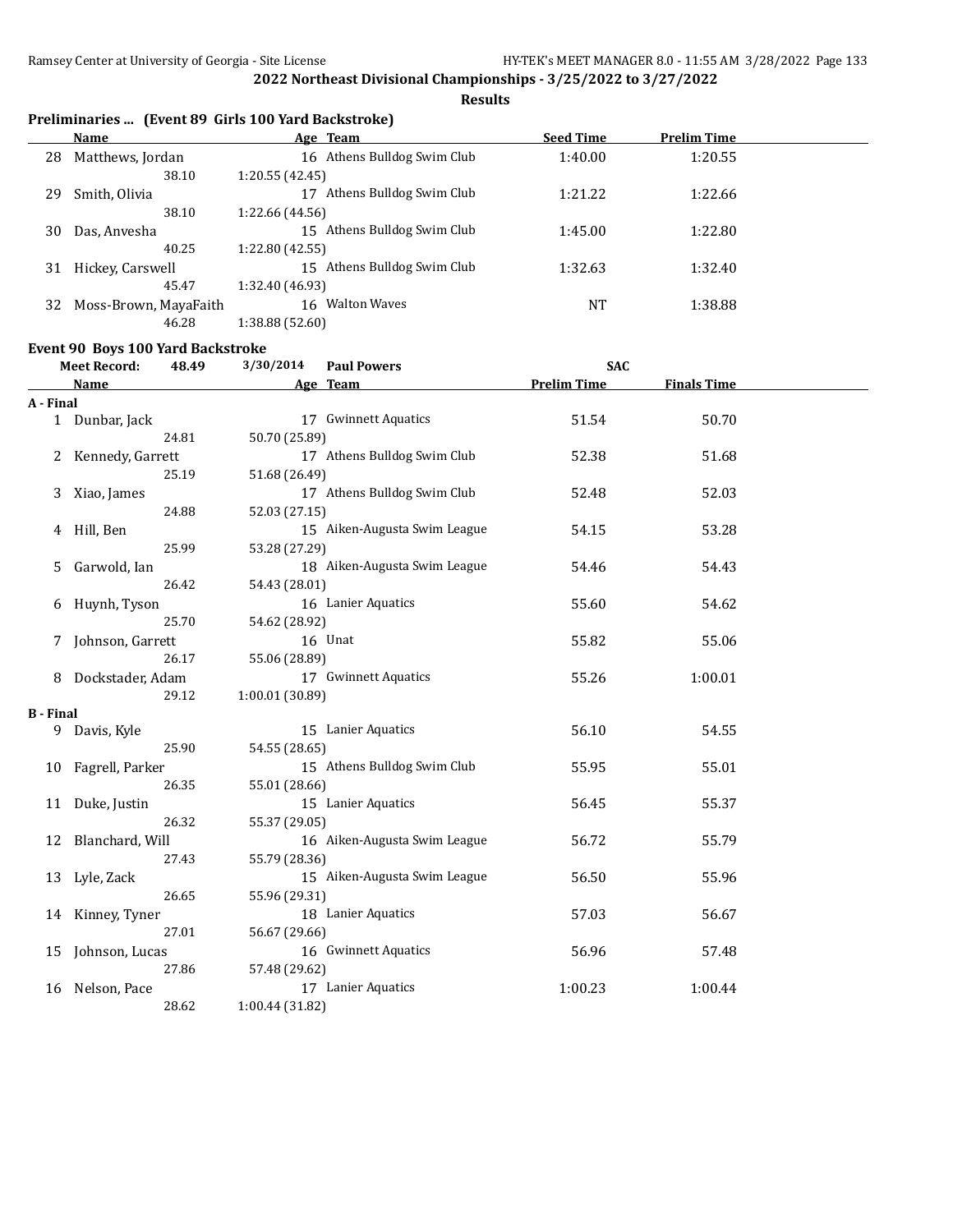## 2022 Northeast Divisional Championships - 3/25/2022 to 3/27/2022

**Results**

### Preliminaries ... (Event 89 Girls 100 Yard Backstroke)

| | Name | Age | Team | Seed Time | Prelim Time |
|---|---|---|---|---|---|
| 28 | Matthews, Jordan | 16 | Athens Bulldog Swim Club | 1:40.00 | 1:20.55 |
| | 38.10 &nbsp; 1:20.55 (42.45) | | | | |
| 29 | Smith, Olivia | 17 | Athens Bulldog Swim Club | 1:21.22 | 1:22.66 |
| | 38.10 &nbsp; 1:22.66 (44.56) | | | | |
| 30 | Das, Anvesha | 15 | Athens Bulldog Swim Club | 1:45.00 | 1:22.80 |
| | 40.25 &nbsp; 1:22.80 (42.55) | | | | |
| 31 | Hickey, Carswell | 15 | Athens Bulldog Swim Club | 1:32.63 | 1:32.40 |
| | 45.47 &nbsp; 1:32.40 (46.93) | | | | |
| 32 | Moss-Brown, MayaFaith | 16 | Walton Waves | NT | 1:38.88 |
| | 46.28 &nbsp; 1:38.88 (52.60) | | | | |

### Event 90 Boys 100 Yard Backstroke

**Meet Record:** 48.49 &nbsp; 3/30/2014 &nbsp; **Paul Powers** &nbsp; **SAC**

| | Name | Age | Team | Prelim Time | Finals Time |
|---|---|---|---|---|---|
| **A - Final** | | | | | |
| 1 | Dunbar, Jack | 17 | Gwinnett Aquatics | 51.54 | 50.70 |
| | 24.81 &nbsp; 50.70 (25.89) | | | | |
| 2 | Kennedy, Garrett | 17 | Athens Bulldog Swim Club | 52.38 | 51.68 |
| | 25.19 &nbsp; 51.68 (26.49) | | | | |
| 3 | Xiao, James | 17 | Athens Bulldog Swim Club | 52.48 | 52.03 |
| | 24.88 &nbsp; 52.03 (27.15) | | | | |
| 4 | Hill, Ben | 15 | Aiken-Augusta Swim League | 54.15 | 53.28 |
| | 25.99 &nbsp; 53.28 (27.29) | | | | |
| 5 | Garwold, Ian | 18 | Aiken-Augusta Swim League | 54.46 | 54.43 |
| | 26.42 &nbsp; 54.43 (28.01) | | | | |
| 6 | Huynh, Tyson | 16 | Lanier Aquatics | 55.60 | 54.62 |
| | 25.70 &nbsp; 54.62 (28.92) | | | | |
| 7 | Johnson, Garrett | 16 | Unat | 55.82 | 55.06 |
| | 26.17 &nbsp; 55.06 (28.89) | | | | |
| 8 | Dockstader, Adam | 17 | Gwinnett Aquatics | 55.26 | 1:00.01 |
| | 29.12 &nbsp; 1:00.01 (30.89) | | | | |
| **B - Final** | | | | | |
| 9 | Davis, Kyle | 15 | Lanier Aquatics | 56.10 | 54.55 |
| | 25.90 &nbsp; 54.55 (28.65) | | | | |
| 10 | Fagrell, Parker | 15 | Athens Bulldog Swim Club | 55.95 | 55.01 |
| | 26.35 &nbsp; 55.01 (28.66) | | | | |
| 11 | Duke, Justin | 15 | Lanier Aquatics | 56.45 | 55.37 |
| | 26.32 &nbsp; 55.37 (29.05) | | | | |
| 12 | Blanchard, Will | 16 | Aiken-Augusta Swim League | 56.72 | 55.79 |
| | 27.43 &nbsp; 55.79 (28.36) | | | | |
| 13 | Lyle, Zack | 15 | Aiken-Augusta Swim League | 56.50 | 55.96 |
| | 26.65 &nbsp; 55.96 (29.31) | | | | |
| 14 | Kinney, Tyner | 18 | Lanier Aquatics | 57.03 | 56.67 |
| | 27.01 &nbsp; 56.67 (29.66) | | | | |
| 15 | Johnson, Lucas | 16 | Gwinnett Aquatics | 56.96 | 57.48 |
| | 27.86 &nbsp; 57.48 (29.62) | | | | |
| 16 | Nelson, Pace | 17 | Lanier Aquatics | 1:00.23 | 1:00.44 |
| | 28.62 &nbsp; 1:00.44 (31.82) | | | | |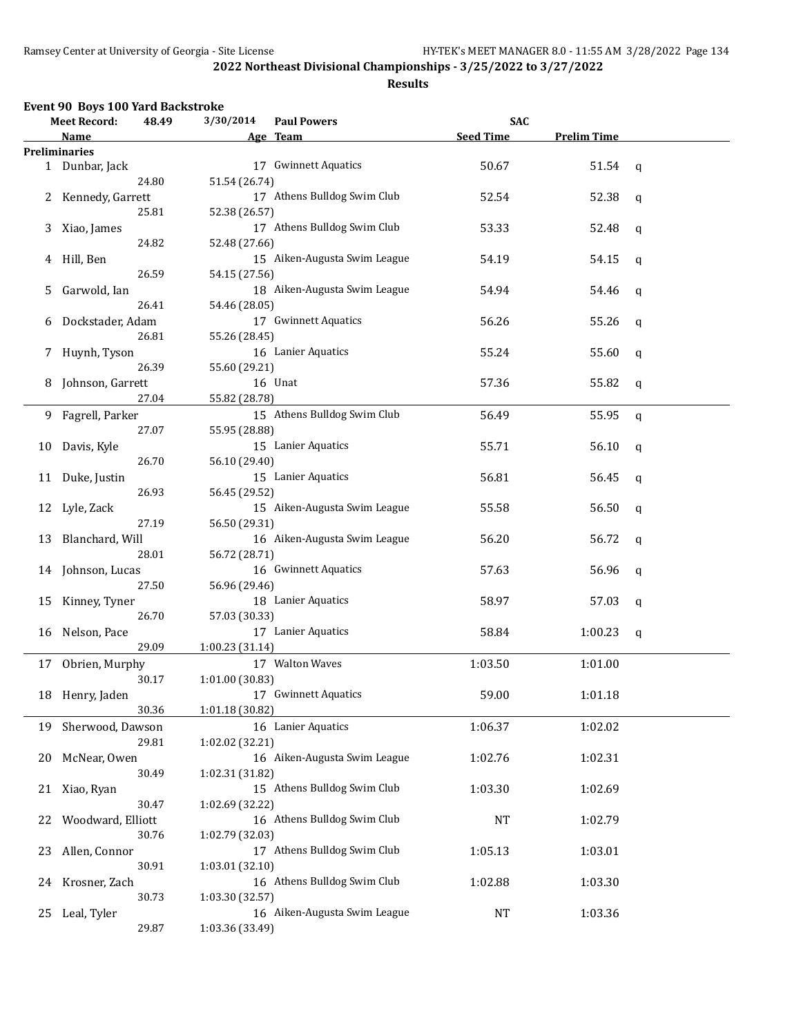## 2022 Northeast Divisional Championships - 3/25/2022 to 3/27/2022

### Results

### Event 90 Boys 100 Yard Backstroke

Meet Record: 48.49 3/30/2014 Paul Powers SAC

| | Name | Age | Team | Seed Time | Prelim Time | |
|---|---|---|---|---|---|---|
| **Preliminaries** | | | | | | |
| 1 | Dunbar, Jack | 17 | Gwinnett Aquatics | 50.67 | 51.54 | q |
| | 24.80 | 51.54 (26.74) | | | | |
| 2 | Kennedy, Garrett | 17 | Athens Bulldog Swim Club | 52.54 | 52.38 | q |
| | 25.81 | 52.38 (26.57) | | | | |
| 3 | Xiao, James | 17 | Athens Bulldog Swim Club | 53.33 | 52.48 | q |
| | 24.82 | 52.48 (27.66) | | | | |
| 4 | Hill, Ben | 15 | Aiken-Augusta Swim League | 54.19 | 54.15 | q |
| | 26.59 | 54.15 (27.56) | | | | |
| 5 | Garwold, Ian | 18 | Aiken-Augusta Swim League | 54.94 | 54.46 | q |
| | 26.41 | 54.46 (28.05) | | | | |
| 6 | Dockstader, Adam | 17 | Gwinnett Aquatics | 56.26 | 55.26 | q |
| | 26.81 | 55.26 (28.45) | | | | |
| 7 | Huynh, Tyson | 16 | Lanier Aquatics | 55.24 | 55.60 | q |
| | 26.39 | 55.60 (29.21) | | | | |
| 8 | Johnson, Garrett | 16 | Unat | 57.36 | 55.82 | q |
| | 27.04 | 55.82 (28.78) | | | | |
| 9 | Fagrell, Parker | 15 | Athens Bulldog Swim Club | 56.49 | 55.95 | q |
| | 27.07 | 55.95 (28.88) | | | | |
| 10 | Davis, Kyle | 15 | Lanier Aquatics | 55.71 | 56.10 | q |
| | 26.70 | 56.10 (29.40) | | | | |
| 11 | Duke, Justin | 15 | Lanier Aquatics | 56.81 | 56.45 | q |
| | 26.93 | 56.45 (29.52) | | | | |
| 12 | Lyle, Zack | 15 | Aiken-Augusta Swim League | 55.58 | 56.50 | q |
| | 27.19 | 56.50 (29.31) | | | | |
| 13 | Blanchard, Will | 16 | Aiken-Augusta Swim League | 56.20 | 56.72 | q |
| | 28.01 | 56.72 (28.71) | | | | |
| 14 | Johnson, Lucas | 16 | Gwinnett Aquatics | 57.63 | 56.96 | q |
| | 27.50 | 56.96 (29.46) | | | | |
| 15 | Kinney, Tyner | 18 | Lanier Aquatics | 58.97 | 57.03 | q |
| | 26.70 | 57.03 (30.33) | | | | |
| 16 | Nelson, Pace | 17 | Lanier Aquatics | 58.84 | 1:00.23 | q |
| | 29.09 | 1:00.23 (31.14) | | | | |
| 17 | Obrien, Murphy | 17 | Walton Waves | 1:03.50 | 1:01.00 | |
| | 30.17 | 1:01.00 (30.83) | | | | |
| 18 | Henry, Jaden | 17 | Gwinnett Aquatics | 59.00 | 1:01.18 | |
| | 30.36 | 1:01.18 (30.82) | | | | |
| 19 | Sherwood, Dawson | 16 | Lanier Aquatics | 1:06.37 | 1:02.02 | |
| | 29.81 | 1:02.02 (32.21) | | | | |
| 20 | McNear, Owen | 16 | Aiken-Augusta Swim League | 1:02.76 | 1:02.31 | |
| | 30.49 | 1:02.31 (31.82) | | | | |
| 21 | Xiao, Ryan | 15 | Athens Bulldog Swim Club | 1:03.30 | 1:02.69 | |
| | 30.47 | 1:02.69 (32.22) | | | | |
| 22 | Woodward, Elliott | 16 | Athens Bulldog Swim Club | NT | 1:02.79 | |
| | 30.76 | 1:02.79 (32.03) | | | | |
| 23 | Allen, Connor | 17 | Athens Bulldog Swim Club | 1:05.13 | 1:03.01 | |
| | 30.91 | 1:03.01 (32.10) | | | | |
| 24 | Krosner, Zach | 16 | Athens Bulldog Swim Club | 1:02.88 | 1:03.30 | |
| | 30.73 | 1:03.30 (32.57) | | | | |
| 25 | Leal, Tyler | 16 | Aiken-Augusta Swim League | NT | 1:03.36 | |
| | 29.87 | 1:03.36 (33.49) | | | | |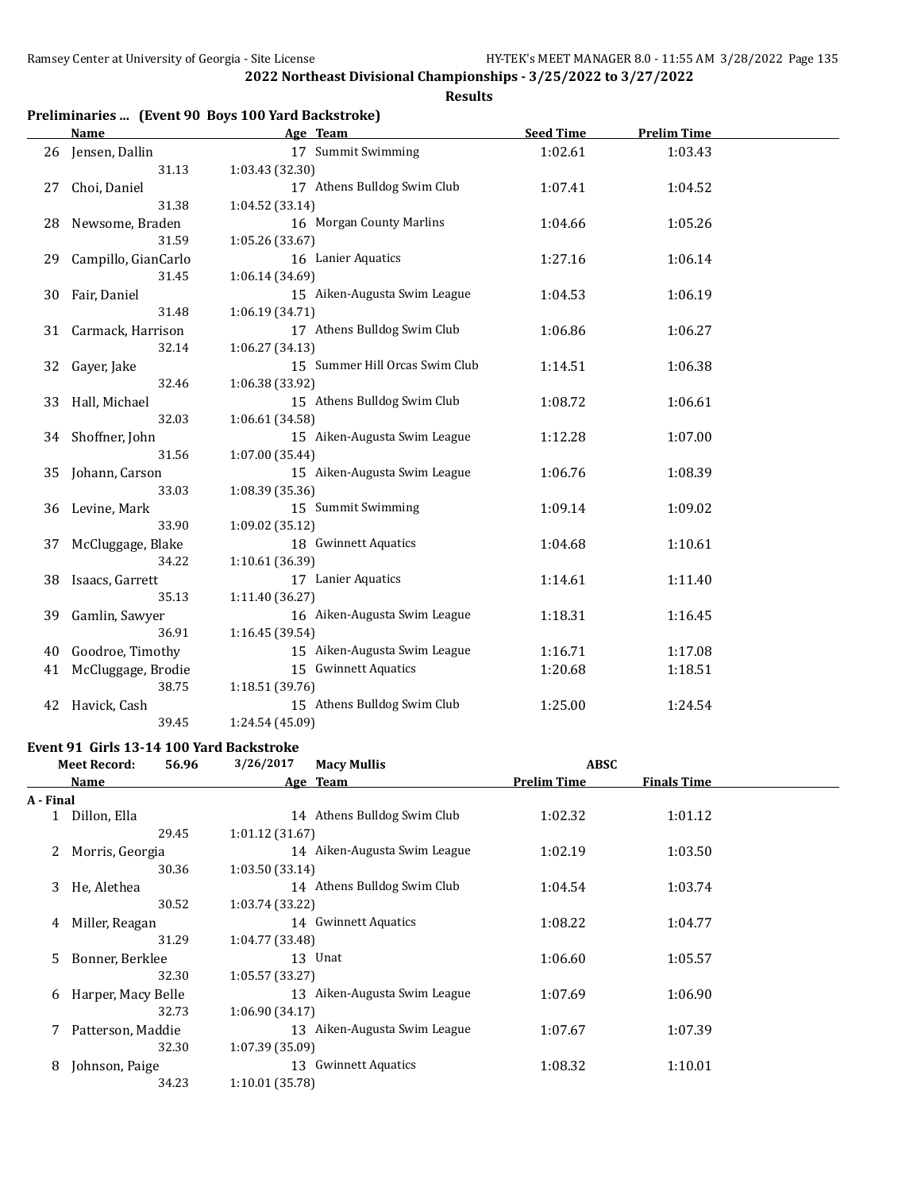**2022 Northeast Divisional Championships - 3/25/2022 to 3/27/2022**

**Results**

### Preliminaries ... (Event 90 Boys 100 Yard Backstroke)

| | Name | Age | Team | Seed Time | Prelim Time |
|---|---|---|---|---|---|
| 26 | Jensen, Dallin | 17 | Summit Swimming | 1:02.61 | 1:03.43 |
| | 31.13 | | 1:03.43 (32.30) | | |
| 27 | Choi, Daniel | 17 | Athens Bulldog Swim Club | 1:07.41 | 1:04.52 |
| | 31.38 | | 1:04.52 (33.14) | | |
| 28 | Newsome, Braden | 16 | Morgan County Marlins | 1:04.66 | 1:05.26 |
| | 31.59 | | 1:05.26 (33.67) | | |
| 29 | Campillo, GianCarlo | 16 | Lanier Aquatics | 1:27.16 | 1:06.14 |
| | 31.45 | | 1:06.14 (34.69) | | |
| 30 | Fair, Daniel | 15 | Aiken-Augusta Swim League | 1:04.53 | 1:06.19 |
| | 31.48 | | 1:06.19 (34.71) | | |
| 31 | Carmack, Harrison | 17 | Athens Bulldog Swim Club | 1:06.86 | 1:06.27 |
| | 32.14 | | 1:06.27 (34.13) | | |
| 32 | Gayer, Jake | 15 | Summer Hill Orcas Swim Club | 1:14.51 | 1:06.38 |
| | 32.46 | | 1:06.38 (33.92) | | |
| 33 | Hall, Michael | 15 | Athens Bulldog Swim Club | 1:08.72 | 1:06.61 |
| | 32.03 | | 1:06.61 (34.58) | | |
| 34 | Shoffner, John | 15 | Aiken-Augusta Swim League | 1:12.28 | 1:07.00 |
| | 31.56 | | 1:07.00 (35.44) | | |
| 35 | Johann, Carson | 15 | Aiken-Augusta Swim League | 1:06.76 | 1:08.39 |
| | 33.03 | | 1:08.39 (35.36) | | |
| 36 | Levine, Mark | 15 | Summit Swimming | 1:09.14 | 1:09.02 |
| | 33.90 | | 1:09.02 (35.12) | | |
| 37 | McCluggage, Blake | 18 | Gwinnett Aquatics | 1:04.68 | 1:10.61 |
| | 34.22 | | 1:10.61 (36.39) | | |
| 38 | Isaacs, Garrett | 17 | Lanier Aquatics | 1:14.61 | 1:11.40 |
| | 35.13 | | 1:11.40 (36.27) | | |
| 39 | Gamlin, Sawyer | 16 | Aiken-Augusta Swim League | 1:18.31 | 1:16.45 |
| | 36.91 | | 1:16.45 (39.54) | | |
| 40 | Goodroe, Timothy | 15 | Aiken-Augusta Swim League | 1:16.71 | 1:17.08 |
| 41 | McCluggage, Brodie | 15 | Gwinnett Aquatics | 1:20.68 | 1:18.51 |
| | 38.75 | | 1:18.51 (39.76) | | |
| 42 | Havick, Cash | 15 | Athens Bulldog Swim Club | 1:25.00 | 1:24.54 |
| | 39.45 | | 1:24.54 (45.09) | | |

### Event 91 Girls 13-14 100 Yard Backstroke

Meet Record: 56.96 3/26/2017 Macy Mullis ABSC

| | Name | Age | Team | Prelim Time | Finals Time |
|---|---|---|---|---|---|
| **A - Final** | | | | | |
| 1 | Dillon, Ella | 14 | Athens Bulldog Swim Club | 1:02.32 | 1:01.12 |
| | 29.45 | | 1:01.12 (31.67) | | |
| 2 | Morris, Georgia | 14 | Aiken-Augusta Swim League | 1:02.19 | 1:03.50 |
| | 30.36 | | 1:03.50 (33.14) | | |
| 3 | He, Alethea | 14 | Athens Bulldog Swim Club | 1:04.54 | 1:03.74 |
| | 30.52 | | 1:03.74 (33.22) | | |
| 4 | Miller, Reagan | 14 | Gwinnett Aquatics | 1:08.22 | 1:04.77 |
| | 31.29 | | 1:04.77 (33.48) | | |
| 5 | Bonner, Berklee | 13 | Unat | 1:06.60 | 1:05.57 |
| | 32.30 | | 1:05.57 (33.27) | | |
| 6 | Harper, Macy Belle | 13 | Aiken-Augusta Swim League | 1:07.69 | 1:06.90 |
| | 32.73 | | 1:06.90 (34.17) | | |
| 7 | Patterson, Maddie | 13 | Aiken-Augusta Swim League | 1:07.67 | 1:07.39 |
| | 32.30 | | 1:07.39 (35.09) | | |
| 8 | Johnson, Paige | 13 | Gwinnett Aquatics | 1:08.32 | 1:10.01 |
| | 34.23 | | 1:10.01 (35.78) | | |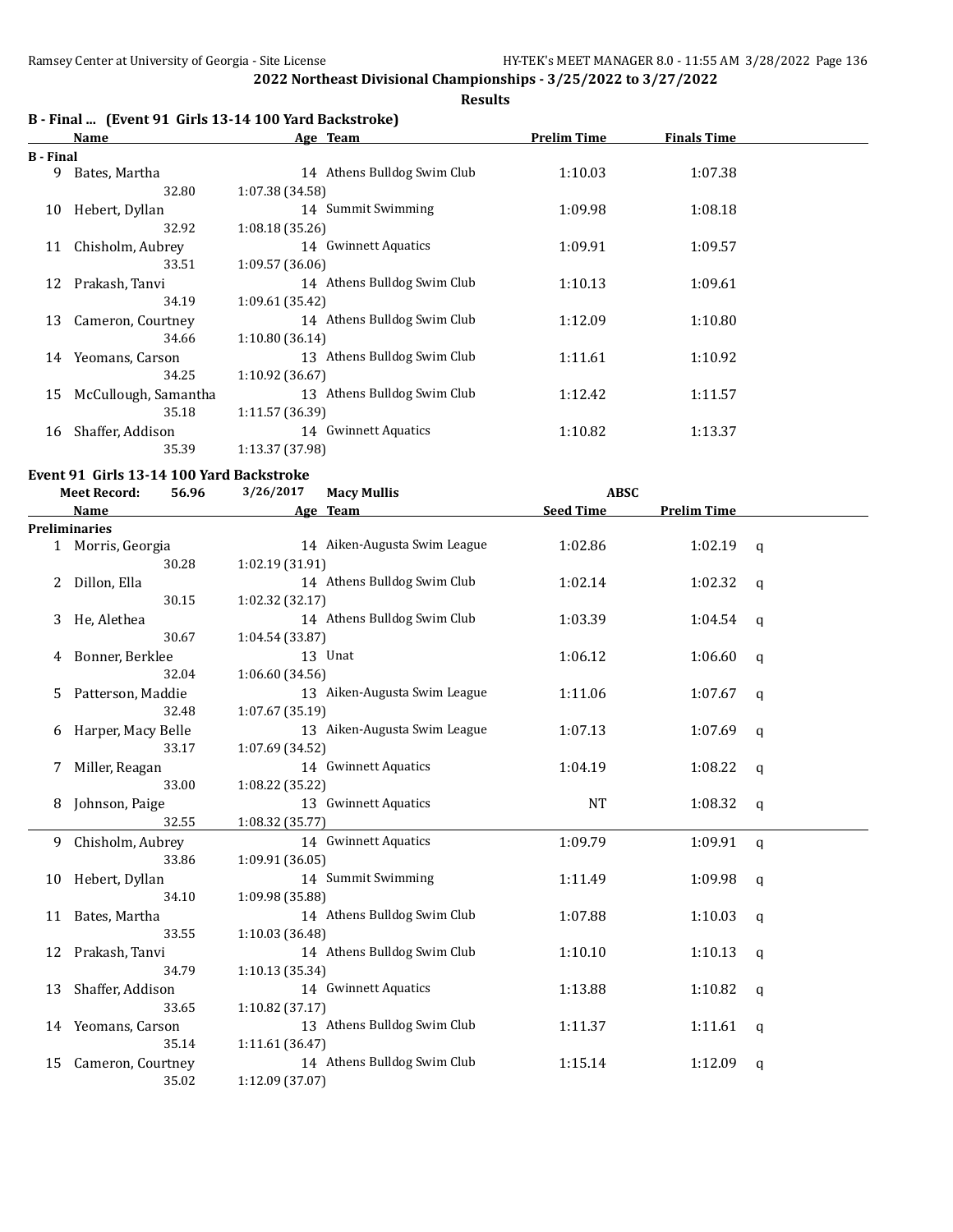**2022 Northeast Divisional Championships - 3/25/2022 to 3/27/2022**

**Results**

## B - Final ... (Event 91 Girls 13-14 100 Yard Backstroke)

| | Name | Age | Team | Prelim Time | Finals Time |
|---|---|---|---|---|---|
| **B - Final** | | | | | |
| 9 | Bates, Martha | 14 | Athens Bulldog Swim Club | 1:10.03 | 1:07.38 |
| | 32.80 | 1:07.38 (34.58) | | | |
| 10 | Hebert, Dyllan | 14 | Summit Swimming | 1:09.98 | 1:08.18 |
| | 32.92 | 1:08.18 (35.26) | | | |
| 11 | Chisholm, Aubrey | 14 | Gwinnett Aquatics | 1:09.91 | 1:09.57 |
| | 33.51 | 1:09.57 (36.06) | | | |
| 12 | Prakash, Tanvi | 14 | Athens Bulldog Swim Club | 1:10.13 | 1:09.61 |
| | 34.19 | 1:09.61 (35.42) | | | |
| 13 | Cameron, Courtney | 14 | Athens Bulldog Swim Club | 1:12.09 | 1:10.80 |
| | 34.66 | 1:10.80 (36.14) | | | |
| 14 | Yeomans, Carson | 13 | Athens Bulldog Swim Club | 1:11.61 | 1:10.92 |
| | 34.25 | 1:10.92 (36.67) | | | |
| 15 | McCullough, Samantha | 13 | Athens Bulldog Swim Club | 1:12.42 | 1:11.57 |
| | 35.18 | 1:11.57 (36.39) | | | |
| 16 | Shaffer, Addison | 14 | Gwinnett Aquatics | 1:10.82 | 1:13.37 |
| | 35.39 | 1:13.37 (37.98) | | | |

## Event 91 Girls 13-14 100 Yard Backstroke

**Meet Record:** 56.96 3/26/2017 **Macy Mullis** **ABSC**

| | Name | Age | Team | Seed Time | Prelim Time | |
|---|---|---|---|---|---|---|
| **Preliminaries** | | | | | | |
| 1 | Morris, Georgia | 14 | Aiken-Augusta Swim League | 1:02.86 | 1:02.19 | q |
| | 30.28 | 1:02.19 (31.91) | | | | |
| 2 | Dillon, Ella | 14 | Athens Bulldog Swim Club | 1:02.14 | 1:02.32 | q |
| | 30.15 | 1:02.32 (32.17) | | | | |
| 3 | He, Alethea | 14 | Athens Bulldog Swim Club | 1:03.39 | 1:04.54 | q |
| | 30.67 | 1:04.54 (33.87) | | | | |
| 4 | Bonner, Berklee | 13 | Unat | 1:06.12 | 1:06.60 | q |
| | 32.04 | 1:06.60 (34.56) | | | | |
| 5 | Patterson, Maddie | 13 | Aiken-Augusta Swim League | 1:11.06 | 1:07.67 | q |
| | 32.48 | 1:07.67 (35.19) | | | | |
| 6 | Harper, Macy Belle | 13 | Aiken-Augusta Swim League | 1:07.13 | 1:07.69 | q |
| | 33.17 | 1:07.69 (34.52) | | | | |
| 7 | Miller, Reagan | 14 | Gwinnett Aquatics | 1:04.19 | 1:08.22 | q |
| | 33.00 | 1:08.22 (35.22) | | | | |
| 8 | Johnson, Paige | 13 | Gwinnett Aquatics | NT | 1:08.32 | q |
| | 32.55 | 1:08.32 (35.77) | | | | |
| 9 | Chisholm, Aubrey | 14 | Gwinnett Aquatics | 1:09.79 | 1:09.91 | q |
| | 33.86 | 1:09.91 (36.05) | | | | |
| 10 | Hebert, Dyllan | 14 | Summit Swimming | 1:11.49 | 1:09.98 | q |
| | 34.10 | 1:09.98 (35.88) | | | | |
| 11 | Bates, Martha | 14 | Athens Bulldog Swim Club | 1:07.88 | 1:10.03 | q |
| | 33.55 | 1:10.03 (36.48) | | | | |
| 12 | Prakash, Tanvi | 14 | Athens Bulldog Swim Club | 1:10.10 | 1:10.13 | q |
| | 34.79 | 1:10.13 (35.34) | | | | |
| 13 | Shaffer, Addison | 14 | Gwinnett Aquatics | 1:13.88 | 1:10.82 | q |
| | 33.65 | 1:10.82 (37.17) | | | | |
| 14 | Yeomans, Carson | 13 | Athens Bulldog Swim Club | 1:11.37 | 1:11.61 | q |
| | 35.14 | 1:11.61 (36.47) | | | | |
| 15 | Cameron, Courtney | 14 | Athens Bulldog Swim Club | 1:15.14 | 1:12.09 | q |
| | 35.02 | 1:12.09 (37.07) | | | | |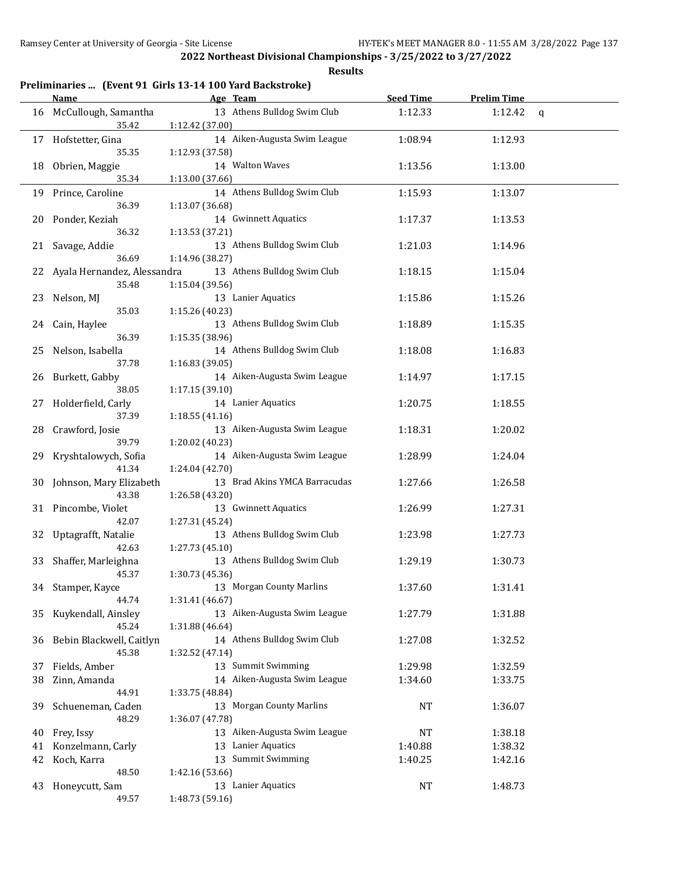## 2022 Northeast Divisional Championships - 3/25/2022 to 3/27/2022

### Results

#### Preliminaries ... (Event 91 Girls 13-14 100 Yard Backstroke)

| | Name | Age | Team | Seed Time | Prelim Time | |
|---|---|---|---|---|---|---|
| 16 | McCullough, Samantha | 13 | Athens Bulldog Swim Club | 1:12.33 | 1:12.42 | q |
| | 35.42 | 1:12.42 (37.00) | | | | |
| 17 | Hofstetter, Gina | 14 | Aiken-Augusta Swim League | 1:08.94 | 1:12.93 | |
| | 35.35 | 1:12.93 (37.58) | | | | |
| 18 | Obrien, Maggie | 14 | Walton Waves | 1:13.56 | 1:13.00 | |
| | 35.34 | 1:13.00 (37.66) | | | | |
| 19 | Prince, Caroline | 14 | Athens Bulldog Swim Club | 1:15.93 | 1:13.07 | |
| | 36.39 | 1:13.07 (36.68) | | | | |
| 20 | Ponder, Keziah | 14 | Gwinnett Aquatics | 1:17.37 | 1:13.53 | |
| | 36.32 | 1:13.53 (37.21) | | | | |
| 21 | Savage, Addie | 13 | Athens Bulldog Swim Club | 1:21.03 | 1:14.96 | |
| | 36.69 | 1:14.96 (38.27) | | | | |
| 22 | Ayala Hernandez, Alessandra | 13 | Athens Bulldog Swim Club | 1:18.15 | 1:15.04 | |
| | 35.48 | 1:15.04 (39.56) | | | | |
| 23 | Nelson, MJ | 13 | Lanier Aquatics | 1:15.86 | 1:15.26 | |
| | 35.03 | 1:15.26 (40.23) | | | | |
| 24 | Cain, Haylee | 13 | Athens Bulldog Swim Club | 1:18.89 | 1:15.35 | |
| | 36.39 | 1:15.35 (38.96) | | | | |
| 25 | Nelson, Isabella | 14 | Athens Bulldog Swim Club | 1:18.08 | 1:16.83 | |
| | 37.78 | 1:16.83 (39.05) | | | | |
| 26 | Burkett, Gabby | 14 | Aiken-Augusta Swim League | 1:14.97 | 1:17.15 | |
| | 38.05 | 1:17.15 (39.10) | | | | |
| 27 | Holderfield, Carly | 14 | Lanier Aquatics | 1:20.75 | 1:18.55 | |
| | 37.39 | 1:18.55 (41.16) | | | | |
| 28 | Crawford, Josie | 13 | Aiken-Augusta Swim League | 1:18.31 | 1:20.02 | |
| | 39.79 | 1:20.02 (40.23) | | | | |
| 29 | Kryshtalowych, Sofia | 14 | Aiken-Augusta Swim League | 1:28.99 | 1:24.04 | |
| | 41.34 | 1:24.04 (42.70) | | | | |
| 30 | Johnson, Mary Elizabeth | 13 | Brad Akins YMCA Barracudas | 1:27.66 | 1:26.58 | |
| | 43.38 | 1:26.58 (43.20) | | | | |
| 31 | Pincombe, Violet | 13 | Gwinnett Aquatics | 1:26.99 | 1:27.31 | |
| | 42.07 | 1:27.31 (45.24) | | | | |
| 32 | Uptagrafft, Natalie | 13 | Athens Bulldog Swim Club | 1:23.98 | 1:27.73 | |
| | 42.63 | 1:27.73 (45.10) | | | | |
| 33 | Shaffer, Marleighna | 13 | Athens Bulldog Swim Club | 1:29.19 | 1:30.73 | |
| | 45.37 | 1:30.73 (45.36) | | | | |
| 34 | Stamper, Kayce | 13 | Morgan County Marlins | 1:37.60 | 1:31.41 | |
| | 44.74 | 1:31.41 (46.67) | | | | |
| 35 | Kuykendall, Ainsley | 13 | Aiken-Augusta Swim League | 1:27.79 | 1:31.88 | |
| | 45.24 | 1:31.88 (46.64) | | | | |
| 36 | Bebin Blackwell, Caitlyn | 14 | Athens Bulldog Swim Club | 1:27.08 | 1:32.52 | |
| | 45.38 | 1:32.52 (47.14) | | | | |
| 37 | Fields, Amber | 13 | Summit Swimming | 1:29.98 | 1:32.59 | |
| 38 | Zinn, Amanda | 14 | Aiken-Augusta Swim League | 1:34.60 | 1:33.75 | |
| | 44.91 | 1:33.75 (48.84) | | | | |
| 39 | Schueneman, Caden | 13 | Morgan County Marlins | NT | 1:36.07 | |
| | 48.29 | 1:36.07 (47.78) | | | | |
| 40 | Frey, Issy | 13 | Aiken-Augusta Swim League | NT | 1:38.18 | |
| 41 | Konzelmann, Carly | 13 | Lanier Aquatics | 1:40.88 | 1:38.32 | |
| 42 | Koch, Karra | 13 | Summit Swimming | 1:40.25 | 1:42.16 | |
| | 48.50 | 1:42.16 (53.66) | | | | |
| 43 | Honeycutt, Sam | 13 | Lanier Aquatics | NT | 1:48.73 | |
| | 49.57 | 1:48.73 (59.16) | | | | |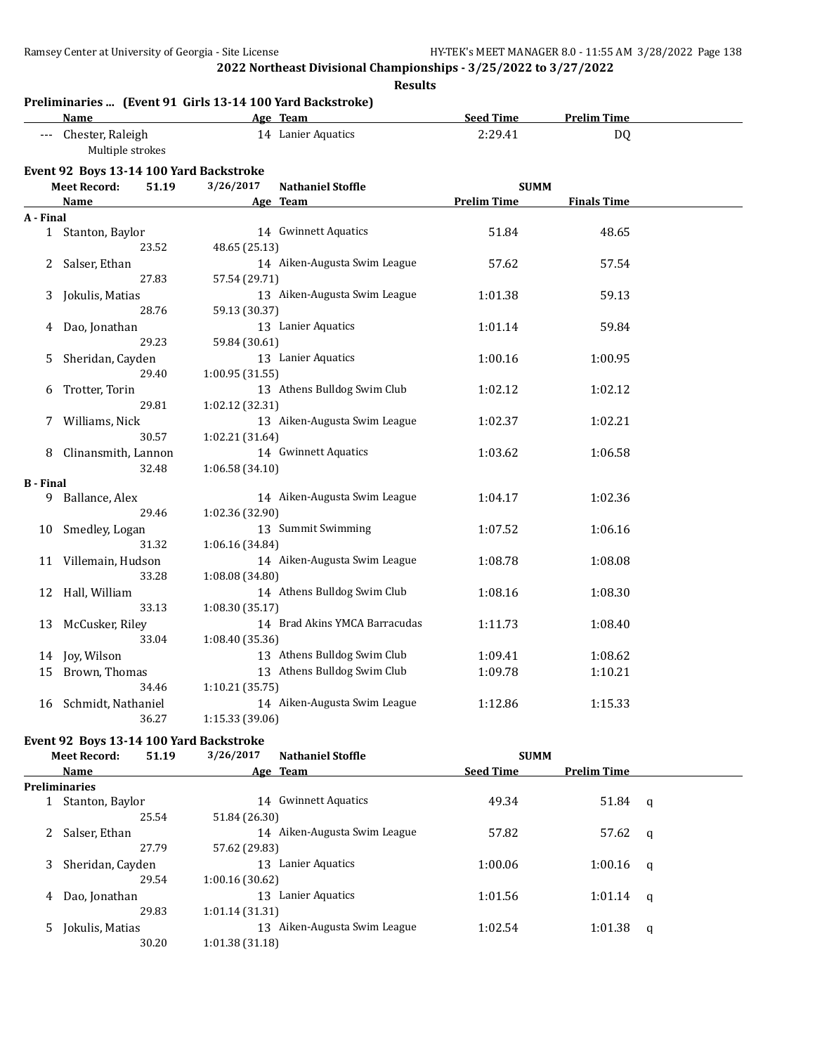**2022 Northeast Divisional Championships - 3/25/2022 to 3/27/2022**

**Results**

## Preliminaries ... (Event 91 Girls 13-14 100 Yard Backstroke)

| | Name | Age | Team | Seed Time | Prelim Time |
|---|---|---|---|---|---|
| --- | Chester, Raleigh | 14 | Lanier Aquatics | 2:29.41 | DQ |
| | Multiple strokes | | | | |

## Event 92 Boys 13-14 100 Yard Backstroke

Meet Record: 51.19 3/26/2017 Nathaniel Stoffle SUMM

| | Name | Age | Team | Prelim Time | Finals Time |
|---|---|---|---|---|---|
| **A - Final** | | | | | |
| 1 | Stanton, Baylor | 14 | Gwinnett Aquatics | 51.84 | 48.65 |
| | 23.52 | 48.65 (25.13) | | | |
| 2 | Salser, Ethan | 14 | Aiken-Augusta Swim League | 57.62 | 57.54 |
| | 27.83 | 57.54 (29.71) | | | |
| 3 | Jokulis, Matias | 13 | Aiken-Augusta Swim League | 1:01.38 | 59.13 |
| | 28.76 | 59.13 (30.37) | | | |
| 4 | Dao, Jonathan | 13 | Lanier Aquatics | 1:01.14 | 59.84 |
| | 29.23 | 59.84 (30.61) | | | |
| 5 | Sheridan, Cayden | 13 | Lanier Aquatics | 1:00.16 | 1:00.95 |
| | 29.40 | 1:00.95 (31.55) | | | |
| 6 | Trotter, Torin | 13 | Athens Bulldog Swim Club | 1:02.12 | 1:02.12 |
| | 29.81 | 1:02.12 (32.31) | | | |
| 7 | Williams, Nick | 13 | Aiken-Augusta Swim League | 1:02.37 | 1:02.21 |
| | 30.57 | 1:02.21 (31.64) | | | |
| 8 | Clinansmith, Lannon | 14 | Gwinnett Aquatics | 1:03.62 | 1:06.58 |
| | 32.48 | 1:06.58 (34.10) | | | |
| **B - Final** | | | | | |
| 9 | Ballance, Alex | 14 | Aiken-Augusta Swim League | 1:04.17 | 1:02.36 |
| | 29.46 | 1:02.36 (32.90) | | | |
| 10 | Smedley, Logan | 13 | Summit Swimming | 1:07.52 | 1:06.16 |
| | 31.32 | 1:06.16 (34.84) | | | |
| 11 | Villemain, Hudson | 14 | Aiken-Augusta Swim League | 1:08.78 | 1:08.08 |
| | 33.28 | 1:08.08 (34.80) | | | |
| 12 | Hall, William | 14 | Athens Bulldog Swim Club | 1:08.16 | 1:08.30 |
| | 33.13 | 1:08.30 (35.17) | | | |
| 13 | McCusker, Riley | 14 | Brad Akins YMCA Barracudas | 1:11.73 | 1:08.40 |
| | 33.04 | 1:08.40 (35.36) | | | |
| 14 | Joy, Wilson | 13 | Athens Bulldog Swim Club | 1:09.41 | 1:08.62 |
| 15 | Brown, Thomas | 13 | Athens Bulldog Swim Club | 1:09.78 | 1:10.21 |
| | 34.46 | 1:10.21 (35.75) | | | |
| 16 | Schmidt, Nathaniel | 14 | Aiken-Augusta Swim League | 1:12.86 | 1:15.33 |
| | 36.27 | 1:15.33 (39.06) | | | |

## Event 92 Boys 13-14 100 Yard Backstroke

Meet Record: 51.19 3/26/2017 Nathaniel Stoffle SUMM

| | Name | Age | Team | Seed Time | Prelim Time | |
|---|---|---|---|---|---|---|
| **Preliminaries** | | | | | | |
| 1 | Stanton, Baylor | 14 | Gwinnett Aquatics | 49.34 | 51.84 | q |
| | 25.54 | 51.84 (26.30) | | | | |
| 2 | Salser, Ethan | 14 | Aiken-Augusta Swim League | 57.82 | 57.62 | q |
| | 27.79 | 57.62 (29.83) | | | | |
| 3 | Sheridan, Cayden | 13 | Lanier Aquatics | 1:00.06 | 1:00.16 | q |
| | 29.54 | 1:00.16 (30.62) | | | | |
| 4 | Dao, Jonathan | 13 | Lanier Aquatics | 1:01.56 | 1:01.14 | q |
| | 29.83 | 1:01.14 (31.31) | | | | |
| 5 | Jokulis, Matias | 13 | Aiken-Augusta Swim League | 1:02.54 | 1:01.38 | q |
| | 30.20 | 1:01.38 (31.18) | | | | |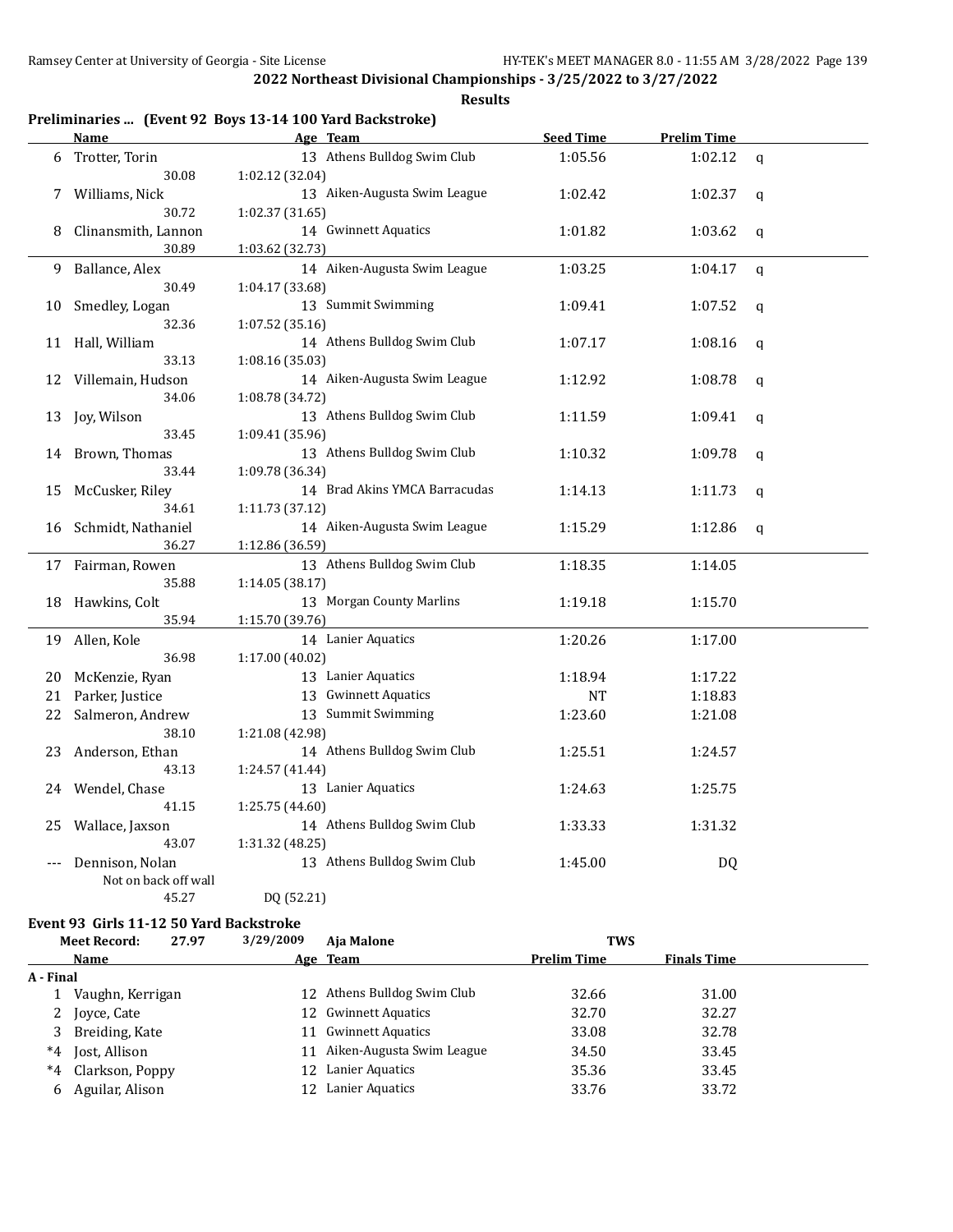## 2022 Northeast Divisional Championships - 3/25/2022 to 3/27/2022

**Results**

### Preliminaries ... (Event 92 Boys 13-14 100 Yard Backstroke)

| | Name | Age | Team | Seed Time | Prelim Time | |
|---|---|---|---|---|---|---|
| 6 | Trotter, Torin | 13 | Athens Bulldog Swim Club | 1:05.56 | 1:02.12 | q |
| | 30.08 | 1:02.12 (32.04) | | | | |
| 7 | Williams, Nick | 13 | Aiken-Augusta Swim League | 1:02.42 | 1:02.37 | q |
| | 30.72 | 1:02.37 (31.65) | | | | |
| 8 | Clinansmith, Lannon | 14 | Gwinnett Aquatics | 1:01.82 | 1:03.62 | q |
| | 30.89 | 1:03.62 (32.73) | | | | |
| 9 | Ballance, Alex | 14 | Aiken-Augusta Swim League | 1:03.25 | 1:04.17 | q |
| | 30.49 | 1:04.17 (33.68) | | | | |
| 10 | Smedley, Logan | 13 | Summit Swimming | 1:09.41 | 1:07.52 | q |
| | 32.36 | 1:07.52 (35.16) | | | | |
| 11 | Hall, William | 14 | Athens Bulldog Swim Club | 1:07.17 | 1:08.16 | q |
| | 33.13 | 1:08.16 (35.03) | | | | |
| 12 | Villemain, Hudson | 14 | Aiken-Augusta Swim League | 1:12.92 | 1:08.78 | q |
| | 34.06 | 1:08.78 (34.72) | | | | |
| 13 | Joy, Wilson | 13 | Athens Bulldog Swim Club | 1:11.59 | 1:09.41 | q |
| | 33.45 | 1:09.41 (35.96) | | | | |
| 14 | Brown, Thomas | 13 | Athens Bulldog Swim Club | 1:10.32 | 1:09.78 | q |
| | 33.44 | 1:09.78 (36.34) | | | | |
| 15 | McCusker, Riley | 14 | Brad Akins YMCA Barracudas | 1:14.13 | 1:11.73 | q |
| | 34.61 | 1:11.73 (37.12) | | | | |
| 16 | Schmidt, Nathaniel | 14 | Aiken-Augusta Swim League | 1:15.29 | 1:12.86 | q |
| | 36.27 | 1:12.86 (36.59) | | | | |
| 17 | Fairman, Rowen | 13 | Athens Bulldog Swim Club | 1:18.35 | 1:14.05 | |
| | 35.88 | 1:14.05 (38.17) | | | | |
| 18 | Hawkins, Colt | 13 | Morgan County Marlins | 1:19.18 | 1:15.70 | |
| | 35.94 | 1:15.70 (39.76) | | | | |
| 19 | Allen, Kole | 14 | Lanier Aquatics | 1:20.26 | 1:17.00 | |
| | 36.98 | 1:17.00 (40.02) | | | | |
| 20 | McKenzie, Ryan | 13 | Lanier Aquatics | 1:18.94 | 1:17.22 | |
| 21 | Parker, Justice | 13 | Gwinnett Aquatics | NT | 1:18.83 | |
| 22 | Salmeron, Andrew | 13 | Summit Swimming | 1:23.60 | 1:21.08 | |
| | 38.10 | 1:21.08 (42.98) | | | | |
| 23 | Anderson, Ethan | 14 | Athens Bulldog Swim Club | 1:25.51 | 1:24.57 | |
| | 43.13 | 1:24.57 (41.44) | | | | |
| 24 | Wendel, Chase | 13 | Lanier Aquatics | 1:24.63 | 1:25.75 | |
| | 41.15 | 1:25.75 (44.60) | | | | |
| 25 | Wallace, Jaxson | 14 | Athens Bulldog Swim Club | 1:33.33 | 1:31.32 | |
| | 43.07 | 1:31.32 (48.25) | | | | |
| --- | Dennison, Nolan | 13 | Athens Bulldog Swim Club | 1:45.00 | DQ | |
| | Not on back off wall | | | | | |
| | 45.27 | DQ (52.21) | | | | |

### Event 93 Girls 11-12 50 Yard Backstroke

Meet Record: 27.97 3/29/2009 Aja Malone TWS

| | Name | Age | Team | Prelim Time | Finals Time |
|---|---|---|---|---|---|
| **A - Final** | | | | | |
| 1 | Vaughn, Kerrigan | 12 | Athens Bulldog Swim Club | 32.66 | 31.00 |
| 2 | Joyce, Cate | 12 | Gwinnett Aquatics | 32.70 | 32.27 |
| 3 | Breiding, Kate | 11 | Gwinnett Aquatics | 33.08 | 32.78 |
| *4 | Jost, Allison | 11 | Aiken-Augusta Swim League | 34.50 | 33.45 |
| *4 | Clarkson, Poppy | 12 | Lanier Aquatics | 35.36 | 33.45 |
| 6 | Aguilar, Alison | 12 | Lanier Aquatics | 33.76 | 33.72 |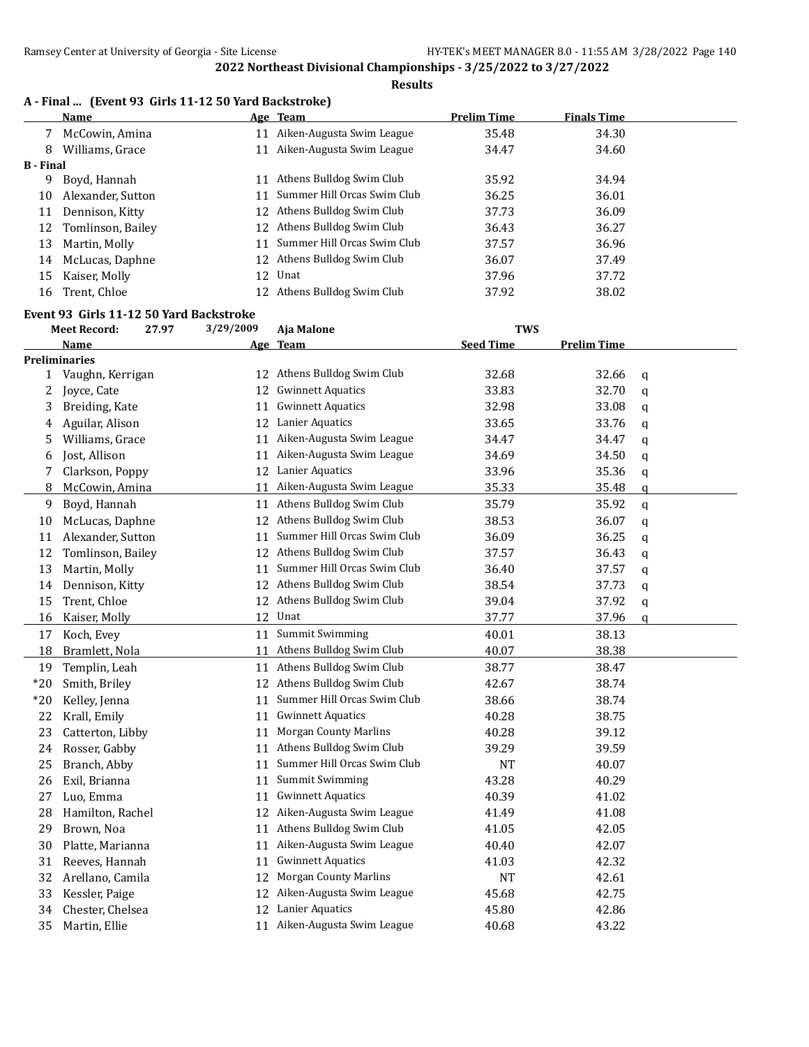## 2022 Northeast Divisional Championships - 3/25/2022 to 3/27/2022

**Results**

### A - Final ... (Event 93 Girls 11-12 50 Yard Backstroke)

| | Name | Age | Team | Prelim Time | Finals Time |
|---|---|---|---|---|---|
| 7 | McCowin, Amina | 11 | Aiken-Augusta Swim League | 35.48 | 34.30 |
| 8 | Williams, Grace | 11 | Aiken-Augusta Swim League | 34.47 | 34.60 |
| **B - Final** | | | | | |
| 9 | Boyd, Hannah | 11 | Athens Bulldog Swim Club | 35.92 | 34.94 |
| 10 | Alexander, Sutton | 11 | Summer Hill Orcas Swim Club | 36.25 | 36.01 |
| 11 | Dennison, Kitty | 12 | Athens Bulldog Swim Club | 37.73 | 36.09 |
| 12 | Tomlinson, Bailey | 12 | Athens Bulldog Swim Club | 36.43 | 36.27 |
| 13 | Martin, Molly | 11 | Summer Hill Orcas Swim Club | 37.57 | 36.96 |
| 14 | McLucas, Daphne | 12 | Athens Bulldog Swim Club | 36.07 | 37.49 |
| 15 | Kaiser, Molly | 12 | Unat | 37.96 | 37.72 |
| 16 | Trent, Chloe | 12 | Athens Bulldog Swim Club | 37.92 | 38.02 |

### Event 93 Girls 11-12 50 Yard Backstroke

Meet Record: 27.97 3/29/2009 Aja Malone TWS

| | Name | Age | Team | Seed Time | Prelim Time | |
|---|---|---|---|---|---|---|
| **Preliminaries** | | | | | | |
| 1 | Vaughn, Kerrigan | 12 | Athens Bulldog Swim Club | 32.68 | 32.66 | q |
| 2 | Joyce, Cate | 12 | Gwinnett Aquatics | 33.83 | 32.70 | q |
| 3 | Breiding, Kate | 11 | Gwinnett Aquatics | 32.98 | 33.08 | q |
| 4 | Aguilar, Alison | 12 | Lanier Aquatics | 33.65 | 33.76 | q |
| 5 | Williams, Grace | 11 | Aiken-Augusta Swim League | 34.47 | 34.47 | q |
| 6 | Jost, Allison | 11 | Aiken-Augusta Swim League | 34.69 | 34.50 | q |
| 7 | Clarkson, Poppy | 12 | Lanier Aquatics | 33.96 | 35.36 | q |
| 8 | McCowin, Amina | 11 | Aiken-Augusta Swim League | 35.33 | 35.48 | q |
| 9 | Boyd, Hannah | 11 | Athens Bulldog Swim Club | 35.79 | 35.92 | q |
| 10 | McLucas, Daphne | 12 | Athens Bulldog Swim Club | 38.53 | 36.07 | q |
| 11 | Alexander, Sutton | 11 | Summer Hill Orcas Swim Club | 36.09 | 36.25 | q |
| 12 | Tomlinson, Bailey | 12 | Athens Bulldog Swim Club | 37.57 | 36.43 | q |
| 13 | Martin, Molly | 11 | Summer Hill Orcas Swim Club | 36.40 | 37.57 | q |
| 14 | Dennison, Kitty | 12 | Athens Bulldog Swim Club | 38.54 | 37.73 | q |
| 15 | Trent, Chloe | 12 | Athens Bulldog Swim Club | 39.04 | 37.92 | q |
| 16 | Kaiser, Molly | 12 | Unat | 37.77 | 37.96 | q |
| 17 | Koch, Evey | 11 | Summit Swimming | 40.01 | 38.13 | |
| 18 | Bramlett, Nola | 11 | Athens Bulldog Swim Club | 40.07 | 38.38 | |
| 19 | Templin, Leah | 11 | Athens Bulldog Swim Club | 38.77 | 38.47 | |
| *20 | Smith, Briley | 12 | Athens Bulldog Swim Club | 42.67 | 38.74 | |
| *20 | Kelley, Jenna | 11 | Summer Hill Orcas Swim Club | 38.66 | 38.74 | |
| 22 | Krall, Emily | 11 | Gwinnett Aquatics | 40.28 | 38.75 | |
| 23 | Catterton, Libby | 11 | Morgan County Marlins | 40.28 | 39.12 | |
| 24 | Rosser, Gabby | 11 | Athens Bulldog Swim Club | 39.29 | 39.59 | |
| 25 | Branch, Abby | 11 | Summer Hill Orcas Swim Club | NT | 40.07 | |
| 26 | Exil, Brianna | 11 | Summit Swimming | 43.28 | 40.29 | |
| 27 | Luo, Emma | 11 | Gwinnett Aquatics | 40.39 | 41.02 | |
| 28 | Hamilton, Rachel | 12 | Aiken-Augusta Swim League | 41.49 | 41.08 | |
| 29 | Brown, Noa | 11 | Athens Bulldog Swim Club | 41.05 | 42.05 | |
| 30 | Platte, Marianna | 11 | Aiken-Augusta Swim League | 40.40 | 42.07 | |
| 31 | Reeves, Hannah | 11 | Gwinnett Aquatics | 41.03 | 42.32 | |
| 32 | Arellano, Camila | 12 | Morgan County Marlins | NT | 42.61 | |
| 33 | Kessler, Paige | 12 | Aiken-Augusta Swim League | 45.68 | 42.75 | |
| 34 | Chester, Chelsea | 12 | Lanier Aquatics | 45.80 | 42.86 | |
| 35 | Martin, Ellie | 11 | Aiken-Augusta Swim League | 40.68 | 43.22 | |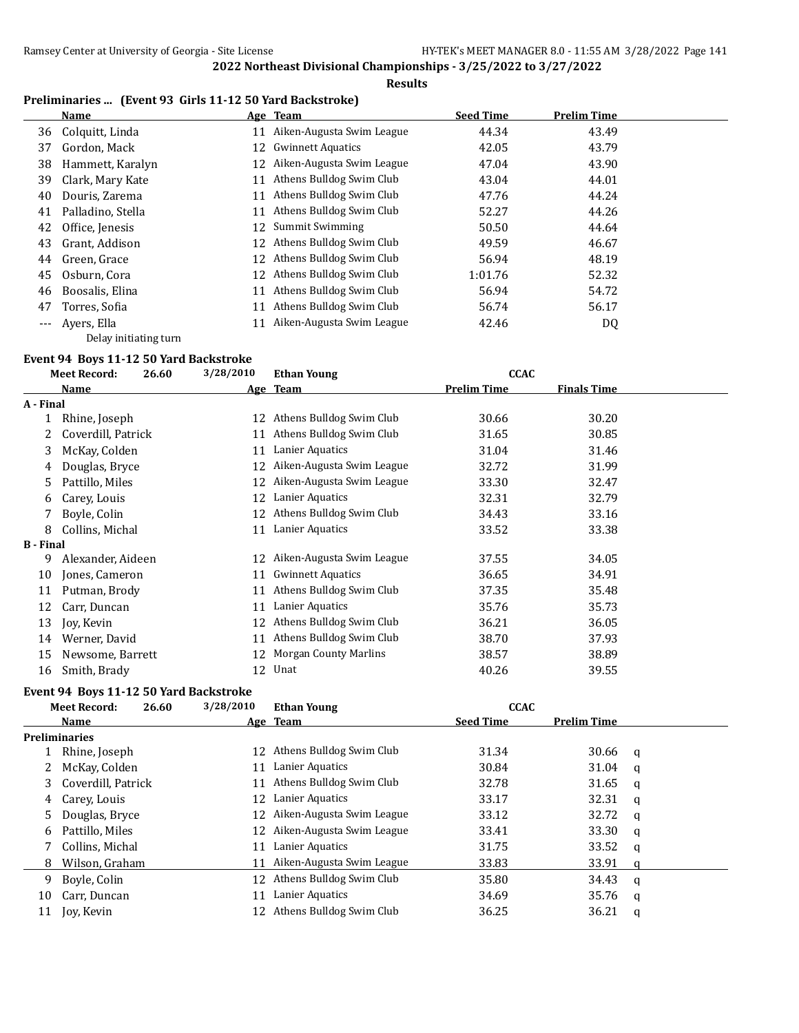**2022 Northeast Divisional Championships - 3/25/2022 to 3/27/2022**

**Results**

### Preliminaries ... (Event 93 Girls 11-12 50 Yard Backstroke)

| | Name | Age | Team | Seed Time | Prelim Time |
|---|---|---|---|---|---|
| 36 | Colquitt, Linda | 11 | Aiken-Augusta Swim League | 44.34 | 43.49 |
| 37 | Gordon, Mack | 12 | Gwinnett Aquatics | 42.05 | 43.79 |
| 38 | Hammett, Karalyn | 12 | Aiken-Augusta Swim League | 47.04 | 43.90 |
| 39 | Clark, Mary Kate | 11 | Athens Bulldog Swim Club | 43.04 | 44.01 |
| 40 | Douris, Zarema | 11 | Athens Bulldog Swim Club | 47.76 | 44.24 |
| 41 | Palladino, Stella | 11 | Athens Bulldog Swim Club | 52.27 | 44.26 |
| 42 | Office, Jenesis | 12 | Summit Swimming | 50.50 | 44.64 |
| 43 | Grant, Addison | 12 | Athens Bulldog Swim Club | 49.59 | 46.67 |
| 44 | Green, Grace | 12 | Athens Bulldog Swim Club | 56.94 | 48.19 |
| 45 | Osburn, Cora | 12 | Athens Bulldog Swim Club | 1:01.76 | 52.32 |
| 46 | Boosalis, Elina | 11 | Athens Bulldog Swim Club | 56.94 | 54.72 |
| 47 | Torres, Sofia | 11 | Athens Bulldog Swim Club | 56.74 | 56.17 |
| --- | Ayers, Ella | 11 | Aiken-Augusta Swim League | 42.46 | DQ |
| | Delay initiating turn | | | | |

### Event 94 Boys 11-12 50 Yard Backstroke

Meet Record: 26.60 3/28/2010 Ethan Young CCAC

| | Name | Age | Team | Prelim Time | Finals Time |
|---|---|---|---|---|---|
| **A - Final** | | | | | |
| 1 | Rhine, Joseph | 12 | Athens Bulldog Swim Club | 30.66 | 30.20 |
| 2 | Coverdill, Patrick | 11 | Athens Bulldog Swim Club | 31.65 | 30.85 |
| 3 | McKay, Colden | 11 | Lanier Aquatics | 31.04 | 31.46 |
| 4 | Douglas, Bryce | 12 | Aiken-Augusta Swim League | 32.72 | 31.99 |
| 5 | Pattillo, Miles | 12 | Aiken-Augusta Swim League | 33.30 | 32.47 |
| 6 | Carey, Louis | 12 | Lanier Aquatics | 32.31 | 32.79 |
| 7 | Boyle, Colin | 12 | Athens Bulldog Swim Club | 34.43 | 33.16 |
| 8 | Collins, Michal | 11 | Lanier Aquatics | 33.52 | 33.38 |
| **B - Final** | | | | | |
| 9 | Alexander, Aideen | 12 | Aiken-Augusta Swim League | 37.55 | 34.05 |
| 10 | Jones, Cameron | 11 | Gwinnett Aquatics | 36.65 | 34.91 |
| 11 | Putman, Brody | 11 | Athens Bulldog Swim Club | 37.35 | 35.48 |
| 12 | Carr, Duncan | 11 | Lanier Aquatics | 35.76 | 35.73 |
| 13 | Joy, Kevin | 12 | Athens Bulldog Swim Club | 36.21 | 36.05 |
| 14 | Werner, David | 11 | Athens Bulldog Swim Club | 38.70 | 37.93 |
| 15 | Newsome, Barrett | 12 | Morgan County Marlins | 38.57 | 38.89 |
| 16 | Smith, Brady | 12 | Unat | 40.26 | 39.55 |

### Event 94 Boys 11-12 50 Yard Backstroke

Meet Record: 26.60 3/28/2010 Ethan Young CCAC

| | Name | Age | Team | Seed Time | Prelim Time | |
|---|---|---|---|---|---|---|
| **Preliminaries** | | | | | | |
| 1 | Rhine, Joseph | 12 | Athens Bulldog Swim Club | 31.34 | 30.66 | q |
| 2 | McKay, Colden | 11 | Lanier Aquatics | 30.84 | 31.04 | q |
| 3 | Coverdill, Patrick | 11 | Athens Bulldog Swim Club | 32.78 | 31.65 | q |
| 4 | Carey, Louis | 12 | Lanier Aquatics | 33.17 | 32.31 | q |
| 5 | Douglas, Bryce | 12 | Aiken-Augusta Swim League | 33.12 | 32.72 | q |
| 6 | Pattillo, Miles | 12 | Aiken-Augusta Swim League | 33.41 | 33.30 | q |
| 7 | Collins, Michal | 11 | Lanier Aquatics | 31.75 | 33.52 | q |
| 8 | Wilson, Graham | 11 | Aiken-Augusta Swim League | 33.83 | 33.91 | q |
| 9 | Boyle, Colin | 12 | Athens Bulldog Swim Club | 35.80 | 34.43 | q |
| 10 | Carr, Duncan | 11 | Lanier Aquatics | 34.69 | 35.76 | q |
| 11 | Joy, Kevin | 12 | Athens Bulldog Swim Club | 36.25 | 36.21 | q |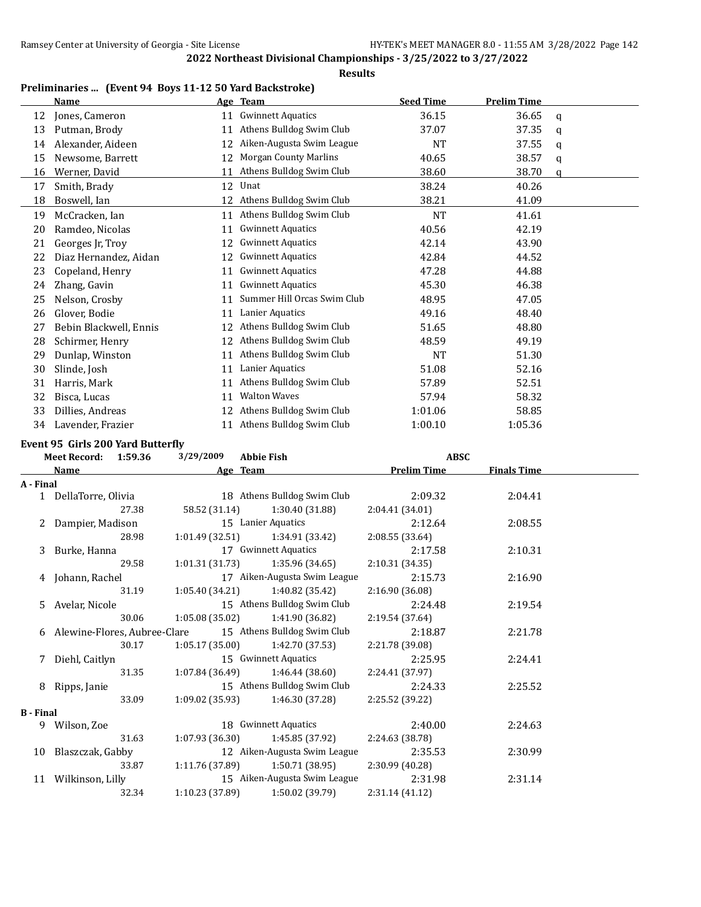## 2022 Northeast Divisional Championships - 3/25/2022 to 3/27/2022

### Results

### Preliminaries ... (Event 94 Boys 11-12 50 Yard Backstroke)

| | Name | Age | Team | Seed Time | Prelim Time | |
|---|---|---|---|---|---|---|
| 12 | Jones, Cameron | 11 | Gwinnett Aquatics | 36.15 | 36.65 | q |
| 13 | Putman, Brody | 11 | Athens Bulldog Swim Club | 37.07 | 37.35 | q |
| 14 | Alexander, Aideen | 12 | Aiken-Augusta Swim League | NT | 37.55 | q |
| 15 | Newsome, Barrett | 12 | Morgan County Marlins | 40.65 | 38.57 | q |
| 16 | Werner, David | 11 | Athens Bulldog Swim Club | 38.60 | 38.70 | q |
| 17 | Smith, Brady | 12 | Unat | 38.24 | 40.26 | |
| 18 | Boswell, Ian | 12 | Athens Bulldog Swim Club | 38.21 | 41.09 | |
| 19 | McCracken, Ian | 11 | Athens Bulldog Swim Club | NT | 41.61 | |
| 20 | Ramdeo, Nicolas | 11 | Gwinnett Aquatics | 40.56 | 42.19 | |
| 21 | Georges Jr, Troy | 12 | Gwinnett Aquatics | 42.14 | 43.90 | |
| 22 | Diaz Hernandez, Aidan | 12 | Gwinnett Aquatics | 42.84 | 44.52 | |
| 23 | Copeland, Henry | 11 | Gwinnett Aquatics | 47.28 | 44.88 | |
| 24 | Zhang, Gavin | 11 | Gwinnett Aquatics | 45.30 | 46.38 | |
| 25 | Nelson, Crosby | 11 | Summer Hill Orcas Swim Club | 48.95 | 47.05 | |
| 26 | Glover, Bodie | 11 | Lanier Aquatics | 49.16 | 48.40 | |
| 27 | Bebin Blackwell, Ennis | 12 | Athens Bulldog Swim Club | 51.65 | 48.80 | |
| 28 | Schirmer, Henry | 12 | Athens Bulldog Swim Club | 48.59 | 49.19 | |
| 29 | Dunlap, Winston | 11 | Athens Bulldog Swim Club | NT | 51.30 | |
| 30 | Slinde, Josh | 11 | Lanier Aquatics | 51.08 | 52.16 | |
| 31 | Harris, Mark | 11 | Athens Bulldog Swim Club | 57.89 | 52.51 | |
| 32 | Bisca, Lucas | 11 | Walton Waves | 57.94 | 58.32 | |
| 33 | Dillies, Andreas | 12 | Athens Bulldog Swim Club | 1:01.06 | 58.85 | |
| 34 | Lavender, Frazier | 11 | Athens Bulldog Swim Club | 1:00.10 | 1:05.36 | |

### Event 95 Girls 200 Yard Butterfly

Meet Record: 1:59.36 3/29/2009 Abbie Fish ABSC

| | Name | Age | Team | Prelim Time | Finals Time |
|---|---|---|---|---|---|
| **A - Final** | | | | | |
| 1 | DellaTorre, Olivia | 18 | Athens Bulldog Swim Club | 2:09.32 | 2:04.41 |
| | 27.38 | 58.52 (31.14) | 1:30.40 (31.88) | 2:04.41 (34.01) | |
| 2 | Dampier, Madison | 15 | Lanier Aquatics | 2:12.64 | 2:08.55 |
| | 28.98 | 1:01.49 (32.51) | 1:34.91 (33.42) | 2:08.55 (33.64) | |
| 3 | Burke, Hanna | 17 | Gwinnett Aquatics | 2:17.58 | 2:10.31 |
| | 29.58 | 1:01.31 (31.73) | 1:35.96 (34.65) | 2:10.31 (34.35) | |
| 4 | Johann, Rachel | 17 | Aiken-Augusta Swim League | 2:15.73 | 2:16.90 |
| | 31.19 | 1:05.40 (34.21) | 1:40.82 (35.42) | 2:16.90 (36.08) | |
| 5 | Avelar, Nicole | 15 | Athens Bulldog Swim Club | 2:24.48 | 2:19.54 |
| | 30.06 | 1:05.08 (35.02) | 1:41.90 (36.82) | 2:19.54 (37.64) | |
| 6 | Alewine-Flores, Aubree-Clare | 15 | Athens Bulldog Swim Club | 2:18.87 | 2:21.78 |
| | 30.17 | 1:05.17 (35.00) | 1:42.70 (37.53) | 2:21.78 (39.08) | |
| 7 | Diehl, Caitlyn | 15 | Gwinnett Aquatics | 2:25.95 | 2:24.41 |
| | 31.35 | 1:07.84 (36.49) | 1:46.44 (38.60) | 2:24.41 (37.97) | |
| 8 | Ripps, Janie | 15 | Athens Bulldog Swim Club | 2:24.33 | 2:25.52 |
| | 33.09 | 1:09.02 (35.93) | 1:46.30 (37.28) | 2:25.52 (39.22) | |
| **B - Final** | | | | | |
| 9 | Wilson, Zoe | 18 | Gwinnett Aquatics | 2:40.00 | 2:24.63 |
| | 31.63 | 1:07.93 (36.30) | 1:45.85 (37.92) | 2:24.63 (38.78) | |
| 10 | Blaszczak, Gabby | 12 | Aiken-Augusta Swim League | 2:35.53 | 2:30.99 |
| | 33.87 | 1:11.76 (37.89) | 1:50.71 (38.95) | 2:30.99 (40.28) | |
| 11 | Wilkinson, Lilly | 15 | Aiken-Augusta Swim League | 2:31.98 | 2:31.14 |
| | 32.34 | 1:10.23 (37.89) | 1:50.02 (39.79) | 2:31.14 (41.12) | |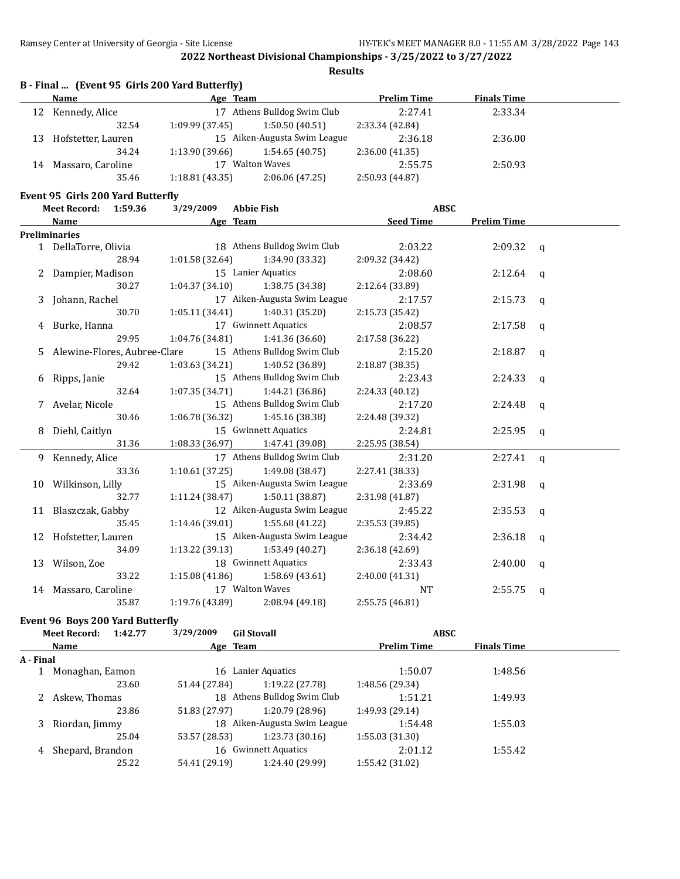## 2022 Northeast Divisional Championships - 3/25/2022 to 3/27/2022

**Results**

### B - Final ... (Event 95 Girls 200 Yard Butterfly)

| | Name | Age | Team | Prelim Time | Finals Time |
|---|---|---|---|---|---|
| 12 | Kennedy, Alice | 17 | Athens Bulldog Swim Club | 2:27.41 | 2:33.34 |
| | 32.54 | 1:09.99 (37.45) | 1:50.50 (40.51) | 2:33.34 (42.84) | |
| 13 | Hofstetter, Lauren | 15 | Aiken-Augusta Swim League | 2:36.18 | 2:36.00 |
| | 34.24 | 1:13.90 (39.66) | 1:54.65 (40.75) | 2:36.00 (41.35) | |
| 14 | Massaro, Caroline | 17 | Walton Waves | 2:55.75 | 2:50.93 |
| | 35.46 | 1:18.81 (43.35) | 2:06.06 (47.25) | 2:50.93 (44.87) | |

### Event 95 Girls 200 Yard Butterfly

Meet Record: 1:59.36 3/29/2009 Abbie Fish ABSC

| | Name | Age | Team | Seed Time | Prelim Time | |
|---|---|---|---|---|---|---|
| **Preliminaries** | | | | | | |
| 1 | DellaTorre, Olivia | 18 | Athens Bulldog Swim Club | 2:03.22 | 2:09.32 | q |
| | 28.94 | 1:01.58 (32.64) | 1:34.90 (33.32) | 2:09.32 (34.42) | | |
| 2 | Dampier, Madison | 15 | Lanier Aquatics | 2:08.60 | 2:12.64 | q |
| | 30.27 | 1:04.37 (34.10) | 1:38.75 (34.38) | 2:12.64 (33.89) | | |
| 3 | Johann, Rachel | 17 | Aiken-Augusta Swim League | 2:17.57 | 2:15.73 | q |
| | 30.70 | 1:05.11 (34.41) | 1:40.31 (35.20) | 2:15.73 (35.42) | | |
| 4 | Burke, Hanna | 17 | Gwinnett Aquatics | 2:08.57 | 2:17.58 | q |
| | 29.95 | 1:04.76 (34.81) | 1:41.36 (36.60) | 2:17.58 (36.22) | | |
| 5 | Alewine-Flores, Aubree-Clare | 15 | Athens Bulldog Swim Club | 2:15.20 | 2:18.87 | q |
| | 29.42 | 1:03.63 (34.21) | 1:40.52 (36.89) | 2:18.87 (38.35) | | |
| 6 | Ripps, Janie | 15 | Athens Bulldog Swim Club | 2:23.43 | 2:24.33 | q |
| | 32.64 | 1:07.35 (34.71) | 1:44.21 (36.86) | 2:24.33 (40.12) | | |
| 7 | Avelar, Nicole | 15 | Athens Bulldog Swim Club | 2:17.20 | 2:24.48 | q |
| | 30.46 | 1:06.78 (36.32) | 1:45.16 (38.38) | 2:24.48 (39.32) | | |
| 8 | Diehl, Caitlyn | 15 | Gwinnett Aquatics | 2:24.81 | 2:25.95 | q |
| | 31.36 | 1:08.33 (36.97) | 1:47.41 (39.08) | 2:25.95 (38.54) | | |
| 9 | Kennedy, Alice | 17 | Athens Bulldog Swim Club | 2:31.20 | 2:27.41 | q |
| | 33.36 | 1:10.61 (37.25) | 1:49.08 (38.47) | 2:27.41 (38.33) | | |
| 10 | Wilkinson, Lilly | 15 | Aiken-Augusta Swim League | 2:33.69 | 2:31.98 | q |
| | 32.77 | 1:11.24 (38.47) | 1:50.11 (38.87) | 2:31.98 (41.87) | | |
| 11 | Blaszczak, Gabby | 12 | Aiken-Augusta Swim League | 2:45.22 | 2:35.53 | q |
| | 35.45 | 1:14.46 (39.01) | 1:55.68 (41.22) | 2:35.53 (39.85) | | |
| 12 | Hofstetter, Lauren | 15 | Aiken-Augusta Swim League | 2:34.42 | 2:36.18 | q |
| | 34.09 | 1:13.22 (39.13) | 1:53.49 (40.27) | 2:36.18 (42.69) | | |
| 13 | Wilson, Zoe | 18 | Gwinnett Aquatics | 2:33.43 | 2:40.00 | q |
| | 33.22 | 1:15.08 (41.86) | 1:58.69 (43.61) | 2:40.00 (41.31) | | |
| 14 | Massaro, Caroline | 17 | Walton Waves | NT | 2:55.75 | q |
| | 35.87 | 1:19.76 (43.89) | 2:08.94 (49.18) | 2:55.75 (46.81) | | |

### Event 96 Boys 200 Yard Butterfly

Meet Record: 1:42.77 3/29/2009 Gil Stovall ABSC

| | Name | Age | Team | Prelim Time | Finals Time |
|---|---|---|---|---|---|
| **A - Final** | | | | | |
| 1 | Monaghan, Eamon | 16 | Lanier Aquatics | 1:50.07 | 1:48.56 |
| | 23.60 | 51.44 (27.84) | 1:19.22 (27.78) | 1:48.56 (29.34) | |
| 2 | Askew, Thomas | 18 | Athens Bulldog Swim Club | 1:51.21 | 1:49.93 |
| | 23.86 | 51.83 (27.97) | 1:20.79 (28.96) | 1:49.93 (29.14) | |
| 3 | Riordan, Jimmy | 18 | Aiken-Augusta Swim League | 1:54.48 | 1:55.03 |
| | 25.04 | 53.57 (28.53) | 1:23.73 (30.16) | 1:55.03 (31.30) | |
| 4 | Shepard, Brandon | 16 | Gwinnett Aquatics | 2:01.12 | 1:55.42 |
| | 25.22 | 54.41 (29.19) | 1:24.40 (29.99) | 1:55.42 (31.02) | |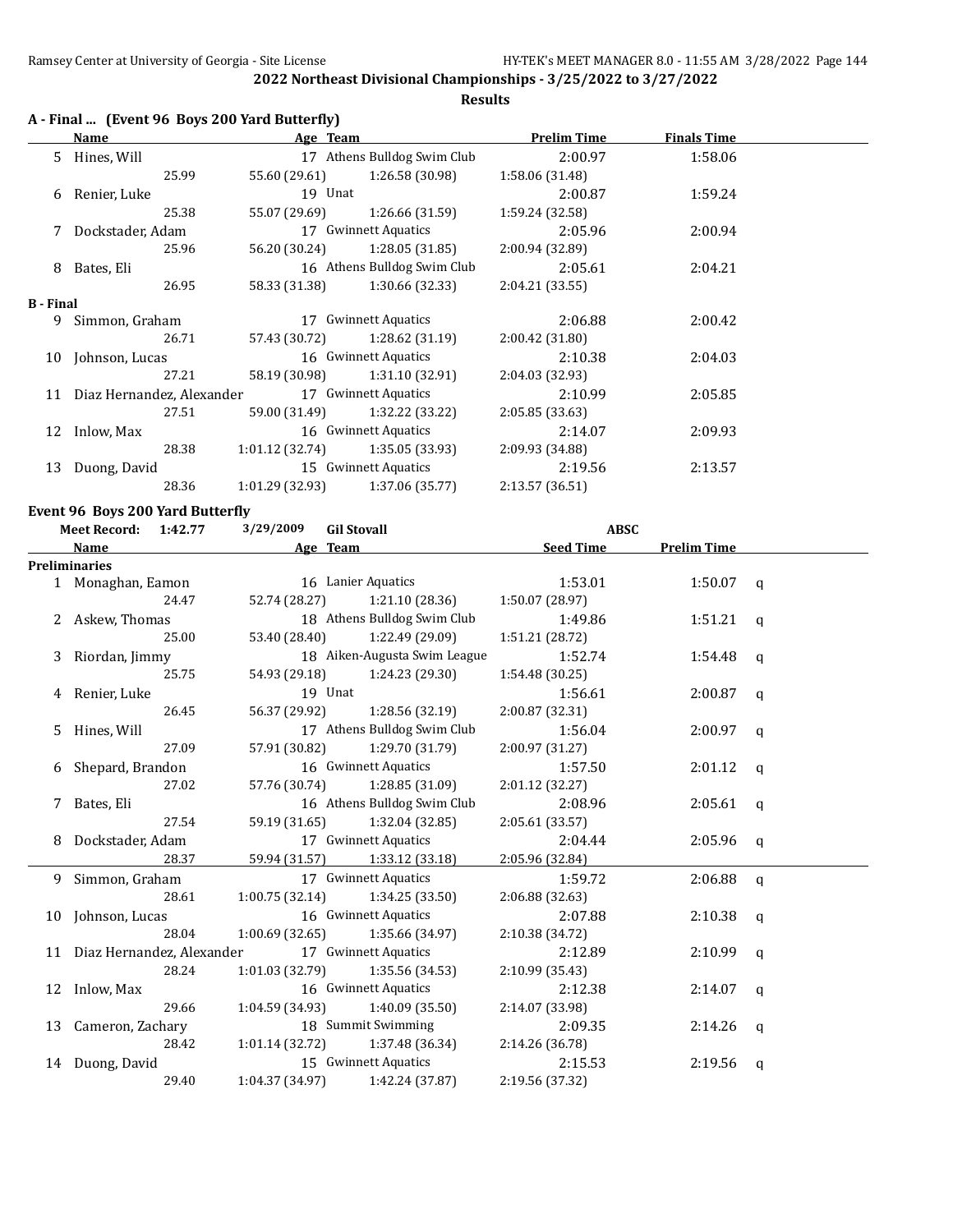## 2022 Northeast Divisional Championships - 3/25/2022 to 3/27/2022

**Results**

### A - Final ... (Event 96 Boys 200 Yard Butterfly)

| | Name | Age | Team | Prelim Time | Finals Time |
|---|---|---|---|---|---|
| 5 | Hines, Will | 17 | Athens Bulldog Swim Club | 2:00.97 | 1:58.06 |
| | 25.99 | 55.60 (29.61) | 1:26.58 (30.98) | 1:58.06 (31.48) | |
| 6 | Renier, Luke | 19 | Unat | 2:00.87 | 1:59.24 |
| | 25.38 | 55.07 (29.69) | 1:26.66 (31.59) | 1:59.24 (32.58) | |
| 7 | Dockstader, Adam | 17 | Gwinnett Aquatics | 2:05.96 | 2:00.94 |
| | 25.96 | 56.20 (30.24) | 1:28.05 (31.85) | 2:00.94 (32.89) | |
| 8 | Bates, Eli | 16 | Athens Bulldog Swim Club | 2:05.61 | 2:04.21 |
| | 26.95 | 58.33 (31.38) | 1:30.66 (32.33) | 2:04.21 (33.55) | |
| **B - Final** | | | | | |
| 9 | Simmon, Graham | 17 | Gwinnett Aquatics | 2:06.88 | 2:00.42 |
| | 26.71 | 57.43 (30.72) | 1:28.62 (31.19) | 2:00.42 (31.80) | |
| 10 | Johnson, Lucas | 16 | Gwinnett Aquatics | 2:10.38 | 2:04.03 |
| | 27.21 | 58.19 (30.98) | 1:31.10 (32.91) | 2:04.03 (32.93) | |
| 11 | Diaz Hernandez, Alexander | 17 | Gwinnett Aquatics | 2:10.99 | 2:05.85 |
| | 27.51 | 59.00 (31.49) | 1:32.22 (33.22) | 2:05.85 (33.63) | |
| 12 | Inlow, Max | 16 | Gwinnett Aquatics | 2:14.07 | 2:09.93 |
| | 28.38 | 1:01.12 (32.74) | 1:35.05 (33.93) | 2:09.93 (34.88) | |
| 13 | Duong, David | 15 | Gwinnett Aquatics | 2:19.56 | 2:13.57 |
| | 28.36 | 1:01.29 (32.93) | 1:37.06 (35.77) | 2:13.57 (36.51) | |

### Event 96 Boys 200 Yard Butterfly

**Meet Record:** 1:42.77 3/29/2009 Gil Stovall ABSC

| | Name | Age | Team | Seed Time | Prelim Time | |
|---|---|---|---|---|---|---|
| **Preliminaries** | | | | | | |
| 1 | Monaghan, Eamon | 16 | Lanier Aquatics | 1:53.01 | 1:50.07 | q |
| | 24.47 | 52.74 (28.27) | 1:21.10 (28.36) | 1:50.07 (28.97) | | |
| 2 | Askew, Thomas | 18 | Athens Bulldog Swim Club | 1:49.86 | 1:51.21 | q |
| | 25.00 | 53.40 (28.40) | 1:22.49 (29.09) | 1:51.21 (28.72) | | |
| 3 | Riordan, Jimmy | 18 | Aiken-Augusta Swim League | 1:52.74 | 1:54.48 | q |
| | 25.75 | 54.93 (29.18) | 1:24.23 (29.30) | 1:54.48 (30.25) | | |
| 4 | Renier, Luke | 19 | Unat | 1:56.61 | 2:00.87 | q |
| | 26.45 | 56.37 (29.92) | 1:28.56 (32.19) | 2:00.87 (32.31) | | |
| 5 | Hines, Will | 17 | Athens Bulldog Swim Club | 1:56.04 | 2:00.97 | q |
| | 27.09 | 57.91 (30.82) | 1:29.70 (31.79) | 2:00.97 (31.27) | | |
| 6 | Shepard, Brandon | 16 | Gwinnett Aquatics | 1:57.50 | 2:01.12 | q |
| | 27.02 | 57.76 (30.74) | 1:28.85 (31.09) | 2:01.12 (32.27) | | |
| 7 | Bates, Eli | 16 | Athens Bulldog Swim Club | 2:08.96 | 2:05.61 | q |
| | 27.54 | 59.19 (31.65) | 1:32.04 (32.85) | 2:05.61 (33.57) | | |
| 8 | Dockstader, Adam | 17 | Gwinnett Aquatics | 2:04.44 | 2:05.96 | q |
| | 28.37 | 59.94 (31.57) | 1:33.12 (33.18) | 2:05.96 (32.84) | | |
| 9 | Simmon, Graham | 17 | Gwinnett Aquatics | 1:59.72 | 2:06.88 | q |
| | 28.61 | 1:00.75 (32.14) | 1:34.25 (33.50) | 2:06.88 (32.63) | | |
| 10 | Johnson, Lucas | 16 | Gwinnett Aquatics | 2:07.88 | 2:10.38 | q |
| | 28.04 | 1:00.69 (32.65) | 1:35.66 (34.97) | 2:10.38 (34.72) | | |
| 11 | Diaz Hernandez, Alexander | 17 | Gwinnett Aquatics | 2:12.89 | 2:10.99 | q |
| | 28.24 | 1:01.03 (32.79) | 1:35.56 (34.53) | 2:10.99 (35.43) | | |
| 12 | Inlow, Max | 16 | Gwinnett Aquatics | 2:12.38 | 2:14.07 | q |
| | 29.66 | 1:04.59 (34.93) | 1:40.09 (35.50) | 2:14.07 (33.98) | | |
| 13 | Cameron, Zachary | 18 | Summit Swimming | 2:09.35 | 2:14.26 | q |
| | 28.42 | 1:01.14 (32.72) | 1:37.48 (36.34) | 2:14.26 (36.78) | | |
| 14 | Duong, David | 15 | Gwinnett Aquatics | 2:15.53 | 2:19.56 | q |
| | 29.40 | 1:04.37 (34.97) | 1:42.24 (37.87) | 2:19.56 (37.32) | | |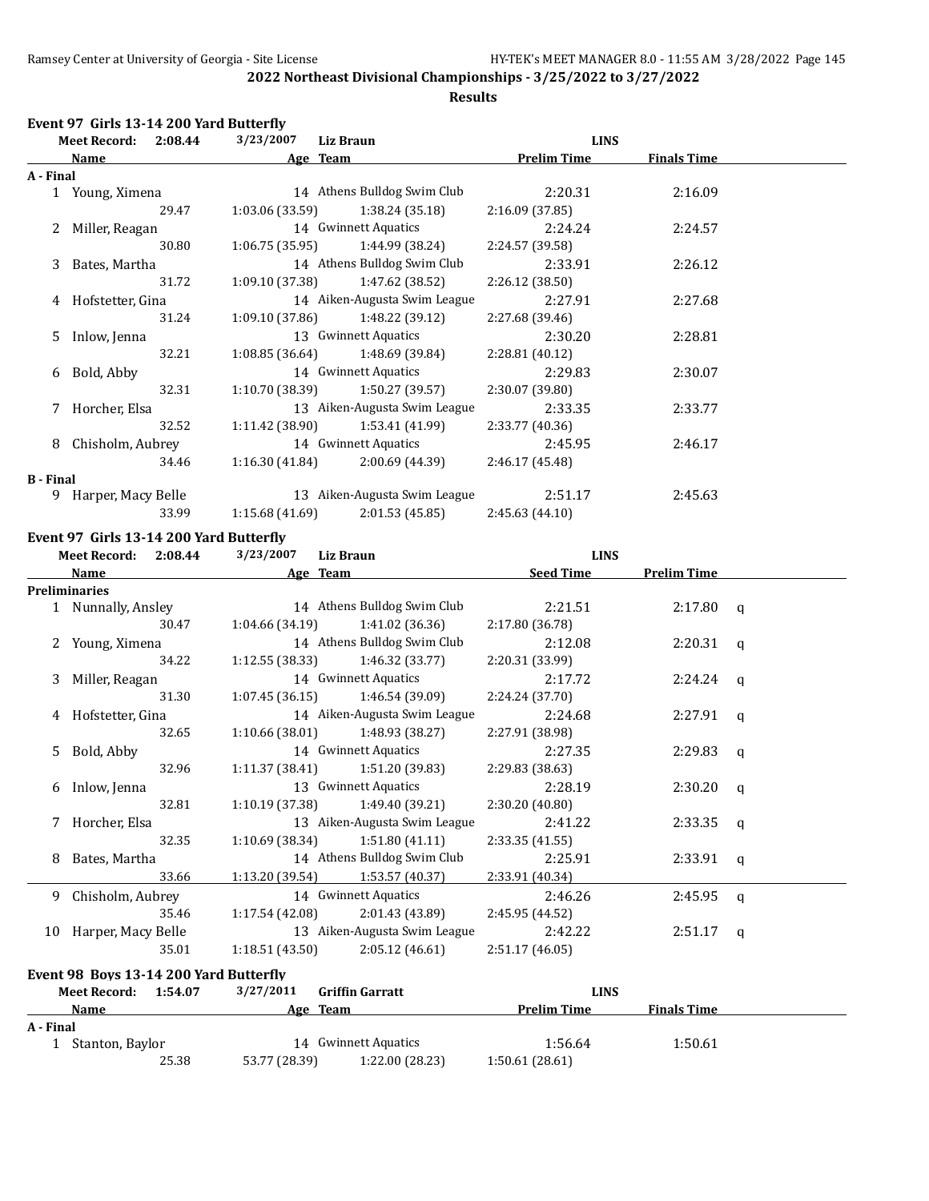## 2022 Northeast Divisional Championships - 3/25/2022 to 3/27/2022

### Results

### Event 97 Girls 13-14 200 Yard Butterfly

Meet Record: 2:08.44 3/23/2007 Liz Braun LINS

| | Name | Age | Team | Prelim Time | Finals Time |
|---|---|---|---|---|---|
| **A - Final** | | | | | |
| 1 | Young, Ximena | 14 | Athens Bulldog Swim Club | 2:20.31 | 2:16.09 |
| | 29.47 | 1:03.06 (33.59) | 1:38.24 (35.18) | 2:16.09 (37.85) | |
| 2 | Miller, Reagan | 14 | Gwinnett Aquatics | 2:24.24 | 2:24.57 |
| | 30.80 | 1:06.75 (35.95) | 1:44.99 (38.24) | 2:24.57 (39.58) | |
| 3 | Bates, Martha | 14 | Athens Bulldog Swim Club | 2:33.91 | 2:26.12 |
| | 31.72 | 1:09.10 (37.38) | 1:47.62 (38.52) | 2:26.12 (38.50) | |
| 4 | Hofstetter, Gina | 14 | Aiken-Augusta Swim League | 2:27.91 | 2:27.68 |
| | 31.24 | 1:09.10 (37.86) | 1:48.22 (39.12) | 2:27.68 (39.46) | |
| 5 | Inlow, Jenna | 13 | Gwinnett Aquatics | 2:30.20 | 2:28.81 |
| | 32.21 | 1:08.85 (36.64) | 1:48.69 (39.84) | 2:28.81 (40.12) | |
| 6 | Bold, Abby | 14 | Gwinnett Aquatics | 2:29.83 | 2:30.07 |
| | 32.31 | 1:10.70 (38.39) | 1:50.27 (39.57) | 2:30.07 (39.80) | |
| 7 | Horcher, Elsa | 13 | Aiken-Augusta Swim League | 2:33.35 | 2:33.77 |
| | 32.52 | 1:11.42 (38.90) | 1:53.41 (41.99) | 2:33.77 (40.36) | |
| 8 | Chisholm, Aubrey | 14 | Gwinnett Aquatics | 2:45.95 | 2:46.17 |
| | 34.46 | 1:16.30 (41.84) | 2:00.69 (44.39) | 2:46.17 (45.48) | |
| **B - Final** | | | | | |
| 9 | Harper, Macy Belle | 13 | Aiken-Augusta Swim League | 2:51.17 | 2:45.63 |
| | 33.99 | 1:15.68 (41.69) | 2:01.53 (45.85) | 2:45.63 (44.10) | |

### Event 97 Girls 13-14 200 Yard Butterfly

Meet Record: 2:08.44 3/23/2007 Liz Braun LINS

| | Name | Age | Team | Seed Time | Prelim Time | |
|---|---|---|---|---|---|---|
| **Preliminaries** | | | | | | |
| 1 | Nunnally, Ansley | 14 | Athens Bulldog Swim Club | 2:21.51 | 2:17.80 | q |
| | 30.47 | 1:04.66 (34.19) | 1:41.02 (36.36) | 2:17.80 (36.78) | | |
| 2 | Young, Ximena | 14 | Athens Bulldog Swim Club | 2:12.08 | 2:20.31 | q |
| | 34.22 | 1:12.55 (38.33) | 1:46.32 (33.77) | 2:20.31 (33.99) | | |
| 3 | Miller, Reagan | 14 | Gwinnett Aquatics | 2:17.72 | 2:24.24 | q |
| | 31.30 | 1:07.45 (36.15) | 1:46.54 (39.09) | 2:24.24 (37.70) | | |
| 4 | Hofstetter, Gina | 14 | Aiken-Augusta Swim League | 2:24.68 | 2:27.91 | q |
| | 32.65 | 1:10.66 (38.01) | 1:48.93 (38.27) | 2:27.91 (38.98) | | |
| 5 | Bold, Abby | 14 | Gwinnett Aquatics | 2:27.35 | 2:29.83 | q |
| | 32.96 | 1:11.37 (38.41) | 1:51.20 (39.83) | 2:29.83 (38.63) | | |
| 6 | Inlow, Jenna | 13 | Gwinnett Aquatics | 2:28.19 | 2:30.20 | q |
| | 32.81 | 1:10.19 (37.38) | 1:49.40 (39.21) | 2:30.20 (40.80) | | |
| 7 | Horcher, Elsa | 13 | Aiken-Augusta Swim League | 2:41.22 | 2:33.35 | q |
| | 32.35 | 1:10.69 (38.34) | 1:51.80 (41.11) | 2:33.35 (41.55) | | |
| 8 | Bates, Martha | 14 | Athens Bulldog Swim Club | 2:25.91 | 2:33.91 | q |
| | 33.66 | 1:13.20 (39.54) | 1:53.57 (40.37) | 2:33.91 (40.34) | | |
| 9 | Chisholm, Aubrey | 14 | Gwinnett Aquatics | 2:46.26 | 2:45.95 | q |
| | 35.46 | 1:17.54 (42.08) | 2:01.43 (43.89) | 2:45.95 (44.52) | | |
| 10 | Harper, Macy Belle | 13 | Aiken-Augusta Swim League | 2:42.22 | 2:51.17 | q |
| | 35.01 | 1:18.51 (43.50) | 2:05.12 (46.61) | 2:51.17 (46.05) | | |

### Event 98 Boys 13-14 200 Yard Butterfly

Meet Record: 1:54.07 3/27/2011 Griffin Garratt LINS

| | Name | Age | Team | Prelim Time | Finals Time |
|---|---|---|---|---|---|
| **A - Final** | | | | | |
| 1 | Stanton, Baylor | 14 | Gwinnett Aquatics | 1:56.64 | 1:50.61 |
| | 25.38 | 53.77 (28.39) | 1:22.00 (28.23) | 1:50.61 (28.61) | |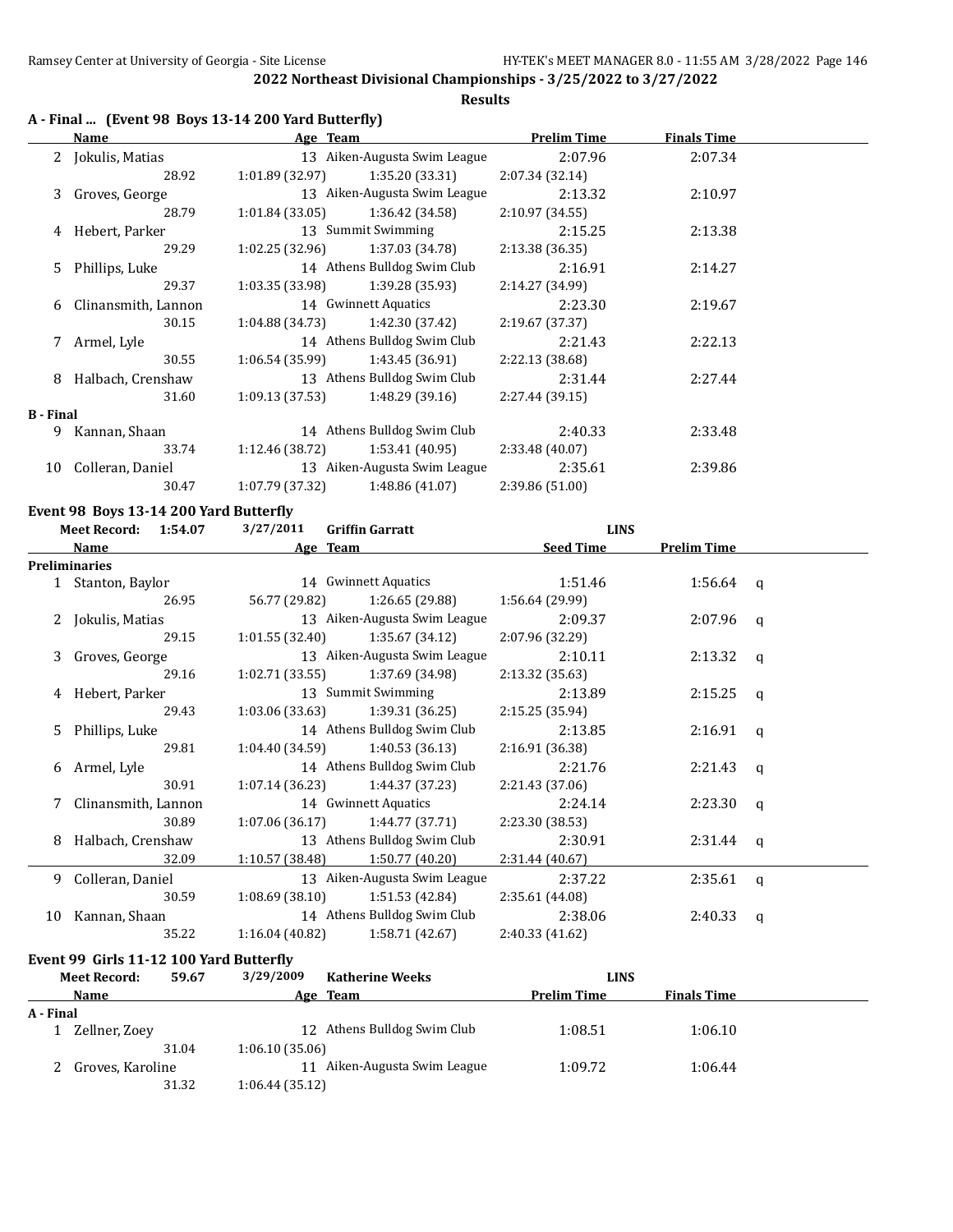## 2022 Northeast Divisional Championships - 3/25/2022 to 3/27/2022

### Results

### A - Final ... (Event 98 Boys 13-14 200 Yard Butterfly)

| | Name | Age | Team | Prelim Time | Finals Time |
|---|---|---|---|---|---|
| 2 | Jokulis, Matias | 13 | Aiken-Augusta Swim League | 2:07.96 | 2:07.34 |
| | 28.92 | 1:01.89 (32.97) | 1:35.20 (33.31) | 2:07.34 (32.14) | |
| 3 | Groves, George | 13 | Aiken-Augusta Swim League | 2:13.32 | 2:10.97 |
| | 28.79 | 1:01.84 (33.05) | 1:36.42 (34.58) | 2:10.97 (34.55) | |
| 4 | Hebert, Parker | 13 | Summit Swimming | 2:15.25 | 2:13.38 |
| | 29.29 | 1:02.25 (32.96) | 1:37.03 (34.78) | 2:13.38 (36.35) | |
| 5 | Phillips, Luke | 14 | Athens Bulldog Swim Club | 2:16.91 | 2:14.27 |
| | 29.37 | 1:03.35 (33.98) | 1:39.28 (35.93) | 2:14.27 (34.99) | |
| 6 | Clinansmith, Lannon | 14 | Gwinnett Aquatics | 2:23.30 | 2:19.67 |
| | 30.15 | 1:04.88 (34.73) | 1:42.30 (37.42) | 2:19.67 (37.37) | |
| 7 | Armel, Lyle | 14 | Athens Bulldog Swim Club | 2:21.43 | 2:22.13 |
| | 30.55 | 1:06.54 (35.99) | 1:43.45 (36.91) | 2:22.13 (38.68) | |
| 8 | Halbach, Crenshaw | 13 | Athens Bulldog Swim Club | 2:31.44 | 2:27.44 |
| | 31.60 | 1:09.13 (37.53) | 1:48.29 (39.16) | 2:27.44 (39.15) | |
| **B - Final** | | | | | |
| 9 | Kannan, Shaan | 14 | Athens Bulldog Swim Club | 2:40.33 | 2:33.48 |
| | 33.74 | 1:12.46 (38.72) | 1:53.41 (40.95) | 2:33.48 (40.07) | |
| 10 | Colleran, Daniel | 13 | Aiken-Augusta Swim League | 2:35.61 | 2:39.86 |
| | 30.47 | 1:07.79 (37.32) | 1:48.86 (41.07) | 2:39.86 (51.00) | |

### Event 98 Boys 13-14 200 Yard Butterfly

Meet Record: 1:54.07 3/27/2011 Griffin Garratt LINS

| | Name | Age | Team | Seed Time | Prelim Time | |
|---|---|---|---|---|---|---|
| **Preliminaries** | | | | | | |
| 1 | Stanton, Baylor | 14 | Gwinnett Aquatics | 1:51.46 | 1:56.64 | q |
| | 26.95 | 56.77 (29.82) | 1:26.65 (29.88) | 1:56.64 (29.99) | | |
| 2 | Jokulis, Matias | 13 | Aiken-Augusta Swim League | 2:09.37 | 2:07.96 | q |
| | 29.15 | 1:01.55 (32.40) | 1:35.67 (34.12) | 2:07.96 (32.29) | | |
| 3 | Groves, George | 13 | Aiken-Augusta Swim League | 2:10.11 | 2:13.32 | q |
| | 29.16 | 1:02.71 (33.55) | 1:37.69 (34.98) | 2:13.32 (35.63) | | |
| 4 | Hebert, Parker | 13 | Summit Swimming | 2:13.89 | 2:15.25 | q |
| | 29.43 | 1:03.06 (33.63) | 1:39.31 (36.25) | 2:15.25 (35.94) | | |
| 5 | Phillips, Luke | 14 | Athens Bulldog Swim Club | 2:13.85 | 2:16.91 | q |
| | 29.81 | 1:04.40 (34.59) | 1:40.53 (36.13) | 2:16.91 (36.38) | | |
| 6 | Armel, Lyle | 14 | Athens Bulldog Swim Club | 2:21.76 | 2:21.43 | q |
| | 30.91 | 1:07.14 (36.23) | 1:44.37 (37.23) | 2:21.43 (37.06) | | |
| 7 | Clinansmith, Lannon | 14 | Gwinnett Aquatics | 2:24.14 | 2:23.30 | q |
| | 30.89 | 1:07.06 (36.17) | 1:44.77 (37.71) | 2:23.30 (38.53) | | |
| 8 | Halbach, Crenshaw | 13 | Athens Bulldog Swim Club | 2:30.91 | 2:31.44 | q |
| | 32.09 | 1:10.57 (38.48) | 1:50.77 (40.20) | 2:31.44 (40.67) | | |
| 9 | Colleran, Daniel | 13 | Aiken-Augusta Swim League | 2:37.22 | 2:35.61 | q |
| | 30.59 | 1:08.69 (38.10) | 1:51.53 (42.84) | 2:35.61 (44.08) | | |
| 10 | Kannan, Shaan | 14 | Athens Bulldog Swim Club | 2:38.06 | 2:40.33 | q |
| | 35.22 | 1:16.04 (40.82) | 1:58.71 (42.67) | 2:40.33 (41.62) | | |

### Event 99 Girls 11-12 100 Yard Butterfly

Meet Record: 59.67 3/29/2009 Katherine Weeks LINS

| | Name | Age | Team | Prelim Time | Finals Time |
|---|---|---|---|---|---|
| **A - Final** | | | | | |
| 1 | Zellner, Zoey | 12 | Athens Bulldog Swim Club | 1:08.51 | 1:06.10 |
| | 31.04 | 1:06.10 (35.06) | | | |
| 2 | Groves, Karoline | 11 | Aiken-Augusta Swim League | 1:09.72 | 1:06.44 |
| | 31.32 | 1:06.44 (35.12) | | | |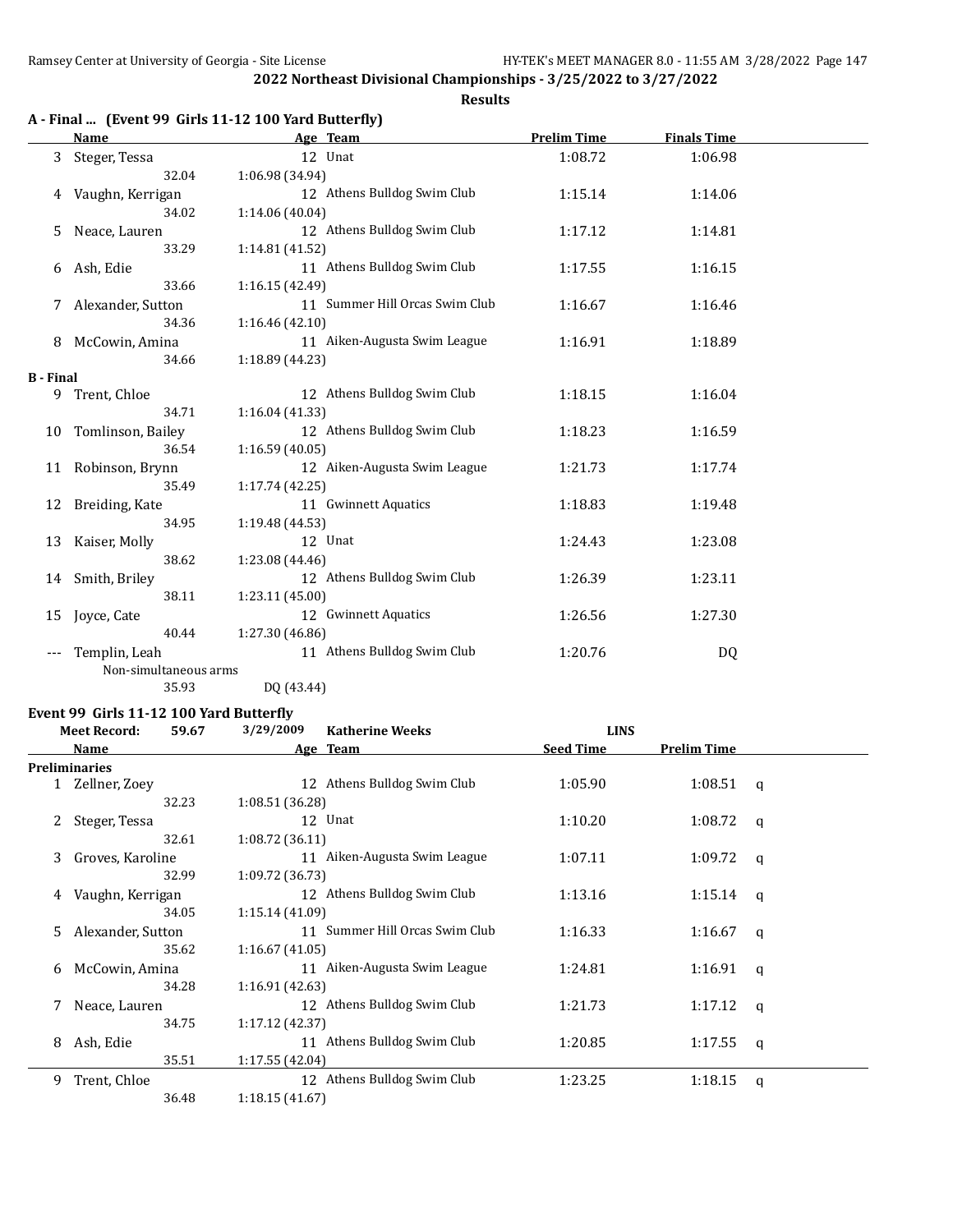**2022 Northeast Divisional Championships - 3/25/2022 to 3/27/2022**

**Results**

### A - Final ... (Event 99 Girls 11-12 100 Yard Butterfly)

| | Name | Age | Team | Prelim Time | Finals Time |
|---|---|---|---|---|---|
| 3 | Steger, Tessa | 12 | Unat | 1:08.72 | 1:06.98 |
| | 32.04 | 1:06.98 (34.94) | | | |
| 4 | Vaughn, Kerrigan | 12 | Athens Bulldog Swim Club | 1:15.14 | 1:14.06 |
| | 34.02 | 1:14.06 (40.04) | | | |
| 5 | Neace, Lauren | 12 | Athens Bulldog Swim Club | 1:17.12 | 1:14.81 |
| | 33.29 | 1:14.81 (41.52) | | | |
| 6 | Ash, Edie | 11 | Athens Bulldog Swim Club | 1:17.55 | 1:16.15 |
| | 33.66 | 1:16.15 (42.49) | | | |
| 7 | Alexander, Sutton | 11 | Summer Hill Orcas Swim Club | 1:16.67 | 1:16.46 |
| | 34.36 | 1:16.46 (42.10) | | | |
| 8 | McCowin, Amina | 11 | Aiken-Augusta Swim League | 1:16.91 | 1:18.89 |
| | 34.66 | 1:18.89 (44.23) | | | |
| **B - Final** | | | | | |
| 9 | Trent, Chloe | 12 | Athens Bulldog Swim Club | 1:18.15 | 1:16.04 |
| | 34.71 | 1:16.04 (41.33) | | | |
| 10 | Tomlinson, Bailey | 12 | Athens Bulldog Swim Club | 1:18.23 | 1:16.59 |
| | 36.54 | 1:16.59 (40.05) | | | |
| 11 | Robinson, Brynn | 12 | Aiken-Augusta Swim League | 1:21.73 | 1:17.74 |
| | 35.49 | 1:17.74 (42.25) | | | |
| 12 | Breiding, Kate | 11 | Gwinnett Aquatics | 1:18.83 | 1:19.48 |
| | 34.95 | 1:19.48 (44.53) | | | |
| 13 | Kaiser, Molly | 12 | Unat | 1:24.43 | 1:23.08 |
| | 38.62 | 1:23.08 (44.46) | | | |
| 14 | Smith, Briley | 12 | Athens Bulldog Swim Club | 1:26.39 | 1:23.11 |
| | 38.11 | 1:23.11 (45.00) | | | |
| 15 | Joyce, Cate | 12 | Gwinnett Aquatics | 1:26.56 | 1:27.30 |
| | 40.44 | 1:27.30 (46.86) | | | |
| --- | Templin, Leah | 11 | Athens Bulldog Swim Club | 1:20.76 | DQ |
| | Non-simultaneous arms | | | | |
| | 35.93 | DQ (43.44) | | | |

### Event 99 Girls 11-12 100 Yard Butterfly

**Meet Record:** 59.67 3/29/2009 Katherine Weeks LINS

| | Name | Age | Team | Seed Time | Prelim Time | |
|---|---|---|---|---|---|---|
| **Preliminaries** | | | | | | |
| 1 | Zellner, Zoey | 12 | Athens Bulldog Swim Club | 1:05.90 | 1:08.51 | q |
| | 32.23 | 1:08.51 (36.28) | | | | |
| 2 | Steger, Tessa | 12 | Unat | 1:10.20 | 1:08.72 | q |
| | 32.61 | 1:08.72 (36.11) | | | | |
| 3 | Groves, Karoline | 11 | Aiken-Augusta Swim League | 1:07.11 | 1:09.72 | q |
| | 32.99 | 1:09.72 (36.73) | | | | |
| 4 | Vaughn, Kerrigan | 12 | Athens Bulldog Swim Club | 1:13.16 | 1:15.14 | q |
| | 34.05 | 1:15.14 (41.09) | | | | |
| 5 | Alexander, Sutton | 11 | Summer Hill Orcas Swim Club | 1:16.33 | 1:16.67 | q |
| | 35.62 | 1:16.67 (41.05) | | | | |
| 6 | McCowin, Amina | 11 | Aiken-Augusta Swim League | 1:24.81 | 1:16.91 | q |
| | 34.28 | 1:16.91 (42.63) | | | | |
| 7 | Neace, Lauren | 12 | Athens Bulldog Swim Club | 1:21.73 | 1:17.12 | q |
| | 34.75 | 1:17.12 (42.37) | | | | |
| 8 | Ash, Edie | 11 | Athens Bulldog Swim Club | 1:20.85 | 1:17.55 | q |
| | 35.51 | 1:17.55 (42.04) | | | | |
| 9 | Trent, Chloe | 12 | Athens Bulldog Swim Club | 1:23.25 | 1:18.15 | q |
| | 36.48 | 1:18.15 (41.67) | | | | |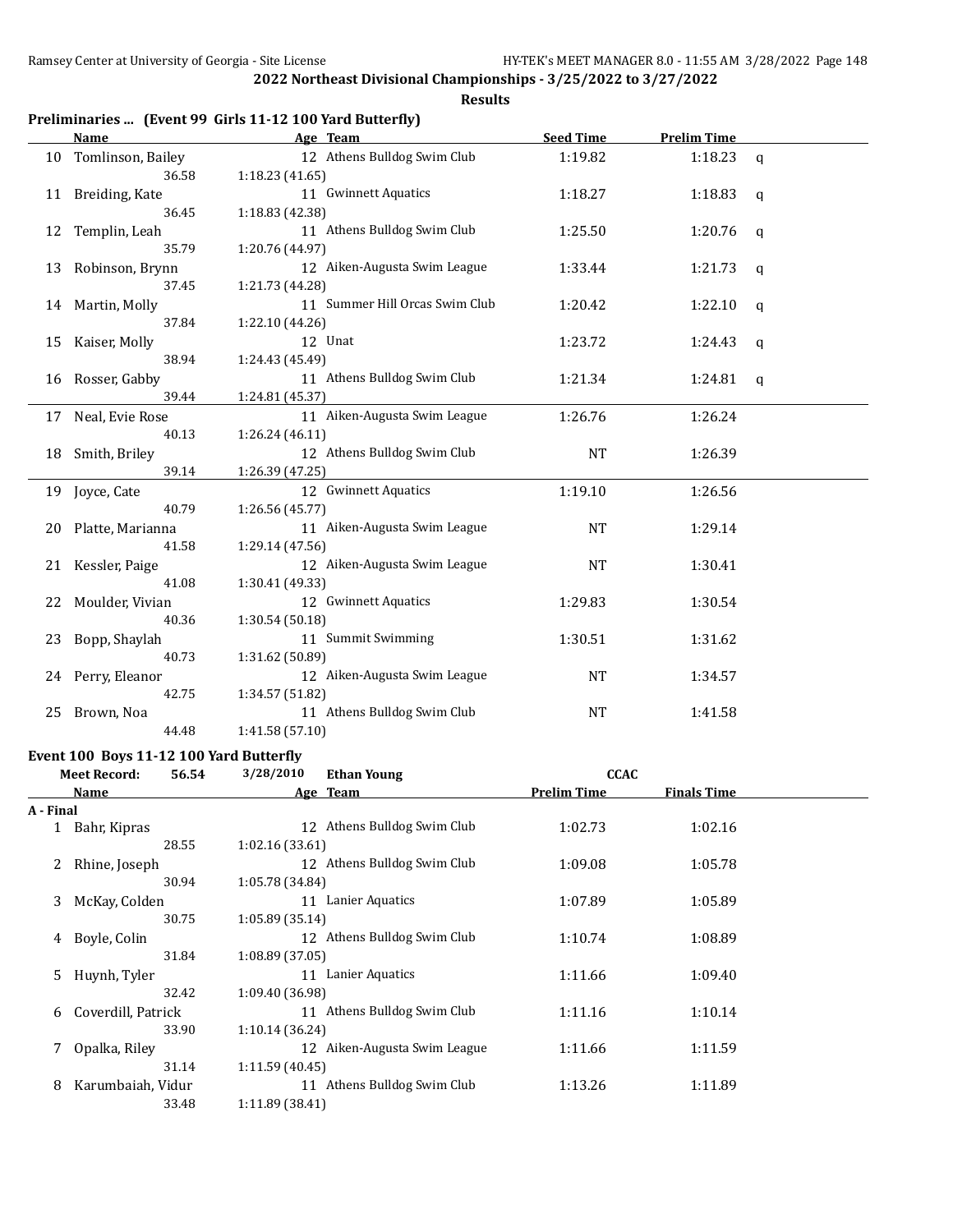## 2022 Northeast Divisional Championships - 3/25/2022 to 3/27/2022

### Results

#### Preliminaries ... (Event 99 Girls 11-12 100 Yard Butterfly)

| | Name | Age | Team | Seed Time | Prelim Time | |
|---|---|---|---|---|---|---|
| 10 | Tomlinson, Bailey | 12 | Athens Bulldog Swim Club | 1:19.82 | 1:18.23 | q |
| | 36.58 | 1:18.23 (41.65) | | | | |
| 11 | Breiding, Kate | 11 | Gwinnett Aquatics | 1:18.27 | 1:18.83 | q |
| | 36.45 | 1:18.83 (42.38) | | | | |
| 12 | Templin, Leah | 11 | Athens Bulldog Swim Club | 1:25.50 | 1:20.76 | q |
| | 35.79 | 1:20.76 (44.97) | | | | |
| 13 | Robinson, Brynn | 12 | Aiken-Augusta Swim League | 1:33.44 | 1:21.73 | q |
| | 37.45 | 1:21.73 (44.28) | | | | |
| 14 | Martin, Molly | 11 | Summer Hill Orcas Swim Club | 1:20.42 | 1:22.10 | q |
| | 37.84 | 1:22.10 (44.26) | | | | |
| 15 | Kaiser, Molly | 12 | Unat | 1:23.72 | 1:24.43 | q |
| | 38.94 | 1:24.43 (45.49) | | | | |
| 16 | Rosser, Gabby | 11 | Athens Bulldog Swim Club | 1:21.34 | 1:24.81 | q |
| | 39.44 | 1:24.81 (45.37) | | | | |
| 17 | Neal, Evie Rose | 11 | Aiken-Augusta Swim League | 1:26.76 | 1:26.24 | |
| | 40.13 | 1:26.24 (46.11) | | | | |
| 18 | Smith, Briley | 12 | Athens Bulldog Swim Club | NT | 1:26.39 | |
| | 39.14 | 1:26.39 (47.25) | | | | |
| 19 | Joyce, Cate | 12 | Gwinnett Aquatics | 1:19.10 | 1:26.56 | |
| | 40.79 | 1:26.56 (45.77) | | | | |
| 20 | Platte, Marianna | 11 | Aiken-Augusta Swim League | NT | 1:29.14 | |
| | 41.58 | 1:29.14 (47.56) | | | | |
| 21 | Kessler, Paige | 12 | Aiken-Augusta Swim League | NT | 1:30.41 | |
| | 41.08 | 1:30.41 (49.33) | | | | |
| 22 | Moulder, Vivian | 12 | Gwinnett Aquatics | 1:29.83 | 1:30.54 | |
| | 40.36 | 1:30.54 (50.18) | | | | |
| 23 | Bopp, Shaylah | 11 | Summit Swimming | 1:30.51 | 1:31.62 | |
| | 40.73 | 1:31.62 (50.89) | | | | |
| 24 | Perry, Eleanor | 12 | Aiken-Augusta Swim League | NT | 1:34.57 | |
| | 42.75 | 1:34.57 (51.82) | | | | |
| 25 | Brown, Noa | 11 | Athens Bulldog Swim Club | NT | 1:41.58 | |
| | 44.48 | 1:41.58 (57.10) | | | | |

#### Event 100 Boys 11-12 100 Yard Butterfly

Meet Record: 56.54 3/28/2010 Ethan Young CCAC

**A - Final**

| | Name | Age | Team | Prelim Time | Finals Time |
|---|---|---|---|---|---|
| 1 | Bahr, Kipras | 12 | Athens Bulldog Swim Club | 1:02.73 | 1:02.16 |
| | 28.55 | 1:02.16 (33.61) | | | |
| 2 | Rhine, Joseph | 12 | Athens Bulldog Swim Club | 1:09.08 | 1:05.78 |
| | 30.94 | 1:05.78 (34.84) | | | |
| 3 | McKay, Colden | 11 | Lanier Aquatics | 1:07.89 | 1:05.89 |
| | 30.75 | 1:05.89 (35.14) | | | |
| 4 | Boyle, Colin | 12 | Athens Bulldog Swim Club | 1:10.74 | 1:08.89 |
| | 31.84 | 1:08.89 (37.05) | | | |
| 5 | Huynh, Tyler | 11 | Lanier Aquatics | 1:11.66 | 1:09.40 |
| | 32.42 | 1:09.40 (36.98) | | | |
| 6 | Coverdill, Patrick | 11 | Athens Bulldog Swim Club | 1:11.16 | 1:10.14 |
| | 33.90 | 1:10.14 (36.24) | | | |
| 7 | Opalka, Riley | 12 | Aiken-Augusta Swim League | 1:11.66 | 1:11.59 |
| | 31.14 | 1:11.59 (40.45) | | | |
| 8 | Karumbaiah, Vidur | 11 | Athens Bulldog Swim Club | 1:13.26 | 1:11.89 |
| | 33.48 | 1:11.89 (38.41) | | | |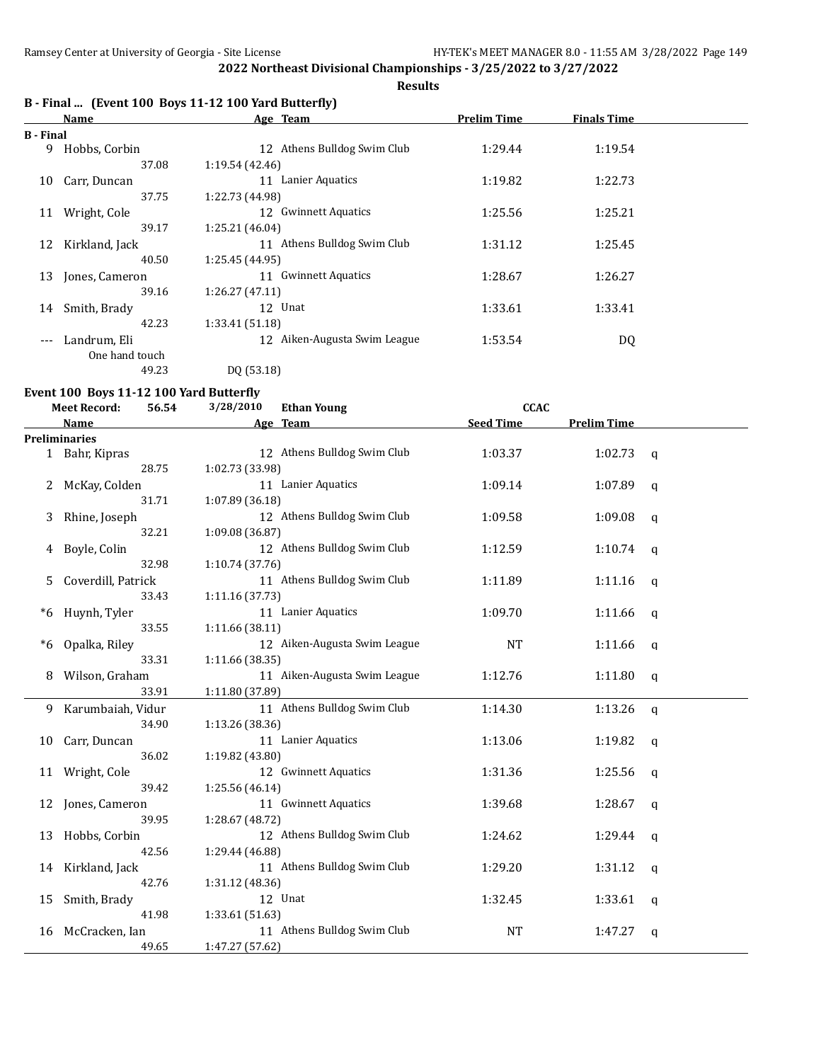## 2022 Northeast Divisional Championships - 3/25/2022 to 3/27/2022

**Results**

### B - Final ... (Event 100 Boys 11-12 100 Yard Butterfly)

| | Name | Age | Team | Prelim Time | Finals Time |
|---|---|---|---|---|---|
| **B - Final** | | | | | |
| 9 | Hobbs, Corbin | 12 | Athens Bulldog Swim Club | 1:29.44 | 1:19.54 |
| | 37.08 | 1:19.54 (42.46) | | | |
| 10 | Carr, Duncan | 11 | Lanier Aquatics | 1:19.82 | 1:22.73 |
| | 37.75 | 1:22.73 (44.98) | | | |
| 11 | Wright, Cole | 12 | Gwinnett Aquatics | 1:25.56 | 1:25.21 |
| | 39.17 | 1:25.21 (46.04) | | | |
| 12 | Kirkland, Jack | 11 | Athens Bulldog Swim Club | 1:31.12 | 1:25.45 |
| | 40.50 | 1:25.45 (44.95) | | | |
| 13 | Jones, Cameron | 11 | Gwinnett Aquatics | 1:28.67 | 1:26.27 |
| | 39.16 | 1:26.27 (47.11) | | | |
| 14 | Smith, Brady | 12 | Unat | 1:33.61 | 1:33.41 |
| | 42.23 | 1:33.41 (51.18) | | | |
| --- | Landrum, Eli | 12 | Aiken-Augusta Swim League | 1:53.54 | DQ |
| | One hand touch | | | | |
| | 49.23 | DQ (53.18) | | | |

### Event 100 Boys 11-12 100 Yard Butterfly

Meet Record: 56.54 3/28/2010 Ethan Young CCAC

| | Name | Age | Team | Seed Time | Prelim Time | |
|---|---|---|---|---|---|---|
| **Preliminaries** | | | | | | |
| 1 | Bahr, Kipras | 12 | Athens Bulldog Swim Club | 1:03.37 | 1:02.73 | q |
| | 28.75 | 1:02.73 (33.98) | | | | |
| 2 | McKay, Colden | 11 | Lanier Aquatics | 1:09.14 | 1:07.89 | q |
| | 31.71 | 1:07.89 (36.18) | | | | |
| 3 | Rhine, Joseph | 12 | Athens Bulldog Swim Club | 1:09.58 | 1:09.08 | q |
| | 32.21 | 1:09.08 (36.87) | | | | |
| 4 | Boyle, Colin | 12 | Athens Bulldog Swim Club | 1:12.59 | 1:10.74 | q |
| | 32.98 | 1:10.74 (37.76) | | | | |
| 5 | Coverdill, Patrick | 11 | Athens Bulldog Swim Club | 1:11.89 | 1:11.16 | q |
| | 33.43 | 1:11.16 (37.73) | | | | |
| *6 | Huynh, Tyler | 11 | Lanier Aquatics | 1:09.70 | 1:11.66 | q |
| | 33.55 | 1:11.66 (38.11) | | | | |
| *6 | Opalka, Riley | 12 | Aiken-Augusta Swim League | NT | 1:11.66 | q |
| | 33.31 | 1:11.66 (38.35) | | | | |
| 8 | Wilson, Graham | 11 | Aiken-Augusta Swim League | 1:12.76 | 1:11.80 | q |
| | 33.91 | 1:11.80 (37.89) | | | | |
| 9 | Karumbaiah, Vidur | 11 | Athens Bulldog Swim Club | 1:14.30 | 1:13.26 | q |
| | 34.90 | 1:13.26 (38.36) | | | | |
| 10 | Carr, Duncan | 11 | Lanier Aquatics | 1:13.06 | 1:19.82 | q |
| | 36.02 | 1:19.82 (43.80) | | | | |
| 11 | Wright, Cole | 12 | Gwinnett Aquatics | 1:31.36 | 1:25.56 | q |
| | 39.42 | 1:25.56 (46.14) | | | | |
| 12 | Jones, Cameron | 11 | Gwinnett Aquatics | 1:39.68 | 1:28.67 | q |
| | 39.95 | 1:28.67 (48.72) | | | | |
| 13 | Hobbs, Corbin | 12 | Athens Bulldog Swim Club | 1:24.62 | 1:29.44 | q |
| | 42.56 | 1:29.44 (46.88) | | | | |
| 14 | Kirkland, Jack | 11 | Athens Bulldog Swim Club | 1:29.20 | 1:31.12 | q |
| | 42.76 | 1:31.12 (48.36) | | | | |
| 15 | Smith, Brady | 12 | Unat | 1:32.45 | 1:33.61 | q |
| | 41.98 | 1:33.61 (51.63) | | | | |
| 16 | McCracken, Ian | 11 | Athens Bulldog Swim Club | NT | 1:47.27 | q |
| | 49.65 | 1:47.27 (57.62) | | | | |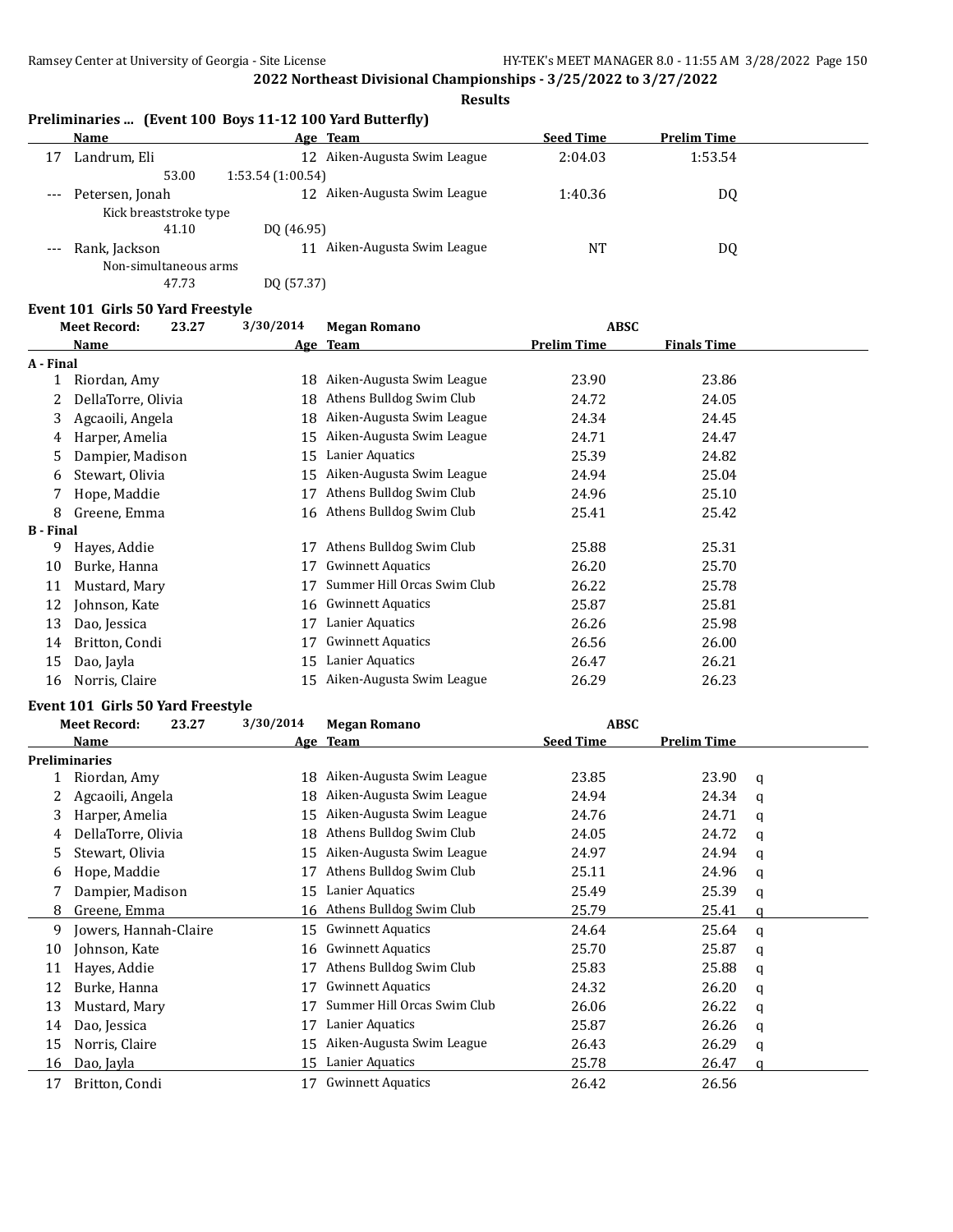**2022 Northeast Divisional Championships - 3/25/2022 to 3/27/2022**

**Results**

### Preliminaries ... (Event 100 Boys 11-12 100 Yard Butterfly)

| | Name | Age | Team | Seed Time | Prelim Time |
|---|---|---|---|---|---|
| 17 | Landrum, Eli | 12 | Aiken-Augusta Swim League | 2:04.03 | 1:53.54 |
| | 53.00 1:53.54 (1:00.54) | | | | |
| --- | Petersen, Jonah | 12 | Aiken-Augusta Swim League | 1:40.36 | DQ |
| | Kick breaststroke type | | | | |
| | 41.10 DQ (46.95) | | | | |
| --- | Rank, Jackson | 11 | Aiken-Augusta Swim League | NT | DQ |
| | Non-simultaneous arms | | | | |
| | 47.73 DQ (57.37) | | | | |

### Event 101 Girls 50 Yard Freestyle

Meet Record: 23.27 3/30/2014 Megan Romano ABSC

| | Name | Age | Team | Prelim Time | Finals Time |
|---|---|---|---|---|---|
| **A - Final** | | | | | |
| 1 | Riordan, Amy | 18 | Aiken-Augusta Swim League | 23.90 | 23.86 |
| 2 | DellaTorre, Olivia | 18 | Athens Bulldog Swim Club | 24.72 | 24.05 |
| 3 | Agcaoili, Angela | 18 | Aiken-Augusta Swim League | 24.34 | 24.45 |
| 4 | Harper, Amelia | 15 | Aiken-Augusta Swim League | 24.71 | 24.47 |
| 5 | Dampier, Madison | 15 | Lanier Aquatics | 25.39 | 24.82 |
| 6 | Stewart, Olivia | 15 | Aiken-Augusta Swim League | 24.94 | 25.04 |
| 7 | Hope, Maddie | 17 | Athens Bulldog Swim Club | 24.96 | 25.10 |
| 8 | Greene, Emma | 16 | Athens Bulldog Swim Club | 25.41 | 25.42 |
| **B - Final** | | | | | |
| 9 | Hayes, Addie | 17 | Athens Bulldog Swim Club | 25.88 | 25.31 |
| 10 | Burke, Hanna | 17 | Gwinnett Aquatics | 26.20 | 25.70 |
| 11 | Mustard, Mary | 17 | Summer Hill Orcas Swim Club | 26.22 | 25.78 |
| 12 | Johnson, Kate | 16 | Gwinnett Aquatics | 25.87 | 25.81 |
| 13 | Dao, Jessica | 17 | Lanier Aquatics | 26.26 | 25.98 |
| 14 | Britton, Condi | 17 | Gwinnett Aquatics | 26.56 | 26.00 |
| 15 | Dao, Jayla | 15 | Lanier Aquatics | 26.47 | 26.21 |
| 16 | Norris, Claire | 15 | Aiken-Augusta Swim League | 26.29 | 26.23 |

### Event 101 Girls 50 Yard Freestyle

Meet Record: 23.27 3/30/2014 Megan Romano ABSC

| | Name | Age | Team | Seed Time | Prelim Time | |
|---|---|---|---|---|---|---|
| **Preliminaries** | | | | | | |
| 1 | Riordan, Amy | 18 | Aiken-Augusta Swim League | 23.85 | 23.90 | q |
| 2 | Agcaoili, Angela | 18 | Aiken-Augusta Swim League | 24.94 | 24.34 | q |
| 3 | Harper, Amelia | 15 | Aiken-Augusta Swim League | 24.76 | 24.71 | q |
| 4 | DellaTorre, Olivia | 18 | Athens Bulldog Swim Club | 24.05 | 24.72 | q |
| 5 | Stewart, Olivia | 15 | Aiken-Augusta Swim League | 24.97 | 24.94 | q |
| 6 | Hope, Maddie | 17 | Athens Bulldog Swim Club | 25.11 | 24.96 | q |
| 7 | Dampier, Madison | 15 | Lanier Aquatics | 25.49 | 25.39 | q |
| 8 | Greene, Emma | 16 | Athens Bulldog Swim Club | 25.79 | 25.41 | q |
| 9 | Jowers, Hannah-Claire | 15 | Gwinnett Aquatics | 24.64 | 25.64 | q |
| 10 | Johnson, Kate | 16 | Gwinnett Aquatics | 25.70 | 25.87 | q |
| 11 | Hayes, Addie | 17 | Athens Bulldog Swim Club | 25.83 | 25.88 | q |
| 12 | Burke, Hanna | 17 | Gwinnett Aquatics | 24.32 | 26.20 | q |
| 13 | Mustard, Mary | 17 | Summer Hill Orcas Swim Club | 26.06 | 26.22 | q |
| 14 | Dao, Jessica | 17 | Lanier Aquatics | 25.87 | 26.26 | q |
| 15 | Norris, Claire | 15 | Aiken-Augusta Swim League | 26.43 | 26.29 | q |
| 16 | Dao, Jayla | 15 | Lanier Aquatics | 25.78 | 26.47 | q |
| 17 | Britton, Condi | 17 | Gwinnett Aquatics | 26.42 | 26.56 | |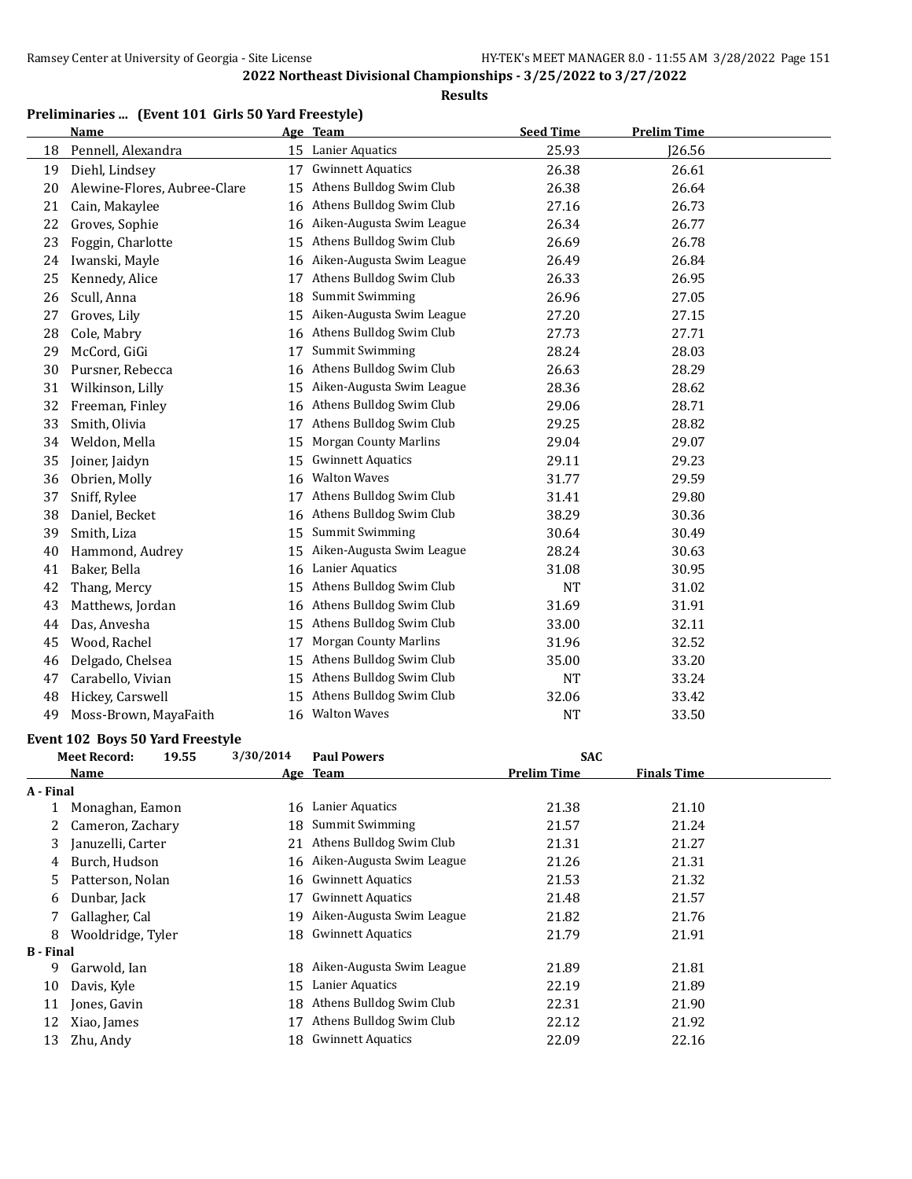## 2022 Northeast Divisional Championships - 3/25/2022 to 3/27/2022

**Results**

### Preliminaries ... (Event 101 Girls 50 Yard Freestyle)

| | Name | Age | Team | Seed Time | Prelim Time |
|---|---|---|---|---|---|
| 18 | Pennell, Alexandra | 15 | Lanier Aquatics | 25.93 | J26.56 |
| 19 | Diehl, Lindsey | 17 | Gwinnett Aquatics | 26.38 | 26.61 |
| 20 | Alewine-Flores, Aubree-Clare | 15 | Athens Bulldog Swim Club | 26.38 | 26.64 |
| 21 | Cain, Makaylee | 16 | Athens Bulldog Swim Club | 27.16 | 26.73 |
| 22 | Groves, Sophie | 16 | Aiken-Augusta Swim League | 26.34 | 26.77 |
| 23 | Foggin, Charlotte | 15 | Athens Bulldog Swim Club | 26.69 | 26.78 |
| 24 | Iwanski, Mayle | 16 | Aiken-Augusta Swim League | 26.49 | 26.84 |
| 25 | Kennedy, Alice | 17 | Athens Bulldog Swim Club | 26.33 | 26.95 |
| 26 | Scull, Anna | 18 | Summit Swimming | 26.96 | 27.05 |
| 27 | Groves, Lily | 15 | Aiken-Augusta Swim League | 27.20 | 27.15 |
| 28 | Cole, Mabry | 16 | Athens Bulldog Swim Club | 27.73 | 27.71 |
| 29 | McCord, GiGi | 17 | Summit Swimming | 28.24 | 28.03 |
| 30 | Pursner, Rebecca | 16 | Athens Bulldog Swim Club | 26.63 | 28.29 |
| 31 | Wilkinson, Lilly | 15 | Aiken-Augusta Swim League | 28.36 | 28.62 |
| 32 | Freeman, Finley | 16 | Athens Bulldog Swim Club | 29.06 | 28.71 |
| 33 | Smith, Olivia | 17 | Athens Bulldog Swim Club | 29.25 | 28.82 |
| 34 | Weldon, Mella | 15 | Morgan County Marlins | 29.04 | 29.07 |
| 35 | Joiner, Jaidyn | 15 | Gwinnett Aquatics | 29.11 | 29.23 |
| 36 | Obrien, Molly | 16 | Walton Waves | 31.77 | 29.59 |
| 37 | Sniff, Rylee | 17 | Athens Bulldog Swim Club | 31.41 | 29.80 |
| 38 | Daniel, Becket | 16 | Athens Bulldog Swim Club | 38.29 | 30.36 |
| 39 | Smith, Liza | 15 | Summit Swimming | 30.64 | 30.49 |
| 40 | Hammond, Audrey | 15 | Aiken-Augusta Swim League | 28.24 | 30.63 |
| 41 | Baker, Bella | 16 | Lanier Aquatics | 31.08 | 30.95 |
| 42 | Thang, Mercy | 15 | Athens Bulldog Swim Club | NT | 31.02 |
| 43 | Matthews, Jordan | 16 | Athens Bulldog Swim Club | 31.69 | 31.91 |
| 44 | Das, Anvesha | 15 | Athens Bulldog Swim Club | 33.00 | 32.11 |
| 45 | Wood, Rachel | 17 | Morgan County Marlins | 31.96 | 32.52 |
| 46 | Delgado, Chelsea | 15 | Athens Bulldog Swim Club | 35.00 | 33.20 |
| 47 | Carabello, Vivian | 15 | Athens Bulldog Swim Club | NT | 33.24 |
| 48 | Hickey, Carswell | 15 | Athens Bulldog Swim Club | 32.06 | 33.42 |
| 49 | Moss-Brown, MayaFaith | 16 | Walton Waves | NT | 33.50 |

### Event 102 Boys 50 Yard Freestyle

Meet Record: 19.55 3/30/2014 Paul Powers SAC

| | Name | Age | Team | Prelim Time | Finals Time |
|---|---|---|---|---|---|
| **A - Final** | | | | | |
| 1 | Monaghan, Eamon | 16 | Lanier Aquatics | 21.38 | 21.10 |
| 2 | Cameron, Zachary | 18 | Summit Swimming | 21.57 | 21.24 |
| 3 | Januzelli, Carter | 21 | Athens Bulldog Swim Club | 21.31 | 21.27 |
| 4 | Burch, Hudson | 16 | Aiken-Augusta Swim League | 21.26 | 21.31 |
| 5 | Patterson, Nolan | 16 | Gwinnett Aquatics | 21.53 | 21.32 |
| 6 | Dunbar, Jack | 17 | Gwinnett Aquatics | 21.48 | 21.57 |
| 7 | Gallagher, Cal | 19 | Aiken-Augusta Swim League | 21.82 | 21.76 |
| 8 | Wooldridge, Tyler | 18 | Gwinnett Aquatics | 21.79 | 21.91 |
| **B - Final** | | | | | |
| 9 | Garwold, Ian | 18 | Aiken-Augusta Swim League | 21.89 | 21.81 |
| 10 | Davis, Kyle | 15 | Lanier Aquatics | 22.19 | 21.89 |
| 11 | Jones, Gavin | 18 | Athens Bulldog Swim Club | 22.31 | 21.90 |
| 12 | Xiao, James | 17 | Athens Bulldog Swim Club | 22.12 | 21.92 |
| 13 | Zhu, Andy | 18 | Gwinnett Aquatics | 22.09 | 22.16 |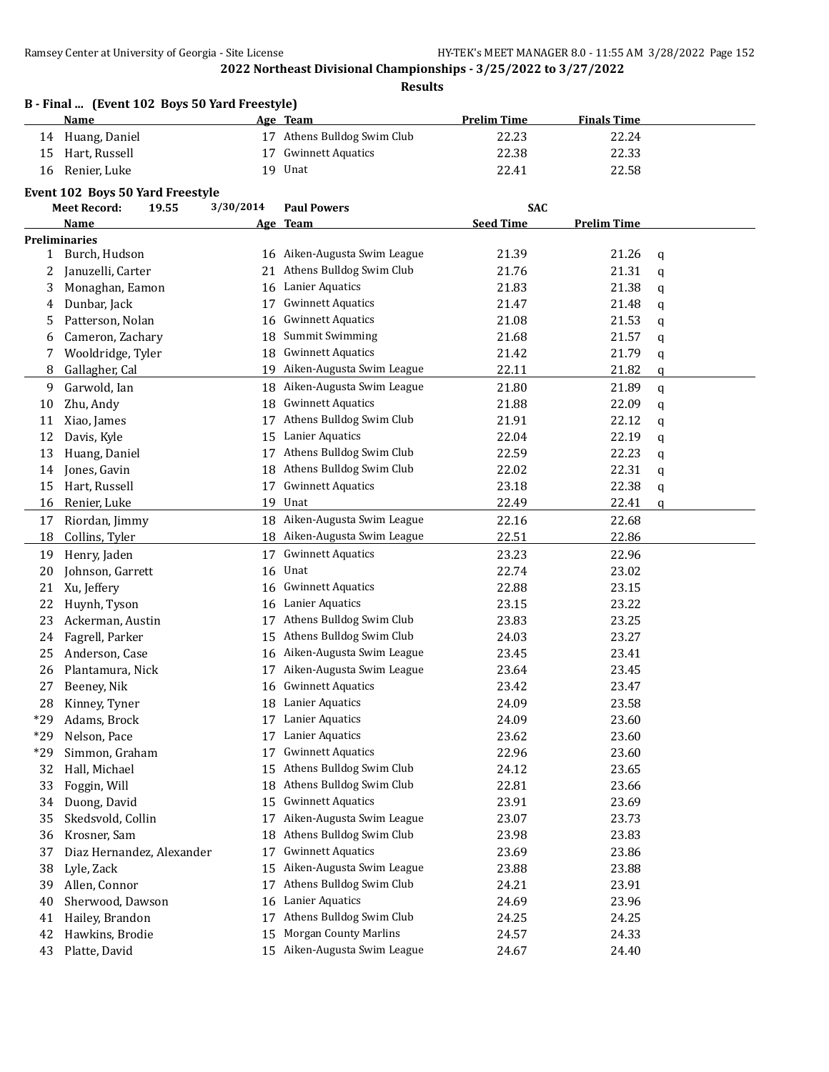## 2022 Northeast Divisional Championships - 3/25/2022 to 3/27/2022

**Results**

### B - Final ... (Event 102 Boys 50 Yard Freestyle)

| | Name | Age | Team | Prelim Time | Finals Time |
|---|---|---|---|---|---|
| 14 | Huang, Daniel | 17 | Athens Bulldog Swim Club | 22.23 | 22.24 |
| 15 | Hart, Russell | 17 | Gwinnett Aquatics | 22.38 | 22.33 |
| 16 | Renier, Luke | 19 | Unat | 22.41 | 22.58 |

### Event 102 Boys 50 Yard Freestyle

**Meet Record:** 19.55 3/30/2014 **Paul Powers** **SAC**

| | Name | Age | Team | Seed Time | Prelim Time | |
|---|---|---|---|---|---|---|
| **Preliminaries** | | | | | | |
| 1 | Burch, Hudson | 16 | Aiken-Augusta Swim League | 21.39 | 21.26 | q |
| 2 | Januzelli, Carter | 21 | Athens Bulldog Swim Club | 21.76 | 21.31 | q |
| 3 | Monaghan, Eamon | 16 | Lanier Aquatics | 21.83 | 21.38 | q |
| 4 | Dunbar, Jack | 17 | Gwinnett Aquatics | 21.47 | 21.48 | q |
| 5 | Patterson, Nolan | 16 | Gwinnett Aquatics | 21.08 | 21.53 | q |
| 6 | Cameron, Zachary | 18 | Summit Swimming | 21.68 | 21.57 | q |
| 7 | Wooldridge, Tyler | 18 | Gwinnett Aquatics | 21.42 | 21.79 | q |
| 8 | Gallagher, Cal | 19 | Aiken-Augusta Swim League | 22.11 | 21.82 | q |
| 9 | Garwold, Ian | 18 | Aiken-Augusta Swim League | 21.80 | 21.89 | q |
| 10 | Zhu, Andy | 18 | Gwinnett Aquatics | 21.88 | 22.09 | q |
| 11 | Xiao, James | 17 | Athens Bulldog Swim Club | 21.91 | 22.12 | q |
| 12 | Davis, Kyle | 15 | Lanier Aquatics | 22.04 | 22.19 | q |
| 13 | Huang, Daniel | 17 | Athens Bulldog Swim Club | 22.59 | 22.23 | q |
| 14 | Jones, Gavin | 18 | Athens Bulldog Swim Club | 22.02 | 22.31 | q |
| 15 | Hart, Russell | 17 | Gwinnett Aquatics | 23.18 | 22.38 | q |
| 16 | Renier, Luke | 19 | Unat | 22.49 | 22.41 | q |
| 17 | Riordan, Jimmy | 18 | Aiken-Augusta Swim League | 22.16 | 22.68 | |
| 18 | Collins, Tyler | 18 | Aiken-Augusta Swim League | 22.51 | 22.86 | |
| 19 | Henry, Jaden | 17 | Gwinnett Aquatics | 23.23 | 22.96 | |
| 20 | Johnson, Garrett | 16 | Unat | 22.74 | 23.02 | |
| 21 | Xu, Jeffery | 16 | Gwinnett Aquatics | 22.88 | 23.15 | |
| 22 | Huynh, Tyson | 16 | Lanier Aquatics | 23.15 | 23.22 | |
| 23 | Ackerman, Austin | 17 | Athens Bulldog Swim Club | 23.83 | 23.25 | |
| 24 | Fagrell, Parker | 15 | Athens Bulldog Swim Club | 24.03 | 23.27 | |
| 25 | Anderson, Case | 16 | Aiken-Augusta Swim League | 23.45 | 23.41 | |
| 26 | Plantamura, Nick | 17 | Aiken-Augusta Swim League | 23.64 | 23.45 | |
| 27 | Beeney, Nik | 16 | Gwinnett Aquatics | 23.42 | 23.47 | |
| 28 | Kinney, Tyner | 18 | Lanier Aquatics | 24.09 | 23.58 | |
| *29 | Adams, Brock | 17 | Lanier Aquatics | 24.09 | 23.60 | |
| *29 | Nelson, Pace | 17 | Lanier Aquatics | 23.62 | 23.60 | |
| *29 | Simmon, Graham | 17 | Gwinnett Aquatics | 22.96 | 23.60 | |
| 32 | Hall, Michael | 15 | Athens Bulldog Swim Club | 24.12 | 23.65 | |
| 33 | Foggin, Will | 18 | Athens Bulldog Swim Club | 22.81 | 23.66 | |
| 34 | Duong, David | 15 | Gwinnett Aquatics | 23.91 | 23.69 | |
| 35 | Skedsvold, Collin | 17 | Aiken-Augusta Swim League | 23.07 | 23.73 | |
| 36 | Krosner, Sam | 18 | Athens Bulldog Swim Club | 23.98 | 23.83 | |
| 37 | Diaz Hernandez, Alexander | 17 | Gwinnett Aquatics | 23.69 | 23.86 | |
| 38 | Lyle, Zack | 15 | Aiken-Augusta Swim League | 23.88 | 23.88 | |
| 39 | Allen, Connor | 17 | Athens Bulldog Swim Club | 24.21 | 23.91 | |
| 40 | Sherwood, Dawson | 16 | Lanier Aquatics | 24.69 | 23.96 | |
| 41 | Hailey, Brandon | 17 | Athens Bulldog Swim Club | 24.25 | 24.25 | |
| 42 | Hawkins, Brodie | 15 | Morgan County Marlins | 24.57 | 24.33 | |
| 43 | Platte, David | 15 | Aiken-Augusta Swim League | 24.67 | 24.40 | |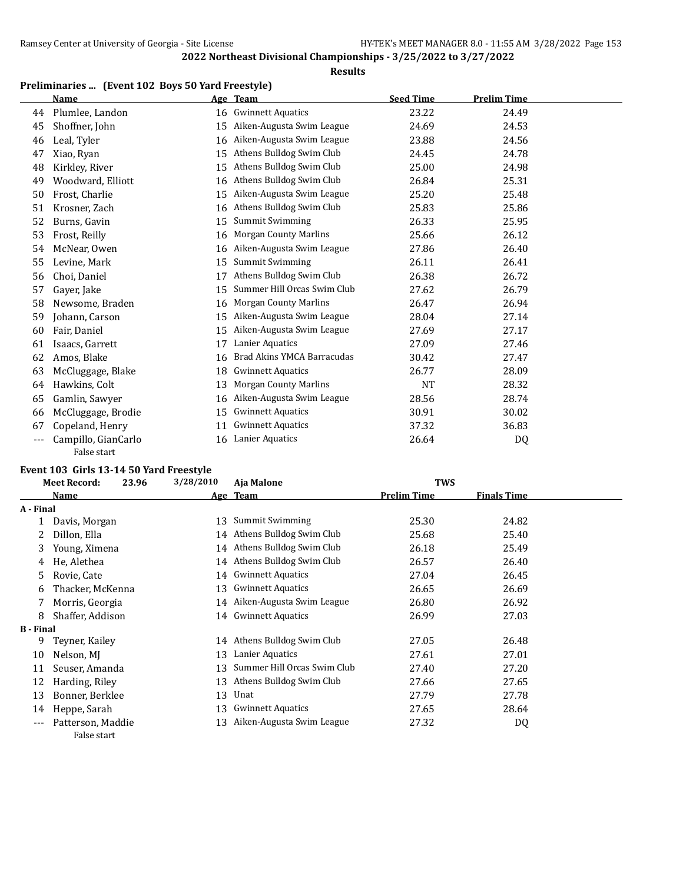## 2022 Northeast Divisional Championships - 3/25/2022 to 3/27/2022

### Results

### Preliminaries ... (Event 102 Boys 50 Yard Freestyle)

| | Name | Age | Team | Seed Time | Prelim Time |
|---|---|---|---|---|---|
| 44 | Plumlee, Landon | 16 | Gwinnett Aquatics | 23.22 | 24.49 |
| 45 | Shoffner, John | 15 | Aiken-Augusta Swim League | 24.69 | 24.53 |
| 46 | Leal, Tyler | 16 | Aiken-Augusta Swim League | 23.88 | 24.56 |
| 47 | Xiao, Ryan | 15 | Athens Bulldog Swim Club | 24.45 | 24.78 |
| 48 | Kirkley, River | 15 | Athens Bulldog Swim Club | 25.00 | 24.98 |
| 49 | Woodward, Elliott | 16 | Athens Bulldog Swim Club | 26.84 | 25.31 |
| 50 | Frost, Charlie | 15 | Aiken-Augusta Swim League | 25.20 | 25.48 |
| 51 | Krosner, Zach | 16 | Athens Bulldog Swim Club | 25.83 | 25.86 |
| 52 | Burns, Gavin | 15 | Summit Swimming | 26.33 | 25.95 |
| 53 | Frost, Reilly | 16 | Morgan County Marlins | 25.66 | 26.12 |
| 54 | McNear, Owen | 16 | Aiken-Augusta Swim League | 27.86 | 26.40 |
| 55 | Levine, Mark | 15 | Summit Swimming | 26.11 | 26.41 |
| 56 | Choi, Daniel | 17 | Athens Bulldog Swim Club | 26.38 | 26.72 |
| 57 | Gayer, Jake | 15 | Summer Hill Orcas Swim Club | 27.62 | 26.79 |
| 58 | Newsome, Braden | 16 | Morgan County Marlins | 26.47 | 26.94 |
| 59 | Johann, Carson | 15 | Aiken-Augusta Swim League | 28.04 | 27.14 |
| 60 | Fair, Daniel | 15 | Aiken-Augusta Swim League | 27.69 | 27.17 |
| 61 | Isaacs, Garrett | 17 | Lanier Aquatics | 27.09 | 27.46 |
| 62 | Amos, Blake | 16 | Brad Akins YMCA Barracudas | 30.42 | 27.47 |
| 63 | McCluggage, Blake | 18 | Gwinnett Aquatics | 26.77 | 28.09 |
| 64 | Hawkins, Colt | 13 | Morgan County Marlins | NT | 28.32 |
| 65 | Gamlin, Sawyer | 16 | Aiken-Augusta Swim League | 28.56 | 28.74 |
| 66 | McCluggage, Brodie | 15 | Gwinnett Aquatics | 30.91 | 30.02 |
| 67 | Copeland, Henry | 11 | Gwinnett Aquatics | 37.32 | 36.83 |
| --- | Campillo, GianCarlo | 16 | Lanier Aquatics | 26.64 | DQ |
| | False start | | | | |

### Event 103 Girls 13-14 50 Yard Freestyle

Meet Record: 23.96 3/28/2010 Aja Malone TWS

| | Name | Age | Team | Prelim Time | Finals Time |
|---|---|---|---|---|---|
| **A - Final** | | | | | |
| 1 | Davis, Morgan | 13 | Summit Swimming | 25.30 | 24.82 |
| 2 | Dillon, Ella | 14 | Athens Bulldog Swim Club | 25.68 | 25.40 |
| 3 | Young, Ximena | 14 | Athens Bulldog Swim Club | 26.18 | 25.49 |
| 4 | He, Alethea | 14 | Athens Bulldog Swim Club | 26.57 | 26.40 |
| 5 | Rovie, Cate | 14 | Gwinnett Aquatics | 27.04 | 26.45 |
| 6 | Thacker, McKenna | 13 | Gwinnett Aquatics | 26.65 | 26.69 |
| 7 | Morris, Georgia | 14 | Aiken-Augusta Swim League | 26.80 | 26.92 |
| 8 | Shaffer, Addison | 14 | Gwinnett Aquatics | 26.99 | 27.03 |
| **B - Final** | | | | | |
| 9 | Teyner, Kailey | 14 | Athens Bulldog Swim Club | 27.05 | 26.48 |
| 10 | Nelson, MJ | 13 | Lanier Aquatics | 27.61 | 27.01 |
| 11 | Seuser, Amanda | 13 | Summer Hill Orcas Swim Club | 27.40 | 27.20 |
| 12 | Harding, Riley | 13 | Athens Bulldog Swim Club | 27.66 | 27.65 |
| 13 | Bonner, Berklee | 13 | Unat | 27.79 | 27.78 |
| 14 | Heppe, Sarah | 13 | Gwinnett Aquatics | 27.65 | 28.64 |
| --- | Patterson, Maddie | 13 | Aiken-Augusta Swim League | 27.32 | DQ |
| | False start | | | | |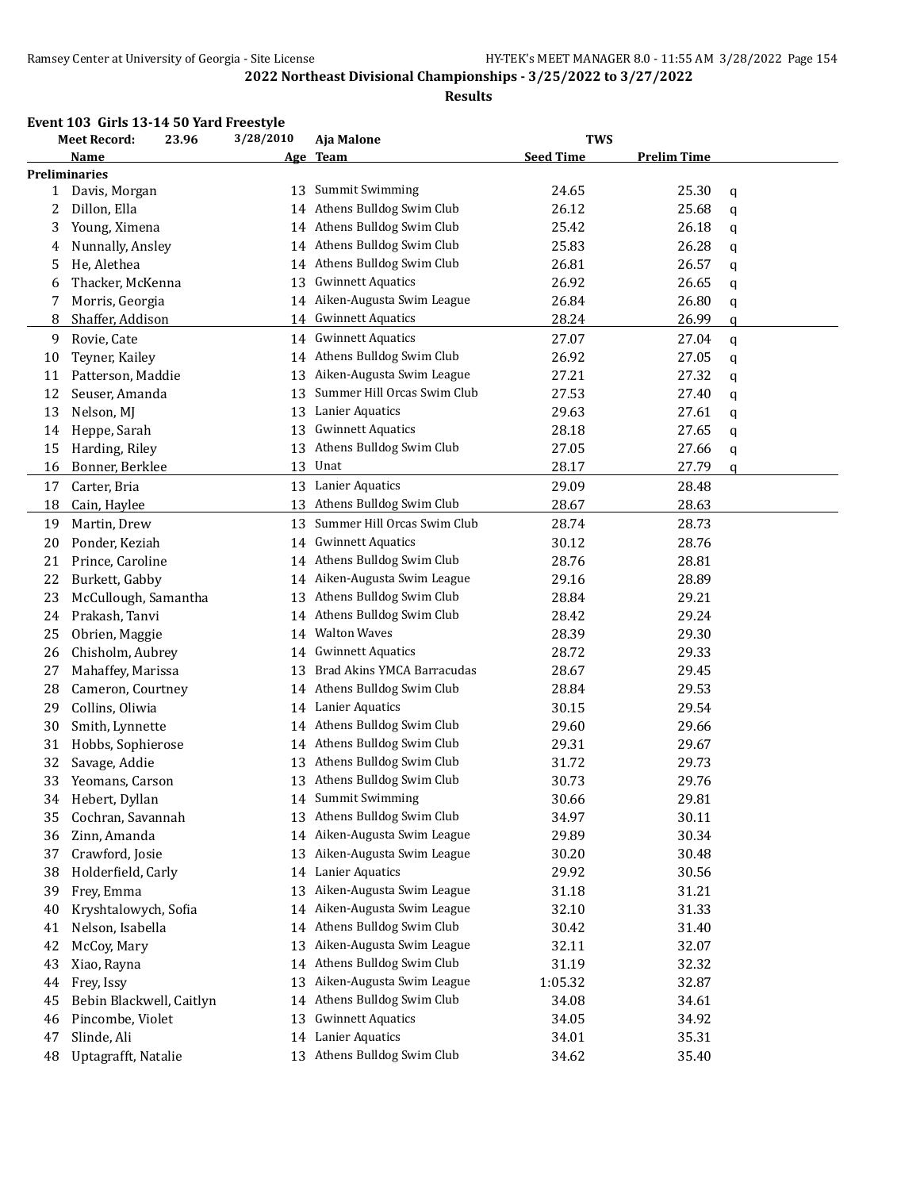**2022 Northeast Divisional Championships - 3/25/2022 to 3/27/2022**

**Results**

### Event 103 Girls 13-14 50 Yard Freestyle

| Meet Record: | 23.96 | 3/28/2010 | Aja Malone | TWS | | |
|---|---|---|---|---|---|---|
| | **Name** | **Age** | **Team** | **Seed Time** | **Prelim Time** | |
| **Preliminaries** | | | | | | |
| 1 | Davis, Morgan | 13 | Summit Swimming | 24.65 | 25.30 | q |
| 2 | Dillon, Ella | 14 | Athens Bulldog Swim Club | 26.12 | 25.68 | q |
| 3 | Young, Ximena | 14 | Athens Bulldog Swim Club | 25.42 | 26.18 | q |
| 4 | Nunnally, Ansley | 14 | Athens Bulldog Swim Club | 25.83 | 26.28 | q |
| 5 | He, Alethea | 14 | Athens Bulldog Swim Club | 26.81 | 26.57 | q |
| 6 | Thacker, McKenna | 13 | Gwinnett Aquatics | 26.92 | 26.65 | q |
| 7 | Morris, Georgia | 14 | Aiken-Augusta Swim League | 26.84 | 26.80 | q |
| 8 | Shaffer, Addison | 14 | Gwinnett Aquatics | 28.24 | 26.99 | q |
| 9 | Rovie, Cate | 14 | Gwinnett Aquatics | 27.07 | 27.04 | q |
| 10 | Teyner, Kailey | 14 | Athens Bulldog Swim Club | 26.92 | 27.05 | q |
| 11 | Patterson, Maddie | 13 | Aiken-Augusta Swim League | 27.21 | 27.32 | q |
| 12 | Seuser, Amanda | 13 | Summer Hill Orcas Swim Club | 27.53 | 27.40 | q |
| 13 | Nelson, MJ | 13 | Lanier Aquatics | 29.63 | 27.61 | q |
| 14 | Heppe, Sarah | 13 | Gwinnett Aquatics | 28.18 | 27.65 | q |
| 15 | Harding, Riley | 13 | Athens Bulldog Swim Club | 27.05 | 27.66 | q |
| 16 | Bonner, Berklee | 13 | Unat | 28.17 | 27.79 | q |
| 17 | Carter, Bria | 13 | Lanier Aquatics | 29.09 | 28.48 | |
| 18 | Cain, Haylee | 13 | Athens Bulldog Swim Club | 28.67 | 28.63 | |
| 19 | Martin, Drew | 13 | Summer Hill Orcas Swim Club | 28.74 | 28.73 | |
| 20 | Ponder, Keziah | 14 | Gwinnett Aquatics | 30.12 | 28.76 | |
| 21 | Prince, Caroline | 14 | Athens Bulldog Swim Club | 28.76 | 28.81 | |
| 22 | Burkett, Gabby | 14 | Aiken-Augusta Swim League | 29.16 | 28.89 | |
| 23 | McCullough, Samantha | 13 | Athens Bulldog Swim Club | 28.84 | 29.21 | |
| 24 | Prakash, Tanvi | 14 | Athens Bulldog Swim Club | 28.42 | 29.24 | |
| 25 | Obrien, Maggie | 14 | Walton Waves | 28.39 | 29.30 | |
| 26 | Chisholm, Aubrey | 14 | Gwinnett Aquatics | 28.72 | 29.33 | |
| 27 | Mahaffey, Marissa | 13 | Brad Akins YMCA Barracudas | 28.67 | 29.45 | |
| 28 | Cameron, Courtney | 14 | Athens Bulldog Swim Club | 28.84 | 29.53 | |
| 29 | Collins, Oliwia | 14 | Lanier Aquatics | 30.15 | 29.54 | |
| 30 | Smith, Lynnette | 14 | Athens Bulldog Swim Club | 29.60 | 29.66 | |
| 31 | Hobbs, Sophierose | 14 | Athens Bulldog Swim Club | 29.31 | 29.67 | |
| 32 | Savage, Addie | 13 | Athens Bulldog Swim Club | 31.72 | 29.73 | |
| 33 | Yeomans, Carson | 13 | Athens Bulldog Swim Club | 30.73 | 29.76 | |
| 34 | Hebert, Dyllan | 14 | Summit Swimming | 30.66 | 29.81 | |
| 35 | Cochran, Savannah | 13 | Athens Bulldog Swim Club | 34.97 | 30.11 | |
| 36 | Zinn, Amanda | 14 | Aiken-Augusta Swim League | 29.89 | 30.34 | |
| 37 | Crawford, Josie | 13 | Aiken-Augusta Swim League | 30.20 | 30.48 | |
| 38 | Holderfield, Carly | 14 | Lanier Aquatics | 29.92 | 30.56 | |
| 39 | Frey, Emma | 13 | Aiken-Augusta Swim League | 31.18 | 31.21 | |
| 40 | Kryshtalowych, Sofia | 14 | Aiken-Augusta Swim League | 32.10 | 31.33 | |
| 41 | Nelson, Isabella | 14 | Athens Bulldog Swim Club | 30.42 | 31.40 | |
| 42 | McCoy, Mary | 13 | Aiken-Augusta Swim League | 32.11 | 32.07 | |
| 43 | Xiao, Rayna | 14 | Athens Bulldog Swim Club | 31.19 | 32.32 | |
| 44 | Frey, Issy | 13 | Aiken-Augusta Swim League | 1:05.32 | 32.87 | |
| 45 | Bebin Blackwell, Caitlyn | 14 | Athens Bulldog Swim Club | 34.08 | 34.61 | |
| 46 | Pincombe, Violet | 13 | Gwinnett Aquatics | 34.05 | 34.92 | |
| 47 | Slinde, Ali | 14 | Lanier Aquatics | 34.01 | 35.31 | |
| 48 | Uptagrafft, Natalie | 13 | Athens Bulldog Swim Club | 34.62 | 35.40 | |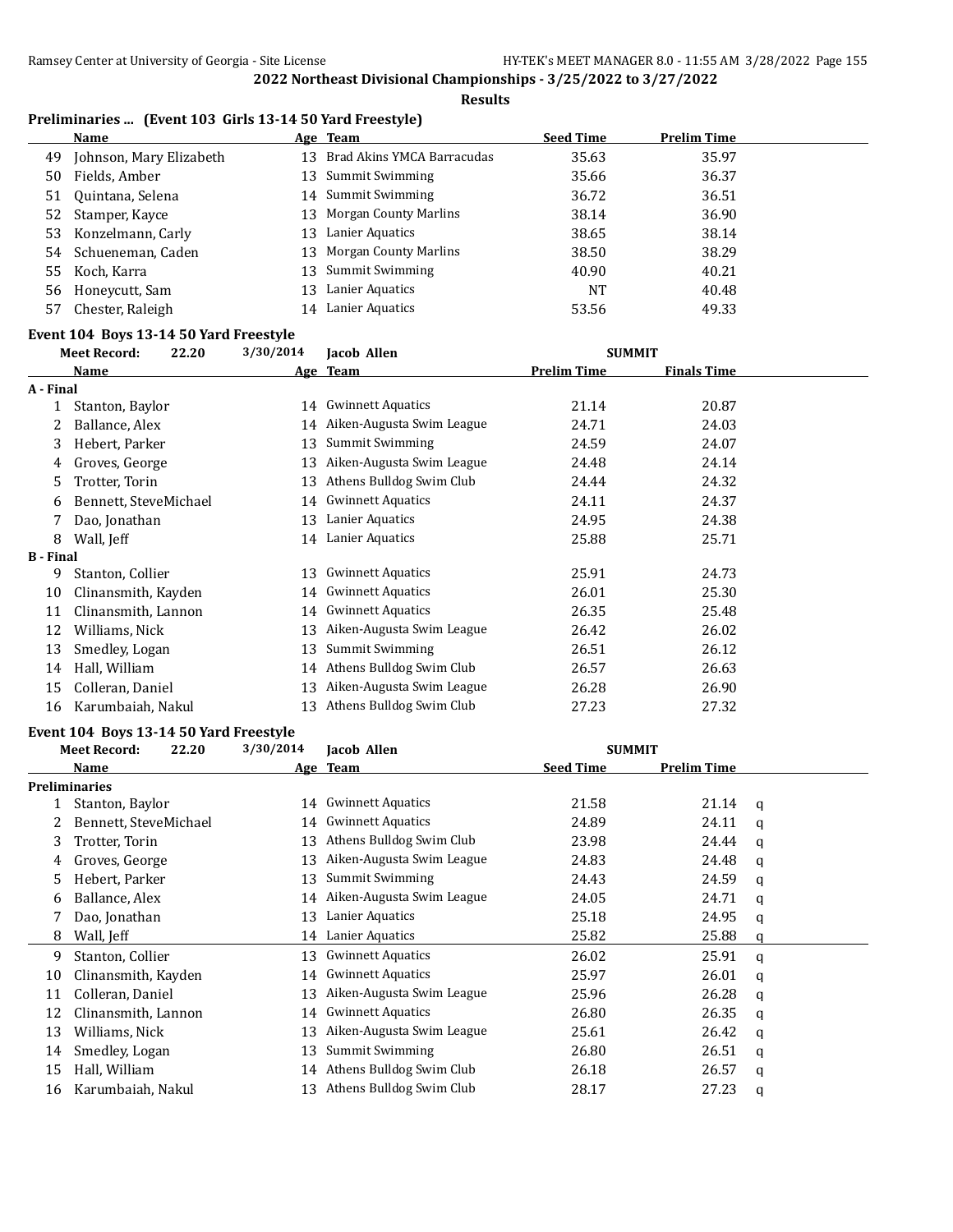## 2022 Northeast Divisional Championships - 3/25/2022 to 3/27/2022

### Results

### Preliminaries ... (Event 103 Girls 13-14 50 Yard Freestyle)

| | Name | Age | Team | Seed Time | Prelim Time |
|---|---|---|---|---|---|
| 49 | Johnson, Mary Elizabeth | 13 | Brad Akins YMCA Barracudas | 35.63 | 35.97 |
| 50 | Fields, Amber | 13 | Summit Swimming | 35.66 | 36.37 |
| 51 | Quintana, Selena | 14 | Summit Swimming | 36.72 | 36.51 |
| 52 | Stamper, Kayce | 13 | Morgan County Marlins | 38.14 | 36.90 |
| 53 | Konzelmann, Carly | 13 | Lanier Aquatics | 38.65 | 38.14 |
| 54 | Schueneman, Caden | 13 | Morgan County Marlins | 38.50 | 38.29 |
| 55 | Koch, Karra | 13 | Summit Swimming | 40.90 | 40.21 |
| 56 | Honeycutt, Sam | 13 | Lanier Aquatics | NT | 40.48 |
| 57 | Chester, Raleigh | 14 | Lanier Aquatics | 53.56 | 49.33 |

### Event 104 Boys 13-14 50 Yard Freestyle

Meet Record: 22.20 3/30/2014 Jacob Allen SUMMIT

| | Name | Age | Team | Prelim Time | Finals Time |
|---|---|---|---|---|---|
| **A - Final** | | | | | |
| 1 | Stanton, Baylor | 14 | Gwinnett Aquatics | 21.14 | 20.87 |
| 2 | Ballance, Alex | 14 | Aiken-Augusta Swim League | 24.71 | 24.03 |
| 3 | Hebert, Parker | 13 | Summit Swimming | 24.59 | 24.07 |
| 4 | Groves, George | 13 | Aiken-Augusta Swim League | 24.48 | 24.14 |
| 5 | Trotter, Torin | 13 | Athens Bulldog Swim Club | 24.44 | 24.32 |
| 6 | Bennett, SteveMichael | 14 | Gwinnett Aquatics | 24.11 | 24.37 |
| 7 | Dao, Jonathan | 13 | Lanier Aquatics | 24.95 | 24.38 |
| 8 | Wall, Jeff | 14 | Lanier Aquatics | 25.88 | 25.71 |
| **B - Final** | | | | | |
| 9 | Stanton, Collier | 13 | Gwinnett Aquatics | 25.91 | 24.73 |
| 10 | Clinansmith, Kayden | 14 | Gwinnett Aquatics | 26.01 | 25.30 |
| 11 | Clinansmith, Lannon | 14 | Gwinnett Aquatics | 26.35 | 25.48 |
| 12 | Williams, Nick | 13 | Aiken-Augusta Swim League | 26.42 | 26.02 |
| 13 | Smedley, Logan | 13 | Summit Swimming | 26.51 | 26.12 |
| 14 | Hall, William | 14 | Athens Bulldog Swim Club | 26.57 | 26.63 |
| 15 | Colleran, Daniel | 13 | Aiken-Augusta Swim League | 26.28 | 26.90 |
| 16 | Karumbaiah, Nakul | 13 | Athens Bulldog Swim Club | 27.23 | 27.32 |

### Event 104 Boys 13-14 50 Yard Freestyle

Meet Record: 22.20 3/30/2014 Jacob Allen SUMMIT

| | Name | Age | Team | Seed Time | Prelim Time | |
|---|---|---|---|---|---|---|
| **Preliminaries** | | | | | | |
| 1 | Stanton, Baylor | 14 | Gwinnett Aquatics | 21.58 | 21.14 | q |
| 2 | Bennett, SteveMichael | 14 | Gwinnett Aquatics | 24.89 | 24.11 | q |
| 3 | Trotter, Torin | 13 | Athens Bulldog Swim Club | 23.98 | 24.44 | q |
| 4 | Groves, George | 13 | Aiken-Augusta Swim League | 24.83 | 24.48 | q |
| 5 | Hebert, Parker | 13 | Summit Swimming | 24.43 | 24.59 | q |
| 6 | Ballance, Alex | 14 | Aiken-Augusta Swim League | 24.05 | 24.71 | q |
| 7 | Dao, Jonathan | 13 | Lanier Aquatics | 25.18 | 24.95 | q |
| 8 | Wall, Jeff | 14 | Lanier Aquatics | 25.82 | 25.88 | q |
| 9 | Stanton, Collier | 13 | Gwinnett Aquatics | 26.02 | 25.91 | q |
| 10 | Clinansmith, Kayden | 14 | Gwinnett Aquatics | 25.97 | 26.01 | q |
| 11 | Colleran, Daniel | 13 | Aiken-Augusta Swim League | 25.96 | 26.28 | q |
| 12 | Clinansmith, Lannon | 14 | Gwinnett Aquatics | 26.80 | 26.35 | q |
| 13 | Williams, Nick | 13 | Aiken-Augusta Swim League | 25.61 | 26.42 | q |
| 14 | Smedley, Logan | 13 | Summit Swimming | 26.80 | 26.51 | q |
| 15 | Hall, William | 14 | Athens Bulldog Swim Club | 26.18 | 26.57 | q |
| 16 | Karumbaiah, Nakul | 13 | Athens Bulldog Swim Club | 28.17 | 27.23 | q |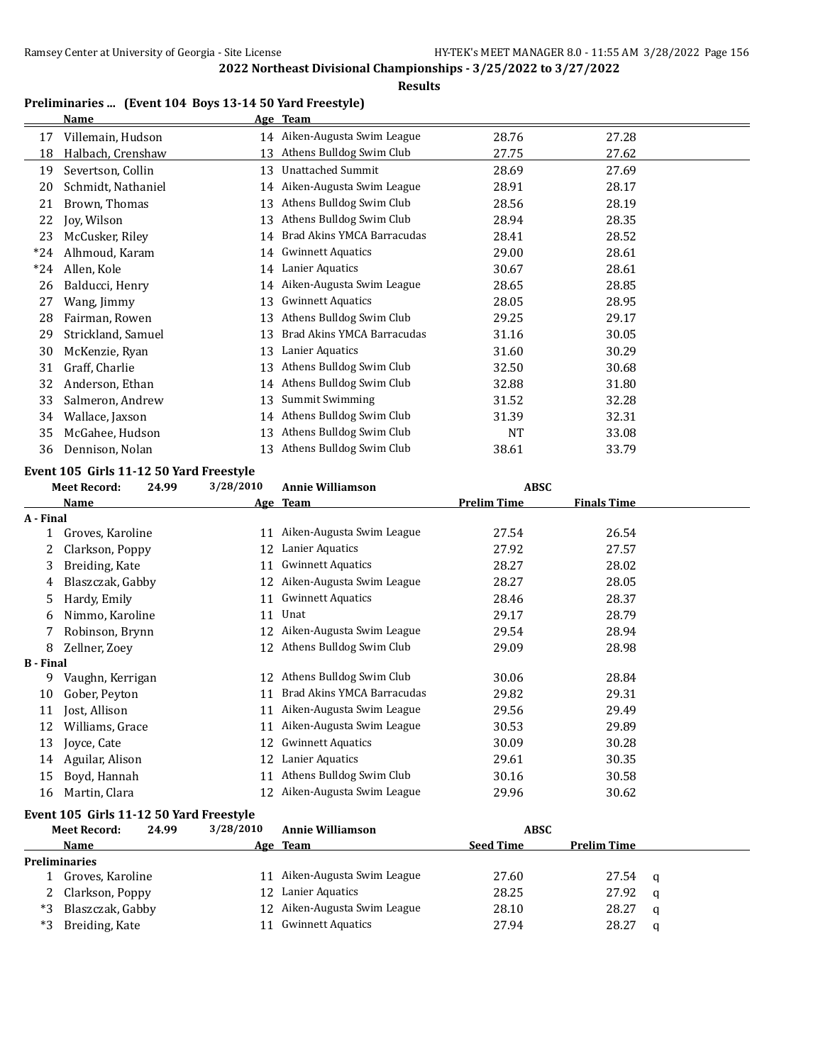**2022 Northeast Divisional Championships - 3/25/2022 to 3/27/2022**

**Results**

### Preliminaries ... (Event 104 Boys 13-14 50 Yard Freestyle)

| | Name | Age | Team | | |
|---|---|---|---|---|---|
| 17 | Villemain, Hudson | 14 | Aiken-Augusta Swim League | 28.76 | 27.28 |
| 18 | Halbach, Crenshaw | 13 | Athens Bulldog Swim Club | 27.75 | 27.62 |
| 19 | Severtson, Collin | 13 | Unattached Summit | 28.69 | 27.69 |
| 20 | Schmidt, Nathaniel | 14 | Aiken-Augusta Swim League | 28.91 | 28.17 |
| 21 | Brown, Thomas | 13 | Athens Bulldog Swim Club | 28.56 | 28.19 |
| 22 | Joy, Wilson | 13 | Athens Bulldog Swim Club | 28.94 | 28.35 |
| 23 | McCusker, Riley | 14 | Brad Akins YMCA Barracudas | 28.41 | 28.52 |
| *24 | Alhmoud, Karam | 14 | Gwinnett Aquatics | 29.00 | 28.61 |
| *24 | Allen, Kole | 14 | Lanier Aquatics | 30.67 | 28.61 |
| 26 | Balducci, Henry | 14 | Aiken-Augusta Swim League | 28.65 | 28.85 |
| 27 | Wang, Jimmy | 13 | Gwinnett Aquatics | 28.05 | 28.95 |
| 28 | Fairman, Rowen | 13 | Athens Bulldog Swim Club | 29.25 | 29.17 |
| 29 | Strickland, Samuel | 13 | Brad Akins YMCA Barracudas | 31.16 | 30.05 |
| 30 | McKenzie, Ryan | 13 | Lanier Aquatics | 31.60 | 30.29 |
| 31 | Graff, Charlie | 13 | Athens Bulldog Swim Club | 32.50 | 30.68 |
| 32 | Anderson, Ethan | 14 | Athens Bulldog Swim Club | 32.88 | 31.80 |
| 33 | Salmeron, Andrew | 13 | Summit Swimming | 31.52 | 32.28 |
| 34 | Wallace, Jaxson | 14 | Athens Bulldog Swim Club | 31.39 | 32.31 |
| 35 | McGahee, Hudson | 13 | Athens Bulldog Swim Club | NT | 33.08 |
| 36 | Dennison, Nolan | 13 | Athens Bulldog Swim Club | 38.61 | 33.79 |

### Event 105 Girls 11-12 50 Yard Freestyle

Meet Record: 24.99 3/28/2010 **Annie Williamson** ABSC

| | Name | Age | Team | Prelim Time | Finals Time |
|---|---|---|---|---|---|
| **A - Final** | | | | | |
| 1 | Groves, Karoline | 11 | Aiken-Augusta Swim League | 27.54 | 26.54 |
| 2 | Clarkson, Poppy | 12 | Lanier Aquatics | 27.92 | 27.57 |
| 3 | Breiding, Kate | 11 | Gwinnett Aquatics | 28.27 | 28.02 |
| 4 | Blaszczak, Gabby | 12 | Aiken-Augusta Swim League | 28.27 | 28.05 |
| 5 | Hardy, Emily | 11 | Gwinnett Aquatics | 28.46 | 28.37 |
| 6 | Nimmo, Karoline | 11 | Unat | 29.17 | 28.79 |
| 7 | Robinson, Brynn | 12 | Aiken-Augusta Swim League | 29.54 | 28.94 |
| 8 | Zellner, Zoey | 12 | Athens Bulldog Swim Club | 29.09 | 28.98 |
| **B - Final** | | | | | |
| 9 | Vaughn, Kerrigan | 12 | Athens Bulldog Swim Club | 30.06 | 28.84 |
| 10 | Gober, Peyton | 11 | Brad Akins YMCA Barracudas | 29.82 | 29.31 |
| 11 | Jost, Allison | 11 | Aiken-Augusta Swim League | 29.56 | 29.49 |
| 12 | Williams, Grace | 11 | Aiken-Augusta Swim League | 30.53 | 29.89 |
| 13 | Joyce, Cate | 12 | Gwinnett Aquatics | 30.09 | 30.28 |
| 14 | Aguilar, Alison | 12 | Lanier Aquatics | 29.61 | 30.35 |
| 15 | Boyd, Hannah | 11 | Athens Bulldog Swim Club | 30.16 | 30.58 |
| 16 | Martin, Clara | 12 | Aiken-Augusta Swim League | 29.96 | 30.62 |

### Event 105 Girls 11-12 50 Yard Freestyle

Meet Record: 24.99 3/28/2010 **Annie Williamson** ABSC

| | Name | Age | Team | Seed Time | Prelim Time | |
|---|---|---|---|---|---|---|
| **Preliminaries** | | | | | | |
| 1 | Groves, Karoline | 11 | Aiken-Augusta Swim League | 27.60 | 27.54 | q |
| 2 | Clarkson, Poppy | 12 | Lanier Aquatics | 28.25 | 27.92 | q |
| *3 | Blaszczak, Gabby | 12 | Aiken-Augusta Swim League | 28.10 | 28.27 | q |
| *3 | Breiding, Kate | 11 | Gwinnett Aquatics | 27.94 | 28.27 | q |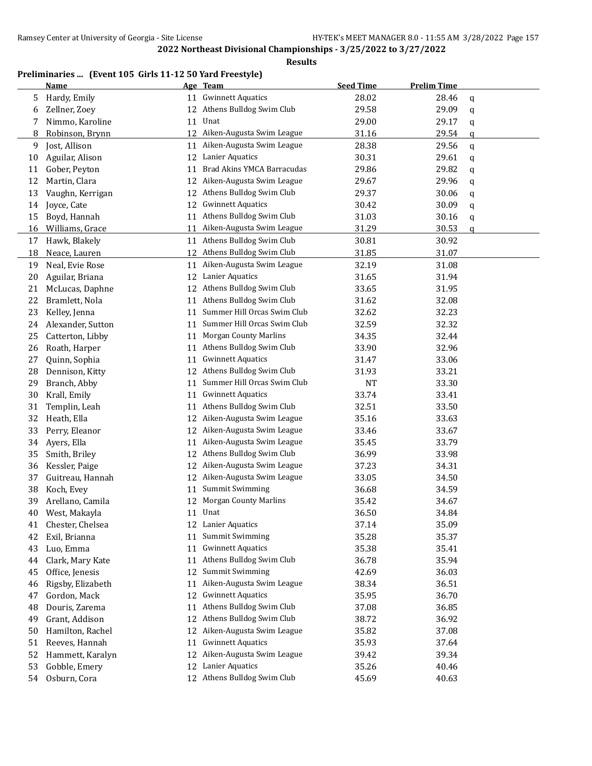## 2022 Northeast Divisional Championships - 3/25/2022 to 3/27/2022

### Results

**Preliminaries ... (Event 105 Girls 11-12 50 Yard Freestyle)**

| | Name | Age | Team | Seed Time | Prelim Time | |
|---|---|---|---|---|---|---|
| 5 | Hardy, Emily | 11 | Gwinnett Aquatics | 28.02 | 28.46 | q |
| 6 | Zellner, Zoey | 12 | Athens Bulldog Swim Club | 29.58 | 29.09 | q |
| 7 | Nimmo, Karoline | 11 | Unat | 29.00 | 29.17 | q |
| 8 | Robinson, Brynn | 12 | Aiken-Augusta Swim League | 31.16 | 29.54 | q |
| 9 | Jost, Allison | 11 | Aiken-Augusta Swim League | 28.38 | 29.56 | q |
| 10 | Aguilar, Alison | 12 | Lanier Aquatics | 30.31 | 29.61 | q |
| 11 | Gober, Peyton | 11 | Brad Akins YMCA Barracudas | 29.86 | 29.82 | q |
| 12 | Martin, Clara | 12 | Aiken-Augusta Swim League | 29.67 | 29.96 | q |
| 13 | Vaughn, Kerrigan | 12 | Athens Bulldog Swim Club | 29.37 | 30.06 | q |
| 14 | Joyce, Cate | 12 | Gwinnett Aquatics | 30.42 | 30.09 | q |
| 15 | Boyd, Hannah | 11 | Athens Bulldog Swim Club | 31.03 | 30.16 | q |
| 16 | Williams, Grace | 11 | Aiken-Augusta Swim League | 31.29 | 30.53 | q |
| 17 | Hawk, Blakely | 11 | Athens Bulldog Swim Club | 30.81 | 30.92 | |
| 18 | Neace, Lauren | 12 | Athens Bulldog Swim Club | 31.85 | 31.07 | |
| 19 | Neal, Evie Rose | 11 | Aiken-Augusta Swim League | 32.19 | 31.08 | |
| 20 | Aguilar, Briana | 12 | Lanier Aquatics | 31.65 | 31.94 | |
| 21 | McLucas, Daphne | 12 | Athens Bulldog Swim Club | 33.65 | 31.95 | |
| 22 | Bramlett, Nola | 11 | Athens Bulldog Swim Club | 31.62 | 32.08 | |
| 23 | Kelley, Jenna | 11 | Summer Hill Orcas Swim Club | 32.62 | 32.23 | |
| 24 | Alexander, Sutton | 11 | Summer Hill Orcas Swim Club | 32.59 | 32.32 | |
| 25 | Catterton, Libby | 11 | Morgan County Marlins | 34.35 | 32.44 | |
| 26 | Roath, Harper | 11 | Athens Bulldog Swim Club | 33.90 | 32.96 | |
| 27 | Quinn, Sophia | 11 | Gwinnett Aquatics | 31.47 | 33.06 | |
| 28 | Dennison, Kitty | 12 | Athens Bulldog Swim Club | 31.93 | 33.21 | |
| 29 | Branch, Abby | 11 | Summer Hill Orcas Swim Club | NT | 33.30 | |
| 30 | Krall, Emily | 11 | Gwinnett Aquatics | 33.74 | 33.41 | |
| 31 | Templin, Leah | 11 | Athens Bulldog Swim Club | 32.51 | 33.50 | |
| 32 | Heath, Ella | 12 | Aiken-Augusta Swim League | 35.16 | 33.63 | |
| 33 | Perry, Eleanor | 12 | Aiken-Augusta Swim League | 33.46 | 33.67 | |
| 34 | Ayers, Ella | 11 | Aiken-Augusta Swim League | 35.45 | 33.79 | |
| 35 | Smith, Briley | 12 | Athens Bulldog Swim Club | 36.99 | 33.98 | |
| 36 | Kessler, Paige | 12 | Aiken-Augusta Swim League | 37.23 | 34.31 | |
| 37 | Guitreau, Hannah | 12 | Aiken-Augusta Swim League | 33.05 | 34.50 | |
| 38 | Koch, Evey | 11 | Summit Swimming | 36.68 | 34.59 | |
| 39 | Arellano, Camila | 12 | Morgan County Marlins | 35.42 | 34.67 | |
| 40 | West, Makayla | 11 | Unat | 36.50 | 34.84 | |
| 41 | Chester, Chelsea | 12 | Lanier Aquatics | 37.14 | 35.09 | |
| 42 | Exil, Brianna | 11 | Summit Swimming | 35.28 | 35.37 | |
| 43 | Luo, Emma | 11 | Gwinnett Aquatics | 35.38 | 35.41 | |
| 44 | Clark, Mary Kate | 11 | Athens Bulldog Swim Club | 36.78 | 35.94 | |
| 45 | Office, Jenesis | 12 | Summit Swimming | 42.69 | 36.03 | |
| 46 | Rigsby, Elizabeth | 11 | Aiken-Augusta Swim League | 38.34 | 36.51 | |
| 47 | Gordon, Mack | 12 | Gwinnett Aquatics | 35.95 | 36.70 | |
| 48 | Douris, Zarema | 11 | Athens Bulldog Swim Club | 37.08 | 36.85 | |
| 49 | Grant, Addison | 12 | Athens Bulldog Swim Club | 38.72 | 36.92 | |
| 50 | Hamilton, Rachel | 12 | Aiken-Augusta Swim League | 35.82 | 37.08 | |
| 51 | Reeves, Hannah | 11 | Gwinnett Aquatics | 35.93 | 37.64 | |
| 52 | Hammett, Karalyn | 12 | Aiken-Augusta Swim League | 39.42 | 39.34 | |
| 53 | Gobble, Emery | 12 | Lanier Aquatics | 35.26 | 40.46 | |
| 54 | Osburn, Cora | 12 | Athens Bulldog Swim Club | 45.69 | 40.63 | |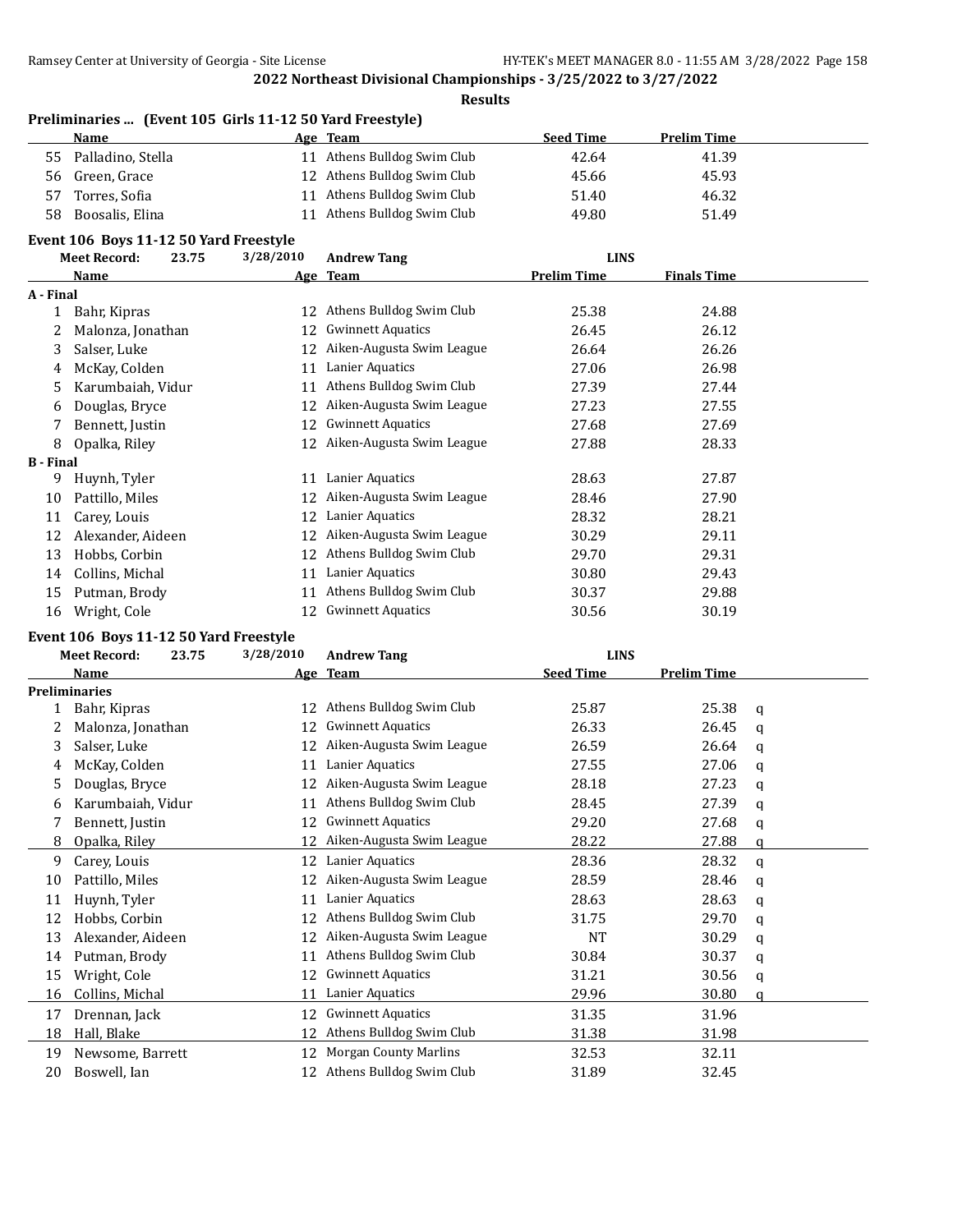## 2022 Northeast Divisional Championships - 3/25/2022 to 3/27/2022

### Results

### Preliminaries ... (Event 105 Girls 11-12 50 Yard Freestyle)

| | Name | Age | Team | Seed Time | Prelim Time |
|---|---|---|---|---|---|
| 55 | Palladino, Stella | 11 | Athens Bulldog Swim Club | 42.64 | 41.39 |
| 56 | Green, Grace | 12 | Athens Bulldog Swim Club | 45.66 | 45.93 |
| 57 | Torres, Sofia | 11 | Athens Bulldog Swim Club | 51.40 | 46.32 |
| 58 | Boosalis, Elina | 11 | Athens Bulldog Swim Club | 49.80 | 51.49 |

### Event 106 Boys 11-12 50 Yard Freestyle

Meet Record: 23.75 3/28/2010 Andrew Tang LINS

| | Name | Age | Team | Prelim Time | Finals Time |
|---|---|---|---|---|---|
| **A - Final** | | | | | |
| 1 | Bahr, Kipras | 12 | Athens Bulldog Swim Club | 25.38 | 24.88 |
| 2 | Malonza, Jonathan | 12 | Gwinnett Aquatics | 26.45 | 26.12 |
| 3 | Salser, Luke | 12 | Aiken-Augusta Swim League | 26.64 | 26.26 |
| 4 | McKay, Colden | 11 | Lanier Aquatics | 27.06 | 26.98 |
| 5 | Karumbaiah, Vidur | 11 | Athens Bulldog Swim Club | 27.39 | 27.44 |
| 6 | Douglas, Bryce | 12 | Aiken-Augusta Swim League | 27.23 | 27.55 |
| 7 | Bennett, Justin | 12 | Gwinnett Aquatics | 27.68 | 27.69 |
| 8 | Opalka, Riley | 12 | Aiken-Augusta Swim League | 27.88 | 28.33 |
| **B - Final** | | | | | |
| 9 | Huynh, Tyler | 11 | Lanier Aquatics | 28.63 | 27.87 |
| 10 | Pattillo, Miles | 12 | Aiken-Augusta Swim League | 28.46 | 27.90 |
| 11 | Carey, Louis | 12 | Lanier Aquatics | 28.32 | 28.21 |
| 12 | Alexander, Aideen | 12 | Aiken-Augusta Swim League | 30.29 | 29.11 |
| 13 | Hobbs, Corbin | 12 | Athens Bulldog Swim Club | 29.70 | 29.31 |
| 14 | Collins, Michal | 11 | Lanier Aquatics | 30.80 | 29.43 |
| 15 | Putman, Brody | 11 | Athens Bulldog Swim Club | 30.37 | 29.88 |
| 16 | Wright, Cole | 12 | Gwinnett Aquatics | 30.56 | 30.19 |

### Event 106 Boys 11-12 50 Yard Freestyle

Meet Record: 23.75 3/28/2010 Andrew Tang LINS

| | Name | Age | Team | Seed Time | Prelim Time | |
|---|---|---|---|---|---|---|
| **Preliminaries** | | | | | | |
| 1 | Bahr, Kipras | 12 | Athens Bulldog Swim Club | 25.87 | 25.38 | q |
| 2 | Malonza, Jonathan | 12 | Gwinnett Aquatics | 26.33 | 26.45 | q |
| 3 | Salser, Luke | 12 | Aiken-Augusta Swim League | 26.59 | 26.64 | q |
| 4 | McKay, Colden | 11 | Lanier Aquatics | 27.55 | 27.06 | q |
| 5 | Douglas, Bryce | 12 | Aiken-Augusta Swim League | 28.18 | 27.23 | q |
| 6 | Karumbaiah, Vidur | 11 | Athens Bulldog Swim Club | 28.45 | 27.39 | q |
| 7 | Bennett, Justin | 12 | Gwinnett Aquatics | 29.20 | 27.68 | q |
| 8 | Opalka, Riley | 12 | Aiken-Augusta Swim League | 28.22 | 27.88 | q |
| 9 | Carey, Louis | 12 | Lanier Aquatics | 28.36 | 28.32 | q |
| 10 | Pattillo, Miles | 12 | Aiken-Augusta Swim League | 28.59 | 28.46 | q |
| 11 | Huynh, Tyler | 11 | Lanier Aquatics | 28.63 | 28.63 | q |
| 12 | Hobbs, Corbin | 12 | Athens Bulldog Swim Club | 31.75 | 29.70 | q |
| 13 | Alexander, Aideen | 12 | Aiken-Augusta Swim League | NT | 30.29 | q |
| 14 | Putman, Brody | 11 | Athens Bulldog Swim Club | 30.84 | 30.37 | q |
| 15 | Wright, Cole | 12 | Gwinnett Aquatics | 31.21 | 30.56 | q |
| 16 | Collins, Michal | 11 | Lanier Aquatics | 29.96 | 30.80 | q |
| 17 | Drennan, Jack | 12 | Gwinnett Aquatics | 31.35 | 31.96 | |
| 18 | Hall, Blake | 12 | Athens Bulldog Swim Club | 31.38 | 31.98 | |
| 19 | Newsome, Barrett | 12 | Morgan County Marlins | 32.53 | 32.11 | |
| 20 | Boswell, Ian | 12 | Athens Bulldog Swim Club | 31.89 | 32.45 | |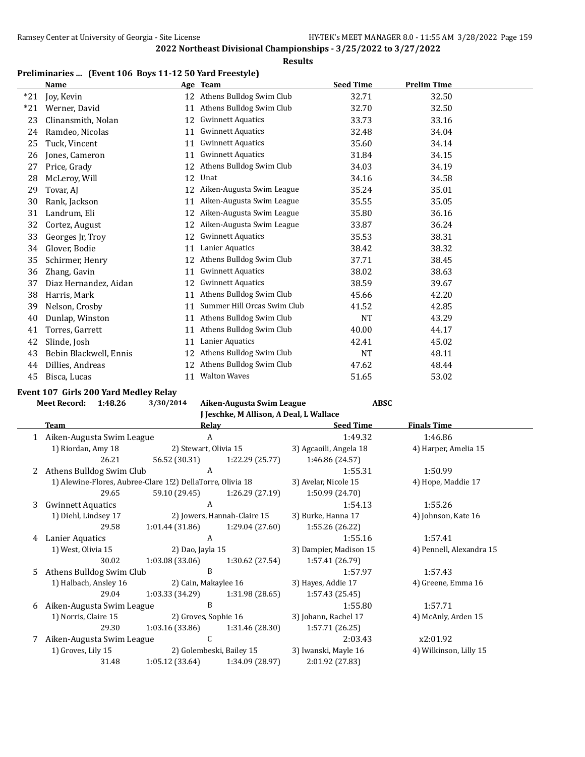**2022 Northeast Divisional Championships - 3/25/2022 to 3/27/2022**

**Results**

## Preliminaries ... (Event 106 Boys 11-12 50 Yard Freestyle)

| | Name | Age | Team | Seed Time | Prelim Time |
|---|---|---|---|---|---|
| *21 | Joy, Kevin | 12 | Athens Bulldog Swim Club | 32.71 | 32.50 |
| *21 | Werner, David | 11 | Athens Bulldog Swim Club | 32.70 | 32.50 |
| 23 | Clinansmith, Nolan | 12 | Gwinnett Aquatics | 33.73 | 33.16 |
| 24 | Ramdeo, Nicolas | 11 | Gwinnett Aquatics | 32.48 | 34.04 |
| 25 | Tuck, Vincent | 11 | Gwinnett Aquatics | 35.60 | 34.14 |
| 26 | Jones, Cameron | 11 | Gwinnett Aquatics | 31.84 | 34.15 |
| 27 | Price, Grady | 12 | Athens Bulldog Swim Club | 34.03 | 34.19 |
| 28 | McLeroy, Will | 12 | Unat | 34.16 | 34.58 |
| 29 | Tovar, AJ | 12 | Aiken-Augusta Swim League | 35.24 | 35.01 |
| 30 | Rank, Jackson | 11 | Aiken-Augusta Swim League | 35.55 | 35.05 |
| 31 | Landrum, Eli | 12 | Aiken-Augusta Swim League | 35.80 | 36.16 |
| 32 | Cortez, August | 12 | Aiken-Augusta Swim League | 33.87 | 36.24 |
| 33 | Georges Jr, Troy | 12 | Gwinnett Aquatics | 35.53 | 38.31 |
| 34 | Glover, Bodie | 11 | Lanier Aquatics | 38.42 | 38.32 |
| 35 | Schirmer, Henry | 12 | Athens Bulldog Swim Club | 37.71 | 38.45 |
| 36 | Zhang, Gavin | 11 | Gwinnett Aquatics | 38.02 | 38.63 |
| 37 | Diaz Hernandez, Aidan | 12 | Gwinnett Aquatics | 38.59 | 39.67 |
| 38 | Harris, Mark | 11 | Athens Bulldog Swim Club | 45.66 | 42.20 |
| 39 | Nelson, Crosby | 11 | Summer Hill Orcas Swim Club | 41.52 | 42.85 |
| 40 | Dunlap, Winston | 11 | Athens Bulldog Swim Club | NT | 43.29 |
| 41 | Torres, Garrett | 11 | Athens Bulldog Swim Club | 40.00 | 44.17 |
| 42 | Slinde, Josh | 11 | Lanier Aquatics | 42.41 | 45.02 |
| 43 | Bebin Blackwell, Ennis | 12 | Athens Bulldog Swim Club | NT | 48.11 |
| 44 | Dillies, Andreas | 12 | Athens Bulldog Swim Club | 47.62 | 48.44 |
| 45 | Bisca, Lucas | 11 | Walton Waves | 51.65 | 53.02 |

## Event 107 Girls 200 Yard Medley Relay

**Meet Record:** 1:48.26 3/30/2014 **Aiken-Augusta Swim League** **ABSC**
**J Jeschke, M Allison, A Deal, L Wallace**

| | Team | Relay | Seed Time | Finals Time |
|---|---|---|---|---|
| 1 | Aiken-Augusta Swim League | A | 1:49.32 | 1:46.86 |
| | 1) Riordan, Amy 18 | 2) Stewart, Olivia 15 | 3) Agcaoili, Angela 18 | 4) Harper, Amelia 15 |
| | 26.21 | 56.52 (30.31) 1:22.29 (25.77) | 1:46.86 (24.57) | |
| 2 | Athens Bulldog Swim Club | A | 1:55.31 | 1:50.99 |
| | 1) Alewine-Flores, Aubree-Clare 15 | 2) DellaTorre, Olivia 18 | 3) Avelar, Nicole 15 | 4) Hope, Maddie 17 |
| | 29.65 | 59.10 (29.45) 1:26.29 (27.19) | 1:50.99 (24.70) | |
| 3 | Gwinnett Aquatics | A | 1:54.13 | 1:55.26 |
| | 1) Diehl, Lindsey 17 | 2) Jowers, Hannah-Claire 15 | 3) Burke, Hanna 17 | 4) Johnson, Kate 16 |
| | 29.58 | 1:01.44 (31.86) 1:29.04 (27.60) | 1:55.26 (26.22) | |
| 4 | Lanier Aquatics | A | 1:55.16 | 1:57.41 |
| | 1) West, Olivia 15 | 2) Dao, Jayla 15 | 3) Dampier, Madison 15 | 4) Pennell, Alexandra 15 |
| | 30.02 | 1:03.08 (33.06) 1:30.62 (27.54) | 1:57.41 (26.79) | |
| 5 | Athens Bulldog Swim Club | B | 1:57.97 | 1:57.43 |
| | 1) Halbach, Ansley 16 | 2) Cain, Makaylee 16 | 3) Hayes, Addie 17 | 4) Greene, Emma 16 |
| | 29.04 | 1:03.33 (34.29) 1:31.98 (28.65) | 1:57.43 (25.45) | |
| 6 | Aiken-Augusta Swim League | B | 1:55.80 | 1:57.71 |
| | 1) Norris, Claire 15 | 2) Groves, Sophie 16 | 3) Johann, Rachel 17 | 4) McAnly, Arden 15 |
| | 29.30 | 1:03.16 (33.86) 1:31.46 (28.30) | 1:57.71 (26.25) | |
| 7 | Aiken-Augusta Swim League | C | 2:03.43 | x2:01.92 |
| | 1) Groves, Lily 15 | 2) Golembeski, Bailey 15 | 3) Iwanski, Mayle 16 | 4) Wilkinson, Lilly 15 |
| | 31.48 | 1:05.12 (33.64) 1:34.09 (28.97) | 2:01.92 (27.83) | |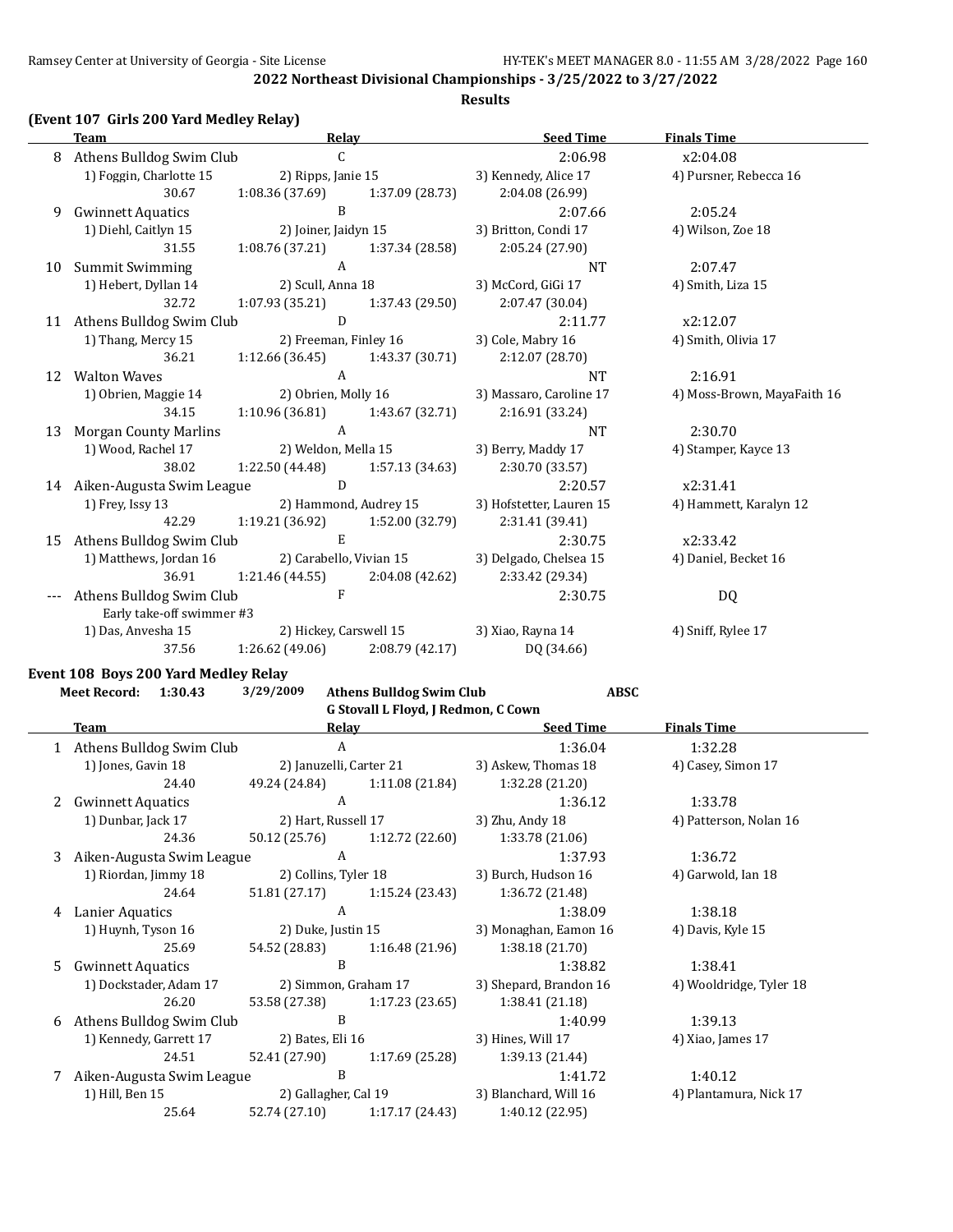## 2022 Northeast Divisional Championships - 3/25/2022 to 3/27/2022

**Results**

### (Event 107 Girls 200 Yard Medley Relay)

| | Team | Relay | | Seed Time | Finals Time |
|---|---|---|---|---|---|
| 8 | Athens Bulldog Swim Club | C | | 2:06.98 | x2:04.08 |
| | 1) Foggin, Charlotte 15 | 2) Ripps, Janie 15 | | 3) Kennedy, Alice 17 | 4) Pursner, Rebecca 16 |
| | 30.67 | 1:08.36 (37.69) | 1:37.09 (28.73) | 2:04.08 (26.99) | |
| 9 | Gwinnett Aquatics | B | | 2:07.66 | 2:05.24 |
| | 1) Diehl, Caitlyn 15 | 2) Joiner, Jaidyn 15 | | 3) Britton, Condi 17 | 4) Wilson, Zoe 18 |
| | 31.55 | 1:08.76 (37.21) | 1:37.34 (28.58) | 2:05.24 (27.90) | |
| 10 | Summit Swimming | A | | NT | 2:07.47 |
| | 1) Hebert, Dyllan 14 | 2) Scull, Anna 18 | | 3) McCord, GiGi 17 | 4) Smith, Liza 15 |
| | 32.72 | 1:07.93 (35.21) | 1:37.43 (29.50) | 2:07.47 (30.04) | |
| 11 | Athens Bulldog Swim Club | D | | 2:11.77 | x2:12.07 |
| | 1) Thang, Mercy 15 | 2) Freeman, Finley 16 | | 3) Cole, Mabry 16 | 4) Smith, Olivia 17 |
| | 36.21 | 1:12.66 (36.45) | 1:43.37 (30.71) | 2:12.07 (28.70) | |
| 12 | Walton Waves | A | | NT | 2:16.91 |
| | 1) Obrien, Maggie 14 | 2) Obrien, Molly 16 | | 3) Massaro, Caroline 17 | 4) Moss-Brown, MayaFaith 16 |
| | 34.15 | 1:10.96 (36.81) | 1:43.67 (32.71) | 2:16.91 (33.24) | |
| 13 | Morgan County Marlins | A | | NT | 2:30.70 |
| | 1) Wood, Rachel 17 | 2) Weldon, Mella 15 | | 3) Berry, Maddy 17 | 4) Stamper, Kayce 13 |
| | 38.02 | 1:22.50 (44.48) | 1:57.13 (34.63) | 2:30.70 (33.57) | |
| 14 | Aiken-Augusta Swim League | D | | 2:20.57 | x2:31.41 |
| | 1) Frey, Issy 13 | 2) Hammond, Audrey 15 | | 3) Hofstetter, Lauren 15 | 4) Hammett, Karalyn 12 |
| | 42.29 | 1:19.21 (36.92) | 1:52.00 (32.79) | 2:31.41 (39.41) | |
| 15 | Athens Bulldog Swim Club | E | | 2:30.75 | x2:33.42 |
| | 1) Matthews, Jordan 16 | 2) Carabello, Vivian 15 | | 3) Delgado, Chelsea 15 | 4) Daniel, Becket 16 |
| | 36.91 | 1:21.46 (44.55) | 2:04.08 (42.62) | 2:33.42 (29.34) | |
| --- | Athens Bulldog Swim Club | F | | 2:30.75 | DQ |
| | Early take-off swimmer #3 | | | | |
| | 1) Das, Anvesha 15 | 2) Hickey, Carswell 15 | | 3) Xiao, Rayna 14 | 4) Sniff, Rylee 17 |
| | 37.56 | 1:26.62 (49.06) | 2:08.79 (42.17) | DQ (34.66) | |

### Event 108 Boys 200 Yard Medley Relay

**Meet Record:** 1:30.43 3/29/2009 **Athens Bulldog Swim Club** **ABSC**
**G Stovall L Floyd, J Redmon, C Cown**

| | Team | Relay | | Seed Time | Finals Time |
|---|---|---|---|---|---|
| 1 | Athens Bulldog Swim Club | A | | 1:36.04 | 1:32.28 |
| | 1) Jones, Gavin 18 | 2) Januzelli, Carter 21 | | 3) Askew, Thomas 18 | 4) Casey, Simon 17 |
| | 24.40 | 49.24 (24.84) | 1:11.08 (21.84) | 1:32.28 (21.20) | |
| 2 | Gwinnett Aquatics | A | | 1:36.12 | 1:33.78 |
| | 1) Dunbar, Jack 17 | 2) Hart, Russell 17 | | 3) Zhu, Andy 18 | 4) Patterson, Nolan 16 |
| | 24.36 | 50.12 (25.76) | 1:12.72 (22.60) | 1:33.78 (21.06) | |
| 3 | Aiken-Augusta Swim League | A | | 1:37.93 | 1:36.72 |
| | 1) Riordan, Jimmy 18 | 2) Collins, Tyler 18 | | 3) Burch, Hudson 16 | 4) Garwold, Ian 18 |
| | 24.64 | 51.81 (27.17) | 1:15.24 (23.43) | 1:36.72 (21.48) | |
| 4 | Lanier Aquatics | A | | 1:38.09 | 1:38.18 |
| | 1) Huynh, Tyson 16 | 2) Duke, Justin 15 | | 3) Monaghan, Eamon 16 | 4) Davis, Kyle 15 |
| | 25.69 | 54.52 (28.83) | 1:16.48 (21.96) | 1:38.18 (21.70) | |
| 5 | Gwinnett Aquatics | B | | 1:38.82 | 1:38.41 |
| | 1) Dockstader, Adam 17 | 2) Simmon, Graham 17 | | 3) Shepard, Brandon 16 | 4) Wooldridge, Tyler 18 |
| | 26.20 | 53.58 (27.38) | 1:17.23 (23.65) | 1:38.41 (21.18) | |
| 6 | Athens Bulldog Swim Club | B | | 1:40.99 | 1:39.13 |
| | 1) Kennedy, Garrett 17 | 2) Bates, Eli 16 | | 3) Hines, Will 17 | 4) Xiao, James 17 |
| | 24.51 | 52.41 (27.90) | 1:17.69 (25.28) | 1:39.13 (21.44) | |
| 7 | Aiken-Augusta Swim League | B | | 1:41.72 | 1:40.12 |
| | 1) Hill, Ben 15 | 2) Gallagher, Cal 19 | | 3) Blanchard, Will 16 | 4) Plantamura, Nick 17 |
| | 25.64 | 52.74 (27.10) | 1:17.17 (24.43) | 1:40.12 (22.95) | |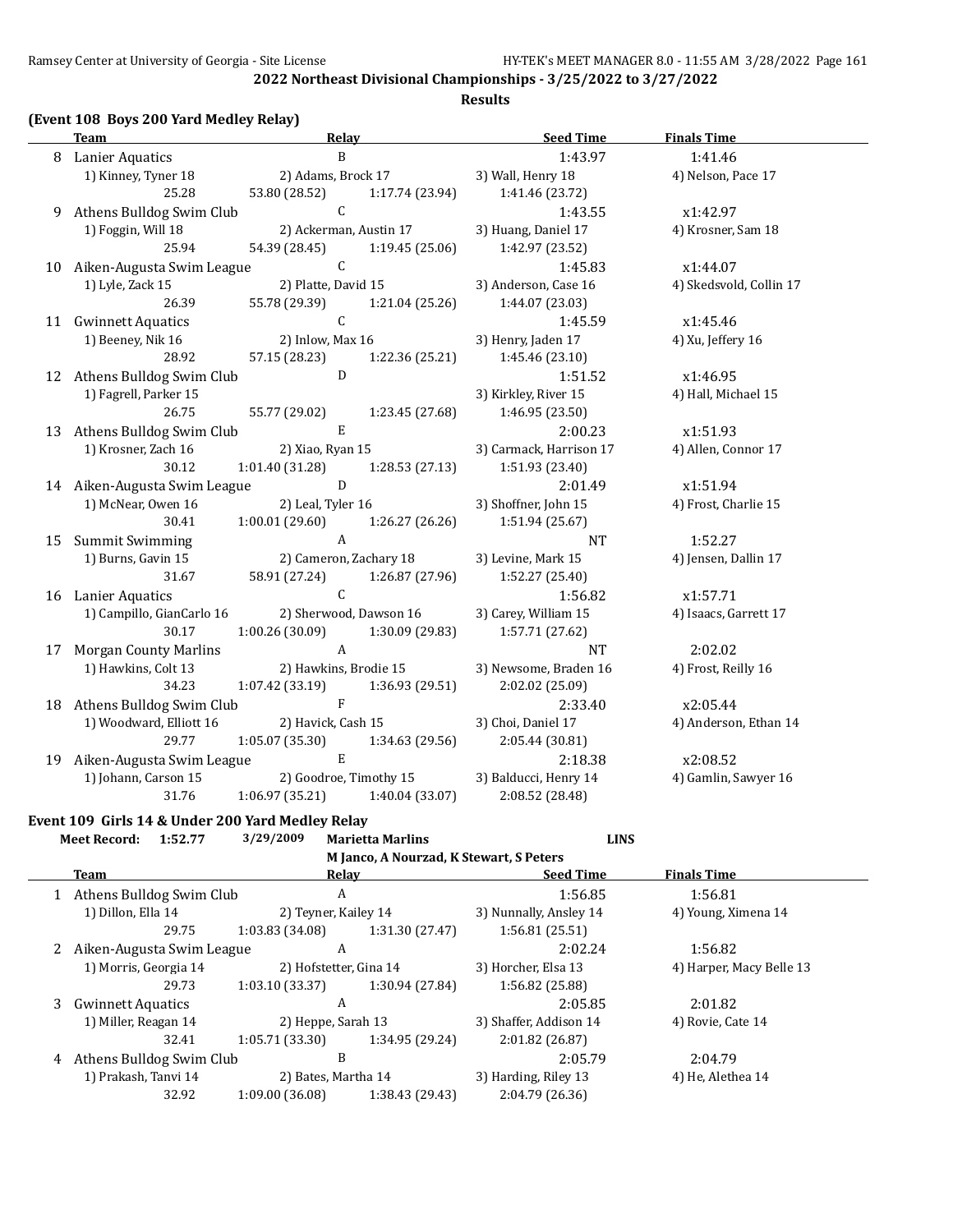**2022 Northeast Divisional Championships - 3/25/2022 to 3/27/2022**

**Results**

### (Event 108 Boys 200 Yard Medley Relay)

| | Team | Relay | Seed Time | Finals Time |
|---|---|---|---|---|
| 8 | Lanier Aquatics | B | 1:43.97 | 1:41.46 |
| | 1) Kinney, Tyner 18 | 2) Adams, Brock 17 | 3) Wall, Henry 18 | 4) Nelson, Pace 17 |
| | 25.28 | 53.80 (28.52) 1:17.74 (23.94) | 1:41.46 (23.72) | |
| 9 | Athens Bulldog Swim Club | C | 1:43.55 | x1:42.97 |
| | 1) Foggin, Will 18 | 2) Ackerman, Austin 17 | 3) Huang, Daniel 17 | 4) Krosner, Sam 18 |
| | 25.94 | 54.39 (28.45) 1:19.45 (25.06) | 1:42.97 (23.52) | |
| 10 | Aiken-Augusta Swim League | C | 1:45.83 | x1:44.07 |
| | 1) Lyle, Zack 15 | 2) Platte, David 15 | 3) Anderson, Case 16 | 4) Skedsvold, Collin 17 |
| | 26.39 | 55.78 (29.39) 1:21.04 (25.26) | 1:44.07 (23.03) | |
| 11 | Gwinnett Aquatics | C | 1:45.59 | x1:45.46 |
| | 1) Beeney, Nik 16 | 2) Inlow, Max 16 | 3) Henry, Jaden 17 | 4) Xu, Jeffery 16 |
| | 28.92 | 57.15 (28.23) 1:22.36 (25.21) | 1:45.46 (23.10) | |
| 12 | Athens Bulldog Swim Club | D | 1:51.52 | x1:46.95 |
| | 1) Fagrell, Parker 15 | | 3) Kirkley, River 15 | 4) Hall, Michael 15 |
| | 26.75 | 55.77 (29.02) 1:23.45 (27.68) | 1:46.95 (23.50) | |
| 13 | Athens Bulldog Swim Club | E | 2:00.23 | x1:51.93 |
| | 1) Krosner, Zach 16 | 2) Xiao, Ryan 15 | 3) Carmack, Harrison 17 | 4) Allen, Connor 17 |
| | 30.12 | 1:01.40 (31.28) 1:28.53 (27.13) | 1:51.93 (23.40) | |
| 14 | Aiken-Augusta Swim League | D | 2:01.49 | x1:51.94 |
| | 1) McNear, Owen 16 | 2) Leal, Tyler 16 | 3) Shoffner, John 15 | 4) Frost, Charlie 15 |
| | 30.41 | 1:00.01 (29.60) 1:26.27 (26.26) | 1:51.94 (25.67) | |
| 15 | Summit Swimming | A | NT | 1:52.27 |
| | 1) Burns, Gavin 15 | 2) Cameron, Zachary 18 | 3) Levine, Mark 15 | 4) Jensen, Dallin 17 |
| | 31.67 | 58.91 (27.24) 1:26.87 (27.96) | 1:52.27 (25.40) | |
| 16 | Lanier Aquatics | C | 1:56.82 | x1:57.71 |
| | 1) Campillo, GianCarlo 16 | 2) Sherwood, Dawson 16 | 3) Carey, William 15 | 4) Isaacs, Garrett 17 |
| | 30.17 | 1:00.26 (30.09) 1:30.09 (29.83) | 1:57.71 (27.62) | |
| 17 | Morgan County Marlins | A | NT | 2:02.02 |
| | 1) Hawkins, Colt 13 | 2) Hawkins, Brodie 15 | 3) Newsome, Braden 16 | 4) Frost, Reilly 16 |
| | 34.23 | 1:07.42 (33.19) 1:36.93 (29.51) | 2:02.02 (25.09) | |
| 18 | Athens Bulldog Swim Club | F | 2:33.40 | x2:05.44 |
| | 1) Woodward, Elliott 16 | 2) Havick, Cash 15 | 3) Choi, Daniel 17 | 4) Anderson, Ethan 14 |
| | 29.77 | 1:05.07 (35.30) 1:34.63 (29.56) | 2:05.44 (30.81) | |
| 19 | Aiken-Augusta Swim League | E | 2:18.38 | x2:08.52 |
| | 1) Johann, Carson 15 | 2) Goodroe, Timothy 15 | 3) Balducci, Henry 14 | 4) Gamlin, Sawyer 16 |
| | 31.76 | 1:06.97 (35.21) 1:40.04 (33.07) | 2:08.52 (28.48) | |

### Event 109 Girls 14 & Under 200 Yard Medley Relay

**Meet Record:** 1:52.77 3/29/2009 **Marietta Marlins** LINS
M Janco, A Nourzad, K Stewart, S Peters

| | Team | Relay | Seed Time | Finals Time |
|---|---|---|---|---|
| 1 | Athens Bulldog Swim Club | A | 1:56.85 | 1:56.81 |
| | 1) Dillon, Ella 14 | 2) Teyner, Kailey 14 | 3) Nunnally, Ansley 14 | 4) Young, Ximena 14 |
| | 29.75 | 1:03.83 (34.08) 1:31.30 (27.47) | 1:56.81 (25.51) | |
| 2 | Aiken-Augusta Swim League | A | 2:02.24 | 1:56.82 |
| | 1) Morris, Georgia 14 | 2) Hofstetter, Gina 14 | 3) Horcher, Elsa 13 | 4) Harper, Macy Belle 13 |
| | 29.73 | 1:03.10 (33.37) 1:30.94 (27.84) | 1:56.82 (25.88) | |
| 3 | Gwinnett Aquatics | A | 2:05.85 | 2:01.82 |
| | 1) Miller, Reagan 14 | 2) Heppe, Sarah 13 | 3) Shaffer, Addison 14 | 4) Rovie, Cate 14 |
| | 32.41 | 1:05.71 (33.30) 1:34.95 (29.24) | 2:01.82 (26.87) | |
| 4 | Athens Bulldog Swim Club | B | 2:05.79 | 2:04.79 |
| | 1) Prakash, Tanvi 14 | 2) Bates, Martha 14 | 3) Harding, Riley 13 | 4) He, Alethea 14 |
| | 32.92 | 1:09.00 (36.08) 1:38.43 (29.43) | 2:04.79 (26.36) | |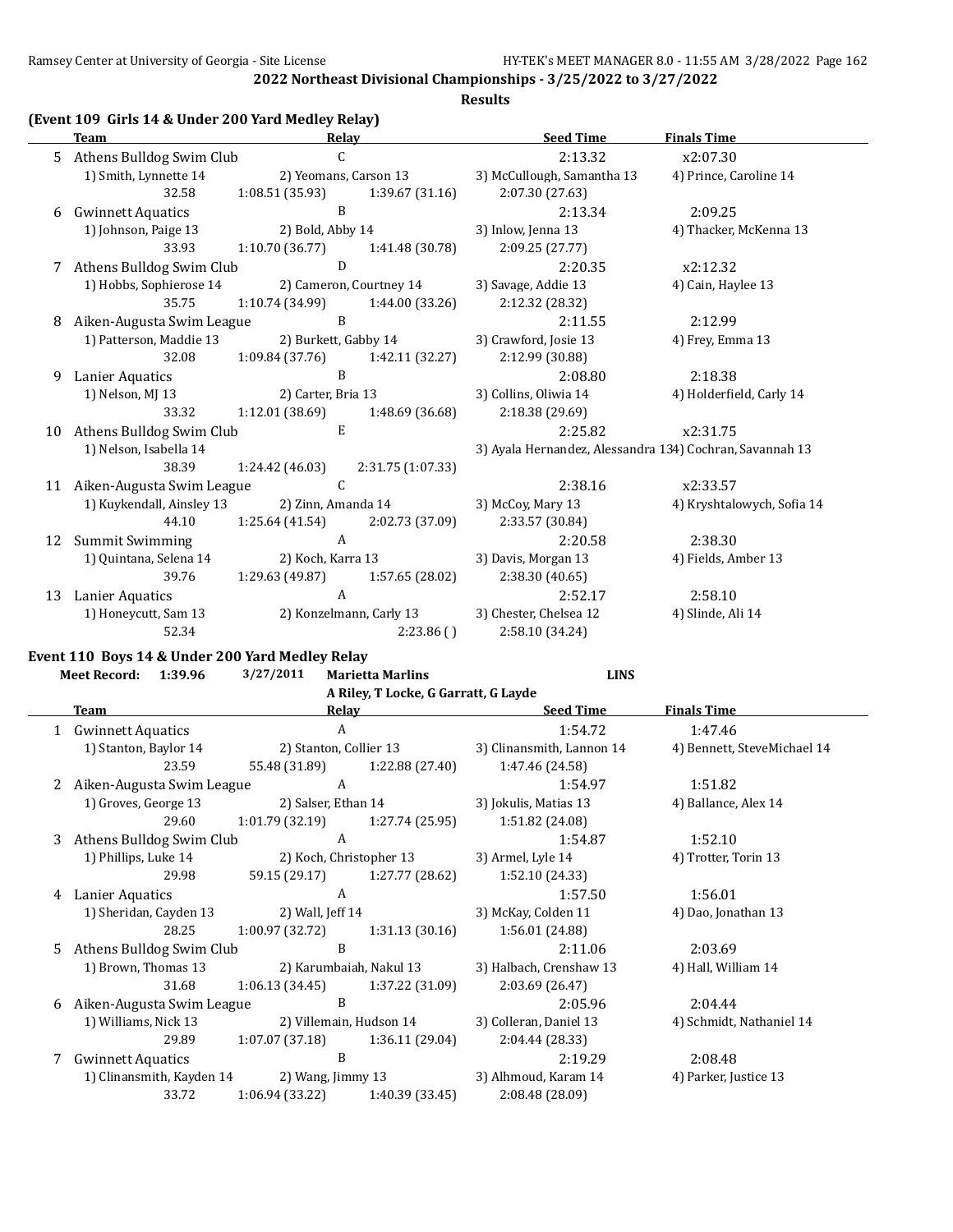**2022 Northeast Divisional Championships - 3/25/2022 to 3/27/2022**

**Results**

### (Event 109 Girls 14 & Under 200 Yard Medley Relay)

| | Team | Relay | | Seed Time | Finals Time |
|---|---|---|---|---|---|
| 5 | Athens Bulldog Swim Club | C | | 2:13.32 | x2:07.30 |
| | 1) Smith, Lynnette 14 | 2) Yeomans, Carson 13 | | 3) McCullough, Samantha 13 | 4) Prince, Caroline 14 |
| | 32.58 | 1:08.51 (35.93) | 1:39.67 (31.16) | 2:07.30 (27.63) | |
| 6 | Gwinnett Aquatics | B | | 2:13.34 | 2:09.25 |
| | 1) Johnson, Paige 13 | 2) Bold, Abby 14 | | 3) Inlow, Jenna 13 | 4) Thacker, McKenna 13 |
| | 33.93 | 1:10.70 (36.77) | 1:41.48 (30.78) | 2:09.25 (27.77) | |
| 7 | Athens Bulldog Swim Club | D | | 2:20.35 | x2:12.32 |
| | 1) Hobbs, Sophierose 14 | 2) Cameron, Courtney 14 | | 3) Savage, Addie 13 | 4) Cain, Haylee 13 |
| | 35.75 | 1:10.74 (34.99) | 1:44.00 (33.26) | 2:12.32 (28.32) | |
| 8 | Aiken-Augusta Swim League | B | | 2:11.55 | 2:12.99 |
| | 1) Patterson, Maddie 13 | 2) Burkett, Gabby 14 | | 3) Crawford, Josie 13 | 4) Frey, Emma 13 |
| | 32.08 | 1:09.84 (37.76) | 1:42.11 (32.27) | 2:12.99 (30.88) | |
| 9 | Lanier Aquatics | B | | 2:08.80 | 2:18.38 |
| | 1) Nelson, MJ 13 | 2) Carter, Bria 13 | | 3) Collins, Oliwia 14 | 4) Holderfield, Carly 14 |
| | 33.32 | 1:12.01 (38.69) | 1:48.69 (36.68) | 2:18.38 (29.69) | |
| 10 | Athens Bulldog Swim Club | E | | 2:25.82 | x2:31.75 |
| | 1) Nelson, Isabella 14 | | | 3) Ayala Hernandez, Alessandra 13 | 4) Cochran, Savannah 13 |
| | 38.39 | 1:24.42 (46.03) | 2:31.75 (1:07.33) | | |
| 11 | Aiken-Augusta Swim League | C | | 2:38.16 | x2:33.57 |
| | 1) Kuykendall, Ainsley 13 | 2) Zinn, Amanda 14 | | 3) McCoy, Mary 13 | 4) Kryshtalowych, Sofia 14 |
| | 44.10 | 1:25.64 (41.54) | 2:02.73 (37.09) | 2:33.57 (30.84) | |
| 12 | Summit Swimming | A | | 2:20.58 | 2:38.30 |
| | 1) Quintana, Selena 14 | 2) Koch, Karra 13 | | 3) Davis, Morgan 13 | 4) Fields, Amber 13 |
| | 39.76 | 1:29.63 (49.87) | 1:57.65 (28.02) | 2:38.30 (40.65) | |
| 13 | Lanier Aquatics | A | | 2:52.17 | 2:58.10 |
| | 1) Honeycutt, Sam 13 | 2) Konzelmann, Carly 13 | | 3) Chester, Chelsea 12 | 4) Slinde, Ali 14 |
| | 52.34 | | 2:23.86 ( ) | 2:58.10 (34.24) | |

### Event 110 Boys 14 & Under 200 Yard Medley Relay

**Meet Record:** 1:39.96 3/27/2011 Marietta Marlins LINS
A Riley, T Locke, G Garratt, G Layde

| | Team | Relay | | Seed Time | Finals Time |
|---|---|---|---|---|---|
| 1 | Gwinnett Aquatics | A | | 1:54.72 | 1:47.46 |
| | 1) Stanton, Baylor 14 | 2) Stanton, Collier 13 | | 3) Clinansmith, Lannon 14 | 4) Bennett, SteveMichael 14 |
| | 23.59 | 55.48 (31.89) | 1:22.88 (27.40) | 1:47.46 (24.58) | |
| 2 | Aiken-Augusta Swim League | A | | 1:54.97 | 1:51.82 |
| | 1) Groves, George 13 | 2) Salser, Ethan 14 | | 3) Jokulis, Matias 13 | 4) Ballance, Alex 14 |
| | 29.60 | 1:01.79 (32.19) | 1:27.74 (25.95) | 1:51.82 (24.08) | |
| 3 | Athens Bulldog Swim Club | A | | 1:54.87 | 1:52.10 |
| | 1) Phillips, Luke 14 | 2) Koch, Christopher 13 | | 3) Armel, Lyle 14 | 4) Trotter, Torin 13 |
| | 29.98 | 59.15 (29.17) | 1:27.77 (28.62) | 1:52.10 (24.33) | |
| 4 | Lanier Aquatics | A | | 1:57.50 | 1:56.01 |
| | 1) Sheridan, Cayden 13 | 2) Wall, Jeff 14 | | 3) McKay, Colden 11 | 4) Dao, Jonathan 13 |
| | 28.25 | 1:00.97 (32.72) | 1:31.13 (30.16) | 1:56.01 (24.88) | |
| 5 | Athens Bulldog Swim Club | B | | 2:11.06 | 2:03.69 |
| | 1) Brown, Thomas 13 | 2) Karumbaiah, Nakul 13 | | 3) Halbach, Crenshaw 13 | 4) Hall, William 14 |
| | 31.68 | 1:06.13 (34.45) | 1:37.22 (31.09) | 2:03.69 (26.47) | |
| 6 | Aiken-Augusta Swim League | B | | 2:05.96 | 2:04.44 |
| | 1) Williams, Nick 13 | 2) Villemain, Hudson 14 | | 3) Colleran, Daniel 13 | 4) Schmidt, Nathaniel 14 |
| | 29.89 | 1:07.07 (37.18) | 1:36.11 (29.04) | 2:04.44 (28.33) | |
| 7 | Gwinnett Aquatics | B | | 2:19.29 | 2:08.48 |
| | 1) Clinansmith, Kayden 14 | 2) Wang, Jimmy 13 | | 3) Alhmoud, Karam 14 | 4) Parker, Justice 13 |
| | 33.72 | 1:06.94 (33.22) | 1:40.39 (33.45) | 2:08.48 (28.09) | |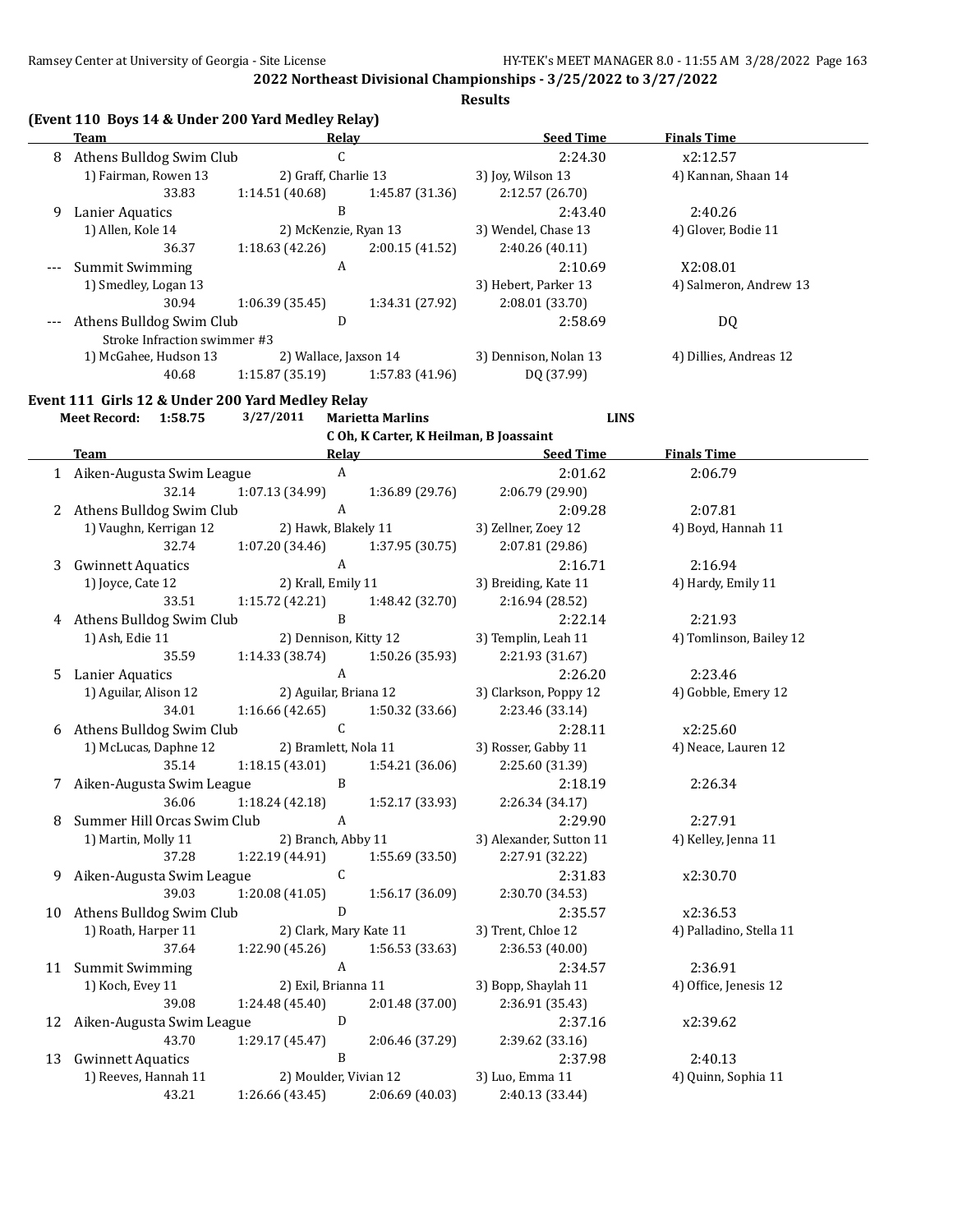**2022 Northeast Divisional Championships - 3/25/2022 to 3/27/2022**

**Results**

### (Event 110 Boys 14 & Under 200 Yard Medley Relay)

| | Team | Relay | Seed Time | Finals Time |
|---|---|---|---|---|
| 8 | Athens Bulldog Swim Club | C | 2:24.30 | x2:12.57 |
| | 1) Fairman, Rowen 13 | 2) Graff, Charlie 13 | 3) Joy, Wilson 13 | 4) Kannan, Shaan 14 |
| | 33.83 | 1:14.51 (40.68) | 1:45.87 (31.36) | 2:12.57 (26.70) |
| 9 | Lanier Aquatics | B | 2:43.40 | 2:40.26 |
| | 1) Allen, Kole 14 | 2) McKenzie, Ryan 13 | 3) Wendel, Chase 13 | 4) Glover, Bodie 11 |
| | 36.37 | 1:18.63 (42.26) | 2:00.15 (41.52) | 2:40.26 (40.11) |
| --- | Summit Swimming | A | 2:10.69 | X2:08.01 |
| | 1) Smedley, Logan 13 | | 3) Hebert, Parker 13 | 4) Salmeron, Andrew 13 |
| | 30.94 | 1:06.39 (35.45) | 1:34.31 (27.92) | 2:08.01 (33.70) |
| --- | Athens Bulldog Swim Club | D | 2:58.69 | DQ |
| | Stroke Infraction swimmer #3 | | | |
| | 1) McGahee, Hudson 13 | 2) Wallace, Jaxson 14 | 3) Dennison, Nolan 13 | 4) Dillies, Andreas 12 |
| | 40.68 | 1:15.87 (35.19) | 1:57.83 (41.96) | DQ (37.99) |

### Event 111 Girls 12 & Under 200 Yard Medley Relay

**Meet Record:** 1:58.75 3/27/2011 **Marietta Marlins** **LINS**
C Oh, K Carter, K Heilman, B Joassaint

| | Team | Relay | Seed Time | Finals Time |
|---|---|---|---|---|
| 1 | Aiken-Augusta Swim League | A | 2:01.62 | 2:06.79 |
| | 32.14 | 1:07.13 (34.99) | 1:36.89 (29.76) | 2:06.79 (29.90) |
| 2 | Athens Bulldog Swim Club | A | 2:09.28 | 2:07.81 |
| | 1) Vaughn, Kerrigan 12 | 2) Hawk, Blakely 11 | 3) Zellner, Zoey 12 | 4) Boyd, Hannah 11 |
| | 32.74 | 1:07.20 (34.46) | 1:37.95 (30.75) | 2:07.81 (29.86) |
| 3 | Gwinnett Aquatics | A | 2:16.71 | 2:16.94 |
| | 1) Joyce, Cate 12 | 2) Krall, Emily 11 | 3) Breiding, Kate 11 | 4) Hardy, Emily 11 |
| | 33.51 | 1:15.72 (42.21) | 1:48.42 (32.70) | 2:16.94 (28.52) |
| 4 | Athens Bulldog Swim Club | B | 2:22.14 | 2:21.93 |
| | 1) Ash, Edie 11 | 2) Dennison, Kitty 12 | 3) Templin, Leah 11 | 4) Tomlinson, Bailey 12 |
| | 35.59 | 1:14.33 (38.74) | 1:50.26 (35.93) | 2:21.93 (31.67) |
| 5 | Lanier Aquatics | A | 2:26.20 | 2:23.46 |
| | 1) Aguilar, Alison 12 | 2) Aguilar, Briana 12 | 3) Clarkson, Poppy 12 | 4) Gobble, Emery 12 |
| | 34.01 | 1:16.66 (42.65) | 1:50.32 (33.66) | 2:23.46 (33.14) |
| 6 | Athens Bulldog Swim Club | C | 2:28.11 | x2:25.60 |
| | 1) McLucas, Daphne 12 | 2) Bramlett, Nola 11 | 3) Rosser, Gabby 11 | 4) Neace, Lauren 12 |
| | 35.14 | 1:18.15 (43.01) | 1:54.21 (36.06) | 2:25.60 (31.39) |
| 7 | Aiken-Augusta Swim League | B | 2:18.19 | 2:26.34 |
| | 36.06 | 1:18.24 (42.18) | 1:52.17 (33.93) | 2:26.34 (34.17) |
| 8 | Summer Hill Orcas Swim Club | A | 2:29.90 | 2:27.91 |
| | 1) Martin, Molly 11 | 2) Branch, Abby 11 | 3) Alexander, Sutton 11 | 4) Kelley, Jenna 11 |
| | 37.28 | 1:22.19 (44.91) | 1:55.69 (33.50) | 2:27.91 (32.22) |
| 9 | Aiken-Augusta Swim League | C | 2:31.83 | x2:30.70 |
| | 39.03 | 1:20.08 (41.05) | 1:56.17 (36.09) | 2:30.70 (34.53) |
| 10 | Athens Bulldog Swim Club | D | 2:35.57 | x2:36.53 |
| | 1) Roath, Harper 11 | 2) Clark, Mary Kate 11 | 3) Trent, Chloe 12 | 4) Palladino, Stella 11 |
| | 37.64 | 1:22.90 (45.26) | 1:56.53 (33.63) | 2:36.53 (40.00) |
| 11 | Summit Swimming | A | 2:34.57 | 2:36.91 |
| | 1) Koch, Evey 11 | 2) Exil, Brianna 11 | 3) Bopp, Shaylah 11 | 4) Office, Jenesis 12 |
| | 39.08 | 1:24.48 (45.40) | 2:01.48 (37.00) | 2:36.91 (35.43) |
| 12 | Aiken-Augusta Swim League | D | 2:37.16 | x2:39.62 |
| | 43.70 | 1:29.17 (45.47) | 2:06.46 (37.29) | 2:39.62 (33.16) |
| 13 | Gwinnett Aquatics | B | 2:37.98 | 2:40.13 |
| | 1) Reeves, Hannah 11 | 2) Moulder, Vivian 12 | 3) Luo, Emma 11 | 4) Quinn, Sophia 11 |
| | 43.21 | 1:26.66 (43.45) | 2:06.69 (40.03) | 2:40.13 (33.44) |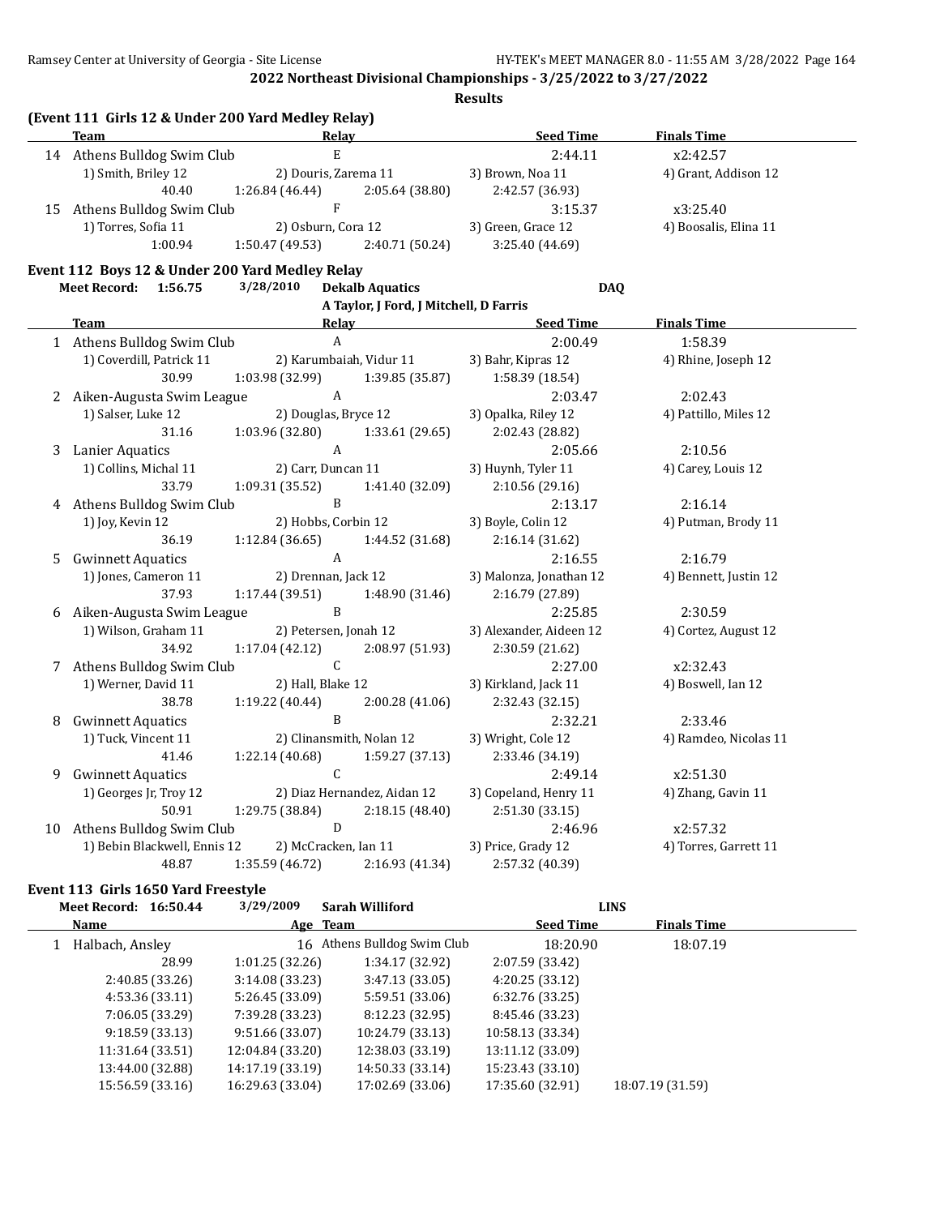**2022 Northeast Divisional Championships - 3/25/2022 to 3/27/2022**

**Results**

### (Event 111 Girls 12 & Under 200 Yard Medley Relay)

| | Team | Relay | Seed Time | Finals Time |
|---|---|---|---|---|
| 14 | Athens Bulldog Swim Club | E | 2:44.11 | x2:42.57 |
| | 1) Smith, Briley 12 | 2) Douris, Zarema 11 | 3) Brown, Noa 11 | 4) Grant, Addison 12 |
| | 40.40 | 1:26.84 (46.44) | 2:05.64 (38.80) | 2:42.57 (36.93) |
| 15 | Athens Bulldog Swim Club | F | 3:15.37 | x3:25.40 |
| | 1) Torres, Sofia 11 | 2) Osburn, Cora 12 | 3) Green, Grace 12 | 4) Boosalis, Elina 11 |
| | 1:00.94 | 1:50.47 (49.53) | 2:40.71 (50.24) | 3:25.40 (44.69) |

### Event 112 Boys 12 & Under 200 Yard Medley Relay

**Meet Record:** 1:56.75 3/28/2010 **Dekalb Aquatics** DAQ
A Taylor, J Ford, J Mitchell, D Farris

| | Team | Relay | Seed Time | Finals Time |
|---|---|---|---|---|
| 1 | Athens Bulldog Swim Club | A | 2:00.49 | 1:58.39 |
| | 1) Coverdill, Patrick 11 | 2) Karumbaiah, Vidur 11 | 3) Bahr, Kipras 12 | 4) Rhine, Joseph 12 |
| | 30.99 | 1:03.98 (32.99) | 1:39.85 (35.87) | 1:58.39 (18.54) |
| 2 | Aiken-Augusta Swim League | A | 2:03.47 | 2:02.43 |
| | 1) Salser, Luke 12 | 2) Douglas, Bryce 12 | 3) Opalka, Riley 12 | 4) Pattillo, Miles 12 |
| | 31.16 | 1:03.96 (32.80) | 1:33.61 (29.65) | 2:02.43 (28.82) |
| 3 | Lanier Aquatics | A | 2:05.66 | 2:10.56 |
| | 1) Collins, Michal 11 | 2) Carr, Duncan 11 | 3) Huynh, Tyler 11 | 4) Carey, Louis 12 |
| | 33.79 | 1:09.31 (35.52) | 1:41.40 (32.09) | 2:10.56 (29.16) |
| 4 | Athens Bulldog Swim Club | B | 2:13.17 | 2:16.14 |
| | 1) Joy, Kevin 12 | 2) Hobbs, Corbin 12 | 3) Boyle, Colin 12 | 4) Putman, Brody 11 |
| | 36.19 | 1:12.84 (36.65) | 1:44.52 (31.68) | 2:16.14 (31.62) |
| 5 | Gwinnett Aquatics | A | 2:16.55 | 2:16.79 |
| | 1) Jones, Cameron 11 | 2) Drennan, Jack 12 | 3) Malonza, Jonathan 12 | 4) Bennett, Justin 12 |
| | 37.93 | 1:17.44 (39.51) | 1:48.90 (31.46) | 2:16.79 (27.89) |
| 6 | Aiken-Augusta Swim League | B | 2:25.85 | 2:30.59 |
| | 1) Wilson, Graham 11 | 2) Petersen, Jonah 12 | 3) Alexander, Aideen 12 | 4) Cortez, August 12 |
| | 34.92 | 1:17.04 (42.12) | 2:08.97 (51.93) | 2:30.59 (21.62) |
| 7 | Athens Bulldog Swim Club | C | 2:27.00 | x2:32.43 |
| | 1) Werner, David 11 | 2) Hall, Blake 12 | 3) Kirkland, Jack 11 | 4) Boswell, Ian 12 |
| | 38.78 | 1:19.22 (40.44) | 2:00.28 (41.06) | 2:32.43 (32.15) |
| 8 | Gwinnett Aquatics | B | 2:32.21 | 2:33.46 |
| | 1) Tuck, Vincent 11 | 2) Clinansmith, Nolan 12 | 3) Wright, Cole 12 | 4) Ramdeo, Nicolas 11 |
| | 41.46 | 1:22.14 (40.68) | 1:59.27 (37.13) | 2:33.46 (34.19) |
| 9 | Gwinnett Aquatics | C | 2:49.14 | x2:51.30 |
| | 1) Georges Jr, Troy 12 | 2) Diaz Hernandez, Aidan 12 | 3) Copeland, Henry 11 | 4) Zhang, Gavin 11 |
| | 50.91 | 1:29.75 (38.84) | 2:18.15 (48.40) | 2:51.30 (33.15) |
| 10 | Athens Bulldog Swim Club | D | 2:46.96 | x2:57.32 |
| | 1) Bebin Blackwell, Ennis 12 | 2) McCracken, Ian 11 | 3) Price, Grady 12 | 4) Torres, Garrett 11 |
| | 48.87 | 1:35.59 (46.72) | 2:16.93 (41.34) | 2:57.32 (40.39) |

### Event 113 Girls 1650 Yard Freestyle

**Meet Record:** 16:50.44 3/29/2009 **Sarah Williford** LINS

| | Name | Age | Team | Seed Time | Finals Time |
|---|---|---|---|---|---|
| 1 | Halbach, Ansley | 16 | Athens Bulldog Swim Club | 18:20.90 | 18:07.19 |

| | | | | |
|---|---|---|---|---|
| 28.99 | 1:01.25 (32.26) | 1:34.17 (32.92) | 2:07.59 (33.42) | |
| 2:40.85 (33.26) | 3:14.08 (33.23) | 3:47.13 (33.05) | 4:20.25 (33.12) | |
| 4:53.36 (33.11) | 5:26.45 (33.09) | 5:59.51 (33.06) | 6:32.76 (33.25) | |
| 7:06.05 (33.29) | 7:39.28 (33.23) | 8:12.23 (32.95) | 8:45.46 (33.23) | |
| 9:18.59 (33.13) | 9:51.66 (33.07) | 10:24.79 (33.13) | 10:58.13 (33.34) | |
| 11:31.64 (33.51) | 12:04.84 (33.20) | 12:38.03 (33.19) | 13:11.12 (33.09) | |
| 13:44.00 (32.88) | 14:17.19 (33.19) | 14:50.33 (33.14) | 15:23.43 (33.10) | |
| 15:56.59 (33.16) | 16:29.63 (33.04) | 17:02.69 (33.06) | 17:35.60 (32.91) | 18:07.19 (31.59) |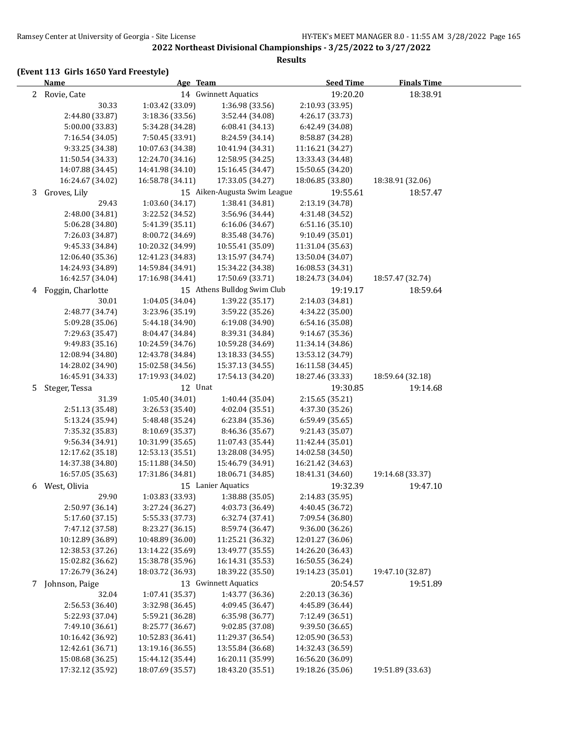## 2022 Northeast Divisional Championships - 3/25/2022 to 3/27/2022

**Results**

### (Event 113 Girls 1650 Yard Freestyle)

| | Name | Age | Team | Seed Time | Finals Time |
|---|---|---|---|---|---|
| 2 | Rovie, Cate | 14 | Gwinnett Aquatics | 19:20.20 | 18:38.91 |

| | | | | |
|---|---|---|---|---|
| 30.33 | 1:03.42 (33.09) | 1:36.98 (33.56) | 2:10.93 (33.95) | |
| 2:44.80 (33.87) | 3:18.36 (33.56) | 3:52.44 (34.08) | 4:26.17 (33.73) | |
| 5:00.00 (33.83) | 5:34.28 (34.28) | 6:08.41 (34.13) | 6:42.49 (34.08) | |
| 7:16.54 (34.05) | 7:50.45 (33.91) | 8:24.59 (34.14) | 8:58.87 (34.28) | |
| 9:33.25 (34.38) | 10:07.63 (34.38) | 10:41.94 (34.31) | 11:16.21 (34.27) | |
| 11:50.54 (34.33) | 12:24.70 (34.16) | 12:58.95 (34.25) | 13:33.43 (34.48) | |
| 14:07.88 (34.45) | 14:41.98 (34.10) | 15:16.45 (34.47) | 15:50.65 (34.20) | |
| 16:24.67 (34.02) | 16:58.78 (34.11) | 17:33.05 (34.27) | 18:06.85 (33.80) | 18:38.91 (32.06) |

| | Name | Age | Team | Seed Time | Finals Time |
|---|---|---|---|---|---|
| 3 | Groves, Lily | 15 | Aiken-Augusta Swim League | 19:55.61 | 18:57.47 |

| | | | | |
|---|---|---|---|---|
| 29.43 | 1:03.60 (34.17) | 1:38.41 (34.81) | 2:13.19 (34.78) | |
| 2:48.00 (34.81) | 3:22.52 (34.52) | 3:56.96 (34.44) | 4:31.48 (34.52) | |
| 5:06.28 (34.80) | 5:41.39 (35.11) | 6:16.06 (34.67) | 6:51.16 (35.10) | |
| 7:26.03 (34.87) | 8:00.72 (34.69) | 8:35.48 (34.76) | 9:10.49 (35.01) | |
| 9:45.33 (34.84) | 10:20.32 (34.99) | 10:55.41 (35.09) | 11:31.04 (35.63) | |
| 12:06.40 (35.36) | 12:41.23 (34.83) | 13:15.97 (34.74) | 13:50.04 (34.07) | |
| 14:24.93 (34.89) | 14:59.84 (34.91) | 15:34.22 (34.38) | 16:08.53 (34.31) | |
| 16:42.57 (34.04) | 17:16.98 (34.41) | 17:50.69 (33.71) | 18:24.73 (34.04) | 18:57.47 (32.74) |

| | Name | Age | Team | Seed Time | Finals Time |
|---|---|---|---|---|---|
| 4 | Foggin, Charlotte | 15 | Athens Bulldog Swim Club | 19:19.17 | 18:59.64 |

| | | | | |
|---|---|---|---|---|
| 30.01 | 1:04.05 (34.04) | 1:39.22 (35.17) | 2:14.03 (34.81) | |
| 2:48.77 (34.74) | 3:23.96 (35.19) | 3:59.22 (35.26) | 4:34.22 (35.00) | |
| 5:09.28 (35.06) | 5:44.18 (34.90) | 6:19.08 (34.90) | 6:54.16 (35.08) | |
| 7:29.63 (35.47) | 8:04.47 (34.84) | 8:39.31 (34.84) | 9:14.67 (35.36) | |
| 9:49.83 (35.16) | 10:24.59 (34.76) | 10:59.28 (34.69) | 11:34.14 (34.86) | |
| 12:08.94 (34.80) | 12:43.78 (34.84) | 13:18.33 (34.55) | 13:53.12 (34.79) | |
| 14:28.02 (34.90) | 15:02.58 (34.56) | 15:37.13 (34.55) | 16:11.58 (34.45) | |
| 16:45.91 (34.33) | 17:19.93 (34.02) | 17:54.13 (34.20) | 18:27.46 (33.33) | 18:59.64 (32.18) |

| | Name | Age | Team | Seed Time | Finals Time |
|---|---|---|---|---|---|
| 5 | Steger, Tessa | 12 | Unat | 19:30.85 | 19:14.68 |

| | | | | |
|---|---|---|---|---|
| 31.39 | 1:05.40 (34.01) | 1:40.44 (35.04) | 2:15.65 (35.21) | |
| 2:51.13 (35.48) | 3:26.53 (35.40) | 4:02.04 (35.51) | 4:37.30 (35.26) | |
| 5:13.24 (35.94) | 5:48.48 (35.24) | 6:23.84 (35.36) | 6:59.49 (35.65) | |
| 7:35.32 (35.83) | 8:10.69 (35.37) | 8:46.36 (35.67) | 9:21.43 (35.07) | |
| 9:56.34 (34.91) | 10:31.99 (35.65) | 11:07.43 (35.44) | 11:42.44 (35.01) | |
| 12:17.62 (35.18) | 12:53.13 (35.51) | 13:28.08 (34.95) | 14:02.58 (34.50) | |
| 14:37.38 (34.80) | 15:11.88 (34.50) | 15:46.79 (34.91) | 16:21.42 (34.63) | |
| 16:57.05 (35.63) | 17:31.86 (34.81) | 18:06.71 (34.85) | 18:41.31 (34.60) | 19:14.68 (33.37) |

| | Name | Age | Team | Seed Time | Finals Time |
|---|---|---|---|---|---|
| 6 | West, Olivia | 15 | Lanier Aquatics | 19:32.39 | 19:47.10 |

| | | | | |
|---|---|---|---|---|
| 29.90 | 1:03.83 (33.93) | 1:38.88 (35.05) | 2:14.83 (35.95) | |
| 2:50.97 (36.14) | 3:27.24 (36.27) | 4:03.73 (36.49) | 4:40.45 (36.72) | |
| 5:17.60 (37.15) | 5:55.33 (37.73) | 6:32.74 (37.41) | 7:09.54 (36.80) | |
| 7:47.12 (37.58) | 8:23.27 (36.15) | 8:59.74 (36.47) | 9:36.00 (36.26) | |
| 10:12.89 (36.89) | 10:48.89 (36.00) | 11:25.21 (36.32) | 12:01.27 (36.06) | |
| 12:38.53 (37.26) | 13:14.22 (35.69) | 13:49.77 (35.55) | 14:26.20 (36.43) | |
| 15:02.82 (36.62) | 15:38.78 (35.96) | 16:14.31 (35.53) | 16:50.55 (36.24) | |
| 17:26.79 (36.24) | 18:03.72 (36.93) | 18:39.22 (35.50) | 19:14.23 (35.01) | 19:47.10 (32.87) |

| | Name | Age | Team | Seed Time | Finals Time |
|---|---|---|---|---|---|
| 7 | Johnson, Paige | 13 | Gwinnett Aquatics | 20:54.57 | 19:51.89 |

| | | | | |
|---|---|---|---|---|
| 32.04 | 1:07.41 (35.37) | 1:43.77 (36.36) | 2:20.13 (36.36) | |
| 2:56.53 (36.40) | 3:32.98 (36.45) | 4:09.45 (36.47) | 4:45.89 (36.44) | |
| 5:22.93 (37.04) | 5:59.21 (36.28) | 6:35.98 (36.77) | 7:12.49 (36.51) | |
| 7:49.10 (36.61) | 8:25.77 (36.67) | 9:02.85 (37.08) | 9:39.50 (36.65) | |
| 10:16.42 (36.92) | 10:52.83 (36.41) | 11:29.37 (36.54) | 12:05.90 (36.53) | |
| 12:42.61 (36.71) | 13:19.16 (36.55) | 13:55.84 (36.68) | 14:32.43 (36.59) | |
| 15:08.68 (36.25) | 15:44.12 (35.44) | 16:20.11 (35.99) | 16:56.20 (36.09) | |
| 17:32.12 (35.92) | 18:07.69 (35.57) | 18:43.20 (35.51) | 19:18.26 (35.06) | 19:51.89 (33.63) |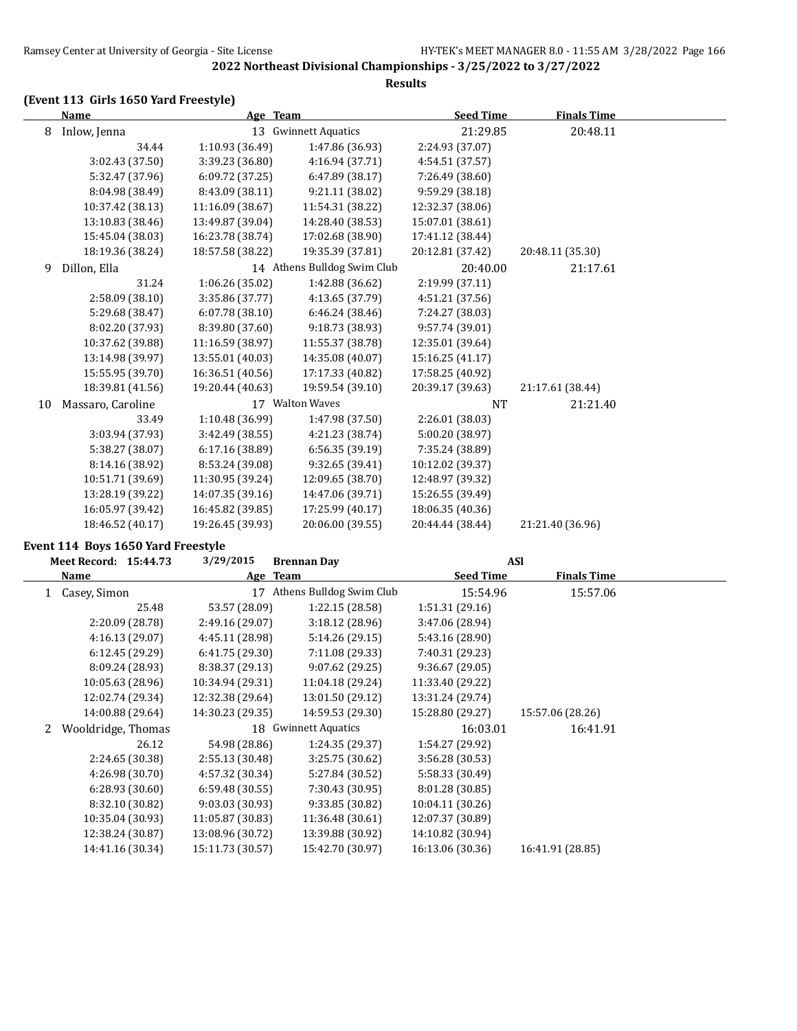**2022 Northeast Divisional Championships - 3/25/2022 to 3/27/2022**

**Results**

### (Event 113 Girls 1650 Yard Freestyle)

| | Name | Age | Team | Seed Time | Finals Time |
|---|---|---|---|---|---|
| 8 | Inlow, Jenna | 13 | Gwinnett Aquatics | 21:29.85 | 20:48.11 |
| | 34.44 | 1:10.93 (36.49) | 1:47.86 (36.93) | 2:24.93 (37.07) | |
| | 3:02.43 (37.50) | 3:39.23 (36.80) | 4:16.94 (37.71) | 4:54.51 (37.57) | |
| | 5:32.47 (37.96) | 6:09.72 (37.25) | 6:47.89 (38.17) | 7:26.49 (38.60) | |
| | 8:04.98 (38.49) | 8:43.09 (38.11) | 9:21.11 (38.02) | 9:59.29 (38.18) | |
| | 10:37.42 (38.13) | 11:16.09 (38.67) | 11:54.31 (38.22) | 12:32.37 (38.06) | |
| | 13:10.83 (38.46) | 13:49.87 (39.04) | 14:28.40 (38.53) | 15:07.01 (38.61) | |
| | 15:45.04 (38.03) | 16:23.78 (38.74) | 17:02.68 (38.90) | 17:41.12 (38.44) | |
| | 18:19.36 (38.24) | 18:57.58 (38.22) | 19:35.39 (37.81) | 20:12.81 (37.42) | 20:48.11 (35.30) |
| 9 | Dillon, Ella | 14 | Athens Bulldog Swim Club | 20:40.00 | 21:17.61 |
| | 31.24 | 1:06.26 (35.02) | 1:42.88 (36.62) | 2:19.99 (37.11) | |
| | 2:58.09 (38.10) | 3:35.86 (37.77) | 4:13.65 (37.79) | 4:51.21 (37.56) | |
| | 5:29.68 (38.47) | 6:07.78 (38.10) | 6:46.24 (38.46) | 7:24.27 (38.03) | |
| | 8:02.20 (37.93) | 8:39.80 (37.60) | 9:18.73 (38.93) | 9:57.74 (39.01) | |
| | 10:37.62 (39.88) | 11:16.59 (38.97) | 11:55.37 (38.78) | 12:35.01 (39.64) | |
| | 13:14.98 (39.97) | 13:55.01 (40.03) | 14:35.08 (40.07) | 15:16.25 (41.17) | |
| | 15:55.95 (39.70) | 16:36.51 (40.56) | 17:17.33 (40.82) | 17:58.25 (40.92) | |
| | 18:39.81 (41.56) | 19:20.44 (40.63) | 19:59.54 (39.10) | 20:39.17 (39.63) | 21:17.61 (38.44) |
| 10 | Massaro, Caroline | 17 | Walton Waves | NT | 21:21.40 |
| | 33.49 | 1:10.48 (36.99) | 1:47.98 (37.50) | 2:26.01 (38.03) | |
| | 3:03.94 (37.93) | 3:42.49 (38.55) | 4:21.23 (38.74) | 5:00.20 (38.97) | |
| | 5:38.27 (38.07) | 6:17.16 (38.89) | 6:56.35 (39.19) | 7:35.24 (38.89) | |
| | 8:14.16 (38.92) | 8:53.24 (39.08) | 9:32.65 (39.41) | 10:12.02 (39.37) | |
| | 10:51.71 (39.69) | 11:30.95 (39.24) | 12:09.65 (38.70) | 12:48.97 (39.32) | |
| | 13:28.19 (39.22) | 14:07.35 (39.16) | 14:47.06 (39.71) | 15:26.55 (39.49) | |
| | 16:05.97 (39.42) | 16:45.82 (39.85) | 17:25.99 (40.17) | 18:06.35 (40.36) | |
| | 18:46.52 (40.17) | 19:26.45 (39.93) | 20:06.00 (39.55) | 20:44.44 (38.44) | 21:21.40 (36.96) |

### Event 114 Boys 1650 Yard Freestyle

Meet Record: 15:44.73 3/29/2015 Brennan Day ASI

| | Name | Age | Team | Seed Time | Finals Time |
|---|---|---|---|---|---|
| 1 | Casey, Simon | 17 | Athens Bulldog Swim Club | 15:54.96 | 15:57.06 |
| | 25.48 | 53.57 (28.09) | 1:22.15 (28.58) | 1:51.31 (29.16) | |
| | 2:20.09 (28.78) | 2:49.16 (29.07) | 3:18.12 (28.96) | 3:47.06 (28.94) | |
| | 4:16.13 (29.07) | 4:45.11 (28.98) | 5:14.26 (29.15) | 5:43.16 (28.90) | |
| | 6:12.45 (29.29) | 6:41.75 (29.30) | 7:11.08 (29.33) | 7:40.31 (29.23) | |
| | 8:09.24 (28.93) | 8:38.37 (29.13) | 9:07.62 (29.25) | 9:36.67 (29.05) | |
| | 10:05.63 (28.96) | 10:34.94 (29.31) | 11:04.18 (29.24) | 11:33.40 (29.22) | |
| | 12:02.74 (29.34) | 12:32.38 (29.64) | 13:01.50 (29.12) | 13:31.24 (29.74) | |
| | 14:00.88 (29.64) | 14:30.23 (29.35) | 14:59.53 (29.30) | 15:28.80 (29.27) | 15:57.06 (28.26) |
| 2 | Wooldridge, Thomas | 18 | Gwinnett Aquatics | 16:03.01 | 16:41.91 |
| | 26.12 | 54.98 (28.86) | 1:24.35 (29.37) | 1:54.27 (29.92) | |
| | 2:24.65 (30.38) | 2:55.13 (30.48) | 3:25.75 (30.62) | 3:56.28 (30.53) | |
| | 4:26.98 (30.70) | 4:57.32 (30.34) | 5:27.84 (30.52) | 5:58.33 (30.49) | |
| | 6:28.93 (30.60) | 6:59.48 (30.55) | 7:30.43 (30.95) | 8:01.28 (30.85) | |
| | 8:32.10 (30.82) | 9:03.03 (30.93) | 9:33.85 (30.82) | 10:04.11 (30.26) | |
| | 10:35.04 (30.93) | 11:05.87 (30.83) | 11:36.48 (30.61) | 12:07.37 (30.89) | |
| | 12:38.24 (30.87) | 13:08.96 (30.72) | 13:39.88 (30.92) | 14:10.82 (30.94) | |
| | 14:41.16 (30.34) | 15:11.73 (30.57) | 15:42.70 (30.97) | 16:13.06 (30.36) | 16:41.91 (28.85) |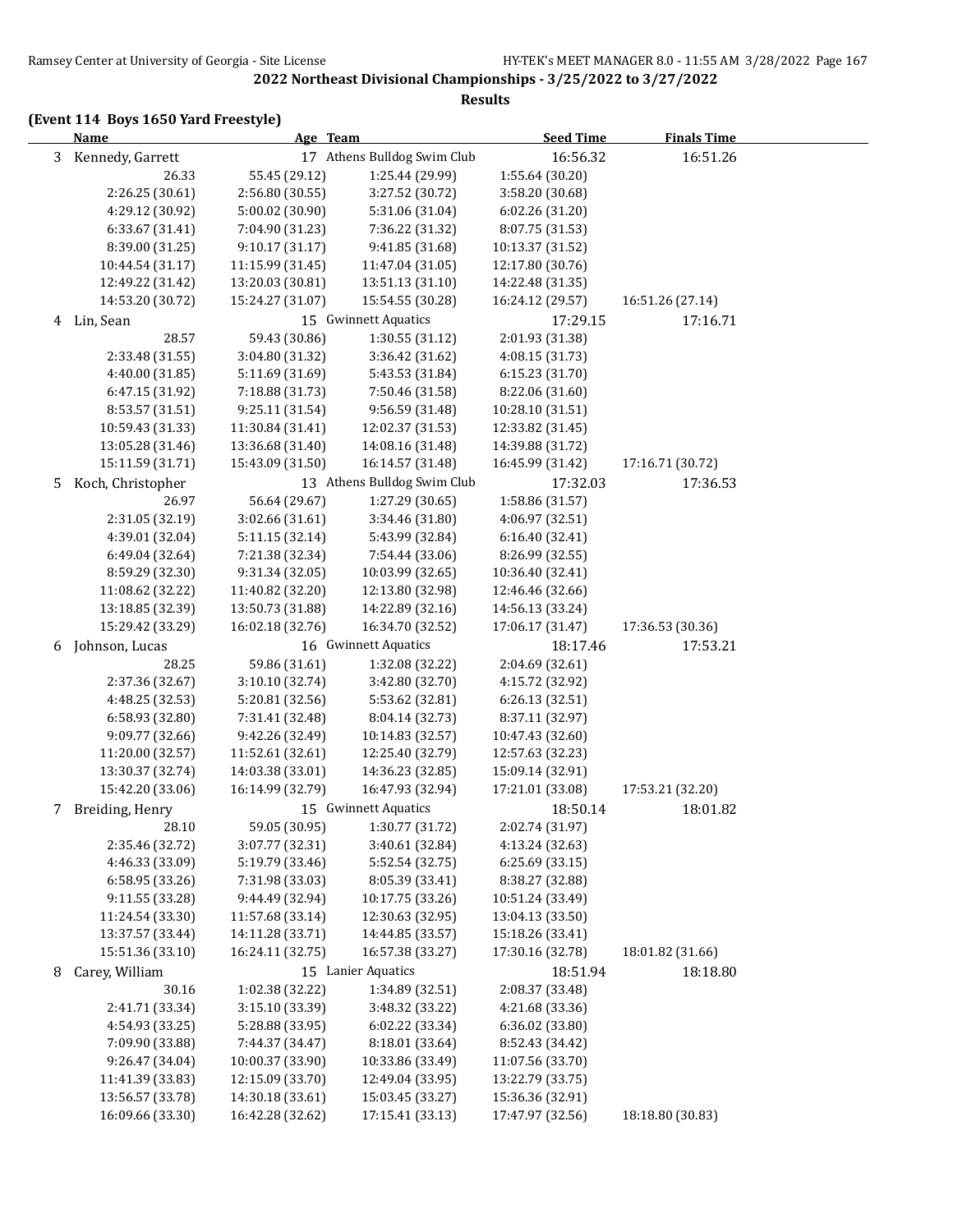## 2022 Northeast Divisional Championships - 3/25/2022 to 3/27/2022

**Results**

### (Event 114 Boys 1650 Yard Freestyle)

| | Name | Age | Team | Seed Time | Finals Time |
|---|---|---|---|---|---|
| 3 | Kennedy, Garrett | 17 | Athens Bulldog Swim Club | 16:56.32 | 16:51.26 |
| | 26.33 | 55.45 (29.12) | 1:25.44 (29.99) | 1:55.64 (30.20) | |
| | 2:26.25 (30.61) | 2:56.80 (30.55) | 3:27.52 (30.72) | 3:58.20 (30.68) | |
| | 4:29.12 (30.92) | 5:00.02 (30.90) | 5:31.06 (31.04) | 6:02.26 (31.20) | |
| | 6:33.67 (31.41) | 7:04.90 (31.23) | 7:36.22 (31.32) | 8:07.75 (31.53) | |
| | 8:39.00 (31.25) | 9:10.17 (31.17) | 9:41.85 (31.68) | 10:13.37 (31.52) | |
| | 10:44.54 (31.17) | 11:15.99 (31.45) | 11:47.04 (31.05) | 12:17.80 (30.76) | |
| | 12:49.22 (31.42) | 13:20.03 (30.81) | 13:51.13 (31.10) | 14:22.48 (31.35) | |
| | 14:53.20 (30.72) | 15:24.27 (31.07) | 15:54.55 (30.28) | 16:24.12 (29.57) | 16:51.26 (27.14) |
| 4 | Lin, Sean | 15 | Gwinnett Aquatics | 17:29.15 | 17:16.71 |
| | 28.57 | 59.43 (30.86) | 1:30.55 (31.12) | 2:01.93 (31.38) | |
| | 2:33.48 (31.55) | 3:04.80 (31.32) | 3:36.42 (31.62) | 4:08.15 (31.73) | |
| | 4:40.00 (31.85) | 5:11.69 (31.69) | 5:43.53 (31.84) | 6:15.23 (31.70) | |
| | 6:47.15 (31.92) | 7:18.88 (31.73) | 7:50.46 (31.58) | 8:22.06 (31.60) | |
| | 8:53.57 (31.51) | 9:25.11 (31.54) | 9:56.59 (31.48) | 10:28.10 (31.51) | |
| | 10:59.43 (31.33) | 11:30.84 (31.41) | 12:02.37 (31.53) | 12:33.82 (31.45) | |
| | 13:05.28 (31.46) | 13:36.68 (31.40) | 14:08.16 (31.48) | 14:39.88 (31.72) | |
| | 15:11.59 (31.71) | 15:43.09 (31.50) | 16:14.57 (31.48) | 16:45.99 (31.42) | 17:16.71 (30.72) |
| 5 | Koch, Christopher | 13 | Athens Bulldog Swim Club | 17:32.03 | 17:36.53 |
| | 26.97 | 56.64 (29.67) | 1:27.29 (30.65) | 1:58.86 (31.57) | |
| | 2:31.05 (32.19) | 3:02.66 (31.61) | 3:34.46 (31.80) | 4:06.97 (32.51) | |
| | 4:39.01 (32.04) | 5:11.15 (32.14) | 5:43.99 (32.84) | 6:16.40 (32.41) | |
| | 6:49.04 (32.64) | 7:21.38 (32.34) | 7:54.44 (33.06) | 8:26.99 (32.55) | |
| | 8:59.29 (32.30) | 9:31.34 (32.05) | 10:03.99 (32.65) | 10:36.40 (32.41) | |
| | 11:08.62 (32.22) | 11:40.82 (32.20) | 12:13.80 (32.98) | 12:46.46 (32.66) | |
| | 13:18.85 (32.39) | 13:50.73 (31.88) | 14:22.89 (32.16) | 14:56.13 (33.24) | |
| | 15:29.42 (33.29) | 16:02.18 (32.76) | 16:34.70 (32.52) | 17:06.17 (31.47) | 17:36.53 (30.36) |
| 6 | Johnson, Lucas | 16 | Gwinnett Aquatics | 18:17.46 | 17:53.21 |
| | 28.25 | 59.86 (31.61) | 1:32.08 (32.22) | 2:04.69 (32.61) | |
| | 2:37.36 (32.67) | 3:10.10 (32.74) | 3:42.80 (32.70) | 4:15.72 (32.92) | |
| | 4:48.25 (32.53) | 5:20.81 (32.56) | 5:53.62 (32.81) | 6:26.13 (32.51) | |
| | 6:58.93 (32.80) | 7:31.41 (32.48) | 8:04.14 (32.73) | 8:37.11 (32.97) | |
| | 9:09.77 (32.66) | 9:42.26 (32.49) | 10:14.83 (32.57) | 10:47.43 (32.60) | |
| | 11:20.00 (32.57) | 11:52.61 (32.61) | 12:25.40 (32.79) | 12:57.63 (32.23) | |
| | 13:30.37 (32.74) | 14:03.38 (33.01) | 14:36.23 (32.85) | 15:09.14 (32.91) | |
| | 15:42.20 (33.06) | 16:14.99 (32.79) | 16:47.93 (32.94) | 17:21.01 (33.08) | 17:53.21 (32.20) |
| 7 | Breiding, Henry | 15 | Gwinnett Aquatics | 18:50.14 | 18:01.82 |
| | 28.10 | 59.05 (30.95) | 1:30.77 (31.72) | 2:02.74 (31.97) | |
| | 2:35.46 (32.72) | 3:07.77 (32.31) | 3:40.61 (32.84) | 4:13.24 (32.63) | |
| | 4:46.33 (33.09) | 5:19.79 (33.46) | 5:52.54 (32.75) | 6:25.69 (33.15) | |
| | 6:58.95 (33.26) | 7:31.98 (33.03) | 8:05.39 (33.41) | 8:38.27 (32.88) | |
| | 9:11.55 (33.28) | 9:44.49 (32.94) | 10:17.75 (33.26) | 10:51.24 (33.49) | |
| | 11:24.54 (33.30) | 11:57.68 (33.14) | 12:30.63 (32.95) | 13:04.13 (33.50) | |
| | 13:37.57 (33.44) | 14:11.28 (33.71) | 14:44.85 (33.57) | 15:18.26 (33.41) | |
| | 15:51.36 (33.10) | 16:24.11 (32.75) | 16:57.38 (33.27) | 17:30.16 (32.78) | 18:01.82 (31.66) |
| 8 | Carey, William | 15 | Lanier Aquatics | 18:51.94 | 18:18.80 |
| | 30.16 | 1:02.38 (32.22) | 1:34.89 (32.51) | 2:08.37 (33.48) | |
| | 2:41.71 (33.34) | 3:15.10 (33.39) | 3:48.32 (33.22) | 4:21.68 (33.36) | |
| | 4:54.93 (33.25) | 5:28.88 (33.95) | 6:02.22 (33.34) | 6:36.02 (33.80) | |
| | 7:09.90 (33.88) | 7:44.37 (34.47) | 8:18.01 (33.64) | 8:52.43 (34.42) | |
| | 9:26.47 (34.04) | 10:00.37 (33.90) | 10:33.86 (33.49) | 11:07.56 (33.70) | |
| | 11:41.39 (33.83) | 12:15.09 (33.70) | 12:49.04 (33.95) | 13:22.79 (33.75) | |
| | 13:56.57 (33.78) | 14:30.18 (33.61) | 15:03.45 (33.27) | 15:36.36 (32.91) | |
| | 16:09.66 (33.30) | 16:42.28 (32.62) | 17:15.41 (33.13) | 17:47.97 (32.56) | 18:18.80 (30.83) |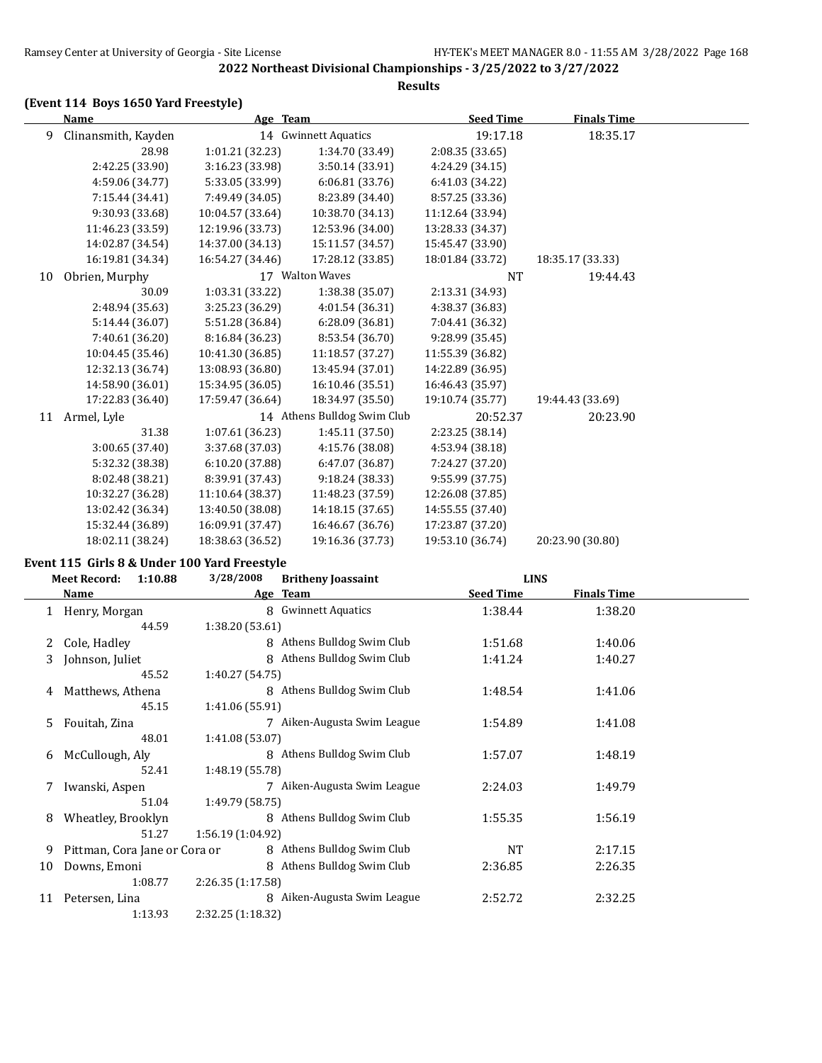**2022 Northeast Divisional Championships - 3/25/2022 to 3/27/2022**

**Results**

### (Event 114 Boys 1650 Yard Freestyle)

| | Name | Age | Team | Seed Time | Finals Time |
|---|---|---|---|---|---|
| 9 | Clinansmith, Kayden | 14 | Gwinnett Aquatics | 19:17.18 | 18:35.17 |

| | | | | |
|---|---|---|---|---|
| 28.98 | 1:01.21 (32.23) | 1:34.70 (33.49) | 2:08.35 (33.65) | |
| 2:42.25 (33.90) | 3:16.23 (33.98) | 3:50.14 (33.91) | 4:24.29 (34.15) | |
| 4:59.06 (34.77) | 5:33.05 (33.99) | 6:06.81 (33.76) | 6:41.03 (34.22) | |
| 7:15.44 (34.41) | 7:49.49 (34.05) | 8:23.89 (34.40) | 8:57.25 (33.36) | |
| 9:30.93 (33.68) | 10:04.57 (33.64) | 10:38.70 (34.13) | 11:12.64 (33.94) | |
| 11:46.23 (33.59) | 12:19.96 (33.73) | 12:53.96 (34.00) | 13:28.33 (34.37) | |
| 14:02.87 (34.54) | 14:37.00 (34.13) | 15:11.57 (34.57) | 15:45.47 (33.90) | |
| 16:19.81 (34.34) | 16:54.27 (34.46) | 17:28.12 (33.85) | 18:01.84 (33.72) | 18:35.17 (33.33) |

| | Name | Age | Team | Seed Time | Finals Time |
|---|---|---|---|---|---|
| 10 | Obrien, Murphy | 17 | Walton Waves | NT | 19:44.43 |

| | | | | |
|---|---|---|---|---|
| 30.09 | 1:03.31 (33.22) | 1:38.38 (35.07) | 2:13.31 (34.93) | |
| 2:48.94 (35.63) | 3:25.23 (36.29) | 4:01.54 (36.31) | 4:38.37 (36.83) | |
| 5:14.44 (36.07) | 5:51.28 (36.84) | 6:28.09 (36.81) | 7:04.41 (36.32) | |
| 7:40.61 (36.20) | 8:16.84 (36.23) | 8:53.54 (36.70) | 9:28.99 (35.45) | |
| 10:04.45 (35.46) | 10:41.30 (36.85) | 11:18.57 (37.27) | 11:55.39 (36.82) | |
| 12:32.13 (36.74) | 13:08.93 (36.80) | 13:45.94 (37.01) | 14:22.89 (36.95) | |
| 14:58.90 (36.01) | 15:34.95 (36.05) | 16:10.46 (35.51) | 16:46.43 (35.97) | |
| 17:22.83 (36.40) | 17:59.47 (36.64) | 18:34.97 (35.50) | 19:10.74 (35.77) | 19:44.43 (33.69) |

| | Name | Age | Team | Seed Time | Finals Time |
|---|---|---|---|---|---|
| 11 | Armel, Lyle | 14 | Athens Bulldog Swim Club | 20:52.37 | 20:23.90 |

| | | | | |
|---|---|---|---|---|
| 31.38 | 1:07.61 (36.23) | 1:45.11 (37.50) | 2:23.25 (38.14) | |
| 3:00.65 (37.40) | 3:37.68 (37.03) | 4:15.76 (38.08) | 4:53.94 (38.18) | |
| 5:32.32 (38.38) | 6:10.20 (37.88) | 6:47.07 (36.87) | 7:24.27 (37.20) | |
| 8:02.48 (38.21) | 8:39.91 (37.43) | 9:18.24 (38.33) | 9:55.99 (37.75) | |
| 10:32.27 (36.28) | 11:10.64 (38.37) | 11:48.23 (37.59) | 12:26.08 (37.85) | |
| 13:02.42 (36.34) | 13:40.50 (38.08) | 14:18.15 (37.65) | 14:55.55 (37.40) | |
| 15:32.44 (36.89) | 16:09.91 (37.47) | 16:46.67 (36.76) | 17:23.87 (37.20) | |
| 18:02.11 (38.24) | 18:38.63 (36.52) | 19:16.36 (37.73) | 19:53.10 (36.74) | 20:23.90 (30.80) |

### Event 115 Girls 8 & Under 100 Yard Freestyle

**Meet Record:** 1:10.88 3/28/2008 Britheny Joassaint LINS

| | Name | Age | Team | Seed Time | Finals Time |
|---|---|---|---|---|---|
| 1 | Henry, Morgan | 8 | Gwinnett Aquatics | 1:38.44 | 1:38.20 |
| | 44.59 | 1:38.20 (53.61) | | | |
| 2 | Cole, Hadley | 8 | Athens Bulldog Swim Club | 1:51.68 | 1:40.06 |
| 3 | Johnson, Juliet | 8 | Athens Bulldog Swim Club | 1:41.24 | 1:40.27 |
| | 45.52 | 1:40.27 (54.75) | | | |
| 4 | Matthews, Athena | 8 | Athens Bulldog Swim Club | 1:48.54 | 1:41.06 |
| | 45.15 | 1:41.06 (55.91) | | | |
| 5 | Fouitah, Zina | 7 | Aiken-Augusta Swim League | 1:54.89 | 1:41.08 |
| | 48.01 | 1:41.08 (53.07) | | | |
| 6 | McCullough, Aly | 8 | Athens Bulldog Swim Club | 1:57.07 | 1:48.19 |
| | 52.41 | 1:48.19 (55.78) | | | |
| 7 | Iwanski, Aspen | 7 | Aiken-Augusta Swim League | 2:24.03 | 1:49.79 |
| | 51.04 | 1:49.79 (58.75) | | | |
| 8 | Wheatley, Brooklyn | 8 | Athens Bulldog Swim Club | 1:55.35 | 1:56.19 |
| | 51.27 | 1:56.19 (1:04.92) | | | |
| 9 | Pittman, Cora Jane or Cora or | 8 | Athens Bulldog Swim Club | NT | 2:17.15 |
| 10 | Downs, Emoni | 8 | Athens Bulldog Swim Club | 2:36.85 | 2:26.35 |
| | 1:08.77 | 2:26.35 (1:17.58) | | | |
| 11 | Petersen, Lina | 8 | Aiken-Augusta Swim League | 2:52.72 | 2:32.25 |
| | 1:13.93 | 2:32.25 (1:18.32) | | | |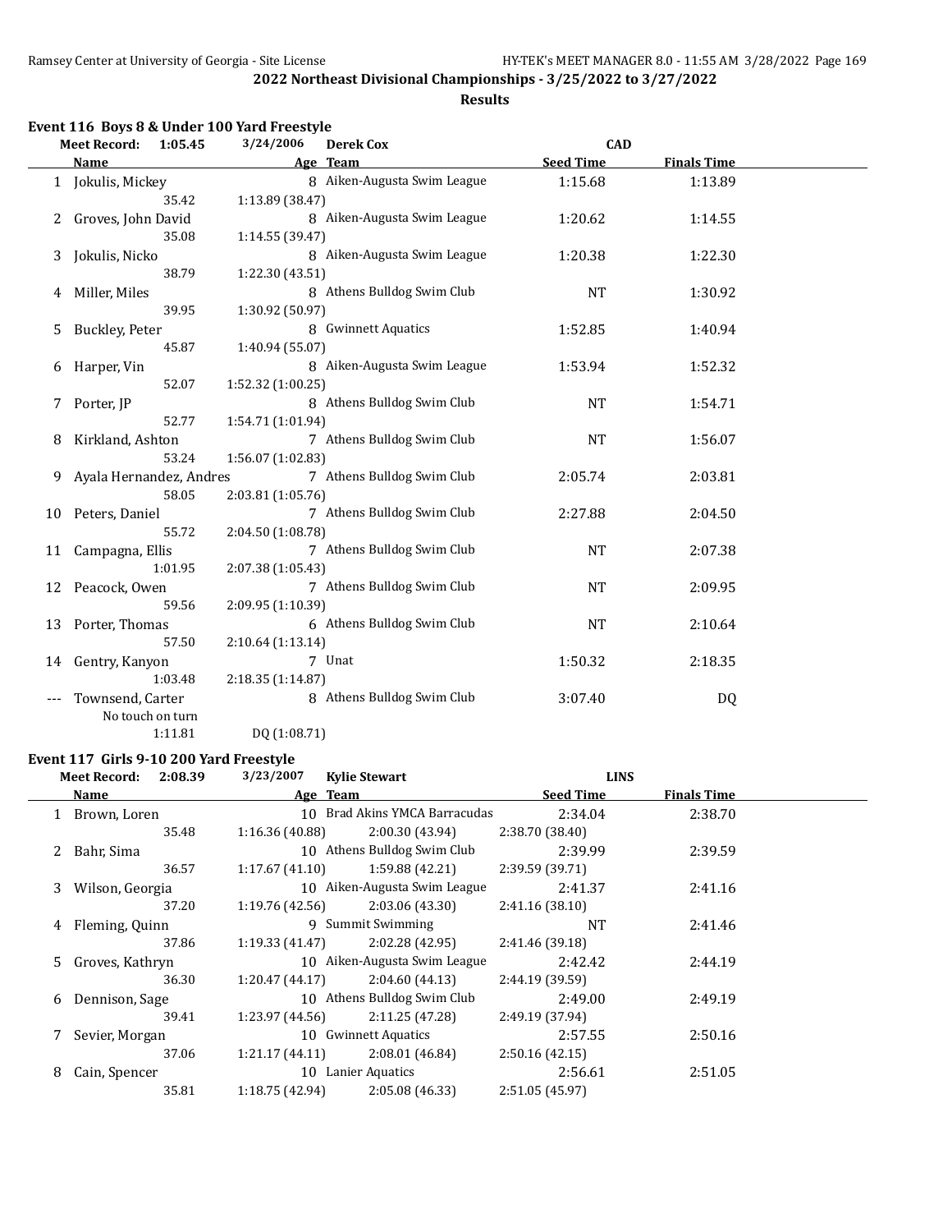## 2022 Northeast Divisional Championships - 3/25/2022 to 3/27/2022

### Results

### Event 116 Boys 8 & Under 100 Yard Freestyle

Meet Record: 1:05.45 3/24/2006 Derek Cox CAD

| | Name | Age | Team | Seed Time | Finals Time |
|---|---|---|---|---|---|
| 1 | Jokulis, Mickey | 8 | Aiken-Augusta Swim League | 1:15.68 | 1:13.89 |
| | 35.42 | 1:13.89 (38.47) | | | |
| 2 | Groves, John David | 8 | Aiken-Augusta Swim League | 1:20.62 | 1:14.55 |
| | 35.08 | 1:14.55 (39.47) | | | |
| 3 | Jokulis, Nicko | 8 | Aiken-Augusta Swim League | 1:20.38 | 1:22.30 |
| | 38.79 | 1:22.30 (43.51) | | | |
| 4 | Miller, Miles | 8 | Athens Bulldog Swim Club | NT | 1:30.92 |
| | 39.95 | 1:30.92 (50.97) | | | |
| 5 | Buckley, Peter | 8 | Gwinnett Aquatics | 1:52.85 | 1:40.94 |
| | 45.87 | 1:40.94 (55.07) | | | |
| 6 | Harper, Vin | 8 | Aiken-Augusta Swim League | 1:53.94 | 1:52.32 |
| | 52.07 | 1:52.32 (1:00.25) | | | |
| 7 | Porter, JP | 8 | Athens Bulldog Swim Club | NT | 1:54.71 |
| | 52.77 | 1:54.71 (1:01.94) | | | |
| 8 | Kirkland, Ashton | 7 | Athens Bulldog Swim Club | NT | 1:56.07 |
| | 53.24 | 1:56.07 (1:02.83) | | | |
| 9 | Ayala Hernandez, Andres | 7 | Athens Bulldog Swim Club | 2:05.74 | 2:03.81 |
| | 58.05 | 2:03.81 (1:05.76) | | | |
| 10 | Peters, Daniel | 7 | Athens Bulldog Swim Club | 2:27.88 | 2:04.50 |
| | 55.72 | 2:04.50 (1:08.78) | | | |
| 11 | Campagna, Ellis | 7 | Athens Bulldog Swim Club | NT | 2:07.38 |
| | 1:01.95 | 2:07.38 (1:05.43) | | | |
| 12 | Peacock, Owen | 7 | Athens Bulldog Swim Club | NT | 2:09.95 |
| | 59.56 | 2:09.95 (1:10.39) | | | |
| 13 | Porter, Thomas | 6 | Athens Bulldog Swim Club | NT | 2:10.64 |
| | 57.50 | 2:10.64 (1:13.14) | | | |
| 14 | Gentry, Kanyon | 7 | Unat | 1:50.32 | 2:18.35 |
| | 1:03.48 | 2:18.35 (1:14.87) | | | |
| --- | Townsend, Carter | 8 | Athens Bulldog Swim Club | 3:07.40 | DQ |
| | No touch on turn | | | | |
| | 1:11.81 | DQ (1:08.71) | | | |

### Event 117 Girls 9-10 200 Yard Freestyle

Meet Record: 2:08.39 3/23/2007 Kylie Stewart LINS

| | Name | Age | Team | Seed Time | Finals Time |
|---|---|---|---|---|---|
| 1 | Brown, Loren | 10 | Brad Akins YMCA Barracudas | 2:34.04 | 2:38.70 |
| | 35.48 | 1:16.36 (40.88) | 2:00.30 (43.94) | 2:38.70 (38.40) | |
| 2 | Bahr, Sima | 10 | Athens Bulldog Swim Club | 2:39.99 | 2:39.59 |
| | 36.57 | 1:17.67 (41.10) | 1:59.88 (42.21) | 2:39.59 (39.71) | |
| 3 | Wilson, Georgia | 10 | Aiken-Augusta Swim League | 2:41.37 | 2:41.16 |
| | 37.20 | 1:19.76 (42.56) | 2:03.06 (43.30) | 2:41.16 (38.10) | |
| 4 | Fleming, Quinn | 9 | Summit Swimming | NT | 2:41.46 |
| | 37.86 | 1:19.33 (41.47) | 2:02.28 (42.95) | 2:41.46 (39.18) | |
| 5 | Groves, Kathryn | 10 | Aiken-Augusta Swim League | 2:42.42 | 2:44.19 |
| | 36.30 | 1:20.47 (44.17) | 2:04.60 (44.13) | 2:44.19 (39.59) | |
| 6 | Dennison, Sage | 10 | Athens Bulldog Swim Club | 2:49.00 | 2:49.19 |
| | 39.41 | 1:23.97 (44.56) | 2:11.25 (47.28) | 2:49.19 (37.94) | |
| 7 | Sevier, Morgan | 10 | Gwinnett Aquatics | 2:57.55 | 2:50.16 |
| | 37.06 | 1:21.17 (44.11) | 2:08.01 (46.84) | 2:50.16 (42.15) | |
| 8 | Cain, Spencer | 10 | Lanier Aquatics | 2:56.61 | 2:51.05 |
| | 35.81 | 1:18.75 (42.94) | 2:05.08 (46.33) | 2:51.05 (45.97) | |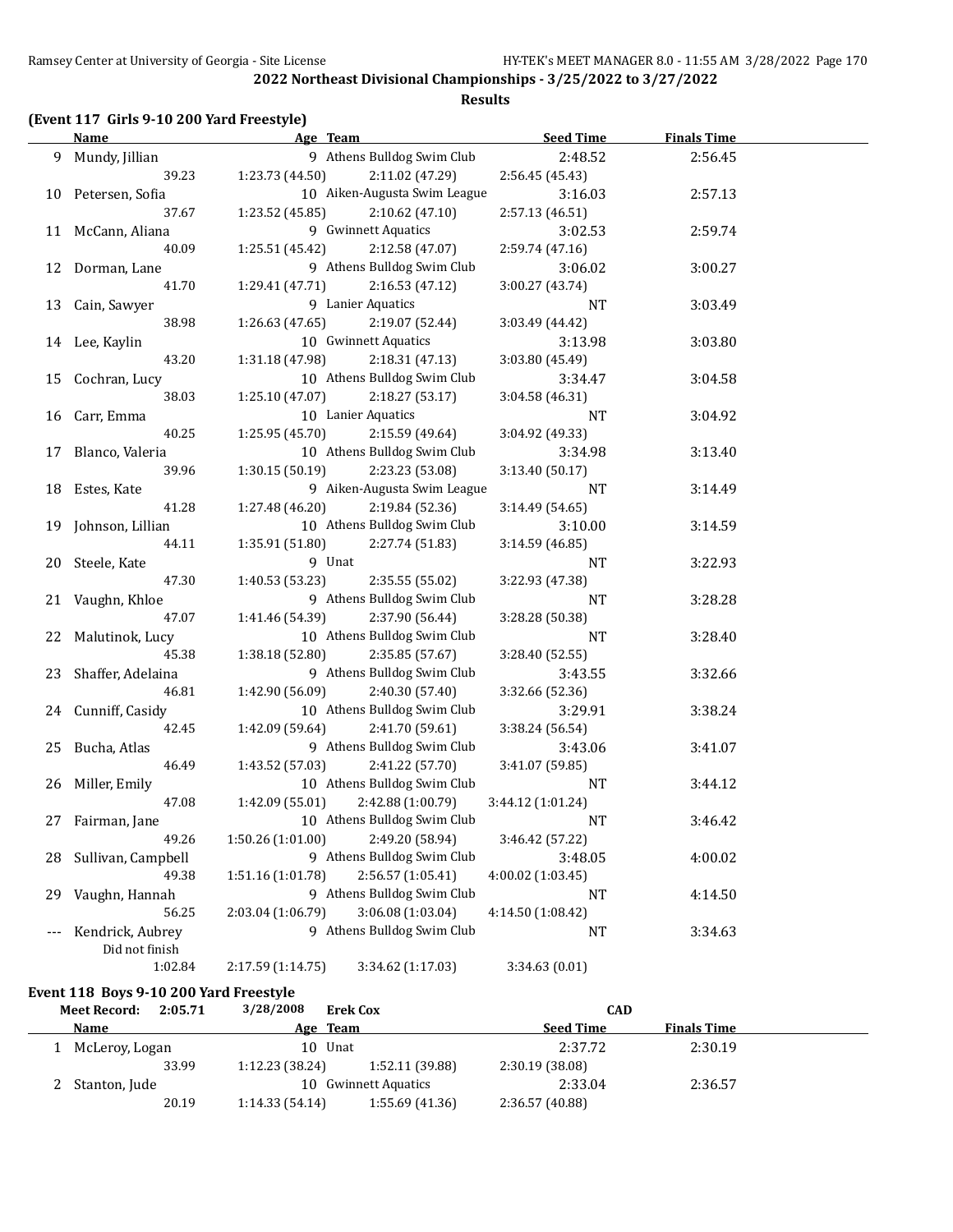## 2022 Northeast Divisional Championships - 3/25/2022 to 3/27/2022

### Results

#### (Event 117 Girls 9-10 200 Yard Freestyle)

| | Name | Age | Team | Seed Time | Finals Time |
|---|---|---|---|---|---|
| 9 | Mundy, Jillian | 9 | Athens Bulldog Swim Club | 2:48.52 | 2:56.45 |
| | 39.23 | 1:23.73 (44.50) | 2:11.02 (47.29) | 2:56.45 (45.43) | |
| 10 | Petersen, Sofia | 10 | Aiken-Augusta Swim League | 3:16.03 | 2:57.13 |
| | 37.67 | 1:23.52 (45.85) | 2:10.62 (47.10) | 2:57.13 (46.51) | |
| 11 | McCann, Aliana | 9 | Gwinnett Aquatics | 3:02.53 | 2:59.74 |
| | 40.09 | 1:25.51 (45.42) | 2:12.58 (47.07) | 2:59.74 (47.16) | |
| 12 | Dorman, Lane | 9 | Athens Bulldog Swim Club | 3:06.02 | 3:00.27 |
| | 41.70 | 1:29.41 (47.71) | 2:16.53 (47.12) | 3:00.27 (43.74) | |
| 13 | Cain, Sawyer | 9 | Lanier Aquatics | NT | 3:03.49 |
| | 38.98 | 1:26.63 (47.65) | 2:19.07 (52.44) | 3:03.49 (44.42) | |
| 14 | Lee, Kaylin | 10 | Gwinnett Aquatics | 3:13.98 | 3:03.80 |
| | 43.20 | 1:31.18 (47.98) | 2:18.31 (47.13) | 3:03.80 (45.49) | |
| 15 | Cochran, Lucy | 10 | Athens Bulldog Swim Club | 3:34.47 | 3:04.58 |
| | 38.03 | 1:25.10 (47.07) | 2:18.27 (53.17) | 3:04.58 (46.31) | |
| 16 | Carr, Emma | 10 | Lanier Aquatics | NT | 3:04.92 |
| | 40.25 | 1:25.95 (45.70) | 2:15.59 (49.64) | 3:04.92 (49.33) | |
| 17 | Blanco, Valeria | 10 | Athens Bulldog Swim Club | 3:34.98 | 3:13.40 |
| | 39.96 | 1:30.15 (50.19) | 2:23.23 (53.08) | 3:13.40 (50.17) | |
| 18 | Estes, Kate | 9 | Aiken-Augusta Swim League | NT | 3:14.49 |
| | 41.28 | 1:27.48 (46.20) | 2:19.84 (52.36) | 3:14.49 (54.65) | |
| 19 | Johnson, Lillian | 10 | Athens Bulldog Swim Club | 3:10.00 | 3:14.59 |
| | 44.11 | 1:35.91 (51.80) | 2:27.74 (51.83) | 3:14.59 (46.85) | |
| 20 | Steele, Kate | 9 | Unat | NT | 3:22.93 |
| | 47.30 | 1:40.53 (53.23) | 2:35.55 (55.02) | 3:22.93 (47.38) | |
| 21 | Vaughn, Khloe | 9 | Athens Bulldog Swim Club | NT | 3:28.28 |
| | 47.07 | 1:41.46 (54.39) | 2:37.90 (56.44) | 3:28.28 (50.38) | |
| 22 | Malutinok, Lucy | 10 | Athens Bulldog Swim Club | NT | 3:28.40 |
| | 45.38 | 1:38.18 (52.80) | 2:35.85 (57.67) | 3:28.40 (52.55) | |
| 23 | Shaffer, Adelaina | 9 | Athens Bulldog Swim Club | 3:43.55 | 3:32.66 |
| | 46.81 | 1:42.90 (56.09) | 2:40.30 (57.40) | 3:32.66 (52.36) | |
| 24 | Cunniff, Casidy | 10 | Athens Bulldog Swim Club | 3:29.91 | 3:38.24 |
| | 42.45 | 1:42.09 (59.64) | 2:41.70 (59.61) | 3:38.24 (56.54) | |
| 25 | Bucha, Atlas | 9 | Athens Bulldog Swim Club | 3:43.06 | 3:41.07 |
| | 46.49 | 1:43.52 (57.03) | 2:41.22 (57.70) | 3:41.07 (59.85) | |
| 26 | Miller, Emily | 10 | Athens Bulldog Swim Club | NT | 3:44.12 |
| | 47.08 | 1:42.09 (55.01) | 2:42.88 (1:00.79) | 3:44.12 (1:01.24) | |
| 27 | Fairman, Jane | 10 | Athens Bulldog Swim Club | NT | 3:46.42 |
| | 49.26 | 1:50.26 (1:01.00) | 2:49.20 (58.94) | 3:46.42 (57.22) | |
| 28 | Sullivan, Campbell | 9 | Athens Bulldog Swim Club | 3:48.05 | 4:00.02 |
| | 49.38 | 1:51.16 (1:01.78) | 2:56.57 (1:05.41) | 4:00.02 (1:03.45) | |
| 29 | Vaughn, Hannah | 9 | Athens Bulldog Swim Club | NT | 4:14.50 |
| | 56.25 | 2:03.04 (1:06.79) | 3:06.08 (1:03.04) | 4:14.50 (1:08.42) | |
| --- | Kendrick, Aubrey | 9 | Athens Bulldog Swim Club | NT | 3:34.63 |
| | Did not finish | | | | |
| | 1:02.84 | 2:17.59 (1:14.75) | 3:34.62 (1:17.03) | 3:34.63 (0.01) | |

#### Event 118 Boys 9-10 200 Yard Freestyle

Meet Record: 2:05.71 3/28/2008 Erek Cox CAD

| | Name | Age | Team | Seed Time | Finals Time |
|---|---|---|---|---|---|
| 1 | McLeroy, Logan | 10 | Unat | 2:37.72 | 2:30.19 |
| | 33.99 | 1:12.23 (38.24) | 1:52.11 (39.88) | 2:30.19 (38.08) | |
| 2 | Stanton, Jude | 10 | Gwinnett Aquatics | 2:33.04 | 2:36.57 |
| | 20.19 | 1:14.33 (54.14) | 1:55.69 (41.36) | 2:36.57 (40.88) | |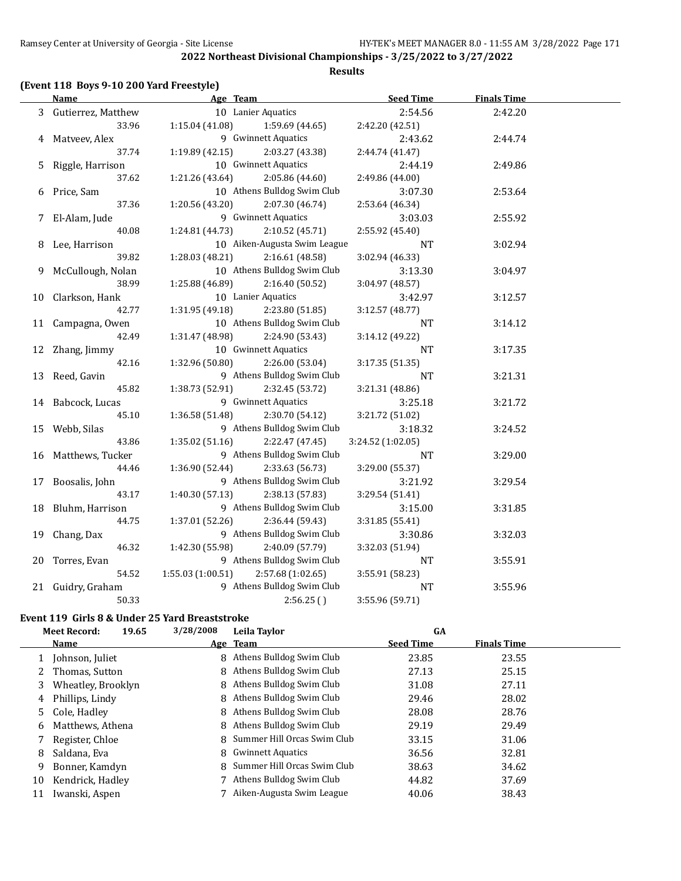## 2022 Northeast Divisional Championships - 3/25/2022 to 3/27/2022

### Results

### (Event 118 Boys 9-10 200 Yard Freestyle)

| | Name | Age | Team | Seed Time | Finals Time |
|---|---|---|---|---|---|
| 3 | Gutierrez, Matthew | 10 | Lanier Aquatics | 2:54.56 | 2:42.20 |
| | 33.96 | 1:15.04 (41.08) | 1:59.69 (44.65) | 2:42.20 (42.51) | |
| 4 | Matveev, Alex | 9 | Gwinnett Aquatics | 2:43.62 | 2:44.74 |
| | 37.74 | 1:19.89 (42.15) | 2:03.27 (43.38) | 2:44.74 (41.47) | |
| 5 | Riggle, Harrison | 10 | Gwinnett Aquatics | 2:44.19 | 2:49.86 |
| | 37.62 | 1:21.26 (43.64) | 2:05.86 (44.60) | 2:49.86 (44.00) | |
| 6 | Price, Sam | 10 | Athens Bulldog Swim Club | 3:07.30 | 2:53.64 |
| | 37.36 | 1:20.56 (43.20) | 2:07.30 (46.74) | 2:53.64 (46.34) | |
| 7 | El-Alam, Jude | 9 | Gwinnett Aquatics | 3:03.03 | 2:55.92 |
| | 40.08 | 1:24.81 (44.73) | 2:10.52 (45.71) | 2:55.92 (45.40) | |
| 8 | Lee, Harrison | 10 | Aiken-Augusta Swim League | NT | 3:02.94 |
| | 39.82 | 1:28.03 (48.21) | 2:16.61 (48.58) | 3:02.94 (46.33) | |
| 9 | McCullough, Nolan | 10 | Athens Bulldog Swim Club | 3:13.30 | 3:04.97 |
| | 38.99 | 1:25.88 (46.89) | 2:16.40 (50.52) | 3:04.97 (48.57) | |
| 10 | Clarkson, Hank | 10 | Lanier Aquatics | 3:42.97 | 3:12.57 |
| | 42.77 | 1:31.95 (49.18) | 2:23.80 (51.85) | 3:12.57 (48.77) | |
| 11 | Campagna, Owen | 10 | Athens Bulldog Swim Club | NT | 3:14.12 |
| | 42.49 | 1:31.47 (48.98) | 2:24.90 (53.43) | 3:14.12 (49.22) | |
| 12 | Zhang, Jimmy | 10 | Gwinnett Aquatics | NT | 3:17.35 |
| | 42.16 | 1:32.96 (50.80) | 2:26.00 (53.04) | 3:17.35 (51.35) | |
| 13 | Reed, Gavin | 9 | Athens Bulldog Swim Club | NT | 3:21.31 |
| | 45.82 | 1:38.73 (52.91) | 2:32.45 (53.72) | 3:21.31 (48.86) | |
| 14 | Babcock, Lucas | 9 | Gwinnett Aquatics | 3:25.18 | 3:21.72 |
| | 45.10 | 1:36.58 (51.48) | 2:30.70 (54.12) | 3:21.72 (51.02) | |
| 15 | Webb, Silas | 9 | Athens Bulldog Swim Club | 3:18.32 | 3:24.52 |
| | 43.86 | 1:35.02 (51.16) | 2:22.47 (47.45) | 3:24.52 (1:02.05) | |
| 16 | Matthews, Tucker | 9 | Athens Bulldog Swim Club | NT | 3:29.00 |
| | 44.46 | 1:36.90 (52.44) | 2:33.63 (56.73) | 3:29.00 (55.37) | |
| 17 | Boosalis, John | 9 | Athens Bulldog Swim Club | 3:21.92 | 3:29.54 |
| | 43.17 | 1:40.30 (57.13) | 2:38.13 (57.83) | 3:29.54 (51.41) | |
| 18 | Bluhm, Harrison | 9 | Athens Bulldog Swim Club | 3:15.00 | 3:31.85 |
| | 44.75 | 1:37.01 (52.26) | 2:36.44 (59.43) | 3:31.85 (55.41) | |
| 19 | Chang, Dax | 9 | Athens Bulldog Swim Club | 3:30.86 | 3:32.03 |
| | 46.32 | 1:42.30 (55.98) | 2:40.09 (57.79) | 3:32.03 (51.94) | |
| 20 | Torres, Evan | 9 | Athens Bulldog Swim Club | NT | 3:55.91 |
| | 54.52 | 1:55.03 (1:00.51) | 2:57.68 (1:02.65) | 3:55.91 (58.23) | |
| 21 | Guidry, Graham | 9 | Athens Bulldog Swim Club | NT | 3:55.96 |
| | 50.33 | | 2:56.25 ( ) | 3:55.96 (59.71) | |

### Event 119 Girls 8 & Under 25 Yard Breaststroke

Meet Record: 19.65 3/28/2008 Leila Taylor GA

| | Name | Age | Team | Seed Time | Finals Time |
|---|---|---|---|---|---|
| 1 | Johnson, Juliet | 8 | Athens Bulldog Swim Club | 23.85 | 23.55 |
| 2 | Thomas, Sutton | 8 | Athens Bulldog Swim Club | 27.13 | 25.15 |
| 3 | Wheatley, Brooklyn | 8 | Athens Bulldog Swim Club | 31.08 | 27.11 |
| 4 | Phillips, Lindy | 8 | Athens Bulldog Swim Club | 29.46 | 28.02 |
| 5 | Cole, Hadley | 8 | Athens Bulldog Swim Club | 28.08 | 28.76 |
| 6 | Matthews, Athena | 8 | Athens Bulldog Swim Club | 29.19 | 29.49 |
| 7 | Register, Chloe | 8 | Summer Hill Orcas Swim Club | 33.15 | 31.06 |
| 8 | Saldana, Eva | 8 | Gwinnett Aquatics | 36.56 | 32.81 |
| 9 | Bonner, Kamdyn | 8 | Summer Hill Orcas Swim Club | 38.63 | 34.62 |
| 10 | Kendrick, Hadley | 7 | Athens Bulldog Swim Club | 44.82 | 37.69 |
| 11 | Iwanski, Aspen | 7 | Aiken-Augusta Swim League | 40.06 | 38.43 |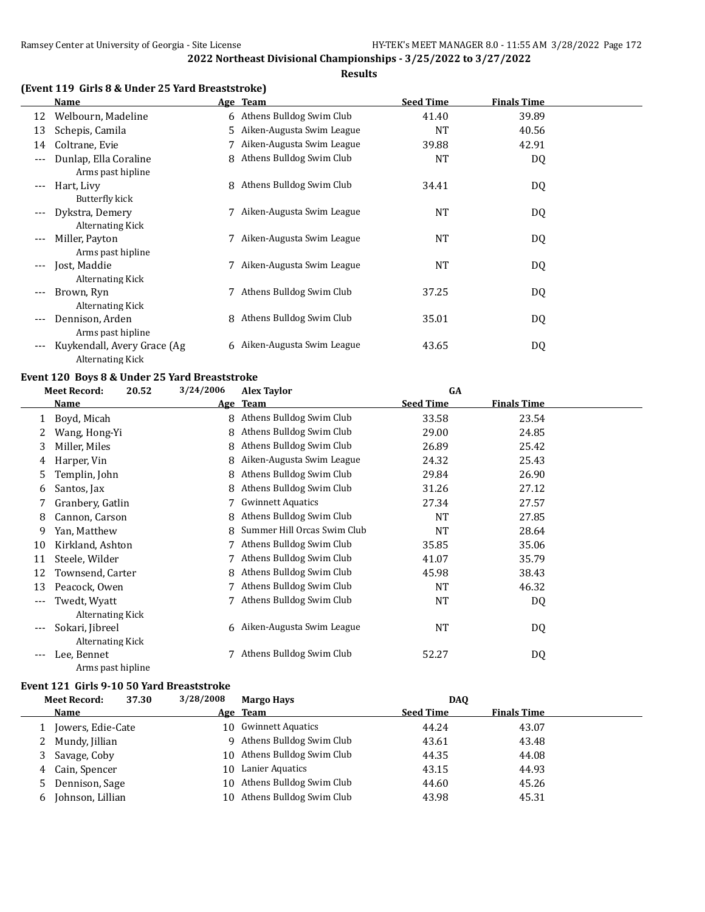## 2022 Northeast Divisional Championships - 3/25/2022 to 3/27/2022

**Results**

### (Event 119 Girls 8 & Under 25 Yard Breaststroke)

| | Name | Age | Team | Seed Time | Finals Time |
|---|---|---|---|---|---|
| 12 | Welbourn, Madeline | 6 | Athens Bulldog Swim Club | 41.40 | 39.89 |
| 13 | Schepis, Camila | 5 | Aiken-Augusta Swim League | NT | 40.56 |
| 14 | Coltrane, Evie | 7 | Aiken-Augusta Swim League | 39.88 | 42.91 |
| --- | Dunlap, Ella Coraline | 8 | Athens Bulldog Swim Club | NT | DQ |
| | Arms past hipline | | | | |
| --- | Hart, Livy | 8 | Athens Bulldog Swim Club | 34.41 | DQ |
| | Butterfly kick | | | | |
| --- | Dykstra, Demery | 7 | Aiken-Augusta Swim League | NT | DQ |
| | Alternating Kick | | | | |
| --- | Miller, Payton | 7 | Aiken-Augusta Swim League | NT | DQ |
| | Arms past hipline | | | | |
| --- | Jost, Maddie | 7 | Aiken-Augusta Swim League | NT | DQ |
| | Alternating Kick | | | | |
| --- | Brown, Ryn | 7 | Athens Bulldog Swim Club | 37.25 | DQ |
| | Alternating Kick | | | | |
| --- | Dennison, Arden | 8 | Athens Bulldog Swim Club | 35.01 | DQ |
| | Arms past hipline | | | | |
| --- | Kuykendall, Avery Grace (Ag | 6 | Aiken-Augusta Swim League | 43.65 | DQ |
| | Alternating Kick | | | | |

### Event 120 Boys 8 & Under 25 Yard Breaststroke

Meet Record: 20.52 3/24/2006 Alex Taylor GA

| | Name | Age | Team | Seed Time | Finals Time |
|---|---|---|---|---|---|
| 1 | Boyd, Micah | 8 | Athens Bulldog Swim Club | 33.58 | 23.54 |
| 2 | Wang, Hong-Yi | 8 | Athens Bulldog Swim Club | 29.00 | 24.85 |
| 3 | Miller, Miles | 8 | Athens Bulldog Swim Club | 26.89 | 25.42 |
| 4 | Harper, Vin | 8 | Aiken-Augusta Swim League | 24.32 | 25.43 |
| 5 | Templin, John | 8 | Athens Bulldog Swim Club | 29.84 | 26.90 |
| 6 | Santos, Jax | 8 | Athens Bulldog Swim Club | 31.26 | 27.12 |
| 7 | Granbery, Gatlin | 7 | Gwinnett Aquatics | 27.34 | 27.57 |
| 8 | Cannon, Carson | 8 | Athens Bulldog Swim Club | NT | 27.85 |
| 9 | Yan, Matthew | 8 | Summer Hill Orcas Swim Club | NT | 28.64 |
| 10 | Kirkland, Ashton | 7 | Athens Bulldog Swim Club | 35.85 | 35.06 |
| 11 | Steele, Wilder | 7 | Athens Bulldog Swim Club | 41.07 | 35.79 |
| 12 | Townsend, Carter | 8 | Athens Bulldog Swim Club | 45.98 | 38.43 |
| 13 | Peacock, Owen | 7 | Athens Bulldog Swim Club | NT | 46.32 |
| --- | Twedt, Wyatt | 7 | Athens Bulldog Swim Club | NT | DQ |
| | Alternating Kick | | | | |
| --- | Sokari, Jibreel | 6 | Aiken-Augusta Swim League | NT | DQ |
| | Alternating Kick | | | | |
| --- | Lee, Bennet | 7 | Athens Bulldog Swim Club | 52.27 | DQ |
| | Arms past hipline | | | | |

### Event 121 Girls 9-10 50 Yard Breaststroke

Meet Record: 37.30 3/28/2008 Margo Hays DAQ

| | Name | Age | Team | Seed Time | Finals Time |
|---|---|---|---|---|---|
| 1 | Jowers, Edie-Cate | 10 | Gwinnett Aquatics | 44.24 | 43.07 |
| 2 | Mundy, Jillian | 9 | Athens Bulldog Swim Club | 43.61 | 43.48 |
| 3 | Savage, Coby | 10 | Athens Bulldog Swim Club | 44.35 | 44.08 |
| 4 | Cain, Spencer | 10 | Lanier Aquatics | 43.15 | 44.93 |
| 5 | Dennison, Sage | 10 | Athens Bulldog Swim Club | 44.60 | 45.26 |
| 6 | Johnson, Lillian | 10 | Athens Bulldog Swim Club | 43.98 | 45.31 |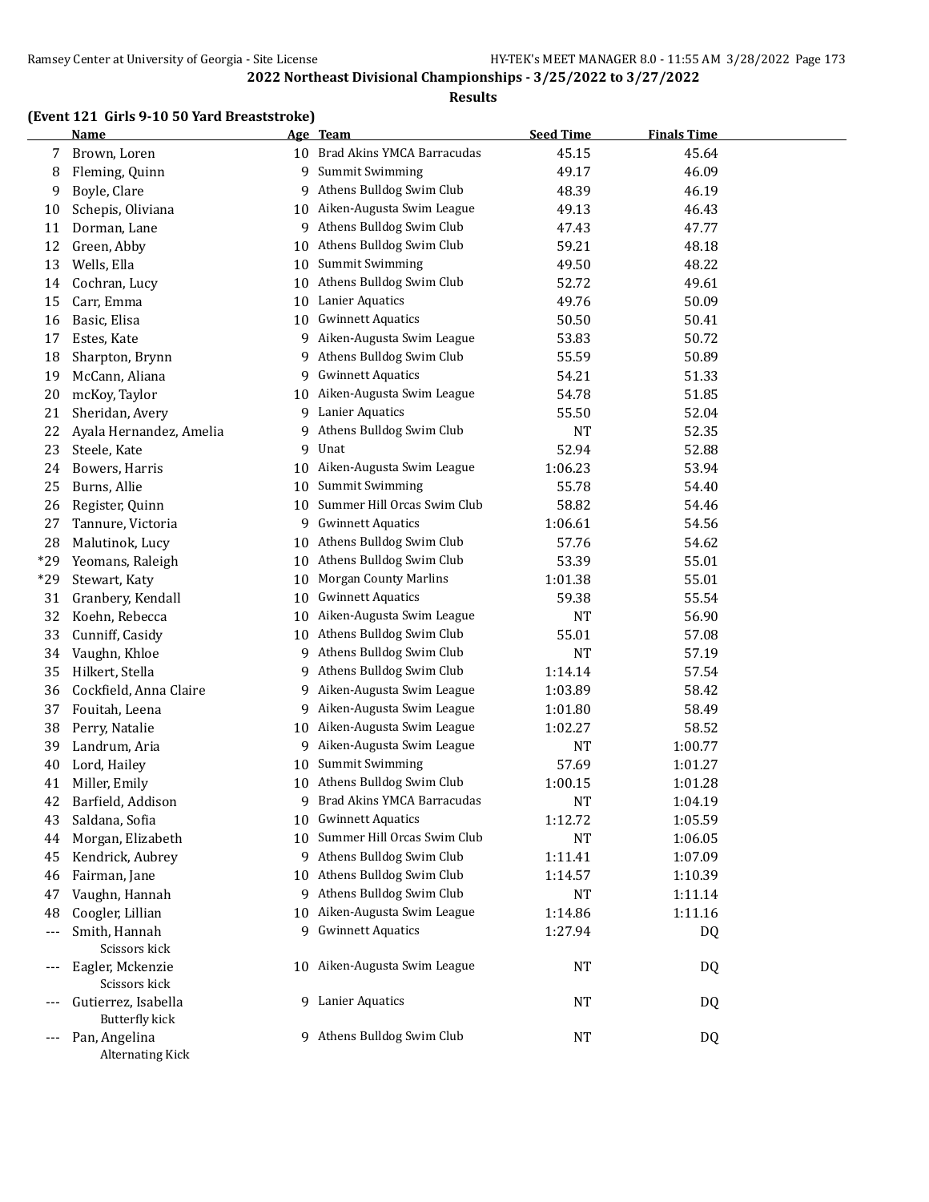**2022 Northeast Divisional Championships - 3/25/2022 to 3/27/2022**

**Results**

### (Event 121 Girls 9-10 50 Yard Breaststroke)

| | Name | Age | Team | Seed Time | Finals Time |
|---|---|---|---|---|---|
| 7 | Brown, Loren | 10 | Brad Akins YMCA Barracudas | 45.15 | 45.64 |
| 8 | Fleming, Quinn | 9 | Summit Swimming | 49.17 | 46.09 |
| 9 | Boyle, Clare | 9 | Athens Bulldog Swim Club | 48.39 | 46.19 |
| 10 | Schepis, Oliviana | 10 | Aiken-Augusta Swim League | 49.13 | 46.43 |
| 11 | Dorman, Lane | 9 | Athens Bulldog Swim Club | 47.43 | 47.77 |
| 12 | Green, Abby | 10 | Athens Bulldog Swim Club | 59.21 | 48.18 |
| 13 | Wells, Ella | 10 | Summit Swimming | 49.50 | 48.22 |
| 14 | Cochran, Lucy | 10 | Athens Bulldog Swim Club | 52.72 | 49.61 |
| 15 | Carr, Emma | 10 | Lanier Aquatics | 49.76 | 50.09 |
| 16 | Basic, Elisa | 10 | Gwinnett Aquatics | 50.50 | 50.41 |
| 17 | Estes, Kate | 9 | Aiken-Augusta Swim League | 53.83 | 50.72 |
| 18 | Sharpton, Brynn | 9 | Athens Bulldog Swim Club | 55.59 | 50.89 |
| 19 | McCann, Aliana | 9 | Gwinnett Aquatics | 54.21 | 51.33 |
| 20 | mcKoy, Taylor | 10 | Aiken-Augusta Swim League | 54.78 | 51.85 |
| 21 | Sheridan, Avery | 9 | Lanier Aquatics | 55.50 | 52.04 |
| 22 | Ayala Hernandez, Amelia | 9 | Athens Bulldog Swim Club | NT | 52.35 |
| 23 | Steele, Kate | 9 | Unat | 52.94 | 52.88 |
| 24 | Bowers, Harris | 10 | Aiken-Augusta Swim League | 1:06.23 | 53.94 |
| 25 | Burns, Allie | 10 | Summit Swimming | 55.78 | 54.40 |
| 26 | Register, Quinn | 10 | Summer Hill Orcas Swim Club | 58.82 | 54.46 |
| 27 | Tannure, Victoria | 9 | Gwinnett Aquatics | 1:06.61 | 54.56 |
| 28 | Malutinok, Lucy | 10 | Athens Bulldog Swim Club | 57.76 | 54.62 |
| *29 | Yeomans, Raleigh | 10 | Athens Bulldog Swim Club | 53.39 | 55.01 |
| *29 | Stewart, Katy | 10 | Morgan County Marlins | 1:01.38 | 55.01 |
| 31 | Granbery, Kendall | 10 | Gwinnett Aquatics | 59.38 | 55.54 |
| 32 | Koehn, Rebecca | 10 | Aiken-Augusta Swim League | NT | 56.90 |
| 33 | Cunniff, Casidy | 10 | Athens Bulldog Swim Club | 55.01 | 57.08 |
| 34 | Vaughn, Khloe | 9 | Athens Bulldog Swim Club | NT | 57.19 |
| 35 | Hilkert, Stella | 9 | Athens Bulldog Swim Club | 1:14.14 | 57.54 |
| 36 | Cockfield, Anna Claire | 9 | Aiken-Augusta Swim League | 1:03.89 | 58.42 |
| 37 | Fouitah, Leena | 9 | Aiken-Augusta Swim League | 1:01.80 | 58.49 |
| 38 | Perry, Natalie | 10 | Aiken-Augusta Swim League | 1:02.27 | 58.52 |
| 39 | Landrum, Aria | 9 | Aiken-Augusta Swim League | NT | 1:00.77 |
| 40 | Lord, Hailey | 10 | Summit Swimming | 57.69 | 1:01.27 |
| 41 | Miller, Emily | 10 | Athens Bulldog Swim Club | 1:00.15 | 1:01.28 |
| 42 | Barfield, Addison | 9 | Brad Akins YMCA Barracudas | NT | 1:04.19 |
| 43 | Saldana, Sofia | 10 | Gwinnett Aquatics | 1:12.72 | 1:05.59 |
| 44 | Morgan, Elizabeth | 10 | Summer Hill Orcas Swim Club | NT | 1:06.05 |
| 45 | Kendrick, Aubrey | 9 | Athens Bulldog Swim Club | 1:11.41 | 1:07.09 |
| 46 | Fairman, Jane | 10 | Athens Bulldog Swim Club | 1:14.57 | 1:10.39 |
| 47 | Vaughn, Hannah | 9 | Athens Bulldog Swim Club | NT | 1:11.14 |
| 48 | Coogler, Lillian | 10 | Aiken-Augusta Swim League | 1:14.86 | 1:11.16 |
| --- | Smith, Hannah<br>Scissors kick | 9 | Gwinnett Aquatics | 1:27.94 | DQ |
| --- | Eagler, Mckenzie<br>Scissors kick | 10 | Aiken-Augusta Swim League | NT | DQ |
| --- | Gutierrez, Isabella<br>Butterfly kick | 9 | Lanier Aquatics | NT | DQ |
| --- | Pan, Angelina<br>Alternating Kick | 9 | Athens Bulldog Swim Club | NT | DQ |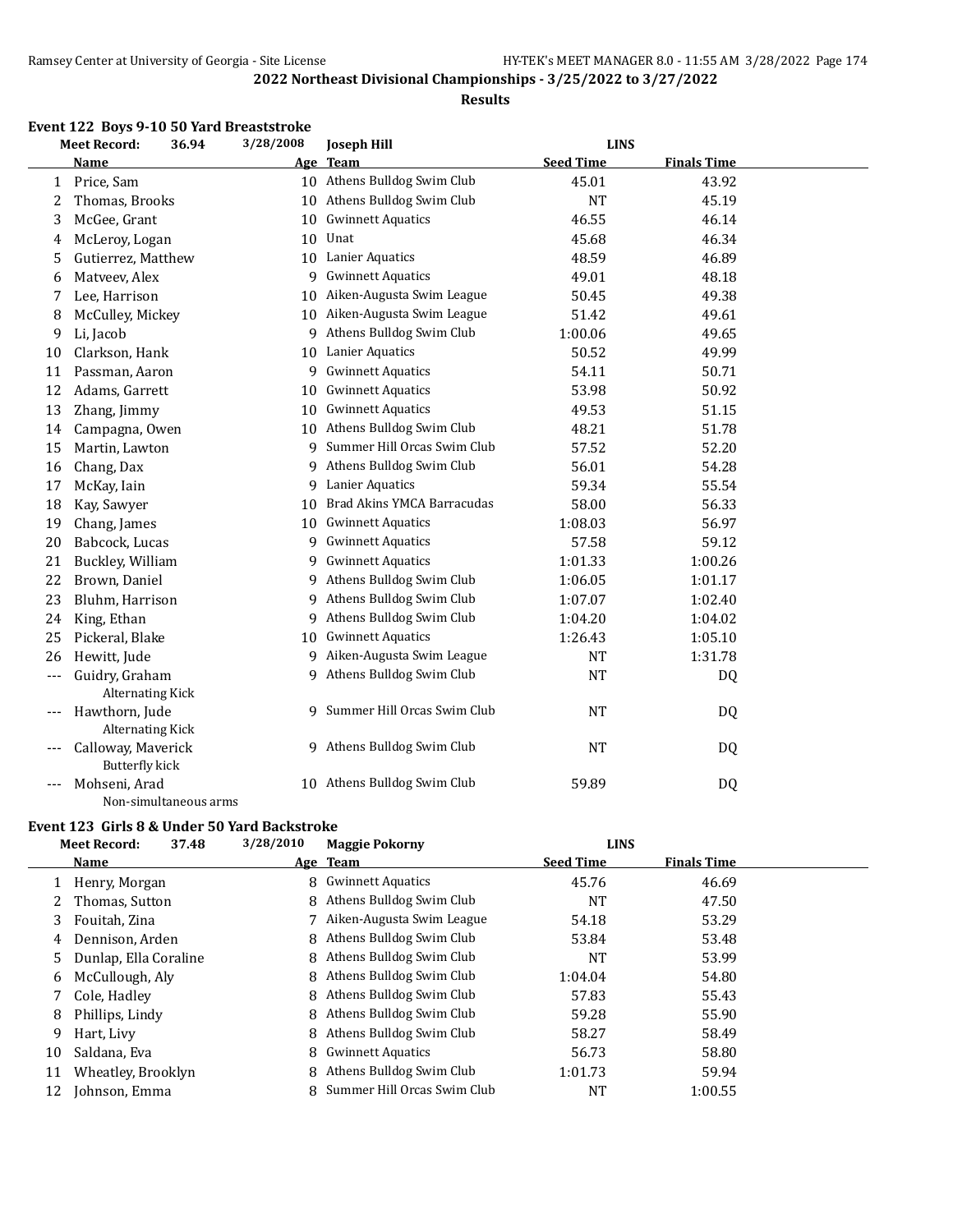## 2022 Northeast Divisional Championships - 3/25/2022 to 3/27/2022

### Results

#### Event 122 Boys 9-10 50 Yard Breaststroke

Meet Record: 36.94 3/28/2008 Joseph Hill LINS

| | Name | Age | Team | Seed Time | Finals Time |
|---|---|---|---|---|---|
| 1 | Price, Sam | 10 | Athens Bulldog Swim Club | 45.01 | 43.92 |
| 2 | Thomas, Brooks | 10 | Athens Bulldog Swim Club | NT | 45.19 |
| 3 | McGee, Grant | 10 | Gwinnett Aquatics | 46.55 | 46.14 |
| 4 | McLeroy, Logan | 10 | Unat | 45.68 | 46.34 |
| 5 | Gutierrez, Matthew | 10 | Lanier Aquatics | 48.59 | 46.89 |
| 6 | Matveev, Alex | 9 | Gwinnett Aquatics | 49.01 | 48.18 |
| 7 | Lee, Harrison | 10 | Aiken-Augusta Swim League | 50.45 | 49.38 |
| 8 | McCulley, Mickey | 10 | Aiken-Augusta Swim League | 51.42 | 49.61 |
| 9 | Li, Jacob | 9 | Athens Bulldog Swim Club | 1:00.06 | 49.65 |
| 10 | Clarkson, Hank | 10 | Lanier Aquatics | 50.52 | 49.99 |
| 11 | Passman, Aaron | 9 | Gwinnett Aquatics | 54.11 | 50.71 |
| 12 | Adams, Garrett | 10 | Gwinnett Aquatics | 53.98 | 50.92 |
| 13 | Zhang, Jimmy | 10 | Gwinnett Aquatics | 49.53 | 51.15 |
| 14 | Campagna, Owen | 10 | Athens Bulldog Swim Club | 48.21 | 51.78 |
| 15 | Martin, Lawton | 9 | Summer Hill Orcas Swim Club | 57.52 | 52.20 |
| 16 | Chang, Dax | 9 | Athens Bulldog Swim Club | 56.01 | 54.28 |
| 17 | McKay, Iain | 9 | Lanier Aquatics | 59.34 | 55.54 |
| 18 | Kay, Sawyer | 10 | Brad Akins YMCA Barracudas | 58.00 | 56.33 |
| 19 | Chang, James | 10 | Gwinnett Aquatics | 1:08.03 | 56.97 |
| 20 | Babcock, Lucas | 9 | Gwinnett Aquatics | 57.58 | 59.12 |
| 21 | Buckley, William | 9 | Gwinnett Aquatics | 1:01.33 | 1:00.26 |
| 22 | Brown, Daniel | 9 | Athens Bulldog Swim Club | 1:06.05 | 1:01.17 |
| 23 | Bluhm, Harrison | 9 | Athens Bulldog Swim Club | 1:07.07 | 1:02.40 |
| 24 | King, Ethan | 9 | Athens Bulldog Swim Club | 1:04.20 | 1:04.02 |
| 25 | Pickeral, Blake | 10 | Gwinnett Aquatics | 1:26.43 | 1:05.10 |
| 26 | Hewitt, Jude | 9 | Aiken-Augusta Swim League | NT | 1:31.78 |
| --- | Guidry, Graham<br>Alternating Kick | 9 | Athens Bulldog Swim Club | NT | DQ |
| --- | Hawthorn, Jude<br>Alternating Kick | 9 | Summer Hill Orcas Swim Club | NT | DQ |
| --- | Calloway, Maverick<br>Butterfly kick | 9 | Athens Bulldog Swim Club | NT | DQ |
| --- | Mohseni, Arad<br>Non-simultaneous arms | 10 | Athens Bulldog Swim Club | 59.89 | DQ |

#### Event 123 Girls 8 & Under 50 Yard Backstroke

Meet Record: 37.48 3/28/2010 Maggie Pokorny LINS

| | Name | Age | Team | Seed Time | Finals Time |
|---|---|---|---|---|---|
| 1 | Henry, Morgan | 8 | Gwinnett Aquatics | 45.76 | 46.69 |
| 2 | Thomas, Sutton | 8 | Athens Bulldog Swim Club | NT | 47.50 |
| 3 | Fouitah, Zina | 7 | Aiken-Augusta Swim League | 54.18 | 53.29 |
| 4 | Dennison, Arden | 8 | Athens Bulldog Swim Club | 53.84 | 53.48 |
| 5 | Dunlap, Ella Coraline | 8 | Athens Bulldog Swim Club | NT | 53.99 |
| 6 | McCullough, Aly | 8 | Athens Bulldog Swim Club | 1:04.04 | 54.80 |
| 7 | Cole, Hadley | 8 | Athens Bulldog Swim Club | 57.83 | 55.43 |
| 8 | Phillips, Lindy | 8 | Athens Bulldog Swim Club | 59.28 | 55.90 |
| 9 | Hart, Livy | 8 | Athens Bulldog Swim Club | 58.27 | 58.49 |
| 10 | Saldana, Eva | 8 | Gwinnett Aquatics | 56.73 | 58.80 |
| 11 | Wheatley, Brooklyn | 8 | Athens Bulldog Swim Club | 1:01.73 | 59.94 |
| 12 | Johnson, Emma | 8 | Summer Hill Orcas Swim Club | NT | 1:00.55 |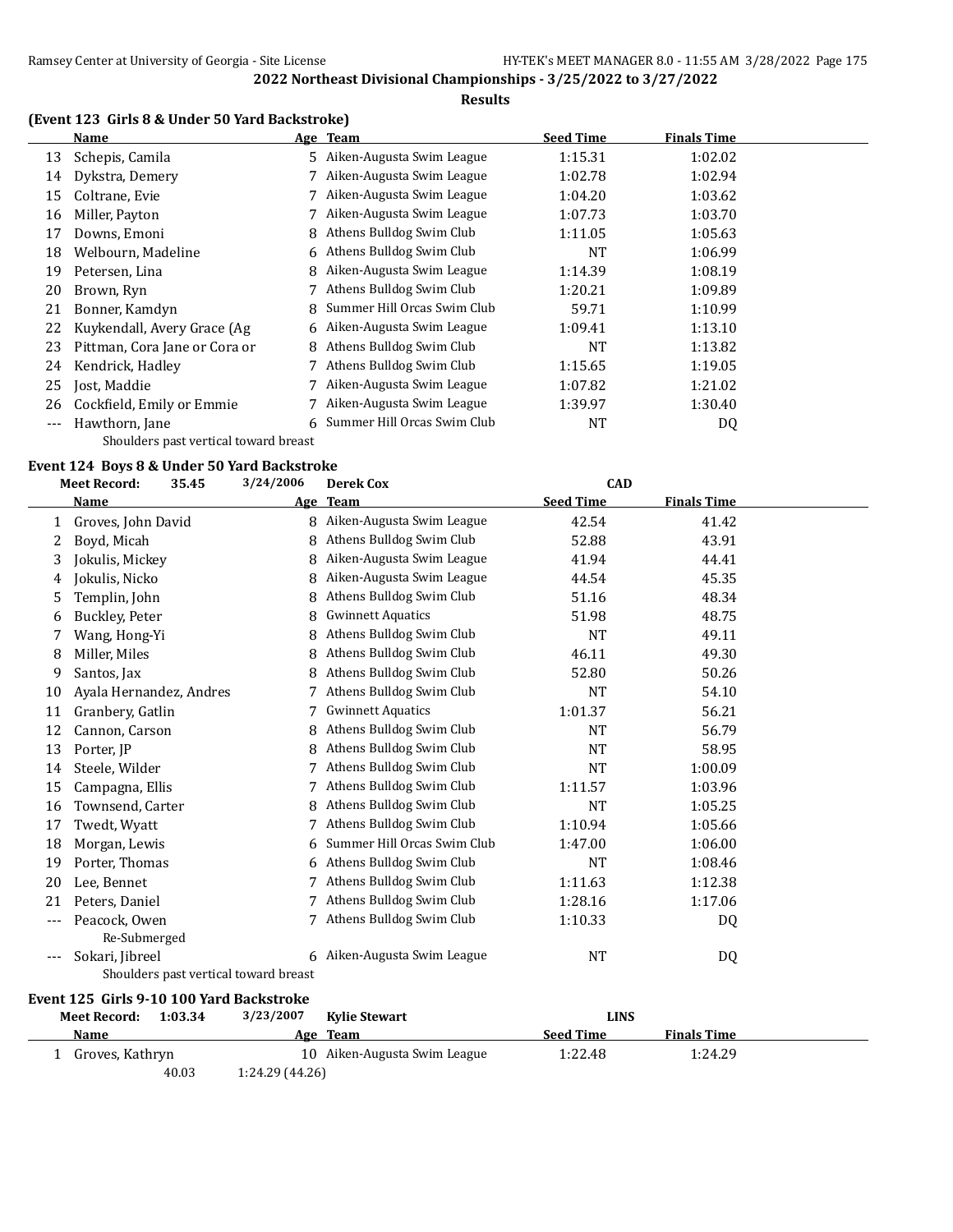## 2022 Northeast Divisional Championships - 3/25/2022 to 3/27/2022

**Results**

### (Event 123 Girls 8 & Under 50 Yard Backstroke)

| | Name | Age | Team | Seed Time | Finals Time |
|---|---|---|---|---|---|
| 13 | Schepis, Camila | 5 | Aiken-Augusta Swim League | 1:15.31 | 1:02.02 |
| 14 | Dykstra, Demery | 7 | Aiken-Augusta Swim League | 1:02.78 | 1:02.94 |
| 15 | Coltrane, Evie | 7 | Aiken-Augusta Swim League | 1:04.20 | 1:03.62 |
| 16 | Miller, Payton | 7 | Aiken-Augusta Swim League | 1:07.73 | 1:03.70 |
| 17 | Downs, Emoni | 8 | Athens Bulldog Swim Club | 1:11.05 | 1:05.63 |
| 18 | Welbourn, Madeline | 6 | Athens Bulldog Swim Club | NT | 1:06.99 |
| 19 | Petersen, Lina | 8 | Aiken-Augusta Swim League | 1:14.39 | 1:08.19 |
| 20 | Brown, Ryn | 7 | Athens Bulldog Swim Club | 1:20.21 | 1:09.89 |
| 21 | Bonner, Kamdyn | 8 | Summer Hill Orcas Swim Club | 59.71 | 1:10.99 |
| 22 | Kuykendall, Avery Grace (Ag | 6 | Aiken-Augusta Swim League | 1:09.41 | 1:13.10 |
| 23 | Pittman, Cora Jane or Cora or | 8 | Athens Bulldog Swim Club | NT | 1:13.82 |
| 24 | Kendrick, Hadley | 7 | Athens Bulldog Swim Club | 1:15.65 | 1:19.05 |
| 25 | Jost, Maddie | 7 | Aiken-Augusta Swim League | 1:07.82 | 1:21.02 |
| 26 | Cockfield, Emily or Emmie | 7 | Aiken-Augusta Swim League | 1:39.97 | 1:30.40 |
| --- | Hawthorn, Jane | 6 | Summer Hill Orcas Swim Club | NT | DQ |
| | Shoulders past vertical toward breast | | | | |

### Event 124 Boys 8 & Under 50 Yard Backstroke

Meet Record: 35.45 3/24/2006 Derek Cox CAD

| | Name | Age | Team | Seed Time | Finals Time |
|---|---|---|---|---|---|
| 1 | Groves, John David | 8 | Aiken-Augusta Swim League | 42.54 | 41.42 |
| 2 | Boyd, Micah | 8 | Athens Bulldog Swim Club | 52.88 | 43.91 |
| 3 | Jokulis, Mickey | 8 | Aiken-Augusta Swim League | 41.94 | 44.41 |
| 4 | Jokulis, Nicko | 8 | Aiken-Augusta Swim League | 44.54 | 45.35 |
| 5 | Templin, John | 8 | Athens Bulldog Swim Club | 51.16 | 48.34 |
| 6 | Buckley, Peter | 8 | Gwinnett Aquatics | 51.98 | 48.75 |
| 7 | Wang, Hong-Yi | 8 | Athens Bulldog Swim Club | NT | 49.11 |
| 8 | Miller, Miles | 8 | Athens Bulldog Swim Club | 46.11 | 49.30 |
| 9 | Santos, Jax | 8 | Athens Bulldog Swim Club | 52.80 | 50.26 |
| 10 | Ayala Hernandez, Andres | 7 | Athens Bulldog Swim Club | NT | 54.10 |
| 11 | Granbery, Gatlin | 7 | Gwinnett Aquatics | 1:01.37 | 56.21 |
| 12 | Cannon, Carson | 8 | Athens Bulldog Swim Club | NT | 56.79 |
| 13 | Porter, JP | 8 | Athens Bulldog Swim Club | NT | 58.95 |
| 14 | Steele, Wilder | 7 | Athens Bulldog Swim Club | NT | 1:00.09 |
| 15 | Campagna, Ellis | 7 | Athens Bulldog Swim Club | 1:11.57 | 1:03.96 |
| 16 | Townsend, Carter | 8 | Athens Bulldog Swim Club | NT | 1:05.25 |
| 17 | Twedt, Wyatt | 7 | Athens Bulldog Swim Club | 1:10.94 | 1:05.66 |
| 18 | Morgan, Lewis | 6 | Summer Hill Orcas Swim Club | 1:47.00 | 1:06.00 |
| 19 | Porter, Thomas | 6 | Athens Bulldog Swim Club | NT | 1:08.46 |
| 20 | Lee, Bennet | 7 | Athens Bulldog Swim Club | 1:11.63 | 1:12.38 |
| 21 | Peters, Daniel | 7 | Athens Bulldog Swim Club | 1:28.16 | 1:17.06 |
| --- | Peacock, Owen | 7 | Athens Bulldog Swim Club | 1:10.33 | DQ |
| | Re-Submerged | | | | |
| --- | Sokari, Jibreel | 6 | Aiken-Augusta Swim League | NT | DQ |
| | Shoulders past vertical toward breast | | | | |

### Event 125 Girls 9-10 100 Yard Backstroke

Meet Record: 1:03.34 3/23/2007 Kylie Stewart LINS

| | Name | Age | Team | Seed Time | Finals Time |
|---|---|---|---|---|---|
| 1 | Groves, Kathryn | 10 | Aiken-Augusta Swim League | 1:22.48 | 1:24.29 |
| | 40.03 | 1:24.29 (44.26) | | | |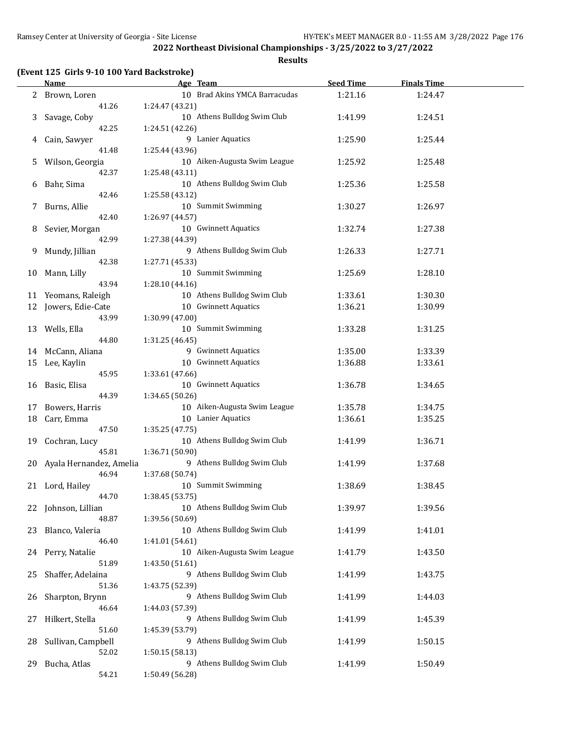## 2022 Northeast Divisional Championships - 3/25/2022 to 3/27/2022

### Results

#### (Event 125 Girls 9-10 100 Yard Backstroke)

| | Name | Age | Team | Seed Time | Finals Time |
|---|---|---|---|---|---|
| 2 | Brown, Loren | 10 | Brad Akins YMCA Barracudas | 1:21.16 | 1:24.47 |
| | 41.26 | 1:24.47 (43.21) | | | |
| 3 | Savage, Coby | 10 | Athens Bulldog Swim Club | 1:41.99 | 1:24.51 |
| | 42.25 | 1:24.51 (42.26) | | | |
| 4 | Cain, Sawyer | 9 | Lanier Aquatics | 1:25.90 | 1:25.44 |
| | 41.48 | 1:25.44 (43.96) | | | |
| 5 | Wilson, Georgia | 10 | Aiken-Augusta Swim League | 1:25.92 | 1:25.48 |
| | 42.37 | 1:25.48 (43.11) | | | |
| 6 | Bahr, Sima | 10 | Athens Bulldog Swim Club | 1:25.36 | 1:25.58 |
| | 42.46 | 1:25.58 (43.12) | | | |
| 7 | Burns, Allie | 10 | Summit Swimming | 1:30.27 | 1:26.97 |
| | 42.40 | 1:26.97 (44.57) | | | |
| 8 | Sevier, Morgan | 10 | Gwinnett Aquatics | 1:32.74 | 1:27.38 |
| | 42.99 | 1:27.38 (44.39) | | | |
| 9 | Mundy, Jillian | 9 | Athens Bulldog Swim Club | 1:26.33 | 1:27.71 |
| | 42.38 | 1:27.71 (45.33) | | | |
| 10 | Mann, Lilly | 10 | Summit Swimming | 1:25.69 | 1:28.10 |
| | 43.94 | 1:28.10 (44.16) | | | |
| 11 | Yeomans, Raleigh | 10 | Athens Bulldog Swim Club | 1:33.61 | 1:30.30 |
| 12 | Jowers, Edie-Cate | 10 | Gwinnett Aquatics | 1:36.21 | 1:30.99 |
| | 43.99 | 1:30.99 (47.00) | | | |
| 13 | Wells, Ella | 10 | Summit Swimming | 1:33.28 | 1:31.25 |
| | 44.80 | 1:31.25 (46.45) | | | |
| 14 | McCann, Aliana | 9 | Gwinnett Aquatics | 1:35.00 | 1:33.39 |
| 15 | Lee, Kaylin | 10 | Gwinnett Aquatics | 1:36.88 | 1:33.61 |
| | 45.95 | 1:33.61 (47.66) | | | |
| 16 | Basic, Elisa | 10 | Gwinnett Aquatics | 1:36.78 | 1:34.65 |
| | 44.39 | 1:34.65 (50.26) | | | |
| 17 | Bowers, Harris | 10 | Aiken-Augusta Swim League | 1:35.78 | 1:34.75 |
| 18 | Carr, Emma | 10 | Lanier Aquatics | 1:36.61 | 1:35.25 |
| | 47.50 | 1:35.25 (47.75) | | | |
| 19 | Cochran, Lucy | 10 | Athens Bulldog Swim Club | 1:41.99 | 1:36.71 |
| | 45.81 | 1:36.71 (50.90) | | | |
| 20 | Ayala Hernandez, Amelia | 9 | Athens Bulldog Swim Club | 1:41.99 | 1:37.68 |
| | 46.94 | 1:37.68 (50.74) | | | |
| 21 | Lord, Hailey | 10 | Summit Swimming | 1:38.69 | 1:38.45 |
| | 44.70 | 1:38.45 (53.75) | | | |
| 22 | Johnson, Lillian | 10 | Athens Bulldog Swim Club | 1:39.97 | 1:39.56 |
| | 48.87 | 1:39.56 (50.69) | | | |
| 23 | Blanco, Valeria | 10 | Athens Bulldog Swim Club | 1:41.99 | 1:41.01 |
| | 46.40 | 1:41.01 (54.61) | | | |
| 24 | Perry, Natalie | 10 | Aiken-Augusta Swim League | 1:41.79 | 1:43.50 |
| | 51.89 | 1:43.50 (51.61) | | | |
| 25 | Shaffer, Adelaina | 9 | Athens Bulldog Swim Club | 1:41.99 | 1:43.75 |
| | 51.36 | 1:43.75 (52.39) | | | |
| 26 | Sharpton, Brynn | 9 | Athens Bulldog Swim Club | 1:41.99 | 1:44.03 |
| | 46.64 | 1:44.03 (57.39) | | | |
| 27 | Hilkert, Stella | 9 | Athens Bulldog Swim Club | 1:41.99 | 1:45.39 |
| | 51.60 | 1:45.39 (53.79) | | | |
| 28 | Sullivan, Campbell | 9 | Athens Bulldog Swim Club | 1:41.99 | 1:50.15 |
| | 52.02 | 1:50.15 (58.13) | | | |
| 29 | Bucha, Atlas | 9 | Athens Bulldog Swim Club | 1:41.99 | 1:50.49 |
| | 54.21 | 1:50.49 (56.28) | | | |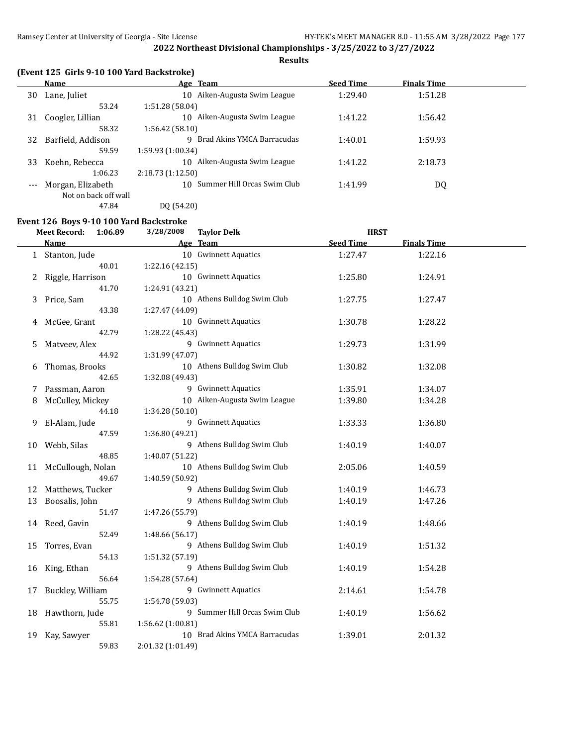## 2022 Northeast Divisional Championships - 3/25/2022 to 3/27/2022

### Results

### (Event 125 Girls 9-10 100 Yard Backstroke)

| | Name | Age | Team | Seed Time | Finals Time |
|---|---|---|---|---|---|
| 30 | Lane, Juliet | 10 | Aiken-Augusta Swim League | 1:29.40 | 1:51.28 |
| | 53.24 | 1:51.28 (58.04) | | | |
| 31 | Coogler, Lillian | 10 | Aiken-Augusta Swim League | 1:41.22 | 1:56.42 |
| | 58.32 | 1:56.42 (58.10) | | | |
| 32 | Barfield, Addison | 9 | Brad Akins YMCA Barracudas | 1:40.01 | 1:59.93 |
| | 59.59 | 1:59.93 (1:00.34) | | | |
| 33 | Koehn, Rebecca | 10 | Aiken-Augusta Swim League | 1:41.22 | 2:18.73 |
| | 1:06.23 | 2:18.73 (1:12.50) | | | |
| --- | Morgan, Elizabeth | 10 | Summer Hill Orcas Swim Club | 1:41.99 | DQ |
| | Not on back off wall | | | | |
| | 47.84 | DQ (54.20) | | | |

### Event 126 Boys 9-10 100 Yard Backstroke

Meet Record: 1:06.89 3/28/2008 Taylor Delk HRST

| | Name | Age | Team | Seed Time | Finals Time |
|---|---|---|---|---|---|
| 1 | Stanton, Jude | 10 | Gwinnett Aquatics | 1:27.47 | 1:22.16 |
| | 40.01 | 1:22.16 (42.15) | | | |
| 2 | Riggle, Harrison | 10 | Gwinnett Aquatics | 1:25.80 | 1:24.91 |
| | 41.70 | 1:24.91 (43.21) | | | |
| 3 | Price, Sam | 10 | Athens Bulldog Swim Club | 1:27.75 | 1:27.47 |
| | 43.38 | 1:27.47 (44.09) | | | |
| 4 | McGee, Grant | 10 | Gwinnett Aquatics | 1:30.78 | 1:28.22 |
| | 42.79 | 1:28.22 (45.43) | | | |
| 5 | Matveev, Alex | 9 | Gwinnett Aquatics | 1:29.73 | 1:31.99 |
| | 44.92 | 1:31.99 (47.07) | | | |
| 6 | Thomas, Brooks | 10 | Athens Bulldog Swim Club | 1:30.82 | 1:32.08 |
| | 42.65 | 1:32.08 (49.43) | | | |
| 7 | Passman, Aaron | 9 | Gwinnett Aquatics | 1:35.91 | 1:34.07 |
| 8 | McCulley, Mickey | 10 | Aiken-Augusta Swim League | 1:39.80 | 1:34.28 |
| | 44.18 | 1:34.28 (50.10) | | | |
| 9 | El-Alam, Jude | 9 | Gwinnett Aquatics | 1:33.33 | 1:36.80 |
| | 47.59 | 1:36.80 (49.21) | | | |
| 10 | Webb, Silas | 9 | Athens Bulldog Swim Club | 1:40.19 | 1:40.07 |
| | 48.85 | 1:40.07 (51.22) | | | |
| 11 | McCullough, Nolan | 10 | Athens Bulldog Swim Club | 2:05.06 | 1:40.59 |
| | 49.67 | 1:40.59 (50.92) | | | |
| 12 | Matthews, Tucker | 9 | Athens Bulldog Swim Club | 1:40.19 | 1:46.73 |
| 13 | Boosalis, John | 9 | Athens Bulldog Swim Club | 1:40.19 | 1:47.26 |
| | 51.47 | 1:47.26 (55.79) | | | |
| 14 | Reed, Gavin | 9 | Athens Bulldog Swim Club | 1:40.19 | 1:48.66 |
| | 52.49 | 1:48.66 (56.17) | | | |
| 15 | Torres, Evan | 9 | Athens Bulldog Swim Club | 1:40.19 | 1:51.32 |
| | 54.13 | 1:51.32 (57.19) | | | |
| 16 | King, Ethan | 9 | Athens Bulldog Swim Club | 1:40.19 | 1:54.28 |
| | 56.64 | 1:54.28 (57.64) | | | |
| 17 | Buckley, William | 9 | Gwinnett Aquatics | 2:14.61 | 1:54.78 |
| | 55.75 | 1:54.78 (59.03) | | | |
| 18 | Hawthorn, Jude | 9 | Summer Hill Orcas Swim Club | 1:40.19 | 1:56.62 |
| | 55.81 | 1:56.62 (1:00.81) | | | |
| 19 | Kay, Sawyer | 10 | Brad Akins YMCA Barracudas | 1:39.01 | 2:01.32 |
| | 59.83 | 2:01.32 (1:01.49) | | | |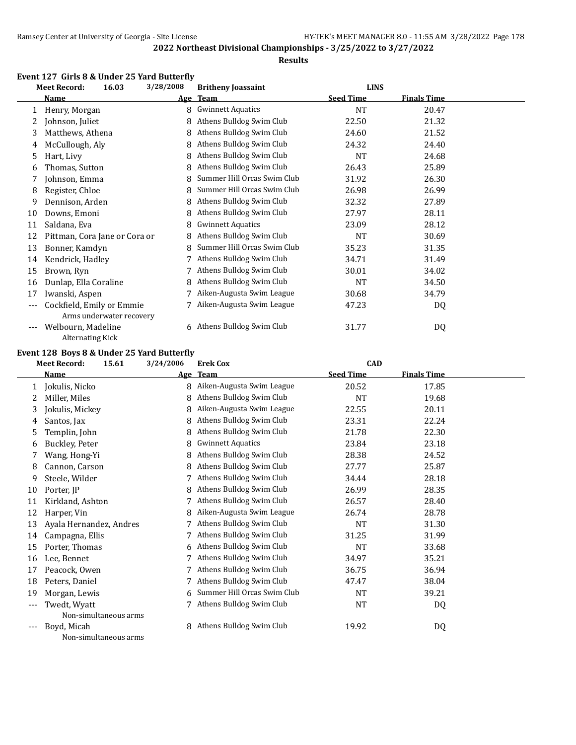# 2022 Northeast Divisional Championships - 3/25/2022 to 3/27/2022

## Results

### Event 127 Girls 8 & Under 25 Yard Butterfly

**Meet Record:** 16.03 3/28/2008 Britheny Joassaint LINS

| | Name | Age | Team | Seed Time | Finals Time |
|---|---|---|---|---|---|
| 1 | Henry, Morgan | 8 | Gwinnett Aquatics | NT | 20.47 |
| 2 | Johnson, Juliet | 8 | Athens Bulldog Swim Club | 22.50 | 21.32 |
| 3 | Matthews, Athena | 8 | Athens Bulldog Swim Club | 24.60 | 21.52 |
| 4 | McCullough, Aly | 8 | Athens Bulldog Swim Club | 24.32 | 24.40 |
| 5 | Hart, Livy | 8 | Athens Bulldog Swim Club | NT | 24.68 |
| 6 | Thomas, Sutton | 8 | Athens Bulldog Swim Club | 26.43 | 25.89 |
| 7 | Johnson, Emma | 8 | Summer Hill Orcas Swim Club | 31.92 | 26.30 |
| 8 | Register, Chloe | 8 | Summer Hill Orcas Swim Club | 26.98 | 26.99 |
| 9 | Dennison, Arden | 8 | Athens Bulldog Swim Club | 32.32 | 27.89 |
| 10 | Downs, Emoni | 8 | Athens Bulldog Swim Club | 27.97 | 28.11 |
| 11 | Saldana, Eva | 8 | Gwinnett Aquatics | 23.09 | 28.12 |
| 12 | Pittman, Cora Jane or Cora or | 8 | Athens Bulldog Swim Club | NT | 30.69 |
| 13 | Bonner, Kamdyn | 8 | Summer Hill Orcas Swim Club | 35.23 | 31.35 |
| 14 | Kendrick, Hadley | 7 | Athens Bulldog Swim Club | 34.71 | 31.49 |
| 15 | Brown, Ryn | 7 | Athens Bulldog Swim Club | 30.01 | 34.02 |
| 16 | Dunlap, Ella Coraline | 8 | Athens Bulldog Swim Club | NT | 34.50 |
| 17 | Iwanski, Aspen | 7 | Aiken-Augusta Swim League | 30.68 | 34.79 |
| --- | Cockfield, Emily or Emmie | 7 | Aiken-Augusta Swim League | 47.23 | DQ |
| | Arms underwater recovery | | | | |
| --- | Welbourn, Madeline | 6 | Athens Bulldog Swim Club | 31.77 | DQ |
| | Alternating Kick | | | | |

### Event 128 Boys 8 & Under 25 Yard Butterfly

**Meet Record:** 15.61 3/24/2006 Erek Cox CAD

| | Name | Age | Team | Seed Time | Finals Time |
|---|---|---|---|---|---|
| 1 | Jokulis, Nicko | 8 | Aiken-Augusta Swim League | 20.52 | 17.85 |
| 2 | Miller, Miles | 8 | Athens Bulldog Swim Club | NT | 19.68 |
| 3 | Jokulis, Mickey | 8 | Aiken-Augusta Swim League | 22.55 | 20.11 |
| 4 | Santos, Jax | 8 | Athens Bulldog Swim Club | 23.31 | 22.24 |
| 5 | Templin, John | 8 | Athens Bulldog Swim Club | 21.78 | 22.30 |
| 6 | Buckley, Peter | 8 | Gwinnett Aquatics | 23.84 | 23.18 |
| 7 | Wang, Hong-Yi | 8 | Athens Bulldog Swim Club | 28.38 | 24.52 |
| 8 | Cannon, Carson | 8 | Athens Bulldog Swim Club | 27.77 | 25.87 |
| 9 | Steele, Wilder | 7 | Athens Bulldog Swim Club | 34.44 | 28.18 |
| 10 | Porter, JP | 8 | Athens Bulldog Swim Club | 26.99 | 28.35 |
| 11 | Kirkland, Ashton | 7 | Athens Bulldog Swim Club | 26.57 | 28.40 |
| 12 | Harper, Vin | 8 | Aiken-Augusta Swim League | 26.74 | 28.78 |
| 13 | Ayala Hernandez, Andres | 7 | Athens Bulldog Swim Club | NT | 31.30 |
| 14 | Campagna, Ellis | 7 | Athens Bulldog Swim Club | 31.25 | 31.99 |
| 15 | Porter, Thomas | 6 | Athens Bulldog Swim Club | NT | 33.68 |
| 16 | Lee, Bennet | 7 | Athens Bulldog Swim Club | 34.97 | 35.21 |
| 17 | Peacock, Owen | 7 | Athens Bulldog Swim Club | 36.75 | 36.94 |
| 18 | Peters, Daniel | 7 | Athens Bulldog Swim Club | 47.47 | 38.04 |
| 19 | Morgan, Lewis | 6 | Summer Hill Orcas Swim Club | NT | 39.21 |
| --- | Twedt, Wyatt | 7 | Athens Bulldog Swim Club | NT | DQ |
| | Non-simultaneous arms | | | | |
| --- | Boyd, Micah | 8 | Athens Bulldog Swim Club | 19.92 | DQ |
| | Non-simultaneous arms | | | | |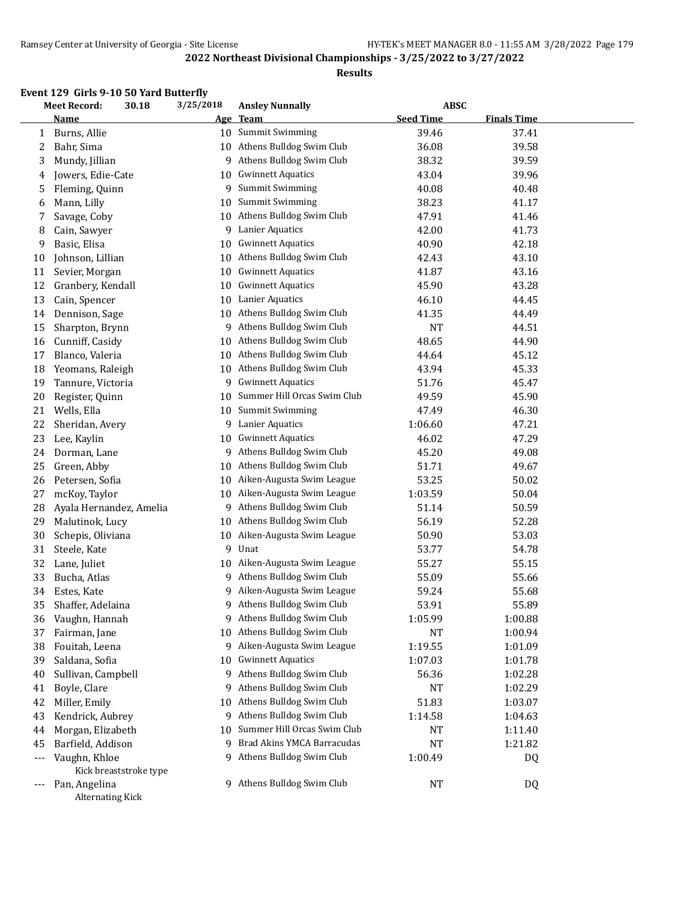## 2022 Northeast Divisional Championships - 3/25/2022 to 3/27/2022

### Results

#### Event 129 Girls 9-10 50 Yard Butterfly

| | Name | Age | Team | Seed Time | Finals Time |
|---|---|---|---|---|---|
| **Meet Record:** | 30.18 3/25/2018 | | Ansley Nunnally | ABSC | |
| 1 | Burns, Allie | 10 | Summit Swimming | 39.46 | 37.41 |
| 2 | Bahr, Sima | 10 | Athens Bulldog Swim Club | 36.08 | 39.58 |
| 3 | Mundy, Jillian | 9 | Athens Bulldog Swim Club | 38.32 | 39.59 |
| 4 | Jowers, Edie-Cate | 10 | Gwinnett Aquatics | 43.04 | 39.96 |
| 5 | Fleming, Quinn | 9 | Summit Swimming | 40.08 | 40.48 |
| 6 | Mann, Lilly | 10 | Summit Swimming | 38.23 | 41.17 |
| 7 | Savage, Coby | 10 | Athens Bulldog Swim Club | 47.91 | 41.46 |
| 8 | Cain, Sawyer | 9 | Lanier Aquatics | 42.00 | 41.73 |
| 9 | Basic, Elisa | 10 | Gwinnett Aquatics | 40.90 | 42.18 |
| 10 | Johnson, Lillian | 10 | Athens Bulldog Swim Club | 42.43 | 43.10 |
| 11 | Sevier, Morgan | 10 | Gwinnett Aquatics | 41.87 | 43.16 |
| 12 | Granbery, Kendall | 10 | Gwinnett Aquatics | 45.90 | 43.28 |
| 13 | Cain, Spencer | 10 | Lanier Aquatics | 46.10 | 44.45 |
| 14 | Dennison, Sage | 10 | Athens Bulldog Swim Club | 41.35 | 44.49 |
| 15 | Sharpton, Brynn | 9 | Athens Bulldog Swim Club | NT | 44.51 |
| 16 | Cunniff, Casidy | 10 | Athens Bulldog Swim Club | 48.65 | 44.90 |
| 17 | Blanco, Valeria | 10 | Athens Bulldog Swim Club | 44.64 | 45.12 |
| 18 | Yeomans, Raleigh | 10 | Athens Bulldog Swim Club | 43.94 | 45.33 |
| 19 | Tannure, Victoria | 9 | Gwinnett Aquatics | 51.76 | 45.47 |
| 20 | Register, Quinn | 10 | Summer Hill Orcas Swim Club | 49.59 | 45.90 |
| 21 | Wells, Ella | 10 | Summit Swimming | 47.49 | 46.30 |
| 22 | Sheridan, Avery | 9 | Lanier Aquatics | 1:06.60 | 47.21 |
| 23 | Lee, Kaylin | 10 | Gwinnett Aquatics | 46.02 | 47.29 |
| 24 | Dorman, Lane | 9 | Athens Bulldog Swim Club | 45.20 | 49.08 |
| 25 | Green, Abby | 10 | Athens Bulldog Swim Club | 51.71 | 49.67 |
| 26 | Petersen, Sofia | 10 | Aiken-Augusta Swim League | 53.25 | 50.02 |
| 27 | mcKoy, Taylor | 10 | Aiken-Augusta Swim League | 1:03.59 | 50.04 |
| 28 | Ayala Hernandez, Amelia | 9 | Athens Bulldog Swim Club | 51.14 | 50.59 |
| 29 | Malutinok, Lucy | 10 | Athens Bulldog Swim Club | 56.19 | 52.28 |
| 30 | Schepis, Oliviana | 10 | Aiken-Augusta Swim League | 50.90 | 53.03 |
| 31 | Steele, Kate | 9 | Unat | 53.77 | 54.78 |
| 32 | Lane, Juliet | 10 | Aiken-Augusta Swim League | 55.27 | 55.15 |
| 33 | Bucha, Atlas | 9 | Athens Bulldog Swim Club | 55.09 | 55.66 |
| 34 | Estes, Kate | 9 | Aiken-Augusta Swim League | 59.24 | 55.68 |
| 35 | Shaffer, Adelaina | 9 | Athens Bulldog Swim Club | 53.91 | 55.89 |
| 36 | Vaughn, Hannah | 9 | Athens Bulldog Swim Club | 1:05.99 | 1:00.88 |
| 37 | Fairman, Jane | 10 | Athens Bulldog Swim Club | NT | 1:00.94 |
| 38 | Fouitah, Leena | 9 | Aiken-Augusta Swim League | 1:19.55 | 1:01.09 |
| 39 | Saldana, Sofia | 10 | Gwinnett Aquatics | 1:07.03 | 1:01.78 |
| 40 | Sullivan, Campbell | 9 | Athens Bulldog Swim Club | 56.36 | 1:02.28 |
| 41 | Boyle, Clare | 9 | Athens Bulldog Swim Club | NT | 1:02.29 |
| 42 | Miller, Emily | 10 | Athens Bulldog Swim Club | 51.83 | 1:03.07 |
| 43 | Kendrick, Aubrey | 9 | Athens Bulldog Swim Club | 1:14.58 | 1:04.63 |
| 44 | Morgan, Elizabeth | 10 | Summer Hill Orcas Swim Club | NT | 1:11.40 |
| 45 | Barfield, Addison | 9 | Brad Akins YMCA Barracudas | NT | 1:21.82 |
| --- | Vaughn, Khloe | 9 | Athens Bulldog Swim Club | 1:00.49 | DQ |
| | Kick breaststroke type | | | | |
| --- | Pan, Angelina | 9 | Athens Bulldog Swim Club | NT | DQ |
| | Alternating Kick | | | | |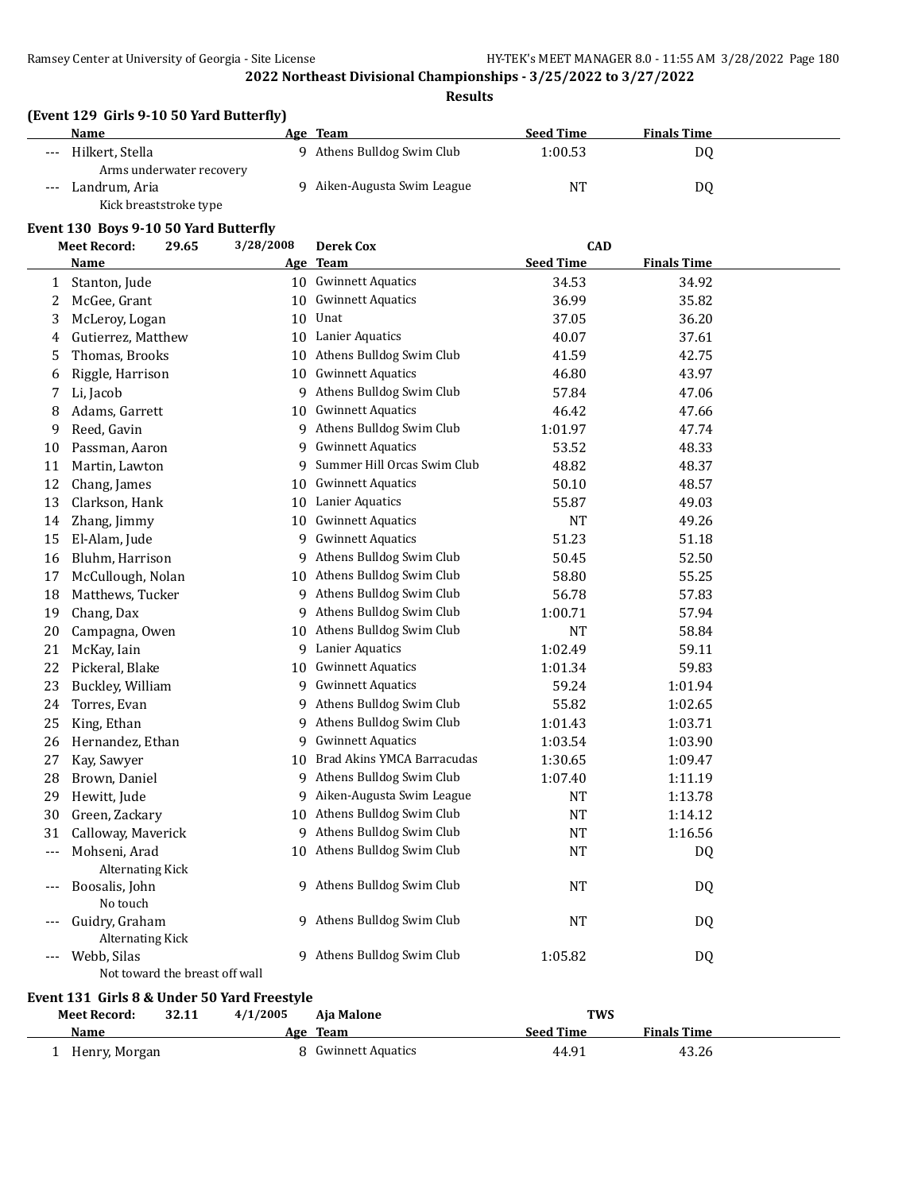**2022 Northeast Divisional Championships - 3/25/2022 to 3/27/2022**

**Results**

### (Event 129 Girls 9-10 50 Yard Butterfly)

| | Name | Age | Team | Seed Time | Finals Time |
|---|---|---|---|---|---|
| --- | Hilkert, Stella | 9 | Athens Bulldog Swim Club | 1:00.53 | DQ |
| | Arms underwater recovery | | | | |
| --- | Landrum, Aria | 9 | Aiken-Augusta Swim League | NT | DQ |
| | Kick breaststroke type | | | | |

### Event 130 Boys 9-10 50 Yard Butterfly

Meet Record: 29.65 3/28/2008 Derek Cox CAD

| | Name | Age | Team | Seed Time | Finals Time |
|---|---|---|---|---|---|
| 1 | Stanton, Jude | 10 | Gwinnett Aquatics | 34.53 | 34.92 |
| 2 | McGee, Grant | 10 | Gwinnett Aquatics | 36.99 | 35.82 |
| 3 | McLeroy, Logan | 10 | Unat | 37.05 | 36.20 |
| 4 | Gutierrez, Matthew | 10 | Lanier Aquatics | 40.07 | 37.61 |
| 5 | Thomas, Brooks | 10 | Athens Bulldog Swim Club | 41.59 | 42.75 |
| 6 | Riggle, Harrison | 10 | Gwinnett Aquatics | 46.80 | 43.97 |
| 7 | Li, Jacob | 9 | Athens Bulldog Swim Club | 57.84 | 47.06 |
| 8 | Adams, Garrett | 10 | Gwinnett Aquatics | 46.42 | 47.66 |
| 9 | Reed, Gavin | 9 | Athens Bulldog Swim Club | 1:01.97 | 47.74 |
| 10 | Passman, Aaron | 9 | Gwinnett Aquatics | 53.52 | 48.33 |
| 11 | Martin, Lawton | 9 | Summer Hill Orcas Swim Club | 48.82 | 48.37 |
| 12 | Chang, James | 10 | Gwinnett Aquatics | 50.10 | 48.57 |
| 13 | Clarkson, Hank | 10 | Lanier Aquatics | 55.87 | 49.03 |
| 14 | Zhang, Jimmy | 10 | Gwinnett Aquatics | NT | 49.26 |
| 15 | El-Alam, Jude | 9 | Gwinnett Aquatics | 51.23 | 51.18 |
| 16 | Bluhm, Harrison | 9 | Athens Bulldog Swim Club | 50.45 | 52.50 |
| 17 | McCullough, Nolan | 10 | Athens Bulldog Swim Club | 58.80 | 55.25 |
| 18 | Matthews, Tucker | 9 | Athens Bulldog Swim Club | 56.78 | 57.83 |
| 19 | Chang, Dax | 9 | Athens Bulldog Swim Club | 1:00.71 | 57.94 |
| 20 | Campagna, Owen | 10 | Athens Bulldog Swim Club | NT | 58.84 |
| 21 | McKay, Iain | 9 | Lanier Aquatics | 1:02.49 | 59.11 |
| 22 | Pickeral, Blake | 10 | Gwinnett Aquatics | 1:01.34 | 59.83 |
| 23 | Buckley, William | 9 | Gwinnett Aquatics | 59.24 | 1:01.94 |
| 24 | Torres, Evan | 9 | Athens Bulldog Swim Club | 55.82 | 1:02.65 |
| 25 | King, Ethan | 9 | Athens Bulldog Swim Club | 1:01.43 | 1:03.71 |
| 26 | Hernandez, Ethan | 9 | Gwinnett Aquatics | 1:03.54 | 1:03.90 |
| 27 | Kay, Sawyer | 10 | Brad Akins YMCA Barracudas | 1:30.65 | 1:09.47 |
| 28 | Brown, Daniel | 9 | Athens Bulldog Swim Club | 1:07.40 | 1:11.19 |
| 29 | Hewitt, Jude | 9 | Aiken-Augusta Swim League | NT | 1:13.78 |
| 30 | Green, Zackary | 10 | Athens Bulldog Swim Club | NT | 1:14.12 |
| 31 | Calloway, Maverick | 9 | Athens Bulldog Swim Club | NT | 1:16.56 |
| --- | Mohseni, Arad | 10 | Athens Bulldog Swim Club | NT | DQ |
| | Alternating Kick | | | | |
| --- | Boosalis, John | 9 | Athens Bulldog Swim Club | NT | DQ |
| | No touch | | | | |
| --- | Guidry, Graham | 9 | Athens Bulldog Swim Club | NT | DQ |
| | Alternating Kick | | | | |
| --- | Webb, Silas | 9 | Athens Bulldog Swim Club | 1:05.82 | DQ |
| | Not toward the breast off wall | | | | |

### Event 131 Girls 8 & Under 50 Yard Freestyle

Meet Record: 32.11 4/1/2005 Aja Malone TWS

| | Name | Age | Team | Seed Time | Finals Time |
|---|---|---|---|---|---|
| 1 | Henry, Morgan | 8 | Gwinnett Aquatics | 44.91 | 43.26 |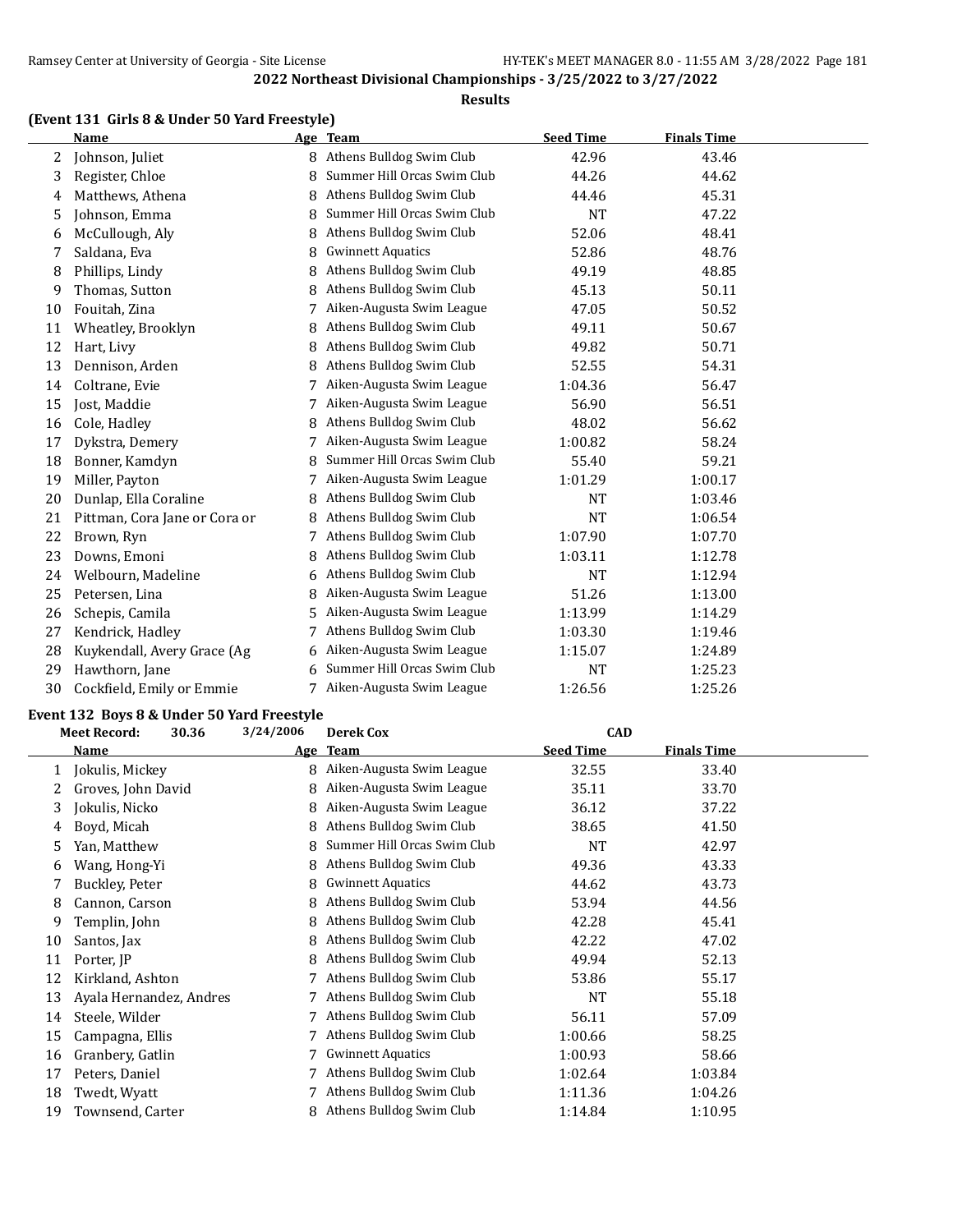## 2022 Northeast Divisional Championships - 3/25/2022 to 3/27/2022

**Results**

### (Event 131 Girls 8 & Under 50 Yard Freestyle)

| | Name | Age | Team | Seed Time | Finals Time |
|---|---|---|---|---|---|
| 2 | Johnson, Juliet | 8 | Athens Bulldog Swim Club | 42.96 | 43.46 |
| 3 | Register, Chloe | 8 | Summer Hill Orcas Swim Club | 44.26 | 44.62 |
| 4 | Matthews, Athena | 8 | Athens Bulldog Swim Club | 44.46 | 45.31 |
| 5 | Johnson, Emma | 8 | Summer Hill Orcas Swim Club | NT | 47.22 |
| 6 | McCullough, Aly | 8 | Athens Bulldog Swim Club | 52.06 | 48.41 |
| 7 | Saldana, Eva | 8 | Gwinnett Aquatics | 52.86 | 48.76 |
| 8 | Phillips, Lindy | 8 | Athens Bulldog Swim Club | 49.19 | 48.85 |
| 9 | Thomas, Sutton | 8 | Athens Bulldog Swim Club | 45.13 | 50.11 |
| 10 | Fouitah, Zina | 7 | Aiken-Augusta Swim League | 47.05 | 50.52 |
| 11 | Wheatley, Brooklyn | 8 | Athens Bulldog Swim Club | 49.11 | 50.67 |
| 12 | Hart, Livy | 8 | Athens Bulldog Swim Club | 49.82 | 50.71 |
| 13 | Dennison, Arden | 8 | Athens Bulldog Swim Club | 52.55 | 54.31 |
| 14 | Coltrane, Evie | 7 | Aiken-Augusta Swim League | 1:04.36 | 56.47 |
| 15 | Jost, Maddie | 7 | Aiken-Augusta Swim League | 56.90 | 56.51 |
| 16 | Cole, Hadley | 8 | Athens Bulldog Swim Club | 48.02 | 56.62 |
| 17 | Dykstra, Demery | 7 | Aiken-Augusta Swim League | 1:00.82 | 58.24 |
| 18 | Bonner, Kamdyn | 8 | Summer Hill Orcas Swim Club | 55.40 | 59.21 |
| 19 | Miller, Payton | 7 | Aiken-Augusta Swim League | 1:01.29 | 1:00.17 |
| 20 | Dunlap, Ella Coraline | 8 | Athens Bulldog Swim Club | NT | 1:03.46 |
| 21 | Pittman, Cora Jane or Cora or | 8 | Athens Bulldog Swim Club | NT | 1:06.54 |
| 22 | Brown, Ryn | 7 | Athens Bulldog Swim Club | 1:07.90 | 1:07.70 |
| 23 | Downs, Emoni | 8 | Athens Bulldog Swim Club | 1:03.11 | 1:12.78 |
| 24 | Welbourn, Madeline | 6 | Athens Bulldog Swim Club | NT | 1:12.94 |
| 25 | Petersen, Lina | 8 | Aiken-Augusta Swim League | 51.26 | 1:13.00 |
| 26 | Schepis, Camila | 5 | Aiken-Augusta Swim League | 1:13.99 | 1:14.29 |
| 27 | Kendrick, Hadley | 7 | Athens Bulldog Swim Club | 1:03.30 | 1:19.46 |
| 28 | Kuykendall, Avery Grace (Ag | 6 | Aiken-Augusta Swim League | 1:15.07 | 1:24.89 |
| 29 | Hawthorn, Jane | 6 | Summer Hill Orcas Swim Club | NT | 1:25.23 |
| 30 | Cockfield, Emily or Emmie | 7 | Aiken-Augusta Swim League | 1:26.56 | 1:25.26 |

### Event 132 Boys 8 & Under 50 Yard Freestyle

Meet Record: 30.36 3/24/2006 Derek Cox CAD

| | Name | Age | Team | Seed Time | Finals Time |
|---|---|---|---|---|---|
| 1 | Jokulis, Mickey | 8 | Aiken-Augusta Swim League | 32.55 | 33.40 |
| 2 | Groves, John David | 8 | Aiken-Augusta Swim League | 35.11 | 33.70 |
| 3 | Jokulis, Nicko | 8 | Aiken-Augusta Swim League | 36.12 | 37.22 |
| 4 | Boyd, Micah | 8 | Athens Bulldog Swim Club | 38.65 | 41.50 |
| 5 | Yan, Matthew | 8 | Summer Hill Orcas Swim Club | NT | 42.97 |
| 6 | Wang, Hong-Yi | 8 | Athens Bulldog Swim Club | 49.36 | 43.33 |
| 7 | Buckley, Peter | 8 | Gwinnett Aquatics | 44.62 | 43.73 |
| 8 | Cannon, Carson | 8 | Athens Bulldog Swim Club | 53.94 | 44.56 |
| 9 | Templin, John | 8 | Athens Bulldog Swim Club | 42.28 | 45.41 |
| 10 | Santos, Jax | 8 | Athens Bulldog Swim Club | 42.22 | 47.02 |
| 11 | Porter, JP | 8 | Athens Bulldog Swim Club | 49.94 | 52.13 |
| 12 | Kirkland, Ashton | 7 | Athens Bulldog Swim Club | 53.86 | 55.17 |
| 13 | Ayala Hernandez, Andres | 7 | Athens Bulldog Swim Club | NT | 55.18 |
| 14 | Steele, Wilder | 7 | Athens Bulldog Swim Club | 56.11 | 57.09 |
| 15 | Campagna, Ellis | 7 | Athens Bulldog Swim Club | 1:00.66 | 58.25 |
| 16 | Granbery, Gatlin | 7 | Gwinnett Aquatics | 1:00.93 | 58.66 |
| 17 | Peters, Daniel | 7 | Athens Bulldog Swim Club | 1:02.64 | 1:03.84 |
| 18 | Twedt, Wyatt | 7 | Athens Bulldog Swim Club | 1:11.36 | 1:04.26 |
| 19 | Townsend, Carter | 8 | Athens Bulldog Swim Club | 1:14.84 | 1:10.95 |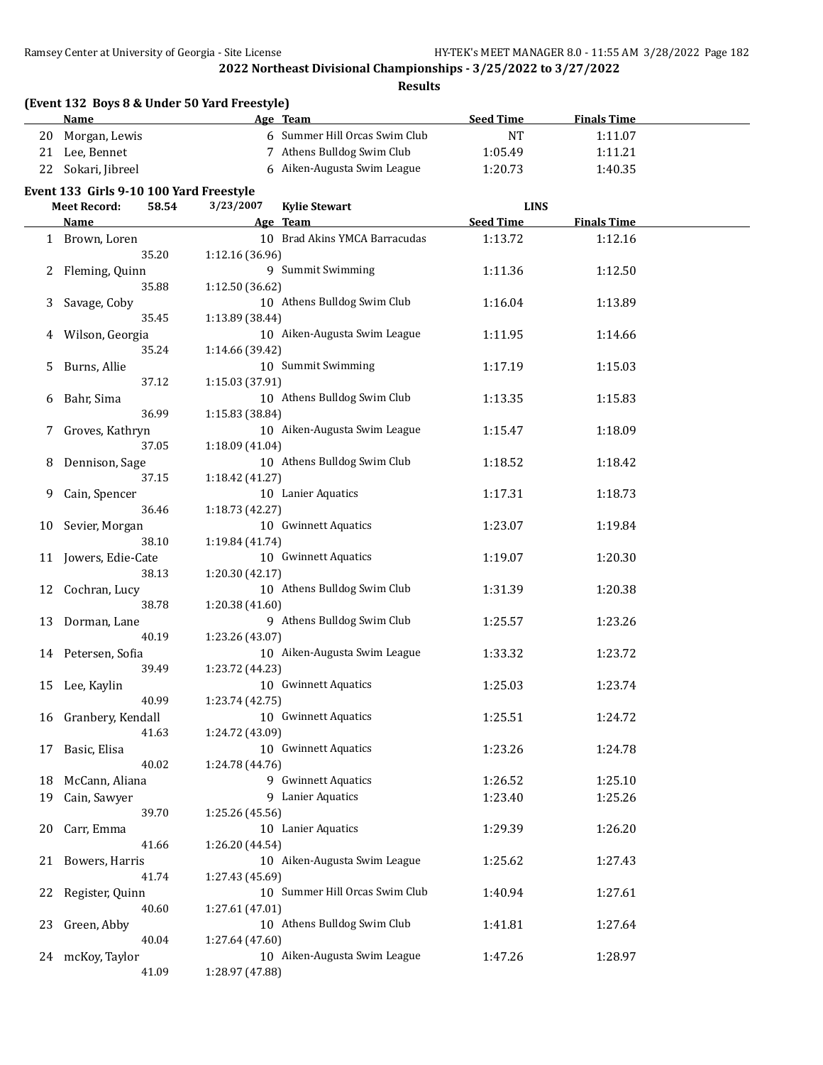## 2022 Northeast Divisional Championships - 3/25/2022 to 3/27/2022

**Results**

### (Event 132 Boys 8 & Under 50 Yard Freestyle)

| | Name | Age | Team | Seed Time | Finals Time |
|---|---|---|---|---|---|
| 20 | Morgan, Lewis | 6 | Summer Hill Orcas Swim Club | NT | 1:11.07 |
| 21 | Lee, Bennet | 7 | Athens Bulldog Swim Club | 1:05.49 | 1:11.21 |
| 22 | Sokari, Jibreel | 6 | Aiken-Augusta Swim League | 1:20.73 | 1:40.35 |

### Event 133 Girls 9-10 100 Yard Freestyle

Meet Record: 58.54 3/23/2007 Kylie Stewart LINS

| | Name | Age | Team | Seed Time | Finals Time |
|---|---|---|---|---|---|
| 1 | Brown, Loren | 10 | Brad Akins YMCA Barracudas | 1:13.72 | 1:12.16 |
| | 35.20 | 1:12.16 (36.96) | | | |
| 2 | Fleming, Quinn | 9 | Summit Swimming | 1:11.36 | 1:12.50 |
| | 35.88 | 1:12.50 (36.62) | | | |
| 3 | Savage, Coby | 10 | Athens Bulldog Swim Club | 1:16.04 | 1:13.89 |
| | 35.45 | 1:13.89 (38.44) | | | |
| 4 | Wilson, Georgia | 10 | Aiken-Augusta Swim League | 1:11.95 | 1:14.66 |
| | 35.24 | 1:14.66 (39.42) | | | |
| 5 | Burns, Allie | 10 | Summit Swimming | 1:17.19 | 1:15.03 |
| | 37.12 | 1:15.03 (37.91) | | | |
| 6 | Bahr, Sima | 10 | Athens Bulldog Swim Club | 1:13.35 | 1:15.83 |
| | 36.99 | 1:15.83 (38.84) | | | |
| 7 | Groves, Kathryn | 10 | Aiken-Augusta Swim League | 1:15.47 | 1:18.09 |
| | 37.05 | 1:18.09 (41.04) | | | |
| 8 | Dennison, Sage | 10 | Athens Bulldog Swim Club | 1:18.52 | 1:18.42 |
| | 37.15 | 1:18.42 (41.27) | | | |
| 9 | Cain, Spencer | 10 | Lanier Aquatics | 1:17.31 | 1:18.73 |
| | 36.46 | 1:18.73 (42.27) | | | |
| 10 | Sevier, Morgan | 10 | Gwinnett Aquatics | 1:23.07 | 1:19.84 |
| | 38.10 | 1:19.84 (41.74) | | | |
| 11 | Jowers, Edie-Cate | 10 | Gwinnett Aquatics | 1:19.07 | 1:20.30 |
| | 38.13 | 1:20.30 (42.17) | | | |
| 12 | Cochran, Lucy | 10 | Athens Bulldog Swim Club | 1:31.39 | 1:20.38 |
| | 38.78 | 1:20.38 (41.60) | | | |
| 13 | Dorman, Lane | 9 | Athens Bulldog Swim Club | 1:25.57 | 1:23.26 |
| | 40.19 | 1:23.26 (43.07) | | | |
| 14 | Petersen, Sofia | 10 | Aiken-Augusta Swim League | 1:33.32 | 1:23.72 |
| | 39.49 | 1:23.72 (44.23) | | | |
| 15 | Lee, Kaylin | 10 | Gwinnett Aquatics | 1:25.03 | 1:23.74 |
| | 40.99 | 1:23.74 (42.75) | | | |
| 16 | Granbery, Kendall | 10 | Gwinnett Aquatics | 1:25.51 | 1:24.72 |
| | 41.63 | 1:24.72 (43.09) | | | |
| 17 | Basic, Elisa | 10 | Gwinnett Aquatics | 1:23.26 | 1:24.78 |
| | 40.02 | 1:24.78 (44.76) | | | |
| 18 | McCann, Aliana | 9 | Gwinnett Aquatics | 1:26.52 | 1:25.10 |
| 19 | Cain, Sawyer | 9 | Lanier Aquatics | 1:23.40 | 1:25.26 |
| | 39.70 | 1:25.26 (45.56) | | | |
| 20 | Carr, Emma | 10 | Lanier Aquatics | 1:29.39 | 1:26.20 |
| | 41.66 | 1:26.20 (44.54) | | | |
| 21 | Bowers, Harris | 10 | Aiken-Augusta Swim League | 1:25.62 | 1:27.43 |
| | 41.74 | 1:27.43 (45.69) | | | |
| 22 | Register, Quinn | 10 | Summer Hill Orcas Swim Club | 1:40.94 | 1:27.61 |
| | 40.60 | 1:27.61 (47.01) | | | |
| 23 | Green, Abby | 10 | Athens Bulldog Swim Club | 1:41.81 | 1:27.64 |
| | 40.04 | 1:27.64 (47.60) | | | |
| 24 | mcKoy, Taylor | 10 | Aiken-Augusta Swim League | 1:47.26 | 1:28.97 |
| | 41.09 | 1:28.97 (47.88) | | | |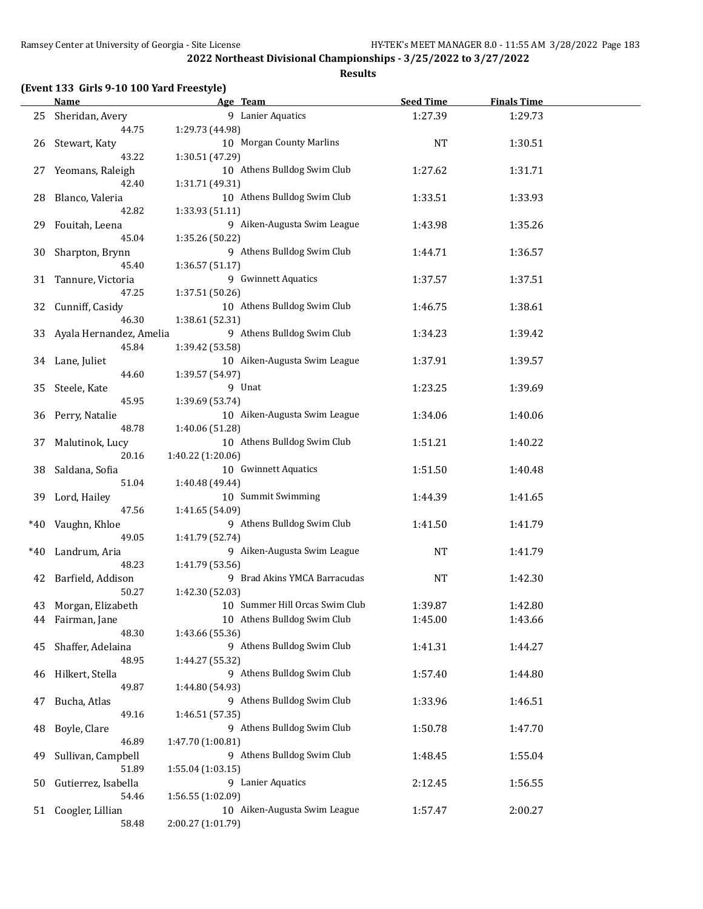## 2022 Northeast Divisional Championships - 3/25/2022 to 3/27/2022

### Results

**(Event 133 Girls 9-10 100 Yard Freestyle)**

| | Name | Age | Team | Seed Time | Finals Time |
|---|---|---|---|---|---|
| 25 | Sheridan, Avery | 9 | Lanier Aquatics | 1:27.39 | 1:29.73 |
| | 44.75 | 1:29.73 (44.98) | | | |
| 26 | Stewart, Katy | 10 | Morgan County Marlins | NT | 1:30.51 |
| | 43.22 | 1:30.51 (47.29) | | | |
| 27 | Yeomans, Raleigh | 10 | Athens Bulldog Swim Club | 1:27.62 | 1:31.71 |
| | 42.40 | 1:31.71 (49.31) | | | |
| 28 | Blanco, Valeria | 10 | Athens Bulldog Swim Club | 1:33.51 | 1:33.93 |
| | 42.82 | 1:33.93 (51.11) | | | |
| 29 | Fouitah, Leena | 9 | Aiken-Augusta Swim League | 1:43.98 | 1:35.26 |
| | 45.04 | 1:35.26 (50.22) | | | |
| 30 | Sharpton, Brynn | 9 | Athens Bulldog Swim Club | 1:44.71 | 1:36.57 |
| | 45.40 | 1:36.57 (51.17) | | | |
| 31 | Tannure, Victoria | 9 | Gwinnett Aquatics | 1:37.57 | 1:37.51 |
| | 47.25 | 1:37.51 (50.26) | | | |
| 32 | Cunniff, Casidy | 10 | Athens Bulldog Swim Club | 1:46.75 | 1:38.61 |
| | 46.30 | 1:38.61 (52.31) | | | |
| 33 | Ayala Hernandez, Amelia | 9 | Athens Bulldog Swim Club | 1:34.23 | 1:39.42 |
| | 45.84 | 1:39.42 (53.58) | | | |
| 34 | Lane, Juliet | 10 | Aiken-Augusta Swim League | 1:37.91 | 1:39.57 |
| | 44.60 | 1:39.57 (54.97) | | | |
| 35 | Steele, Kate | 9 | Unat | 1:23.25 | 1:39.69 |
| | 45.95 | 1:39.69 (53.74) | | | |
| 36 | Perry, Natalie | 10 | Aiken-Augusta Swim League | 1:34.06 | 1:40.06 |
| | 48.78 | 1:40.06 (51.28) | | | |
| 37 | Malutinok, Lucy | 10 | Athens Bulldog Swim Club | 1:51.21 | 1:40.22 |
| | 20.16 | 1:40.22 (1:20.06) | | | |
| 38 | Saldana, Sofia | 10 | Gwinnett Aquatics | 1:51.50 | 1:40.48 |
| | 51.04 | 1:40.48 (49.44) | | | |
| 39 | Lord, Hailey | 10 | Summit Swimming | 1:44.39 | 1:41.65 |
| | 47.56 | 1:41.65 (54.09) | | | |
| *40 | Vaughn, Khloe | 9 | Athens Bulldog Swim Club | 1:41.50 | 1:41.79 |
| | 49.05 | 1:41.79 (52.74) | | | |
| *40 | Landrum, Aria | 9 | Aiken-Augusta Swim League | NT | 1:41.79 |
| | 48.23 | 1:41.79 (53.56) | | | |
| 42 | Barfield, Addison | 9 | Brad Akins YMCA Barracudas | NT | 1:42.30 |
| | 50.27 | 1:42.30 (52.03) | | | |
| 43 | Morgan, Elizabeth | 10 | Summer Hill Orcas Swim Club | 1:39.87 | 1:42.80 |
| 44 | Fairman, Jane | 10 | Athens Bulldog Swim Club | 1:45.00 | 1:43.66 |
| | 48.30 | 1:43.66 (55.36) | | | |
| 45 | Shaffer, Adelaina | 9 | Athens Bulldog Swim Club | 1:41.31 | 1:44.27 |
| | 48.95 | 1:44.27 (55.32) | | | |
| 46 | Hilkert, Stella | 9 | Athens Bulldog Swim Club | 1:57.40 | 1:44.80 |
| | 49.87 | 1:44.80 (54.93) | | | |
| 47 | Bucha, Atlas | 9 | Athens Bulldog Swim Club | 1:33.96 | 1:46.51 |
| | 49.16 | 1:46.51 (57.35) | | | |
| 48 | Boyle, Clare | 9 | Athens Bulldog Swim Club | 1:50.78 | 1:47.70 |
| | 46.89 | 1:47.70 (1:00.81) | | | |
| 49 | Sullivan, Campbell | 9 | Athens Bulldog Swim Club | 1:48.45 | 1:55.04 |
| | 51.89 | 1:55.04 (1:03.15) | | | |
| 50 | Gutierrez, Isabella | 9 | Lanier Aquatics | 2:12.45 | 1:56.55 |
| | 54.46 | 1:56.55 (1:02.09) | | | |
| 51 | Coogler, Lillian | 10 | Aiken-Augusta Swim League | 1:57.47 | 2:00.27 |
| | 58.48 | 2:00.27 (1:01.79) | | | |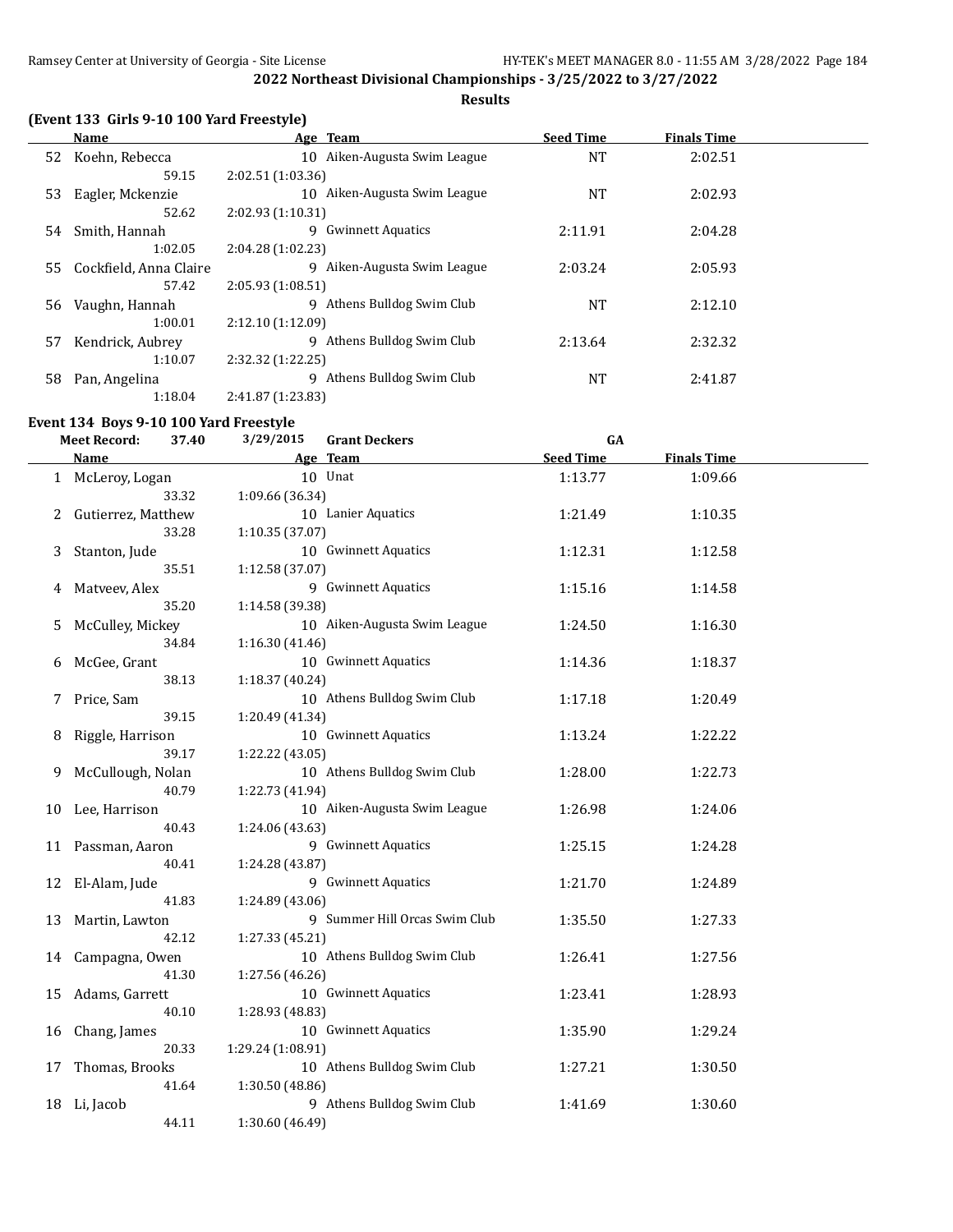## 2022 Northeast Divisional Championships - 3/25/2022 to 3/27/2022

### Results

### (Event 133 Girls 9-10 100 Yard Freestyle)

| | Name | Age | Team | Seed Time | Finals Time |
|---|---|---|---|---|---|
| 52 | Koehn, Rebecca | 10 | Aiken-Augusta Swim League | NT | 2:02.51 |
| | 59.15 | 2:02.51 (1:03.36) | | | |
| 53 | Eagler, Mckenzie | 10 | Aiken-Augusta Swim League | NT | 2:02.93 |
| | 52.62 | 2:02.93 (1:10.31) | | | |
| 54 | Smith, Hannah | 9 | Gwinnett Aquatics | 2:11.91 | 2:04.28 |
| | 1:02.05 | 2:04.28 (1:02.23) | | | |
| 55 | Cockfield, Anna Claire | 9 | Aiken-Augusta Swim League | 2:03.24 | 2:05.93 |
| | 57.42 | 2:05.93 (1:08.51) | | | |
| 56 | Vaughn, Hannah | 9 | Athens Bulldog Swim Club | NT | 2:12.10 |
| | 1:00.01 | 2:12.10 (1:12.09) | | | |
| 57 | Kendrick, Aubrey | 9 | Athens Bulldog Swim Club | 2:13.64 | 2:32.32 |
| | 1:10.07 | 2:32.32 (1:22.25) | | | |
| 58 | Pan, Angelina | 9 | Athens Bulldog Swim Club | NT | 2:41.87 |
| | 1:18.04 | 2:41.87 (1:23.83) | | | |

### Event 134 Boys 9-10 100 Yard Freestyle

Meet Record: 37.40 3/29/2015 Grant Deckers GA

| | Name | Age | Team | Seed Time | Finals Time |
|---|---|---|---|---|---|
| 1 | McLeroy, Logan | 10 | Unat | 1:13.77 | 1:09.66 |
| | 33.32 | 1:09.66 (36.34) | | | |
| 2 | Gutierrez, Matthew | 10 | Lanier Aquatics | 1:21.49 | 1:10.35 |
| | 33.28 | 1:10.35 (37.07) | | | |
| 3 | Stanton, Jude | 10 | Gwinnett Aquatics | 1:12.31 | 1:12.58 |
| | 35.51 | 1:12.58 (37.07) | | | |
| 4 | Matveev, Alex | 9 | Gwinnett Aquatics | 1:15.16 | 1:14.58 |
| | 35.20 | 1:14.58 (39.38) | | | |
| 5 | McCulley, Mickey | 10 | Aiken-Augusta Swim League | 1:24.50 | 1:16.30 |
| | 34.84 | 1:16.30 (41.46) | | | |
| 6 | McGee, Grant | 10 | Gwinnett Aquatics | 1:14.36 | 1:18.37 |
| | 38.13 | 1:18.37 (40.24) | | | |
| 7 | Price, Sam | 10 | Athens Bulldog Swim Club | 1:17.18 | 1:20.49 |
| | 39.15 | 1:20.49 (41.34) | | | |
| 8 | Riggle, Harrison | 10 | Gwinnett Aquatics | 1:13.24 | 1:22.22 |
| | 39.17 | 1:22.22 (43.05) | | | |
| 9 | McCullough, Nolan | 10 | Athens Bulldog Swim Club | 1:28.00 | 1:22.73 |
| | 40.79 | 1:22.73 (41.94) | | | |
| 10 | Lee, Harrison | 10 | Aiken-Augusta Swim League | 1:26.98 | 1:24.06 |
| | 40.43 | 1:24.06 (43.63) | | | |
| 11 | Passman, Aaron | 9 | Gwinnett Aquatics | 1:25.15 | 1:24.28 |
| | 40.41 | 1:24.28 (43.87) | | | |
| 12 | El-Alam, Jude | 9 | Gwinnett Aquatics | 1:21.70 | 1:24.89 |
| | 41.83 | 1:24.89 (43.06) | | | |
| 13 | Martin, Lawton | 9 | Summer Hill Orcas Swim Club | 1:35.50 | 1:27.33 |
| | 42.12 | 1:27.33 (45.21) | | | |
| 14 | Campagna, Owen | 10 | Athens Bulldog Swim Club | 1:26.41 | 1:27.56 |
| | 41.30 | 1:27.56 (46.26) | | | |
| 15 | Adams, Garrett | 10 | Gwinnett Aquatics | 1:23.41 | 1:28.93 |
| | 40.10 | 1:28.93 (48.83) | | | |
| 16 | Chang, James | 10 | Gwinnett Aquatics | 1:35.90 | 1:29.24 |
| | 20.33 | 1:29.24 (1:08.91) | | | |
| 17 | Thomas, Brooks | 10 | Athens Bulldog Swim Club | 1:27.21 | 1:30.50 |
| | 41.64 | 1:30.50 (48.86) | | | |
| 18 | Li, Jacob | 9 | Athens Bulldog Swim Club | 1:41.69 | 1:30.60 |
| | 44.11 | 1:30.60 (46.49) | | | |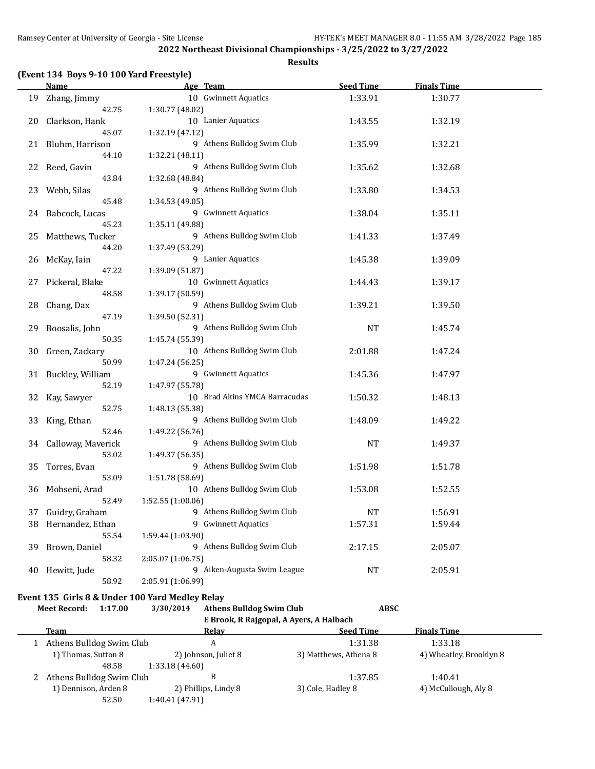## 2022 Northeast Divisional Championships - 3/25/2022 to 3/27/2022

### Results

**(Event 134 Boys 9-10 100 Yard Freestyle)**

| | Name | Age | Team | Seed Time | Finals Time |
|---|---|---|---|---|---|
| 19 | Zhang, Jimmy | 10 | Gwinnett Aquatics | 1:33.91 | 1:30.77 |
| | 42.75 | 1:30.77 (48.02) | | | |
| 20 | Clarkson, Hank | 10 | Lanier Aquatics | 1:43.55 | 1:32.19 |
| | 45.07 | 1:32.19 (47.12) | | | |
| 21 | Bluhm, Harrison | 9 | Athens Bulldog Swim Club | 1:35.99 | 1:32.21 |
| | 44.10 | 1:32.21 (48.11) | | | |
| 22 | Reed, Gavin | 9 | Athens Bulldog Swim Club | 1:35.62 | 1:32.68 |
| | 43.84 | 1:32.68 (48.84) | | | |
| 23 | Webb, Silas | 9 | Athens Bulldog Swim Club | 1:33.80 | 1:34.53 |
| | 45.48 | 1:34.53 (49.05) | | | |
| 24 | Babcock, Lucas | 9 | Gwinnett Aquatics | 1:38.04 | 1:35.11 |
| | 45.23 | 1:35.11 (49.88) | | | |
| 25 | Matthews, Tucker | 9 | Athens Bulldog Swim Club | 1:41.33 | 1:37.49 |
| | 44.20 | 1:37.49 (53.29) | | | |
| 26 | McKay, Iain | 9 | Lanier Aquatics | 1:45.38 | 1:39.09 |
| | 47.22 | 1:39.09 (51.87) | | | |
| 27 | Pickeral, Blake | 10 | Gwinnett Aquatics | 1:44.43 | 1:39.17 |
| | 48.58 | 1:39.17 (50.59) | | | |
| 28 | Chang, Dax | 9 | Athens Bulldog Swim Club | 1:39.21 | 1:39.50 |
| | 47.19 | 1:39.50 (52.31) | | | |
| 29 | Boosalis, John | 9 | Athens Bulldog Swim Club | NT | 1:45.74 |
| | 50.35 | 1:45.74 (55.39) | | | |
| 30 | Green, Zackary | 10 | Athens Bulldog Swim Club | 2:01.88 | 1:47.24 |
| | 50.99 | 1:47.24 (56.25) | | | |
| 31 | Buckley, William | 9 | Gwinnett Aquatics | 1:45.36 | 1:47.97 |
| | 52.19 | 1:47.97 (55.78) | | | |
| 32 | Kay, Sawyer | 10 | Brad Akins YMCA Barracudas | 1:50.32 | 1:48.13 |
| | 52.75 | 1:48.13 (55.38) | | | |
| 33 | King, Ethan | 9 | Athens Bulldog Swim Club | 1:48.09 | 1:49.22 |
| | 52.46 | 1:49.22 (56.76) | | | |
| 34 | Calloway, Maverick | 9 | Athens Bulldog Swim Club | NT | 1:49.37 |
| | 53.02 | 1:49.37 (56.35) | | | |
| 35 | Torres, Evan | 9 | Athens Bulldog Swim Club | 1:51.98 | 1:51.78 |
| | 53.09 | 1:51.78 (58.69) | | | |
| 36 | Mohseni, Arad | 10 | Athens Bulldog Swim Club | 1:53.08 | 1:52.55 |
| | 52.49 | 1:52.55 (1:00.06) | | | |
| 37 | Guidry, Graham | 9 | Athens Bulldog Swim Club | NT | 1:56.91 |
| 38 | Hernandez, Ethan | 9 | Gwinnett Aquatics | 1:57.31 | 1:59.44 |
| | 55.54 | 1:59.44 (1:03.90) | | | |
| 39 | Brown, Daniel | 9 | Athens Bulldog Swim Club | 2:17.15 | 2:05.07 |
| | 58.32 | 2:05.07 (1:06.75) | | | |
| 40 | Hewitt, Jude | 9 | Aiken-Augusta Swim League | NT | 2:05.91 |
| | 58.92 | 2:05.91 (1:06.99) | | | |

**Event 135 Girls 8 & Under 100 Yard Medley Relay**

Meet Record: 1:17.00 3/30/2014 Athens Bulldog Swim Club ABSC
E Brook, R Rajgopal, A Ayers, A Halbach

| | Team | Relay | Seed Time | Finals Time |
|---|---|---|---|---|
| 1 | Athens Bulldog Swim Club | A | 1:31.38 | 1:33.18 |
| | 1) Thomas, Sutton 8 | 2) Johnson, Juliet 8 | 3) Matthews, Athena 8 | 4) Wheatley, Brooklyn 8 |
| | 48.58 | 1:33.18 (44.60) | | |
| 2 | Athens Bulldog Swim Club | B | 1:37.85 | 1:40.41 |
| | 1) Dennison, Arden 8 | 2) Phillips, Lindy 8 | 3) Cole, Hadley 8 | 4) McCullough, Aly 8 |
| | 52.50 | 1:40.41 (47.91) | | |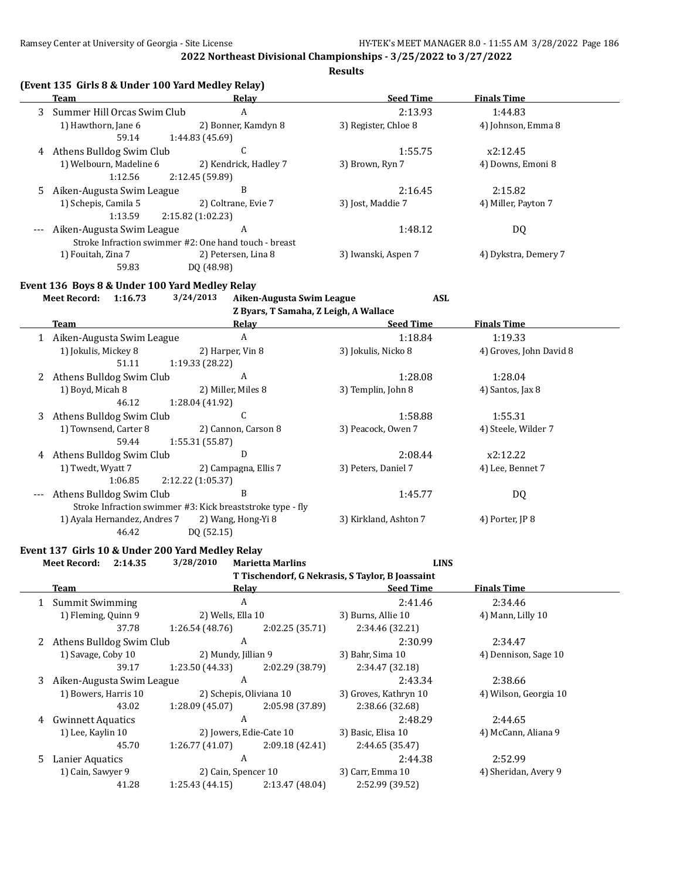**Results**

## (Event 135 Girls 8 & Under 100 Yard Medley Relay)

| | Team | Relay | Seed Time | Finals Time |
|---|---|---|---|---|
| 3 | Summer Hill Orcas Swim Club | A | 2:13.93 | 1:44.83 |
| | 1) Hawthorn, Jane 6 | 2) Bonner, Kamdyn 8 | 3) Register, Chloe 8 | 4) Johnson, Emma 8 |
| | 59.14 | 1:44.83 (45.69) | | |
| 4 | Athens Bulldog Swim Club | C | 1:55.75 | x2:12.45 |
| | 1) Welbourn, Madeline 6 | 2) Kendrick, Hadley 7 | 3) Brown, Ryn 7 | 4) Downs, Emoni 8 |
| | 1:12.56 | 2:12.45 (59.89) | | |
| 5 | Aiken-Augusta Swim League | B | 2:16.45 | 2:15.82 |
| | 1) Schepis, Camila 5 | 2) Coltrane, Evie 7 | 3) Jost, Maddie 7 | 4) Miller, Payton 7 |
| | 1:13.59 | 2:15.82 (1:02.23) | | |
| --- | Aiken-Augusta Swim League | A | 1:48.12 | DQ |
| | Stroke Infraction swimmer #2: One hand touch - breast | | | |
| | 1) Fouitah, Zina 7 | 2) Petersen, Lina 8 | 3) Iwanski, Aspen 7 | 4) Dykstra, Demery 7 |
| | 59.83 | DQ (48.98) | | |

## Event 136 Boys 8 & Under 100 Yard Medley Relay

**Meet Record:** 1:16.73 3/24/2013 Aiken-Augusta Swim League ASL
Z Byars, T Samaha, Z Leigh, A Wallace

| | Team | Relay | Seed Time | Finals Time |
|---|---|---|---|---|
| 1 | Aiken-Augusta Swim League | A | 1:18.84 | 1:19.33 |
| | 1) Jokulis, Mickey 8 | 2) Harper, Vin 8 | 3) Jokulis, Nicko 8 | 4) Groves, John David 8 |
| | 51.11 | 1:19.33 (28.22) | | |
| 2 | Athens Bulldog Swim Club | A | 1:28.08 | 1:28.04 |
| | 1) Boyd, Micah 8 | 2) Miller, Miles 8 | 3) Templin, John 8 | 4) Santos, Jax 8 |
| | 46.12 | 1:28.04 (41.92) | | |
| 3 | Athens Bulldog Swim Club | C | 1:58.88 | 1:55.31 |
| | 1) Townsend, Carter 8 | 2) Cannon, Carson 8 | 3) Peacock, Owen 7 | 4) Steele, Wilder 7 |
| | 59.44 | 1:55.31 (55.87) | | |
| 4 | Athens Bulldog Swim Club | D | 2:08.44 | x2:12.22 |
| | 1) Twedt, Wyatt 7 | 2) Campagna, Ellis 7 | 3) Peters, Daniel 7 | 4) Lee, Bennet 7 |
| | 1:06.85 | 2:12.22 (1:05.37) | | |
| --- | Athens Bulldog Swim Club | B | 1:45.77 | DQ |
| | Stroke Infraction swimmer #3: Kick breaststroke type - fly | | | |
| | 1) Ayala Hernandez, Andres 7 | 2) Wang, Hong-Yi 8 | 3) Kirkland, Ashton 7 | 4) Porter, JP 8 |
| | 46.42 | DQ (52.15) | | |

## Event 137 Girls 10 & Under 200 Yard Medley Relay

**Meet Record:** 2:14.35 3/28/2010 Marietta Marlins LINS
T Tischendorf, G Nekrasis, S Taylor, B Joassaint

| | Team | Relay | Seed Time | Finals Time |
|---|---|---|---|---|
| 1 | Summit Swimming | A | 2:41.46 | 2:34.46 |
| | 1) Fleming, Quinn 9 | 2) Wells, Ella 10 | 3) Burns, Allie 10 | 4) Mann, Lilly 10 |
| | 37.78 | 1:26.54 (48.76) | 2:02.25 (35.71) | 2:34.46 (32.21) |
| 2 | Athens Bulldog Swim Club | A | 2:30.99 | 2:34.47 |
| | 1) Savage, Coby 10 | 2) Mundy, Jillian 9 | 3) Bahr, Sima 10 | 4) Dennison, Sage 10 |
| | 39.17 | 1:23.50 (44.33) | 2:02.29 (38.79) | 2:34.47 (32.18) |
| 3 | Aiken-Augusta Swim League | A | 2:43.34 | 2:38.66 |
| | 1) Bowers, Harris 10 | 2) Schepis, Oliviana 10 | 3) Groves, Kathryn 10 | 4) Wilson, Georgia 10 |
| | 43.02 | 1:28.09 (45.07) | 2:05.98 (37.89) | 2:38.66 (32.68) |
| 4 | Gwinnett Aquatics | A | 2:48.29 | 2:44.65 |
| | 1) Lee, Kaylin 10 | 2) Jowers, Edie-Cate 10 | 3) Basic, Elisa 10 | 4) McCann, Aliana 9 |
| | 45.70 | 1:26.77 (41.07) | 2:09.18 (42.41) | 2:44.65 (35.47) |
| 5 | Lanier Aquatics | A | 2:44.38 | 2:52.99 |
| | 1) Cain, Sawyer 9 | 2) Cain, Spencer 10 | 3) Carr, Emma 10 | 4) Sheridan, Avery 9 |
| | 41.28 | 1:25.43 (44.15) | 2:13.47 (48.04) | 2:52.99 (39.52) |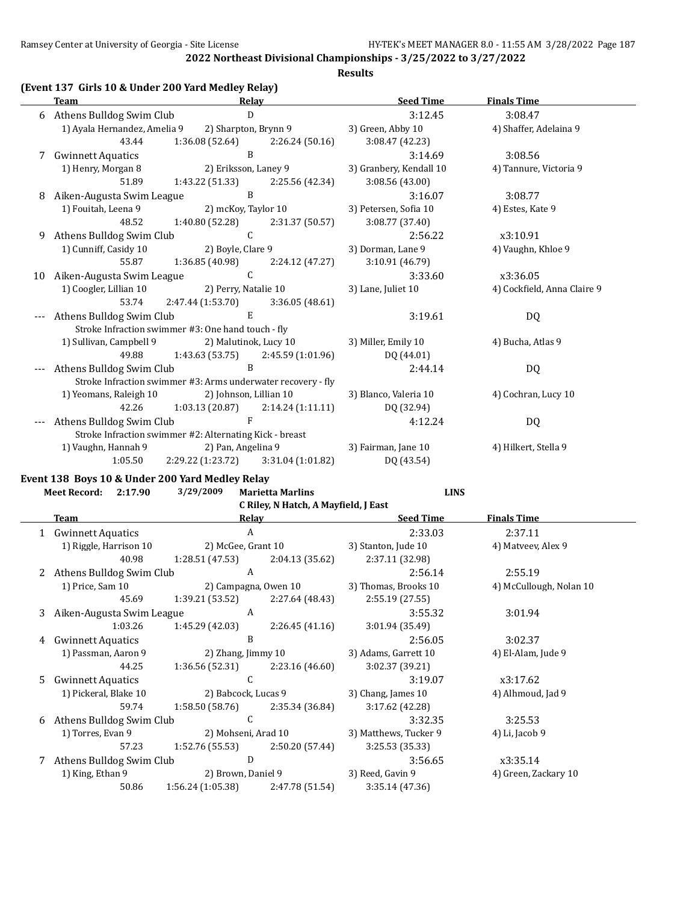**2022 Northeast Divisional Championships - 3/25/2022 to 3/27/2022**

**Results**

### (Event 137 Girls 10 & Under 200 Yard Medley Relay)

| | Team | Relay | Seed Time | Finals Time |
|---|---|---|---|---|
| 6 | Athens Bulldog Swim Club | D | 3:12.45 | 3:08.47 |
| | 1) Ayala Hernandez, Amelia 9 | 2) Sharpton, Brynn 9 | 3) Green, Abby 10 | 4) Shaffer, Adelaina 9 |
| | 43.44 | 1:36.08 (52.64) | 2:26.24 (50.16) | 3:08.47 (42.23) |
| 7 | Gwinnett Aquatics | B | 3:14.69 | 3:08.56 |
| | 1) Henry, Morgan 8 | 2) Eriksson, Laney 9 | 3) Granbery, Kendall 10 | 4) Tannure, Victoria 9 |
| | 51.89 | 1:43.22 (51.33) | 2:25.56 (42.34) | 3:08.56 (43.00) |
| 8 | Aiken-Augusta Swim League | B | 3:16.07 | 3:08.77 |
| | 1) Fouitah, Leena 9 | 2) mcKoy, Taylor 10 | 3) Petersen, Sofia 10 | 4) Estes, Kate 9 |
| | 48.52 | 1:40.80 (52.28) | 2:31.37 (50.57) | 3:08.77 (37.40) |
| 9 | Athens Bulldog Swim Club | C | 2:56.22 | x3:10.91 |
| | 1) Cunniff, Casidy 10 | 2) Boyle, Clare 9 | 3) Dorman, Lane 9 | 4) Vaughn, Khloe 9 |
| | 55.87 | 1:36.85 (40.98) | 2:24.12 (47.27) | 3:10.91 (46.79) |
| 10 | Aiken-Augusta Swim League | C | 3:33.60 | x3:36.05 |
| | 1) Coogler, Lillian 10 | 2) Perry, Natalie 10 | 3) Lane, Juliet 10 | 4) Cockfield, Anna Claire 9 |
| | 53.74 | 2:47.44 (1:53.70) | 3:36.05 (48.61) | |
| --- | Athens Bulldog Swim Club | E | 3:19.61 | DQ |
| | Stroke Infraction swimmer #3: One hand touch - fly | | | |
| | 1) Sullivan, Campbell 9 | 2) Malutinok, Lucy 10 | 3) Miller, Emily 10 | 4) Bucha, Atlas 9 |
| | 49.88 | 1:43.63 (53.75) | 2:45.59 (1:01.96) | DQ (44.01) |
| --- | Athens Bulldog Swim Club | B | 2:44.14 | DQ |
| | Stroke Infraction swimmer #3: Arms underwater recovery - fly | | | |
| | 1) Yeomans, Raleigh 10 | 2) Johnson, Lillian 10 | 3) Blanco, Valeria 10 | 4) Cochran, Lucy 10 |
| | 42.26 | 1:03.13 (20.87) | 2:14.24 (1:11.11) | DQ (32.94) |
| --- | Athens Bulldog Swim Club | F | 4:12.24 | DQ |
| | Stroke Infraction swimmer #2: Alternating Kick - breast | | | |
| | 1) Vaughn, Hannah 9 | 2) Pan, Angelina 9 | 3) Fairman, Jane 10 | 4) Hilkert, Stella 9 |
| | 1:05.50 | 2:29.22 (1:23.72) | 3:31.04 (1:01.82) | DQ (43.54) |

### Event 138 Boys 10 & Under 200 Yard Medley Relay

**Meet Record:** 2:17.90 3/29/2009 **Marietta Marlins** LINS
C Riley, N Hatch, A Mayfield, J East

| | Team | Relay | Seed Time | Finals Time |
|---|---|---|---|---|
| 1 | Gwinnett Aquatics | A | 2:33.03 | 2:37.11 |
| | 1) Riggle, Harrison 10 | 2) McGee, Grant 10 | 3) Stanton, Jude 10 | 4) Matveev, Alex 9 |
| | 40.98 | 1:28.51 (47.53) | 2:04.13 (35.62) | 2:37.11 (32.98) |
| 2 | Athens Bulldog Swim Club | A | 2:56.14 | 2:55.19 |
| | 1) Price, Sam 10 | 2) Campagna, Owen 10 | 3) Thomas, Brooks 10 | 4) McCullough, Nolan 10 |
| | 45.69 | 1:39.21 (53.52) | 2:27.64 (48.43) | 2:55.19 (27.55) |
| 3 | Aiken-Augusta Swim League | A | 3:55.32 | 3:01.94 |
| | 1:03.26 | 1:45.29 (42.03) | 2:26.45 (41.16) | 3:01.94 (35.49) |
| 4 | Gwinnett Aquatics | B | 2:56.05 | 3:02.37 |
| | 1) Passman, Aaron 9 | 2) Zhang, Jimmy 10 | 3) Adams, Garrett 10 | 4) El-Alam, Jude 9 |
| | 44.25 | 1:36.56 (52.31) | 2:23.16 (46.60) | 3:02.37 (39.21) |
| 5 | Gwinnett Aquatics | C | 3:19.07 | x3:17.62 |
| | 1) Pickeral, Blake 10 | 2) Babcock, Lucas 9 | 3) Chang, James 10 | 4) Alhmoud, Jad 9 |
| | 59.74 | 1:58.50 (58.76) | 2:35.34 (36.84) | 3:17.62 (42.28) |
| 6 | Athens Bulldog Swim Club | C | 3:32.35 | 3:25.53 |
| | 1) Torres, Evan 9 | 2) Mohseni, Arad 10 | 3) Matthews, Tucker 9 | 4) Li, Jacob 9 |
| | 57.23 | 1:52.76 (55.53) | 2:50.20 (57.44) | 3:25.53 (35.33) |
| 7 | Athens Bulldog Swim Club | D | 3:56.65 | x3:35.14 |
| | 1) King, Ethan 9 | 2) Brown, Daniel 9 | 3) Reed, Gavin 9 | 4) Green, Zackary 10 |
| | 50.86 | 1:56.24 (1:05.38) | 2:47.78 (51.54) | 3:35.14 (47.36) |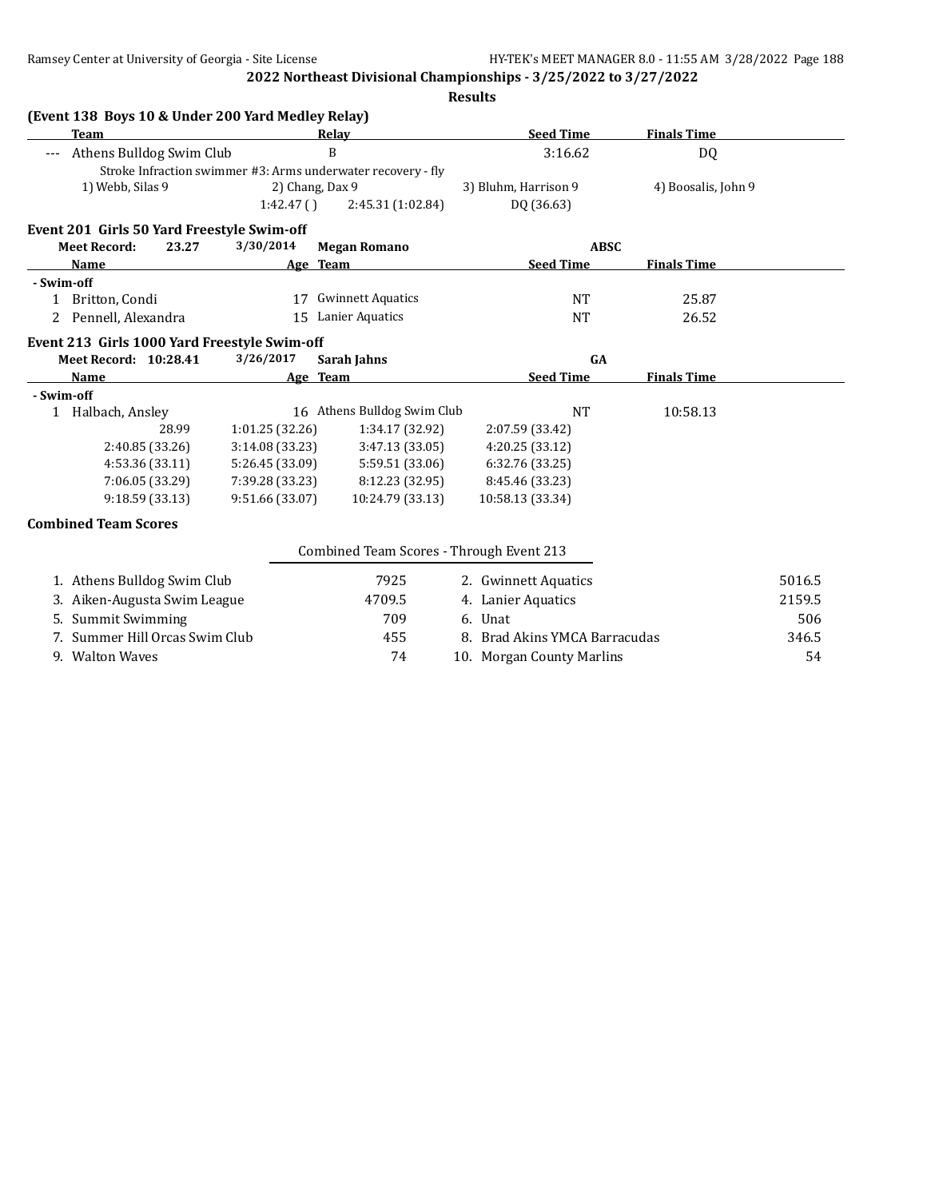**2022 Northeast Divisional Championships - 3/25/2022 to 3/27/2022**

**Results**

**(Event 138 Boys 10 & Under 200 Yard Medley Relay)**

| | Team | Relay | Seed Time | Finals Time |
|---|---|---|---|---|
| --- | Athens Bulldog Swim Club | B | 3:16.62 | DQ |

Stroke Infraction swimmer #3: Arms underwater recovery - fly

1) Webb, Silas 9 | 2) Chang, Dax 9 | 3) Bluhm, Harrison 9 | 4) Boosalis, John 9

1:42.47 ( ) | 2:45.31 (1:02.84) | DQ (36.63)

**Event 201 Girls 50 Yard Freestyle Swim-off**

Meet Record: 23.27 3/30/2014 Megan Romano ABSC

| | Name | Age | Team | Seed Time | Finals Time |
|---|---|---|---|---|---|
| **- Swim-off** | | | | | |
| 1 | Britton, Condi | 17 | Gwinnett Aquatics | NT | 25.87 |
| 2 | Pennell, Alexandra | 15 | Lanier Aquatics | NT | 26.52 |

**Event 213 Girls 1000 Yard Freestyle Swim-off**

Meet Record: 10:28.41 3/26/2017 Sarah Jahns GA

| | Name | Age | Team | Seed Time | Finals Time |
|---|---|---|---|---|---|
| **- Swim-off** | | | | | |
| 1 | Halbach, Ansley | 16 | Athens Bulldog Swim Club | NT | 10:58.13 |

| | | | |
|---|---|---|---|
| 28.99 | 1:01.25 (32.26) | 1:34.17 (32.92) | 2:07.59 (33.42) |
| 2:40.85 (33.26) | 3:14.08 (33.23) | 3:47.13 (33.05) | 4:20.25 (33.12) |
| 4:53.36 (33.11) | 5:26.45 (33.09) | 5:59.51 (33.06) | 6:32.76 (33.25) |
| 7:06.05 (33.29) | 7:39.28 (33.23) | 8:12.23 (32.95) | 8:45.46 (33.23) |
| 9:18.59 (33.13) | 9:51.66 (33.07) | 10:24.79 (33.13) | 10:58.13 (33.34) |

**Combined Team Scores**

Combined Team Scores - Through Event 213

| | | | |
|---|---|---|---|
| 1. Athens Bulldog Swim Club | 7925 | 2. Gwinnett Aquatics | 5016.5 |
| 3. Aiken-Augusta Swim League | 4709.5 | 4. Lanier Aquatics | 2159.5 |
| 5. Summit Swimming | 709 | 6. Unat | 506 |
| 7. Summer Hill Orcas Swim Club | 455 | 8. Brad Akins YMCA Barracudas | 346.5 |
| 9. Walton Waves | 74 | 10. Morgan County Marlins | 54 |